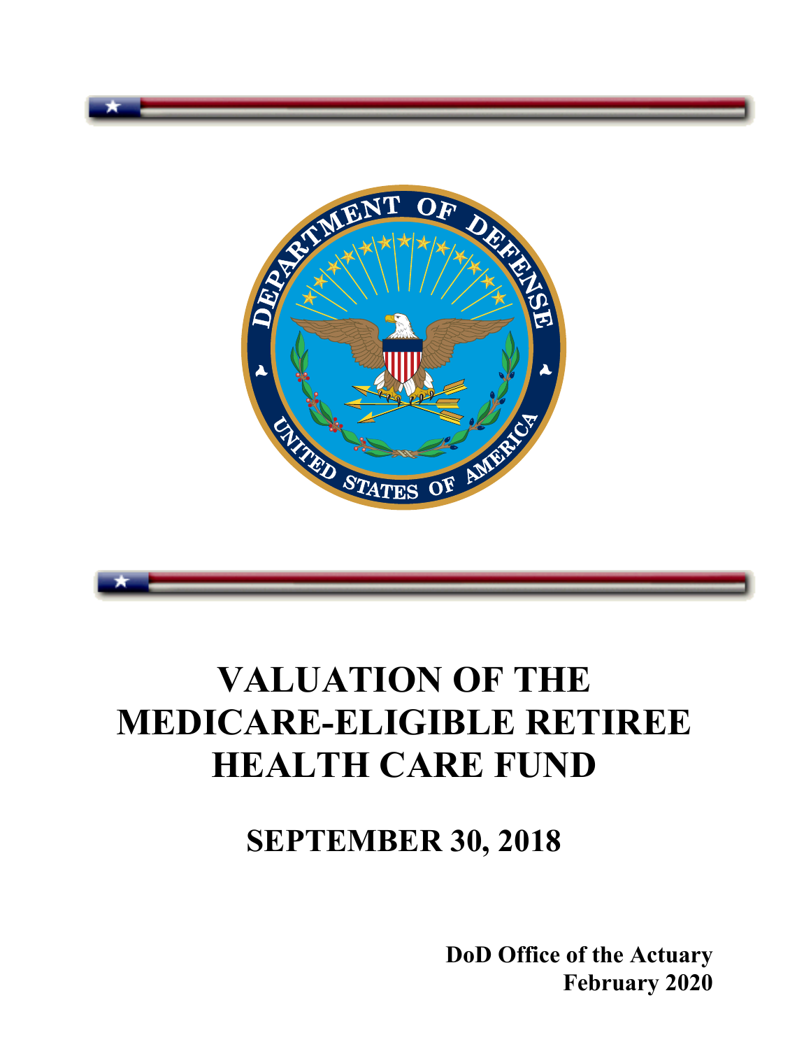# VALUATION OF THE MEDICARE-ELIGIBLE RETIREE HEALTH CARE FUND

## SEPTEMBER 30, 2018

**DoD Office of the Actuary**
**February 2020**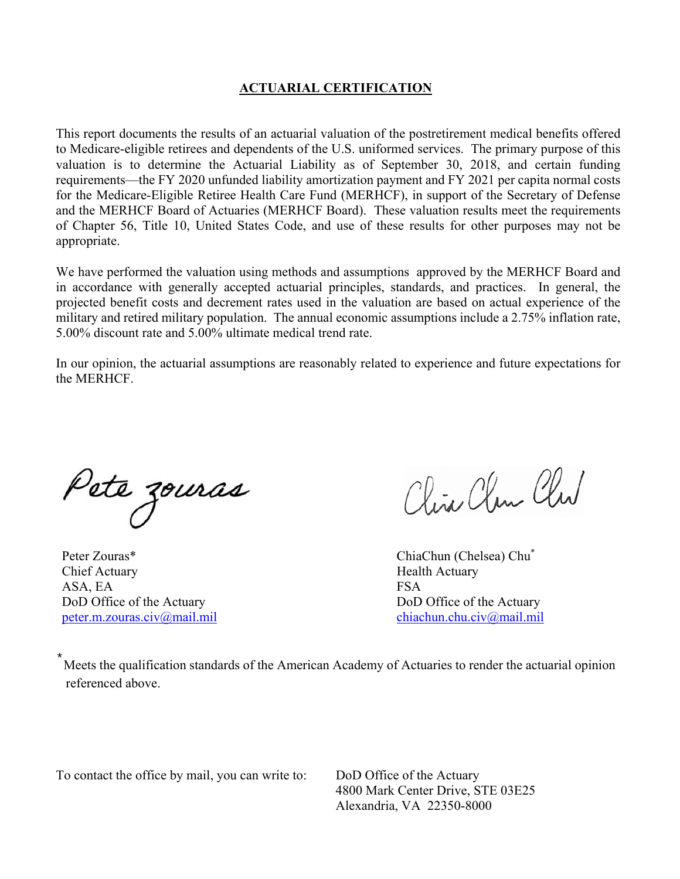## ACTUARIAL CERTIFICATION

This report documents the results of an actuarial valuation of the postretirement medical benefits offered to Medicare-eligible retirees and dependents of the U.S. uniformed services. The primary purpose of this valuation is to determine the Actuarial Liability as of September 30, 2018, and certain funding requirements—the FY 2020 unfunded liability amortization payment and FY 2021 per capita normal costs for the Medicare-Eligible Retiree Health Care Fund (MERHCF), in support of the Secretary of Defense and the MERHCF Board of Actuaries (MERHCF Board). These valuation results meet the requirements of Chapter 56, Title 10, United States Code, and use of these results for other purposes may not be appropriate.

We have performed the valuation using methods and assumptions approved by the MERHCF Board and in accordance with generally accepted actuarial principles, standards, and practices. In general, the projected benefit costs and decrement rates used in the valuation are based on actual experience of the military and retired military population. The annual economic assumptions include a 2.75% inflation rate, 5.00% discount rate and 5.00% ultimate medical trend rate.

In our opinion, the actuarial assumptions are reasonably related to experience and future expectations for the MERHCF.

Peter Zouras*
Chief Actuary
ASA, EA
DoD Office of the Actuary
peter.m.zouras.civ@mail.mil

ChiaChun (Chelsea) Chu*
Health Actuary
FSA
DoD Office of the Actuary
chiachun.chu.civ@mail.mil

* Meets the qualification standards of the American Academy of Actuaries to render the actuarial opinion referenced above.

To contact the office by mail, you can write to:

DoD Office of the Actuary
4800 Mark Center Drive, STE 03E25
Alexandria, VA 22350-8000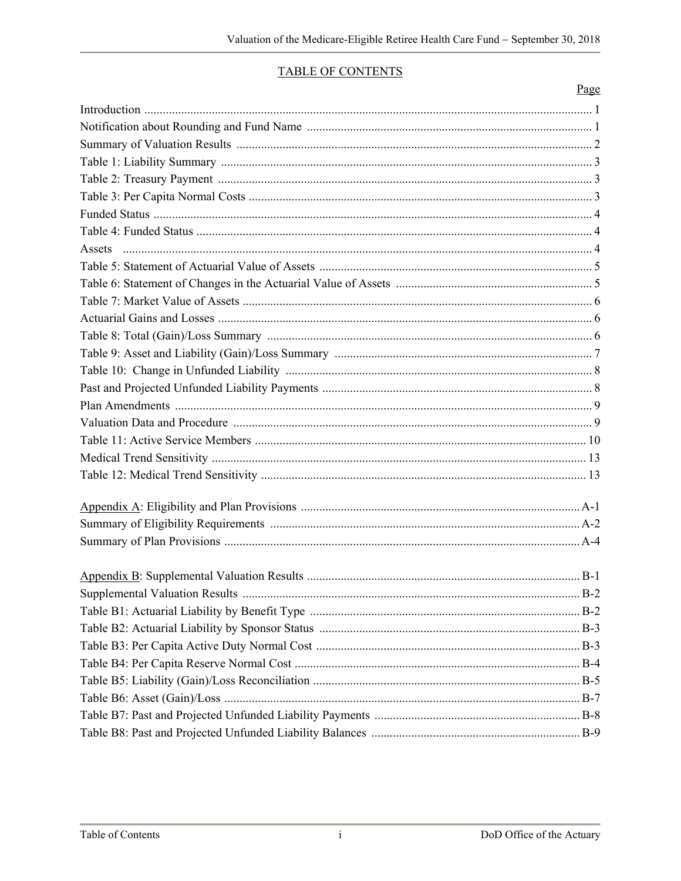# TABLE OF CONTENTS

| | Page |
|---|---|
| Introduction | 1 |
| Notification about Rounding and Fund Name | 1 |
| Summary of Valuation Results | 2 |
| Table 1: Liability Summary | 3 |
| Table 2: Treasury Payment | 3 |
| Table 3: Per Capita Normal Costs | 3 |
| Funded Status | 4 |
| Table 4: Funded Status | 4 |
| Assets | 4 |
| Table 5: Statement of Actuarial Value of Assets | 5 |
| Table 6: Statement of Changes in the Actuarial Value of Assets | 5 |
| Table 7: Market Value of Assets | 6 |
| Actuarial Gains and Losses | 6 |
| Table 8: Total (Gain)/Loss Summary | 6 |
| Table 9: Asset and Liability (Gain)/Loss Summary | 7 |
| Table 10: Change in Unfunded Liability | 8 |
| Past and Projected Unfunded Liability Payments | 8 |
| Plan Amendments | 9 |
| Valuation Data and Procedure | 9 |
| Table 11: Active Service Members | 10 |
| Medical Trend Sensitivity | 13 |
| Table 12: Medical Trend Sensitivity | 13 |
| Appendix A: Eligibility and Plan Provisions | A-1 |
| Summary of Eligibility Requirements | A-2 |
| Summary of Plan Provisions | A-4 |
| Appendix B: Supplemental Valuation Results | B-1 |
| Supplemental Valuation Results | B-2 |
| Table B1: Actuarial Liability by Benefit Type | B-2 |
| Table B2: Actuarial Liability by Sponsor Status | B-3 |
| Table B3: Per Capita Active Duty Normal Cost | B-3 |
| Table B4: Per Capita Reserve Normal Cost | B-4 |
| Table B5: Liability (Gain)/Loss Reconciliation | B-5 |
| Table B6: Asset (Gain)/Loss | B-7 |
| Table B7: Past and Projected Unfunded Liability Payments | B-8 |
| Table B8: Past and Projected Unfunded Liability Balances | B-9 |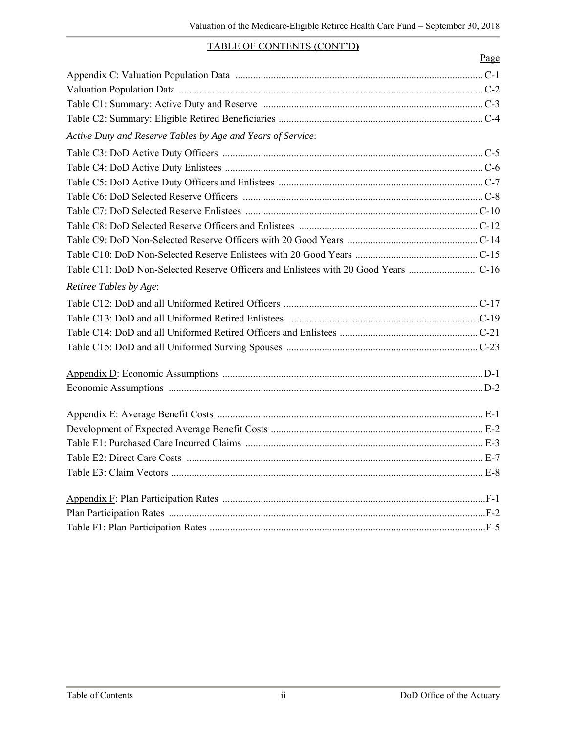TABLE OF CONTENTS (CONT'D)

| | Page |
|---|---|
| Appendix C: Valuation Population Data | C-1 |
| Valuation Population Data | C-2 |
| Table C1: Summary: Active Duty and Reserve | C-3 |
| Table C2: Summary: Eligible Retired Beneficiaries | C-4 |
| *Active Duty and Reserve Tables by Age and Years of Service*: | |
| Table C3: DoD Active Duty Officers | C-5 |
| Table C4: DoD Active Duty Enlistees | C-6 |
| Table C5: DoD Active Duty Officers and Enlistees | C-7 |
| Table C6: DoD Selected Reserve Officers | C-8 |
| Table C7: DoD Selected Reserve Enlistees | C-10 |
| Table C8: DoD Selected Reserve Officers and Enlistees | C-12 |
| Table C9: DoD Non-Selected Reserve Officers with 20 Good Years | C-14 |
| Table C10: DoD Non-Selected Reserve Enlistees with 20 Good Years | C-15 |
| Table C11: DoD Non-Selected Reserve Officers and Enlistees with 20 Good Years | C-16 |
| *Retiree Tables by Age*: | |
| Table C12: DoD and all Uniformed Retired Officers | C-17 |
| Table C13: DoD and all Uniformed Retired Enlistees | C-19 |
| Table C14: DoD and all Uniformed Retired Officers and Enlistees | C-21 |
| Table C15: DoD and all Uniformed Surving Spouses | C-23 |
| Appendix D: Economic Assumptions | D-1 |
| Economic Assumptions | D-2 |
| Appendix E: Average Benefit Costs | E-1 |
| Development of Expected Average Benefit Costs | E-2 |
| Table E1: Purchased Care Incurred Claims | E-3 |
| Table E2: Direct Care Costs | E-7 |
| Table E3: Claim Vectors | E-8 |
| Appendix F: Plan Participation Rates | F-1 |
| Plan Participation Rates | F-2 |
| Table F1: Plan Participation Rates | F-5 |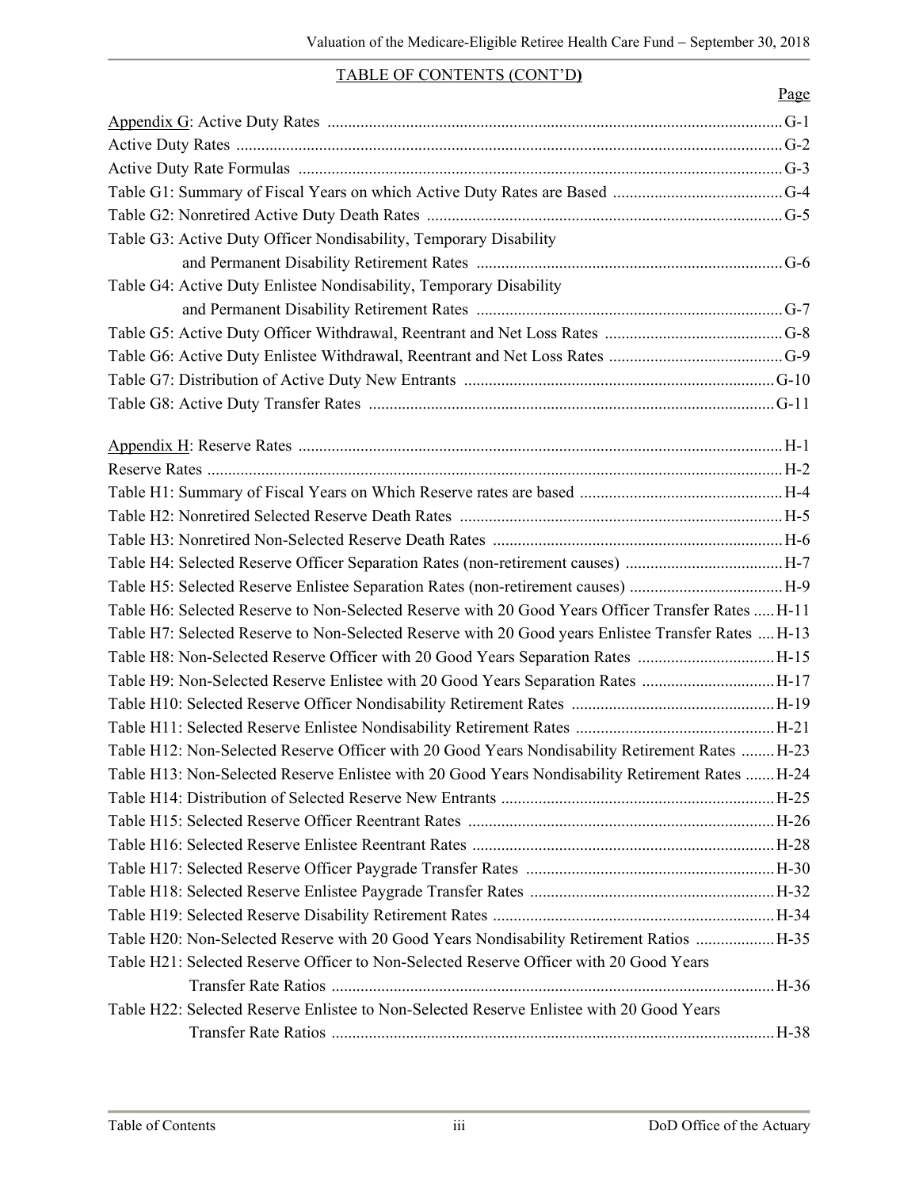TABLE OF CONTENTS (CONT'D)

| | Page |
|---|---|
| Appendix G: Active Duty Rates | G-1 |
| Active Duty Rates | G-2 |
| Active Duty Rate Formulas | G-3 |
| Table G1: Summary of Fiscal Years on which Active Duty Rates are Based | G-4 |
| Table G2: Nonretired Active Duty Death Rates | G-5 |
| Table G3: Active Duty Officer Nondisability, Temporary Disability and Permanent Disability Retirement Rates | G-6 |
| Table G4: Active Duty Enlistee Nondisability, Temporary Disability and Permanent Disability Retirement Rates | G-7 |
| Table G5: Active Duty Officer Withdrawal, Reentrant and Net Loss Rates | G-8 |
| Table G6: Active Duty Enlistee Withdrawal, Reentrant and Net Loss Rates | G-9 |
| Table G7: Distribution of Active Duty New Entrants | G-10 |
| Table G8: Active Duty Transfer Rates | G-11 |
| | |
| Appendix H: Reserve Rates | H-1 |
| Reserve Rates | H-2 |
| Table H1: Summary of Fiscal Years on Which Reserve rates are based | H-4 |
| Table H2: Nonretired Selected Reserve Death Rates | H-5 |
| Table H3: Nonretired Non-Selected Reserve Death Rates | H-6 |
| Table H4: Selected Reserve Officer Separation Rates (non-retirement causes) | H-7 |
| Table H5: Selected Reserve Enlistee Separation Rates (non-retirement causes) | H-9 |
| Table H6: Selected Reserve to Non-Selected Reserve with 20 Good Years Officer Transfer Rates | H-11 |
| Table H7: Selected Reserve to Non-Selected Reserve with 20 Good years Enlistee Transfer Rates | H-13 |
| Table H8: Non-Selected Reserve Officer with 20 Good Years Separation Rates | H-15 |
| Table H9: Non-Selected Reserve Enlistee with 20 Good Years Separation Rates | H-17 |
| Table H10: Selected Reserve Officer Nondisability Retirement Rates | H-19 |
| Table H11: Selected Reserve Enlistee Nondisability Retirement Rates | H-21 |
| Table H12: Non-Selected Reserve Officer with 20 Good Years Nondisability Retirement Rates | H-23 |
| Table H13: Non-Selected Reserve Enlistee with 20 Good Years Nondisability Retirement Rates | H-24 |
| Table H14: Distribution of Selected Reserve New Entrants | H-25 |
| Table H15: Selected Reserve Officer Reentrant Rates | H-26 |
| Table H16: Selected Reserve Enlistee Reentrant Rates | H-28 |
| Table H17: Selected Reserve Officer Paygrade Transfer Rates | H-30 |
| Table H18: Selected Reserve Enlistee Paygrade Transfer Rates | H-32 |
| Table H19: Selected Reserve Disability Retirement Rates | H-34 |
| Table H20: Non-Selected Reserve with 20 Good Years Nondisability Retirement Ratios | H-35 |
| Table H21: Selected Reserve Officer to Non-Selected Reserve Officer with 20 Good Years Transfer Rate Ratios | H-36 |
| Table H22: Selected Reserve Enlistee to Non-Selected Reserve Enlistee with 20 Good Years Transfer Rate Ratios | H-38 |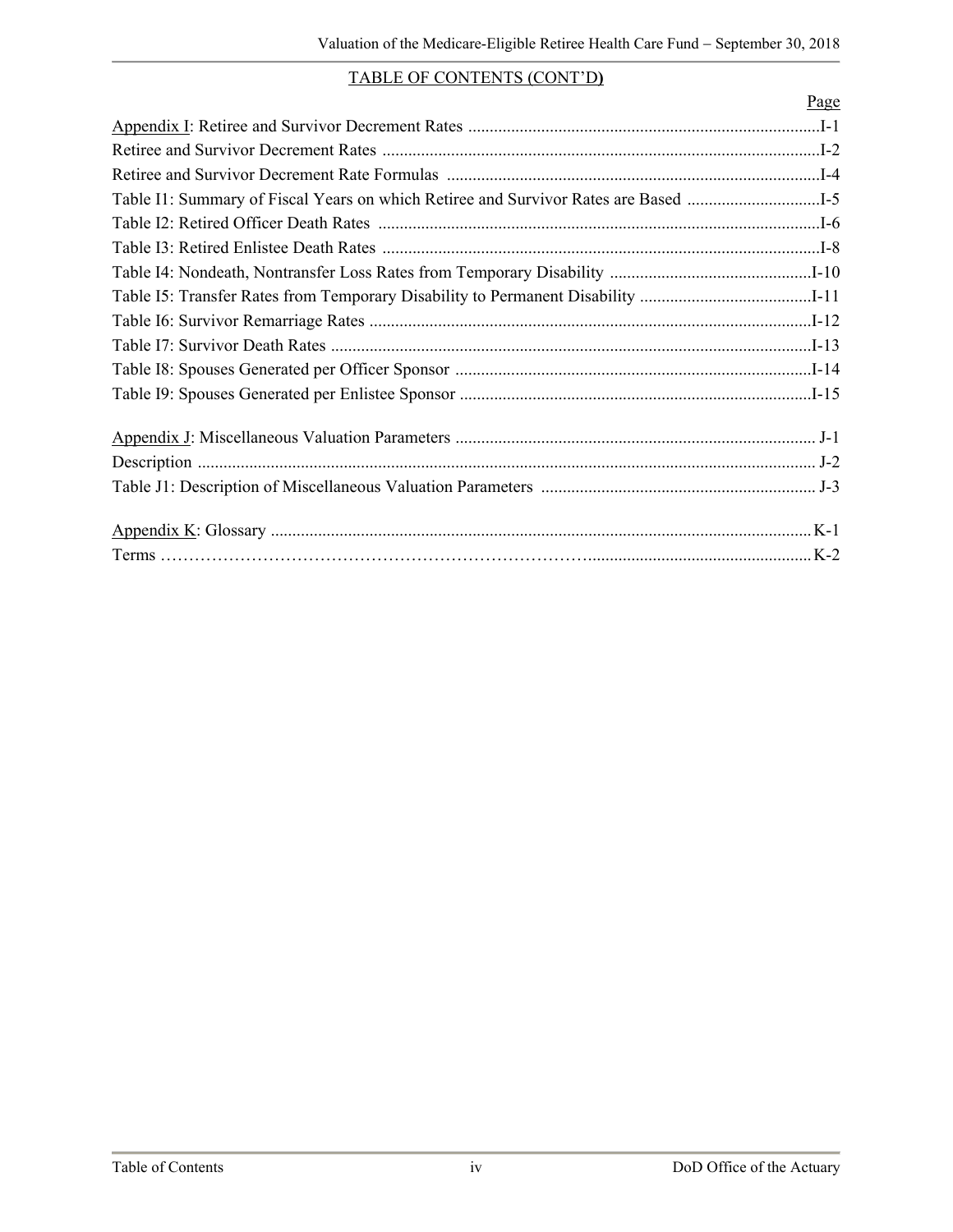## TABLE OF CONTENTS (CONT'D)

| | Page |
|---|---|
| Appendix I: Retiree and Survivor Decrement Rates | I-1 |
| Retiree and Survivor Decrement Rates | I-2 |
| Retiree and Survivor Decrement Rate Formulas | I-4 |
| Table I1: Summary of Fiscal Years on which Retiree and Survivor Rates are Based | I-5 |
| Table I2: Retired Officer Death Rates | I-6 |
| Table I3: Retired Enlistee Death Rates | I-8 |
| Table I4: Nondeath, Nontransfer Loss Rates from Temporary Disability | I-10 |
| Table I5: Transfer Rates from Temporary Disability to Permanent Disability | I-11 |
| Table I6: Survivor Remarriage Rates | I-12 |
| Table I7: Survivor Death Rates | I-13 |
| Table I8: Spouses Generated per Officer Sponsor | I-14 |
| Table I9: Spouses Generated per Enlistee Sponsor | I-15 |
| | |
| Appendix J: Miscellaneous Valuation Parameters | J-1 |
| Description | J-2 |
| Table J1: Description of Miscellaneous Valuation Parameters | J-3 |
| | |
| Appendix K: Glossary | K-1 |
| Terms | K-2 |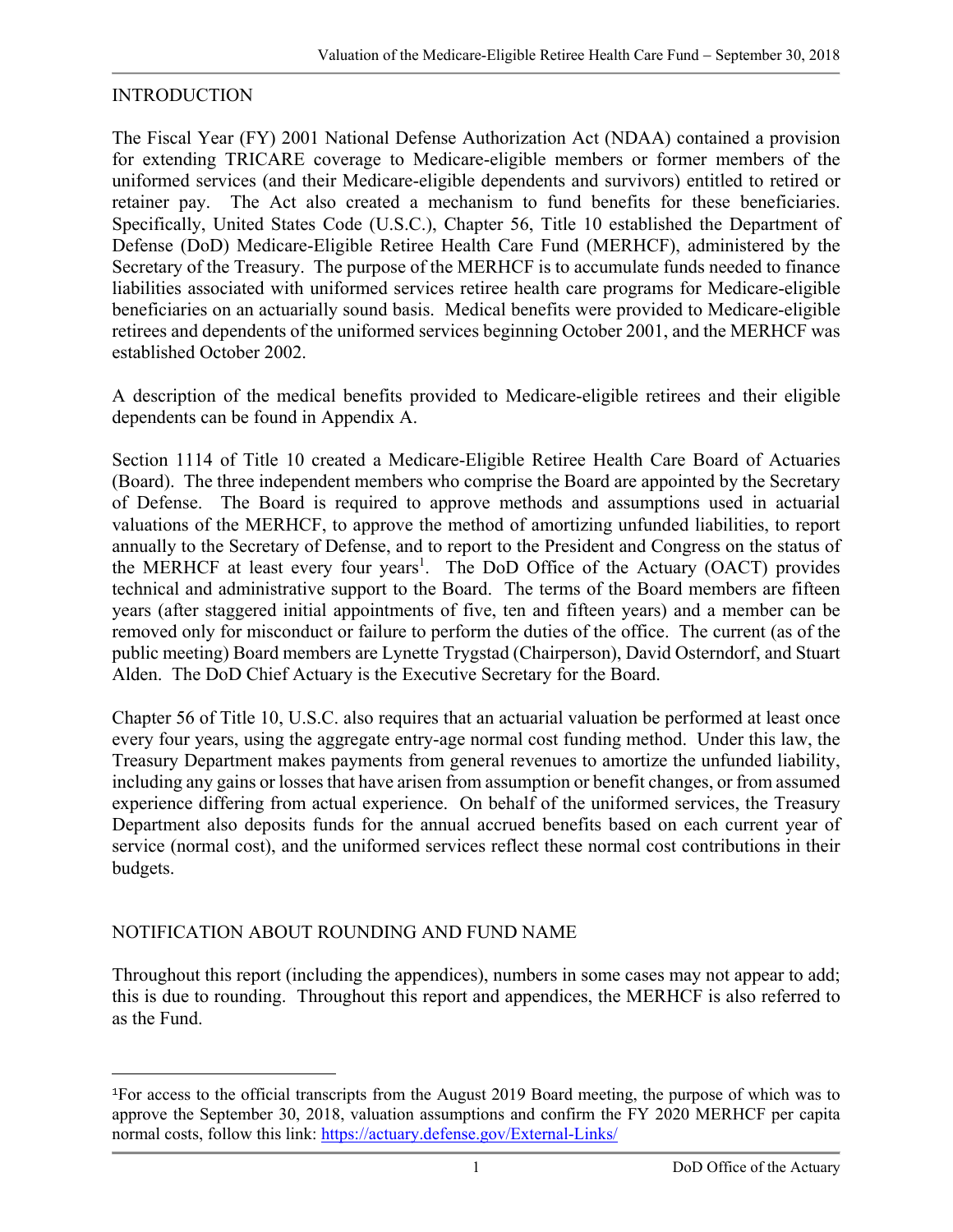## INTRODUCTION

The Fiscal Year (FY) 2001 National Defense Authorization Act (NDAA) contained a provision for extending TRICARE coverage to Medicare-eligible members or former members of the uniformed services (and their Medicare-eligible dependents and survivors) entitled to retired or retainer pay. The Act also created a mechanism to fund benefits for these beneficiaries. Specifically, United States Code (U.S.C.), Chapter 56, Title 10 established the Department of Defense (DoD) Medicare-Eligible Retiree Health Care Fund (MERHCF), administered by the Secretary of the Treasury. The purpose of the MERHCF is to accumulate funds needed to finance liabilities associated with uniformed services retiree health care programs for Medicare-eligible beneficiaries on an actuarially sound basis. Medical benefits were provided to Medicare-eligible retirees and dependents of the uniformed services beginning October 2001, and the MERHCF was established October 2002.

A description of the medical benefits provided to Medicare-eligible retirees and their eligible dependents can be found in Appendix A.

Section 1114 of Title 10 created a Medicare-Eligible Retiree Health Care Board of Actuaries (Board). The three independent members who comprise the Board are appointed by the Secretary of Defense. The Board is required to approve methods and assumptions used in actuarial valuations of the MERHCF, to approve the method of amortizing unfunded liabilities, to report annually to the Secretary of Defense, and to report to the President and Congress on the status of the MERHCF at least every four years[1]. The DoD Office of the Actuary (OACT) provides technical and administrative support to the Board. The terms of the Board members are fifteen years (after staggered initial appointments of five, ten and fifteen years) and a member can be removed only for misconduct or failure to perform the duties of the office. The current (as of the public meeting) Board members are Lynette Trygstad (Chairperson), David Osterndorf, and Stuart Alden. The DoD Chief Actuary is the Executive Secretary for the Board.

Chapter 56 of Title 10, U.S.C. also requires that an actuarial valuation be performed at least once every four years, using the aggregate entry-age normal cost funding method. Under this law, the Treasury Department makes payments from general revenues to amortize the unfunded liability, including any gains or losses that have arisen from assumption or benefit changes, or from assumed experience differing from actual experience. On behalf of the uniformed services, the Treasury Department also deposits funds for the annual accrued benefits based on each current year of service (normal cost), and the uniformed services reflect these normal cost contributions in their budgets.

## NOTIFICATION ABOUT ROUNDING AND FUND NAME

Throughout this report (including the appendices), numbers in some cases may not appear to add; this is due to rounding. Throughout this report and appendices, the MERHCF is also referred to as the Fund.

---

[1] For access to the official transcripts from the August 2019 Board meeting, the purpose of which was to approve the September 30, 2018, valuation assumptions and confirm the FY 2020 MERHCF per capita normal costs, follow this link: https://actuary.defense.gov/External-Links/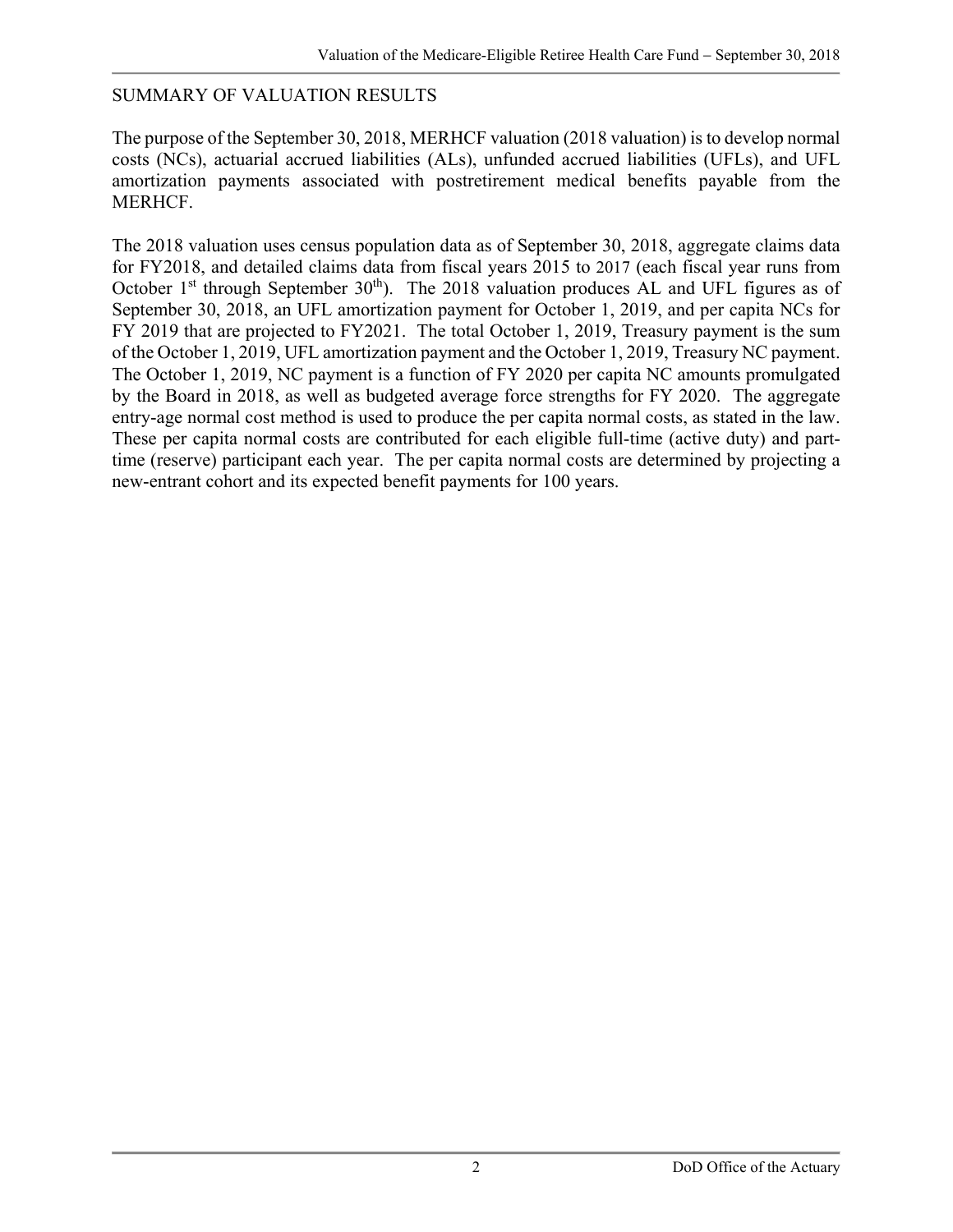## SUMMARY OF VALUATION RESULTS

The purpose of the September 30, 2018, MERHCF valuation (2018 valuation) is to develop normal costs (NCs), actuarial accrued liabilities (ALs), unfunded accrued liabilities (UFLs), and UFL amortization payments associated with postretirement medical benefits payable from the MERHCF.

The 2018 valuation uses census population data as of September 30, 2018, aggregate claims data for FY2018, and detailed claims data from fiscal years 2015 to 2017 (each fiscal year runs from October 1st through September 30th). The 2018 valuation produces AL and UFL figures as of September 30, 2018, an UFL amortization payment for October 1, 2019, and per capita NCs for FY 2019 that are projected to FY2021. The total October 1, 2019, Treasury payment is the sum of the October 1, 2019, UFL amortization payment and the October 1, 2019, Treasury NC payment. The October 1, 2019, NC payment is a function of FY 2020 per capita NC amounts promulgated by the Board in 2018, as well as budgeted average force strengths for FY 2020. The aggregate entry-age normal cost method is used to produce the per capita normal costs, as stated in the law. These per capita normal costs are contributed for each eligible full-time (active duty) and part-time (reserve) participant each year. The per capita normal costs are determined by projecting a new-entrant cohort and its expected benefit payments for 100 years.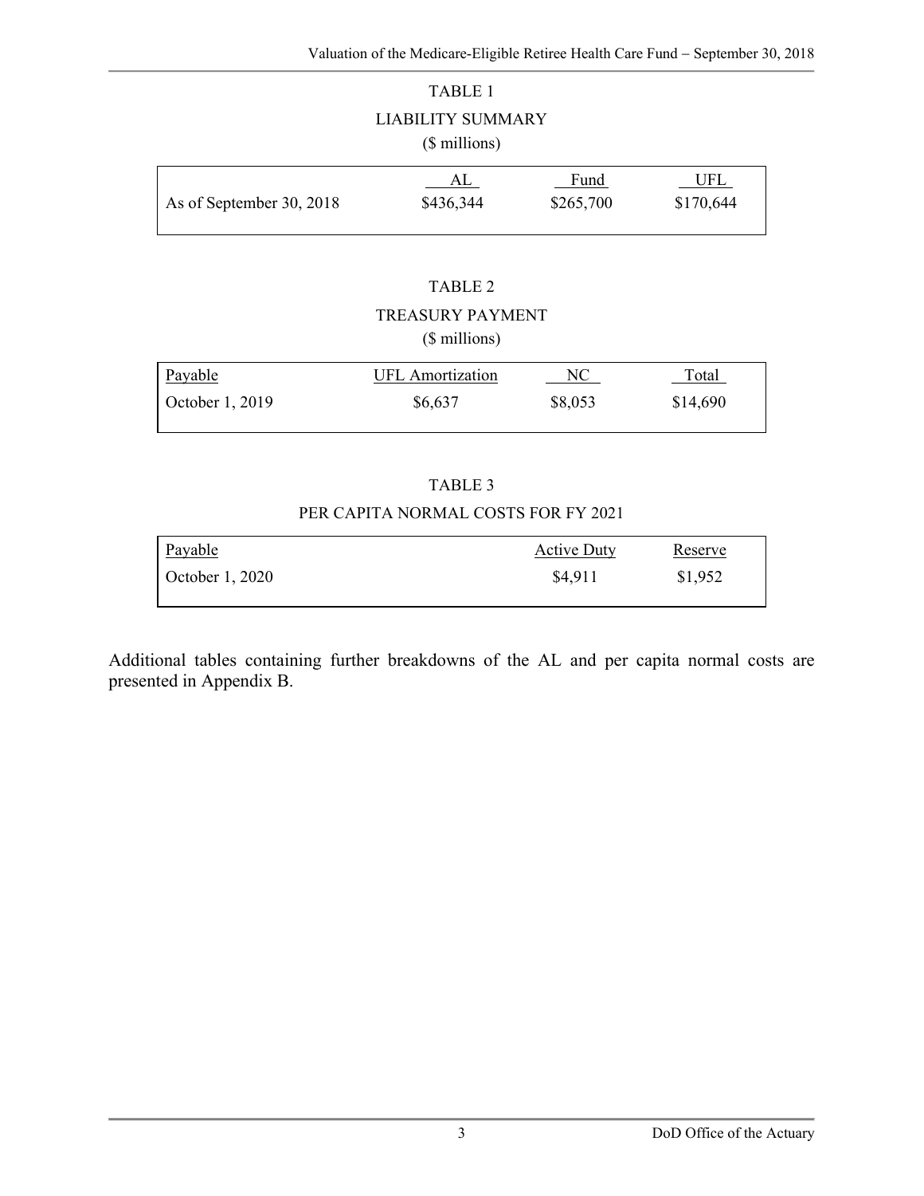TABLE 1

LIABILITY SUMMARY

($ millions)

| | AL | Fund | UFL |
|---|---|---|---|
| As of September 30, 2018 | $436,344 | $265,700 | $170,644 |

TABLE 2

TREASURY PAYMENT

($ millions)

| Payable | UFL Amortization | NC | Total |
|---|---|---|---|
| October 1, 2019 | $6,637 | $8,053 | $14,690 |

TABLE 3

PER CAPITA NORMAL COSTS FOR FY 2021

| Payable | Active Duty | Reserve |
|---|---|---|
| October 1, 2020 | $4,911 | $1,952 |

Additional tables containing further breakdowns of the AL and per capita normal costs are presented in Appendix B.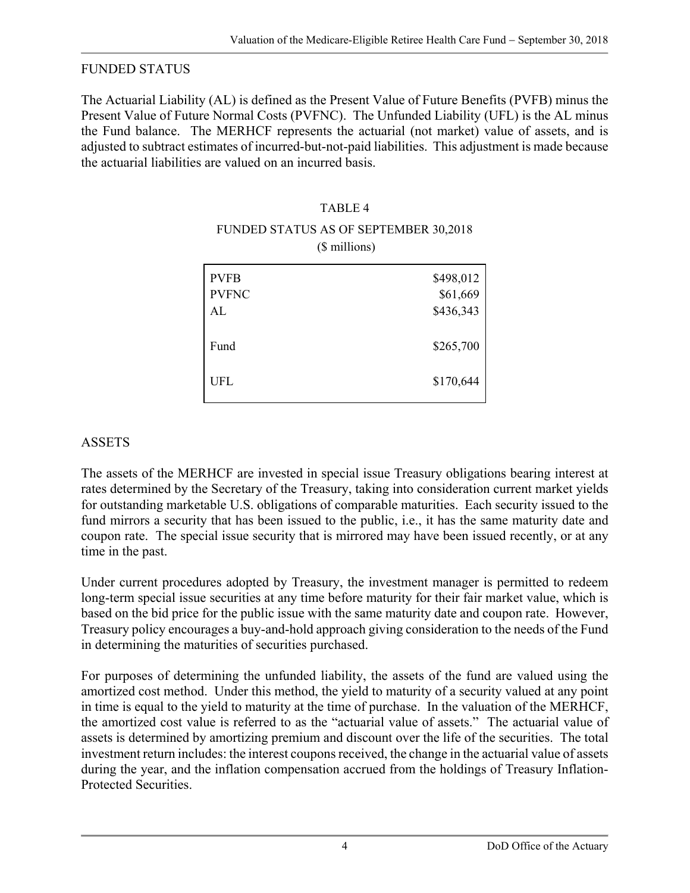## FUNDED STATUS

The Actuarial Liability (AL) is defined as the Present Value of Future Benefits (PVFB) minus the Present Value of Future Normal Costs (PVFNC). The Unfunded Liability (UFL) is the AL minus the Fund balance. The MERHCF represents the actuarial (not market) value of assets, and is adjusted to subtract estimates of incurred-but-not-paid liabilities. This adjustment is made because the actuarial liabilities are valued on an incurred basis.

TABLE 4

FUNDED STATUS AS OF SEPTEMBER 30,2018

($ millions)

| | |
|---|---:|
| PVFB | $498,012 |
| PVFNC | $61,669 |
| AL | $436,343 |
| Fund | $265,700 |
| UFL | $170,644 |

## ASSETS

The assets of the MERHCF are invested in special issue Treasury obligations bearing interest at rates determined by the Secretary of the Treasury, taking into consideration current market yields for outstanding marketable U.S. obligations of comparable maturities. Each security issued to the fund mirrors a security that has been issued to the public, i.e., it has the same maturity date and coupon rate. The special issue security that is mirrored may have been issued recently, or at any time in the past.

Under current procedures adopted by Treasury, the investment manager is permitted to redeem long-term special issue securities at any time before maturity for their fair market value, which is based on the bid price for the public issue with the same maturity date and coupon rate. However, Treasury policy encourages a buy-and-hold approach giving consideration to the needs of the Fund in determining the maturities of securities purchased.

For purposes of determining the unfunded liability, the assets of the fund are valued using the amortized cost method. Under this method, the yield to maturity of a security valued at any point in time is equal to the yield to maturity at the time of purchase. In the valuation of the MERHCF, the amortized cost value is referred to as the "actuarial value of assets." The actuarial value of assets is determined by amortizing premium and discount over the life of the securities. The total investment return includes: the interest coupons received, the change in the actuarial value of assets during the year, and the inflation compensation accrued from the holdings of Treasury Inflation-Protected Securities.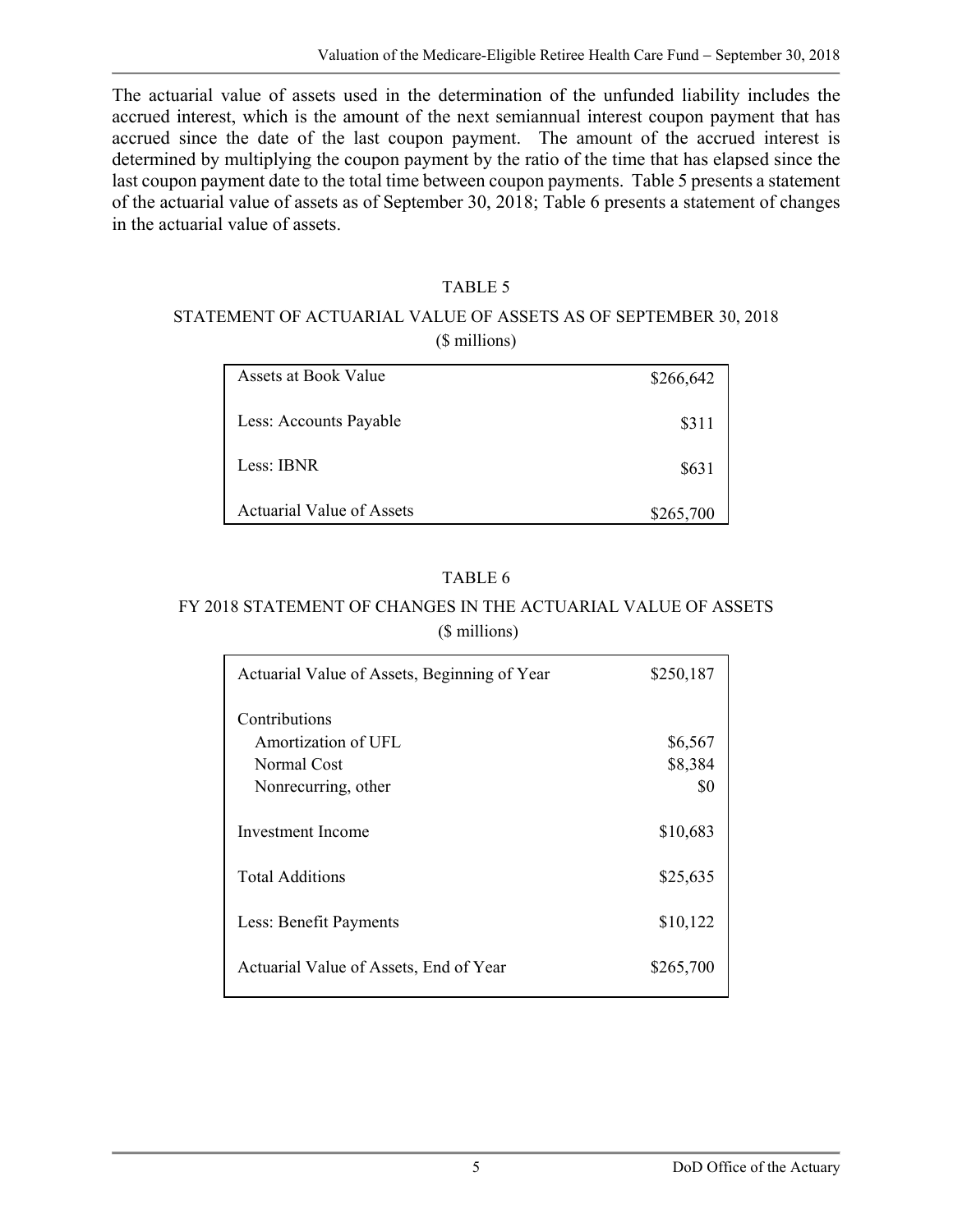The actuarial value of assets used in the determination of the unfunded liability includes the accrued interest, which is the amount of the next semiannual interest coupon payment that has accrued since the date of the last coupon payment. The amount of the accrued interest is determined by multiplying the coupon payment by the ratio of the time that has elapsed since the last coupon payment date to the total time between coupon payments. Table 5 presents a statement of the actuarial value of assets as of September 30, 2018; Table 6 presents a statement of changes in the actuarial value of assets.

TABLE 5

STATEMENT OF ACTUARIAL VALUE OF ASSETS AS OF SEPTEMBER 30, 2018
($ millions)

| | |
|---|---|
| Assets at Book Value | $266,642 |
| Less: Accounts Payable | $311 |
| Less: IBNR | $631 |
| Actuarial Value of Assets | $265,700 |

TABLE 6

FY 2018 STATEMENT OF CHANGES IN THE ACTUARIAL VALUE OF ASSETS
($ millions)

| | |
|---|---|
| Actuarial Value of Assets, Beginning of Year | $250,187 |
| Contributions | |
| Amortization of UFL | $6,567 |
| Normal Cost | $8,384 |
| Nonrecurring, other | $0 |
| Investment Income | $10,683 |
| Total Additions | $25,635 |
| Less: Benefit Payments | $10,122 |
| Actuarial Value of Assets, End of Year | $265,700 |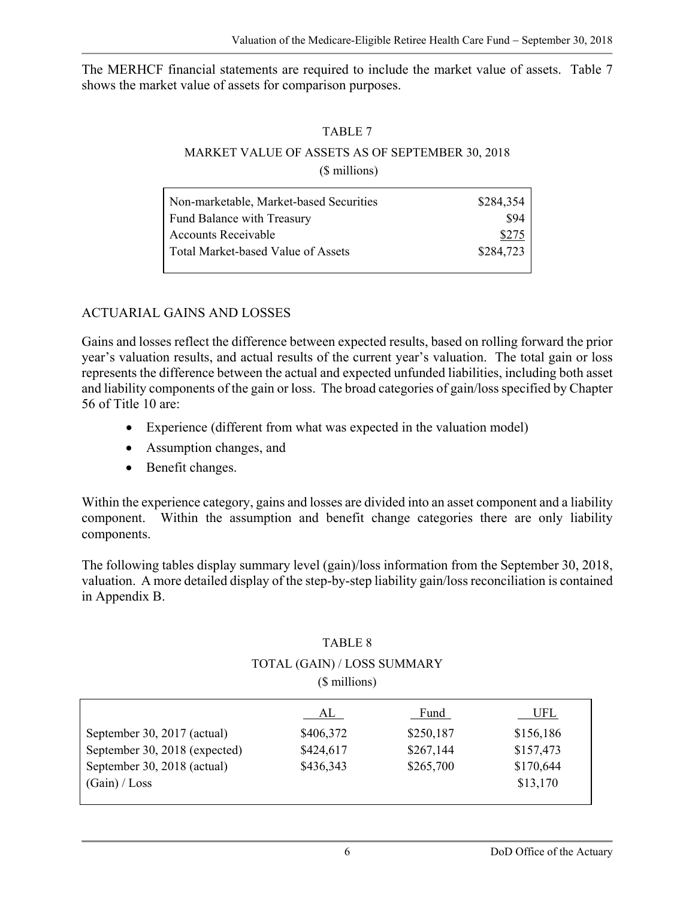The MERHCF financial statements are required to include the market value of assets. Table 7 shows the market value of assets for comparison purposes.

TABLE 7

MARKET VALUE OF ASSETS AS OF SEPTEMBER 30, 2018

($ millions)

| | |
|---|---|
| Non-marketable, Market-based Securities | $284,354 |
| Fund Balance with Treasury | $94 |
| Accounts Receivable | $275 |
| Total Market-based Value of Assets | $284,723 |

## ACTUARIAL GAINS AND LOSSES

Gains and losses reflect the difference between expected results, based on rolling forward the prior year's valuation results, and actual results of the current year's valuation. The total gain or loss represents the difference between the actual and expected unfunded liabilities, including both asset and liability components of the gain or loss. The broad categories of gain/loss specified by Chapter 56 of Title 10 are:

- Experience (different from what was expected in the valuation model)
- Assumption changes, and
- Benefit changes.

Within the experience category, gains and losses are divided into an asset component and a liability component. Within the assumption and benefit change categories there are only liability components.

The following tables display summary level (gain)/loss information from the September 30, 2018, valuation. A more detailed display of the step-by-step liability gain/loss reconciliation is contained in Appendix B.

TABLE 8

TOTAL (GAIN) / LOSS SUMMARY

($ millions)

| | AL | Fund | UFL |
|---|---|---|---|
| September 30, 2017 (actual) | $406,372 | $250,187 | $156,186 |
| September 30, 2018 (expected) | $424,617 | $267,144 | $157,473 |
| September 30, 2018 (actual) | $436,343 | $265,700 | $170,644 |
| (Gain) / Loss | | | $13,170 |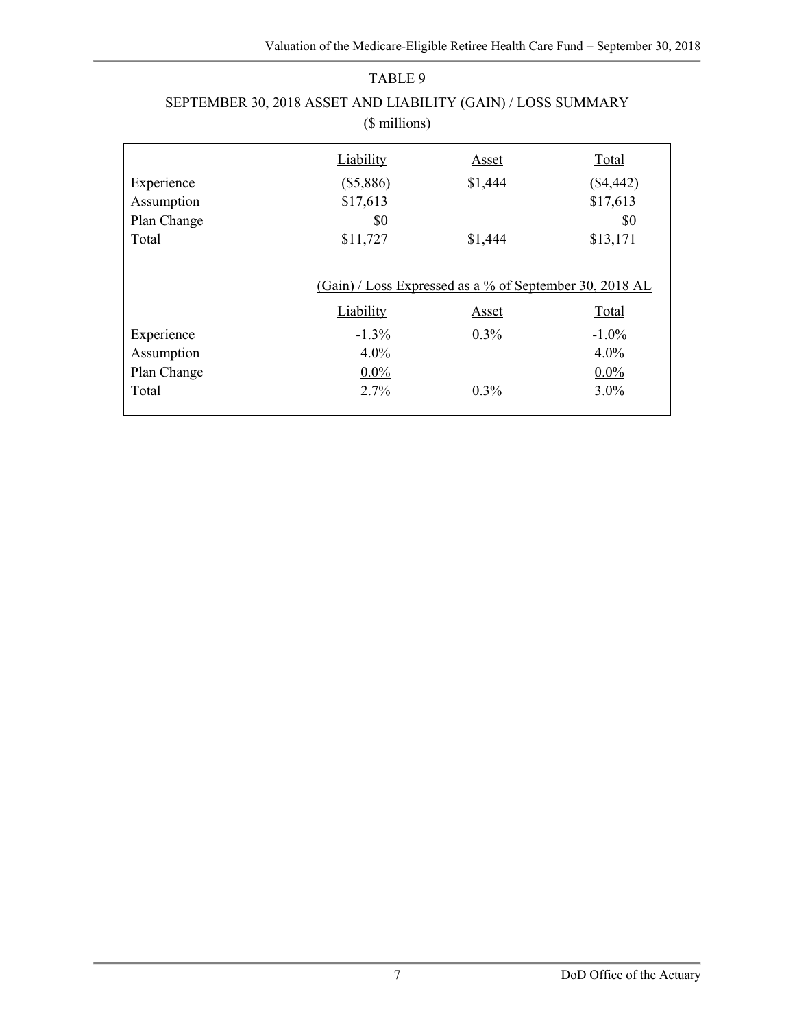TABLE 9

SEPTEMBER 30, 2018 ASSET AND LIABILITY (GAIN) / LOSS SUMMARY

($ millions)

| | Liability | Asset | Total |
|---|---|---|---|
| Experience | ($5,886) | $1,444 | ($4,442) |
| Assumption | $17,613 | | $17,613 |
| Plan Change | $0 | | $0 |
| Total | $11,727 | $1,444 | $13,171 |

| | (Gain) / Loss Expressed as a % of September 30, 2018 AL | | |
|---|---|---|---|
| | Liability | Asset | Total |
| Experience | -1.3% | 0.3% | -1.0% |
| Assumption | 4.0% | | 4.0% |
| Plan Change | 0.0% | | 0.0% |
| Total | 2.7% | 0.3% | 3.0% |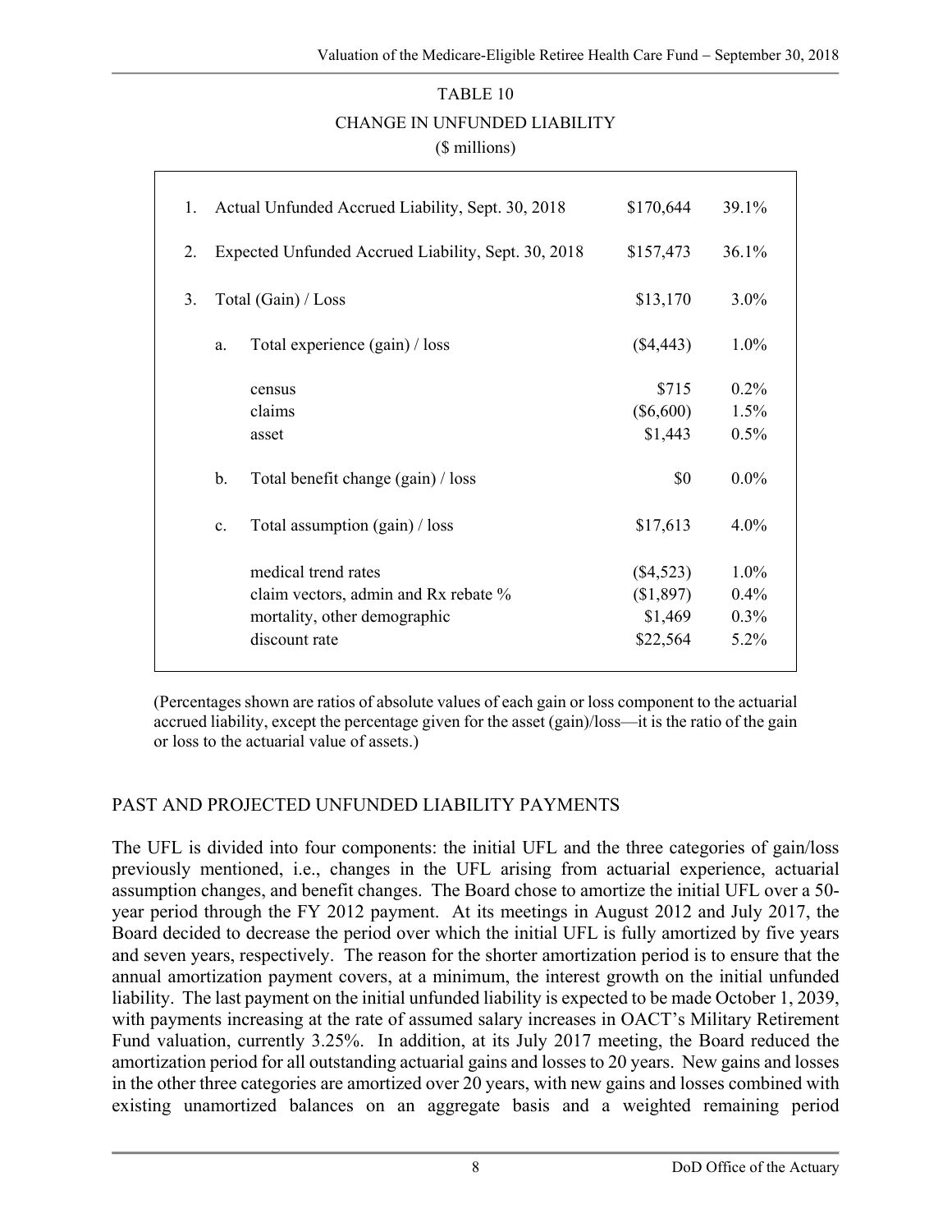TABLE 10

CHANGE IN UNFUNDED LIABILITY

($ millions)

| | | | | |
|---|---|---|---|---|
| 1. | Actual Unfunded Accrued Liability, Sept. 30, 2018 | | $170,644 | 39.1% |
| 2. | Expected Unfunded Accrued Liability, Sept. 30, 2018 | | $157,473 | 36.1% |
| 3. | Total (Gain) / Loss | | $13,170 | 3.0% |
| | a. | Total experience (gain) / loss | ($4,443) | 1.0% |
| | | census | $715 | 0.2% |
| | | claims | ($6,600) | 1.5% |
| | | asset | $1,443 | 0.5% |
| | b. | Total benefit change (gain) / loss | $0 | 0.0% |
| | c. | Total assumption (gain) / loss | $17,613 | 4.0% |
| | | medical trend rates | ($4,523) | 1.0% |
| | | claim vectors, admin and Rx rebate % | ($1,897) | 0.4% |
| | | mortality, other demographic | $1,469 | 0.3% |
| | | discount rate | $22,564 | 5.2% |

(Percentages shown are ratios of absolute values of each gain or loss component to the actuarial accrued liability, except the percentage given for the asset (gain)/loss—it is the ratio of the gain or loss to the actuarial value of assets.)

## PAST AND PROJECTED UNFUNDED LIABILITY PAYMENTS

The UFL is divided into four components: the initial UFL and the three categories of gain/loss previously mentioned, i.e., changes in the UFL arising from actuarial experience, actuarial assumption changes, and benefit changes. The Board chose to amortize the initial UFL over a 50-year period through the FY 2012 payment. At its meetings in August 2012 and July 2017, the Board decided to decrease the period over which the initial UFL is fully amortized by five years and seven years, respectively. The reason for the shorter amortization period is to ensure that the annual amortization payment covers, at a minimum, the interest growth on the initial unfunded liability. The last payment on the initial unfunded liability is expected to be made October 1, 2039, with payments increasing at the rate of assumed salary increases in OACT's Military Retirement Fund valuation, currently 3.25%. In addition, at its July 2017 meeting, the Board reduced the amortization period for all outstanding actuarial gains and losses to 20 years. New gains and losses in the other three categories are amortized over 20 years, with new gains and losses combined with existing unamortized balances on an aggregate basis and a weighted remaining period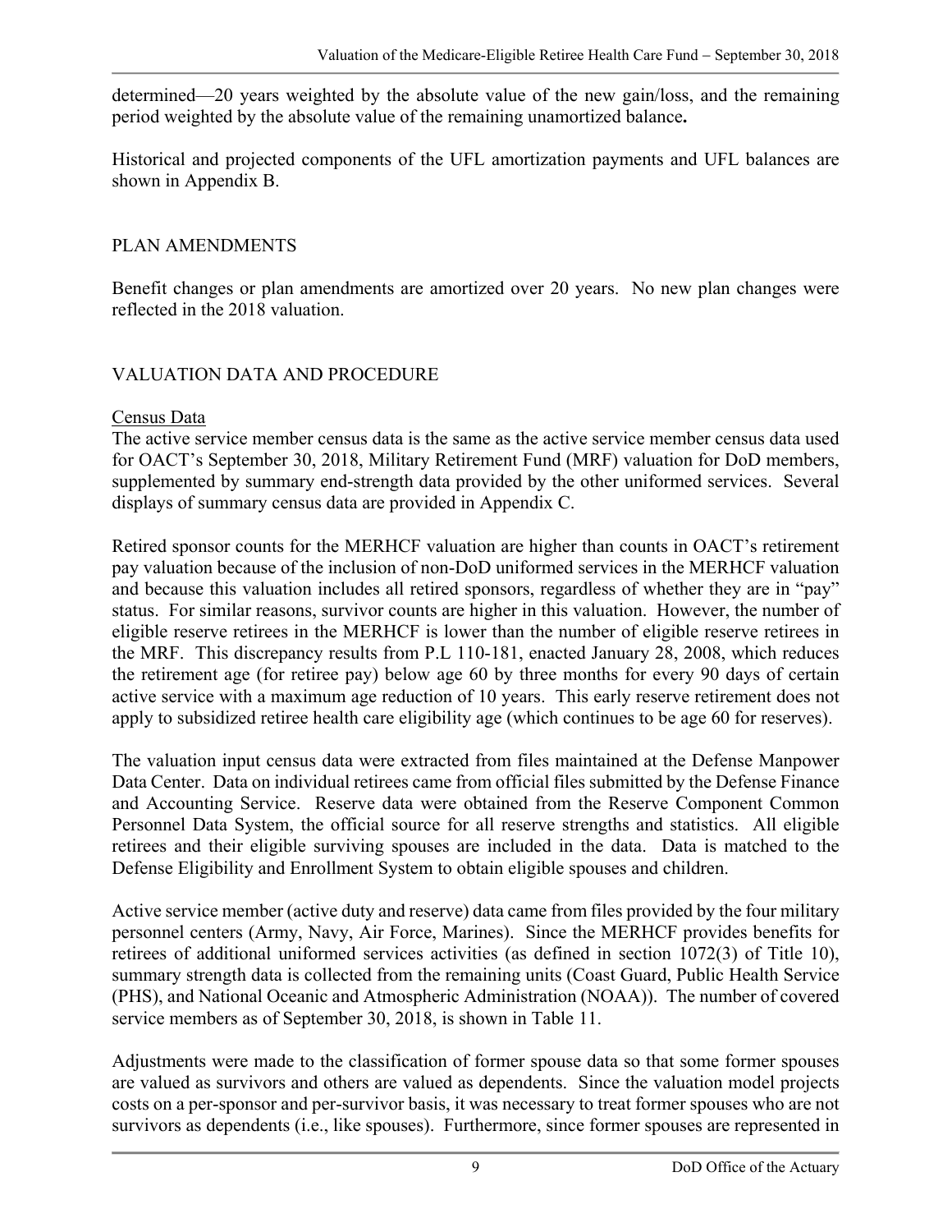determined—20 years weighted by the absolute value of the new gain/loss, and the remaining period weighted by the absolute value of the remaining unamortized balance**.**

Historical and projected components of the UFL amortization payments and UFL balances are shown in Appendix B.

## PLAN AMENDMENTS

Benefit changes or plan amendments are amortized over 20 years. No new plan changes were reflected in the 2018 valuation.

## VALUATION DATA AND PROCEDURE

### Census Data

The active service member census data is the same as the active service member census data used for OACT's September 30, 2018, Military Retirement Fund (MRF) valuation for DoD members, supplemented by summary end-strength data provided by the other uniformed services. Several displays of summary census data are provided in Appendix C.

Retired sponsor counts for the MERHCF valuation are higher than counts in OACT's retirement pay valuation because of the inclusion of non-DoD uniformed services in the MERHCF valuation and because this valuation includes all retired sponsors, regardless of whether they are in "pay" status. For similar reasons, survivor counts are higher in this valuation. However, the number of eligible reserve retirees in the MERHCF is lower than the number of eligible reserve retirees in the MRF. This discrepancy results from P.L 110-181, enacted January 28, 2008, which reduces the retirement age (for retiree pay) below age 60 by three months for every 90 days of certain active service with a maximum age reduction of 10 years. This early reserve retirement does not apply to subsidized retiree health care eligibility age (which continues to be age 60 for reserves).

The valuation input census data were extracted from files maintained at the Defense Manpower Data Center. Data on individual retirees came from official files submitted by the Defense Finance and Accounting Service. Reserve data were obtained from the Reserve Component Common Personnel Data System, the official source for all reserve strengths and statistics. All eligible retirees and their eligible surviving spouses are included in the data. Data is matched to the Defense Eligibility and Enrollment System to obtain eligible spouses and children.

Active service member (active duty and reserve) data came from files provided by the four military personnel centers (Army, Navy, Air Force, Marines). Since the MERHCF provides benefits for retirees of additional uniformed services activities (as defined in section 1072(3) of Title 10), summary strength data is collected from the remaining units (Coast Guard, Public Health Service (PHS), and National Oceanic and Atmospheric Administration (NOAA)). The number of covered service members as of September 30, 2018, is shown in Table 11.

Adjustments were made to the classification of former spouse data so that some former spouses are valued as survivors and others are valued as dependents. Since the valuation model projects costs on a per-sponsor and per-survivor basis, it was necessary to treat former spouses who are not survivors as dependents (i.e., like spouses). Furthermore, since former spouses are represented in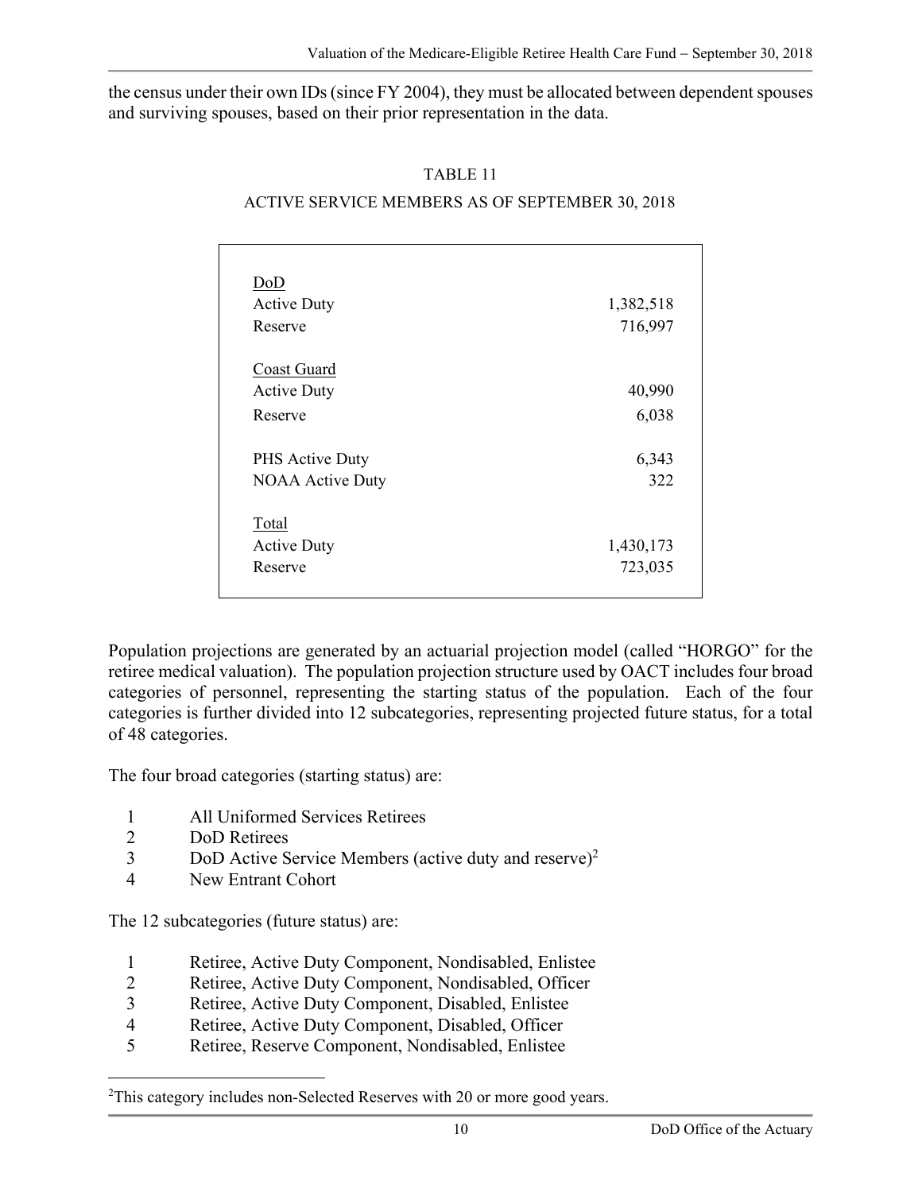the census under their own IDs (since FY 2004), they must be allocated between dependent spouses and surviving spouses, based on their prior representation in the data.

TABLE 11

ACTIVE SERVICE MEMBERS AS OF SEPTEMBER 30, 2018

| | |
|---|---|
| DoD | |
| Active Duty | 1,382,518 |
| Reserve | 716,997 |
| Coast Guard | |
| Active Duty | 40,990 |
| Reserve | 6,038 |
| PHS Active Duty | 6,343 |
| NOAA Active Duty | 322 |
| Total | |
| Active Duty | 1,430,173 |
| Reserve | 723,035 |

Population projections are generated by an actuarial projection model (called "HORGO" for the retiree medical valuation). The population projection structure used by OACT includes four broad categories of personnel, representing the starting status of the population. Each of the four categories is further divided into 12 subcategories, representing projected future status, for a total of 48 categories.

The four broad categories (starting status) are:

1. All Uniformed Services Retirees
2. DoD Retirees
3. DoD Active Service Members (active duty and reserve)[2]
4. New Entrant Cohort

The 12 subcategories (future status) are:

1. Retiree, Active Duty Component, Nondisabled, Enlistee
2. Retiree, Active Duty Component, Nondisabled, Officer
3. Retiree, Active Duty Component, Disabled, Enlistee
4. Retiree, Active Duty Component, Disabled, Officer
5. Retiree, Reserve Component, Nondisabled, Enlistee

[2]This category includes non-Selected Reserves with 20 or more good years.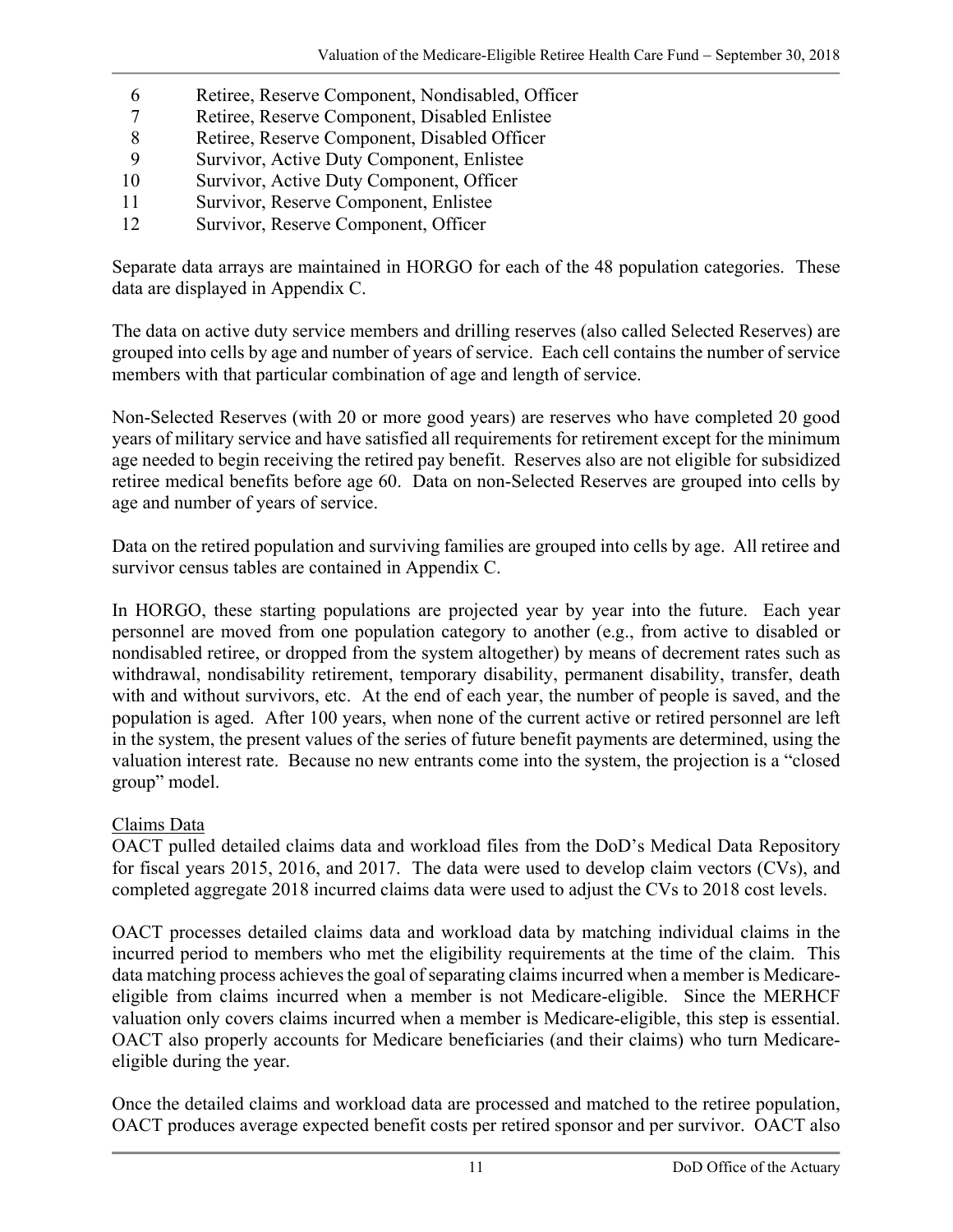| | |
|---|---|
| 6 | Retiree, Reserve Component, Nondisabled, Officer |
| 7 | Retiree, Reserve Component, Disabled Enlistee |
| 8 | Retiree, Reserve Component, Disabled Officer |
| 9 | Survivor, Active Duty Component, Enlistee |
| 10 | Survivor, Active Duty Component, Officer |
| 11 | Survivor, Reserve Component, Enlistee |
| 12 | Survivor, Reserve Component, Officer |

Separate data arrays are maintained in HORGO for each of the 48 population categories. These data are displayed in Appendix C.

The data on active duty service members and drilling reserves (also called Selected Reserves) are grouped into cells by age and number of years of service. Each cell contains the number of service members with that particular combination of age and length of service.

Non-Selected Reserves (with 20 or more good years) are reserves who have completed 20 good years of military service and have satisfied all requirements for retirement except for the minimum age needed to begin receiving the retired pay benefit. Reserves also are not eligible for subsidized retiree medical benefits before age 60. Data on non-Selected Reserves are grouped into cells by age and number of years of service.

Data on the retired population and surviving families are grouped into cells by age. All retiree and survivor census tables are contained in Appendix C.

In HORGO, these starting populations are projected year by year into the future. Each year personnel are moved from one population category to another (e.g., from active to disabled or nondisabled retiree, or dropped from the system altogether) by means of decrement rates such as withdrawal, nondisability retirement, temporary disability, permanent disability, transfer, death with and without survivors, etc. At the end of each year, the number of people is saved, and the population is aged. After 100 years, when none of the current active or retired personnel are left in the system, the present values of the series of future benefit payments are determined, using the valuation interest rate. Because no new entrants come into the system, the projection is a "closed group" model.

Claims Data

OACT pulled detailed claims data and workload files from the DoD's Medical Data Repository for fiscal years 2015, 2016, and 2017. The data were used to develop claim vectors (CVs), and completed aggregate 2018 incurred claims data were used to adjust the CVs to 2018 cost levels.

OACT processes detailed claims data and workload data by matching individual claims in the incurred period to members who met the eligibility requirements at the time of the claim. This data matching process achieves the goal of separating claims incurred when a member is Medicare-eligible from claims incurred when a member is not Medicare-eligible. Since the MERHCF valuation only covers claims incurred when a member is Medicare-eligible, this step is essential. OACT also properly accounts for Medicare beneficiaries (and their claims) who turn Medicare-eligible during the year.

Once the detailed claims and workload data are processed and matched to the retiree population, OACT produces average expected benefit costs per retired sponsor and per survivor. OACT also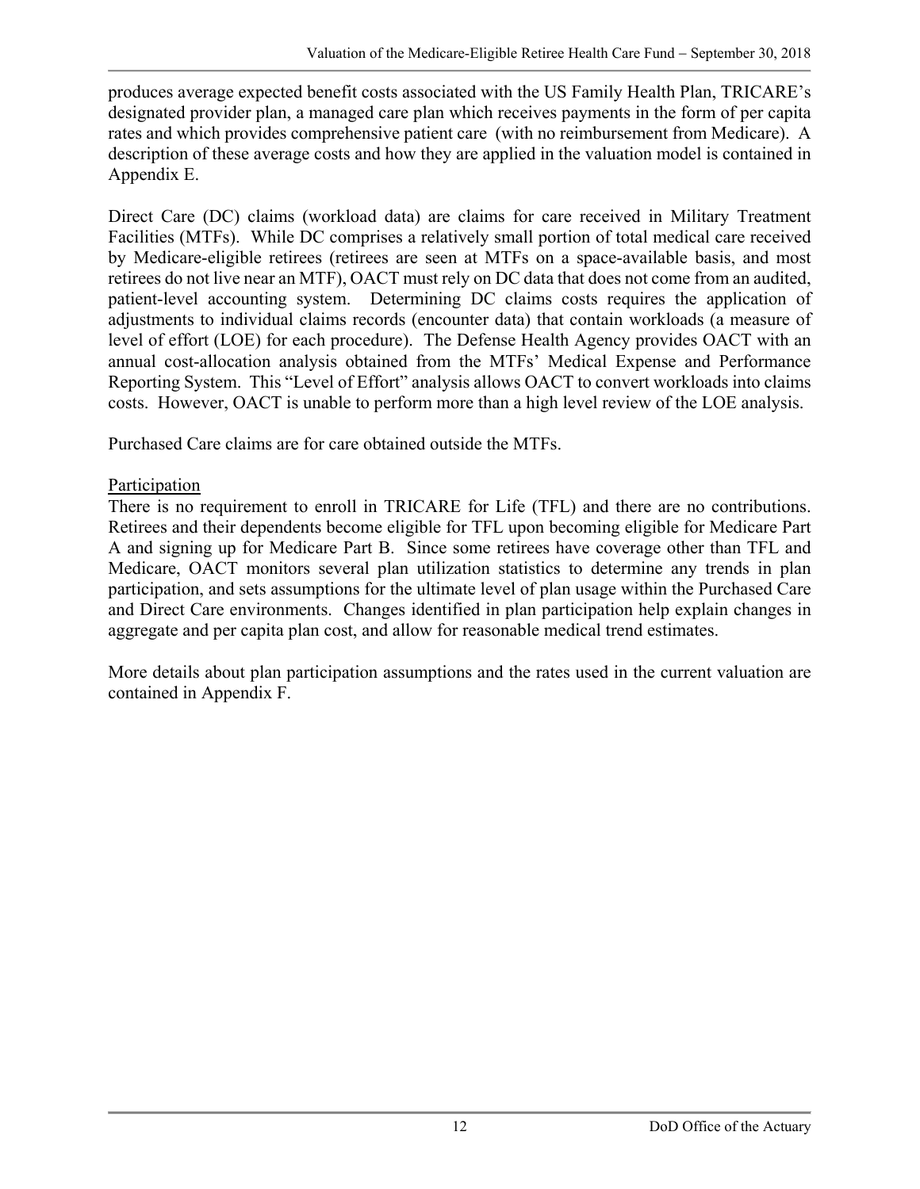produces average expected benefit costs associated with the US Family Health Plan, TRICARE's designated provider plan, a managed care plan which receives payments in the form of per capita rates and which provides comprehensive patient care (with no reimbursement from Medicare). A description of these average costs and how they are applied in the valuation model is contained in Appendix E.

Direct Care (DC) claims (workload data) are claims for care received in Military Treatment Facilities (MTFs). While DC comprises a relatively small portion of total medical care received by Medicare-eligible retirees (retirees are seen at MTFs on a space-available basis, and most retirees do not live near an MTF), OACT must rely on DC data that does not come from an audited, patient-level accounting system. Determining DC claims costs requires the application of adjustments to individual claims records (encounter data) that contain workloads (a measure of level of effort (LOE) for each procedure). The Defense Health Agency provides OACT with an annual cost-allocation analysis obtained from the MTFs' Medical Expense and Performance Reporting System. This "Level of Effort" analysis allows OACT to convert workloads into claims costs. However, OACT is unable to perform more than a high level review of the LOE analysis.

Purchased Care claims are for care obtained outside the MTFs.

Participation

There is no requirement to enroll in TRICARE for Life (TFL) and there are no contributions. Retirees and their dependents become eligible for TFL upon becoming eligible for Medicare Part A and signing up for Medicare Part B. Since some retirees have coverage other than TFL and Medicare, OACT monitors several plan utilization statistics to determine any trends in plan participation, and sets assumptions for the ultimate level of plan usage within the Purchased Care and Direct Care environments. Changes identified in plan participation help explain changes in aggregate and per capita plan cost, and allow for reasonable medical trend estimates.

More details about plan participation assumptions and the rates used in the current valuation are contained in Appendix F.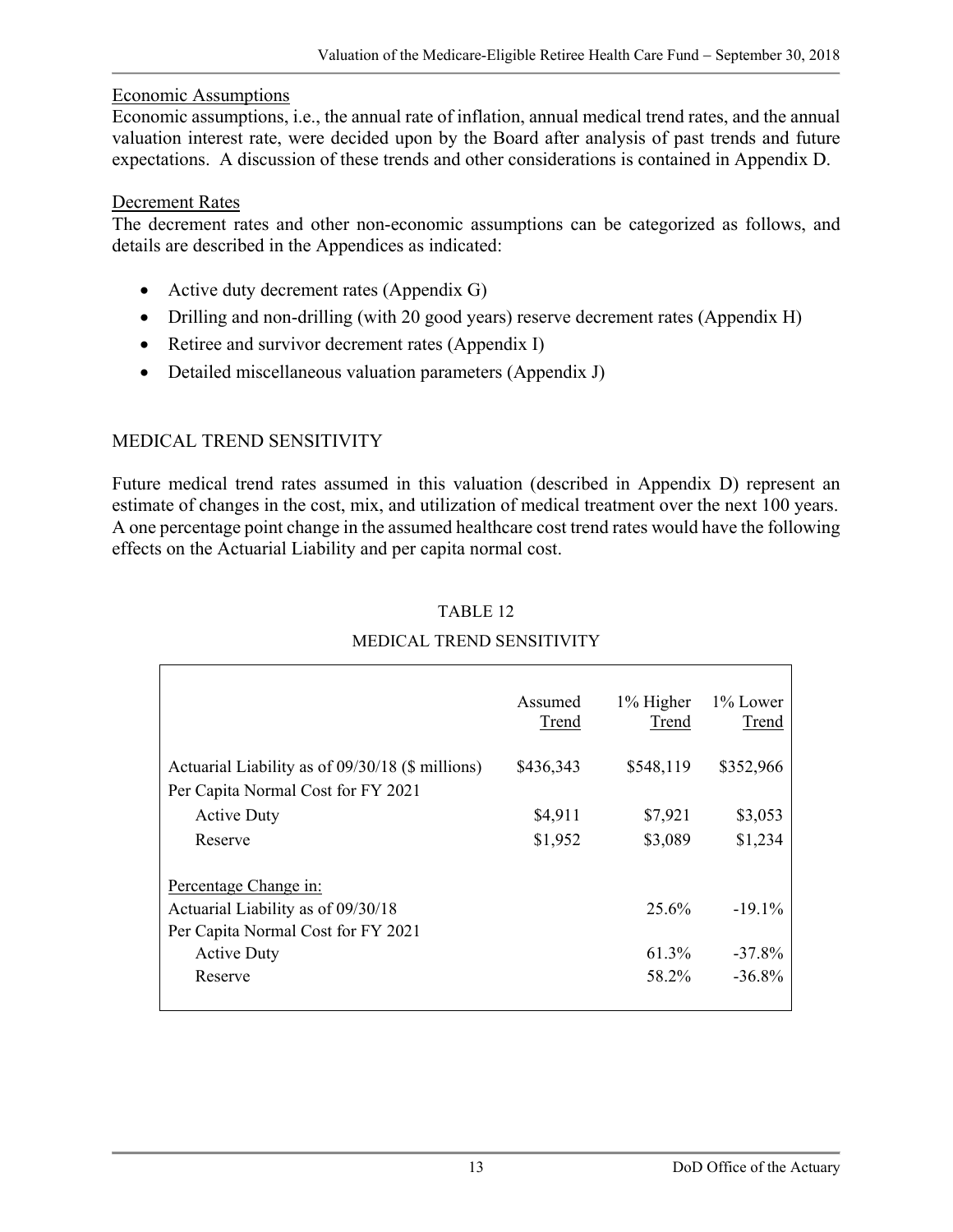Economic Assumptions
Economic assumptions, i.e., the annual rate of inflation, annual medical trend rates, and the annual valuation interest rate, were decided upon by the Board after analysis of past trends and future expectations. A discussion of these trends and other considerations is contained in Appendix D.

Decrement Rates
The decrement rates and other non-economic assumptions can be categorized as follows, and details are described in the Appendices as indicated:

- Active duty decrement rates (Appendix G)
- Drilling and non-drilling (with 20 good years) reserve decrement rates (Appendix H)
- Retiree and survivor decrement rates (Appendix I)
- Detailed miscellaneous valuation parameters (Appendix J)

## MEDICAL TREND SENSITIVITY

Future medical trend rates assumed in this valuation (described in Appendix D) represent an estimate of changes in the cost, mix, and utilization of medical treatment over the next 100 years. A one percentage point change in the assumed healthcare cost trend rates would have the following effects on the Actuarial Liability and per capita normal cost.

TABLE 12

MEDICAL TREND SENSITIVITY

| | Assumed Trend | 1% Higher Trend | 1% Lower Trend |
|---|---|---|---|
| Actuarial Liability as of 09/30/18 ($ millions) | $436,343 | $548,119 | $352,966 |
| Per Capita Normal Cost for FY 2021 | | | |
| Active Duty | $4,911 | $7,921 | $3,053 |
| Reserve | $1,952 | $3,089 | $1,234 |
| Percentage Change in: | | | |
| Actuarial Liability as of 09/30/18 | | 25.6% | -19.1% |
| Per Capita Normal Cost for FY 2021 | | | |
| Active Duty | | 61.3% | -37.8% |
| Reserve | | 58.2% | -36.8% |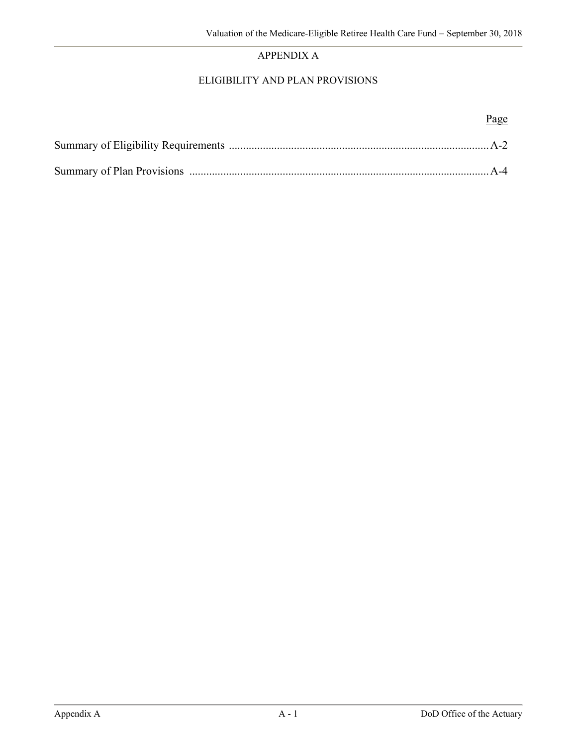# APPENDIX A

## ELIGIBILITY AND PLAN PROVISIONS

| | Page |
|---|---|
| Summary of Eligibility Requirements | A-2 |
| Summary of Plan Provisions | A-4 |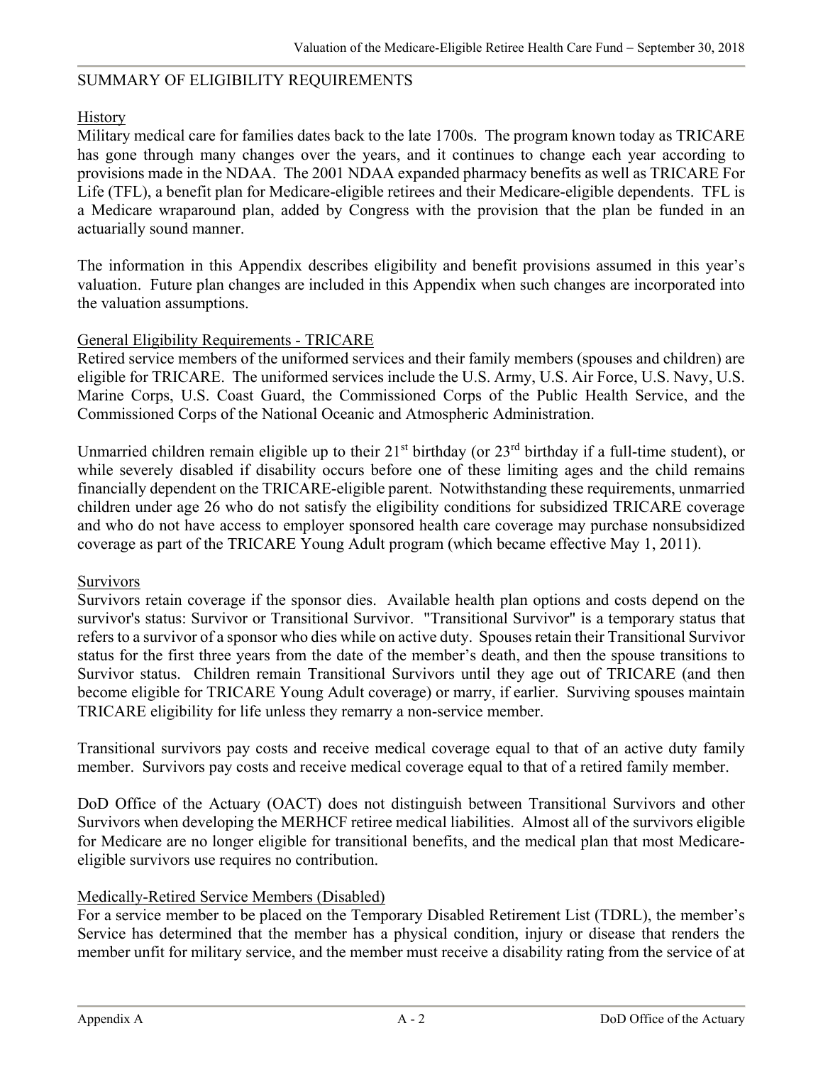## SUMMARY OF ELIGIBILITY REQUIREMENTS

### History

Military medical care for families dates back to the late 1700s. The program known today as TRICARE has gone through many changes over the years, and it continues to change each year according to provisions made in the NDAA. The 2001 NDAA expanded pharmacy benefits as well as TRICARE For Life (TFL), a benefit plan for Medicare-eligible retirees and their Medicare-eligible dependents. TFL is a Medicare wraparound plan, added by Congress with the provision that the plan be funded in an actuarially sound manner.

The information in this Appendix describes eligibility and benefit provisions assumed in this year's valuation. Future plan changes are included in this Appendix when such changes are incorporated into the valuation assumptions.

### General Eligibility Requirements - TRICARE

Retired service members of the uniformed services and their family members (spouses and children) are eligible for TRICARE. The uniformed services include the U.S. Army, U.S. Air Force, U.S. Navy, U.S. Marine Corps, U.S. Coast Guard, the Commissioned Corps of the Public Health Service, and the Commissioned Corps of the National Oceanic and Atmospheric Administration.

Unmarried children remain eligible up to their 21st birthday (or 23rd birthday if a full-time student), or while severely disabled if disability occurs before one of these limiting ages and the child remains financially dependent on the TRICARE-eligible parent. Notwithstanding these requirements, unmarried children under age 26 who do not satisfy the eligibility conditions for subsidized TRICARE coverage and who do not have access to employer sponsored health care coverage may purchase nonsubsidized coverage as part of the TRICARE Young Adult program (which became effective May 1, 2011).

### Survivors

Survivors retain coverage if the sponsor dies. Available health plan options and costs depend on the survivor's status: Survivor or Transitional Survivor. "Transitional Survivor" is a temporary status that refers to a survivor of a sponsor who dies while on active duty. Spouses retain their Transitional Survivor status for the first three years from the date of the member's death, and then the spouse transitions to Survivor status. Children remain Transitional Survivors until they age out of TRICARE (and then become eligible for TRICARE Young Adult coverage) or marry, if earlier. Surviving spouses maintain TRICARE eligibility for life unless they remarry a non-service member.

Transitional survivors pay costs and receive medical coverage equal to that of an active duty family member. Survivors pay costs and receive medical coverage equal to that of a retired family member.

DoD Office of the Actuary (OACT) does not distinguish between Transitional Survivors and other Survivors when developing the MERHCF retiree medical liabilities. Almost all of the survivors eligible for Medicare are no longer eligible for transitional benefits, and the medical plan that most Medicare-eligible survivors use requires no contribution.

### Medically-Retired Service Members (Disabled)

For a service member to be placed on the Temporary Disabled Retirement List (TDRL), the member's Service has determined that the member has a physical condition, injury or disease that renders the member unfit for military service, and the member must receive a disability rating from the service of at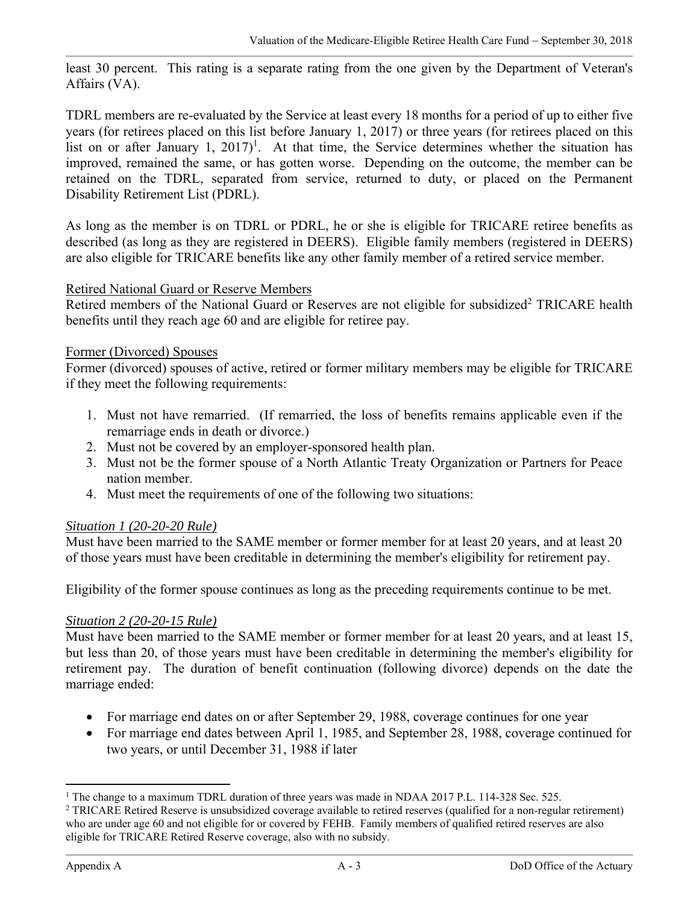least 30 percent. This rating is a separate rating from the one given by the Department of Veteran's Affairs (VA).

TDRL members are re-evaluated by the Service at least every 18 months for a period of up to either five years (for retirees placed on this list before January 1, 2017) or three years (for retirees placed on this list on or after January 1, 2017)[1]. At that time, the Service determines whether the situation has improved, remained the same, or has gotten worse. Depending on the outcome, the member can be retained on the TDRL, separated from service, returned to duty, or placed on the Permanent Disability Retirement List (PDRL).

As long as the member is on TDRL or PDRL, he or she is eligible for TRICARE retiree benefits as described (as long as they are registered in DEERS). Eligible family members (registered in DEERS) are also eligible for TRICARE benefits like any other family member of a retired service member.

<u>Retired National Guard or Reserve Members</u>

Retired members of the National Guard or Reserves are not eligible for subsidized[2] TRICARE health benefits until they reach age 60 and are eligible for retiree pay.

<u>Former (Divorced) Spouses</u>

Former (divorced) spouses of active, retired or former military members may be eligible for TRICARE if they meet the following requirements:

1. Must not have remarried. (If remarried, the loss of benefits remains applicable even if the remarriage ends in death or divorce.)
2. Must not be covered by an employer-sponsored health plan.
3. Must not be the former spouse of a North Atlantic Treaty Organization or Partners for Peace nation member.
4. Must meet the requirements of one of the following two situations:

*<u>Situation 1 (20-20-20 Rule)</u>*

Must have been married to the SAME member or former member for at least 20 years, and at least 20 of those years must have been creditable in determining the member's eligibility for retirement pay.

Eligibility of the former spouse continues as long as the preceding requirements continue to be met.

*<u>Situation 2 (20-20-15 Rule)</u>*

Must have been married to the SAME member or former member for at least 20 years, and at least 15, but less than 20, of those years must have been creditable in determining the member's eligibility for retirement pay. The duration of benefit continuation (following divorce) depends on the date the marriage ended:

- For marriage end dates on or after September 29, 1988, coverage continues for one year
- For marriage end dates between April 1, 1985, and September 28, 1988, coverage continued for two years, or until December 31, 1988 if later

---

[1] The change to a maximum TDRL duration of three years was made in NDAA 2017 P.L. 114-328 Sec. 525.

[2] TRICARE Retired Reserve is unsubsidized coverage available to retired reserves (qualified for a non-regular retirement) who are under age 60 and not eligible for or covered by FEHB. Family members of qualified retired reserves are also eligible for TRICARE Retired Reserve coverage, also with no subsidy.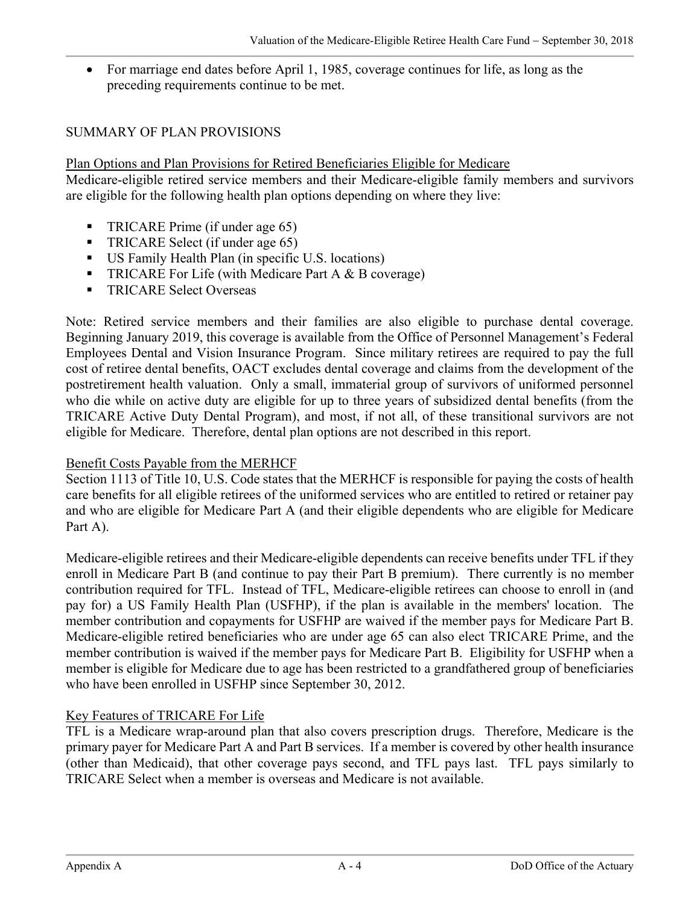- For marriage end dates before April 1, 1985, coverage continues for life, as long as the preceding requirements continue to be met.

## SUMMARY OF PLAN PROVISIONS

### Plan Options and Plan Provisions for Retired Beneficiaries Eligible for Medicare

Medicare-eligible retired service members and their Medicare-eligible family members and survivors are eligible for the following health plan options depending on where they live:

- TRICARE Prime (if under age 65)
- TRICARE Select (if under age 65)
- US Family Health Plan (in specific U.S. locations)
- TRICARE For Life (with Medicare Part A & B coverage)
- TRICARE Select Overseas

Note: Retired service members and their families are also eligible to purchase dental coverage. Beginning January 2019, this coverage is available from the Office of Personnel Management's Federal Employees Dental and Vision Insurance Program. Since military retirees are required to pay the full cost of retiree dental benefits, OACT excludes dental coverage and claims from the development of the postretirement health valuation. Only a small, immaterial group of survivors of uniformed personnel who die while on active duty are eligible for up to three years of subsidized dental benefits (from the TRICARE Active Duty Dental Program), and most, if not all, of these transitional survivors are not eligible for Medicare. Therefore, dental plan options are not described in this report.

### Benefit Costs Payable from the MERHCF

Section 1113 of Title 10, U.S. Code states that the MERHCF is responsible for paying the costs of health care benefits for all eligible retirees of the uniformed services who are entitled to retired or retainer pay and who are eligible for Medicare Part A (and their eligible dependents who are eligible for Medicare Part A).

Medicare-eligible retirees and their Medicare-eligible dependents can receive benefits under TFL if they enroll in Medicare Part B (and continue to pay their Part B premium). There currently is no member contribution required for TFL. Instead of TFL, Medicare-eligible retirees can choose to enroll in (and pay for) a US Family Health Plan (USFHP), if the plan is available in the members' location. The member contribution and copayments for USFHP are waived if the member pays for Medicare Part B. Medicare-eligible retired beneficiaries who are under age 65 can also elect TRICARE Prime, and the member contribution is waived if the member pays for Medicare Part B. Eligibility for USFHP when a member is eligible for Medicare due to age has been restricted to a grandfathered group of beneficiaries who have been enrolled in USFHP since September 30, 2012.

### Key Features of TRICARE For Life

TFL is a Medicare wrap-around plan that also covers prescription drugs. Therefore, Medicare is the primary payer for Medicare Part A and Part B services. If a member is covered by other health insurance (other than Medicaid), that other coverage pays second, and TFL pays last. TFL pays similarly to TRICARE Select when a member is overseas and Medicare is not available.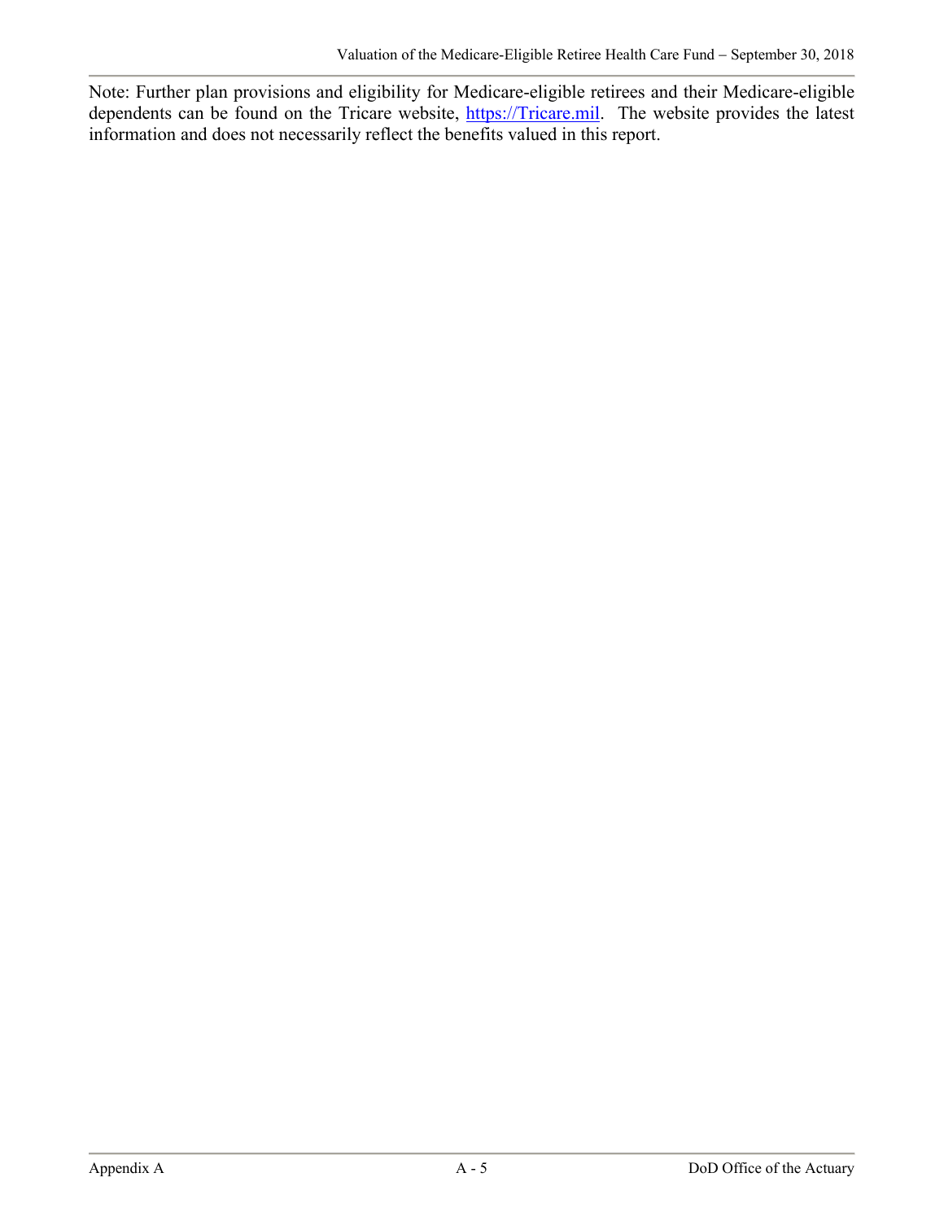Note: Further plan provisions and eligibility for Medicare-eligible retirees and their Medicare-eligible dependents can be found on the Tricare website, [https://Tricare.mil](https://Tricare.mil). The website provides the latest information and does not necessarily reflect the benefits valued in this report.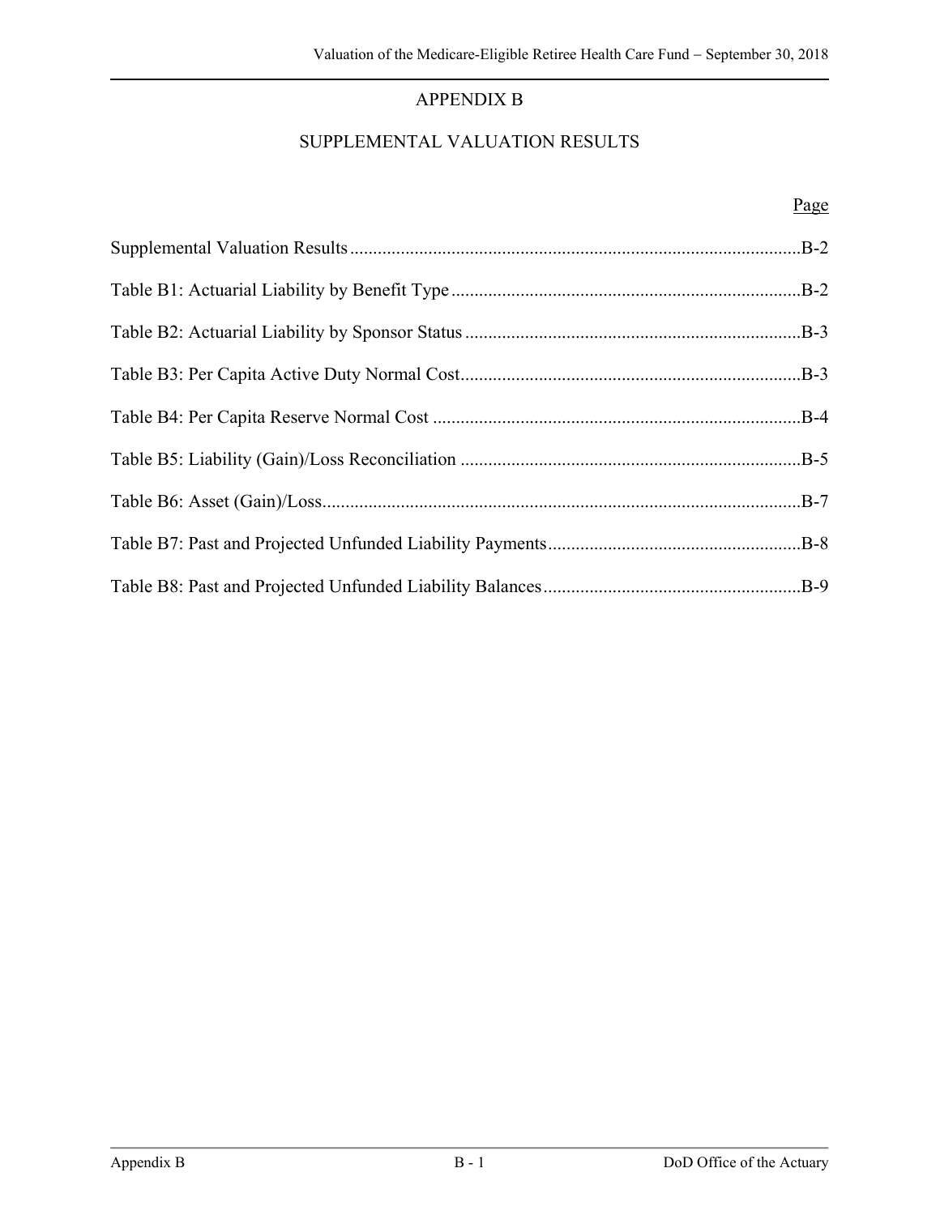# APPENDIX B

## SUPPLEMENTAL VALUATION RESULTS

| | Page |
|---|---|
| Supplemental Valuation Results | B-2 |
| Table B1: Actuarial Liability by Benefit Type | B-2 |
| Table B2: Actuarial Liability by Sponsor Status | B-3 |
| Table B3: Per Capita Active Duty Normal Cost | B-3 |
| Table B4: Per Capita Reserve Normal Cost | B-4 |
| Table B5: Liability (Gain)/Loss Reconciliation | B-5 |
| Table B6: Asset (Gain)/Loss | B-7 |
| Table B7: Past and Projected Unfunded Liability Payments | B-8 |
| Table B8: Past and Projected Unfunded Liability Balances | B-9 |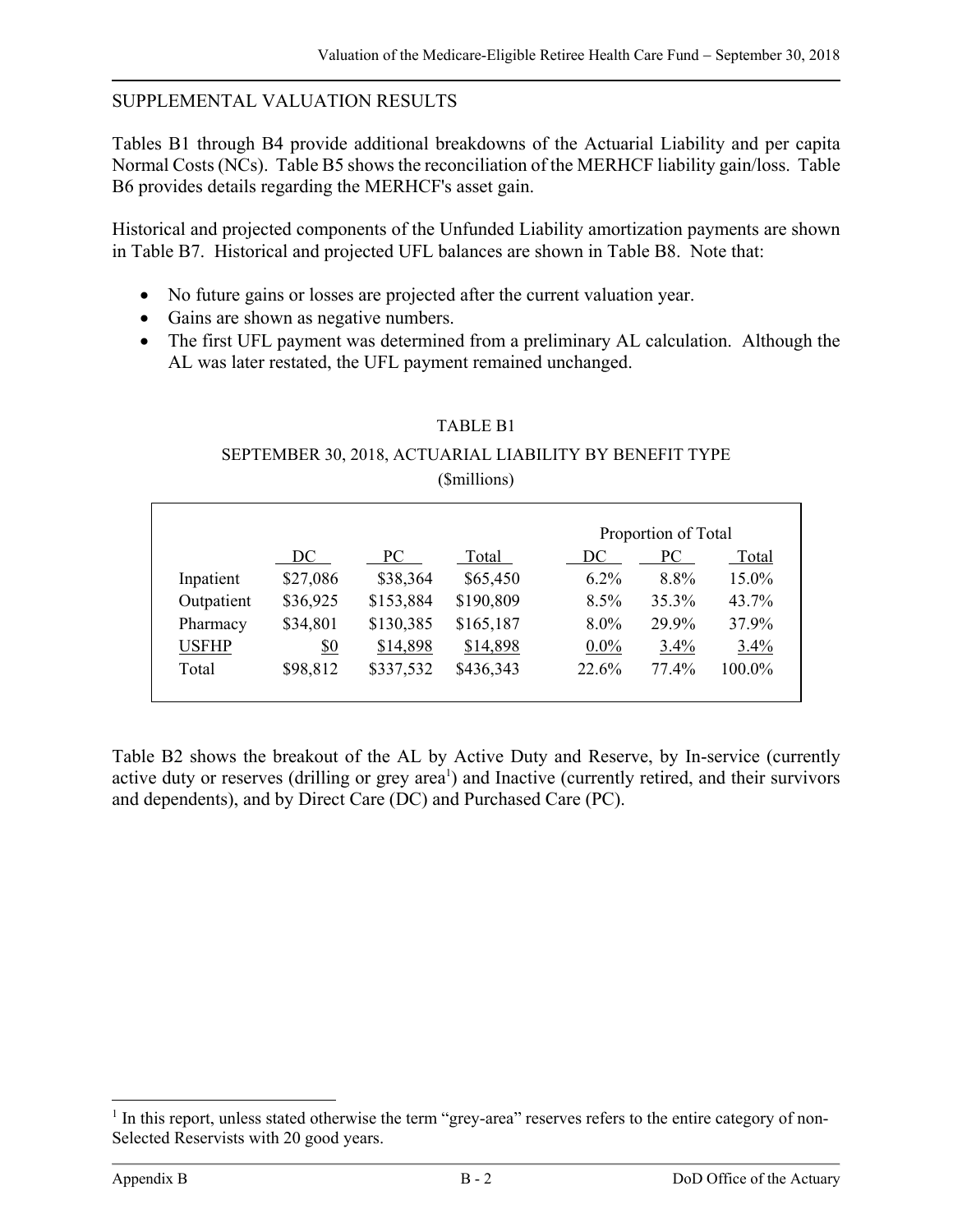## SUPPLEMENTAL VALUATION RESULTS

Tables B1 through B4 provide additional breakdowns of the Actuarial Liability and per capita Normal Costs (NCs). Table B5 shows the reconciliation of the MERHCF liability gain/loss. Table B6 provides details regarding the MERHCF's asset gain.

Historical and projected components of the Unfunded Liability amortization payments are shown in Table B7. Historical and projected UFL balances are shown in Table B8. Note that:

- No future gains or losses are projected after the current valuation year.
- Gains are shown as negative numbers.
- The first UFL payment was determined from a preliminary AL calculation. Although the AL was later restated, the UFL payment remained unchanged.

TABLE B1

SEPTEMBER 30, 2018, ACTUARIAL LIABILITY BY BENEFIT TYPE

($millions)

| | | | | Proportion of Total | | |
|---|---|---|---|---|---|---|
| | DC | PC | Total | DC | PC | Total |
| Inpatient | $27,086 | $38,364 | $65,450 | 6.2% | 8.8% | 15.0% |
| Outpatient | $36,925 | $153,884 | $190,809 | 8.5% | 35.3% | 43.7% |
| Pharmacy | $34,801 | $130,385 | $165,187 | 8.0% | 29.9% | 37.9% |
| USFHP | $0 | $14,898 | $14,898 | 0.0% | 3.4% | 3.4% |
| Total | $98,812 | $337,532 | $436,343 | 22.6% | 77.4% | 100.0% |

Table B2 shows the breakout of the AL by Active Duty and Reserve, by In-service (currently active duty or reserves (drilling or grey area[1]) and Inactive (currently retired, and their survivors and dependents), and by Direct Care (DC) and Purchased Care (PC).

[1] In this report, unless stated otherwise the term "grey-area" reserves refers to the entire category of non-Selected Reservists with 20 good years.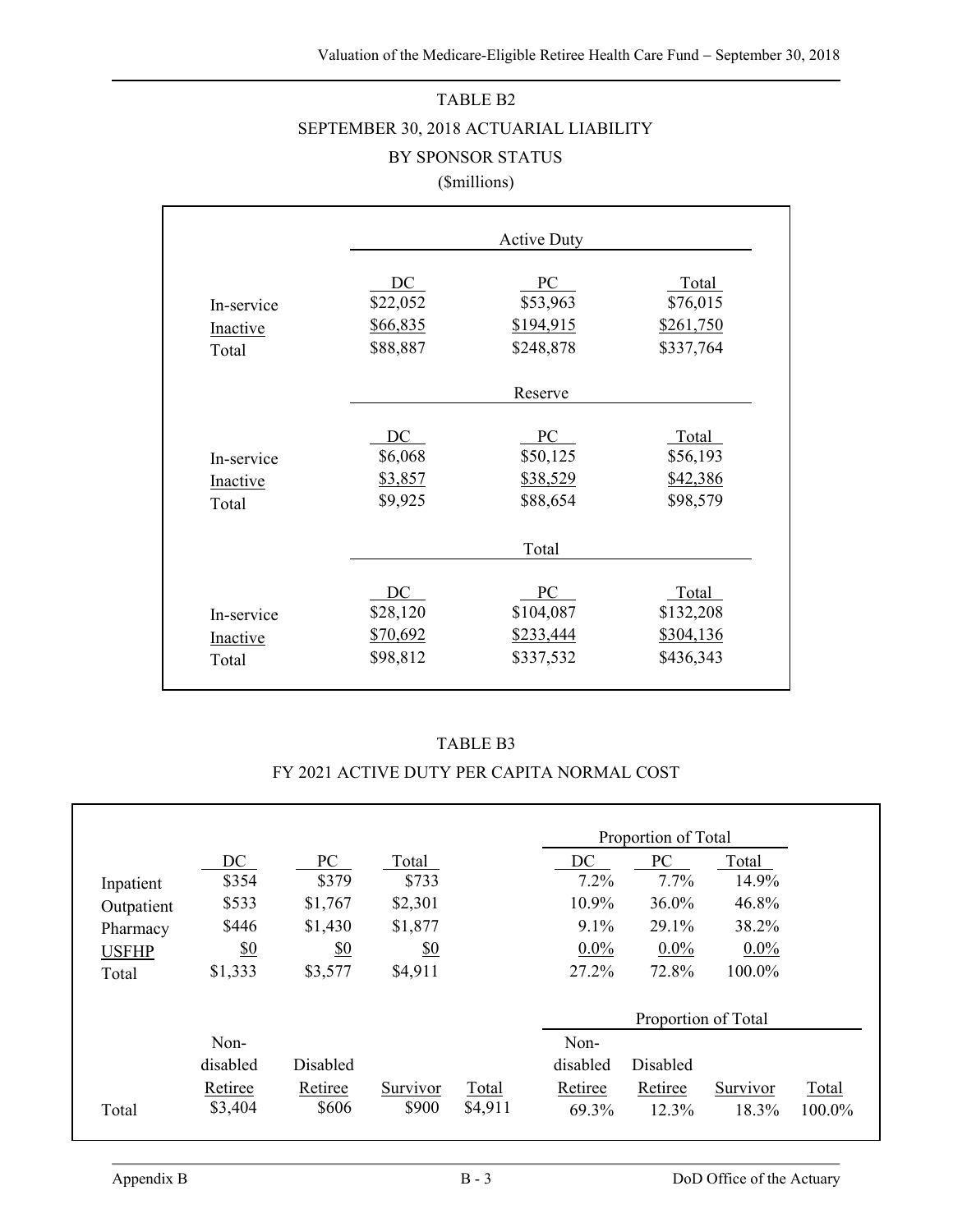TABLE B2

SEPTEMBER 30, 2018 ACTUARIAL LIABILITY

BY SPONSOR STATUS

($millions)

| | Active Duty | | |
|---|---|---|---|
| | DC | PC | Total |
| In-service | $22,052 | $53,963 | $76,015 |
| Inactive | $66,835 | $194,915 | $261,750 |
| Total | $88,887 | $248,878 | $337,764 |
| | **Reserve** | | |
| | DC | PC | Total |
| In-service | $6,068 | $50,125 | $56,193 |
| Inactive | $3,857 | $38,529 | $42,386 |
| Total | $9,925 | $88,654 | $98,579 |
| | **Total** | | |
| | DC | PC | Total |
| In-service | $28,120 | $104,087 | $132,208 |
| Inactive | $70,692 | $233,444 | $304,136 |
| Total | $98,812 | $337,532 | $436,343 |

TABLE B3

FY 2021 ACTIVE DUTY PER CAPITA NORMAL COST

| | DC | PC | Total | Proportion of Total: DC | Proportion of Total: PC | Proportion of Total: Total |
|---|---|---|---|---|---|---|
| Inpatient | $354 | $379 | $733 | 7.2% | 7.7% | 14.9% |
| Outpatient | $533 | $1,767 | $2,301 | 10.9% | 36.0% | 46.8% |
| Pharmacy | $446 | $1,430 | $1,877 | 9.1% | 29.1% | 38.2% |
| USFHP | $0 | $0 | $0 | 0.0% | 0.0% | 0.0% |
| Total | $1,333 | $3,577 | $4,911 | 27.2% | 72.8% | 100.0% |

| | Non-disabled Retiree | Disabled Retiree | Survivor | Total | Proportion of Total: Non-disabled Retiree | Proportion of Total: Disabled Retiree | Proportion of Total: Survivor | Proportion of Total: Total |
|---|---|---|---|---|---|---|---|---|
| Total | $3,404 | $606 | $900 | $4,911 | 69.3% | 12.3% | 18.3% | 100.0% |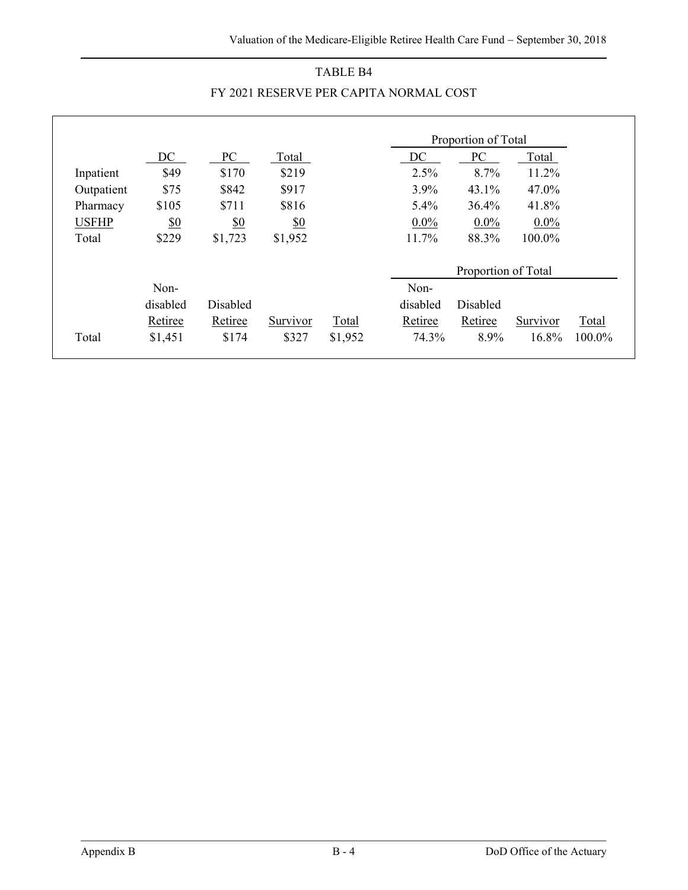## TABLE B4

## FY 2021 RESERVE PER CAPITA NORMAL COST

| | DC | PC | Total | | Proportion of Total DC | Proportion of Total PC | Proportion of Total Total |
|---|---|---|---|---|---|---|---|
| Inpatient | $49 | $170 | $219 | | 2.5% | 8.7% | 11.2% |
| Outpatient | $75 | $842 | $917 | | 3.9% | 43.1% | 47.0% |
| Pharmacy | $105 | $711 | $816 | | 5.4% | 36.4% | 41.8% |
| USFHP | $0 | $0 | $0 | | 0.0% | 0.0% | 0.0% |
| Total | $229 | $1,723 | $1,952 | | 11.7% | 88.3% | 100.0% |

| | Non-disabled Retiree | Disabled Retiree | Survivor | Total | Proportion of Total Non-disabled Retiree | Proportion of Total Disabled Retiree | Proportion of Total Survivor | Proportion of Total Total |
|---|---|---|---|---|---|---|---|---|
| Total | $1,451 | $174 | $327 | $1,952 | 74.3% | 8.9% | 16.8% | 100.0% |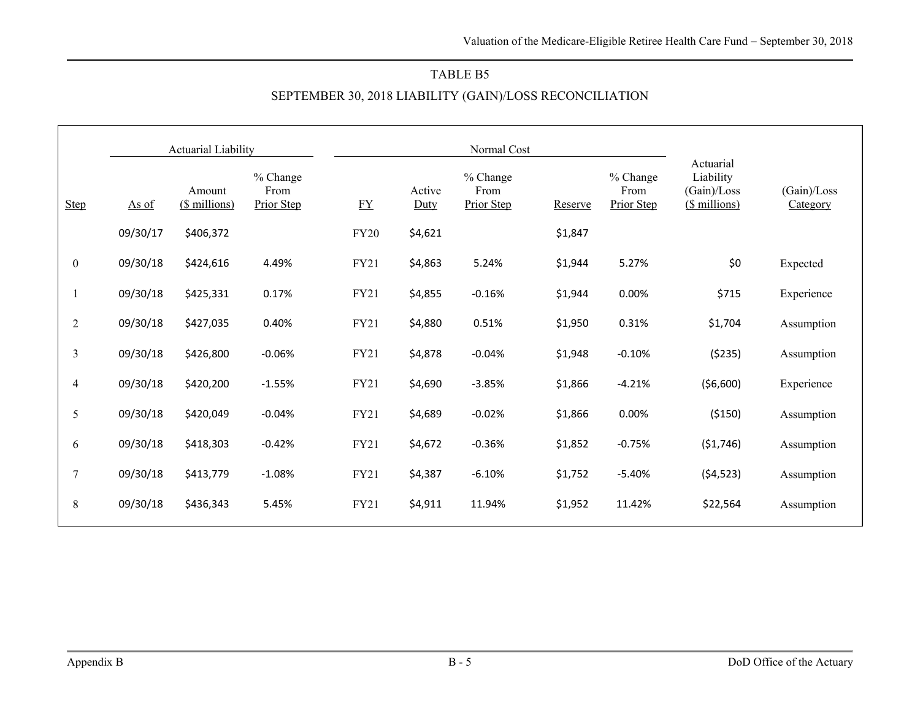## TABLE B5

## SEPTEMBER 30, 2018 LIABILITY (GAIN)/LOSS RECONCILIATION

| | Actuarial Liability | | | Normal Cost | | | | | | |
|---|---|---|---|---|---|---|---|---|---|---|
| Step | As of | Amount ($ millions) | % Change From Prior Step | FY | Active Duty | % Change From Prior Step | Reserve | % Change From Prior Step | Actuarial Liability (Gain)/Loss ($ millions) | (Gain)/Loss Category |
| | 09/30/17 | $406,372 | | FY20 | $4,621 | | $1,847 | | | |
| 0 | 09/30/18 | $424,616 | 4.49% | FY21 | $4,863 | 5.24% | $1,944 | 5.27% | $0 | Expected |
| 1 | 09/30/18 | $425,331 | 0.17% | FY21 | $4,855 | -0.16% | $1,944 | 0.00% | $715 | Experience |
| 2 | 09/30/18 | $427,035 | 0.40% | FY21 | $4,880 | 0.51% | $1,950 | 0.31% | $1,704 | Assumption |
| 3 | 09/30/18 | $426,800 | -0.06% | FY21 | $4,878 | -0.04% | $1,948 | -0.10% | ($235) | Assumption |
| 4 | 09/30/18 | $420,200 | -1.55% | FY21 | $4,690 | -3.85% | $1,866 | -4.21% | ($6,600) | Experience |
| 5 | 09/30/18 | $420,049 | -0.04% | FY21 | $4,689 | -0.02% | $1,866 | 0.00% | ($150) | Assumption |
| 6 | 09/30/18 | $418,303 | -0.42% | FY21 | $4,672 | -0.36% | $1,852 | -0.75% | ($1,746) | Assumption |
| 7 | 09/30/18 | $413,779 | -1.08% | FY21 | $4,387 | -6.10% | $1,752 | -5.40% | ($4,523) | Assumption |
| 8 | 09/30/18 | $436,343 | 5.45% | FY21 | $4,911 | 11.94% | $1,952 | 11.42% | $22,564 | Assumption |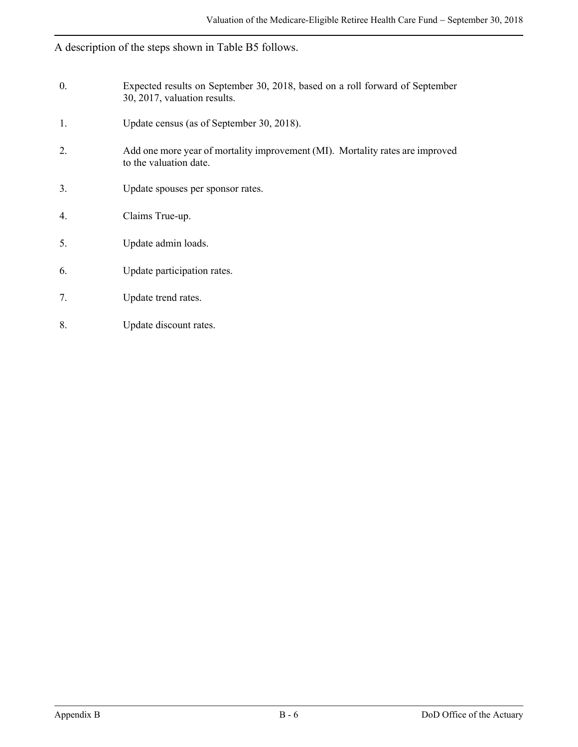A description of the steps shown in Table B5 follows.

0. Expected results on September 30, 2018, based on a roll forward of September 30, 2017, valuation results.

1. Update census (as of September 30, 2018).

2. Add one more year of mortality improvement (MI). Mortality rates are improved to the valuation date.

3. Update spouses per sponsor rates.

4. Claims True-up.

5. Update admin loads.

6. Update participation rates.

7. Update trend rates.

8. Update discount rates.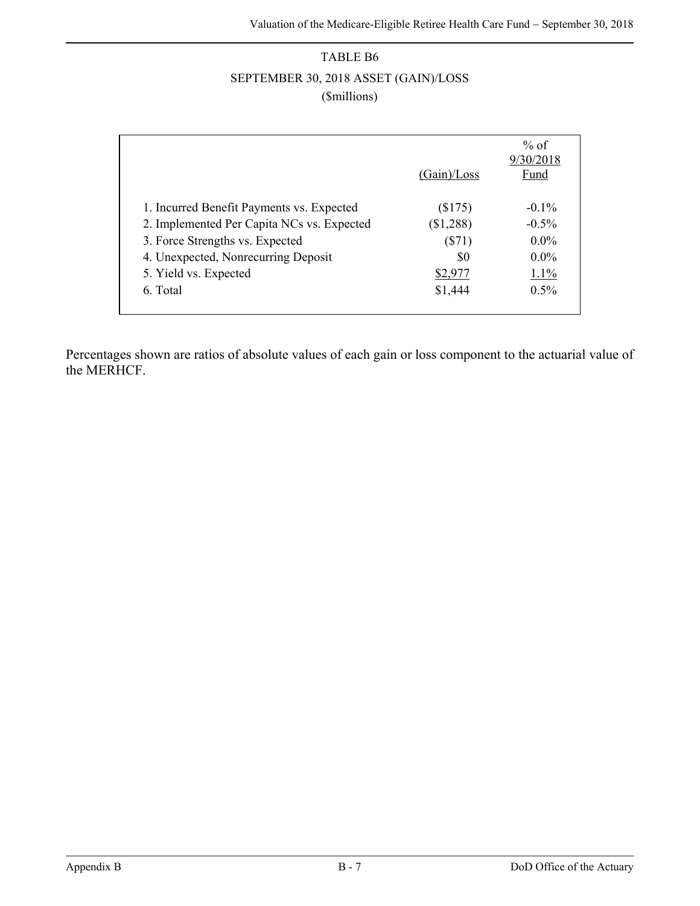# TABLE B6

## SEPTEMBER 30, 2018 ASSET (GAIN)/LOSS

($millions)

| | (Gain)/Loss | % of 9/30/2018 Fund |
|---|---|---|
| 1. Incurred Benefit Payments vs. Expected | ($175) | -0.1% |
| 2. Implemented Per Capita NCs vs. Expected | ($1,288) | -0.5% |
| 3. Force Strengths vs. Expected | ($71) | 0.0% |
| 4. Unexpected, Nonrecurring Deposit | $0 | 0.0% |
| 5. Yield vs. Expected | $2,977 | 1.1% |
| 6. Total | $1,444 | 0.5% |

Percentages shown are ratios of absolute values of each gain or loss component to the actuarial value of the MERHCF.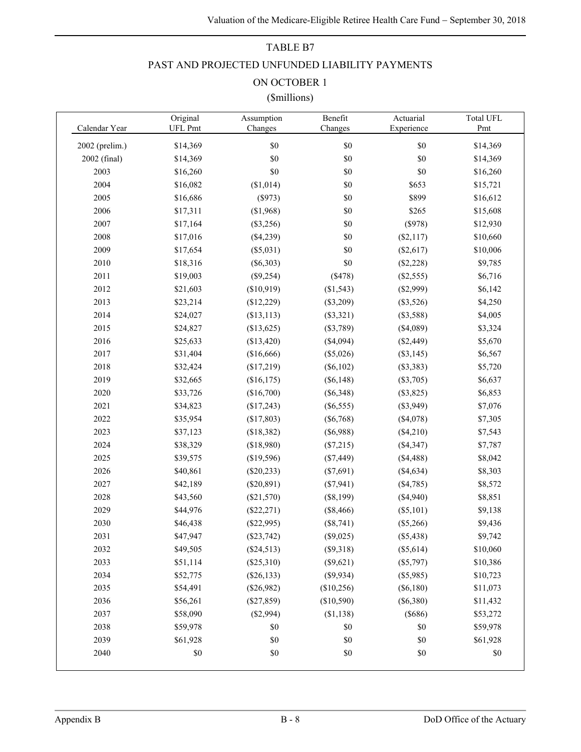# TABLE B7

## PAST AND PROJECTED UNFUNDED LIABILITY PAYMENTS

## ON OCTOBER 1

## ($millions)

| Calendar Year | Original UFL Pmt | Assumption Changes | Benefit Changes | Actuarial Experience | Total UFL Pmt |
|---|---|---|---|---|---|
| 2002 (prelim.) | $14,369 | $0 | $0 | $0 | $14,369 |
| 2002 (final) | $14,369 | $0 | $0 | $0 | $14,369 |
| 2003 | $16,260 | $0 | $0 | $0 | $16,260 |
| 2004 | $16,082 | ($1,014) | $0 | $653 | $15,721 |
| 2005 | $16,686 | ($973) | $0 | $899 | $16,612 |
| 2006 | $17,311 | ($1,968) | $0 | $265 | $15,608 |
| 2007 | $17,164 | ($3,256) | $0 | ($978) | $12,930 |
| 2008 | $17,016 | ($4,239) | $0 | ($2,117) | $10,660 |
| 2009 | $17,654 | ($5,031) | $0 | ($2,617) | $10,006 |
| 2010 | $18,316 | ($6,303) | $0 | ($2,228) | $9,785 |
| 2011 | $19,003 | ($9,254) | ($478) | ($2,555) | $6,716 |
| 2012 | $21,603 | ($10,919) | ($1,543) | ($2,999) | $6,142 |
| 2013 | $23,214 | ($12,229) | ($3,209) | ($3,526) | $4,250 |
| 2014 | $24,027 | ($13,113) | ($3,321) | ($3,588) | $4,005 |
| 2015 | $24,827 | ($13,625) | ($3,789) | ($4,089) | $3,324 |
| 2016 | $25,633 | ($13,420) | ($4,094) | ($2,449) | $5,670 |
| 2017 | $31,404 | ($16,666) | ($5,026) | ($3,145) | $6,567 |
| 2018 | $32,424 | ($17,219) | ($6,102) | ($3,383) | $5,720 |
| 2019 | $32,665 | ($16,175) | ($6,148) | ($3,705) | $6,637 |
| 2020 | $33,726 | ($16,700) | ($6,348) | ($3,825) | $6,853 |
| 2021 | $34,823 | ($17,243) | ($6,555) | ($3,949) | $7,076 |
| 2022 | $35,954 | ($17,803) | ($6,768) | ($4,078) | $7,305 |
| 2023 | $37,123 | ($18,382) | ($6,988) | ($4,210) | $7,543 |
| 2024 | $38,329 | ($18,980) | ($7,215) | ($4,347) | $7,787 |
| 2025 | $39,575 | ($19,596) | ($7,449) | ($4,488) | $8,042 |
| 2026 | $40,861 | ($20,233) | ($7,691) | ($4,634) | $8,303 |
| 2027 | $42,189 | ($20,891) | ($7,941) | ($4,785) | $8,572 |
| 2028 | $43,560 | ($21,570) | ($8,199) | ($4,940) | $8,851 |
| 2029 | $44,976 | ($22,271) | ($8,466) | ($5,101) | $9,138 |
| 2030 | $46,438 | ($22,995) | ($8,741) | ($5,266) | $9,436 |
| 2031 | $47,947 | ($23,742) | ($9,025) | ($5,438) | $9,742 |
| 2032 | $49,505 | ($24,513) | ($9,318) | ($5,614) | $10,060 |
| 2033 | $51,114 | ($25,310) | ($9,621) | ($5,797) | $10,386 |
| 2034 | $52,775 | ($26,133) | ($9,934) | ($5,985) | $10,723 |
| 2035 | $54,491 | ($26,982) | ($10,256) | ($6,180) | $11,073 |
| 2036 | $56,261 | ($27,859) | ($10,590) | ($6,380) | $11,432 |
| 2037 | $58,090 | ($2,994) | ($1,138) | ($686) | $53,272 |
| 2038 | $59,978 | $0 | $0 | $0 | $59,978 |
| 2039 | $61,928 | $0 | $0 | $0 | $61,928 |
| 2040 | $0 | $0 | $0 | $0 | $0 |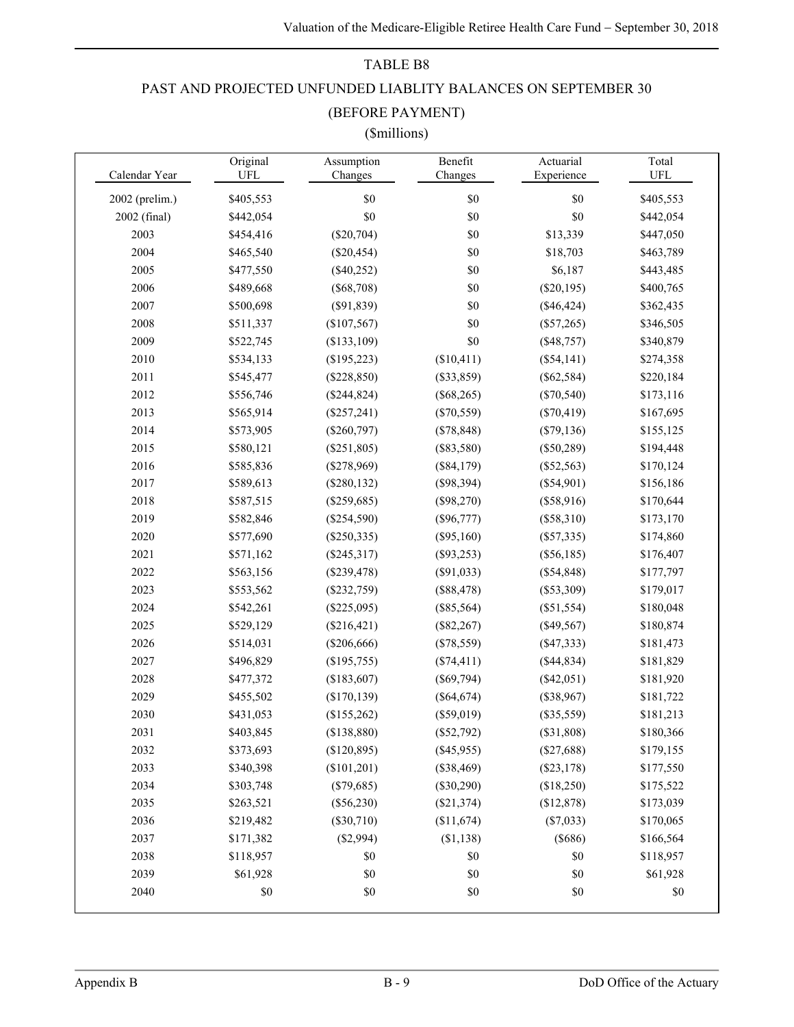## TABLE B8

## PAST AND PROJECTED UNFUNDED LIABLITY BALANCES ON SEPTEMBER 30

## (BEFORE PAYMENT)

## ($millions)

| Calendar Year | Original UFL | Assumption Changes | Benefit Changes | Actuarial Experience | Total UFL |
|---|---|---|---|---|---|
| 2002 (prelim.) | $405,553 | $0 | $0 | $0 | $405,553 |
| 2002 (final) | $442,054 | $0 | $0 | $0 | $442,054 |
| 2003 | $454,416 | ($20,704) | $0 | $13,339 | $447,050 |
| 2004 | $465,540 | ($20,454) | $0 | $18,703 | $463,789 |
| 2005 | $477,550 | ($40,252) | $0 | $6,187 | $443,485 |
| 2006 | $489,668 | ($68,708) | $0 | ($20,195) | $400,765 |
| 2007 | $500,698 | ($91,839) | $0 | ($46,424) | $362,435 |
| 2008 | $511,337 | ($107,567) | $0 | ($57,265) | $346,505 |
| 2009 | $522,745 | ($133,109) | $0 | ($48,757) | $340,879 |
| 2010 | $534,133 | ($195,223) | ($10,411) | ($54,141) | $274,358 |
| 2011 | $545,477 | ($228,850) | ($33,859) | ($62,584) | $220,184 |
| 2012 | $556,746 | ($244,824) | ($68,265) | ($70,540) | $173,116 |
| 2013 | $565,914 | ($257,241) | ($70,559) | ($70,419) | $167,695 |
| 2014 | $573,905 | ($260,797) | ($78,848) | ($79,136) | $155,125 |
| 2015 | $580,121 | ($251,805) | ($83,580) | ($50,289) | $194,448 |
| 2016 | $585,836 | ($278,969) | ($84,179) | ($52,563) | $170,124 |
| 2017 | $589,613 | ($280,132) | ($98,394) | ($54,901) | $156,186 |
| 2018 | $587,515 | ($259,685) | ($98,270) | ($58,916) | $170,644 |
| 2019 | $582,846 | ($254,590) | ($96,777) | ($58,310) | $173,170 |
| 2020 | $577,690 | ($250,335) | ($95,160) | ($57,335) | $174,860 |
| 2021 | $571,162 | ($245,317) | ($93,253) | ($56,185) | $176,407 |
| 2022 | $563,156 | ($239,478) | ($91,033) | ($54,848) | $177,797 |
| 2023 | $553,562 | ($232,759) | ($88,478) | ($53,309) | $179,017 |
| 2024 | $542,261 | ($225,095) | ($85,564) | ($51,554) | $180,048 |
| 2025 | $529,129 | ($216,421) | ($82,267) | ($49,567) | $180,874 |
| 2026 | $514,031 | ($206,666) | ($78,559) | ($47,333) | $181,473 |
| 2027 | $496,829 | ($195,755) | ($74,411) | ($44,834) | $181,829 |
| 2028 | $477,372 | ($183,607) | ($69,794) | ($42,051) | $181,920 |
| 2029 | $455,502 | ($170,139) | ($64,674) | ($38,967) | $181,722 |
| 2030 | $431,053 | ($155,262) | ($59,019) | ($35,559) | $181,213 |
| 2031 | $403,845 | ($138,880) | ($52,792) | ($31,808) | $180,366 |
| 2032 | $373,693 | ($120,895) | ($45,955) | ($27,688) | $179,155 |
| 2033 | $340,398 | ($101,201) | ($38,469) | ($23,178) | $177,550 |
| 2034 | $303,748 | ($79,685) | ($30,290) | ($18,250) | $175,522 |
| 2035 | $263,521 | ($56,230) | ($21,374) | ($12,878) | $173,039 |
| 2036 | $219,482 | ($30,710) | ($11,674) | ($7,033) | $170,065 |
| 2037 | $171,382 | ($2,994) | ($1,138) | ($686) | $166,564 |
| 2038 | $118,957 | $0 | $0 | $0 | $118,957 |
| 2039 | $61,928 | $0 | $0 | $0 | $61,928 |
| 2040 | $0 | $0 | $0 | $0 | $0 |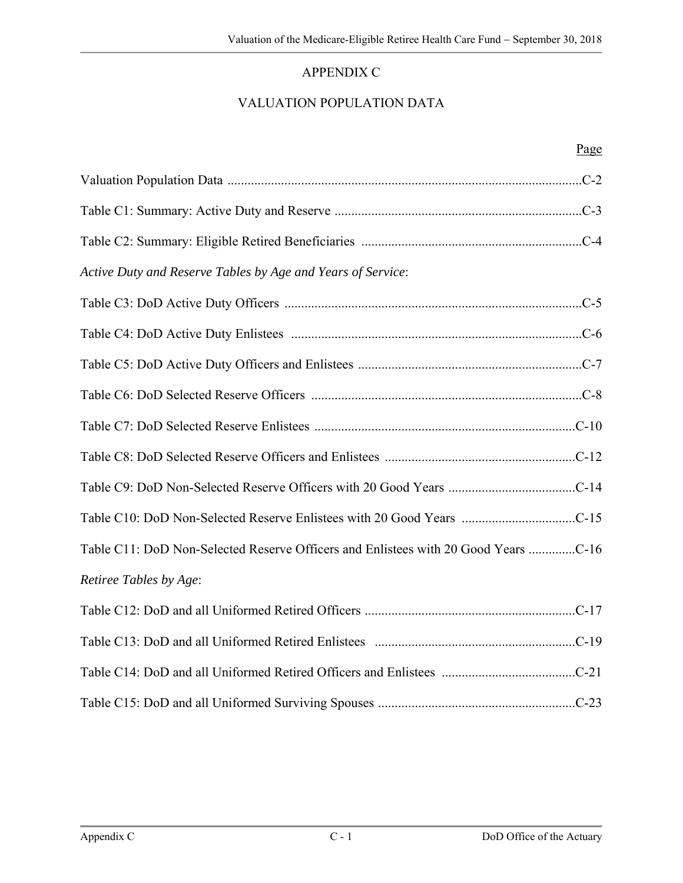# APPENDIX C

## VALUATION POPULATION DATA

| | Page |
|---|---|
| Valuation Population Data | C-2 |
| Table C1: Summary: Active Duty and Reserve | C-3 |
| Table C2: Summary: Eligible Retired Beneficiaries | C-4 |
| *Active Duty and Reserve Tables by Age and Years of Service*: | |
| Table C3: DoD Active Duty Officers | C-5 |
| Table C4: DoD Active Duty Enlistees | C-6 |
| Table C5: DoD Active Duty Officers and Enlistees | C-7 |
| Table C6: DoD Selected Reserve Officers | C-8 |
| Table C7: DoD Selected Reserve Enlistees | C-10 |
| Table C8: DoD Selected Reserve Officers and Enlistees | C-12 |
| Table C9: DoD Non-Selected Reserve Officers with 20 Good Years | C-14 |
| Table C10: DoD Non-Selected Reserve Enlistees with 20 Good Years | C-15 |
| Table C11: DoD Non-Selected Reserve Officers and Enlistees with 20 Good Years | C-16 |
| *Retiree Tables by Age*: | |
| Table C12: DoD and all Uniformed Retired Officers | C-17 |
| Table C13: DoD and all Uniformed Retired Enlistees | C-19 |
| Table C14: DoD and all Uniformed Retired Officers and Enlistees | C-21 |
| Table C15: DoD and all Uniformed Surviving Spouses | C-23 |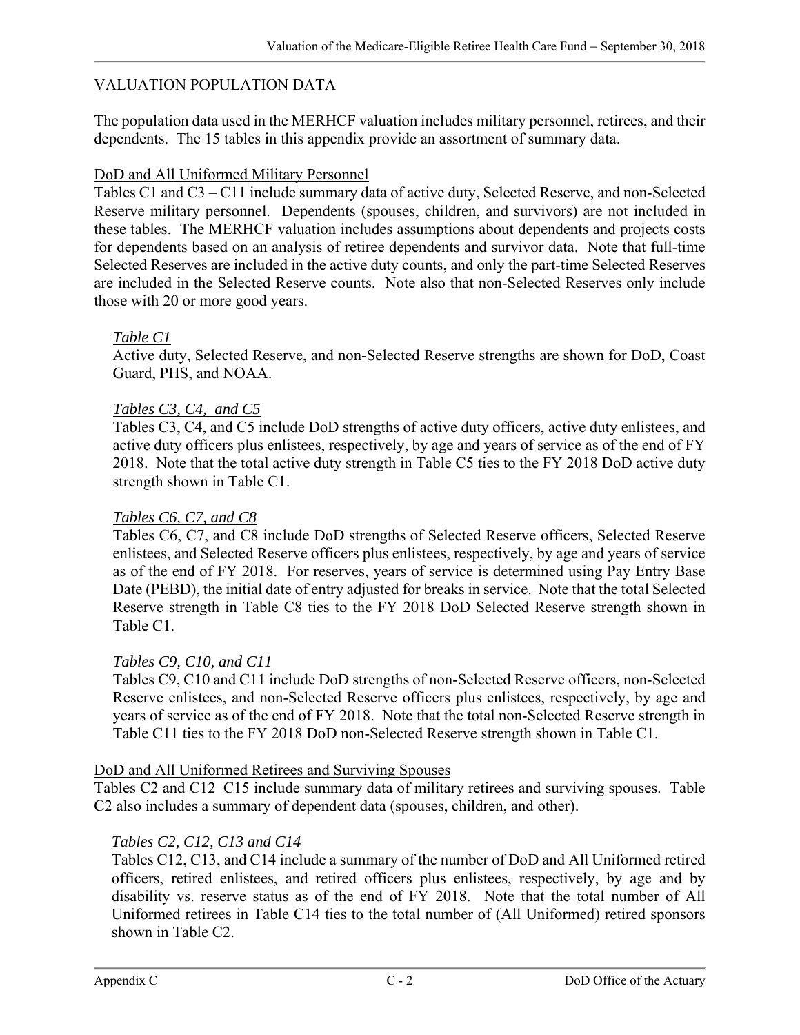## VALUATION POPULATION DATA

The population data used in the MERHCF valuation includes military personnel, retirees, and their dependents. The 15 tables in this appendix provide an assortment of summary data.

### DoD and All Uniformed Military Personnel

Tables C1 and C3 – C11 include summary data of active duty, Selected Reserve, and non-Selected Reserve military personnel. Dependents (spouses, children, and survivors) are not included in these tables. The MERHCF valuation includes assumptions about dependents and projects costs for dependents based on an analysis of retiree dependents and survivor data. Note that full-time Selected Reserves are included in the active duty counts, and only the part-time Selected Reserves are included in the Selected Reserve counts. Note also that non-Selected Reserves only include those with 20 or more good years.

*Table C1*

Active duty, Selected Reserve, and non-Selected Reserve strengths are shown for DoD, Coast Guard, PHS, and NOAA.

*Tables C3, C4, and C5*

Tables C3, C4, and C5 include DoD strengths of active duty officers, active duty enlistees, and active duty officers plus enlistees, respectively, by age and years of service as of the end of FY 2018. Note that the total active duty strength in Table C5 ties to the FY 2018 DoD active duty strength shown in Table C1.

*Tables C6, C7, and C8*

Tables C6, C7, and C8 include DoD strengths of Selected Reserve officers, Selected Reserve enlistees, and Selected Reserve officers plus enlistees, respectively, by age and years of service as of the end of FY 2018. For reserves, years of service is determined using Pay Entry Base Date (PEBD), the initial date of entry adjusted for breaks in service. Note that the total Selected Reserve strength in Table C8 ties to the FY 2018 DoD Selected Reserve strength shown in Table C1.

*Tables C9, C10, and C11*

Tables C9, C10 and C11 include DoD strengths of non-Selected Reserve officers, non-Selected Reserve enlistees, and non-Selected Reserve officers plus enlistees, respectively, by age and years of service as of the end of FY 2018. Note that the total non-Selected Reserve strength in Table C11 ties to the FY 2018 DoD non-Selected Reserve strength shown in Table C1.

### DoD and All Uniformed Retirees and Surviving Spouses

Tables C2 and C12–C15 include summary data of military retirees and surviving spouses. Table C2 also includes a summary of dependent data (spouses, children, and other).

*Tables C2, C12, C13 and C14*

Tables C12, C13, and C14 include a summary of the number of DoD and All Uniformed retired officers, retired enlistees, and retired officers plus enlistees, respectively, by age and by disability vs. reserve status as of the end of FY 2018. Note that the total number of All Uniformed retirees in Table C14 ties to the total number of (All Uniformed) retired sponsors shown in Table C2.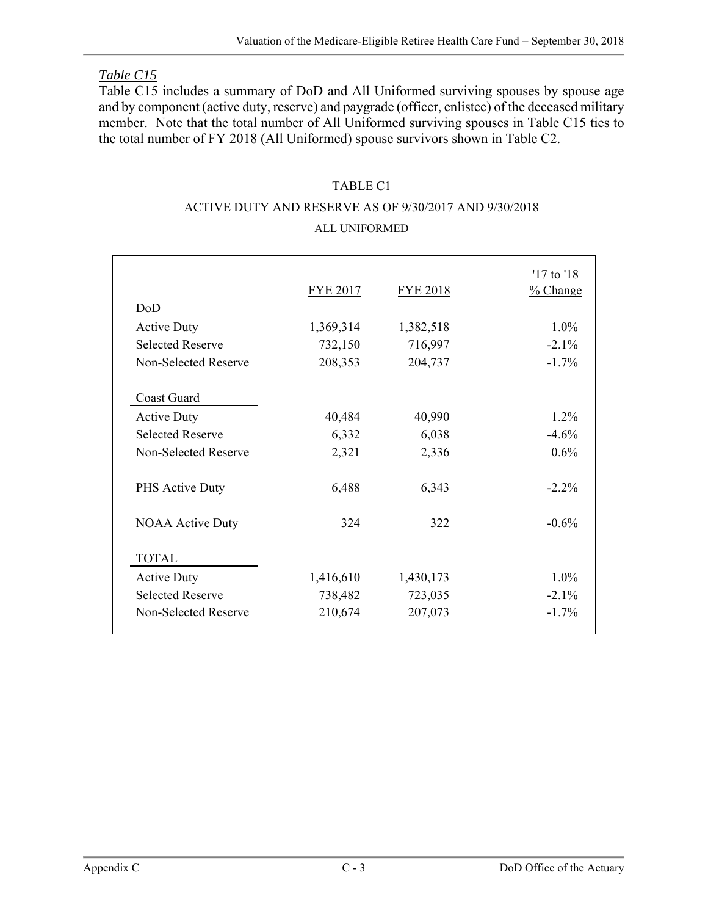*Table C15*

Table C15 includes a summary of DoD and All Uniformed surviving spouses by spouse age and by component (active duty, reserve) and paygrade (officer, enlistee) of the deceased military member. Note that the total number of All Uniformed surviving spouses in Table C15 ties to the total number of FY 2018 (All Uniformed) spouse survivors shown in Table C2.

TABLE C1

ACTIVE DUTY AND RESERVE AS OF 9/30/2017 AND 9/30/2018

ALL UNIFORMED

| | FYE 2017 | FYE 2018 | '17 to '18 % Change |
|---|---|---|---|
| **DoD** | | | |
| Active Duty | 1,369,314 | 1,382,518 | 1.0% |
| Selected Reserve | 732,150 | 716,997 | -2.1% |
| Non-Selected Reserve | 208,353 | 204,737 | -1.7% |
| **Coast Guard** | | | |
| Active Duty | 40,484 | 40,990 | 1.2% |
| Selected Reserve | 6,332 | 6,038 | -4.6% |
| Non-Selected Reserve | 2,321 | 2,336 | 0.6% |
| PHS Active Duty | 6,488 | 6,343 | -2.2% |
| NOAA Active Duty | 324 | 322 | -0.6% |
| **TOTAL** | | | |
| Active Duty | 1,416,610 | 1,430,173 | 1.0% |
| Selected Reserve | 738,482 | 723,035 | -2.1% |
| Non-Selected Reserve | 210,674 | 207,073 | -1.7% |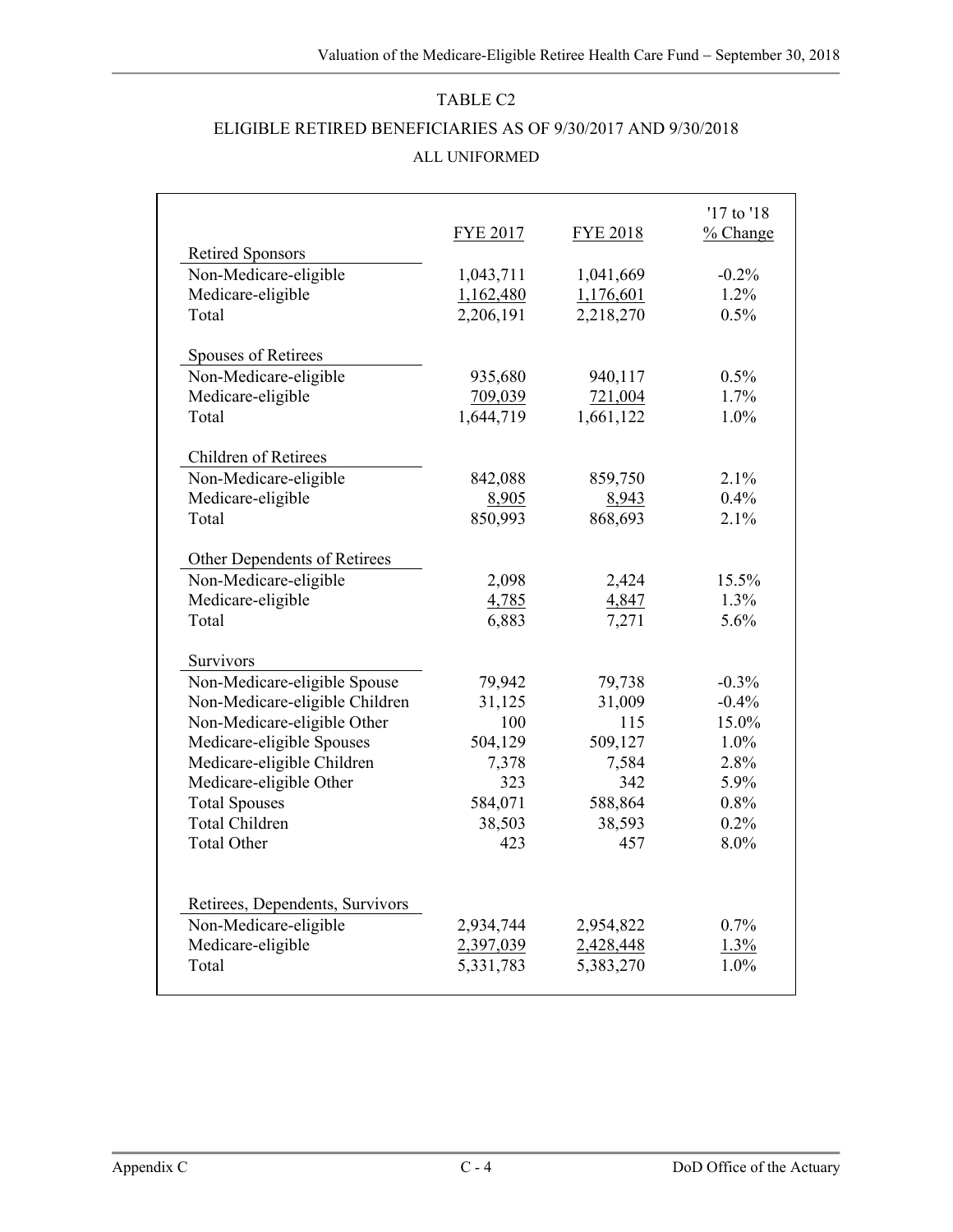TABLE C2

ELIGIBLE RETIRED BENEFICIARIES AS OF 9/30/2017 AND 9/30/2018

ALL UNIFORMED

| | FYE 2017 | FYE 2018 | '17 to '18 % Change |
|---|---|---|---|
| **Retired Sponsors** | | | |
| Non-Medicare-eligible | 1,043,711 | 1,041,669 | -0.2% |
| Medicare-eligible | 1,162,480 | 1,176,601 | 1.2% |
| Total | 2,206,191 | 2,218,270 | 0.5% |
| **Spouses of Retirees** | | | |
| Non-Medicare-eligible | 935,680 | 940,117 | 0.5% |
| Medicare-eligible | 709,039 | 721,004 | 1.7% |
| Total | 1,644,719 | 1,661,122 | 1.0% |
| **Children of Retirees** | | | |
| Non-Medicare-eligible | 842,088 | 859,750 | 2.1% |
| Medicare-eligible | 8,905 | 8,943 | 0.4% |
| Total | 850,993 | 868,693 | 2.1% |
| **Other Dependents of Retirees** | | | |
| Non-Medicare-eligible | 2,098 | 2,424 | 15.5% |
| Medicare-eligible | 4,785 | 4,847 | 1.3% |
| Total | 6,883 | 7,271 | 5.6% |
| **Survivors** | | | |
| Non-Medicare-eligible Spouse | 79,942 | 79,738 | -0.3% |
| Non-Medicare-eligible Children | 31,125 | 31,009 | -0.4% |
| Non-Medicare-eligible Other | 100 | 115 | 15.0% |
| Medicare-eligible Spouses | 504,129 | 509,127 | 1.0% |
| Medicare-eligible Children | 7,378 | 7,584 | 2.8% |
| Medicare-eligible Other | 323 | 342 | 5.9% |
| Total Spouses | 584,071 | 588,864 | 0.8% |
| Total Children | 38,503 | 38,593 | 0.2% |
| Total Other | 423 | 457 | 8.0% |
| **Retirees, Dependents, Survivors** | | | |
| Non-Medicare-eligible | 2,934,744 | 2,954,822 | 0.7% |
| Medicare-eligible | 2,397,039 | 2,428,448 | 1.3% |
| Total | 5,331,783 | 5,383,270 | 1.0% |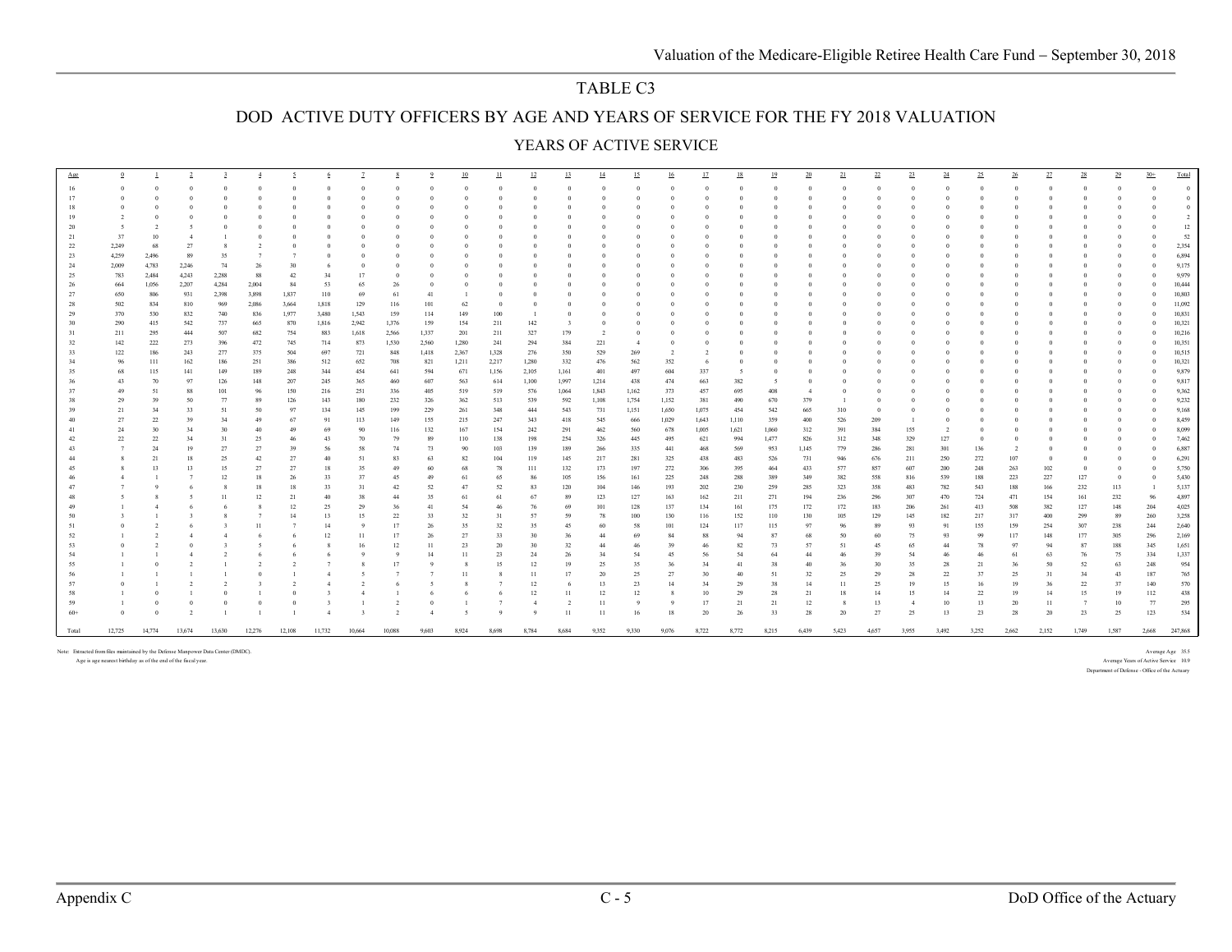# TABLE C3

## DOD ACTIVE DUTY OFFICERS BY AGE AND YEARS OF SERVICE FOR THE FY 2018 VALUATION

### YEARS OF ACTIVE SERVICE

| Age | 0 | 1 | 2 | 3 | 4 | 5 | 6 | 7 | 8 | 9 | 10 | 11 | 12 | 13 | 14 | 15 | 16 | 17 | 18 | 19 | 20 | 21 | 22 | 23 | 24 | 25 | 26 | 27 | 28 | 29 | 30+ | Total |
|---|---|---|---|---|---|---|---|---|---|---|---|---|---|---|---|---|---|---|---|---|---|---|---|---|---|---|---|---|---|---|---|---|
| 16 | 0 | 0 | 0 | 0 | 0 | 0 | 0 | 0 | 0 | 0 | 0 | 0 | 0 | 0 | 0 | 0 | 0 | 0 | 0 | 0 | 0 | 0 | 0 | 0 | 0 | 0 | 0 | 0 | 0 | 0 | 0 | 0 |
| 17 | 0 | 0 | 0 | 0 | 0 | 0 | 0 | 0 | 0 | 0 | 0 | 0 | 0 | 0 | 0 | 0 | 0 | 0 | 0 | 0 | 0 | 0 | 0 | 0 | 0 | 0 | 0 | 0 | 0 | 0 | 0 | 0 |
| 18 | 0 | 0 | 0 | 0 | 0 | 0 | 0 | 0 | 0 | 0 | 0 | 0 | 0 | 0 | 0 | 0 | 0 | 0 | 0 | 0 | 0 | 0 | 0 | 0 | 0 | 0 | 0 | 0 | 0 | 0 | 0 | 0 |
| 19 | 2 | 0 | 0 | 0 | 0 | 0 | 0 | 0 | 0 | 0 | 0 | 0 | 0 | 0 | 0 | 0 | 0 | 0 | 0 | 0 | 0 | 0 | 0 | 0 | 0 | 0 | 0 | 0 | 0 | 0 | 0 | 2 |
| 20 | 5 | 2 | 5 | 0 | 0 | 0 | 0 | 0 | 0 | 0 | 0 | 0 | 0 | 0 | 0 | 0 | 0 | 0 | 0 | 0 | 0 | 0 | 0 | 0 | 0 | 0 | 0 | 0 | 0 | 0 | 0 | 12 |
| 21 | 37 | 10 | 4 | 1 | 0 | 0 | 0 | 0 | 0 | 0 | 0 | 0 | 0 | 0 | 0 | 0 | 0 | 0 | 0 | 0 | 0 | 0 | 0 | 0 | 0 | 0 | 0 | 0 | 0 | 0 | 0 | 52 |
| 22 | 2,249 | 68 | 27 | 8 | 2 | 0 | 0 | 0 | 0 | 0 | 0 | 0 | 0 | 0 | 0 | 0 | 0 | 0 | 0 | 0 | 0 | 0 | 0 | 0 | 0 | 0 | 0 | 0 | 0 | 0 | 0 | 2,354 |
| 23 | 4,259 | 2,496 | 89 | 35 | 7 | 7 | 0 | 0 | 0 | 0 | 0 | 0 | 0 | 0 | 0 | 0 | 0 | 0 | 0 | 0 | 0 | 0 | 0 | 0 | 0 | 0 | 0 | 0 | 0 | 0 | 0 | 6,894 |
| 24 | 2,009 | 4,783 | 2,246 | 74 | 26 | 30 | 6 | 0 | 0 | 0 | 0 | 0 | 0 | 0 | 0 | 0 | 0 | 0 | 0 | 0 | 0 | 0 | 0 | 0 | 0 | 0 | 0 | 0 | 0 | 0 | 0 | 9,175 |
| 25 | 783 | 2,484 | 4,243 | 2,288 | 88 | 34 | 17 | 0 | 0 | 0 | 0 | 0 | 0 | 0 | 0 | 0 | 0 | 0 | 0 | 0 | 0 | 0 | 0 | 0 | 0 | 0 | 0 | 0 | 0 | 0 | 0 | 9,979 |
| 26 | 664 | 1,056 | 2,207 | 4,284 | 2,004 | 84 | 53 | 65 | 26 | 0 | 0 | 0 | 0 | 0 | 0 | 0 | 0 | 0 | 0 | 0 | 0 | 0 | 0 | 0 | 0 | 0 | 0 | 0 | 0 | 0 | 0 | 10,444 |
| 27 | 650 | 806 | 931 | 2,398 | 3,898 | 1,837 | 110 | 69 | 61 | 41 | 1 | 0 | 0 | 0 | 0 | 0 | 0 | 0 | 0 | 0 | 0 | 0 | 0 | 0 | 0 | 0 | 0 | 0 | 0 | 0 | 0 | 10,803 |
| 28 | 502 | 834 | 810 | 969 | 2,086 | 3,664 | 1,818 | 129 | 116 | 101 | 62 | 0 | 0 | 0 | 0 | 0 | 0 | 0 | 0 | 0 | 0 | 0 | 0 | 0 | 0 | 0 | 0 | 0 | 0 | 0 | 0 | 11,092 |
| 29 | 370 | 530 | 832 | 740 | 836 | 1,977 | 3,480 | 1,543 | 159 | 114 | 149 | 100 | 1 | 0 | 0 | 0 | 0 | 0 | 0 | 0 | 0 | 0 | 0 | 0 | 0 | 0 | 0 | 0 | 0 | 0 | 0 | 10,831 |
| 30 | 290 | 415 | 542 | 737 | 665 | 870 | 1,816 | 2,942 | 1,776 | 159 | 154 | 211 | 142 | 3 | 0 | 0 | 0 | 0 | 0 | 0 | 0 | 0 | 0 | 0 | 0 | 0 | 0 | 0 | 0 | 0 | 0 | 10,321 |
| 31 | 211 | 295 | 444 | 507 | 682 | 754 | 883 | 1,618 | 2,566 | 1,337 | 201 | 211 | 327 | 179 | 2 | 0 | 0 | 0 | 0 | 0 | 0 | 0 | 0 | 0 | 0 | 0 | 0 | 0 | 0 | 0 | 0 | 10,216 |
| 32 | 142 | 222 | 273 | 396 | 472 | 745 | 714 | 873 | 1,530 | 2,560 | 1,280 | 241 | 294 | 384 | 221 | 4 | 0 | 0 | 0 | 0 | 0 | 0 | 0 | 0 | 0 | 0 | 0 | 0 | 0 | 0 | 0 | 10,351 |
| 33 | 122 | 186 | 243 | 277 | 375 | 504 | 697 | 721 | 848 | 1,418 | 2,367 | 1,328 | 276 | 350 | 529 | 269 | 2 | 2 | 0 | 0 | 0 | 0 | 0 | 0 | 0 | 0 | 0 | 0 | 0 | 0 | 0 | 10,515 |
| 34 | 96 | 111 | 162 | 186 | 251 | 386 | 512 | 652 | 708 | 821 | 1,211 | 2,217 | 1,280 | 332 | 476 | 562 | 352 | 6 | 0 | 0 | 0 | 0 | 0 | 0 | 0 | 0 | 0 | 0 | 0 | 0 | 0 | 10,321 |
| 35 | 68 | 115 | 141 | 149 | 189 | 248 | 344 | 454 | 641 | 594 | 671 | 1,156 | 2,105 | 1,161 | 401 | 497 | 604 | 337 | 5 | 0 | 0 | 0 | 0 | 0 | 0 | 0 | 0 | 0 | 0 | 0 | 0 | 9,879 |
| 36 | 43 | 70 | 97 | 126 | 148 | 207 | 245 | 365 | 460 | 607 | 563 | 614 | 1,100 | 1,997 | 1,214 | 438 | 474 | 663 | 382 | 5 | 0 | 0 | 0 | 0 | 0 | 0 | 0 | 0 | 0 | 0 | 0 | 9,817 |
| 37 | 49 | 51 | 88 | 101 | 96 | 150 | 216 | 251 | 336 | 405 | 519 | 519 | 576 | 1,064 | 1,843 | 1,162 | 373 | 457 | 695 | 408 | 4 | 0 | 0 | 0 | 0 | 0 | 0 | 0 | 0 | 0 | 0 | 9,362 |
| 38 | 29 | 39 | 50 | 77 | 89 | 126 | 143 | 180 | 232 | 326 | 362 | 513 | 539 | 592 | 1,108 | 1,754 | 1,152 | 381 | 490 | 670 | 379 | 1 | 0 | 0 | 0 | 0 | 0 | 0 | 0 | 0 | 0 | 9,232 |
| 39 | 21 | 34 | 33 | 51 | 50 | 97 | 134 | 145 | 199 | 229 | 261 | 348 | 444 | 543 | 731 | 1,151 | 1,650 | 1,075 | 454 | 542 | 665 | 310 | 0 | 0 | 0 | 0 | 0 | 0 | 0 | 0 | 0 | 9,168 |
| 40 | 27 | 22 | 39 | 34 | 49 | 67 | 91 | 113 | 149 | 155 | 215 | 247 | 343 | 418 | 545 | 666 | 1,029 | 1,643 | 1,110 | 359 | 400 | 526 | 209 | 1 | 0 | 0 | 0 | 0 | 0 | 0 | 0 | 8,459 |
| 41 | 24 | 30 | 34 | 30 | 40 | 49 | 69 | 90 | 116 | 132 | 167 | 154 | 242 | 291 | 462 | 560 | 678 | 1,005 | 1,621 | 1,060 | 312 | 391 | 384 | 155 | 2 | 0 | 0 | 0 | 0 | 0 | 0 | 8,099 |
| 42 | 22 | 22 | 34 | 31 | 25 | 46 | 43 | 70 | 79 | 89 | 110 | 138 | 198 | 254 | 326 | 445 | 495 | 621 | 994 | 1,477 | 826 | 312 | 348 | 329 | 127 | 0 | 0 | 0 | 0 | 0 | 0 | 7,462 |
| 43 | 7 | 24 | 19 | 27 | 27 | 39 | 56 | 58 | 74 | 73 | 90 | 103 | 139 | 189 | 266 | 335 | 441 | 468 | 569 | 953 | 1,145 | 779 | 286 | 281 | 301 | 136 | 2 | 0 | 0 | 0 | 0 | 6,887 |
| 44 | 8 | 21 | 18 | 25 | 42 | 27 | 40 | 51 | 83 | 63 | 82 | 104 | 119 | 145 | 217 | 281 | 325 | 438 | 483 | 526 | 731 | 946 | 676 | 211 | 250 | 272 | 107 | 0 | 0 | 0 | 0 | 6,291 |
| 45 | 8 | 13 | 13 | 15 | 27 | 27 | 18 | 35 | 49 | 60 | 68 | 78 | 111 | 132 | 173 | 197 | 272 | 306 | 395 | 464 | 433 | 577 | 857 | 607 | 200 | 248 | 263 | 102 | 0 | 0 | 0 | 5,750 |
| 46 | 4 | 1 | 7 | 12 | 18 | 26 | 33 | 37 | 45 | 49 | 61 | 65 | 86 | 105 | 156 | 161 | 225 | 248 | 288 | 389 | 349 | 382 | 558 | 816 | 539 | 188 | 223 | 227 | 127 | 0 | 0 | 5,430 |
| 47 | 7 | 9 | 6 | 8 | 18 | 18 | 33 | 31 | 42 | 52 | 47 | 52 | 83 | 120 | 104 | 146 | 193 | 202 | 230 | 259 | 285 | 323 | 358 | 483 | 782 | 543 | 188 | 166 | 232 | 113 | 1 | 5,137 |
| 48 | 5 | 8 | 5 | 11 | 12 | 21 | 40 | 38 | 44 | 35 | 61 | 61 | 67 | 89 | 123 | 127 | 163 | 162 | 211 | 271 | 194 | 236 | 296 | 307 | 470 | 724 | 471 | 154 | 161 | 232 | 96 | 4,897 |
| 49 | 1 | 4 | 6 | 6 | 8 | 12 | 25 | 29 | 36 | 41 | 54 | 46 | 76 | 69 | 101 | 128 | 137 | 134 | 161 | 175 | 172 | 172 | 183 | 206 | 261 | 413 | 508 | 382 | 127 | 148 | 204 | 4,025 |
| 50 | 3 | 1 | 3 | 8 | 7 | 14 | 13 | 15 | 22 | 33 | 32 | 31 | 57 | 59 | 78 | 100 | 130 | 116 | 152 | 110 | 130 | 105 | 129 | 145 | 182 | 217 | 317 | 400 | 299 | 89 | 260 | 3,258 |
| 51 | 0 | 2 | 6 | 3 | 11 | 7 | 14 | 9 | 17 | 26 | 35 | 32 | 35 | 45 | 60 | 58 | 101 | 124 | 117 | 115 | 97 | 96 | 89 | 93 | 91 | 155 | 159 | 254 | 307 | 238 | 244 | 2,640 |
| 52 | 1 | 2 | 4 | 4 | 6 | 6 | 12 | 11 | 17 | 26 | 27 | 33 | 30 | 36 | 44 | 69 | 84 | 88 | 94 | 87 | 68 | 50 | 60 | 75 | 93 | 99 | 117 | 148 | 177 | 305 | 296 | 2,169 |
| 53 | 0 | 2 | 0 | 3 | 5 | 6 | 8 | 16 | 12 | 11 | 23 | 20 | 30 | 32 | 44 | 46 | 39 | 46 | 82 | 73 | 57 | 51 | 45 | 65 | 44 | 78 | 97 | 94 | 87 | 188 | 345 | 1,651 |
| 54 | 1 | 1 | 4 | 2 | 6 | 6 | 6 | 9 | 9 | 14 | 11 | 23 | 24 | 26 | 34 | 54 | 45 | 56 | 54 | 64 | 44 | 46 | 39 | 54 | 46 | 46 | 61 | 63 | 76 | 75 | 334 | 1,337 |
| 55 | 1 | 0 | 2 | 1 | 2 | 2 | 7 | 8 | 17 | 9 | 8 | 15 | 12 | 19 | 25 | 35 | 36 | 34 | 41 | 38 | 40 | 36 | 30 | 35 | 28 | 21 | 36 | 50 | 52 | 63 | 248 | 954 |
| 56 | 1 | 1 | 1 | 1 | 0 | 1 | 4 | 5 | 7 | 7 | 11 | 8 | 11 | 17 | 20 | 25 | 27 | 30 | 40 | 51 | 32 | 25 | 29 | 28 | 22 | 37 | 25 | 31 | 34 | 43 | 187 | 765 |
| 57 | 0 | 1 | 2 | 2 | 3 | 2 | 4 | 2 | 6 | 5 | 8 | 7 | 12 | 6 | 13 | 23 | 14 | 34 | 29 | 38 | 14 | 11 | 25 | 19 | 15 | 16 | 19 | 36 | 22 | 37 | 140 | 570 |
| 58 | 1 | 0 | 1 | 0 | 1 | 0 | 3 | 4 | 1 | 6 | 6 | 6 | 12 | 11 | 12 | 12 | 8 | 10 | 29 | 28 | 21 | 18 | 14 | 15 | 14 | 22 | 19 | 14 | 15 | 19 | 112 | 438 |
| 59 | 1 | 0 | 0 | 0 | 0 | 0 | 3 | 1 | 2 | 0 | 1 | 7 | 4 | 2 | 11 | 9 | 9 | 17 | 21 | 21 | 12 | 8 | 13 | 4 | 10 | 13 | 20 | 11 | 7 | 10 | 77 | 295 |
| 60+ | 0 | 0 | 2 | 1 | 1 | 1 | 4 | 3 | 2 | 4 | 5 | 9 | 9 | 11 | 11 | 16 | 18 | 20 | 26 | 33 | 28 | 20 | 27 | 25 | 13 | 23 | 28 | 20 | 23 | 25 | 123 | 534 |
| Total | 12,725 | 14,774 | 13,674 | 13,630 | 12,276 | 12,108 | 11,732 | 10,664 | 10,088 | 9,603 | 8,924 | 8,698 | 8,784 | 8,684 | 9,352 | 9,330 | 9,076 | 8,722 | 8,772 | 8,215 | 6,439 | 5,423 | 4,657 | 3,955 | 3,492 | 3,252 | 2,662 | 2,152 | 1,749 | 1,587 | 2,668 | 247,868 |

Note: Extracted from files maintained by the Defense Manpower Data Center (DMDC).
Age is age nearest birthday as of the end of the fiscal year.

Average Age 35.5
Average Years of Active Service 10.9
Department of Defense - Office of the Actuary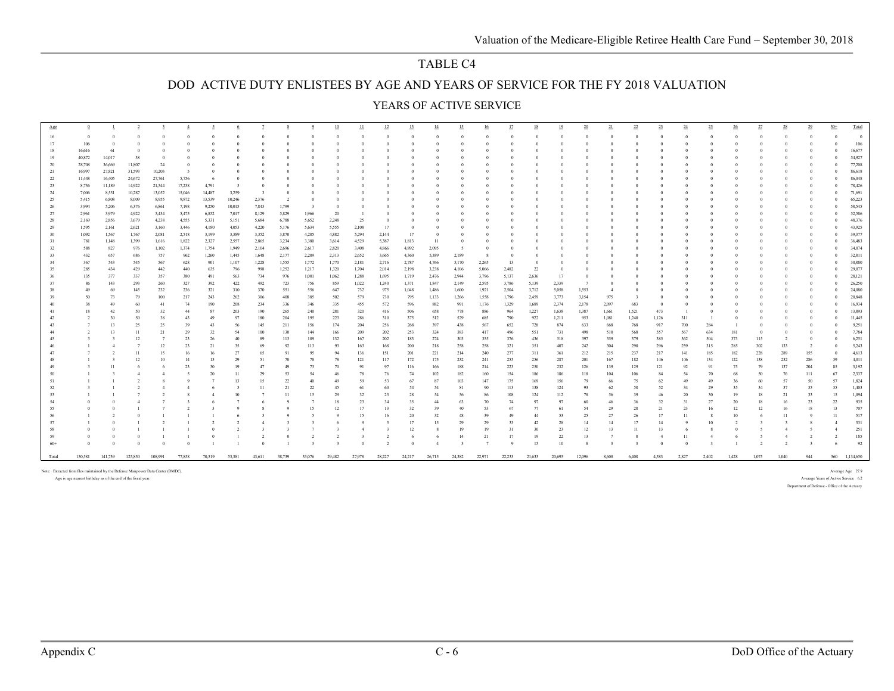# TABLE C4

## DOD ACTIVE DUTY ENLISTEES BY AGE AND YEARS OF SERVICE FOR THE FY 2018 VALUATION

### YEARS OF ACTIVE SERVICE

| Age | 0 | 1 | 2 | 3 | 4 | 5 | 6 | 7 | 8 | 9 | 10 | 11 | 12 | 13 | 14 | 15 | 16 | 17 | 18 | 19 | 20 | 21 | 22 | 23 | 24 | 25 | 26 | 27 | 28 | 29 | 30+ | Total |
|---|---|---|---|---|---|---|---|---|---|---|---|---|---|---|---|---|---|---|---|---|---|---|---|---|---|---|---|---|---|---|---|---|
| 16 | 0 | 0 | 0 | 0 | 0 | 0 | 0 | 0 | 0 | 0 | 0 | 0 | 0 | 0 | 0 | 0 | 0 | 0 | 0 | 0 | 0 | 0 | 0 | 0 | 0 | 0 | 0 | 0 | 0 | 0 | 0 | 0 |
| 17 | 106 | 0 | 0 | 0 | 0 | 0 | 0 | 0 | 0 | 0 | 0 | 0 | 0 | 0 | 0 | 0 | 0 | 0 | 0 | 0 | 0 | 0 | 0 | 0 | 0 | 0 | 0 | 0 | 0 | 0 | 0 | 106 |
| 18 | 16,616 | 61 | 0 | 0 | 0 | 0 | 0 | 0 | 0 | 0 | 0 | 0 | 0 | 0 | 0 | 0 | 0 | 0 | 0 | 0 | 0 | 0 | 0 | 0 | 0 | 0 | 0 | 0 | 0 | 0 | 0 | 16,677 |
| 19 | 40,872 | 14,017 | 38 | 0 | 0 | 0 | 0 | 0 | 0 | 0 | 0 | 0 | 0 | 0 | 0 | 0 | 0 | 0 | 0 | 0 | 0 | 0 | 0 | 0 | 0 | 0 | 0 | 0 | 0 | 0 | 0 | 54,927 |
| 20 | 28,708 | 36,669 | 11,807 | 24 | 0 | 0 | 0 | 0 | 0 | 0 | 0 | 0 | 0 | 0 | 0 | 0 | 0 | 0 | 0 | 0 | 0 | 0 | 0 | 0 | 0 | 0 | 0 | 0 | 0 | 0 | 0 | 77,208 |
| 21 | 16,997 | 27,821 | 31,593 | 10,203 | 5 | 0 | 0 | 0 | 0 | 0 | 0 | 0 | 0 | 0 | 0 | 0 | 0 | 0 | 0 | 0 | 0 | 0 | 0 | 0 | 0 | 0 | 0 | 0 | 0 | 0 | 0 | 86,618 |
| 22 | 11,448 | 16,405 | 24,672 | 27,761 | 5,756 | 6 | 0 | 0 | 0 | 0 | 0 | 0 | 0 | 0 | 0 | 0 | 0 | 0 | 0 | 0 | 0 | 0 | 0 | 0 | 0 | 0 | 0 | 0 | 0 | 0 | 0 | 86,048 |
| 23 | 8,736 | 11,189 | 14,922 | 21,544 | 17,238 | 4,791 | 5 | 0 | 0 | 0 | 0 | 0 | 0 | 0 | 0 | 0 | 0 | 0 | 0 | 0 | 0 | 0 | 0 | 0 | 0 | 0 | 0 | 0 | 0 | 0 | 0 | 78,426 |
| 24 | 7,006 | 8,551 | 10,287 | 13,052 | 15,046 | 14,487 | 3,259 | 3 | 0 | 0 | 0 | 0 | 0 | 0 | 0 | 0 | 0 | 0 | 0 | 0 | 0 | 0 | 0 | 0 | 0 | 0 | 0 | 0 | 0 | 0 | 0 | 71,691 |
| 25 | 5,415 | 6,808 | 8,009 | 8,955 | 9,872 | 13,539 | 10,246 | 2,376 | 2 | 0 | 0 | 0 | 0 | 0 | 0 | 0 | 0 | 0 | 0 | 0 | 0 | 0 | 0 | 0 | 0 | 0 | 0 | 0 | 0 | 0 | 0 | 65,223 |
| 26 | 3,994 | 5,206 | 6,376 | 6,861 | 7,198 | 9,250 | 10,015 | 7,843 | 1,799 | 3 | 0 | 0 | 0 | 0 | 0 | 0 | 0 | 0 | 0 | 0 | 0 | 0 | 0 | 0 | 0 | 0 | 0 | 0 | 0 | 0 | 0 | 58,545 |
| 27 | 2,961 | 3,979 | 4,922 | 5,434 | 5,475 | 6,852 | 7,017 | 8,129 | 5,829 | 1,966 | 20 | 1 | 0 | 0 | 0 | 0 | 0 | 0 | 0 | 0 | 0 | 0 | 0 | 0 | 0 | 0 | 0 | 0 | 0 | 0 | 0 | 52,586 |
| 28 | 2,169 | 2,856 | 3,679 | 4,238 | 4,555 | 5,331 | 5,151 | 5,684 | 6,788 | 5,652 | 2,248 | 25 | 0 | 0 | 0 | 0 | 0 | 0 | 0 | 0 | 0 | 0 | 0 | 0 | 0 | 0 | 0 | 0 | 0 | 0 | 0 | 48,376 |
| 29 | 1,595 | 2,161 | 2,621 | 3,160 | 3,446 | 4,180 | 4,053 | 4,220 | 5,176 | 5,634 | 5,555 | 2,108 | 17 | 0 | 0 | 0 | 0 | 0 | 0 | 0 | 0 | 0 | 0 | 0 | 0 | 0 | 0 | 0 | 0 | 0 | 0 | 43,925 |
| 30 | 1,092 | 1,567 | 1,767 | 2,081 | 2,518 | 3,199 | 3,389 | 3,352 | 3,870 | 4,205 | 4,882 | 5,294 | 2,144 | 17 | 0 | 0 | 0 | 0 | 0 | 0 | 0 | 0 | 0 | 0 | 0 | 0 | 0 | 0 | 0 | 0 | 0 | 39,377 |
| 31 | 781 | 1,148 | 1,399 | 1,616 | 1,822 | 2,327 | 2,557 | 2,865 | 3,234 | 3,380 | 3,614 | 4,529 | 5,387 | 1,813 | 11 | 0 | 0 | 0 | 0 | 0 | 0 | 0 | 0 | 0 | 0 | 0 | 0 | 0 | 0 | 0 | 0 | 36,483 |
| 32 | 588 | 827 | 976 | 1,102 | 1,374 | 1,754 | 1,949 | 2,104 | 2,696 | 2,617 | 2,820 | 3,408 | 4,866 | 4,892 | 2,095 | 5 | 0 | 0 | 0 | 0 | 0 | 0 | 0 | 0 | 0 | 0 | 0 | 0 | 0 | 0 | 0 | 34,074 |
| 33 | 432 | 657 | 686 | 757 | 962 | 1,260 | 1,445 | 1,648 | 2,177 | 2,209 | 2,313 | 2,652 | 3,665 | 4,360 | 5,389 | 2,189 | 8 | 0 | 0 | 0 | 0 | 0 | 0 | 0 | 0 | 0 | 0 | 0 | 0 | 0 | 0 | 32,811 |
| 34 | 367 | 543 | 545 | 567 | 628 | 901 | 1,107 | 1,228 | 1,555 | 1,772 | 1,770 | 2,181 | 2,716 | 2,787 | 4,766 | 5,170 | 2,265 | 13 | 0 | 0 | 0 | 0 | 0 | 0 | 0 | 0 | 0 | 0 | 0 | 0 | 0 | 30,880 |
| 35 | 285 | 434 | 429 | 442 | 440 | 635 | 796 | 998 | 1,252 | 1,217 | 1,320 | 1,704 | 2,014 | 2,198 | 3,238 | 4,106 | 5,066 | 2,482 | 22 | 0 | 0 | 0 | 0 | 0 | 0 | 0 | 0 | 0 | 0 | 0 | 0 | 29,077 |
| 36 | 135 | 377 | 337 | 357 | 380 | 491 | 563 | 734 | 976 | 1,001 | 1,062 | 1,288 | 1,695 | 1,719 | 2,476 | 2,944 | 3,796 | 5,137 | 2,636 | 17 | 0 | 0 | 0 | 0 | 0 | 0 | 0 | 0 | 0 | 0 | 0 | 28,121 |
| 37 | 86 | 143 | 293 | 260 | 327 | 392 | 422 | 492 | 723 | 756 | 859 | 1,022 | 1,240 | 1,371 | 1,847 | 2,149 | 2,595 | 3,786 | 5,139 | 2,339 | 7 | 0 | 0 | 0 | 0 | 0 | 0 | 0 | 0 | 0 | 0 | 26,250 |
| 38 | 49 | 69 | 145 | 232 | 236 | 321 | 310 | 370 | 551 | 556 | 647 | 732 | 975 | 1,048 | 1,486 | 1,600 | 1,921 | 2,504 | 3,712 | 5,058 | 1,553 | 4 | 0 | 0 | 0 | 0 | 0 | 0 | 0 | 0 | 0 | 24,080 |
| 39 | 50 | 73 | 79 | 100 | 217 | 243 | 262 | 306 | 408 | 385 | 502 | 579 | 730 | 795 | 1,133 | 1,266 | 1,558 | 1,796 | 2,459 | 3,773 | 3,154 | 975 | 3 | 0 | 0 | 0 | 0 | 0 | 0 | 0 | 0 | 20,848 |
| 40 | 38 | 49 | 60 | 41 | 74 | 190 | 208 | 234 | 336 | 346 | 335 | 455 | 572 | 596 | 882 | 991 | 1,176 | 1,329 | 1,689 | 2,374 | 2,178 | 2,097 | 683 | 0 | 0 | 0 | 0 | 0 | 0 | 0 | 0 | 16,934 |
| 41 | 18 | 42 | 50 | 32 | 44 | 87 | 203 | 190 | 265 | 240 | 281 | 320 | 416 | 506 | 658 | 778 | 886 | 964 | 1,227 | 1,638 | 1,387 | 1,661 | 1,521 | 473 | 1 | 0 | 0 | 0 | 0 | 0 | 0 | 13,893 |
| 42 | 2 | 30 | 50 | 38 | 43 | 49 | 97 | 180 | 204 | 195 | 223 | 286 | 310 | 375 | 512 | 529 | 685 | 790 | 922 | 1,211 | 953 | 1,081 | 1,240 | 1,126 | 311 | 1 | 0 | 0 | 0 | 0 | 0 | 11,445 |
| 43 | 7 | 13 | 25 | 25 | 39 | 43 | 56 | 145 | 211 | 156 | 174 | 204 | 256 | 268 | 397 | 438 | 567 | 652 | 728 | 874 | 633 | 668 | 768 | 917 | 700 | 284 | 1 | 0 | 0 | 0 | 0 | 9,251 |
| 44 | 2 | 13 | 11 | 21 | 29 | 32 | 54 | 100 | 130 | 144 | 166 | 209 | 202 | 253 | 324 | 383 | 417 | 496 | 551 | 731 | 498 | 510 | 568 | 557 | 567 | 634 | 181 | 0 | 0 | 0 | 0 | 7,784 |
| 45 | 3 | 3 | 12 | 7 | 23 | 26 | 40 | 89 | 113 | 109 | 132 | 167 | 202 | 183 | 274 | 303 | 355 | 376 | 436 | 518 | 397 | 359 | 379 | 385 | 362 | 504 | 373 | 115 | 2 | 0 | 0 | 6,251 |
| 46 | 1 | 4 | 7 | 12 | 23 | 21 | 35 | 69 | 92 | 113 | 93 | 163 | 168 | 200 | 218 | 258 | 258 | 321 | 351 | 407 | 242 | 304 | 290 | 296 | 259 | 315 | 285 | 302 | 133 | 2 | 0 | 5,243 |
| 47 | 7 | 2 | 11 | 15 | 16 | 16 | 27 | 65 | 91 | 95 | 94 | 136 | 151 | 201 | 221 | 214 | 240 | 277 | 311 | 361 | 212 | 215 | 237 | 217 | 141 | 185 | 182 | 228 | 289 | 155 | 0 | 4,613 |
| 48 | 1 | 3 | 12 | 10 | 14 | 15 | 29 | 51 | 70 | 78 | 78 | 121 | 117 | 172 | 175 | 232 | 241 | 255 | 256 | 287 | 201 | 167 | 182 | 146 | 146 | 134 | 122 | 138 | 232 | 286 | 39 | 4,011 |
| 49 | 3 | 11 | 6 | 6 | 23 | 30 | 19 | 47 | 49 | 73 | 70 | 91 | 97 | 116 | 166 | 188 | 214 | 223 | 250 | 232 | 126 | 139 | 129 | 121 | 92 | 91 | 75 | 79 | 137 | 204 | 85 | 3,192 |
| 50 | 1 | 3 | 4 | 4 | 5 | 20 | 11 | 29 | 53 | 54 | 46 | 78 | 76 | 74 | 102 | 182 | 160 | 154 | 186 | 186 | 118 | 104 | 106 | 84 | 54 | 70 | 68 | 50 | 76 | 111 | 67 | 2,337 |
| 51 | 1 | 1 | 2 | 8 | 9 | 7 | 13 | 15 | 22 | 40 | 49 | 59 | 53 | 67 | 87 | 103 | 147 | 175 | 169 | 156 | 79 | 66 | 75 | 62 | 49 | 49 | 36 | 60 | 57 | 50 | 57 | 1,824 |
| 52 | 3 | 1 | 2 | 4 | 4 | 6 | 5 | 11 | 21 | 22 | 45 | 61 | 60 | 54 | 54 | 81 | 90 | 113 | 138 | 124 | 93 | 62 | 58 | 52 | 34 | 29 | 35 | 34 | 37 | 35 | 35 | 1,403 |
| 53 | 1 | 1 | 7 | 2 | 8 | 4 | 10 | 7 | 11 | 15 | 29 | 32 | 23 | 28 | 54 | 56 | 86 | 108 | 124 | 112 | 78 | 56 | 39 | 46 | 20 | 30 | 19 | 18 | 21 | 33 | 15 | 1,094 |
| 54 | 0 | 0 | 4 | 7 | 3 | 6 | 7 | 6 | 9 | 7 | 18 | 23 | 34 | 35 | 44 | 63 | 70 | 74 | 97 | 97 | 60 | 46 | 36 | 32 | 31 | 27 | 20 | 18 | 16 | 23 | 22 | 935 |
| 55 | 0 | 0 | 1 | 7 | 2 | 3 | 9 | 8 | 9 | 15 | 12 | 17 | 13 | 32 | 39 | 40 | 53 | 67 | 77 | 61 | 54 | 29 | 28 | 21 | 23 | 16 | 12 | 12 | 16 | 18 | 13 | 707 |
| 56 | 1 | 2 | 0 | 1 | 1 | 1 | 6 | 5 | 9 | 5 | 9 | 15 | 16 | 20 | 32 | 48 | 39 | 49 | 44 | 53 | 25 | 27 | 26 | 17 | 11 | 8 | 10 | 6 | 11 | 9 | 11 | 517 |
| 57 | 1 | 0 | 1 | 2 | 1 | 2 | 2 | 4 | 3 | 3 | 6 | 9 | 5 | 17 | 15 | 29 | 29 | 33 | 42 | 28 | 14 | 14 | 17 | 14 | 9 | 10 | 2 | 3 | 3 | 8 | 4 | 331 |
| 58 | 0 | 0 | 1 | 1 | 1 | 0 | 2 | 3 | 3 | 7 | 3 | 4 | 3 | 12 | 8 | 19 | 19 | 31 | 30 | 23 | 12 | 13 | 11 | 13 | 6 | 8 | 0 | 5 | 4 | 5 | 4 | 251 |
| 59 | 0 | 0 | 0 | 1 | 1 | 0 | 1 | 2 | 0 | 2 | 2 | 3 | 2 | 6 | 6 | 14 | 21 | 17 | 19 | 22 | 13 | 7 | 8 | 4 | 11 | 4 | 6 | 5 | 4 | 2 | 2 | 185 |
| 60+ | 0 | 0 | 0 | 0 | 0 | 1 | 1 | 0 | 1 | 3 | 3 | 0 | 2 | 0 | 4 | 3 | 7 | 9 | 15 | 10 | 8 | 3 | 3 | 0 | 0 | 3 | 1 | 2 | 2 | 3 | 6 | 92 |
| Total | 150,581 | 141,739 | 125,850 | 108,991 | 77,858 | 70,519 | 53,381 | 43,611 | 38,739 | 33,076 | 29,482 | 27,978 | 28,227 | 24,217 | 26,715 | 24,382 | 22,971 | 22,233 | 21,633 | 20,695 | 12,096 | 8,608 | 6,408 | 4,583 | 2,827 | 2,402 | 1,428 | 1,075 | 1,040 | 944 | 360 | 1,134,650 |

Note: Extracted from files maintained by the Defense Manpower Data Center (DMDC).
Age is age nearest birthday as of the end of the fiscal year.

Average Age 27.9
Average Years of Active Service 6.2
Department of Defense - Office of the Actuary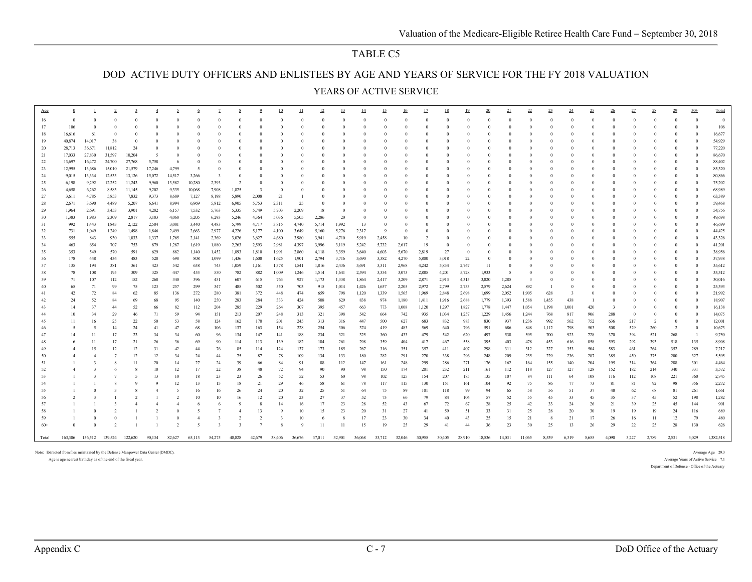# TABLE C5

## DOD ACTIVE DUTY OFFICERS AND ENLISTEES BY AGE AND YEARS OF SERVICE FOR THE FY 2018 VALUATION

### YEARS OF ACTIVE SERVICE

| Age | 0 | 1 | 2 | 3 | 4 | 5 | 6 | 7 | 8 | 9 | 10 | 11 | 12 | 13 | 14 | 15 | 16 | 17 | 18 | 19 | 20 | 21 | 22 | 23 | 24 | 25 | 26 | 27 | 28 | 29 | 30+ | Total |
|---|---|---|---|---|---|---|---|---|---|---|---|---|---|---|---|---|---|---|---|---|---|---|---|---|---|---|---|---|---|---|---|---|
| 16 | 0 | 0 | 0 | 0 | 0 | 0 | 0 | 0 | 0 | 0 | 0 | 0 | 0 | 0 | 0 | 0 | 0 | 0 | 0 | 0 | 0 | 0 | 0 | 0 | 0 | 0 | 0 | 0 | 0 | 0 | 0 | 0 |
| 17 | 106 | 0 | 0 | 0 | 0 | 0 | 0 | 0 | 0 | 0 | 0 | 0 | 0 | 0 | 0 | 0 | 0 | 0 | 0 | 0 | 0 | 0 | 0 | 0 | 0 | 0 | 0 | 0 | 0 | 0 | 0 | 106 |
| 18 | 16,616 | 61 | 0 | 0 | 0 | 0 | 0 | 0 | 0 | 0 | 0 | 0 | 0 | 0 | 0 | 0 | 0 | 0 | 0 | 0 | 0 | 0 | 0 | 0 | 0 | 0 | 0 | 0 | 0 | 0 | 0 | 16,677 |
| 19 | 40,874 | 14,017 | 38 | 0 | 0 | 0 | 0 | 0 | 0 | 0 | 0 | 0 | 0 | 0 | 0 | 0 | 0 | 0 | 0 | 0 | 0 | 0 | 0 | 0 | 0 | 0 | 0 | 0 | 0 | 0 | 0 | 54,929 |
| 20 | 28,713 | 36,671 | 11,812 | 24 | 0 | 0 | 0 | 0 | 0 | 0 | 0 | 0 | 0 | 0 | 0 | 0 | 0 | 0 | 0 | 0 | 0 | 0 | 0 | 0 | 0 | 0 | 0 | 0 | 0 | 0 | 0 | 77,220 |
| 21 | 17,033 | 27,830 | 31,597 | 10,204 | 5 | 0 | 0 | 0 | 0 | 0 | 0 | 0 | 0 | 0 | 0 | 0 | 0 | 0 | 0 | 0 | 0 | 0 | 0 | 0 | 0 | 0 | 0 | 0 | 0 | 0 | 0 | 86,670 |
| 22 | 13,697 | 16,472 | 24,700 | 27,768 | 5,758 | 6 | 0 | 0 | 0 | 0 | 0 | 0 | 0 | 0 | 0 | 0 | 0 | 0 | 0 | 0 | 0 | 0 | 0 | 0 | 0 | 0 | 0 | 0 | 0 | 0 | 0 | 88,402 |
| 23 | 12,995 | 13,686 | 15,010 | 21,579 | 17,246 | 4,799 | 5 | 0 | 0 | 0 | 0 | 0 | 0 | 0 | 0 | 0 | 0 | 0 | 0 | 0 | 0 | 0 | 0 | 0 | 0 | 0 | 0 | 0 | 0 | 0 | 0 | 85,320 |
| 24 | 9,015 | 13,334 | 12,533 | 13,126 | 15,072 | 14,517 | 3,266 | 3 | 0 | 0 | 0 | 0 | 0 | 0 | 0 | 0 | 0 | 0 | 0 | 0 | 0 | 0 | 0 | 0 | 0 | 0 | 0 | 0 | 0 | 0 | 0 | 80,866 |
| 25 | 6,198 | 9,292 | 12,252 | 11,243 | 9,960 | 13,582 | 10,280 | 2,393 | 2 | 0 | 0 | 0 | 0 | 0 | 0 | 0 | 0 | 0 | 0 | 0 | 0 | 0 | 0 | 0 | 0 | 0 | 0 | 0 | 0 | 0 | 0 | 75,202 |
| 26 | 4,658 | 6,262 | 8,583 | 11,145 | 9,202 | 9,335 | 10,068 | 7,908 | 1,825 | 3 | 0 | 0 | 0 | 0 | 0 | 0 | 0 | 0 | 0 | 0 | 0 | 0 | 0 | 0 | 0 | 0 | 0 | 0 | 0 | 0 | 0 | 68,989 |
| 27 | 3,611 | 4,785 | 5,853 | 7,832 | 9,373 | 8,689 | 7,127 | 8,198 | 5,890 | 2,008 | 21 | 1 | 0 | 0 | 0 | 0 | 0 | 0 | 0 | 0 | 0 | 0 | 0 | 0 | 0 | 0 | 0 | 0 | 0 | 0 | 0 | 63,389 |
| 28 | 2,671 | 3,690 | 4,489 | 5,207 | 6,641 | 8,994 | 6,969 | 5,812 | 6,905 | 5,753 | 2,311 | 25 | 0 | 0 | 0 | 0 | 0 | 0 | 0 | 0 | 0 | 0 | 0 | 0 | 0 | 0 | 0 | 0 | 0 | 0 | 0 | 59,468 |
| 29 | 1,964 | 2,691 | 3,453 | 3,901 | 4,282 | 6,157 | 7,532 | 5,763 | 5,335 | 5,749 | 5,703 | 2,209 | 18 | 0 | 0 | 0 | 0 | 0 | 0 | 0 | 0 | 0 | 0 | 0 | 0 | 0 | 0 | 0 | 0 | 0 | 0 | 54,756 |
| 30 | 1,383 | 1,983 | 2,309 | 2,817 | 3,183 | 4,068 | 5,205 | 6,293 | 5,246 | 4,364 | 5,036 | 5,505 | 2,286 | 20 | 0 | 0 | 0 | 0 | 0 | 0 | 0 | 0 | 0 | 0 | 0 | 0 | 0 | 0 | 0 | 0 | 0 | 49,698 |
| 31 | 992 | 1,443 | 1,843 | 2,122 | 2,504 | 3,081 | 3,440 | 4,483 | 5,799 | 4,717 | 3,815 | 4,740 | 5,714 | 1,992 | 13 | 0 | 0 | 0 | 0 | 0 | 0 | 0 | 0 | 0 | 0 | 0 | 0 | 0 | 0 | 0 | 0 | 46,699 |
| 32 | 731 | 1,049 | 1,249 | 1,498 | 1,846 | 2,499 | 2,663 | 2,977 | 4,226 | 5,177 | 4,100 | 3,649 | 5,160 | 5,276 | 2,317 | 9 | 0 | 0 | 0 | 0 | 0 | 0 | 0 | 0 | 0 | 0 | 0 | 0 | 0 | 0 | 0 | 44,425 |
| 33 | 555 | 843 | 930 | 1,033 | 1,337 | 1,765 | 2,141 | 2,369 | 3,026 | 3,627 | 4,680 | 3,980 | 3,941 | 4,710 | 5,919 | 2,458 | 10 | 2 | 0 | 0 | 0 | 0 | 0 | 0 | 0 | 0 | 0 | 0 | 0 | 0 | 0 | 43,326 |
| 34 | 463 | 654 | 707 | 753 | 879 | 1,287 | 1,619 | 1,880 | 2,263 | 2,593 | 2,981 | 4,397 | 3,996 | 3,119 | 5,242 | 5,732 | 2,617 | 19 | 0 | 0 | 0 | 0 | 0 | 0 | 0 | 0 | 0 | 0 | 0 | 0 | 0 | 41,201 |
| 35 | 353 | 549 | 570 | 591 | 629 | 882 | 1,140 | 1,452 | 1,893 | 1,810 | 1,991 | 2,860 | 4,118 | 3,359 | 3,640 | 4,603 | 5,670 | 2,819 | 27 | 0 | 0 | 0 | 0 | 0 | 0 | 0 | 0 | 0 | 0 | 0 | 0 | 38,956 |
| 36 | 178 | 448 | 434 | 483 | 528 | 698 | 808 | 1,099 | 1,436 | 1,608 | 1,625 | 1,901 | 2,794 | 3,716 | 3,690 | 3,382 | 4,270 | 5,800 | 3,018 | 22 | 0 | 0 | 0 | 0 | 0 | 0 | 0 | 0 | 0 | 0 | 0 | 37,938 |
| 37 | 135 | 194 | 381 | 361 | 423 | 542 | 638 | 743 | 1,059 | 1,161 | 1,378 | 1,541 | 1,816 | 2,436 | 3,691 | 3,311 | 2,968 | 4,242 | 5,834 | 2,747 | 11 | 0 | 0 | 0 | 0 | 0 | 0 | 0 | 0 | 0 | 0 | 35,612 |
| 38 | 78 | 108 | 195 | 309 | 325 | 447 | 453 | 550 | 782 | 882 | 1,009 | 1,246 | 1,514 | 1,641 | 2,594 | 3,354 | 3,073 | 2,885 | 4,201 | 5,728 | 1,933 | 5 | 0 | 0 | 0 | 0 | 0 | 0 | 0 | 0 | 0 | 33,312 |
| 39 | 71 | 107 | 112 | 152 | 268 | 340 | 396 | 451 | 607 | 615 | 763 | 927 | 1,173 | 1,338 | 1,864 | 2,417 | 3,209 | 2,871 | 2,913 | 4,315 | 3,820 | 1,285 | 3 | 0 | 0 | 0 | 0 | 0 | 0 | 0 | 0 | 30,016 |
| 40 | 65 | 71 | 99 | 75 | 123 | 257 | 299 | 347 | 485 | 502 | 550 | 703 | 915 | 1,014 | 1,426 | 1,657 | 2,205 | 2,972 | 2,799 | 2,733 | 2,579 | 2,624 | 892 | 1 | 0 | 0 | 0 | 0 | 0 | 0 | 0 | 25,393 |
| 41 | 42 | 72 | 84 | 62 | 85 | 136 | 272 | 280 | 381 | 372 | 448 | 474 | 659 | 798 | 1,120 | 1,339 | 1,565 | 1,969 | 2,848 | 2,698 | 1,699 | 2,052 | 1,905 | 628 | 3 | 0 | 0 | 0 | 0 | 0 | 0 | 21,992 |
| 42 | 24 | 52 | 84 | 69 | 68 | 95 | 140 | 250 | 283 | 284 | 333 | 424 | 508 | 629 | 838 | 974 | 1,180 | 1,411 | 1,916 | 2,688 | 1,779 | 1,393 | 1,588 | 1,455 | 438 | 1 | 0 | 0 | 0 | 0 | 0 | 18,907 |
| 43 | 14 | 37 | 44 | 52 | 66 | 82 | 112 | 204 | 285 | 229 | 264 | 307 | 395 | 457 | 663 | 773 | 1,008 | 1,120 | 1,297 | 1,827 | 1,778 | 1,447 | 1,054 | 1,198 | 1,001 | 420 | 3 | 0 | 0 | 0 | 0 | 16,138 |
| 44 | 10 | 34 | 29 | 46 | 71 | 59 | 94 | 151 | 213 | 207 | 248 | 313 | 321 | 398 | 542 | 664 | 742 | 935 | 1,034 | 1,257 | 1,229 | 1,456 | 1,244 | 768 | 817 | 906 | 288 | 0 | 0 | 0 | 0 | 14,075 |
| 45 | 11 | 16 | 25 | 22 | 50 | 53 | 58 | 124 | 162 | 170 | 201 | 245 | 313 | 316 | 447 | 500 | 627 | 683 | 832 | 983 | 830 | 937 | 1,236 | 992 | 562 | 752 | 636 | 217 | 2 | 0 | 0 | 12,001 |
| 46 | 5 | 5 | 14 | 24 | 41 | 47 | 68 | 106 | 137 | 163 | 154 | 228 | 254 | 306 | 374 | 419 | 483 | 569 | 640 | 796 | 591 | 686 | 848 | 1,112 | 798 | 503 | 508 | 529 | 260 | 2 | 0 | 10,673 |
| 47 | 14 | 11 | 17 | 23 | 34 | 34 | 60 | 96 | 134 | 147 | 141 | 188 | 234 | 321 | 325 | 360 | 433 | 479 | 542 | 620 | 497 | 538 | 595 | 700 | 923 | 728 | 370 | 394 | 521 | 268 | 1 | 9,750 |
| 48 | 6 | 11 | 17 | 21 | 26 | 36 | 69 | 90 | 114 | 113 | 139 | 182 | 184 | 261 | 298 | 359 | 404 | 417 | 467 | 558 | 395 | 403 | 478 | 453 | 616 | 858 | 593 | 292 | 393 | 518 | 135 | 8,908 |
| 49 | 4 | 15 | 12 | 12 | 31 | 42 | 44 | 76 | 85 | 114 | 124 | 137 | 173 | 185 | 267 | 316 | 351 | 357 | 411 | 407 | 298 | 311 | 312 | 327 | 353 | 504 | 583 | 461 | 264 | 352 | 289 | 7,217 |
| 50 | 4 | 4 | 7 | 12 | 12 | 34 | 24 | 44 | 75 | 87 | 78 | 109 | 134 | 133 | 180 | 282 | 291 | 270 | 338 | 296 | 248 | 209 | 235 | 229 | 236 | 287 | 385 | 450 | 375 | 200 | 327 | 5,595 |
| 51 | 1 | 3 | 8 | 11 | 20 | 14 | 27 | 24 | 39 | 66 | 84 | 91 | 88 | 112 | 147 | 161 | 248 | 299 | 286 | 271 | 176 | 162 | 164 | 155 | 140 | 204 | 195 | 314 | 364 | 288 | 301 | 4,464 |
| 52 | 4 | 3 | 6 | 8 | 10 | 12 | 17 | 22 | 38 | 48 | 72 | 94 | 90 | 90 | 98 | 150 | 174 | 201 | 232 | 211 | 161 | 112 | 118 | 127 | 127 | 128 | 152 | 182 | 214 | 340 | 331 | 3,572 |
| 53 | 1 | 3 | 7 | 5 | 13 | 10 | 18 | 23 | 23 | 26 | 52 | 52 | 53 | 60 | 98 | 102 | 125 | 154 | 207 | 185 | 135 | 107 | 84 | 111 | 64 | 108 | 116 | 112 | 108 | 221 | 360 | 2,745 |
| 54 | 1 | 1 | 8 | 9 | 9 | 12 | 13 | 15 | 18 | 21 | 29 | 46 | 58 | 61 | 78 | 117 | 115 | 130 | 151 | 161 | 104 | 92 | 75 | 86 | 77 | 73 | 81 | 81 | 92 | 98 | 356 | 2,272 |
| 55 | 1 | 0 | 3 | 8 | 4 | 5 | 16 | 16 | 26 | 24 | 20 | 32 | 25 | 51 | 64 | 75 | 89 | 101 | 118 | 99 | 94 | 65 | 58 | 56 | 51 | 37 | 48 | 62 | 68 | 81 | 261 | 1,661 |
| 56 | 2 | 3 | 1 | 2 | 1 | 2 | 10 | 10 | 16 | 12 | 20 | 23 | 27 | 37 | 52 | 73 | 66 | 79 | 84 | 104 | 57 | 52 | 55 | 45 | 33 | 45 | 35 | 37 | 45 | 52 | 198 | 1,282 |
| 57 | 1 | 1 | 3 | 4 | 4 | 4 | 6 | 6 | 9 | 8 | 14 | 16 | 17 | 23 | 28 | 52 | 43 | 67 | 72 | 67 | 28 | 25 | 42 | 33 | 24 | 26 | 21 | 39 | 25 | 45 | 144 | 901 |
| 58 | 1 | 0 | 2 | 1 | 2 | 0 | 5 | 7 | 4 | 13 | 9 | 10 | 15 | 23 | 20 | 31 | 27 | 41 | 59 | 51 | 33 | 31 | 25 | 28 | 20 | 30 | 19 | 19 | 19 | 24 | 116 | 689 |
| 59 | 1 | 0 | 0 | 1 | 1 | 0 | 4 | 3 | 2 | 2 | 3 | 10 | 6 | 8 | 17 | 23 | 30 | 34 | 40 | 43 | 25 | 15 | 21 | 8 | 21 | 17 | 26 | 16 | 11 | 12 | 79 | 480 |
| 60+ | 0 | 0 | 2 | 1 | 1 | 2 | 5 | 3 | 3 | 7 | 8 | 9 | 11 | 11 | 15 | 19 | 25 | 29 | 41 | 44 | 36 | 23 | 30 | 25 | 13 | 26 | 29 | 22 | 25 | 28 | 130 | 626 |
| Total | 163,306 | 156,512 | 139,524 | 122,620 | 90,134 | 82,627 | 65,113 | 54,275 | 48,828 | 42,679 | 38,406 | 36,676 | 37,011 | 32,901 | 36,068 | 33,712 | 32,046 | 30,955 | 30,405 | 28,910 | 18,536 | 14,031 | 11,065 | 8,539 | 6,319 | 5,655 | 4,090 | 3,227 | 2,789 | 2,531 | 3,029 | 1,382,518 |

Note: Extracted from files maintained by the Defense Manpower Data Center (DMDC).
Age is age nearest birthday as of the end of the fiscal year.

Average Age 29.3
Average Years of Active Service 7.1
Department of Defense - Office of the Actuary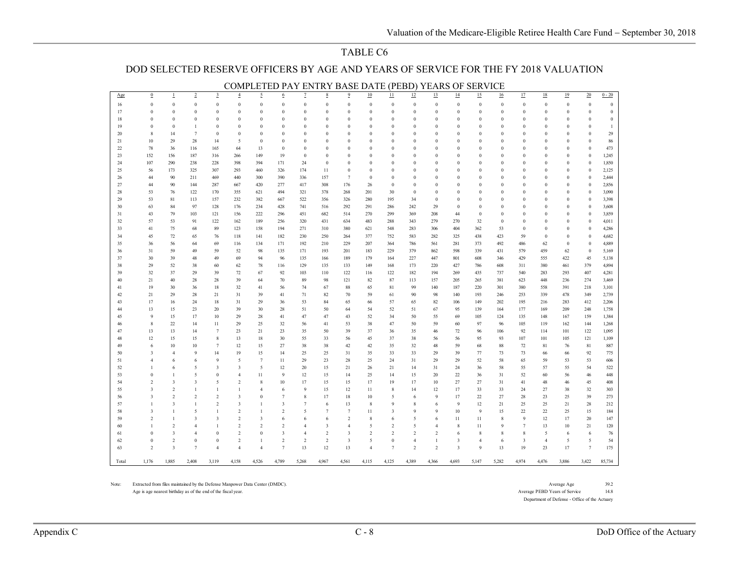## TABLE C6

## DOD SELECTED RESERVE OFFICERS BY AGE AND YEARS OF SERVICE FOR THE FY 2018 VALUATION

### COMPLETED PAY ENTRY BASE DATE (PEBD) YEARS OF SERVICE

| Age | 0 | 1 | 2 | 3 | 4 | 5 | 6 | 7 | 8 | 9 | 10 | 11 | 12 | 13 | 14 | 15 | 16 | 17 | 18 | 19 | 20 | 0 - 20 |
|---|---|---|---|---|---|---|---|---|---|---|---|---|---|---|---|---|---|---|---|---|---|---|
| 16 | 0 | 0 | 0 | 0 | 0 | 0 | 0 | 0 | 0 | 0 | 0 | 0 | 0 | 0 | 0 | 0 | 0 | 0 | 0 | 0 | 0 | 0 |
| 17 | 0 | 0 | 0 | 0 | 0 | 0 | 0 | 0 | 0 | 0 | 0 | 0 | 0 | 0 | 0 | 0 | 0 | 0 | 0 | 0 | 0 | 0 |
| 18 | 0 | 0 | 0 | 0 | 0 | 0 | 0 | 0 | 0 | 0 | 0 | 0 | 0 | 0 | 0 | 0 | 0 | 0 | 0 | 0 | 0 | 0 |
| 19 | 0 | 0 | 1 | 0 | 0 | 0 | 0 | 0 | 0 | 0 | 0 | 0 | 0 | 0 | 0 | 0 | 0 | 0 | 0 | 0 | 0 | 1 |
| 20 | 8 | 14 | 7 | 0 | 0 | 0 | 0 | 0 | 0 | 0 | 0 | 0 | 0 | 0 | 0 | 0 | 0 | 0 | 0 | 0 | 0 | 29 |
| 21 | 10 | 29 | 28 | 14 | 5 | 0 | 0 | 0 | 0 | 0 | 0 | 0 | 0 | 0 | 0 | 0 | 0 | 0 | 0 | 0 | 0 | 86 |
| 22 | 78 | 36 | 116 | 165 | 64 | 13 | 0 | 0 | 0 | 0 | 0 | 0 | 0 | 0 | 0 | 0 | 0 | 0 | 0 | 0 | 0 | 473 |
| 23 | 152 | 156 | 187 | 316 | 266 | 149 | 19 | 0 | 0 | 0 | 0 | 0 | 0 | 0 | 0 | 0 | 0 | 0 | 0 | 0 | 0 | 1,245 |
| 24 | 107 | 290 | 238 | 228 | 398 | 394 | 171 | 24 | 0 | 0 | 0 | 0 | 0 | 0 | 0 | 0 | 0 | 0 | 0 | 0 | 0 | 1,850 |
| 25 | 56 | 173 | 325 | 307 | 293 | 460 | 326 | 174 | 11 | 0 | 0 | 0 | 0 | 0 | 0 | 0 | 0 | 0 | 0 | 0 | 0 | 2,125 |
| 26 | 44 | 90 | 211 | 469 | 440 | 300 | 390 | 336 | 157 | 7 | 0 | 0 | 0 | 0 | 0 | 0 | 0 | 0 | 0 | 0 | 0 | 2,444 |
| 27 | 44 | 90 | 144 | 287 | 667 | 420 | 277 | 417 | 308 | 176 | 26 | 0 | 0 | 0 | 0 | 0 | 0 | 0 | 0 | 0 | 0 | 2,856 |
| 28 | 53 | 76 | 122 | 170 | 355 | 621 | 494 | 321 | 378 | 268 | 201 | 30 | 0 | 0 | 0 | 0 | 0 | 0 | 0 | 0 | 0 | 3,090 |
| 29 | 53 | 81 | 113 | 157 | 232 | 382 | 667 | 522 | 356 | 326 | 280 | 195 | 34 | 0 | 0 | 0 | 0 | 0 | 0 | 0 | 0 | 3,398 |
| 30 | 63 | 84 | 97 | 128 | 176 | 234 | 428 | 741 | 516 | 292 | 291 | 286 | 242 | 29 | 0 | 0 | 0 | 0 | 0 | 0 | 0 | 3,608 |
| 31 | 43 | 79 | 103 | 121 | 156 | 222 | 296 | 451 | 682 | 514 | 270 | 299 | 369 | 208 | 44 | 0 | 0 | 0 | 0 | 0 | 0 | 3,859 |
| 32 | 57 | 53 | 91 | 122 | 162 | 189 | 256 | 320 | 431 | 634 | 483 | 288 | 343 | 279 | 270 | 32 | 0 | 0 | 0 | 0 | 0 | 4,011 |
| 33 | 41 | 75 | 68 | 89 | 123 | 158 | 194 | 271 | 310 | 380 | 621 | 548 | 283 | 306 | 404 | 362 | 53 | 0 | 0 | 0 | 0 | 4,286 |
| 34 | 45 | 72 | 65 | 76 | 118 | 141 | 182 | 230 | 250 | 264 | 377 | 752 | 583 | 282 | 325 | 438 | 423 | 59 | 0 | 0 | 0 | 4,682 |
| 35 | 36 | 56 | 64 | 69 | 116 | 134 | 171 | 192 | 210 | 229 | 207 | 364 | 786 | 561 | 281 | 373 | 492 | 486 | 62 | 0 | 0 | 4,889 |
| 36 | 31 | 59 | 49 | 59 | 52 | 98 | 135 | 171 | 193 | 201 | 183 | 229 | 379 | 862 | 598 | 339 | 431 | 579 | 459 | 62 | 0 | 5,169 |
| 37 | 30 | 39 | 48 | 49 | 69 | 94 | 96 | 135 | 166 | 189 | 179 | 164 | 227 | 447 | 801 | 608 | 346 | 429 | 555 | 422 | 45 | 5,138 |
| 38 | 29 | 52 | 38 | 60 | 62 | 78 | 116 | 129 | 135 | 133 | 149 | 168 | 173 | 220 | 427 | 786 | 608 | 311 | 380 | 461 | 379 | 4,894 |
| 39 | 32 | 37 | 29 | 39 | 72 | 67 | 92 | 103 | 110 | 122 | 116 | 122 | 182 | 194 | 269 | 435 | 737 | 540 | 283 | 293 | 407 | 4,281 |
| 40 | 21 | 40 | 28 | 28 | 39 | 64 | 70 | 89 | 98 | 121 | 82 | 87 | 113 | 157 | 205 | 265 | 381 | 623 | 448 | 236 | 274 | 3,469 |
| 41 | 19 | 30 | 36 | 18 | 32 | 41 | 56 | 74 | 67 | 88 | 65 | 81 | 99 | 140 | 187 | 220 | 301 | 380 | 558 | 391 | 218 | 3,101 |
| 42 | 21 | 29 | 28 | 21 | 31 | 39 | 41 | 71 | 82 | 70 | 59 | 61 | 90 | 98 | 140 | 193 | 246 | 253 | 339 | 478 | 349 | 2,739 |
| 43 | 17 | 16 | 24 | 18 | 31 | 29 | 36 | 53 | 84 | 65 | 66 | 57 | 65 | 82 | 106 | 149 | 202 | 195 | 216 | 283 | 412 | 2,206 |
| 44 | 13 | 15 | 23 | 20 | 39 | 30 | 28 | 51 | 50 | 64 | 54 | 52 | 51 | 67 | 95 | 139 | 164 | 177 | 169 | 209 | 248 | 1,758 |
| 45 | 9 | 15 | 17 | 10 | 29 | 28 | 41 | 47 | 47 | 43 | 52 | 34 | 50 | 55 | 69 | 105 | 124 | 135 | 148 | 167 | 159 | 1,384 |
| 46 | 8 | 22 | 14 | 11 | 29 | 25 | 32 | 56 | 41 | 53 | 38 | 47 | 50 | 59 | 60 | 97 | 96 | 105 | 119 | 162 | 144 | 1,268 |
| 47 | 13 | 13 | 14 | 7 | 23 | 21 | 23 | 35 | 50 | 39 | 37 | 36 | 35 | 46 | 72 | 96 | 106 | 92 | 114 | 101 | 122 | 1,095 |
| 48 | 12 | 15 | 15 | 8 | 13 | 18 | 30 | 55 | 33 | 56 | 45 | 37 | 38 | 56 | 56 | 95 | 93 | 107 | 101 | 105 | 121 | 1,109 |
| 49 | 6 | 10 | 10 | 7 | 12 | 15 | 27 | 38 | 38 | 42 | 42 | 35 | 32 | 48 | 59 | 68 | 88 | 72 | 81 | 76 | 81 | 887 |
| 50 | 3 | 4 | 9 | 14 | 19 | 15 | 14 | 25 | 25 | 31 | 35 | 33 | 33 | 29 | 39 | 77 | 73 | 73 | 66 | 66 | 92 | 775 |
| 51 | 4 | 6 | 6 | 9 | 5 | 7 | 11 | 29 | 23 | 28 | 25 | 24 | 31 | 29 | 29 | 52 | 58 | 65 | 59 | 53 | 53 | 606 |
| 52 | 1 | 6 | 5 | 3 | 3 | 5 | 12 | 20 | 15 | 21 | 26 | 21 | 14 | 31 | 24 | 36 | 58 | 55 | 57 | 55 | 54 | 522 |
| 53 | 0 | 1 | 5 | 0 | 4 | 11 | 9 | 12 | 15 | 14 | 25 | 14 | 15 | 20 | 22 | 36 | 31 | 52 | 60 | 56 | 46 | 448 |
| 54 | 2 | 3 | 3 | 5 | 2 | 8 | 10 | 17 | 15 | 15 | 17 | 19 | 17 | 10 | 27 | 27 | 31 | 41 | 48 | 46 | 45 | 408 |
| 55 | 3 | 2 | 1 | 1 | 1 | 4 | 6 | 9 | 15 | 12 | 11 | 8 | 14 | 12 | 17 | 33 | 33 | 24 | 27 | 38 | 32 | 303 |
| 56 | 3 | 2 | 2 | 2 | 3 | 0 | 7 | 8 | 17 | 18 | 10 | 5 | 6 | 9 | 17 | 22 | 27 | 28 | 23 | 25 | 39 | 273 |
| 57 | 1 | 3 | 1 | 2 | 3 | 1 | 3 | 7 | 6 | 13 | 8 | 9 | 8 | 6 | 9 | 12 | 21 | 25 | 25 | 21 | 28 | 212 |
| 58 | 3 | 1 | 5 | 1 | 2 | 1 | 2 | 5 | 7 | 7 | 11 | 3 | 9 | 9 | 10 | 9 | 15 | 22 | 22 | 25 | 15 | 184 |
| 59 | 2 | 1 | 3 | 3 | 2 | 3 | 6 | 6 | 6 | 2 | 8 | 6 | 5 | 6 | 11 | 11 | 8 | 9 | 12 | 17 | 20 | 147 |
| 60 | 1 | 2 | 4 | 1 | 2 | 2 | 2 | 4 | 3 | 4 | 5 | 2 | 5 | 4 | 8 | 11 | 9 | 7 | 13 | 10 | 21 | 120 |
| 61 | 0 | 3 | 4 | 0 | 2 | 0 | 3 | 4 | 2 | 3 | 2 | 2 | 2 | 2 | 6 | 8 | 8 | 8 | 5 | 6 | 6 | 76 |
| 62 | 0 | 2 | 0 | 0 | 2 | 1 | 2 | 2 | 2 | 3 | 5 | 0 | 4 | 1 | 3 | 4 | 6 | 3 | 4 | 5 | 5 | 54 |
| 63 | 2 | 3 | 7 | 4 | 4 | 4 | 7 | 13 | 12 | 13 | 4 | 7 | 2 | 2 | 3 | 9 | 13 | 19 | 23 | 17 | 7 | 175 |
| Total | 1,176 | 1,885 | 2,408 | 3,119 | 4,158 | 4,526 | 4,789 | 5,268 | 4,967 | 4,561 | 4,115 | 4,125 | 4,389 | 4,366 | 4,693 | 5,147 | 5,282 | 4,974 | 4,476 | 3,886 | 3,422 | 85,734 |

Note: Extracted from files maintained by the Defense Manpower Data Center (DMDC).
Age is age nearest birthday as of the end of the fiscal year.

Average Age 39.2
Average PEBD Years of Service 14.8

Department of Defense - Office of the Actuary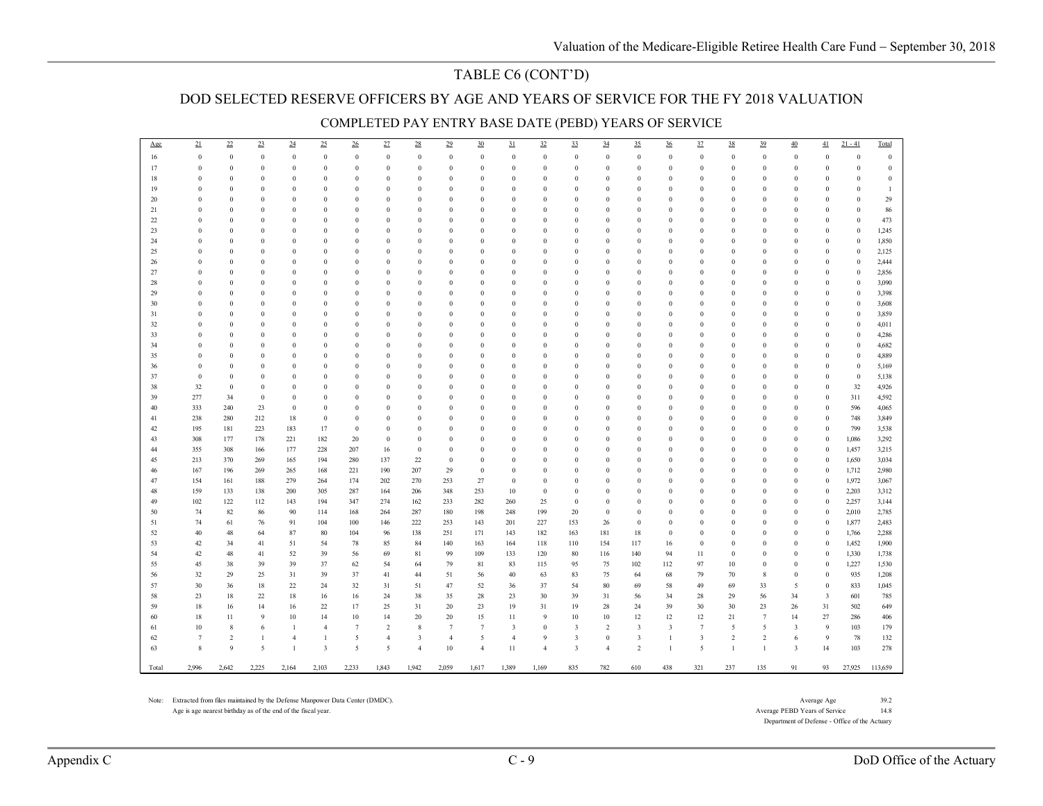## TABLE C6 (CONT'D)

## DOD SELECTED RESERVE OFFICERS BY AGE AND YEARS OF SERVICE FOR THE FY 2018 VALUATION

### COMPLETED PAY ENTRY BASE DATE (PEBD) YEARS OF SERVICE

| Age | 21 | 22 | 23 | 24 | 25 | 26 | 27 | 28 | 29 | 30 | 31 | 32 | 33 | 34 | 35 | 36 | 37 | 38 | 39 | 40 | 41 | 21 - 41 | Total |
|---|---|---|---|---|---|---|---|---|---|---|---|---|---|---|---|---|---|---|---|---|---|---|---|
| 16 | 0 | 0 | 0 | 0 | 0 | 0 | 0 | 0 | 0 | 0 | 0 | 0 | 0 | 0 | 0 | 0 | 0 | 0 | 0 | 0 | 0 | 0 | 0 |
| 17 | 0 | 0 | 0 | 0 | 0 | 0 | 0 | 0 | 0 | 0 | 0 | 0 | 0 | 0 | 0 | 0 | 0 | 0 | 0 | 0 | 0 | 0 | 0 |
| 18 | 0 | 0 | 0 | 0 | 0 | 0 | 0 | 0 | 0 | 0 | 0 | 0 | 0 | 0 | 0 | 0 | 0 | 0 | 0 | 0 | 0 | 0 | 0 |
| 19 | 0 | 0 | 0 | 0 | 0 | 0 | 0 | 0 | 0 | 0 | 0 | 0 | 0 | 0 | 0 | 0 | 0 | 0 | 0 | 0 | 0 | 0 | 1 |
| 20 | 0 | 0 | 0 | 0 | 0 | 0 | 0 | 0 | 0 | 0 | 0 | 0 | 0 | 0 | 0 | 0 | 0 | 0 | 0 | 0 | 0 | 0 | 29 |
| 21 | 0 | 0 | 0 | 0 | 0 | 0 | 0 | 0 | 0 | 0 | 0 | 0 | 0 | 0 | 0 | 0 | 0 | 0 | 0 | 0 | 0 | 0 | 86 |
| 22 | 0 | 0 | 0 | 0 | 0 | 0 | 0 | 0 | 0 | 0 | 0 | 0 | 0 | 0 | 0 | 0 | 0 | 0 | 0 | 0 | 0 | 0 | 473 |
| 23 | 0 | 0 | 0 | 0 | 0 | 0 | 0 | 0 | 0 | 0 | 0 | 0 | 0 | 0 | 0 | 0 | 0 | 0 | 0 | 0 | 0 | 0 | 1,245 |
| 24 | 0 | 0 | 0 | 0 | 0 | 0 | 0 | 0 | 0 | 0 | 0 | 0 | 0 | 0 | 0 | 0 | 0 | 0 | 0 | 0 | 0 | 0 | 1,850 |
| 25 | 0 | 0 | 0 | 0 | 0 | 0 | 0 | 0 | 0 | 0 | 0 | 0 | 0 | 0 | 0 | 0 | 0 | 0 | 0 | 0 | 0 | 0 | 2,125 |
| 26 | 0 | 0 | 0 | 0 | 0 | 0 | 0 | 0 | 0 | 0 | 0 | 0 | 0 | 0 | 0 | 0 | 0 | 0 | 0 | 0 | 0 | 0 | 2,444 |
| 27 | 0 | 0 | 0 | 0 | 0 | 0 | 0 | 0 | 0 | 0 | 0 | 0 | 0 | 0 | 0 | 0 | 0 | 0 | 0 | 0 | 0 | 0 | 2,856 |
| 28 | 0 | 0 | 0 | 0 | 0 | 0 | 0 | 0 | 0 | 0 | 0 | 0 | 0 | 0 | 0 | 0 | 0 | 0 | 0 | 0 | 0 | 0 | 3,090 |
| 29 | 0 | 0 | 0 | 0 | 0 | 0 | 0 | 0 | 0 | 0 | 0 | 0 | 0 | 0 | 0 | 0 | 0 | 0 | 0 | 0 | 0 | 0 | 3,398 |
| 30 | 0 | 0 | 0 | 0 | 0 | 0 | 0 | 0 | 0 | 0 | 0 | 0 | 0 | 0 | 0 | 0 | 0 | 0 | 0 | 0 | 0 | 0 | 3,608 |
| 31 | 0 | 0 | 0 | 0 | 0 | 0 | 0 | 0 | 0 | 0 | 0 | 0 | 0 | 0 | 0 | 0 | 0 | 0 | 0 | 0 | 0 | 0 | 3,859 |
| 32 | 0 | 0 | 0 | 0 | 0 | 0 | 0 | 0 | 0 | 0 | 0 | 0 | 0 | 0 | 0 | 0 | 0 | 0 | 0 | 0 | 0 | 0 | 4,011 |
| 33 | 0 | 0 | 0 | 0 | 0 | 0 | 0 | 0 | 0 | 0 | 0 | 0 | 0 | 0 | 0 | 0 | 0 | 0 | 0 | 0 | 0 | 0 | 4,286 |
| 34 | 0 | 0 | 0 | 0 | 0 | 0 | 0 | 0 | 0 | 0 | 0 | 0 | 0 | 0 | 0 | 0 | 0 | 0 | 0 | 0 | 0 | 0 | 4,682 |
| 35 | 0 | 0 | 0 | 0 | 0 | 0 | 0 | 0 | 0 | 0 | 0 | 0 | 0 | 0 | 0 | 0 | 0 | 0 | 0 | 0 | 0 | 0 | 4,889 |
| 36 | 0 | 0 | 0 | 0 | 0 | 0 | 0 | 0 | 0 | 0 | 0 | 0 | 0 | 0 | 0 | 0 | 0 | 0 | 0 | 0 | 0 | 0 | 5,169 |
| 37 | 0 | 0 | 0 | 0 | 0 | 0 | 0 | 0 | 0 | 0 | 0 | 0 | 0 | 0 | 0 | 0 | 0 | 0 | 0 | 0 | 0 | 0 | 5,138 |
| 38 | 32 | 0 | 0 | 0 | 0 | 0 | 0 | 0 | 0 | 0 | 0 | 0 | 0 | 0 | 0 | 0 | 0 | 0 | 0 | 0 | 0 | 32 | 4,926 |
| 39 | 277 | 34 | 0 | 0 | 0 | 0 | 0 | 0 | 0 | 0 | 0 | 0 | 0 | 0 | 0 | 0 | 0 | 0 | 0 | 0 | 0 | 311 | 4,592 |
| 40 | 333 | 240 | 23 | 0 | 0 | 0 | 0 | 0 | 0 | 0 | 0 | 0 | 0 | 0 | 0 | 0 | 0 | 0 | 0 | 0 | 0 | 596 | 4,065 |
| 41 | 238 | 280 | 212 | 18 | 0 | 0 | 0 | 0 | 0 | 0 | 0 | 0 | 0 | 0 | 0 | 0 | 0 | 0 | 0 | 0 | 0 | 748 | 3,849 |
| 42 | 195 | 181 | 223 | 183 | 17 | 0 | 0 | 0 | 0 | 0 | 0 | 0 | 0 | 0 | 0 | 0 | 0 | 0 | 0 | 0 | 0 | 799 | 3,538 |
| 43 | 308 | 177 | 178 | 221 | 182 | 20 | 0 | 0 | 0 | 0 | 0 | 0 | 0 | 0 | 0 | 0 | 0 | 0 | 0 | 0 | 0 | 1,086 | 3,292 |
| 44 | 355 | 308 | 166 | 177 | 228 | 207 | 16 | 0 | 0 | 0 | 0 | 0 | 0 | 0 | 0 | 0 | 0 | 0 | 0 | 0 | 0 | 1,457 | 3,215 |
| 45 | 213 | 370 | 269 | 165 | 194 | 280 | 137 | 22 | 0 | 0 | 0 | 0 | 0 | 0 | 0 | 0 | 0 | 0 | 0 | 0 | 0 | 1,650 | 3,034 |
| 46 | 167 | 196 | 269 | 265 | 168 | 221 | 190 | 207 | 29 | 0 | 0 | 0 | 0 | 0 | 0 | 0 | 0 | 0 | 0 | 0 | 0 | 1,712 | 2,980 |
| 47 | 154 | 161 | 188 | 279 | 264 | 174 | 202 | 270 | 253 | 27 | 0 | 0 | 0 | 0 | 0 | 0 | 0 | 0 | 0 | 0 | 0 | 1,972 | 3,067 |
| 48 | 159 | 133 | 138 | 200 | 305 | 287 | 164 | 206 | 348 | 253 | 10 | 0 | 0 | 0 | 0 | 0 | 0 | 0 | 0 | 0 | 0 | 2,203 | 3,312 |
| 49 | 102 | 122 | 112 | 143 | 194 | 347 | 274 | 162 | 233 | 282 | 260 | 25 | 0 | 0 | 0 | 0 | 0 | 0 | 0 | 0 | 0 | 2,257 | 3,144 |
| 50 | 74 | 82 | 86 | 90 | 114 | 168 | 264 | 287 | 180 | 198 | 248 | 199 | 20 | 0 | 0 | 0 | 0 | 0 | 0 | 0 | 0 | 2,010 | 2,785 |
| 51 | 74 | 61 | 76 | 91 | 104 | 100 | 146 | 222 | 253 | 143 | 201 | 227 | 153 | 26 | 0 | 0 | 0 | 0 | 0 | 0 | 0 | 1,877 | 2,483 |
| 52 | 40 | 48 | 64 | 87 | 80 | 104 | 96 | 138 | 251 | 171 | 143 | 182 | 163 | 181 | 18 | 0 | 0 | 0 | 0 | 0 | 0 | 1,766 | 2,288 |
| 53 | 42 | 34 | 41 | 51 | 54 | 78 | 85 | 84 | 140 | 163 | 164 | 118 | 110 | 154 | 117 | 16 | 0 | 0 | 0 | 0 | 0 | 1,452 | 1,900 |
| 54 | 42 | 48 | 41 | 52 | 39 | 56 | 69 | 81 | 99 | 109 | 133 | 120 | 80 | 116 | 140 | 94 | 11 | 0 | 0 | 0 | 0 | 1,330 | 1,738 |
| 55 | 45 | 38 | 39 | 39 | 37 | 62 | 54 | 64 | 79 | 81 | 83 | 115 | 95 | 75 | 102 | 112 | 97 | 10 | 0 | 0 | 0 | 1,227 | 1,530 |
| 56 | 32 | 29 | 25 | 31 | 39 | 37 | 41 | 44 | 51 | 56 | 40 | 63 | 83 | 75 | 64 | 68 | 79 | 70 | 8 | 0 | 0 | 935 | 1,208 |
| 57 | 30 | 36 | 18 | 22 | 24 | 32 | 31 | 51 | 47 | 52 | 36 | 37 | 54 | 80 | 69 | 58 | 49 | 69 | 33 | 5 | 0 | 833 | 1,045 |
| 58 | 23 | 18 | 22 | 18 | 16 | 16 | 24 | 38 | 35 | 28 | 23 | 30 | 39 | 31 | 56 | 34 | 28 | 29 | 56 | 34 | 3 | 601 | 785 |
| 59 | 18 | 16 | 14 | 16 | 22 | 17 | 25 | 31 | 20 | 23 | 19 | 31 | 19 | 28 | 24 | 39 | 30 | 30 | 23 | 26 | 31 | 502 | 649 |
| 60 | 18 | 11 | 9 | 10 | 14 | 10 | 14 | 20 | 20 | 15 | 11 | 9 | 10 | 10 | 12 | 12 | 12 | 21 | 7 | 14 | 27 | 286 | 406 |
| 61 | 10 | 8 | 6 | 1 | 4 | 7 | 2 | 8 | 7 | 7 | 3 | 0 | 3 | 2 | 3 | 3 | 7 | 5 | 5 | 3 | 9 | 103 | 179 |
| 62 | 7 | 2 | 1 | 4 | 1 | 5 | 4 | 3 | 4 | 5 | 4 | 9 | 3 | 0 | 3 | 1 | 3 | 2 | 2 | 6 | 9 | 78 | 132 |
| 63 | 8 | 9 | 5 | 1 | 3 | 5 | 5 | 4 | 10 | 4 | 11 | 4 | 3 | 4 | 2 | 1 | 5 | 1 | 1 | 3 | 14 | 103 | 278 |
| Total | 2,996 | 2,642 | 2,225 | 2,164 | 2,103 | 2,233 | 1,843 | 1,942 | 2,059 | 1,617 | 1,389 | 1,169 | 835 | 782 | 610 | 438 | 321 | 237 | 135 | 91 | 93 | 27,925 | 113,659 |

Note: Extracted from files maintained by the Defense Manpower Data Center (DMDC).
Age is age nearest birthday as of the end of the fiscal year.

Average Age 39.2
Average PEBD Years of Service 14.8
Department of Defense - Office of the Actuary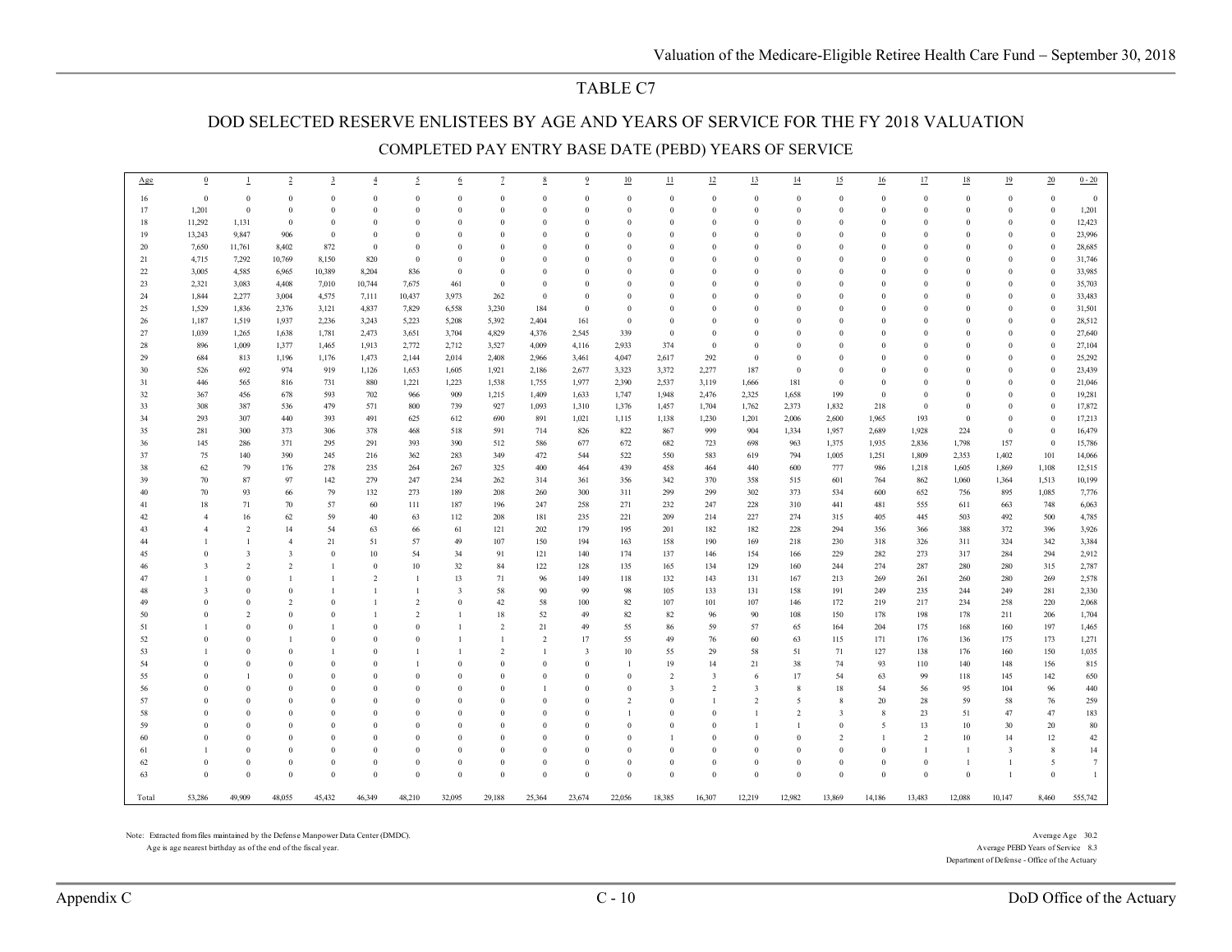# TABLE C7

## DOD SELECTED RESERVE ENLISTEES BY AGE AND YEARS OF SERVICE FOR THE FY 2018 VALUATION

### COMPLETED PAY ENTRY BASE DATE (PEBD) YEARS OF SERVICE

| Age | 0 | 1 | 2 | 3 | 4 | 5 | 6 | 7 | 8 | 9 | 10 | 11 | 12 | 13 | 14 | 15 | 16 | 17 | 18 | 19 | 20 | 0 - 20 |
|---|---|---|---|---|---|---|---|---|---|---|---|---|---|---|---|---|---|---|---|---|---|---|
| 16 | 0 | 0 | 0 | 0 | 0 | 0 | 0 | 0 | 0 | 0 | 0 | 0 | 0 | 0 | 0 | 0 | 0 | 0 | 0 | 0 | 0 | 0 |
| 17 | 1,201 | 0 | 0 | 0 | 0 | 0 | 0 | 0 | 0 | 0 | 0 | 0 | 0 | 0 | 0 | 0 | 0 | 0 | 0 | 0 | 0 | 1,201 |
| 18 | 11,292 | 1,131 | 0 | 0 | 0 | 0 | 0 | 0 | 0 | 0 | 0 | 0 | 0 | 0 | 0 | 0 | 0 | 0 | 0 | 0 | 0 | 12,423 |
| 19 | 13,243 | 9,847 | 906 | 0 | 0 | 0 | 0 | 0 | 0 | 0 | 0 | 0 | 0 | 0 | 0 | 0 | 0 | 0 | 0 | 0 | 0 | 23,996 |
| 20 | 7,650 | 11,761 | 8,402 | 872 | 0 | 0 | 0 | 0 | 0 | 0 | 0 | 0 | 0 | 0 | 0 | 0 | 0 | 0 | 0 | 0 | 0 | 28,685 |
| 21 | 4,715 | 7,292 | 10,769 | 8,150 | 820 | 0 | 0 | 0 | 0 | 0 | 0 | 0 | 0 | 0 | 0 | 0 | 0 | 0 | 0 | 0 | 0 | 31,746 |
| 22 | 3,005 | 4,585 | 6,965 | 10,389 | 8,204 | 836 | 0 | 0 | 0 | 0 | 0 | 0 | 0 | 0 | 0 | 0 | 0 | 0 | 0 | 0 | 0 | 33,985 |
| 23 | 2,321 | 3,083 | 4,408 | 7,010 | 10,744 | 7,675 | 461 | 0 | 0 | 0 | 0 | 0 | 0 | 0 | 0 | 0 | 0 | 0 | 0 | 0 | 0 | 35,703 |
| 24 | 1,844 | 2,277 | 3,004 | 4,575 | 7,111 | 10,437 | 3,973 | 262 | 0 | 0 | 0 | 0 | 0 | 0 | 0 | 0 | 0 | 0 | 0 | 0 | 0 | 33,483 |
| 25 | 1,529 | 1,836 | 2,376 | 3,121 | 4,837 | 7,829 | 6,558 | 3,230 | 184 | 0 | 0 | 0 | 0 | 0 | 0 | 0 | 0 | 0 | 0 | 0 | 0 | 31,501 |
| 26 | 1,187 | 1,519 | 1,937 | 2,236 | 3,243 | 5,223 | 5,208 | 5,392 | 2,404 | 161 | 0 | 0 | 0 | 0 | 0 | 0 | 0 | 0 | 0 | 0 | 0 | 28,512 |
| 27 | 1,039 | 1,265 | 1,638 | 1,781 | 2,473 | 3,651 | 3,704 | 4,829 | 4,376 | 2,545 | 339 | 0 | 0 | 0 | 0 | 0 | 0 | 0 | 0 | 0 | 0 | 27,640 |
| 28 | 896 | 1,009 | 1,377 | 1,465 | 1,913 | 2,772 | 2,712 | 3,527 | 4,009 | 4,116 | 2,933 | 374 | 0 | 0 | 0 | 0 | 0 | 0 | 0 | 0 | 0 | 27,104 |
| 29 | 684 | 813 | 1,196 | 1,176 | 1,473 | 2,144 | 2,014 | 2,408 | 2,966 | 3,461 | 4,047 | 2,617 | 292 | 0 | 0 | 0 | 0 | 0 | 0 | 0 | 0 | 25,292 |
| 30 | 526 | 692 | 974 | 919 | 1,126 | 1,653 | 1,605 | 1,921 | 2,186 | 2,677 | 3,323 | 3,372 | 2,277 | 187 | 0 | 0 | 0 | 0 | 0 | 0 | 0 | 23,439 |
| 31 | 446 | 565 | 816 | 731 | 880 | 1,221 | 1,223 | 1,538 | 1,755 | 1,977 | 2,390 | 2,537 | 3,119 | 1,666 | 181 | 0 | 0 | 0 | 0 | 0 | 0 | 21,046 |
| 32 | 367 | 456 | 678 | 593 | 702 | 966 | 909 | 1,215 | 1,409 | 1,633 | 1,747 | 1,948 | 2,476 | 2,325 | 1,658 | 199 | 0 | 0 | 0 | 0 | 0 | 19,281 |
| 33 | 308 | 387 | 536 | 479 | 571 | 800 | 739 | 927 | 1,093 | 1,310 | 1,376 | 1,457 | 1,704 | 1,762 | 2,373 | 1,832 | 218 | 0 | 0 | 0 | 0 | 17,872 |
| 34 | 293 | 307 | 440 | 393 | 491 | 625 | 612 | 690 | 891 | 1,021 | 1,115 | 1,138 | 1,230 | 1,201 | 2,006 | 2,600 | 1,965 | 193 | 0 | 0 | 0 | 17,213 |
| 35 | 281 | 300 | 373 | 306 | 378 | 468 | 518 | 591 | 714 | 826 | 822 | 867 | 999 | 904 | 1,334 | 1,957 | 2,689 | 1,928 | 224 | 0 | 0 | 16,479 |
| 36 | 145 | 286 | 371 | 295 | 291 | 393 | 390 | 512 | 586 | 677 | 672 | 682 | 723 | 698 | 963 | 1,375 | 1,935 | 2,836 | 1,798 | 157 | 0 | 15,786 |
| 37 | 75 | 140 | 390 | 245 | 216 | 362 | 283 | 349 | 472 | 544 | 522 | 550 | 583 | 619 | 794 | 1,005 | 1,251 | 1,809 | 2,353 | 1,402 | 101 | 14,066 |
| 38 | 62 | 79 | 176 | 278 | 235 | 264 | 267 | 325 | 400 | 464 | 439 | 458 | 464 | 440 | 600 | 777 | 986 | 1,218 | 1,605 | 1,869 | 1,108 | 12,515 |
| 39 | 70 | 87 | 97 | 142 | 279 | 247 | 234 | 262 | 314 | 361 | 356 | 342 | 370 | 358 | 515 | 601 | 764 | 862 | 1,060 | 1,364 | 1,513 | 10,199 |
| 40 | 70 | 93 | 66 | 79 | 132 | 273 | 189 | 208 | 260 | 300 | 311 | 299 | 299 | 302 | 373 | 534 | 600 | 652 | 756 | 895 | 1,085 | 7,776 |
| 41 | 18 | 71 | 70 | 57 | 60 | 111 | 187 | 196 | 247 | 258 | 271 | 232 | 247 | 228 | 310 | 441 | 481 | 555 | 611 | 663 | 748 | 6,063 |
| 42 | 4 | 16 | 62 | 59 | 40 | 63 | 112 | 208 | 181 | 235 | 221 | 209 | 214 | 227 | 274 | 315 | 405 | 445 | 503 | 492 | 500 | 4,785 |
| 43 | 4 | 2 | 14 | 54 | 63 | 66 | 61 | 121 | 202 | 179 | 195 | 201 | 182 | 182 | 228 | 294 | 356 | 366 | 388 | 372 | 396 | 3,926 |
| 44 | 1 | 1 | 4 | 21 | 51 | 57 | 49 | 107 | 150 | 194 | 163 | 158 | 190 | 169 | 218 | 230 | 318 | 326 | 311 | 324 | 342 | 3,384 |
| 45 | 0 | 3 | 3 | 0 | 10 | 54 | 34 | 91 | 121 | 140 | 174 | 137 | 146 | 154 | 166 | 229 | 282 | 273 | 317 | 284 | 294 | 2,912 |
| 46 | 3 | 2 | 2 | 1 | 0 | 10 | 32 | 84 | 122 | 128 | 135 | 165 | 134 | 129 | 160 | 244 | 274 | 287 | 280 | 280 | 315 | 2,787 |
| 47 | 1 | 0 | 1 | 1 | 2 | 1 | 13 | 71 | 96 | 149 | 118 | 132 | 143 | 131 | 167 | 213 | 269 | 261 | 260 | 280 | 269 | 2,578 |
| 48 | 3 | 0 | 0 | 1 | 1 | 1 | 3 | 58 | 90 | 99 | 98 | 105 | 133 | 131 | 158 | 191 | 249 | 235 | 244 | 249 | 281 | 2,330 |
| 49 | 0 | 0 | 2 | 0 | 1 | 2 | 0 | 42 | 58 | 100 | 82 | 107 | 101 | 107 | 146 | 172 | 219 | 217 | 234 | 258 | 220 | 2,068 |
| 50 | 0 | 2 | 0 | 0 | 1 | 2 | 1 | 18 | 52 | 49 | 82 | 82 | 96 | 90 | 108 | 150 | 178 | 198 | 178 | 211 | 206 | 1,704 |
| 51 | 1 | 0 | 0 | 1 | 0 | 0 | 1 | 2 | 21 | 49 | 55 | 86 | 59 | 57 | 65 | 164 | 204 | 175 | 168 | 160 | 197 | 1,465 |
| 52 | 0 | 0 | 1 | 0 | 0 | 0 | 1 | 1 | 2 | 17 | 55 | 49 | 76 | 60 | 63 | 115 | 171 | 176 | 136 | 175 | 173 | 1,271 |
| 53 | 1 | 0 | 0 | 1 | 0 | 1 | 1 | 2 | 1 | 3 | 10 | 55 | 29 | 58 | 51 | 71 | 127 | 138 | 176 | 160 | 150 | 1,035 |
| 54 | 0 | 0 | 0 | 0 | 0 | 1 | 0 | 0 | 0 | 0 | 1 | 19 | 14 | 21 | 38 | 74 | 93 | 110 | 140 | 148 | 156 | 815 |
| 55 | 0 | 1 | 0 | 0 | 0 | 0 | 0 | 0 | 0 | 0 | 0 | 2 | 3 | 6 | 17 | 54 | 63 | 99 | 118 | 145 | 142 | 650 |
| 56 | 0 | 0 | 0 | 0 | 0 | 0 | 0 | 0 | 1 | 0 | 0 | 3 | 2 | 3 | 8 | 18 | 54 | 56 | 95 | 104 | 96 | 440 |
| 57 | 0 | 0 | 0 | 0 | 0 | 0 | 0 | 0 | 0 | 0 | 2 | 0 | 1 | 2 | 5 | 8 | 20 | 28 | 59 | 58 | 76 | 259 |
| 58 | 0 | 0 | 0 | 0 | 0 | 0 | 0 | 0 | 0 | 0 | 1 | 0 | 0 | 1 | 2 | 3 | 8 | 23 | 51 | 47 | 47 | 183 |
| 59 | 0 | 0 | 0 | 0 | 0 | 0 | 0 | 0 | 0 | 0 | 0 | 0 | 0 | 1 | 1 | 0 | 5 | 13 | 10 | 30 | 20 | 80 |
| 60 | 0 | 0 | 0 | 0 | 0 | 0 | 0 | 0 | 0 | 0 | 0 | 1 | 0 | 0 | 0 | 2 | 1 | 2 | 10 | 14 | 12 | 42 |
| 61 | 1 | 0 | 0 | 0 | 0 | 0 | 0 | 0 | 0 | 0 | 0 | 0 | 0 | 0 | 0 | 0 | 0 | 1 | 1 | 3 | 8 | 14 |
| 62 | 0 | 0 | 0 | 0 | 0 | 0 | 0 | 0 | 0 | 0 | 0 | 0 | 0 | 0 | 0 | 0 | 0 | 0 | 1 | 1 | 5 | 7 |
| 63 | 0 | 0 | 0 | 0 | 0 | 0 | 0 | 0 | 0 | 0 | 0 | 0 | 0 | 0 | 0 | 0 | 0 | 0 | 0 | 1 | 0 | 1 |
| Total | 53,286 | 49,909 | 48,055 | 45,432 | 46,349 | 48,210 | 32,095 | 29,188 | 25,364 | 23,674 | 22,056 | 18,385 | 16,307 | 12,219 | 12,982 | 13,869 | 14,186 | 13,483 | 12,088 | 10,147 | 8,460 | 555,742 |

Note: Extracted from files maintained by the Defense Manpower Data Center (DMDC).
Age is age nearest birthday as of the end of the fiscal year.

Average Age 30.2
Average PEBD Years of Service 8.3
Department of Defense - Office of the Actuary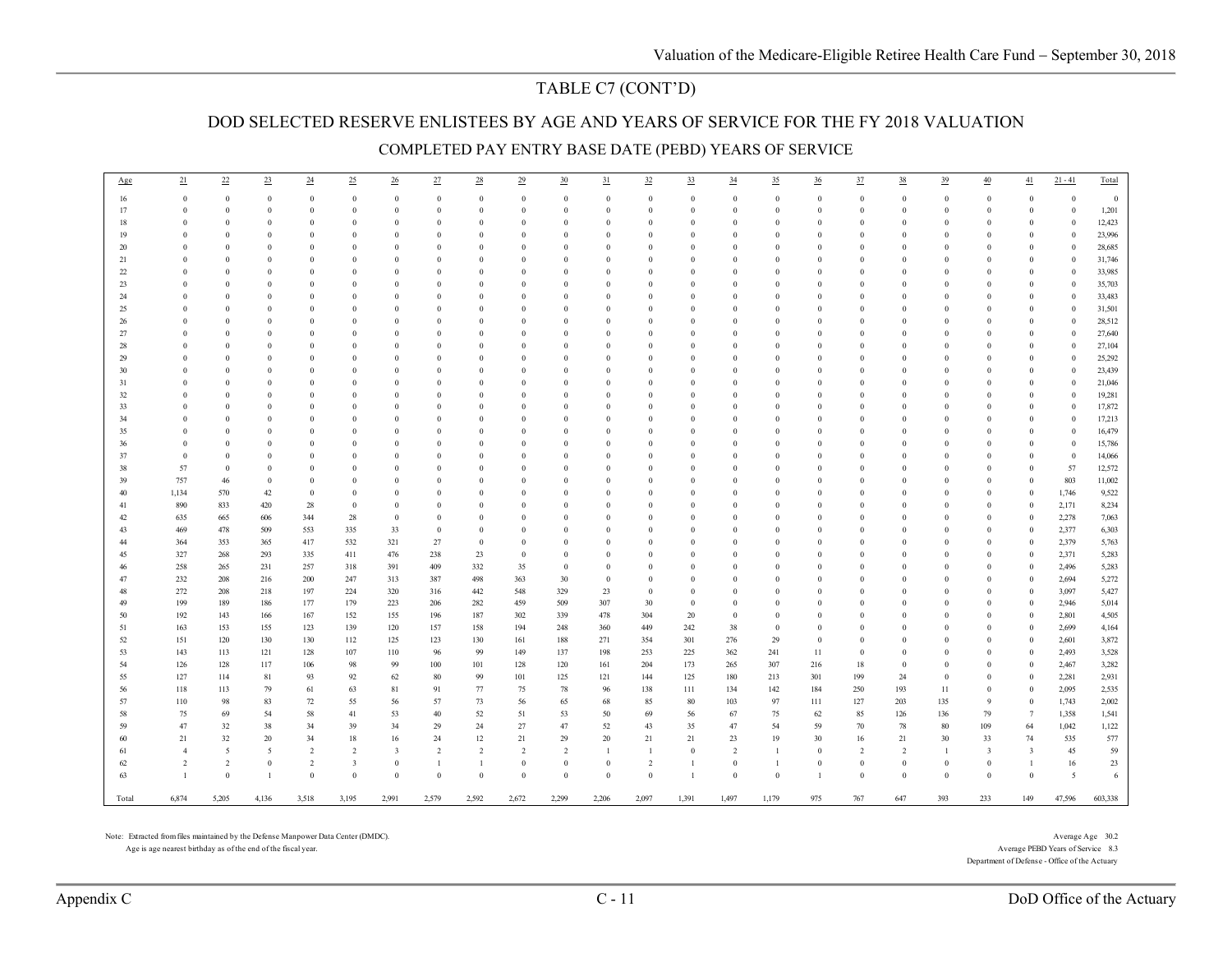## TABLE C7 (CONT'D)

## DOD SELECTED RESERVE ENLISTEES BY AGE AND YEARS OF SERVICE FOR THE FY 2018 VALUATION

### COMPLETED PAY ENTRY BASE DATE (PEBD) YEARS OF SERVICE

| Age | 21 | 22 | 23 | 24 | 25 | 26 | 27 | 28 | 29 | 30 | 31 | 32 | 33 | 34 | 35 | 36 | 37 | 38 | 39 | 40 | 41 | 21 - 41 | Total |
|---|---|---|---|---|---|---|---|---|---|---|---|---|---|---|---|---|---|---|---|---|---|---|---|
| 16 | 0 | 0 | 0 | 0 | 0 | 0 | 0 | 0 | 0 | 0 | 0 | 0 | 0 | 0 | 0 | 0 | 0 | 0 | 0 | 0 | 0 | 0 | 0 |
| 17 | 0 | 0 | 0 | 0 | 0 | 0 | 0 | 0 | 0 | 0 | 0 | 0 | 0 | 0 | 0 | 0 | 0 | 0 | 0 | 0 | 0 | 0 | 1,201 |
| 18 | 0 | 0 | 0 | 0 | 0 | 0 | 0 | 0 | 0 | 0 | 0 | 0 | 0 | 0 | 0 | 0 | 0 | 0 | 0 | 0 | 0 | 0 | 12,423 |
| 19 | 0 | 0 | 0 | 0 | 0 | 0 | 0 | 0 | 0 | 0 | 0 | 0 | 0 | 0 | 0 | 0 | 0 | 0 | 0 | 0 | 0 | 0 | 23,996 |
| 20 | 0 | 0 | 0 | 0 | 0 | 0 | 0 | 0 | 0 | 0 | 0 | 0 | 0 | 0 | 0 | 0 | 0 | 0 | 0 | 0 | 0 | 0 | 28,685 |
| 21 | 0 | 0 | 0 | 0 | 0 | 0 | 0 | 0 | 0 | 0 | 0 | 0 | 0 | 0 | 0 | 0 | 0 | 0 | 0 | 0 | 0 | 0 | 31,746 |
| 22 | 0 | 0 | 0 | 0 | 0 | 0 | 0 | 0 | 0 | 0 | 0 | 0 | 0 | 0 | 0 | 0 | 0 | 0 | 0 | 0 | 0 | 0 | 33,985 |
| 23 | 0 | 0 | 0 | 0 | 0 | 0 | 0 | 0 | 0 | 0 | 0 | 0 | 0 | 0 | 0 | 0 | 0 | 0 | 0 | 0 | 0 | 0 | 35,703 |
| 24 | 0 | 0 | 0 | 0 | 0 | 0 | 0 | 0 | 0 | 0 | 0 | 0 | 0 | 0 | 0 | 0 | 0 | 0 | 0 | 0 | 0 | 0 | 33,483 |
| 25 | 0 | 0 | 0 | 0 | 0 | 0 | 0 | 0 | 0 | 0 | 0 | 0 | 0 | 0 | 0 | 0 | 0 | 0 | 0 | 0 | 0 | 0 | 31,501 |
| 26 | 0 | 0 | 0 | 0 | 0 | 0 | 0 | 0 | 0 | 0 | 0 | 0 | 0 | 0 | 0 | 0 | 0 | 0 | 0 | 0 | 0 | 0 | 28,512 |
| 27 | 0 | 0 | 0 | 0 | 0 | 0 | 0 | 0 | 0 | 0 | 0 | 0 | 0 | 0 | 0 | 0 | 0 | 0 | 0 | 0 | 0 | 0 | 27,640 |
| 28 | 0 | 0 | 0 | 0 | 0 | 0 | 0 | 0 | 0 | 0 | 0 | 0 | 0 | 0 | 0 | 0 | 0 | 0 | 0 | 0 | 0 | 0 | 27,104 |
| 29 | 0 | 0 | 0 | 0 | 0 | 0 | 0 | 0 | 0 | 0 | 0 | 0 | 0 | 0 | 0 | 0 | 0 | 0 | 0 | 0 | 0 | 0 | 25,292 |
| 30 | 0 | 0 | 0 | 0 | 0 | 0 | 0 | 0 | 0 | 0 | 0 | 0 | 0 | 0 | 0 | 0 | 0 | 0 | 0 | 0 | 0 | 0 | 23,439 |
| 31 | 0 | 0 | 0 | 0 | 0 | 0 | 0 | 0 | 0 | 0 | 0 | 0 | 0 | 0 | 0 | 0 | 0 | 0 | 0 | 0 | 0 | 0 | 21,046 |
| 32 | 0 | 0 | 0 | 0 | 0 | 0 | 0 | 0 | 0 | 0 | 0 | 0 | 0 | 0 | 0 | 0 | 0 | 0 | 0 | 0 | 0 | 0 | 19,281 |
| 33 | 0 | 0 | 0 | 0 | 0 | 0 | 0 | 0 | 0 | 0 | 0 | 0 | 0 | 0 | 0 | 0 | 0 | 0 | 0 | 0 | 0 | 0 | 17,872 |
| 34 | 0 | 0 | 0 | 0 | 0 | 0 | 0 | 0 | 0 | 0 | 0 | 0 | 0 | 0 | 0 | 0 | 0 | 0 | 0 | 0 | 0 | 0 | 17,213 |
| 35 | 0 | 0 | 0 | 0 | 0 | 0 | 0 | 0 | 0 | 0 | 0 | 0 | 0 | 0 | 0 | 0 | 0 | 0 | 0 | 0 | 0 | 0 | 16,479 |
| 36 | 0 | 0 | 0 | 0 | 0 | 0 | 0 | 0 | 0 | 0 | 0 | 0 | 0 | 0 | 0 | 0 | 0 | 0 | 0 | 0 | 0 | 0 | 15,786 |
| 37 | 0 | 0 | 0 | 0 | 0 | 0 | 0 | 0 | 0 | 0 | 0 | 0 | 0 | 0 | 0 | 0 | 0 | 0 | 0 | 0 | 0 | 0 | 14,066 |
| 38 | 57 | 0 | 0 | 0 | 0 | 0 | 0 | 0 | 0 | 0 | 0 | 0 | 0 | 0 | 0 | 0 | 0 | 0 | 0 | 0 | 0 | 57 | 12,572 |
| 39 | 757 | 46 | 0 | 0 | 0 | 0 | 0 | 0 | 0 | 0 | 0 | 0 | 0 | 0 | 0 | 0 | 0 | 0 | 0 | 0 | 0 | 803 | 11,002 |
| 40 | 1,134 | 570 | 42 | 0 | 0 | 0 | 0 | 0 | 0 | 0 | 0 | 0 | 0 | 0 | 0 | 0 | 0 | 0 | 0 | 0 | 0 | 1,746 | 9,522 |
| 41 | 890 | 833 | 420 | 28 | 0 | 0 | 0 | 0 | 0 | 0 | 0 | 0 | 0 | 0 | 0 | 0 | 0 | 0 | 0 | 0 | 0 | 2,171 | 8,234 |
| 42 | 635 | 665 | 606 | 344 | 28 | 0 | 0 | 0 | 0 | 0 | 0 | 0 | 0 | 0 | 0 | 0 | 0 | 0 | 0 | 0 | 0 | 2,278 | 7,063 |
| 43 | 469 | 478 | 509 | 553 | 335 | 33 | 0 | 0 | 0 | 0 | 0 | 0 | 0 | 0 | 0 | 0 | 0 | 0 | 0 | 0 | 0 | 2,377 | 6,303 |
| 44 | 364 | 353 | 365 | 417 | 532 | 321 | 27 | 0 | 0 | 0 | 0 | 0 | 0 | 0 | 0 | 0 | 0 | 0 | 0 | 0 | 0 | 2,379 | 5,763 |
| 45 | 327 | 268 | 293 | 335 | 411 | 476 | 238 | 23 | 0 | 0 | 0 | 0 | 0 | 0 | 0 | 0 | 0 | 0 | 0 | 0 | 0 | 2,371 | 5,283 |
| 46 | 258 | 265 | 231 | 257 | 318 | 391 | 409 | 332 | 35 | 0 | 0 | 0 | 0 | 0 | 0 | 0 | 0 | 0 | 0 | 0 | 0 | 2,496 | 5,283 |
| 47 | 232 | 208 | 216 | 200 | 247 | 313 | 387 | 498 | 363 | 30 | 0 | 0 | 0 | 0 | 0 | 0 | 0 | 0 | 0 | 0 | 0 | 2,694 | 5,272 |
| 48 | 272 | 208 | 218 | 197 | 224 | 320 | 316 | 442 | 548 | 329 | 23 | 0 | 0 | 0 | 0 | 0 | 0 | 0 | 0 | 0 | 0 | 3,097 | 5,427 |
| 49 | 199 | 189 | 186 | 177 | 179 | 223 | 206 | 282 | 459 | 509 | 307 | 30 | 0 | 0 | 0 | 0 | 0 | 0 | 0 | 0 | 0 | 2,946 | 5,014 |
| 50 | 192 | 143 | 166 | 167 | 152 | 155 | 196 | 187 | 302 | 339 | 478 | 304 | 20 | 0 | 0 | 0 | 0 | 0 | 0 | 0 | 0 | 2,801 | 4,505 |
| 51 | 163 | 153 | 155 | 123 | 139 | 120 | 157 | 158 | 194 | 248 | 360 | 449 | 242 | 38 | 0 | 0 | 0 | 0 | 0 | 0 | 0 | 2,699 | 4,164 |
| 52 | 151 | 120 | 130 | 130 | 112 | 125 | 123 | 130 | 161 | 188 | 271 | 354 | 301 | 276 | 29 | 0 | 0 | 0 | 0 | 0 | 0 | 2,601 | 3,872 |
| 53 | 143 | 113 | 121 | 128 | 107 | 110 | 96 | 99 | 149 | 137 | 198 | 253 | 225 | 362 | 241 | 11 | 0 | 0 | 0 | 0 | 0 | 2,493 | 3,528 |
| 54 | 126 | 128 | 117 | 106 | 98 | 99 | 100 | 101 | 128 | 120 | 161 | 204 | 173 | 265 | 307 | 216 | 18 | 0 | 0 | 0 | 0 | 2,467 | 3,282 |
| 55 | 127 | 114 | 81 | 93 | 92 | 62 | 80 | 99 | 101 | 125 | 121 | 144 | 125 | 180 | 213 | 301 | 199 | 24 | 0 | 0 | 0 | 2,281 | 2,931 |
| 56 | 118 | 113 | 79 | 61 | 63 | 81 | 91 | 77 | 75 | 78 | 96 | 138 | 111 | 134 | 142 | 184 | 250 | 193 | 11 | 0 | 0 | 2,095 | 2,535 |
| 57 | 110 | 98 | 83 | 72 | 55 | 56 | 57 | 73 | 56 | 65 | 68 | 85 | 80 | 103 | 97 | 111 | 127 | 203 | 135 | 9 | 0 | 1,743 | 2,002 |
| 58 | 75 | 69 | 54 | 58 | 41 | 53 | 40 | 52 | 51 | 53 | 50 | 69 | 56 | 67 | 75 | 62 | 85 | 126 | 136 | 79 | 7 | 1,358 | 1,541 |
| 59 | 47 | 32 | 38 | 34 | 39 | 34 | 29 | 24 | 27 | 47 | 52 | 43 | 35 | 47 | 54 | 59 | 70 | 78 | 80 | 109 | 64 | 1,042 | 1,122 |
| 60 | 21 | 32 | 20 | 34 | 18 | 16 | 24 | 12 | 21 | 29 | 20 | 21 | 21 | 23 | 19 | 30 | 16 | 21 | 30 | 33 | 74 | 535 | 577 |
| 61 | 4 | 5 | 5 | 2 | 2 | 3 | 2 | 2 | 2 | 2 | 1 | 1 | 0 | 2 | 1 | 0 | 2 | 2 | 1 | 3 | 3 | 45 | 59 |
| 62 | 2 | 2 | 0 | 2 | 3 | 0 | 1 | 1 | 0 | 0 | 0 | 2 | 1 | 0 | 1 | 0 | 0 | 0 | 0 | 0 | 1 | 16 | 23 |
| 63 | 1 | 0 | 1 | 0 | 0 | 0 | 0 | 0 | 0 | 0 | 0 | 0 | 1 | 0 | 0 | 1 | 0 | 0 | 0 | 0 | 0 | 5 | 6 |
| Total | 6,874 | 5,205 | 4,136 | 3,518 | 3,195 | 2,991 | 2,579 | 2,592 | 2,672 | 2,299 | 2,206 | 2,097 | 1,391 | 1,497 | 1,179 | 975 | 767 | 647 | 393 | 233 | 149 | 47,596 | 603,338 |

Note: Extracted from files maintained by the Defense Manpower Data Center (DMDC).
Age is age nearest birthday as of the end of the fiscal year.

Average Age 30.2
Average PEBD Years of Service 8.3
Department of Defense - Office of the Actuary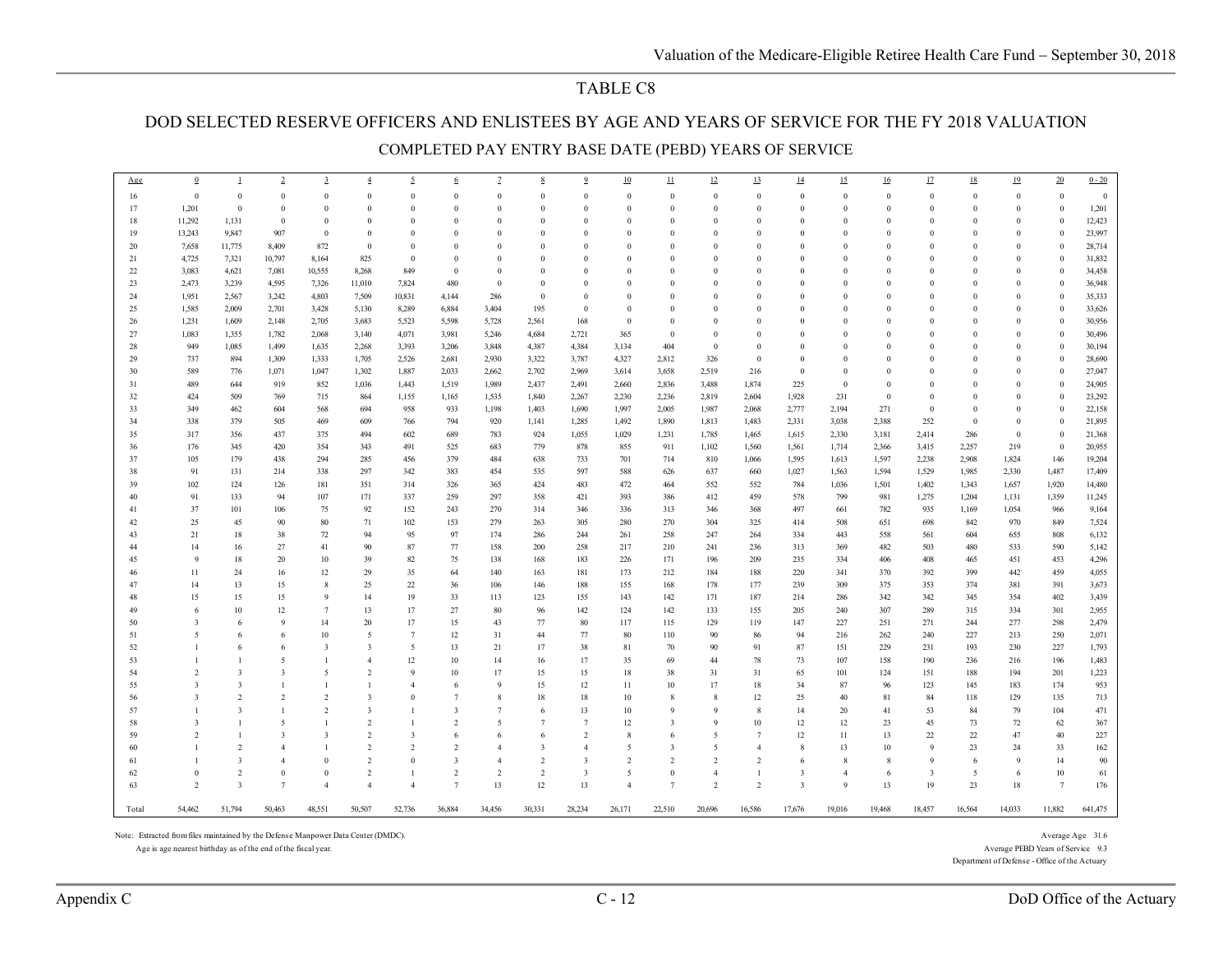TABLE C8

# DOD SELECTED RESERVE OFFICERS AND ENLISTEES BY AGE AND YEARS OF SERVICE FOR THE FY 2018 VALUATION

## COMPLETED PAY ENTRY BASE DATE (PEBD) YEARS OF SERVICE

| Age | 0 | 1 | 2 | 3 | 4 | 5 | 6 | 7 | 8 | 9 | 10 | 11 | 12 | 13 | 14 | 15 | 16 | 17 | 18 | 19 | 20 | 0 - 20 |
|---|---|---|---|---|---|---|---|---|---|---|---|---|---|---|---|---|---|---|---|---|---|---|
| 16 | 0 | 0 | 0 | 0 | 0 | 0 | 0 | 0 | 0 | 0 | 0 | 0 | 0 | 0 | 0 | 0 | 0 | 0 | 0 | 0 | 0 | 0 |
| 17 | 1,201 | 0 | 0 | 0 | 0 | 0 | 0 | 0 | 0 | 0 | 0 | 0 | 0 | 0 | 0 | 0 | 0 | 0 | 0 | 0 | 0 | 1,201 |
| 18 | 11,292 | 1,131 | 0 | 0 | 0 | 0 | 0 | 0 | 0 | 0 | 0 | 0 | 0 | 0 | 0 | 0 | 0 | 0 | 0 | 0 | 0 | 12,423 |
| 19 | 13,243 | 9,847 | 907 | 0 | 0 | 0 | 0 | 0 | 0 | 0 | 0 | 0 | 0 | 0 | 0 | 0 | 0 | 0 | 0 | 0 | 0 | 23,997 |
| 20 | 7,658 | 11,775 | 8,409 | 872 | 0 | 0 | 0 | 0 | 0 | 0 | 0 | 0 | 0 | 0 | 0 | 0 | 0 | 0 | 0 | 0 | 0 | 28,714 |
| 21 | 4,725 | 7,321 | 10,797 | 8,164 | 825 | 0 | 0 | 0 | 0 | 0 | 0 | 0 | 0 | 0 | 0 | 0 | 0 | 0 | 0 | 0 | 0 | 31,832 |
| 22 | 3,083 | 4,621 | 7,081 | 10,555 | 8,268 | 849 | 0 | 0 | 0 | 0 | 0 | 0 | 0 | 0 | 0 | 0 | 0 | 0 | 0 | 0 | 0 | 34,458 |
| 23 | 2,473 | 3,239 | 4,595 | 7,326 | 11,010 | 7,824 | 480 | 0 | 0 | 0 | 0 | 0 | 0 | 0 | 0 | 0 | 0 | 0 | 0 | 0 | 0 | 36,948 |
| 24 | 1,951 | 2,567 | 3,242 | 4,803 | 7,509 | 10,831 | 4,144 | 286 | 0 | 0 | 0 | 0 | 0 | 0 | 0 | 0 | 0 | 0 | 0 | 0 | 0 | 35,333 |
| 25 | 1,585 | 2,009 | 2,701 | 3,428 | 5,130 | 8,289 | 6,884 | 3,404 | 195 | 0 | 0 | 0 | 0 | 0 | 0 | 0 | 0 | 0 | 0 | 0 | 0 | 33,626 |
| 26 | 1,231 | 1,609 | 2,148 | 2,705 | 3,683 | 5,523 | 5,598 | 5,728 | 2,561 | 168 | 0 | 0 | 0 | 0 | 0 | 0 | 0 | 0 | 0 | 0 | 0 | 30,956 |
| 27 | 1,083 | 1,355 | 1,782 | 2,068 | 3,140 | 4,071 | 3,981 | 5,246 | 4,684 | 2,721 | 365 | 0 | 0 | 0 | 0 | 0 | 0 | 0 | 0 | 0 | 0 | 30,496 |
| 28 | 949 | 1,085 | 1,499 | 1,635 | 2,268 | 3,393 | 3,206 | 3,848 | 4,387 | 4,384 | 3,134 | 404 | 0 | 0 | 0 | 0 | 0 | 0 | 0 | 0 | 0 | 30,194 |
| 29 | 737 | 894 | 1,309 | 1,333 | 1,705 | 2,526 | 2,681 | 2,930 | 3,322 | 3,787 | 4,327 | 2,812 | 326 | 0 | 0 | 0 | 0 | 0 | 0 | 0 | 0 | 28,690 |
| 30 | 589 | 776 | 1,071 | 1,047 | 1,302 | 1,887 | 2,033 | 2,662 | 2,702 | 2,969 | 3,614 | 3,658 | 2,519 | 216 | 0 | 0 | 0 | 0 | 0 | 0 | 0 | 27,047 |
| 31 | 489 | 644 | 919 | 852 | 1,036 | 1,443 | 1,519 | 1,989 | 2,437 | 2,491 | 2,660 | 2,836 | 3,488 | 1,874 | 225 | 0 | 0 | 0 | 0 | 0 | 0 | 24,905 |
| 32 | 424 | 509 | 769 | 715 | 864 | 1,155 | 1,165 | 1,535 | 1,840 | 2,267 | 2,230 | 2,236 | 2,819 | 2,604 | 1,928 | 231 | 0 | 0 | 0 | 0 | 0 | 23,292 |
| 33 | 349 | 462 | 604 | 568 | 694 | 958 | 933 | 1,198 | 1,403 | 1,690 | 1,997 | 2,005 | 1,987 | 2,068 | 2,777 | 2,194 | 271 | 0 | 0 | 0 | 0 | 22,158 |
| 34 | 338 | 379 | 505 | 469 | 609 | 766 | 794 | 920 | 1,141 | 1,285 | 1,492 | 1,890 | 1,813 | 1,483 | 2,331 | 3,038 | 2,388 | 252 | 0 | 0 | 0 | 21,895 |
| 35 | 317 | 356 | 437 | 375 | 494 | 602 | 689 | 783 | 924 | 1,055 | 1,029 | 1,231 | 1,785 | 1,465 | 1,615 | 2,330 | 3,181 | 2,414 | 286 | 0 | 0 | 21,368 |
| 36 | 176 | 345 | 420 | 354 | 343 | 491 | 525 | 683 | 779 | 878 | 855 | 911 | 1,102 | 1,560 | 1,561 | 1,714 | 2,366 | 3,415 | 2,257 | 219 | 0 | 20,955 |
| 37 | 105 | 179 | 438 | 294 | 285 | 456 | 379 | 484 | 638 | 733 | 701 | 714 | 810 | 1,066 | 1,595 | 1,613 | 1,597 | 2,238 | 2,908 | 1,824 | 146 | 19,204 |
| 38 | 91 | 131 | 214 | 338 | 297 | 342 | 383 | 454 | 535 | 597 | 588 | 626 | 637 | 660 | 1,027 | 1,563 | 1,594 | 1,529 | 1,985 | 2,330 | 1,487 | 17,409 |
| 39 | 102 | 124 | 126 | 181 | 351 | 314 | 326 | 365 | 424 | 483 | 472 | 464 | 552 | 552 | 784 | 1,036 | 1,501 | 1,402 | 1,343 | 1,657 | 1,920 | 14,480 |
| 40 | 91 | 133 | 94 | 107 | 171 | 337 | 259 | 297 | 358 | 421 | 393 | 386 | 412 | 459 | 578 | 799 | 981 | 1,275 | 1,204 | 1,131 | 1,359 | 11,245 |
| 41 | 37 | 101 | 106 | 75 | 92 | 152 | 243 | 270 | 314 | 346 | 336 | 313 | 346 | 368 | 497 | 661 | 782 | 935 | 1,169 | 1,054 | 966 | 9,164 |
| 42 | 25 | 45 | 90 | 80 | 71 | 102 | 153 | 279 | 263 | 305 | 280 | 270 | 304 | 325 | 414 | 508 | 651 | 698 | 842 | 970 | 849 | 7,524 |
| 43 | 21 | 18 | 38 | 72 | 94 | 95 | 97 | 174 | 286 | 244 | 261 | 258 | 247 | 264 | 334 | 443 | 558 | 561 | 604 | 655 | 808 | 6,132 |
| 44 | 14 | 16 | 27 | 41 | 90 | 87 | 77 | 158 | 200 | 258 | 217 | 210 | 241 | 236 | 313 | 369 | 482 | 503 | 480 | 533 | 590 | 5,142 |
| 45 | 9 | 18 | 20 | 10 | 39 | 82 | 75 | 138 | 168 | 183 | 226 | 171 | 196 | 209 | 235 | 334 | 406 | 408 | 465 | 451 | 453 | 4,296 |
| 46 | 11 | 24 | 16 | 12 | 29 | 35 | 64 | 140 | 163 | 181 | 173 | 212 | 184 | 188 | 220 | 341 | 370 | 392 | 399 | 442 | 459 | 4,055 |
| 47 | 14 | 13 | 15 | 8 | 25 | 22 | 36 | 106 | 146 | 188 | 155 | 168 | 178 | 177 | 239 | 309 | 375 | 353 | 374 | 381 | 391 | 3,673 |
| 48 | 15 | 15 | 15 | 9 | 14 | 19 | 33 | 113 | 123 | 155 | 143 | 142 | 171 | 187 | 214 | 286 | 342 | 342 | 345 | 354 | 402 | 3,439 |
| 49 | 6 | 10 | 12 | 7 | 13 | 17 | 27 | 80 | 96 | 142 | 124 | 142 | 133 | 155 | 205 | 240 | 307 | 289 | 315 | 334 | 301 | 2,955 |
| 50 | 3 | 6 | 9 | 14 | 20 | 17 | 15 | 43 | 77 | 80 | 117 | 115 | 129 | 119 | 147 | 227 | 251 | 271 | 244 | 277 | 298 | 2,479 |
| 51 | 5 | 6 | 6 | 10 | 5 | 7 | 12 | 31 | 44 | 77 | 80 | 110 | 90 | 86 | 94 | 216 | 262 | 240 | 227 | 213 | 250 | 2,071 |
| 52 | 1 | 6 | 6 | 3 | 3 | 5 | 13 | 21 | 17 | 38 | 81 | 70 | 90 | 91 | 87 | 151 | 229 | 231 | 193 | 230 | 227 | 1,793 |
| 53 | 1 | 1 | 5 | 1 | 4 | 12 | 10 | 14 | 16 | 17 | 35 | 69 | 44 | 78 | 73 | 107 | 158 | 190 | 236 | 216 | 196 | 1,483 |
| 54 | 2 | 3 | 3 | 5 | 2 | 9 | 10 | 17 | 15 | 15 | 18 | 38 | 31 | 31 | 65 | 101 | 124 | 151 | 188 | 194 | 201 | 1,223 |
| 55 | 3 | 3 | 1 | 1 | 1 | 4 | 6 | 9 | 15 | 12 | 11 | 10 | 17 | 18 | 34 | 87 | 96 | 123 | 145 | 183 | 174 | 953 |
| 56 | 3 | 2 | 2 | 2 | 3 | 0 | 7 | 8 | 18 | 18 | 10 | 8 | 8 | 12 | 25 | 40 | 81 | 84 | 118 | 129 | 135 | 713 |
| 57 | 1 | 3 | 1 | 2 | 3 | 1 | 3 | 7 | 6 | 13 | 10 | 9 | 9 | 8 | 14 | 20 | 41 | 53 | 84 | 79 | 104 | 471 |
| 58 | 3 | 1 | 5 | 1 | 2 | 1 | 2 | 5 | 7 | 7 | 12 | 3 | 9 | 10 | 12 | 12 | 23 | 45 | 73 | 72 | 62 | 367 |
| 59 | 2 | 1 | 3 | 3 | 2 | 3 | 6 | 6 | 6 | 2 | 8 | 6 | 5 | 7 | 12 | 11 | 13 | 22 | 22 | 47 | 40 | 227 |
| 60 | 1 | 2 | 4 | 1 | 2 | 2 | 2 | 4 | 3 | 4 | 5 | 3 | 5 | 4 | 8 | 13 | 10 | 9 | 23 | 24 | 33 | 162 |
| 61 | 1 | 3 | 4 | 0 | 2 | 0 | 3 | 4 | 2 | 3 | 2 | 2 | 2 | 2 | 6 | 8 | 8 | 9 | 6 | 9 | 14 | 90 |
| 62 | 0 | 2 | 0 | 0 | 2 | 1 | 2 | 2 | 2 | 3 | 5 | 0 | 4 | 1 | 3 | 4 | 6 | 3 | 5 | 6 | 10 | 61 |
| 63 | 2 | 3 | 7 | 4 | 4 | 4 | 7 | 13 | 12 | 13 | 4 | 7 | 2 | 2 | 3 | 9 | 13 | 19 | 23 | 18 | 7 | 176 |
| Total | 54,462 | 51,794 | 50,463 | 48,551 | 50,507 | 52,736 | 36,884 | 34,456 | 30,331 | 28,234 | 26,171 | 22,510 | 20,696 | 16,586 | 17,676 | 19,016 | 19,468 | 18,457 | 16,564 | 14,033 | 11,882 | 641,475 |

Note: Extracted from files maintained by the Defense Manpower Data Center (DMDC).
Age is age nearest birthday as of the end of the fiscal year.

Average Age 31.6
Average PEBD Years of Service 9.3
Department of Defense - Office of the Actuary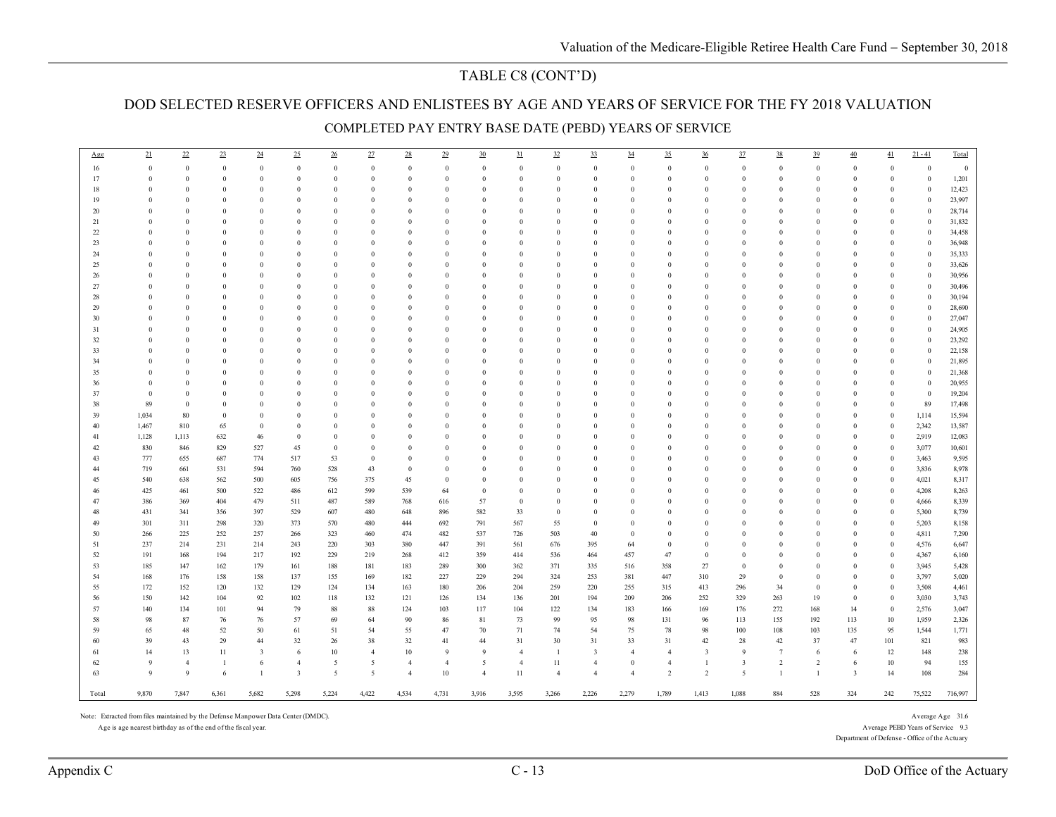# TABLE C8 (CONT'D)

## DOD SELECTED RESERVE OFFICERS AND ENLISTEES BY AGE AND YEARS OF SERVICE FOR THE FY 2018 VALUATION

### COMPLETED PAY ENTRY BASE DATE (PEBD) YEARS OF SERVICE

| Age | 21 | 22 | 23 | 24 | 25 | 26 | 27 | 28 | 29 | 30 | 31 | 32 | 33 | 34 | 35 | 36 | 37 | 38 | 39 | 40 | 41 | 21 - 41 | Total |
|---|---|---|---|---|---|---|---|---|---|---|---|---|---|---|---|---|---|---|---|---|---|---|---|
| 16 | 0 | 0 | 0 | 0 | 0 | 0 | 0 | 0 | 0 | 0 | 0 | 0 | 0 | 0 | 0 | 0 | 0 | 0 | 0 | 0 | 0 | 0 | 0 |
| 17 | 0 | 0 | 0 | 0 | 0 | 0 | 0 | 0 | 0 | 0 | 0 | 0 | 0 | 0 | 0 | 0 | 0 | 0 | 0 | 0 | 0 | 0 | 1,201 |
| 18 | 0 | 0 | 0 | 0 | 0 | 0 | 0 | 0 | 0 | 0 | 0 | 0 | 0 | 0 | 0 | 0 | 0 | 0 | 0 | 0 | 0 | 0 | 12,423 |
| 19 | 0 | 0 | 0 | 0 | 0 | 0 | 0 | 0 | 0 | 0 | 0 | 0 | 0 | 0 | 0 | 0 | 0 | 0 | 0 | 0 | 0 | 0 | 23,997 |
| 20 | 0 | 0 | 0 | 0 | 0 | 0 | 0 | 0 | 0 | 0 | 0 | 0 | 0 | 0 | 0 | 0 | 0 | 0 | 0 | 0 | 0 | 0 | 28,714 |
| 21 | 0 | 0 | 0 | 0 | 0 | 0 | 0 | 0 | 0 | 0 | 0 | 0 | 0 | 0 | 0 | 0 | 0 | 0 | 0 | 0 | 0 | 0 | 31,832 |
| 22 | 0 | 0 | 0 | 0 | 0 | 0 | 0 | 0 | 0 | 0 | 0 | 0 | 0 | 0 | 0 | 0 | 0 | 0 | 0 | 0 | 0 | 0 | 34,458 |
| 23 | 0 | 0 | 0 | 0 | 0 | 0 | 0 | 0 | 0 | 0 | 0 | 0 | 0 | 0 | 0 | 0 | 0 | 0 | 0 | 0 | 0 | 0 | 36,948 |
| 24 | 0 | 0 | 0 | 0 | 0 | 0 | 0 | 0 | 0 | 0 | 0 | 0 | 0 | 0 | 0 | 0 | 0 | 0 | 0 | 0 | 0 | 0 | 35,333 |
| 25 | 0 | 0 | 0 | 0 | 0 | 0 | 0 | 0 | 0 | 0 | 0 | 0 | 0 | 0 | 0 | 0 | 0 | 0 | 0 | 0 | 0 | 0 | 33,626 |
| 26 | 0 | 0 | 0 | 0 | 0 | 0 | 0 | 0 | 0 | 0 | 0 | 0 | 0 | 0 | 0 | 0 | 0 | 0 | 0 | 0 | 0 | 0 | 30,956 |
| 27 | 0 | 0 | 0 | 0 | 0 | 0 | 0 | 0 | 0 | 0 | 0 | 0 | 0 | 0 | 0 | 0 | 0 | 0 | 0 | 0 | 0 | 0 | 30,496 |
| 28 | 0 | 0 | 0 | 0 | 0 | 0 | 0 | 0 | 0 | 0 | 0 | 0 | 0 | 0 | 0 | 0 | 0 | 0 | 0 | 0 | 0 | 0 | 30,194 |
| 29 | 0 | 0 | 0 | 0 | 0 | 0 | 0 | 0 | 0 | 0 | 0 | 0 | 0 | 0 | 0 | 0 | 0 | 0 | 0 | 0 | 0 | 0 | 28,690 |
| 30 | 0 | 0 | 0 | 0 | 0 | 0 | 0 | 0 | 0 | 0 | 0 | 0 | 0 | 0 | 0 | 0 | 0 | 0 | 0 | 0 | 0 | 0 | 27,047 |
| 31 | 0 | 0 | 0 | 0 | 0 | 0 | 0 | 0 | 0 | 0 | 0 | 0 | 0 | 0 | 0 | 0 | 0 | 0 | 0 | 0 | 0 | 0 | 24,905 |
| 32 | 0 | 0 | 0 | 0 | 0 | 0 | 0 | 0 | 0 | 0 | 0 | 0 | 0 | 0 | 0 | 0 | 0 | 0 | 0 | 0 | 0 | 0 | 23,292 |
| 33 | 0 | 0 | 0 | 0 | 0 | 0 | 0 | 0 | 0 | 0 | 0 | 0 | 0 | 0 | 0 | 0 | 0 | 0 | 0 | 0 | 0 | 0 | 22,158 |
| 34 | 0 | 0 | 0 | 0 | 0 | 0 | 0 | 0 | 0 | 0 | 0 | 0 | 0 | 0 | 0 | 0 | 0 | 0 | 0 | 0 | 0 | 0 | 21,895 |
| 35 | 0 | 0 | 0 | 0 | 0 | 0 | 0 | 0 | 0 | 0 | 0 | 0 | 0 | 0 | 0 | 0 | 0 | 0 | 0 | 0 | 0 | 0 | 21,368 |
| 36 | 0 | 0 | 0 | 0 | 0 | 0 | 0 | 0 | 0 | 0 | 0 | 0 | 0 | 0 | 0 | 0 | 0 | 0 | 0 | 0 | 0 | 0 | 20,955 |
| 37 | 0 | 0 | 0 | 0 | 0 | 0 | 0 | 0 | 0 | 0 | 0 | 0 | 0 | 0 | 0 | 0 | 0 | 0 | 0 | 0 | 0 | 0 | 19,204 |
| 38 | 89 | 0 | 0 | 0 | 0 | 0 | 0 | 0 | 0 | 0 | 0 | 0 | 0 | 0 | 0 | 0 | 0 | 0 | 0 | 0 | 0 | 89 | 17,498 |
| 39 | 1,034 | 80 | 0 | 0 | 0 | 0 | 0 | 0 | 0 | 0 | 0 | 0 | 0 | 0 | 0 | 0 | 0 | 0 | 0 | 0 | 0 | 1,114 | 15,594 |
| 40 | 1,467 | 810 | 65 | 0 | 0 | 0 | 0 | 0 | 0 | 0 | 0 | 0 | 0 | 0 | 0 | 0 | 0 | 0 | 0 | 0 | 0 | 2,342 | 13,587 |
| 41 | 1,128 | 1,113 | 632 | 46 | 0 | 0 | 0 | 0 | 0 | 0 | 0 | 0 | 0 | 0 | 0 | 0 | 0 | 0 | 0 | 0 | 0 | 2,919 | 12,083 |
| 42 | 830 | 846 | 829 | 527 | 45 | 0 | 0 | 0 | 0 | 0 | 0 | 0 | 0 | 0 | 0 | 0 | 0 | 0 | 0 | 0 | 0 | 3,077 | 10,601 |
| 43 | 777 | 655 | 687 | 774 | 517 | 53 | 0 | 0 | 0 | 0 | 0 | 0 | 0 | 0 | 0 | 0 | 0 | 0 | 0 | 0 | 0 | 3,463 | 9,595 |
| 44 | 719 | 661 | 531 | 594 | 760 | 528 | 43 | 0 | 0 | 0 | 0 | 0 | 0 | 0 | 0 | 0 | 0 | 0 | 0 | 0 | 0 | 3,836 | 8,978 |
| 45 | 540 | 638 | 562 | 500 | 605 | 756 | 375 | 45 | 0 | 0 | 0 | 0 | 0 | 0 | 0 | 0 | 0 | 0 | 0 | 0 | 0 | 4,021 | 8,317 |
| 46 | 425 | 461 | 500 | 522 | 486 | 612 | 599 | 539 | 64 | 0 | 0 | 0 | 0 | 0 | 0 | 0 | 0 | 0 | 0 | 0 | 0 | 4,208 | 8,263 |
| 47 | 386 | 369 | 404 | 479 | 511 | 487 | 589 | 768 | 616 | 57 | 0 | 0 | 0 | 0 | 0 | 0 | 0 | 0 | 0 | 0 | 0 | 4,666 | 8,339 |
| 48 | 431 | 341 | 356 | 397 | 529 | 607 | 480 | 648 | 896 | 582 | 33 | 0 | 0 | 0 | 0 | 0 | 0 | 0 | 0 | 0 | 0 | 5,300 | 8,739 |
| 49 | 301 | 311 | 298 | 320 | 373 | 570 | 480 | 444 | 692 | 791 | 567 | 55 | 0 | 0 | 0 | 0 | 0 | 0 | 0 | 0 | 0 | 5,203 | 8,158 |
| 50 | 266 | 225 | 252 | 257 | 266 | 323 | 460 | 474 | 482 | 537 | 726 | 503 | 40 | 0 | 0 | 0 | 0 | 0 | 0 | 0 | 0 | 4,811 | 7,290 |
| 51 | 237 | 214 | 231 | 214 | 243 | 220 | 303 | 380 | 447 | 391 | 561 | 676 | 395 | 64 | 0 | 0 | 0 | 0 | 0 | 0 | 0 | 4,576 | 6,647 |
| 52 | 191 | 168 | 194 | 217 | 192 | 229 | 219 | 268 | 412 | 359 | 414 | 536 | 464 | 457 | 47 | 0 | 0 | 0 | 0 | 0 | 0 | 4,367 | 6,160 |
| 53 | 185 | 147 | 162 | 179 | 161 | 188 | 181 | 183 | 289 | 300 | 362 | 371 | 335 | 516 | 358 | 27 | 0 | 0 | 0 | 0 | 0 | 3,945 | 5,428 |
| 54 | 168 | 176 | 158 | 158 | 137 | 155 | 169 | 182 | 227 | 229 | 294 | 324 | 253 | 381 | 447 | 310 | 29 | 0 | 0 | 0 | 0 | 3,797 | 5,020 |
| 55 | 172 | 152 | 120 | 132 | 129 | 124 | 134 | 163 | 180 | 206 | 204 | 259 | 220 | 255 | 315 | 413 | 296 | 34 | 0 | 0 | 0 | 3,508 | 4,461 |
| 56 | 150 | 142 | 104 | 92 | 102 | 118 | 132 | 121 | 126 | 134 | 136 | 201 | 194 | 209 | 206 | 252 | 329 | 263 | 19 | 0 | 0 | 3,030 | 3,743 |
| 57 | 140 | 134 | 101 | 94 | 79 | 88 | 88 | 124 | 103 | 117 | 104 | 122 | 134 | 183 | 166 | 169 | 176 | 272 | 168 | 14 | 0 | 2,576 | 3,047 |
| 58 | 98 | 87 | 76 | 76 | 57 | 69 | 64 | 90 | 86 | 81 | 73 | 99 | 95 | 98 | 131 | 96 | 113 | 155 | 192 | 113 | 10 | 1,959 | 2,326 |
| 59 | 65 | 48 | 52 | 50 | 61 | 51 | 54 | 55 | 47 | 70 | 71 | 74 | 54 | 75 | 78 | 98 | 100 | 108 | 103 | 135 | 95 | 1,544 | 1,771 |
| 60 | 39 | 43 | 29 | 44 | 32 | 26 | 38 | 32 | 41 | 44 | 31 | 30 | 31 | 33 | 31 | 42 | 28 | 42 | 37 | 47 | 101 | 821 | 983 |
| 61 | 14 | 13 | 11 | 3 | 6 | 10 | 4 | 10 | 9 | 9 | 4 | 1 | 3 | 4 | 4 | 3 | 9 | 7 | 6 | 6 | 12 | 148 | 238 |
| 62 | 9 | 4 | 1 | 6 | 4 | 5 | 5 | 4 | 4 | 5 | 4 | 11 | 4 | 0 | 4 | 1 | 3 | 2 | 2 | 6 | 10 | 94 | 155 |
| 63 | 9 | 9 | 6 | 1 | 3 | 5 | 5 | 4 | 10 | 4 | 11 | 4 | 4 | 4 | 2 | 2 | 5 | 1 | 1 | 3 | 14 | 108 | 284 |
| Total | 9,870 | 7,847 | 6,361 | 5,682 | 5,298 | 5,224 | 4,422 | 4,534 | 4,731 | 3,916 | 3,595 | 3,266 | 2,226 | 2,279 | 1,789 | 1,413 | 1,088 | 884 | 528 | 324 | 242 | 75,522 | 716,997 |

Note: Extracted from files maintained by the Defense Manpower Data Center (DMDC).
Age is age nearest birthday as of the end of the fiscal year.

Average Age 31.6
Average PEBD Years of Service 9.3
Department of Defense - Office of the Actuary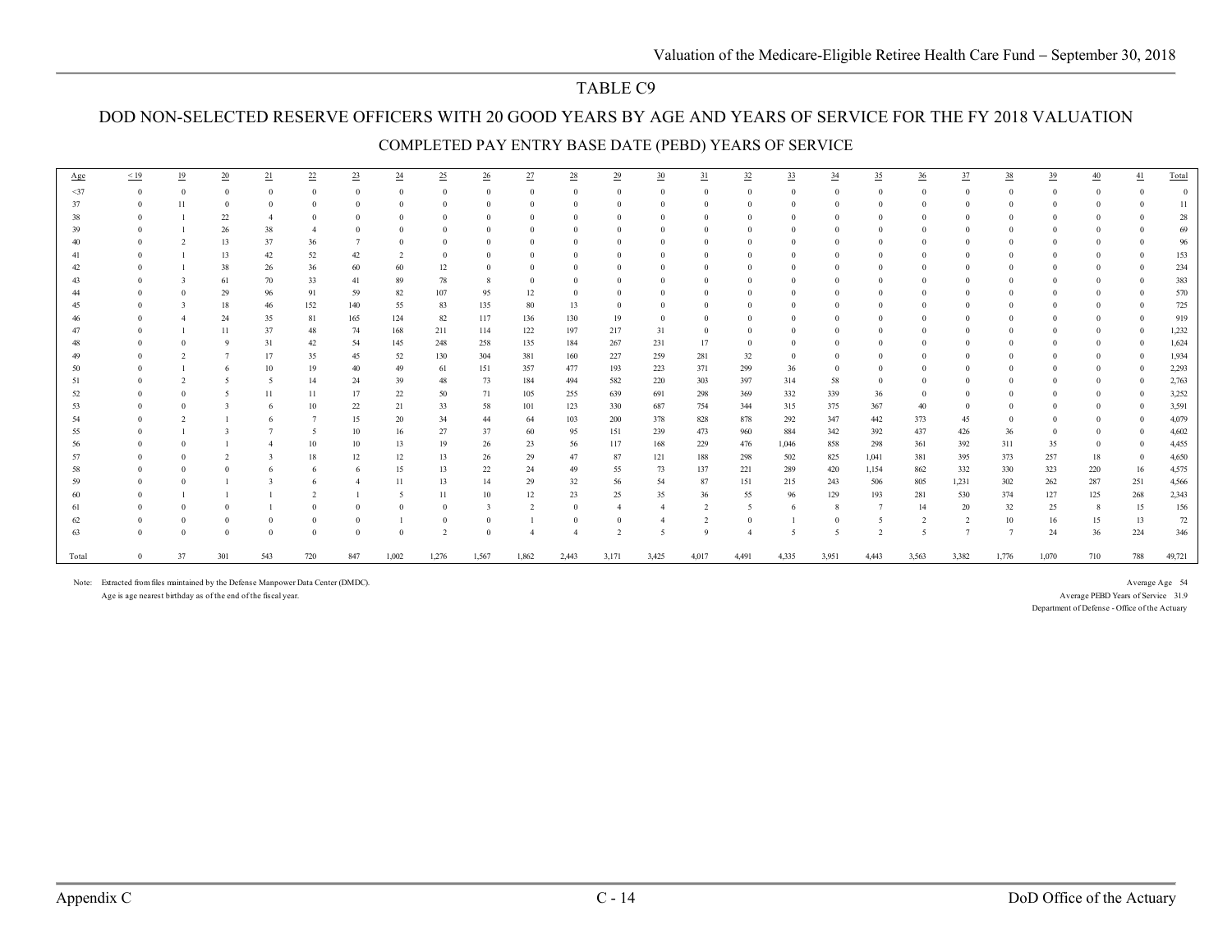## TABLE C9

## DOD NON-SELECTED RESERVE OFFICERS WITH 20 GOOD YEARS BY AGE AND YEARS OF SERVICE FOR THE FY 2018 VALUATION

### COMPLETED PAY ENTRY BASE DATE (PEBD) YEARS OF SERVICE

| Age | < 19 | 19 | 20 | 21 | 22 | 23 | 24 | 25 | 26 | 27 | 28 | 29 | 30 | 31 | 32 | 33 | 34 | 35 | 36 | 37 | 38 | 39 | 40 | 41 | Total |
|---|---|---|---|---|---|---|---|---|---|---|---|---|---|---|---|---|---|---|---|---|---|---|---|---|---|
| <37 | 0 | 0 | 0 | 0 | 0 | 0 | 0 | 0 | 0 | 0 | 0 | 0 | 0 | 0 | 0 | 0 | 0 | 0 | 0 | 0 | 0 | 0 | 0 | 0 | 0 |
| 37 | 0 | 11 | 0 | 0 | 0 | 0 | 0 | 0 | 0 | 0 | 0 | 0 | 0 | 0 | 0 | 0 | 0 | 0 | 0 | 0 | 0 | 0 | 0 | 0 | 11 |
| 38 | 0 | 1 | 22 | 4 | 0 | 0 | 0 | 0 | 0 | 0 | 0 | 0 | 0 | 0 | 0 | 0 | 0 | 0 | 0 | 0 | 0 | 0 | 0 | 0 | 28 |
| 39 | 0 | 1 | 26 | 38 | 4 | 0 | 0 | 0 | 0 | 0 | 0 | 0 | 0 | 0 | 0 | 0 | 0 | 0 | 0 | 0 | 0 | 0 | 0 | 0 | 69 |
| 40 | 0 | 2 | 13 | 37 | 36 | 7 | 0 | 0 | 0 | 0 | 0 | 0 | 0 | 0 | 0 | 0 | 0 | 0 | 0 | 0 | 0 | 0 | 0 | 0 | 96 |
| 41 | 0 | 1 | 13 | 42 | 52 | 42 | 2 | 0 | 0 | 0 | 0 | 0 | 0 | 0 | 0 | 0 | 0 | 0 | 0 | 0 | 0 | 0 | 0 | 0 | 153 |
| 42 | 0 | 1 | 38 | 26 | 36 | 60 | 60 | 12 | 0 | 0 | 0 | 0 | 0 | 0 | 0 | 0 | 0 | 0 | 0 | 0 | 0 | 0 | 0 | 0 | 234 |
| 43 | 0 | 3 | 61 | 70 | 33 | 41 | 89 | 78 | 8 | 0 | 0 | 0 | 0 | 0 | 0 | 0 | 0 | 0 | 0 | 0 | 0 | 0 | 0 | 0 | 383 |
| 44 | 0 | 0 | 29 | 96 | 91 | 59 | 82 | 107 | 95 | 12 | 0 | 0 | 0 | 0 | 0 | 0 | 0 | 0 | 0 | 0 | 0 | 0 | 0 | 0 | 570 |
| 45 | 0 | 3 | 18 | 46 | 152 | 140 | 55 | 83 | 135 | 80 | 13 | 0 | 0 | 0 | 0 | 0 | 0 | 0 | 0 | 0 | 0 | 0 | 0 | 0 | 725 |
| 46 | 0 | 4 | 24 | 35 | 81 | 165 | 124 | 82 | 117 | 136 | 130 | 19 | 0 | 0 | 0 | 0 | 0 | 0 | 0 | 0 | 0 | 0 | 0 | 0 | 919 |
| 47 | 0 | 1 | 11 | 37 | 48 | 74 | 168 | 211 | 114 | 122 | 197 | 217 | 31 | 0 | 0 | 0 | 0 | 0 | 0 | 0 | 0 | 0 | 0 | 0 | 1,232 |
| 48 | 0 | 0 | 9 | 31 | 42 | 54 | 145 | 248 | 258 | 135 | 184 | 267 | 231 | 17 | 0 | 0 | 0 | 0 | 0 | 0 | 0 | 0 | 0 | 0 | 1,624 |
| 49 | 0 | 2 | 7 | 17 | 35 | 45 | 52 | 130 | 304 | 381 | 160 | 227 | 259 | 281 | 32 | 0 | 0 | 0 | 0 | 0 | 0 | 0 | 0 | 0 | 1,934 |
| 50 | 0 | 1 | 6 | 10 | 19 | 40 | 49 | 61 | 151 | 357 | 477 | 193 | 223 | 371 | 299 | 36 | 0 | 0 | 0 | 0 | 0 | 0 | 0 | 0 | 2,293 |
| 51 | 0 | 2 | 5 | 5 | 14 | 24 | 39 | 48 | 73 | 184 | 494 | 582 | 220 | 303 | 397 | 314 | 58 | 0 | 0 | 0 | 0 | 0 | 0 | 0 | 2,763 |
| 52 | 0 | 0 | 5 | 11 | 11 | 17 | 22 | 50 | 71 | 105 | 255 | 639 | 691 | 298 | 369 | 332 | 339 | 36 | 0 | 0 | 0 | 0 | 0 | 0 | 3,252 |
| 53 | 0 | 0 | 3 | 6 | 10 | 22 | 21 | 33 | 58 | 101 | 123 | 330 | 687 | 754 | 344 | 315 | 375 | 367 | 40 | 0 | 0 | 0 | 0 | 0 | 3,591 |
| 54 | 0 | 2 | 1 | 6 | 7 | 15 | 20 | 34 | 44 | 64 | 103 | 200 | 378 | 828 | 878 | 292 | 347 | 442 | 373 | 45 | 0 | 0 | 0 | 0 | 4,079 |
| 55 | 0 | 1 | 3 | 7 | 5 | 10 | 16 | 27 | 37 | 60 | 95 | 151 | 239 | 473 | 960 | 884 | 342 | 392 | 437 | 426 | 36 | 0 | 0 | 0 | 4,602 |
| 56 | 0 | 0 | 1 | 4 | 10 | 10 | 13 | 19 | 26 | 23 | 56 | 117 | 168 | 229 | 476 | 1,046 | 858 | 298 | 361 | 392 | 311 | 35 | 0 | 0 | 4,455 |
| 57 | 0 | 0 | 2 | 3 | 18 | 12 | 12 | 13 | 26 | 29 | 47 | 87 | 121 | 188 | 298 | 502 | 825 | 1,041 | 381 | 395 | 373 | 257 | 18 | 0 | 4,650 |
| 58 | 0 | 0 | 0 | 6 | 6 | 6 | 15 | 13 | 22 | 24 | 49 | 55 | 73 | 137 | 221 | 289 | 420 | 1,154 | 862 | 332 | 330 | 323 | 220 | 16 | 4,575 |
| 59 | 0 | 0 | 1 | 3 | 6 | 4 | 11 | 13 | 14 | 29 | 32 | 56 | 54 | 87 | 151 | 215 | 243 | 506 | 805 | 1,231 | 302 | 262 | 287 | 251 | 4,566 |
| 60 | 0 | 1 | 1 | 1 | 2 | 1 | 5 | 11 | 10 | 12 | 23 | 25 | 35 | 36 | 55 | 96 | 129 | 193 | 281 | 530 | 374 | 127 | 125 | 268 | 2,343 |
| 61 | 0 | 0 | 0 | 1 | 0 | 0 | 0 | 0 | 3 | 2 | 0 | 4 | 4 | 2 | 5 | 6 | 8 | 7 | 14 | 20 | 32 | 25 | 8 | 15 | 156 |
| 62 | 0 | 0 | 0 | 0 | 0 | 0 | 1 | 0 | 0 | 1 | 0 | 0 | 4 | 2 | 0 | 1 | 0 | 5 | 2 | 2 | 10 | 16 | 15 | 13 | 72 |
| 63 | 0 | 0 | 0 | 0 | 0 | 0 | 0 | 2 | 0 | 4 | 4 | 2 | 5 | 9 | 4 | 5 | 5 | 2 | 5 | 7 | 7 | 24 | 36 | 224 | 346 |
| Total | 0 | 37 | 301 | 543 | 720 | 847 | 1,002 | 1,276 | 1,567 | 1,862 | 2,443 | 3,171 | 3,425 | 4,017 | 4,491 | 4,335 | 3,951 | 4,443 | 3,563 | 3,382 | 1,776 | 1,070 | 710 | 788 | 49,721 |

Note: Extracted from files maintained by the Defense Manpower Data Center (DMDC).
Age is age nearest birthday as of the end of the fiscal year.

Average Age 54
Average PEBD Years of Service 31.9
Department of Defense - Office of the Actuary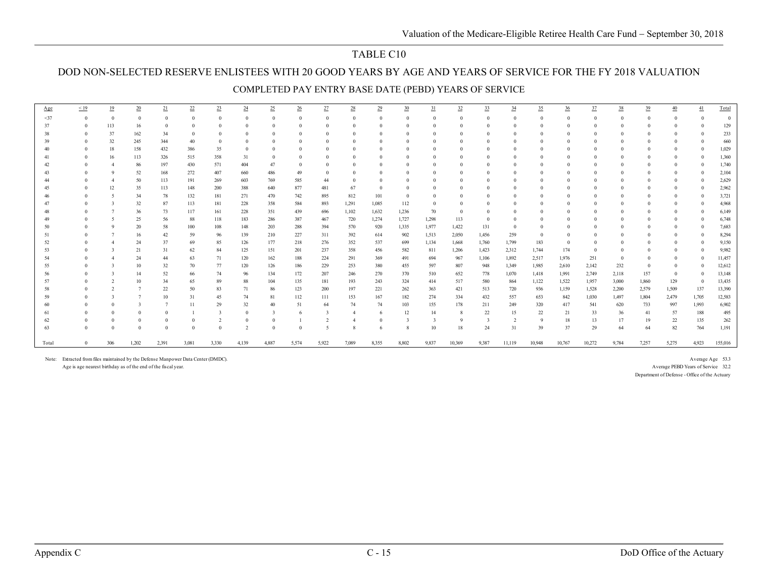# TABLE C10

## DOD NON-SELECTED RESERVE ENLISTEES WITH 20 GOOD YEARS BY AGE AND YEARS OF SERVICE FOR THE FY 2018 VALUATION

### COMPLETED PAY ENTRY BASE DATE (PEBD) YEARS OF SERVICE

| Age | < 19 | 19 | 20 | 21 | 22 | 23 | 24 | 25 | 26 | 27 | 28 | 29 | 30 | 31 | 32 | 33 | 34 | 35 | 36 | 37 | 38 | 39 | 40 | 41 | Total |
|---|---|---|---|---|---|---|---|---|---|---|---|---|---|---|---|---|---|---|---|---|---|---|---|---|---|
| <37 | 0 | 0 | 0 | 0 | 0 | 0 | 0 | 0 | 0 | 0 | 0 | 0 | 0 | 0 | 0 | 0 | 0 | 0 | 0 | 0 | 0 | 0 | 0 | 0 | 0 |
| 37 | 0 | 113 | 16 | 0 | 0 | 0 | 0 | 0 | 0 | 0 | 0 | 0 | 0 | 0 | 0 | 0 | 0 | 0 | 0 | 0 | 0 | 0 | 0 | 0 | 129 |
| 38 | 0 | 37 | 162 | 34 | 0 | 0 | 0 | 0 | 0 | 0 | 0 | 0 | 0 | 0 | 0 | 0 | 0 | 0 | 0 | 0 | 0 | 0 | 0 | 0 | 233 |
| 39 | 0 | 32 | 245 | 344 | 40 | 0 | 0 | 0 | 0 | 0 | 0 | 0 | 0 | 0 | 0 | 0 | 0 | 0 | 0 | 0 | 0 | 0 | 0 | 0 | 660 |
| 40 | 0 | 18 | 158 | 432 | 386 | 35 | 0 | 0 | 0 | 0 | 0 | 0 | 0 | 0 | 0 | 0 | 0 | 0 | 0 | 0 | 0 | 0 | 0 | 0 | 1,029 |
| 41 | 0 | 16 | 113 | 326 | 515 | 358 | 31 | 0 | 0 | 0 | 0 | 0 | 0 | 0 | 0 | 0 | 0 | 0 | 0 | 0 | 0 | 0 | 0 | 0 | 1,360 |
| 42 | 0 | 4 | 86 | 197 | 430 | 571 | 404 | 47 | 0 | 0 | 0 | 0 | 0 | 0 | 0 | 0 | 0 | 0 | 0 | 0 | 0 | 0 | 0 | 0 | 1,740 |
| 43 | 0 | 9 | 52 | 168 | 272 | 407 | 660 | 486 | 49 | 0 | 0 | 0 | 0 | 0 | 0 | 0 | 0 | 0 | 0 | 0 | 0 | 0 | 0 | 0 | 2,104 |
| 44 | 0 | 4 | 50 | 113 | 191 | 269 | 603 | 769 | 585 | 44 | 0 | 0 | 0 | 0 | 0 | 0 | 0 | 0 | 0 | 0 | 0 | 0 | 0 | 0 | 2,629 |
| 45 | 0 | 12 | 35 | 113 | 148 | 200 | 388 | 640 | 877 | 481 | 67 | 0 | 0 | 0 | 0 | 0 | 0 | 0 | 0 | 0 | 0 | 0 | 0 | 0 | 2,962 |
| 46 | 0 | 5 | 34 | 78 | 132 | 181 | 271 | 470 | 742 | 895 | 812 | 101 | 0 | 0 | 0 | 0 | 0 | 0 | 0 | 0 | 0 | 0 | 0 | 0 | 3,721 |
| 47 | 0 | 3 | 32 | 87 | 113 | 181 | 228 | 358 | 584 | 893 | 1,291 | 1,085 | 112 | 0 | 0 | 0 | 0 | 0 | 0 | 0 | 0 | 0 | 0 | 0 | 4,968 |
| 48 | 0 | 7 | 36 | 73 | 117 | 161 | 228 | 351 | 439 | 696 | 1,102 | 1,632 | 1,236 | 70 | 0 | 0 | 0 | 0 | 0 | 0 | 0 | 0 | 0 | 0 | 6,149 |
| 49 | 0 | 5 | 25 | 56 | 88 | 118 | 183 | 286 | 387 | 467 | 720 | 1,274 | 1,727 | 1,298 | 113 | 0 | 0 | 0 | 0 | 0 | 0 | 0 | 0 | 0 | 6,748 |
| 50 | 0 | 9 | 20 | 58 | 100 | 108 | 148 | 203 | 288 | 394 | 570 | 920 | 1,335 | 1,977 | 1,422 | 131 | 0 | 0 | 0 | 0 | 0 | 0 | 0 | 0 | 7,683 |
| 51 | 0 | 7 | 16 | 42 | 59 | 96 | 139 | 210 | 227 | 311 | 392 | 614 | 902 | 1,513 | 2,050 | 1,456 | 259 | 0 | 0 | 0 | 0 | 0 | 0 | 0 | 8,294 |
| 52 | 0 | 4 | 24 | 37 | 69 | 85 | 126 | 177 | 218 | 276 | 352 | 537 | 699 | 1,134 | 1,668 | 1,760 | 1,799 | 183 | 0 | 0 | 0 | 0 | 0 | 0 | 9,150 |
| 53 | 0 | 3 | 21 | 31 | 62 | 84 | 125 | 151 | 201 | 237 | 358 | 456 | 582 | 811 | 1,206 | 1,423 | 2,312 | 1,744 | 174 | 0 | 0 | 0 | 0 | 0 | 9,982 |
| 54 | 0 | 4 | 24 | 44 | 63 | 71 | 120 | 162 | 188 | 224 | 291 | 369 | 491 | 694 | 967 | 1,106 | 1,892 | 2,517 | 1,976 | 251 | 0 | 0 | 0 | 0 | 11,457 |
| 55 | 0 | 3 | 10 | 32 | 70 | 77 | 120 | 126 | 186 | 229 | 253 | 380 | 455 | 597 | 807 | 948 | 1,349 | 1,985 | 2,610 | 2,142 | 232 | 0 | 0 | 0 | 12,612 |
| 56 | 0 | 3 | 14 | 52 | 66 | 74 | 96 | 134 | 172 | 207 | 246 | 270 | 370 | 510 | 652 | 778 | 1,070 | 1,418 | 1,991 | 2,749 | 2,118 | 157 | 0 | 0 | 13,148 |
| 57 | 0 | 2 | 10 | 34 | 65 | 89 | 88 | 104 | 135 | 181 | 193 | 243 | 324 | 414 | 517 | 580 | 864 | 1,122 | 1,522 | 1,957 | 3,000 | 1,860 | 129 | 0 | 13,435 |
| 58 | 0 | 2 | 7 | 22 | 50 | 83 | 71 | 86 | 123 | 200 | 197 | 221 | 262 | 363 | 421 | 513 | 720 | 936 | 1,159 | 1,528 | 2,200 | 2,579 | 1,509 | 137 | 13,390 |
| 59 | 0 | 3 | 7 | 10 | 31 | 45 | 74 | 81 | 112 | 111 | 153 | 167 | 182 | 274 | 334 | 432 | 557 | 653 | 842 | 1,030 | 1,497 | 1,804 | 2,479 | 1,705 | 12,583 |
| 60 | 0 | 0 | 3 | 7 | 11 | 29 | 32 | 40 | 51 | 64 | 74 | 74 | 103 | 155 | 178 | 211 | 249 | 320 | 417 | 541 | 620 | 733 | 997 | 1,993 | 6,902 |
| 61 | 0 | 0 | 0 | 0 | 1 | 3 | 0 | 3 | 6 | 3 | 4 | 6 | 12 | 14 | 8 | 22 | 15 | 22 | 21 | 33 | 36 | 41 | 57 | 188 | 495 |
| 62 | 0 | 0 | 0 | 0 | 0 | 2 | 0 | 0 | 1 | 2 | 4 | 0 | 3 | 3 | 9 | 3 | 2 | 9 | 18 | 13 | 17 | 19 | 22 | 135 | 262 |
| 63 | 0 | 0 | 0 | 0 | 0 | 0 | 2 | 0 | 0 | 5 | 8 | 6 | 8 | 10 | 18 | 24 | 31 | 39 | 37 | 29 | 64 | 64 | 82 | 764 | 1,191 |
| Total | 0 | 306 | 1,202 | 2,391 | 3,081 | 3,330 | 4,139 | 4,887 | 5,574 | 5,922 | 7,089 | 8,355 | 8,802 | 9,837 | 10,369 | 9,387 | 11,119 | 10,948 | 10,767 | 10,272 | 9,784 | 7,257 | 5,275 | 4,923 | 155,016 |

Note: Extracted from files maintained by the Defense Manpower Data Center (DMDC).
Age is age nearest birthday as of the end of the fiscal year.

Average Age 53.3
Average PEBD Years of Service 32.2
Department of Defense - Office of the Actuary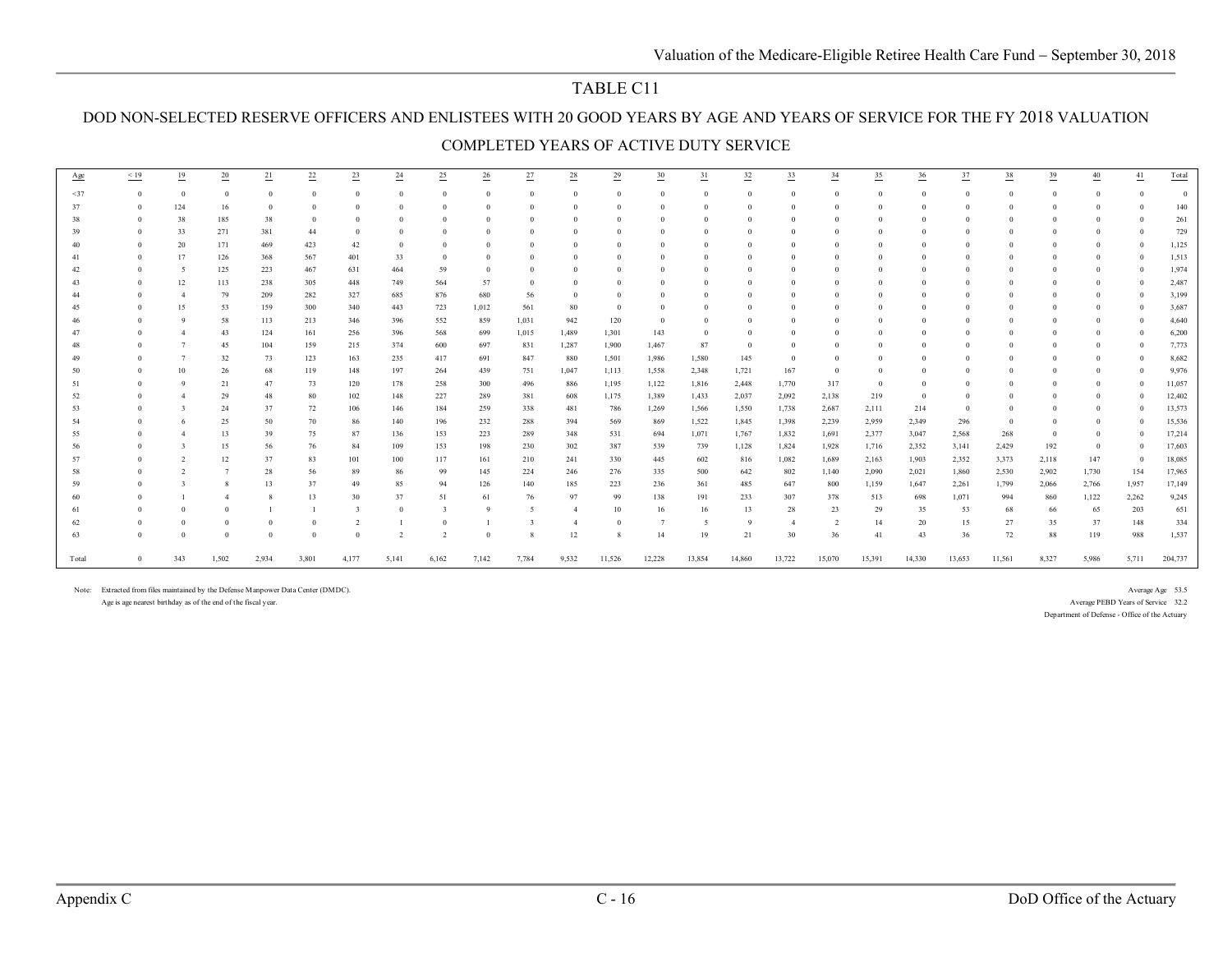# TABLE C11

## DOD NON-SELECTED RESERVE OFFICERS AND ENLISTEES WITH 20 GOOD YEARS BY AGE AND YEARS OF SERVICE FOR THE FY 2018 VALUATION

### COMPLETED YEARS OF ACTIVE DUTY SERVICE

| Age | < 19 | 19 | 20 | 21 | 22 | 23 | 24 | 25 | 26 | 27 | 28 | 29 | 30 | 31 | 32 | 33 | 34 | 35 | 36 | 37 | 38 | 39 | 40 | 41 | Total |
|---|---|---|---|---|---|---|---|---|---|---|---|---|---|---|---|---|---|---|---|---|---|---|---|---|---|
| <37 | 0 | 0 | 0 | 0 | 0 | 0 | 0 | 0 | 0 | 0 | 0 | 0 | 0 | 0 | 0 | 0 | 0 | 0 | 0 | 0 | 0 | 0 | 0 | 0 | 0 |
| 37 | 0 | 124 | 16 | 0 | 0 | 0 | 0 | 0 | 0 | 0 | 0 | 0 | 0 | 0 | 0 | 0 | 0 | 0 | 0 | 0 | 0 | 0 | 0 | 0 | 140 |
| 38 | 0 | 38 | 185 | 38 | 0 | 0 | 0 | 0 | 0 | 0 | 0 | 0 | 0 | 0 | 0 | 0 | 0 | 0 | 0 | 0 | 0 | 0 | 0 | 0 | 261 |
| 39 | 0 | 33 | 271 | 381 | 44 | 0 | 0 | 0 | 0 | 0 | 0 | 0 | 0 | 0 | 0 | 0 | 0 | 0 | 0 | 0 | 0 | 0 | 0 | 0 | 729 |
| 40 | 0 | 20 | 171 | 469 | 423 | 42 | 0 | 0 | 0 | 0 | 0 | 0 | 0 | 0 | 0 | 0 | 0 | 0 | 0 | 0 | 0 | 0 | 0 | 0 | 1,125 |
| 41 | 0 | 17 | 126 | 368 | 567 | 401 | 33 | 0 | 0 | 0 | 0 | 0 | 0 | 0 | 0 | 0 | 0 | 0 | 0 | 0 | 0 | 0 | 0 | 0 | 1,513 |
| 42 | 0 | 5 | 125 | 223 | 467 | 631 | 464 | 59 | 0 | 0 | 0 | 0 | 0 | 0 | 0 | 0 | 0 | 0 | 0 | 0 | 0 | 0 | 0 | 0 | 1,974 |
| 43 | 0 | 12 | 113 | 238 | 305 | 448 | 749 | 564 | 57 | 0 | 0 | 0 | 0 | 0 | 0 | 0 | 0 | 0 | 0 | 0 | 0 | 0 | 0 | 0 | 2,487 |
| 44 | 0 | 4 | 79 | 209 | 282 | 327 | 685 | 876 | 680 | 56 | 0 | 0 | 0 | 0 | 0 | 0 | 0 | 0 | 0 | 0 | 0 | 0 | 0 | 0 | 3,199 |
| 45 | 0 | 15 | 53 | 159 | 300 | 340 | 443 | 723 | 1,012 | 561 | 80 | 0 | 0 | 0 | 0 | 0 | 0 | 0 | 0 | 0 | 0 | 0 | 0 | 0 | 3,687 |
| 46 | 0 | 9 | 58 | 113 | 213 | 346 | 396 | 552 | 859 | 1,031 | 942 | 120 | 0 | 0 | 0 | 0 | 0 | 0 | 0 | 0 | 0 | 0 | 0 | 0 | 4,640 |
| 47 | 0 | 4 | 43 | 124 | 161 | 256 | 396 | 568 | 699 | 1,015 | 1,489 | 1,301 | 143 | 0 | 0 | 0 | 0 | 0 | 0 | 0 | 0 | 0 | 0 | 0 | 6,200 |
| 48 | 0 | 7 | 45 | 104 | 159 | 215 | 374 | 600 | 697 | 831 | 1,287 | 1,900 | 1,467 | 87 | 0 | 0 | 0 | 0 | 0 | 0 | 0 | 0 | 0 | 0 | 7,773 |
| 49 | 0 | 7 | 32 | 73 | 123 | 163 | 235 | 417 | 691 | 847 | 880 | 1,501 | 1,986 | 1,580 | 145 | 0 | 0 | 0 | 0 | 0 | 0 | 0 | 0 | 0 | 8,682 |
| 50 | 0 | 10 | 26 | 68 | 119 | 148 | 197 | 264 | 439 | 751 | 1,047 | 1,113 | 1,558 | 2,348 | 1,721 | 167 | 0 | 0 | 0 | 0 | 0 | 0 | 0 | 0 | 9,976 |
| 51 | 0 | 9 | 21 | 47 | 73 | 120 | 178 | 258 | 300 | 496 | 886 | 1,195 | 1,122 | 1,816 | 2,448 | 1,770 | 317 | 0 | 0 | 0 | 0 | 0 | 0 | 0 | 11,057 |
| 52 | 0 | 4 | 29 | 48 | 80 | 102 | 148 | 227 | 289 | 381 | 608 | 1,175 | 1,389 | 1,433 | 2,037 | 2,092 | 2,138 | 219 | 0 | 0 | 0 | 0 | 0 | 0 | 12,402 |
| 53 | 0 | 3 | 24 | 37 | 72 | 106 | 146 | 184 | 259 | 338 | 481 | 786 | 1,269 | 1,566 | 1,550 | 1,738 | 2,687 | 2,111 | 214 | 0 | 0 | 0 | 0 | 0 | 13,573 |
| 54 | 0 | 6 | 25 | 50 | 70 | 86 | 140 | 196 | 232 | 288 | 394 | 569 | 869 | 1,522 | 1,845 | 1,398 | 2,239 | 2,959 | 2,349 | 296 | 0 | 0 | 0 | 0 | 15,536 |
| 55 | 0 | 4 | 13 | 39 | 75 | 87 | 136 | 153 | 223 | 289 | 348 | 531 | 694 | 1,071 | 1,767 | 1,832 | 1,691 | 2,377 | 3,047 | 2,568 | 268 | 0 | 0 | 0 | 17,214 |
| 56 | 0 | 3 | 15 | 56 | 76 | 84 | 109 | 153 | 198 | 230 | 302 | 387 | 539 | 739 | 1,128 | 1,824 | 1,928 | 1,716 | 2,352 | 3,141 | 2,429 | 192 | 0 | 0 | 17,603 |
| 57 | 0 | 2 | 12 | 37 | 83 | 101 | 100 | 117 | 161 | 210 | 241 | 330 | 445 | 602 | 816 | 1,082 | 1,689 | 2,163 | 1,903 | 2,352 | 3,373 | 2,118 | 147 | 0 | 18,085 |
| 58 | 0 | 2 | 7 | 28 | 56 | 89 | 86 | 99 | 145 | 224 | 246 | 276 | 335 | 500 | 642 | 802 | 1,140 | 2,090 | 2,021 | 1,860 | 2,530 | 2,902 | 1,730 | 154 | 17,965 |
| 59 | 0 | 3 | 8 | 13 | 37 | 49 | 85 | 94 | 126 | 140 | 185 | 223 | 236 | 361 | 485 | 647 | 800 | 1,159 | 1,647 | 2,261 | 1,799 | 2,066 | 2,766 | 1,957 | 17,149 |
| 60 | 0 | 1 | 4 | 8 | 13 | 30 | 37 | 51 | 61 | 76 | 97 | 99 | 138 | 191 | 233 | 307 | 378 | 513 | 698 | 1,071 | 994 | 860 | 1,122 | 2,262 | 9,245 |
| 61 | 0 | 0 | 0 | 1 | 1 | 3 | 0 | 3 | 9 | 5 | 4 | 10 | 16 | 16 | 13 | 28 | 23 | 29 | 35 | 53 | 68 | 66 | 65 | 203 | 651 |
| 62 | 0 | 0 | 0 | 0 | 0 | 2 | 1 | 0 | 1 | 3 | 4 | 0 | 7 | 5 | 9 | 4 | 2 | 14 | 20 | 15 | 27 | 35 | 37 | 148 | 334 |
| 63 | 0 | 0 | 0 | 0 | 0 | 0 | 2 | 2 | 0 | 8 | 12 | 8 | 14 | 19 | 21 | 30 | 36 | 41 | 43 | 36 | 72 | 88 | 119 | 988 | 1,537 |
| Total | 0 | 343 | 1,502 | 2,934 | 3,801 | 4,177 | 5,141 | 6,162 | 7,142 | 7,784 | 9,532 | 11,526 | 12,228 | 13,854 | 14,860 | 13,722 | 15,070 | 15,391 | 14,330 | 13,653 | 11,561 | 8,327 | 5,986 | 5,711 | 204,737 |

Note: Extracted from files maintained by the Defense Manpower Data Center (DMDC).
Age is age nearest birthday as of the end of the fiscal year.

Average Age 53.5
Average PEBD Years of Service 32.2
Department of Defense - Office of the Actuary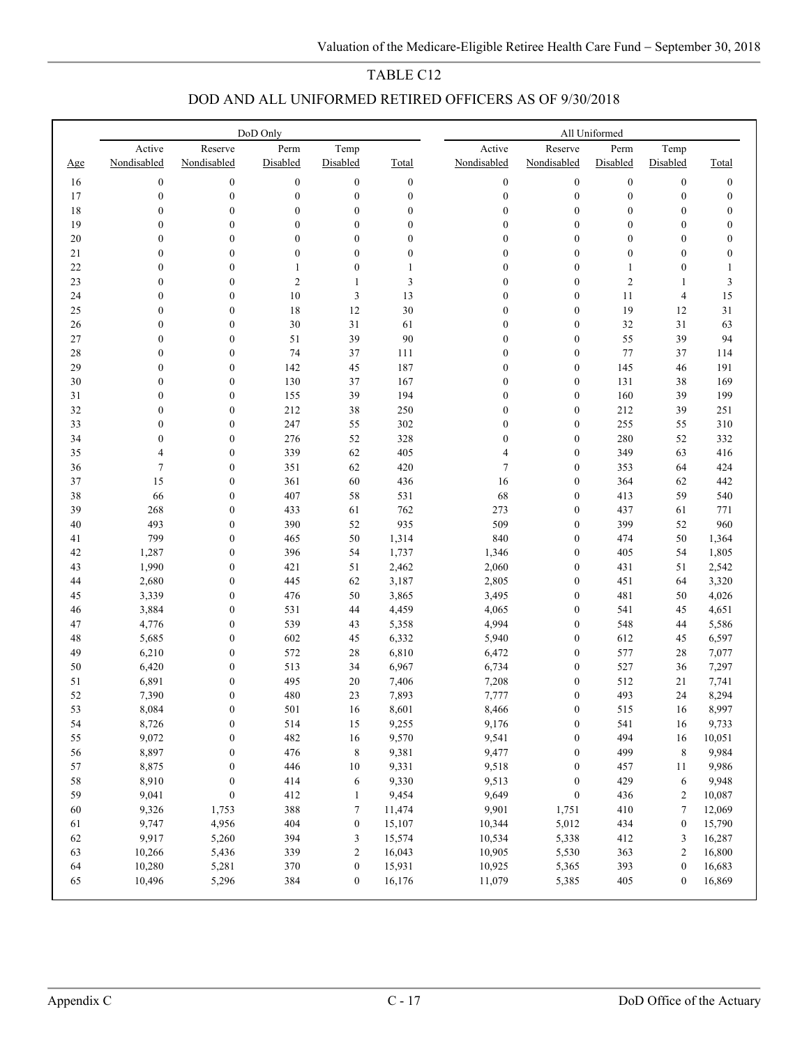TABLE C12

DOD AND ALL UNIFORMED RETIRED OFFICERS AS OF 9/30/2018

| | DoD Only | | | | | All Uniformed | | | | |
|---|---|---|---|---|---|---|---|---|---|---|
| Age | Active Nondisabled | Reserve Nondisabled | Perm Disabled | Temp Disabled | Total | Active Nondisabled | Reserve Nondisabled | Perm Disabled | Temp Disabled | Total |
| 16 | 0 | 0 | 0 | 0 | 0 | 0 | 0 | 0 | 0 | 0 |
| 17 | 0 | 0 | 0 | 0 | 0 | 0 | 0 | 0 | 0 | 0 |
| 18 | 0 | 0 | 0 | 0 | 0 | 0 | 0 | 0 | 0 | 0 |
| 19 | 0 | 0 | 0 | 0 | 0 | 0 | 0 | 0 | 0 | 0 |
| 20 | 0 | 0 | 0 | 0 | 0 | 0 | 0 | 0 | 0 | 0 |
| 21 | 0 | 0 | 0 | 0 | 0 | 0 | 0 | 0 | 0 | 0 |
| 22 | 0 | 0 | 1 | 0 | 1 | 0 | 0 | 1 | 0 | 1 |
| 23 | 0 | 0 | 2 | 1 | 3 | 0 | 0 | 2 | 1 | 3 |
| 24 | 0 | 0 | 10 | 3 | 13 | 0 | 0 | 11 | 4 | 15 |
| 25 | 0 | 0 | 18 | 12 | 30 | 0 | 0 | 19 | 12 | 31 |
| 26 | 0 | 0 | 30 | 31 | 61 | 0 | 0 | 32 | 31 | 63 |
| 27 | 0 | 0 | 51 | 39 | 90 | 0 | 0 | 55 | 39 | 94 |
| 28 | 0 | 0 | 74 | 37 | 111 | 0 | 0 | 77 | 37 | 114 |
| 29 | 0 | 0 | 142 | 45 | 187 | 0 | 0 | 145 | 46 | 191 |
| 30 | 0 | 0 | 130 | 37 | 167 | 0 | 0 | 131 | 38 | 169 |
| 31 | 0 | 0 | 155 | 39 | 194 | 0 | 0 | 160 | 39 | 199 |
| 32 | 0 | 0 | 212 | 38 | 250 | 0 | 0 | 212 | 39 | 251 |
| 33 | 0 | 0 | 247 | 55 | 302 | 0 | 0 | 255 | 55 | 310 |
| 34 | 0 | 0 | 276 | 52 | 328 | 0 | 0 | 280 | 52 | 332 |
| 35 | 4 | 0 | 339 | 62 | 405 | 4 | 0 | 349 | 63 | 416 |
| 36 | 7 | 0 | 351 | 62 | 420 | 7 | 0 | 353 | 64 | 424 |
| 37 | 15 | 0 | 361 | 60 | 436 | 16 | 0 | 364 | 62 | 442 |
| 38 | 66 | 0 | 407 | 58 | 531 | 68 | 0 | 413 | 59 | 540 |
| 39 | 268 | 0 | 433 | 61 | 762 | 273 | 0 | 437 | 61 | 771 |
| 40 | 493 | 0 | 390 | 52 | 935 | 509 | 0 | 399 | 52 | 960 |
| 41 | 799 | 0 | 465 | 50 | 1,314 | 840 | 0 | 474 | 50 | 1,364 |
| 42 | 1,287 | 0 | 396 | 54 | 1,737 | 1,346 | 0 | 405 | 54 | 1,805 |
| 43 | 1,990 | 0 | 421 | 51 | 2,462 | 2,060 | 0 | 431 | 51 | 2,542 |
| 44 | 2,680 | 0 | 445 | 62 | 3,187 | 2,805 | 0 | 451 | 64 | 3,320 |
| 45 | 3,339 | 0 | 476 | 50 | 3,865 | 3,495 | 0 | 481 | 50 | 4,026 |
| 46 | 3,884 | 0 | 531 | 44 | 4,459 | 4,065 | 0 | 541 | 45 | 4,651 |
| 47 | 4,776 | 0 | 539 | 43 | 5,358 | 4,994 | 0 | 548 | 44 | 5,586 |
| 48 | 5,685 | 0 | 602 | 45 | 6,332 | 5,940 | 0 | 612 | 45 | 6,597 |
| 49 | 6,210 | 0 | 572 | 28 | 6,810 | 6,472 | 0 | 577 | 28 | 7,077 |
| 50 | 6,420 | 0 | 513 | 34 | 6,967 | 6,734 | 0 | 527 | 36 | 7,297 |
| 51 | 6,891 | 0 | 495 | 20 | 7,406 | 7,208 | 0 | 512 | 21 | 7,741 |
| 52 | 7,390 | 0 | 480 | 23 | 7,893 | 7,777 | 0 | 493 | 24 | 8,294 |
| 53 | 8,084 | 0 | 501 | 16 | 8,601 | 8,466 | 0 | 515 | 16 | 8,997 |
| 54 | 8,726 | 0 | 514 | 15 | 9,255 | 9,176 | 0 | 541 | 16 | 9,733 |
| 55 | 9,072 | 0 | 482 | 16 | 9,570 | 9,541 | 0 | 494 | 16 | 10,051 |
| 56 | 8,897 | 0 | 476 | 8 | 9,381 | 9,477 | 0 | 499 | 8 | 9,984 |
| 57 | 8,875 | 0 | 446 | 10 | 9,331 | 9,518 | 0 | 457 | 11 | 9,986 |
| 58 | 8,910 | 0 | 414 | 6 | 9,330 | 9,513 | 0 | 429 | 6 | 9,948 |
| 59 | 9,041 | 0 | 412 | 1 | 9,454 | 9,649 | 0 | 436 | 2 | 10,087 |
| 60 | 9,326 | 1,753 | 388 | 7 | 11,474 | 9,901 | 1,751 | 410 | 7 | 12,069 |
| 61 | 9,747 | 4,956 | 404 | 0 | 15,107 | 10,344 | 5,012 | 434 | 0 | 15,790 |
| 62 | 9,917 | 5,260 | 394 | 3 | 15,574 | 10,534 | 5,338 | 412 | 3 | 16,287 |
| 63 | 10,266 | 5,436 | 339 | 2 | 16,043 | 10,905 | 5,530 | 363 | 2 | 16,800 |
| 64 | 10,280 | 5,281 | 370 | 0 | 15,931 | 10,925 | 5,365 | 393 | 0 | 16,683 |
| 65 | 10,496 | 5,296 | 384 | 0 | 16,176 | 11,079 | 5,385 | 405 | 0 | 16,869 |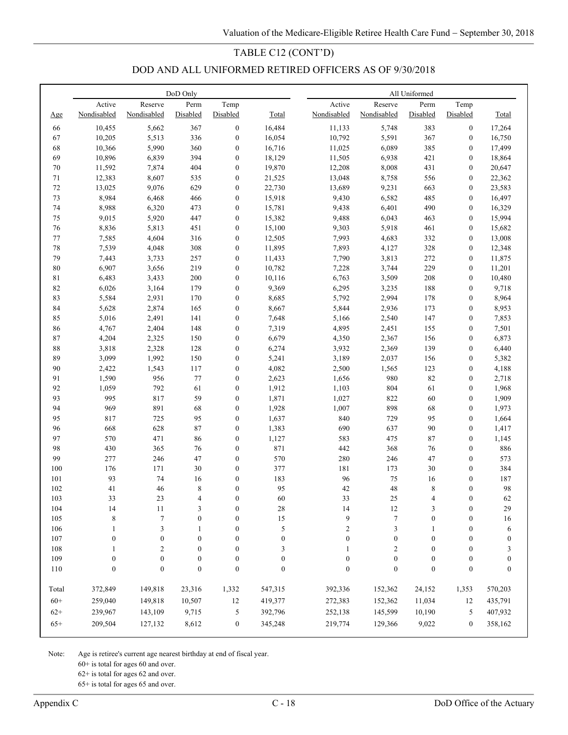## TABLE C12 (CONT'D)

## DOD AND ALL UNIFORMED RETIRED OFFICERS AS OF 9/30/2018

| | DoD Only | | | | | All Uniformed | | | | |
|---|---|---|---|---|---|---|---|---|---|---|
| Age | Active Nondisabled | Reserve Nondisabled | Perm Disabled | Temp Disabled | Total | Active Nondisabled | Reserve Nondisabled | Perm Disabled | Temp Disabled | Total |
| 66 | 10,455 | 5,662 | 367 | 0 | 16,484 | 11,133 | 5,748 | 383 | 0 | 17,264 |
| 67 | 10,205 | 5,513 | 336 | 0 | 16,054 | 10,792 | 5,591 | 367 | 0 | 16,750 |
| 68 | 10,366 | 5,990 | 360 | 0 | 16,716 | 11,025 | 6,089 | 385 | 0 | 17,499 |
| 69 | 10,896 | 6,839 | 394 | 0 | 18,129 | 11,505 | 6,938 | 421 | 0 | 18,864 |
| 70 | 11,592 | 7,874 | 404 | 0 | 19,870 | 12,208 | 8,008 | 431 | 0 | 20,647 |
| 71 | 12,383 | 8,607 | 535 | 0 | 21,525 | 13,048 | 8,758 | 556 | 0 | 22,362 |
| 72 | 13,025 | 9,076 | 629 | 0 | 22,730 | 13,689 | 9,231 | 663 | 0 | 23,583 |
| 73 | 8,984 | 6,468 | 466 | 0 | 15,918 | 9,430 | 6,582 | 485 | 0 | 16,497 |
| 74 | 8,988 | 6,320 | 473 | 0 | 15,781 | 9,438 | 6,401 | 490 | 0 | 16,329 |
| 75 | 9,015 | 5,920 | 447 | 0 | 15,382 | 9,488 | 6,043 | 463 | 0 | 15,994 |
| 76 | 8,836 | 5,813 | 451 | 0 | 15,100 | 9,303 | 5,918 | 461 | 0 | 15,682 |
| 77 | 7,585 | 4,604 | 316 | 0 | 12,505 | 7,993 | 4,683 | 332 | 0 | 13,008 |
| 78 | 7,539 | 4,048 | 308 | 0 | 11,895 | 7,893 | 4,127 | 328 | 0 | 12,348 |
| 79 | 7,443 | 3,733 | 257 | 0 | 11,433 | 7,790 | 3,813 | 272 | 0 | 11,875 |
| 80 | 6,907 | 3,656 | 219 | 0 | 10,782 | 7,228 | 3,744 | 229 | 0 | 11,201 |
| 81 | 6,483 | 3,433 | 200 | 0 | 10,116 | 6,763 | 3,509 | 208 | 0 | 10,480 |
| 82 | 6,026 | 3,164 | 179 | 0 | 9,369 | 6,295 | 3,235 | 188 | 0 | 9,718 |
| 83 | 5,584 | 2,931 | 170 | 0 | 8,685 | 5,792 | 2,994 | 178 | 0 | 8,964 |
| 84 | 5,628 | 2,874 | 165 | 0 | 8,667 | 5,844 | 2,936 | 173 | 0 | 8,953 |
| 85 | 5,016 | 2,491 | 141 | 0 | 7,648 | 5,166 | 2,540 | 147 | 0 | 7,853 |
| 86 | 4,767 | 2,404 | 148 | 0 | 7,319 | 4,895 | 2,451 | 155 | 0 | 7,501 |
| 87 | 4,204 | 2,325 | 150 | 0 | 6,679 | 4,350 | 2,367 | 156 | 0 | 6,873 |
| 88 | 3,818 | 2,328 | 128 | 0 | 6,274 | 3,932 | 2,369 | 139 | 0 | 6,440 |
| 89 | 3,099 | 1,992 | 150 | 0 | 5,241 | 3,189 | 2,037 | 156 | 0 | 5,382 |
| 90 | 2,422 | 1,543 | 117 | 0 | 4,082 | 2,500 | 1,565 | 123 | 0 | 4,188 |
| 91 | 1,590 | 956 | 77 | 0 | 2,623 | 1,656 | 980 | 82 | 0 | 2,718 |
| 92 | 1,059 | 792 | 61 | 0 | 1,912 | 1,103 | 804 | 61 | 0 | 1,968 |
| 93 | 995 | 817 | 59 | 0 | 1,871 | 1,027 | 822 | 60 | 0 | 1,909 |
| 94 | 969 | 891 | 68 | 0 | 1,928 | 1,007 | 898 | 68 | 0 | 1,973 |
| 95 | 817 | 725 | 95 | 0 | 1,637 | 840 | 729 | 95 | 0 | 1,664 |
| 96 | 668 | 628 | 87 | 0 | 1,383 | 690 | 637 | 90 | 0 | 1,417 |
| 97 | 570 | 471 | 86 | 0 | 1,127 | 583 | 475 | 87 | 0 | 1,145 |
| 98 | 430 | 365 | 76 | 0 | 871 | 442 | 368 | 76 | 0 | 886 |
| 99 | 277 | 246 | 47 | 0 | 570 | 280 | 246 | 47 | 0 | 573 |
| 100 | 176 | 171 | 30 | 0 | 377 | 181 | 173 | 30 | 0 | 384 |
| 101 | 93 | 74 | 16 | 0 | 183 | 96 | 75 | 16 | 0 | 187 |
| 102 | 41 | 46 | 8 | 0 | 95 | 42 | 48 | 8 | 0 | 98 |
| 103 | 33 | 23 | 4 | 0 | 60 | 33 | 25 | 4 | 0 | 62 |
| 104 | 14 | 11 | 3 | 0 | 28 | 14 | 12 | 3 | 0 | 29 |
| 105 | 8 | 7 | 0 | 0 | 15 | 9 | 7 | 0 | 0 | 16 |
| 106 | 1 | 3 | 1 | 0 | 5 | 2 | 3 | 1 | 0 | 6 |
| 107 | 0 | 0 | 0 | 0 | 0 | 0 | 0 | 0 | 0 | 0 |
| 108 | 1 | 2 | 0 | 0 | 3 | 1 | 2 | 0 | 0 | 3 |
| 109 | 0 | 0 | 0 | 0 | 0 | 0 | 0 | 0 | 0 | 0 |
| 110 | 0 | 0 | 0 | 0 | 0 | 0 | 0 | 0 | 0 | 0 |
| Total | 372,849 | 149,818 | 23,316 | 1,332 | 547,315 | 392,336 | 152,362 | 24,152 | 1,353 | 570,203 |
| 60+ | 259,040 | 149,818 | 10,507 | 12 | 419,377 | 272,383 | 152,362 | 11,034 | 12 | 435,791 |
| 62+ | 239,967 | 143,109 | 9,715 | 5 | 392,796 | 252,138 | 145,599 | 10,190 | 5 | 407,932 |
| 65+ | 209,504 | 127,132 | 8,612 | 0 | 345,248 | 219,774 | 129,366 | 9,022 | 0 | 358,162 |

Note: Age is retiree's current age nearest birthday at end of fiscal year.
60+ is total for ages 60 and over.
62+ is total for ages 62 and over.
65+ is total for ages 65 and over.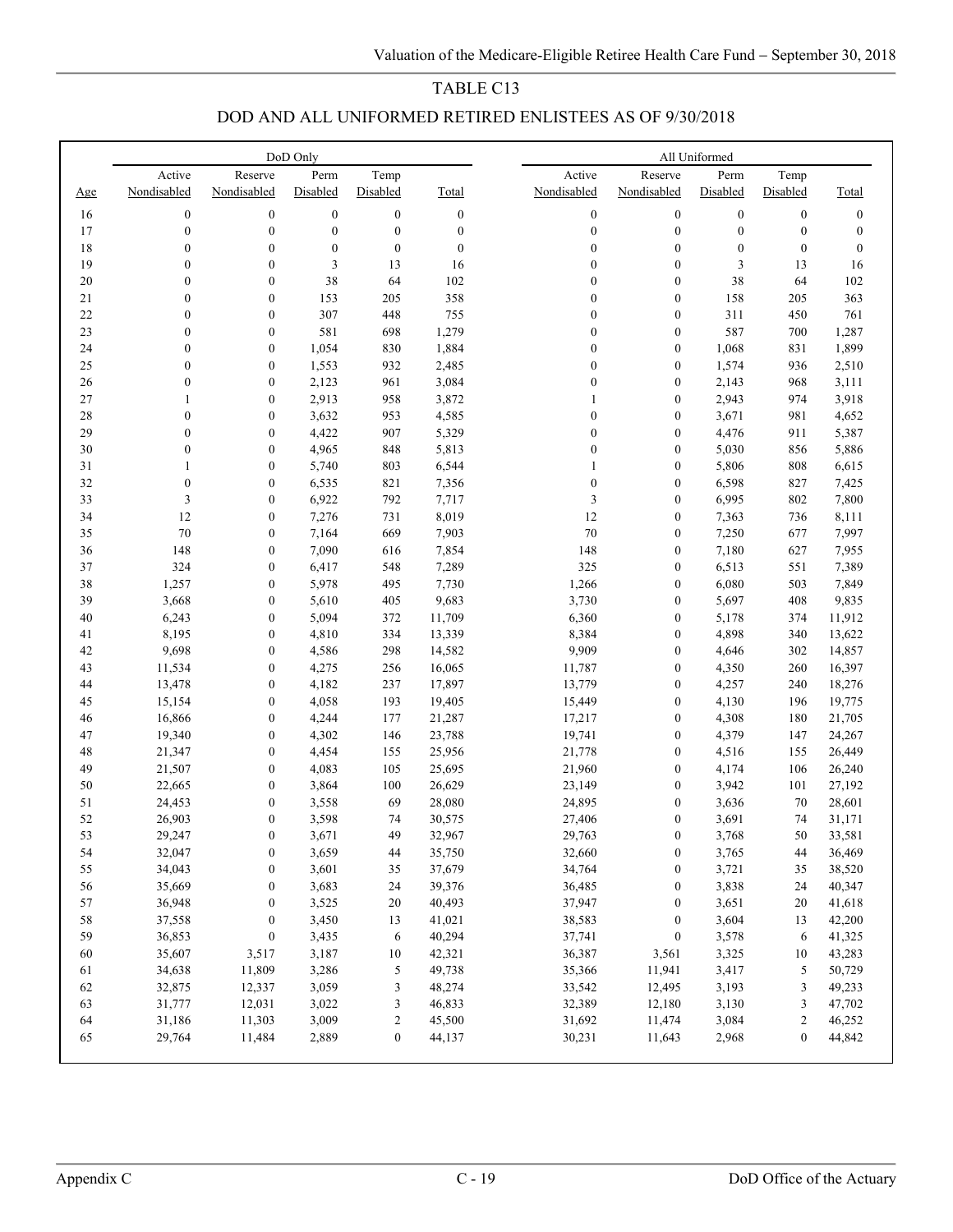# TABLE C13

## DOD AND ALL UNIFORMED RETIRED ENLISTEES AS OF 9/30/2018

| | DoD Only | | | | | All Uniformed | | | | |
|---|---|---|---|---|---|---|---|---|---|---|
| Age | Active Nondisabled | Reserve Nondisabled | Perm Disabled | Temp Disabled | Total | Active Nondisabled | Reserve Nondisabled | Perm Disabled | Temp Disabled | Total |
| 16 | 0 | 0 | 0 | 0 | 0 | 0 | 0 | 0 | 0 | 0 |
| 17 | 0 | 0 | 0 | 0 | 0 | 0 | 0 | 0 | 0 | 0 |
| 18 | 0 | 0 | 0 | 0 | 0 | 0 | 0 | 0 | 0 | 0 |
| 19 | 0 | 0 | 3 | 13 | 16 | 0 | 0 | 3 | 13 | 16 |
| 20 | 0 | 0 | 38 | 64 | 102 | 0 | 0 | 38 | 64 | 102 |
| 21 | 0 | 0 | 153 | 205 | 358 | 0 | 0 | 158 | 205 | 363 |
| 22 | 0 | 0 | 307 | 448 | 755 | 0 | 0 | 311 | 450 | 761 |
| 23 | 0 | 0 | 581 | 698 | 1,279 | 0 | 0 | 587 | 700 | 1,287 |
| 24 | 0 | 0 | 1,054 | 830 | 1,884 | 0 | 0 | 1,068 | 831 | 1,899 |
| 25 | 0 | 0 | 1,553 | 932 | 2,485 | 0 | 0 | 1,574 | 936 | 2,510 |
| 26 | 0 | 0 | 2,123 | 961 | 3,084 | 0 | 0 | 2,143 | 968 | 3,111 |
| 27 | 1 | 0 | 2,913 | 958 | 3,872 | 1 | 0 | 2,943 | 974 | 3,918 |
| 28 | 0 | 0 | 3,632 | 953 | 4,585 | 0 | 0 | 3,671 | 981 | 4,652 |
| 29 | 0 | 0 | 4,422 | 907 | 5,329 | 0 | 0 | 4,476 | 911 | 5,387 |
| 30 | 0 | 0 | 4,965 | 848 | 5,813 | 0 | 0 | 5,030 | 856 | 5,886 |
| 31 | 1 | 0 | 5,740 | 803 | 6,544 | 1 | 0 | 5,806 | 808 | 6,615 |
| 32 | 0 | 0 | 6,535 | 821 | 7,356 | 0 | 0 | 6,598 | 827 | 7,425 |
| 33 | 3 | 0 | 6,922 | 792 | 7,717 | 3 | 0 | 6,995 | 802 | 7,800 |
| 34 | 12 | 0 | 7,276 | 731 | 8,019 | 12 | 0 | 7,363 | 736 | 8,111 |
| 35 | 70 | 0 | 7,164 | 669 | 7,903 | 70 | 0 | 7,250 | 677 | 7,997 |
| 36 | 148 | 0 | 7,090 | 616 | 7,854 | 148 | 0 | 7,180 | 627 | 7,955 |
| 37 | 324 | 0 | 6,417 | 548 | 7,289 | 325 | 0 | 6,513 | 551 | 7,389 |
| 38 | 1,257 | 0 | 5,978 | 495 | 7,730 | 1,266 | 0 | 6,080 | 503 | 7,849 |
| 39 | 3,668 | 0 | 5,610 | 405 | 9,683 | 3,730 | 0 | 5,697 | 408 | 9,835 |
| 40 | 6,243 | 0 | 5,094 | 372 | 11,709 | 6,360 | 0 | 5,178 | 374 | 11,912 |
| 41 | 8,195 | 0 | 4,810 | 334 | 13,339 | 8,384 | 0 | 4,898 | 340 | 13,622 |
| 42 | 9,698 | 0 | 4,586 | 298 | 14,582 | 9,909 | 0 | 4,646 | 302 | 14,857 |
| 43 | 11,534 | 0 | 4,275 | 256 | 16,065 | 11,787 | 0 | 4,350 | 260 | 16,397 |
| 44 | 13,478 | 0 | 4,182 | 237 | 17,897 | 13,779 | 0 | 4,257 | 240 | 18,276 |
| 45 | 15,154 | 0 | 4,058 | 193 | 19,405 | 15,449 | 0 | 4,130 | 196 | 19,775 |
| 46 | 16,866 | 0 | 4,244 | 177 | 21,287 | 17,217 | 0 | 4,308 | 180 | 21,705 |
| 47 | 19,340 | 0 | 4,302 | 146 | 23,788 | 19,741 | 0 | 4,379 | 147 | 24,267 |
| 48 | 21,347 | 0 | 4,454 | 155 | 25,956 | 21,778 | 0 | 4,516 | 155 | 26,449 |
| 49 | 21,507 | 0 | 4,083 | 105 | 25,695 | 21,960 | 0 | 4,174 | 106 | 26,240 |
| 50 | 22,665 | 0 | 3,864 | 100 | 26,629 | 23,149 | 0 | 3,942 | 101 | 27,192 |
| 51 | 24,453 | 0 | 3,558 | 69 | 28,080 | 24,895 | 0 | 3,636 | 70 | 28,601 |
| 52 | 26,903 | 0 | 3,598 | 74 | 30,575 | 27,406 | 0 | 3,691 | 74 | 31,171 |
| 53 | 29,247 | 0 | 3,671 | 49 | 32,967 | 29,763 | 0 | 3,768 | 50 | 33,581 |
| 54 | 32,047 | 0 | 3,659 | 44 | 35,750 | 32,660 | 0 | 3,765 | 44 | 36,469 |
| 55 | 34,043 | 0 | 3,601 | 35 | 37,679 | 34,764 | 0 | 3,721 | 35 | 38,520 |
| 56 | 35,669 | 0 | 3,683 | 24 | 39,376 | 36,485 | 0 | 3,838 | 24 | 40,347 |
| 57 | 36,948 | 0 | 3,525 | 20 | 40,493 | 37,947 | 0 | 3,651 | 20 | 41,618 |
| 58 | 37,558 | 0 | 3,450 | 13 | 41,021 | 38,583 | 0 | 3,604 | 13 | 42,200 |
| 59 | 36,853 | 0 | 3,435 | 6 | 40,294 | 37,741 | 0 | 3,578 | 6 | 41,325 |
| 60 | 35,607 | 3,517 | 3,187 | 10 | 42,321 | 36,387 | 3,561 | 3,325 | 10 | 43,283 |
| 61 | 34,638 | 11,809 | 3,286 | 5 | 49,738 | 35,366 | 11,941 | 3,417 | 5 | 50,729 |
| 62 | 32,875 | 12,337 | 3,059 | 3 | 48,274 | 33,542 | 12,495 | 3,193 | 3 | 49,233 |
| 63 | 31,777 | 12,031 | 3,022 | 3 | 46,833 | 32,389 | 12,180 | 3,130 | 3 | 47,702 |
| 64 | 31,186 | 11,303 | 3,009 | 2 | 45,500 | 31,692 | 11,474 | 3,084 | 2 | 46,252 |
| 65 | 29,764 | 11,484 | 2,889 | 0 | 44,137 | 30,231 | 11,643 | 2,968 | 0 | 44,842 |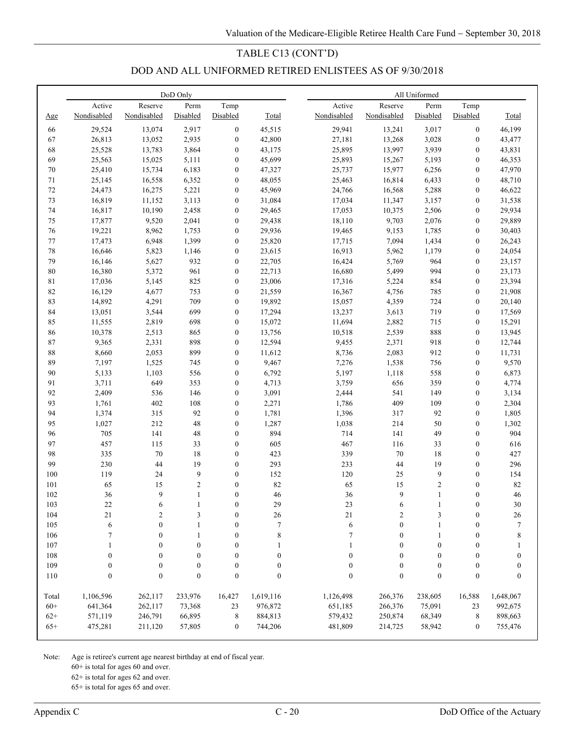# TABLE C13 (CONT'D)

## DOD AND ALL UNIFORMED RETIRED ENLISTEES AS OF 9/30/2018

| | DoD Only | | | | | All Uniformed | | | | |
|---|---|---|---|---|---|---|---|---|---|---|
| Age | Active Nondisabled | Reserve Nondisabled | Perm Disabled | Temp Disabled | Total | Active Nondisabled | Reserve Nondisabled | Perm Disabled | Temp Disabled | Total |
| 66 | 29,524 | 13,074 | 2,917 | 0 | 45,515 | 29,941 | 13,241 | 3,017 | 0 | 46,199 |
| 67 | 26,813 | 13,052 | 2,935 | 0 | 42,800 | 27,181 | 13,268 | 3,028 | 0 | 43,477 |
| 68 | 25,528 | 13,783 | 3,864 | 0 | 43,175 | 25,895 | 13,997 | 3,939 | 0 | 43,831 |
| 69 | 25,563 | 15,025 | 5,111 | 0 | 45,699 | 25,893 | 15,267 | 5,193 | 0 | 46,353 |
| 70 | 25,410 | 15,734 | 6,183 | 0 | 47,327 | 25,737 | 15,977 | 6,256 | 0 | 47,970 |
| 71 | 25,145 | 16,558 | 6,352 | 0 | 48,055 | 25,463 | 16,814 | 6,433 | 0 | 48,710 |
| 72 | 24,473 | 16,275 | 5,221 | 0 | 45,969 | 24,766 | 16,568 | 5,288 | 0 | 46,622 |
| 73 | 16,819 | 11,152 | 3,113 | 0 | 31,084 | 17,034 | 11,347 | 3,157 | 0 | 31,538 |
| 74 | 16,817 | 10,190 | 2,458 | 0 | 29,465 | 17,053 | 10,375 | 2,506 | 0 | 29,934 |
| 75 | 17,877 | 9,520 | 2,041 | 0 | 29,438 | 18,110 | 9,703 | 2,076 | 0 | 29,889 |
| 76 | 19,221 | 8,962 | 1,753 | 0 | 29,936 | 19,465 | 9,153 | 1,785 | 0 | 30,403 |
| 77 | 17,473 | 6,948 | 1,399 | 0 | 25,820 | 17,715 | 7,094 | 1,434 | 0 | 26,243 |
| 78 | 16,646 | 5,823 | 1,146 | 0 | 23,615 | 16,913 | 5,962 | 1,179 | 0 | 24,054 |
| 79 | 16,146 | 5,627 | 932 | 0 | 22,705 | 16,424 | 5,769 | 964 | 0 | 23,157 |
| 80 | 16,380 | 5,372 | 961 | 0 | 22,713 | 16,680 | 5,499 | 994 | 0 | 23,173 |
| 81 | 17,036 | 5,145 | 825 | 0 | 23,006 | 17,316 | 5,224 | 854 | 0 | 23,394 |
| 82 | 16,129 | 4,677 | 753 | 0 | 21,559 | 16,367 | 4,756 | 785 | 0 | 21,908 |
| 83 | 14,892 | 4,291 | 709 | 0 | 19,892 | 15,057 | 4,359 | 724 | 0 | 20,140 |
| 84 | 13,051 | 3,544 | 699 | 0 | 17,294 | 13,237 | 3,613 | 719 | 0 | 17,569 |
| 85 | 11,555 | 2,819 | 698 | 0 | 15,072 | 11,694 | 2,882 | 715 | 0 | 15,291 |
| 86 | 10,378 | 2,513 | 865 | 0 | 13,756 | 10,518 | 2,539 | 888 | 0 | 13,945 |
| 87 | 9,365 | 2,331 | 898 | 0 | 12,594 | 9,455 | 2,371 | 918 | 0 | 12,744 |
| 88 | 8,660 | 2,053 | 899 | 0 | 11,612 | 8,736 | 2,083 | 912 | 0 | 11,731 |
| 89 | 7,197 | 1,525 | 745 | 0 | 9,467 | 7,276 | 1,538 | 756 | 0 | 9,570 |
| 90 | 5,133 | 1,103 | 556 | 0 | 6,792 | 5,197 | 1,118 | 558 | 0 | 6,873 |
| 91 | 3,711 | 649 | 353 | 0 | 4,713 | 3,759 | 656 | 359 | 0 | 4,774 |
| 92 | 2,409 | 536 | 146 | 0 | 3,091 | 2,444 | 541 | 149 | 0 | 3,134 |
| 93 | 1,761 | 402 | 108 | 0 | 2,271 | 1,786 | 409 | 109 | 0 | 2,304 |
| 94 | 1,374 | 315 | 92 | 0 | 1,781 | 1,396 | 317 | 92 | 0 | 1,805 |
| 95 | 1,027 | 212 | 48 | 0 | 1,287 | 1,038 | 214 | 50 | 0 | 1,302 |
| 96 | 705 | 141 | 48 | 0 | 894 | 714 | 141 | 49 | 0 | 904 |
| 97 | 457 | 115 | 33 | 0 | 605 | 467 | 116 | 33 | 0 | 616 |
| 98 | 335 | 70 | 18 | 0 | 423 | 339 | 70 | 18 | 0 | 427 |
| 99 | 230 | 44 | 19 | 0 | 293 | 233 | 44 | 19 | 0 | 296 |
| 100 | 119 | 24 | 9 | 0 | 152 | 120 | 25 | 9 | 0 | 154 |
| 101 | 65 | 15 | 2 | 0 | 82 | 65 | 15 | 2 | 0 | 82 |
| 102 | 36 | 9 | 1 | 0 | 46 | 36 | 9 | 1 | 0 | 46 |
| 103 | 22 | 6 | 1 | 0 | 29 | 23 | 6 | 1 | 0 | 30 |
| 104 | 21 | 2 | 3 | 0 | 26 | 21 | 2 | 3 | 0 | 26 |
| 105 | 6 | 0 | 1 | 0 | 7 | 6 | 0 | 1 | 0 | 7 |
| 106 | 7 | 0 | 1 | 0 | 8 | 7 | 0 | 1 | 0 | 8 |
| 107 | 1 | 0 | 0 | 0 | 1 | 1 | 0 | 0 | 0 | 1 |
| 108 | 0 | 0 | 0 | 0 | 0 | 0 | 0 | 0 | 0 | 0 |
| 109 | 0 | 0 | 0 | 0 | 0 | 0 | 0 | 0 | 0 | 0 |
| 110 | 0 | 0 | 0 | 0 | 0 | 0 | 0 | 0 | 0 | 0 |
| Total | 1,106,596 | 262,117 | 233,976 | 16,427 | 1,619,116 | 1,126,498 | 266,376 | 238,605 | 16,588 | 1,648,067 |
| 60+ | 641,364 | 262,117 | 73,368 | 23 | 976,872 | 651,185 | 266,376 | 75,091 | 23 | 992,675 |
| 62+ | 571,119 | 246,791 | 66,895 | 8 | 884,813 | 579,432 | 250,874 | 68,349 | 8 | 898,663 |
| 65+ | 475,281 | 211,120 | 57,805 | 0 | 744,206 | 481,809 | 214,725 | 58,942 | 0 | 755,476 |

Note: Age is retiree's current age nearest birthday at end of fiscal year.
60+ is total for ages 60 and over.
62+ is total for ages 62 and over.
65+ is total for ages 65 and over.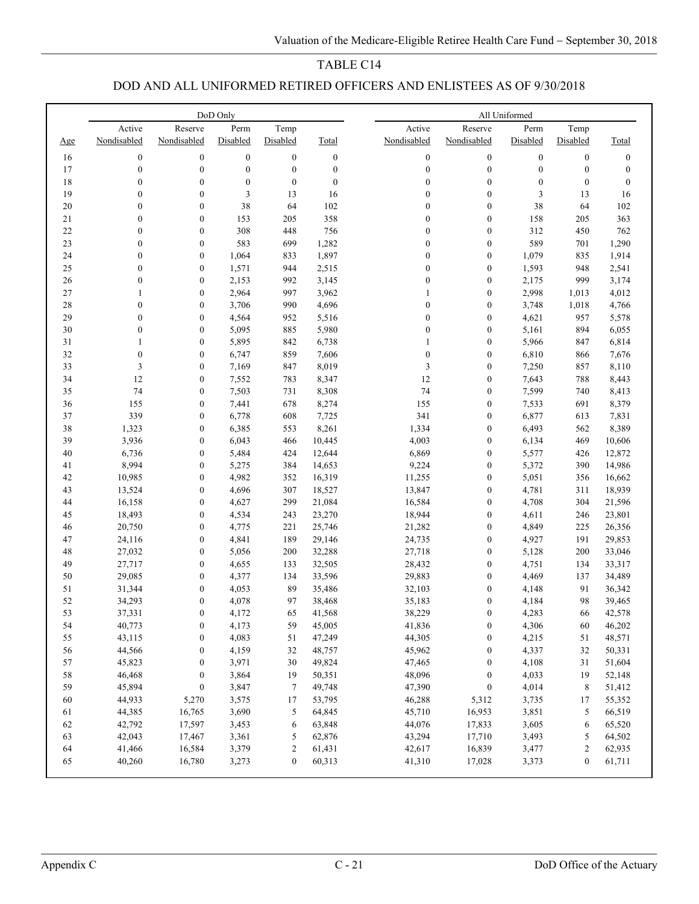## TABLE C14

## DOD AND ALL UNIFORMED RETIRED OFFICERS AND ENLISTEES AS OF 9/30/2018

| | DoD Only | | | | | All Uniformed | | | | |
|---|---|---|---|---|---|---|---|---|---|---|
| Age | Active Nondisabled | Reserve Nondisabled | Perm Disabled | Temp Disabled | Total | Active Nondisabled | Reserve Nondisabled | Perm Disabled | Temp Disabled | Total |
| 16 | 0 | 0 | 0 | 0 | 0 | 0 | 0 | 0 | 0 | 0 |
| 17 | 0 | 0 | 0 | 0 | 0 | 0 | 0 | 0 | 0 | 0 |
| 18 | 0 | 0 | 0 | 0 | 0 | 0 | 0 | 0 | 0 | 0 |
| 19 | 0 | 0 | 3 | 13 | 16 | 0 | 0 | 3 | 13 | 16 |
| 20 | 0 | 0 | 38 | 64 | 102 | 0 | 0 | 38 | 64 | 102 |
| 21 | 0 | 0 | 153 | 205 | 358 | 0 | 0 | 158 | 205 | 363 |
| 22 | 0 | 0 | 308 | 448 | 756 | 0 | 0 | 312 | 450 | 762 |
| 23 | 0 | 0 | 583 | 699 | 1,282 | 0 | 0 | 589 | 701 | 1,290 |
| 24 | 0 | 0 | 1,064 | 833 | 1,897 | 0 | 0 | 1,079 | 835 | 1,914 |
| 25 | 0 | 0 | 1,571 | 944 | 2,515 | 0 | 0 | 1,593 | 948 | 2,541 |
| 26 | 0 | 0 | 2,153 | 992 | 3,145 | 0 | 0 | 2,175 | 999 | 3,174 |
| 27 | 1 | 0 | 2,964 | 997 | 3,962 | 1 | 0 | 2,998 | 1,013 | 4,012 |
| 28 | 0 | 0 | 3,706 | 990 | 4,696 | 0 | 0 | 3,748 | 1,018 | 4,766 |
| 29 | 0 | 0 | 4,564 | 952 | 5,516 | 0 | 0 | 4,621 | 957 | 5,578 |
| 30 | 0 | 0 | 5,095 | 885 | 5,980 | 0 | 0 | 5,161 | 894 | 6,055 |
| 31 | 1 | 0 | 5,895 | 842 | 6,738 | 1 | 0 | 5,966 | 847 | 6,814 |
| 32 | 0 | 0 | 6,747 | 859 | 7,606 | 0 | 0 | 6,810 | 866 | 7,676 |
| 33 | 3 | 0 | 7,169 | 847 | 8,019 | 3 | 0 | 7,250 | 857 | 8,110 |
| 34 | 12 | 0 | 7,552 | 783 | 8,347 | 12 | 0 | 7,643 | 788 | 8,443 |
| 35 | 74 | 0 | 7,503 | 731 | 8,308 | 74 | 0 | 7,599 | 740 | 8,413 |
| 36 | 155 | 0 | 7,441 | 678 | 8,274 | 155 | 0 | 7,533 | 691 | 8,379 |
| 37 | 339 | 0 | 6,778 | 608 | 7,725 | 341 | 0 | 6,877 | 613 | 7,831 |
| 38 | 1,323 | 0 | 6,385 | 553 | 8,261 | 1,334 | 0 | 6,493 | 562 | 8,389 |
| 39 | 3,936 | 0 | 6,043 | 466 | 10,445 | 4,003 | 0 | 6,134 | 469 | 10,606 |
| 40 | 6,736 | 0 | 5,484 | 424 | 12,644 | 6,869 | 0 | 5,577 | 426 | 12,872 |
| 41 | 8,994 | 0 | 5,275 | 384 | 14,653 | 9,224 | 0 | 5,372 | 390 | 14,986 |
| 42 | 10,985 | 0 | 4,982 | 352 | 16,319 | 11,255 | 0 | 5,051 | 356 | 16,662 |
| 43 | 13,524 | 0 | 4,696 | 307 | 18,527 | 13,847 | 0 | 4,781 | 311 | 18,939 |
| 44 | 16,158 | 0 | 4,627 | 299 | 21,084 | 16,584 | 0 | 4,708 | 304 | 21,596 |
| 45 | 18,493 | 0 | 4,534 | 243 | 23,270 | 18,944 | 0 | 4,611 | 246 | 23,801 |
| 46 | 20,750 | 0 | 4,775 | 221 | 25,746 | 21,282 | 0 | 4,849 | 225 | 26,356 |
| 47 | 24,116 | 0 | 4,841 | 189 | 29,146 | 24,735 | 0 | 4,927 | 191 | 29,853 |
| 48 | 27,032 | 0 | 5,056 | 200 | 32,288 | 27,718 | 0 | 5,128 | 200 | 33,046 |
| 49 | 27,717 | 0 | 4,655 | 133 | 32,505 | 28,432 | 0 | 4,751 | 134 | 33,317 |
| 50 | 29,085 | 0 | 4,377 | 134 | 33,596 | 29,883 | 0 | 4,469 | 137 | 34,489 |
| 51 | 31,344 | 0 | 4,053 | 89 | 35,486 | 32,103 | 0 | 4,148 | 91 | 36,342 |
| 52 | 34,293 | 0 | 4,078 | 97 | 38,468 | 35,183 | 0 | 4,184 | 98 | 39,465 |
| 53 | 37,331 | 0 | 4,172 | 65 | 41,568 | 38,229 | 0 | 4,283 | 66 | 42,578 |
| 54 | 40,773 | 0 | 4,173 | 59 | 45,005 | 41,836 | 0 | 4,306 | 60 | 46,202 |
| 55 | 43,115 | 0 | 4,083 | 51 | 47,249 | 44,305 | 0 | 4,215 | 51 | 48,571 |
| 56 | 44,566 | 0 | 4,159 | 32 | 48,757 | 45,962 | 0 | 4,337 | 32 | 50,331 |
| 57 | 45,823 | 0 | 3,971 | 30 | 49,824 | 47,465 | 0 | 4,108 | 31 | 51,604 |
| 58 | 46,468 | 0 | 3,864 | 19 | 50,351 | 48,096 | 0 | 4,033 | 19 | 52,148 |
| 59 | 45,894 | 0 | 3,847 | 7 | 49,748 | 47,390 | 0 | 4,014 | 8 | 51,412 |
| 60 | 44,933 | 5,270 | 3,575 | 17 | 53,795 | 46,288 | 5,312 | 3,735 | 17 | 55,352 |
| 61 | 44,385 | 16,765 | 3,690 | 5 | 64,845 | 45,710 | 16,953 | 3,851 | 5 | 66,519 |
| 62 | 42,792 | 17,597 | 3,453 | 6 | 63,848 | 44,076 | 17,833 | 3,605 | 6 | 65,520 |
| 63 | 42,043 | 17,467 | 3,361 | 5 | 62,876 | 43,294 | 17,710 | 3,493 | 5 | 64,502 |
| 64 | 41,466 | 16,584 | 3,379 | 2 | 61,431 | 42,617 | 16,839 | 3,477 | 2 | 62,935 |
| 65 | 40,260 | 16,780 | 3,273 | 0 | 60,313 | 41,310 | 17,028 | 3,373 | 0 | 61,711 |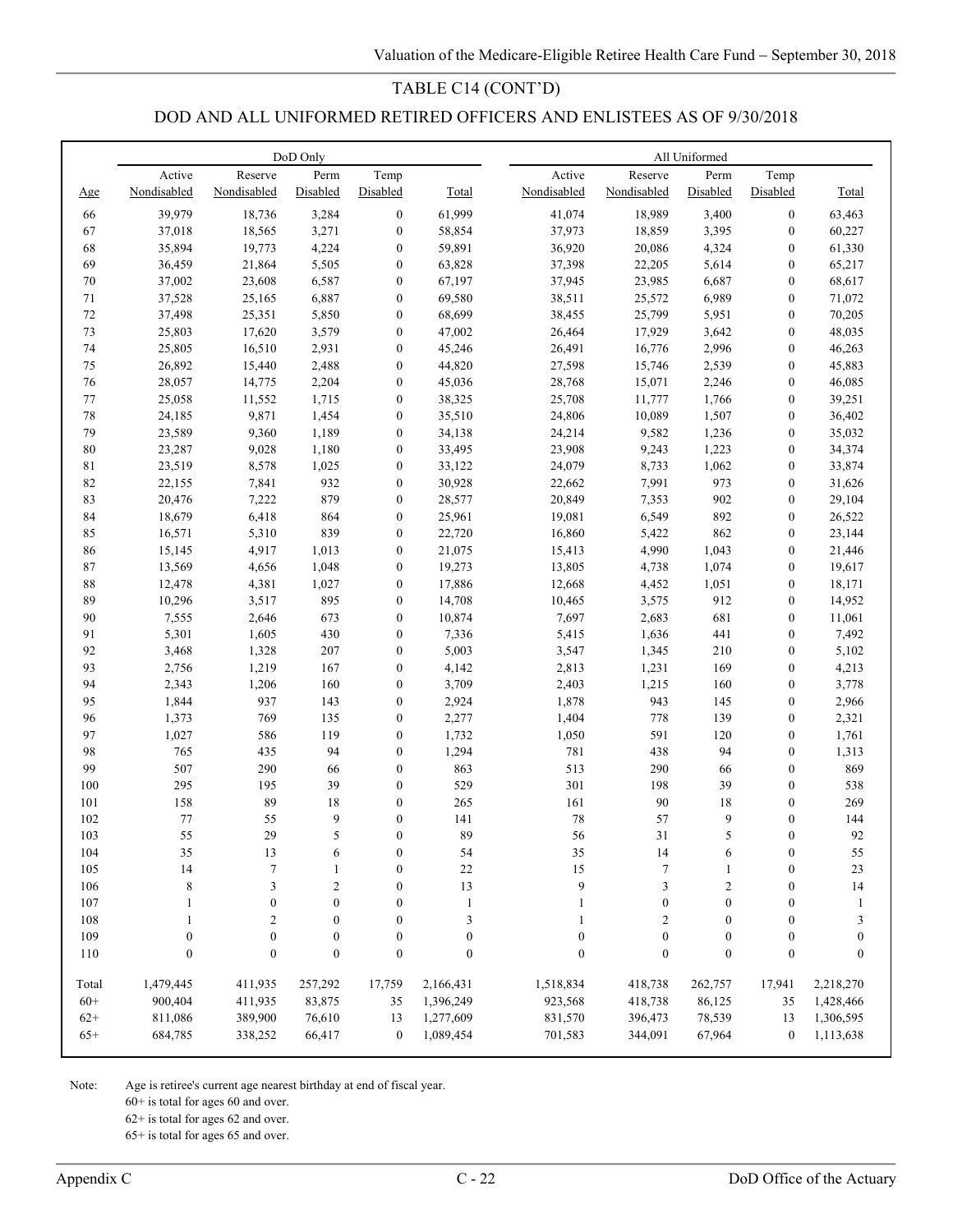## TABLE C14 (CONT'D)

## DOD AND ALL UNIFORMED RETIRED OFFICERS AND ENLISTEES AS OF 9/30/2018

| | DoD Only | | | | | All Uniformed | | | | |
|---|---|---|---|---|---|---|---|---|---|---|
| Age | Active Nondisabled | Reserve Nondisabled | Perm Disabled | Temp Disabled | Total | Active Nondisabled | Reserve Nondisabled | Perm Disabled | Temp Disabled | Total |
| 66 | 39,979 | 18,736 | 3,284 | 0 | 61,999 | 41,074 | 18,989 | 3,400 | 0 | 63,463 |
| 67 | 37,018 | 18,565 | 3,271 | 0 | 58,854 | 37,973 | 18,859 | 3,395 | 0 | 60,227 |
| 68 | 35,894 | 19,773 | 4,224 | 0 | 59,891 | 36,920 | 20,086 | 4,324 | 0 | 61,330 |
| 69 | 36,459 | 21,864 | 5,505 | 0 | 63,828 | 37,398 | 22,205 | 5,614 | 0 | 65,217 |
| 70 | 37,002 | 23,608 | 6,587 | 0 | 67,197 | 37,945 | 23,985 | 6,687 | 0 | 68,617 |
| 71 | 37,528 | 25,165 | 6,887 | 0 | 69,580 | 38,511 | 25,572 | 6,989 | 0 | 71,072 |
| 72 | 37,498 | 25,351 | 5,850 | 0 | 68,699 | 38,455 | 25,799 | 5,951 | 0 | 70,205 |
| 73 | 25,803 | 17,620 | 3,579 | 0 | 47,002 | 26,464 | 17,929 | 3,642 | 0 | 48,035 |
| 74 | 25,805 | 16,510 | 2,931 | 0 | 45,246 | 26,491 | 16,776 | 2,996 | 0 | 46,263 |
| 75 | 26,892 | 15,440 | 2,488 | 0 | 44,820 | 27,598 | 15,746 | 2,539 | 0 | 45,883 |
| 76 | 28,057 | 14,775 | 2,204 | 0 | 45,036 | 28,768 | 15,071 | 2,246 | 0 | 46,085 |
| 77 | 25,058 | 11,552 | 1,715 | 0 | 38,325 | 25,708 | 11,777 | 1,766 | 0 | 39,251 |
| 78 | 24,185 | 9,871 | 1,454 | 0 | 35,510 | 24,806 | 10,089 | 1,507 | 0 | 36,402 |
| 79 | 23,589 | 9,360 | 1,189 | 0 | 34,138 | 24,214 | 9,582 | 1,236 | 0 | 35,032 |
| 80 | 23,287 | 9,028 | 1,180 | 0 | 33,495 | 23,908 | 9,243 | 1,223 | 0 | 34,374 |
| 81 | 23,519 | 8,578 | 1,025 | 0 | 33,122 | 24,079 | 8,733 | 1,062 | 0 | 33,874 |
| 82 | 22,155 | 7,841 | 932 | 0 | 30,928 | 22,662 | 7,991 | 973 | 0 | 31,626 |
| 83 | 20,476 | 7,222 | 879 | 0 | 28,577 | 20,849 | 7,353 | 902 | 0 | 29,104 |
| 84 | 18,679 | 6,418 | 864 | 0 | 25,961 | 19,081 | 6,549 | 892 | 0 | 26,522 |
| 85 | 16,571 | 5,310 | 839 | 0 | 22,720 | 16,860 | 5,422 | 862 | 0 | 23,144 |
| 86 | 15,145 | 4,917 | 1,013 | 0 | 21,075 | 15,413 | 4,990 | 1,043 | 0 | 21,446 |
| 87 | 13,569 | 4,656 | 1,048 | 0 | 19,273 | 13,805 | 4,738 | 1,074 | 0 | 19,617 |
| 88 | 12,478 | 4,381 | 1,027 | 0 | 17,886 | 12,668 | 4,452 | 1,051 | 0 | 18,171 |
| 89 | 10,296 | 3,517 | 895 | 0 | 14,708 | 10,465 | 3,575 | 912 | 0 | 14,952 |
| 90 | 7,555 | 2,646 | 673 | 0 | 10,874 | 7,697 | 2,683 | 681 | 0 | 11,061 |
| 91 | 5,301 | 1,605 | 430 | 0 | 7,336 | 5,415 | 1,636 | 441 | 0 | 7,492 |
| 92 | 3,468 | 1,328 | 207 | 0 | 5,003 | 3,547 | 1,345 | 210 | 0 | 5,102 |
| 93 | 2,756 | 1,219 | 167 | 0 | 4,142 | 2,813 | 1,231 | 169 | 0 | 4,213 |
| 94 | 2,343 | 1,206 | 160 | 0 | 3,709 | 2,403 | 1,215 | 160 | 0 | 3,778 |
| 95 | 1,844 | 937 | 143 | 0 | 2,924 | 1,878 | 943 | 145 | 0 | 2,966 |
| 96 | 1,373 | 769 | 135 | 0 | 2,277 | 1,404 | 778 | 139 | 0 | 2,321 |
| 97 | 1,027 | 586 | 119 | 0 | 1,732 | 1,050 | 591 | 120 | 0 | 1,761 |
| 98 | 765 | 435 | 94 | 0 | 1,294 | 781 | 438 | 94 | 0 | 1,313 |
| 99 | 507 | 290 | 66 | 0 | 863 | 513 | 290 | 66 | 0 | 869 |
| 100 | 295 | 195 | 39 | 0 | 529 | 301 | 198 | 39 | 0 | 538 |
| 101 | 158 | 89 | 18 | 0 | 265 | 161 | 90 | 18 | 0 | 269 |
| 102 | 77 | 55 | 9 | 0 | 141 | 78 | 57 | 9 | 0 | 144 |
| 103 | 55 | 29 | 5 | 0 | 89 | 56 | 31 | 5 | 0 | 92 |
| 104 | 35 | 13 | 6 | 0 | 54 | 35 | 14 | 6 | 0 | 55 |
| 105 | 14 | 7 | 1 | 0 | 22 | 15 | 7 | 1 | 0 | 23 |
| 106 | 8 | 3 | 2 | 0 | 13 | 9 | 3 | 2 | 0 | 14 |
| 107 | 1 | 0 | 0 | 0 | 1 | 1 | 0 | 0 | 0 | 1 |
| 108 | 1 | 2 | 0 | 0 | 3 | 1 | 2 | 0 | 0 | 3 |
| 109 | 0 | 0 | 0 | 0 | 0 | 0 | 0 | 0 | 0 | 0 |
| 110 | 0 | 0 | 0 | 0 | 0 | 0 | 0 | 0 | 0 | 0 |
| Total | 1,479,445 | 411,935 | 257,292 | 17,759 | 2,166,431 | 1,518,834 | 418,738 | 262,757 | 17,941 | 2,218,270 |
| 60+ | 900,404 | 411,935 | 83,875 | 35 | 1,396,249 | 923,568 | 418,738 | 86,125 | 35 | 1,428,466 |
| 62+ | 811,086 | 389,900 | 76,610 | 13 | 1,277,609 | 831,570 | 396,473 | 78,539 | 13 | 1,306,595 |
| 65+ | 684,785 | 338,252 | 66,417 | 0 | 1,089,454 | 701,583 | 344,091 | 67,964 | 0 | 1,113,638 |

Note: Age is retiree's current age nearest birthday at end of fiscal year.
60+ is total for ages 60 and over.
62+ is total for ages 62 and over.
65+ is total for ages 65 and over.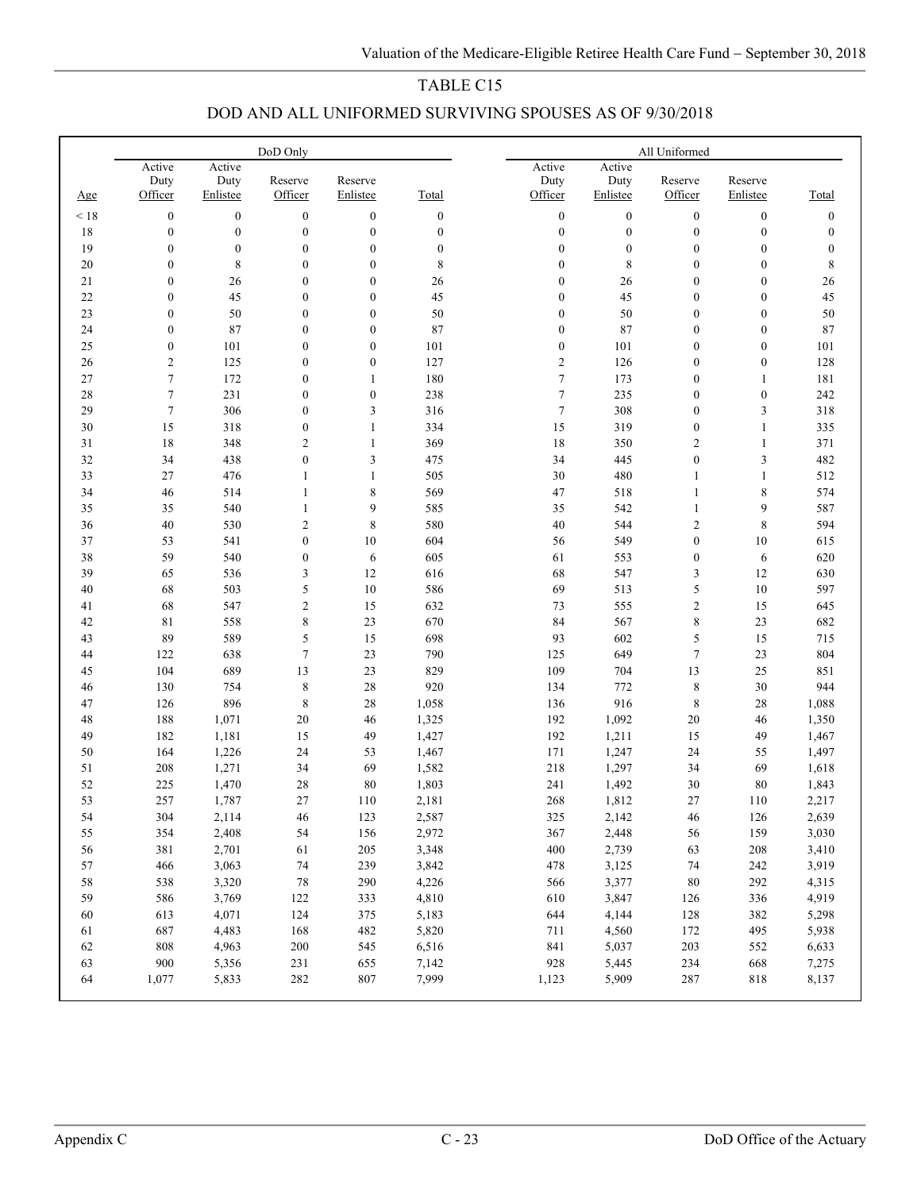# TABLE C15

## DOD AND ALL UNIFORMED SURVIVING SPOUSES AS OF 9/30/2018

| | DoD Only | | | | | All Uniformed | | | | |
|---|---|---|---|---|---|---|---|---|---|---|
| Age | Active Duty Officer | Active Duty Enlistee | Reserve Officer | Reserve Enlistee | Total | Active Duty Officer | Active Duty Enlistee | Reserve Officer | Reserve Enlistee | Total |
| < 18 | 0 | 0 | 0 | 0 | 0 | 0 | 0 | 0 | 0 | 0 |
| 18 | 0 | 0 | 0 | 0 | 0 | 0 | 0 | 0 | 0 | 0 |
| 19 | 0 | 0 | 0 | 0 | 0 | 0 | 0 | 0 | 0 | 0 |
| 20 | 0 | 8 | 0 | 0 | 8 | 0 | 8 | 0 | 0 | 8 |
| 21 | 0 | 26 | 0 | 0 | 26 | 0 | 26 | 0 | 0 | 26 |
| 22 | 0 | 45 | 0 | 0 | 45 | 0 | 45 | 0 | 0 | 45 |
| 23 | 0 | 50 | 0 | 0 | 50 | 0 | 50 | 0 | 0 | 50 |
| 24 | 0 | 87 | 0 | 0 | 87 | 0 | 87 | 0 | 0 | 87 |
| 25 | 0 | 101 | 0 | 0 | 101 | 0 | 101 | 0 | 0 | 101 |
| 26 | 2 | 125 | 0 | 0 | 127 | 2 | 126 | 0 | 0 | 128 |
| 27 | 7 | 172 | 0 | 1 | 180 | 7 | 173 | 0 | 1 | 181 |
| 28 | 7 | 231 | 0 | 0 | 238 | 7 | 235 | 0 | 0 | 242 |
| 29 | 7 | 306 | 0 | 3 | 316 | 7 | 308 | 0 | 3 | 318 |
| 30 | 15 | 318 | 0 | 1 | 334 | 15 | 319 | 0 | 1 | 335 |
| 31 | 18 | 348 | 2 | 1 | 369 | 18 | 350 | 2 | 1 | 371 |
| 32 | 34 | 438 | 0 | 3 | 475 | 34 | 445 | 0 | 3 | 482 |
| 33 | 27 | 476 | 1 | 1 | 505 | 30 | 480 | 1 | 1 | 512 |
| 34 | 46 | 514 | 1 | 8 | 569 | 47 | 518 | 1 | 8 | 574 |
| 35 | 35 | 540 | 1 | 9 | 585 | 35 | 542 | 1 | 9 | 587 |
| 36 | 40 | 530 | 2 | 8 | 580 | 40 | 544 | 2 | 8 | 594 |
| 37 | 53 | 541 | 0 | 10 | 604 | 56 | 549 | 0 | 10 | 615 |
| 38 | 59 | 540 | 0 | 6 | 605 | 61 | 553 | 0 | 6 | 620 |
| 39 | 65 | 536 | 3 | 12 | 616 | 68 | 547 | 3 | 12 | 630 |
| 40 | 68 | 503 | 5 | 10 | 586 | 69 | 513 | 5 | 10 | 597 |
| 41 | 68 | 547 | 2 | 15 | 632 | 73 | 555 | 2 | 15 | 645 |
| 42 | 81 | 558 | 8 | 23 | 670 | 84 | 567 | 8 | 23 | 682 |
| 43 | 89 | 589 | 5 | 15 | 698 | 93 | 602 | 5 | 15 | 715 |
| 44 | 122 | 638 | 7 | 23 | 790 | 125 | 649 | 7 | 23 | 804 |
| 45 | 104 | 689 | 13 | 23 | 829 | 109 | 704 | 13 | 25 | 851 |
| 46 | 130 | 754 | 8 | 28 | 920 | 134 | 772 | 8 | 30 | 944 |
| 47 | 126 | 896 | 8 | 28 | 1,058 | 136 | 916 | 8 | 28 | 1,088 |
| 48 | 188 | 1,071 | 20 | 46 | 1,325 | 192 | 1,092 | 20 | 46 | 1,350 |
| 49 | 182 | 1,181 | 15 | 49 | 1,427 | 192 | 1,211 | 15 | 49 | 1,467 |
| 50 | 164 | 1,226 | 24 | 53 | 1,467 | 171 | 1,247 | 24 | 55 | 1,497 |
| 51 | 208 | 1,271 | 34 | 69 | 1,582 | 218 | 1,297 | 34 | 69 | 1,618 |
| 52 | 225 | 1,470 | 28 | 80 | 1,803 | 241 | 1,492 | 30 | 80 | 1,843 |
| 53 | 257 | 1,787 | 27 | 110 | 2,181 | 268 | 1,812 | 27 | 110 | 2,217 |
| 54 | 304 | 2,114 | 46 | 123 | 2,587 | 325 | 2,142 | 46 | 126 | 2,639 |
| 55 | 354 | 2,408 | 54 | 156 | 2,972 | 367 | 2,448 | 56 | 159 | 3,030 |
| 56 | 381 | 2,701 | 61 | 205 | 3,348 | 400 | 2,739 | 63 | 208 | 3,410 |
| 57 | 466 | 3,063 | 74 | 239 | 3,842 | 478 | 3,125 | 74 | 242 | 3,919 |
| 58 | 538 | 3,320 | 78 | 290 | 4,226 | 566 | 3,377 | 80 | 292 | 4,315 |
| 59 | 586 | 3,769 | 122 | 333 | 4,810 | 610 | 3,847 | 126 | 336 | 4,919 |
| 60 | 613 | 4,071 | 124 | 375 | 5,183 | 644 | 4,144 | 128 | 382 | 5,298 |
| 61 | 687 | 4,483 | 168 | 482 | 5,820 | 711 | 4,560 | 172 | 495 | 5,938 |
| 62 | 808 | 4,963 | 200 | 545 | 6,516 | 841 | 5,037 | 203 | 552 | 6,633 |
| 63 | 900 | 5,356 | 231 | 655 | 7,142 | 928 | 5,445 | 234 | 668 | 7,275 |
| 64 | 1,077 | 5,833 | 282 | 807 | 7,999 | 1,123 | 5,909 | 287 | 818 | 8,137 |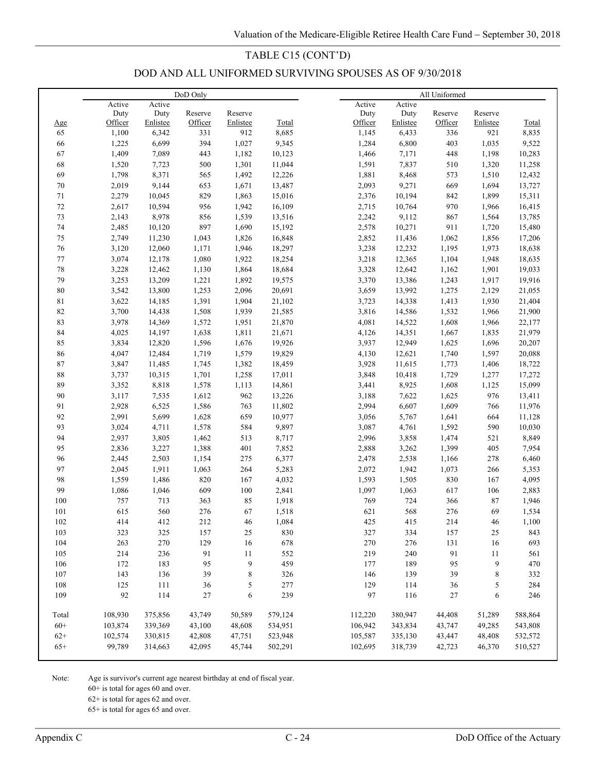## TABLE C15 (CONT'D)

## DOD AND ALL UNIFORMED SURVIVING SPOUSES AS OF 9/30/2018

| | DoD Only | | | | | All Uniformed | | | | |
|---|---|---|---|---|---|---|---|---|---|---|
| Age | Active Duty Officer | Active Duty Enlistee | Reserve Officer | Reserve Enlistee | Total | Active Duty Officer | Active Duty Enlistee | Reserve Officer | Reserve Enlistee | Total |
| 65 | 1,100 | 6,342 | 331 | 912 | 8,685 | 1,145 | 6,433 | 336 | 921 | 8,835 |
| 66 | 1,225 | 6,699 | 394 | 1,027 | 9,345 | 1,284 | 6,800 | 403 | 1,035 | 9,522 |
| 67 | 1,409 | 7,089 | 443 | 1,182 | 10,123 | 1,466 | 7,171 | 448 | 1,198 | 10,283 |
| 68 | 1,520 | 7,723 | 500 | 1,301 | 11,044 | 1,591 | 7,837 | 510 | 1,320 | 11,258 |
| 69 | 1,798 | 8,371 | 565 | 1,492 | 12,226 | 1,881 | 8,468 | 573 | 1,510 | 12,432 |
| 70 | 2,019 | 9,144 | 653 | 1,671 | 13,487 | 2,093 | 9,271 | 669 | 1,694 | 13,727 |
| 71 | 2,279 | 10,045 | 829 | 1,863 | 15,016 | 2,376 | 10,194 | 842 | 1,899 | 15,311 |
| 72 | 2,617 | 10,594 | 956 | 1,942 | 16,109 | 2,715 | 10,764 | 970 | 1,966 | 16,415 |
| 73 | 2,143 | 8,978 | 856 | 1,539 | 13,516 | 2,242 | 9,112 | 867 | 1,564 | 13,785 |
| 74 | 2,485 | 10,120 | 897 | 1,690 | 15,192 | 2,578 | 10,271 | 911 | 1,720 | 15,480 |
| 75 | 2,749 | 11,230 | 1,043 | 1,826 | 16,848 | 2,852 | 11,436 | 1,062 | 1,856 | 17,206 |
| 76 | 3,120 | 12,060 | 1,171 | 1,946 | 18,297 | 3,238 | 12,232 | 1,195 | 1,973 | 18,638 |
| 77 | 3,074 | 12,178 | 1,080 | 1,922 | 18,254 | 3,218 | 12,365 | 1,104 | 1,948 | 18,635 |
| 78 | 3,228 | 12,462 | 1,130 | 1,864 | 18,684 | 3,328 | 12,642 | 1,162 | 1,901 | 19,033 |
| 79 | 3,253 | 13,209 | 1,221 | 1,892 | 19,575 | 3,370 | 13,386 | 1,243 | 1,917 | 19,916 |
| 80 | 3,542 | 13,800 | 1,253 | 2,096 | 20,691 | 3,659 | 13,992 | 1,275 | 2,129 | 21,055 |
| 81 | 3,622 | 14,185 | 1,391 | 1,904 | 21,102 | 3,723 | 14,338 | 1,413 | 1,930 | 21,404 |
| 82 | 3,700 | 14,438 | 1,508 | 1,939 | 21,585 | 3,816 | 14,586 | 1,532 | 1,966 | 21,900 |
| 83 | 3,978 | 14,369 | 1,572 | 1,951 | 21,870 | 4,081 | 14,522 | 1,608 | 1,966 | 22,177 |
| 84 | 4,025 | 14,197 | 1,638 | 1,811 | 21,671 | 4,126 | 14,351 | 1,667 | 1,835 | 21,979 |
| 85 | 3,834 | 12,820 | 1,596 | 1,676 | 19,926 | 3,937 | 12,949 | 1,625 | 1,696 | 20,207 |
| 86 | 4,047 | 12,484 | 1,719 | 1,579 | 19,829 | 4,130 | 12,621 | 1,740 | 1,597 | 20,088 |
| 87 | 3,847 | 11,485 | 1,745 | 1,382 | 18,459 | 3,928 | 11,615 | 1,773 | 1,406 | 18,722 |
| 88 | 3,737 | 10,315 | 1,701 | 1,258 | 17,011 | 3,848 | 10,418 | 1,729 | 1,277 | 17,272 |
| 89 | 3,352 | 8,818 | 1,578 | 1,113 | 14,861 | 3,441 | 8,925 | 1,608 | 1,125 | 15,099 |
| 90 | 3,117 | 7,535 | 1,612 | 962 | 13,226 | 3,188 | 7,622 | 1,625 | 976 | 13,411 |
| 91 | 2,928 | 6,525 | 1,586 | 763 | 11,802 | 2,994 | 6,607 | 1,609 | 766 | 11,976 |
| 92 | 2,991 | 5,699 | 1,628 | 659 | 10,977 | 3,056 | 5,767 | 1,641 | 664 | 11,128 |
| 93 | 3,024 | 4,711 | 1,578 | 584 | 9,897 | 3,087 | 4,761 | 1,592 | 590 | 10,030 |
| 94 | 2,937 | 3,805 | 1,462 | 513 | 8,717 | 2,996 | 3,858 | 1,474 | 521 | 8,849 |
| 95 | 2,836 | 3,227 | 1,388 | 401 | 7,852 | 2,888 | 3,262 | 1,399 | 405 | 7,954 |
| 96 | 2,445 | 2,503 | 1,154 | 275 | 6,377 | 2,478 | 2,538 | 1,166 | 278 | 6,460 |
| 97 | 2,045 | 1,911 | 1,063 | 264 | 5,283 | 2,072 | 1,942 | 1,073 | 266 | 5,353 |
| 98 | 1,559 | 1,486 | 820 | 167 | 4,032 | 1,593 | 1,505 | 830 | 167 | 4,095 |
| 99 | 1,086 | 1,046 | 609 | 100 | 2,841 | 1,097 | 1,063 | 617 | 106 | 2,883 |
| 100 | 757 | 713 | 363 | 85 | 1,918 | 769 | 724 | 366 | 87 | 1,946 |
| 101 | 615 | 560 | 276 | 67 | 1,518 | 621 | 568 | 276 | 69 | 1,534 |
| 102 | 414 | 412 | 212 | 46 | 1,084 | 425 | 415 | 214 | 46 | 1,100 |
| 103 | 323 | 325 | 157 | 25 | 830 | 327 | 334 | 157 | 25 | 843 |
| 104 | 263 | 270 | 129 | 16 | 678 | 270 | 276 | 131 | 16 | 693 |
| 105 | 214 | 236 | 91 | 11 | 552 | 219 | 240 | 91 | 11 | 561 |
| 106 | 172 | 183 | 95 | 9 | 459 | 177 | 189 | 95 | 9 | 470 |
| 107 | 143 | 136 | 39 | 8 | 326 | 146 | 139 | 39 | 8 | 332 |
| 108 | 125 | 111 | 36 | 5 | 277 | 129 | 114 | 36 | 5 | 284 |
| 109 | 92 | 114 | 27 | 6 | 239 | 97 | 116 | 27 | 6 | 246 |
| Total | 108,930 | 375,856 | 43,749 | 50,589 | 579,124 | 112,220 | 380,947 | 44,408 | 51,289 | 588,864 |
| 60+ | 103,874 | 339,369 | 43,100 | 48,608 | 534,951 | 106,942 | 343,834 | 43,747 | 49,285 | 543,808 |
| 62+ | 102,574 | 330,815 | 42,808 | 47,751 | 523,948 | 105,587 | 335,130 | 43,447 | 48,408 | 532,572 |
| 65+ | 99,789 | 314,663 | 42,095 | 45,744 | 502,291 | 102,695 | 318,739 | 42,723 | 46,370 | 510,527 |

Note: Age is survivor's current age nearest birthday at end of fiscal year.
60+ is total for ages 60 and over.
62+ is total for ages 62 and over.
65+ is total for ages 65 and over.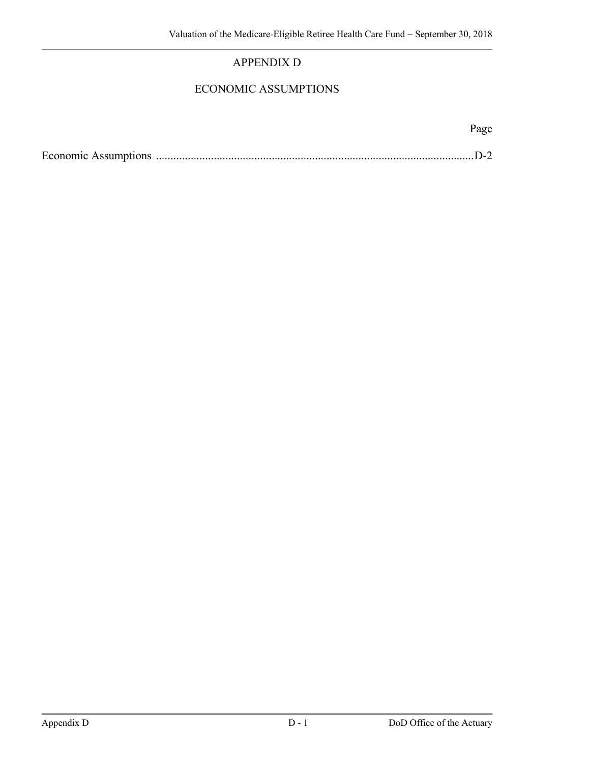# APPENDIX D

## ECONOMIC ASSUMPTIONS

| | Page |
|---|---|
| Economic Assumptions | D-2 |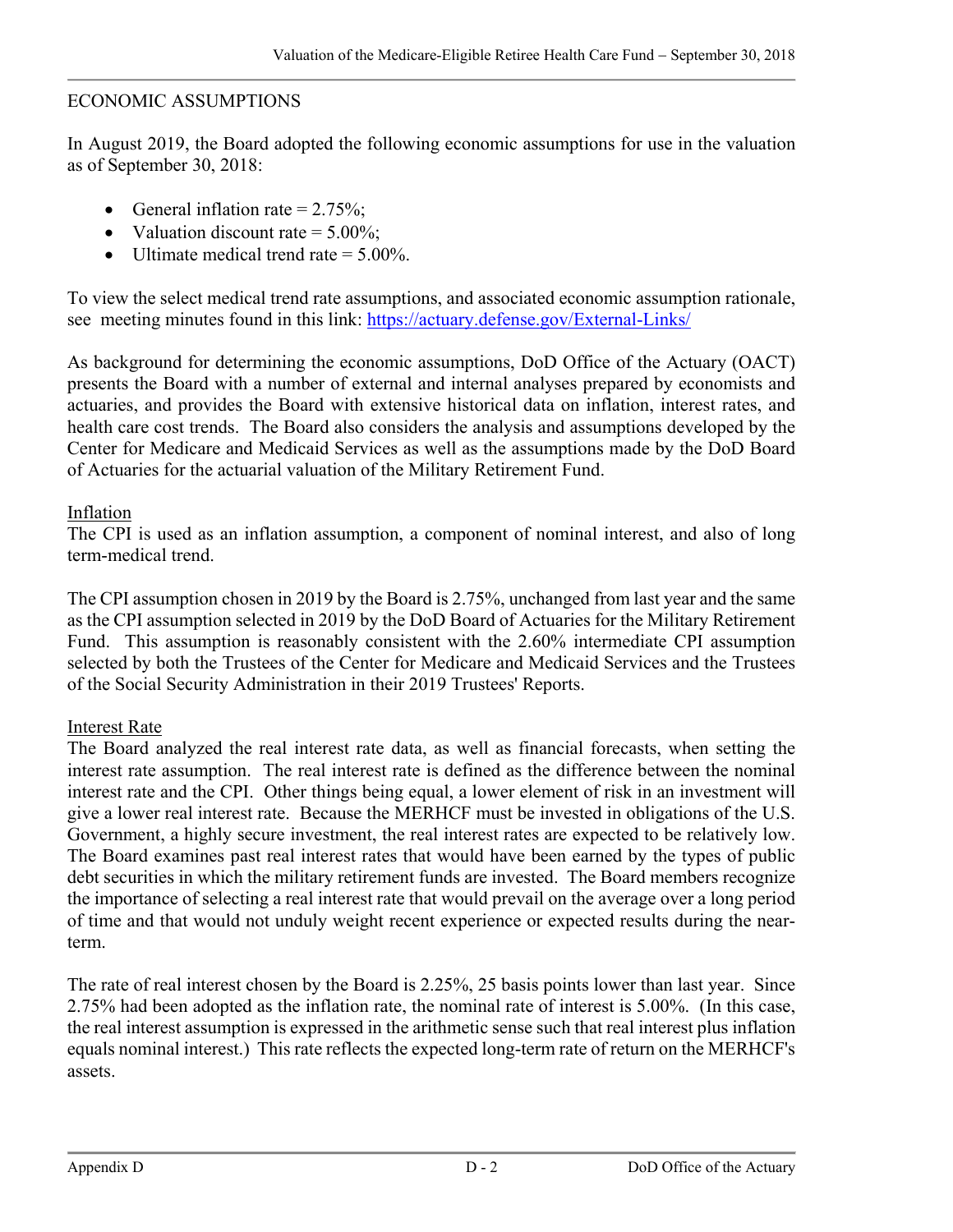## ECONOMIC ASSUMPTIONS

In August 2019, the Board adopted the following economic assumptions for use in the valuation as of September 30, 2018:

- General inflation rate = 2.75%;
- Valuation discount rate = 5.00%;
- Ultimate medical trend rate = 5.00%.

To view the select medical trend rate assumptions, and associated economic assumption rationale, see meeting minutes found in this link: [https://actuary.defense.gov/External-Links/](https://actuary.defense.gov/External-Links/)

As background for determining the economic assumptions, DoD Office of the Actuary (OACT) presents the Board with a number of external and internal analyses prepared by economists and actuaries, and provides the Board with extensive historical data on inflation, interest rates, and health care cost trends. The Board also considers the analysis and assumptions developed by the Center for Medicare and Medicaid Services as well as the assumptions made by the DoD Board of Actuaries for the actuarial valuation of the Military Retirement Fund.

### Inflation

The CPI is used as an inflation assumption, a component of nominal interest, and also of long term-medical trend.

The CPI assumption chosen in 2019 by the Board is 2.75%, unchanged from last year and the same as the CPI assumption selected in 2019 by the DoD Board of Actuaries for the Military Retirement Fund. This assumption is reasonably consistent with the 2.60% intermediate CPI assumption selected by both the Trustees of the Center for Medicare and Medicaid Services and the Trustees of the Social Security Administration in their 2019 Trustees' Reports.

### Interest Rate

The Board analyzed the real interest rate data, as well as financial forecasts, when setting the interest rate assumption. The real interest rate is defined as the difference between the nominal interest rate and the CPI. Other things being equal, a lower element of risk in an investment will give a lower real interest rate. Because the MERHCF must be invested in obligations of the U.S. Government, a highly secure investment, the real interest rates are expected to be relatively low. The Board examines past real interest rates that would have been earned by the types of public debt securities in which the military retirement funds are invested. The Board members recognize the importance of selecting a real interest rate that would prevail on the average over a long period of time and that would not unduly weight recent experience or expected results during the near-term.

The rate of real interest chosen by the Board is 2.25%, 25 basis points lower than last year. Since 2.75% had been adopted as the inflation rate, the nominal rate of interest is 5.00%. (In this case, the real interest assumption is expressed in the arithmetic sense such that real interest plus inflation equals nominal interest.) This rate reflects the expected long-term rate of return on the MERHCF's assets.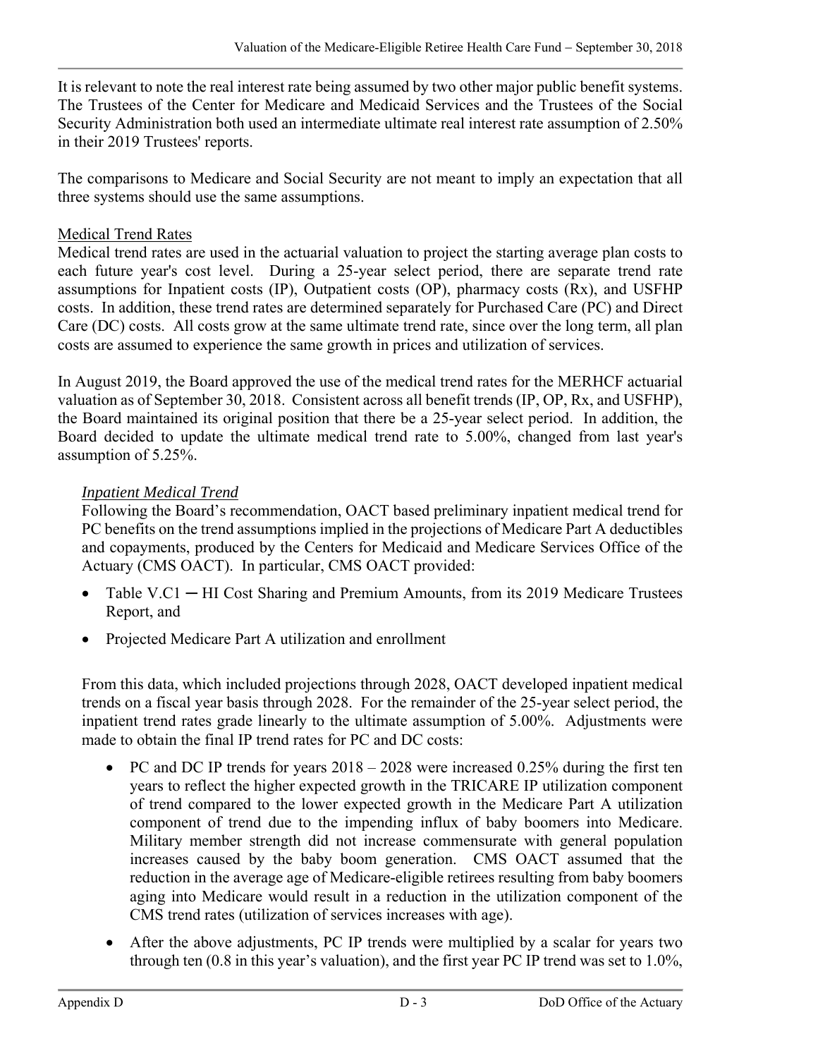It is relevant to note the real interest rate being assumed by two other major public benefit systems. The Trustees of the Center for Medicare and Medicaid Services and the Trustees of the Social Security Administration both used an intermediate ultimate real interest rate assumption of 2.50% in their 2019 Trustees' reports.

The comparisons to Medicare and Social Security are not meant to imply an expectation that all three systems should use the same assumptions.

<u>Medical Trend Rates</u>

Medical trend rates are used in the actuarial valuation to project the starting average plan costs to each future year's cost level. During a 25-year select period, there are separate trend rate assumptions for Inpatient costs (IP), Outpatient costs (OP), pharmacy costs (Rx), and USFHP costs. In addition, these trend rates are determined separately for Purchased Care (PC) and Direct Care (DC) costs. All costs grow at the same ultimate trend rate, since over the long term, all plan costs are assumed to experience the same growth in prices and utilization of services.

In August 2019, the Board approved the use of the medical trend rates for the MERHCF actuarial valuation as of September 30, 2018. Consistent across all benefit trends (IP, OP, Rx, and USFHP), the Board maintained its original position that there be a 25-year select period. In addition, the Board decided to update the ultimate medical trend rate to 5.00%, changed from last year's assumption of 5.25%.

*<u>Inpatient Medical Trend</u>*

Following the Board's recommendation, OACT based preliminary inpatient medical trend for PC benefits on the trend assumptions implied in the projections of Medicare Part A deductibles and copayments, produced by the Centers for Medicaid and Medicare Services Office of the Actuary (CMS OACT). In particular, CMS OACT provided:

- Table V.C1 ─ HI Cost Sharing and Premium Amounts, from its 2019 Medicare Trustees Report, and
- Projected Medicare Part A utilization and enrollment

From this data, which included projections through 2028, OACT developed inpatient medical trends on a fiscal year basis through 2028. For the remainder of the 25-year select period, the inpatient trend rates grade linearly to the ultimate assumption of 5.00%. Adjustments were made to obtain the final IP trend rates for PC and DC costs:

- PC and DC IP trends for years 2018 – 2028 were increased 0.25% during the first ten years to reflect the higher expected growth in the TRICARE IP utilization component of trend compared to the lower expected growth in the Medicare Part A utilization component of trend due to the impending influx of baby boomers into Medicare. Military member strength did not increase commensurate with general population increases caused by the baby boom generation. CMS OACT assumed that the reduction in the average age of Medicare-eligible retirees resulting from baby boomers aging into Medicare would result in a reduction in the utilization component of the CMS trend rates (utilization of services increases with age).
- After the above adjustments, PC IP trends were multiplied by a scalar for years two through ten (0.8 in this year's valuation), and the first year PC IP trend was set to 1.0%,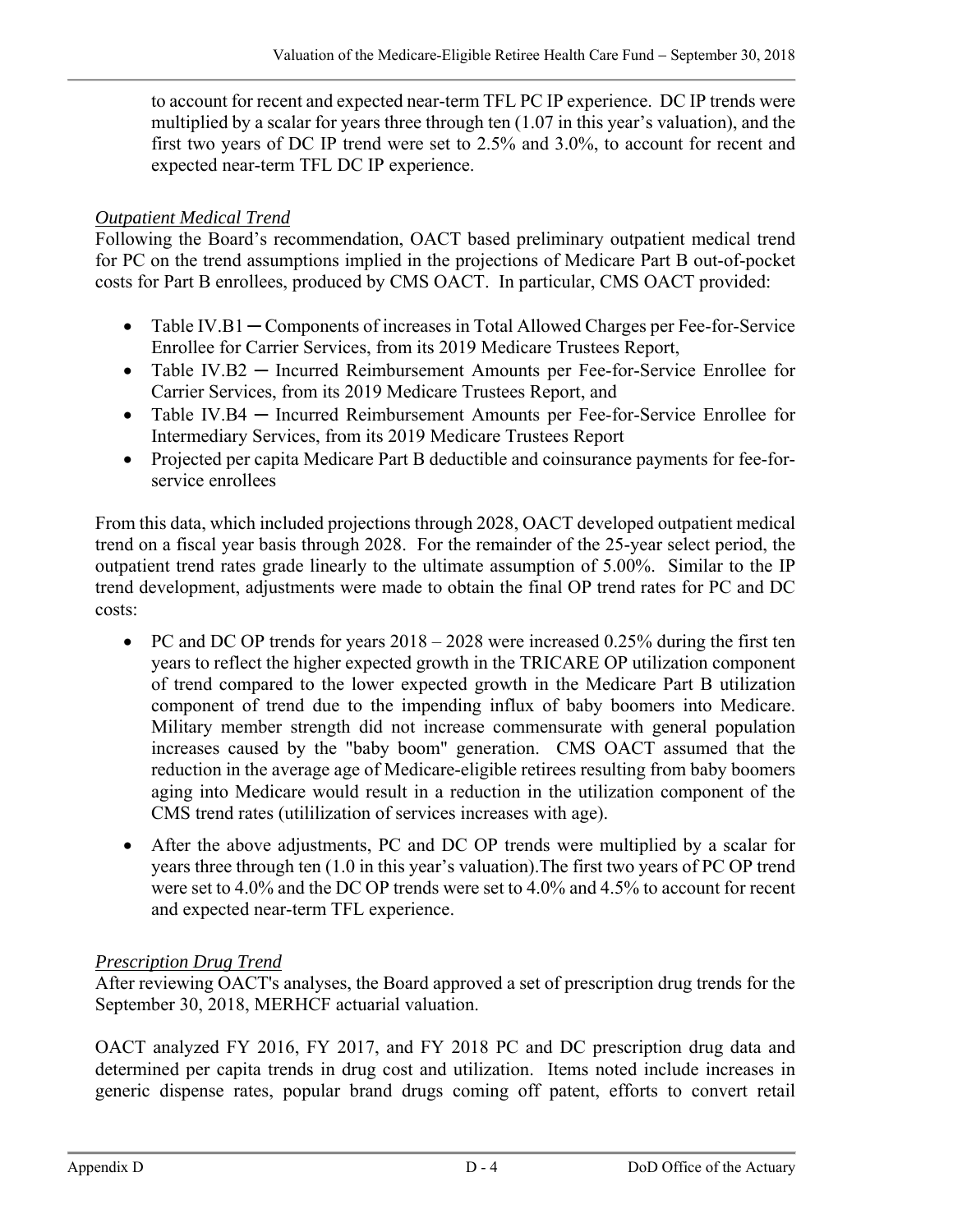to account for recent and expected near-term TFL PC IP experience. DC IP trends were multiplied by a scalar for years three through ten (1.07 in this year's valuation), and the first two years of DC IP trend were set to 2.5% and 3.0%, to account for recent and expected near-term TFL DC IP experience.

*Outpatient Medical Trend*

Following the Board's recommendation, OACT based preliminary outpatient medical trend for PC on the trend assumptions implied in the projections of Medicare Part B out-of-pocket costs for Part B enrollees, produced by CMS OACT. In particular, CMS OACT provided:

- Table IV.B1 ─ Components of increases in Total Allowed Charges per Fee-for-Service Enrollee for Carrier Services, from its 2019 Medicare Trustees Report,
- Table IV.B2 ─ Incurred Reimbursement Amounts per Fee-for-Service Enrollee for Carrier Services, from its 2019 Medicare Trustees Report, and
- Table IV.B4 ─ Incurred Reimbursement Amounts per Fee-for-Service Enrollee for Intermediary Services, from its 2019 Medicare Trustees Report
- Projected per capita Medicare Part B deductible and coinsurance payments for fee-for-service enrollees

From this data, which included projections through 2028, OACT developed outpatient medical trend on a fiscal year basis through 2028. For the remainder of the 25-year select period, the outpatient trend rates grade linearly to the ultimate assumption of 5.00%. Similar to the IP trend development, adjustments were made to obtain the final OP trend rates for PC and DC costs:

- PC and DC OP trends for years 2018 – 2028 were increased 0.25% during the first ten years to reflect the higher expected growth in the TRICARE OP utilization component of trend compared to the lower expected growth in the Medicare Part B utilization component of trend due to the impending influx of baby boomers into Medicare. Military member strength did not increase commensurate with general population increases caused by the "baby boom" generation. CMS OACT assumed that the reduction in the average age of Medicare-eligible retirees resulting from baby boomers aging into Medicare would result in a reduction in the utilization component of the CMS trend rates (utililization of services increases with age).
- After the above adjustments, PC and DC OP trends were multiplied by a scalar for years three through ten (1.0 in this year's valuation).The first two years of PC OP trend were set to 4.0% and the DC OP trends were set to 4.0% and 4.5% to account for recent and expected near-term TFL experience.

*Prescription Drug Trend*

After reviewing OACT's analyses, the Board approved a set of prescription drug trends for the September 30, 2018, MERHCF actuarial valuation.

OACT analyzed FY 2016, FY 2017, and FY 2018 PC and DC prescription drug data and determined per capita trends in drug cost and utilization. Items noted include increases in generic dispense rates, popular brand drugs coming off patent, efforts to convert retail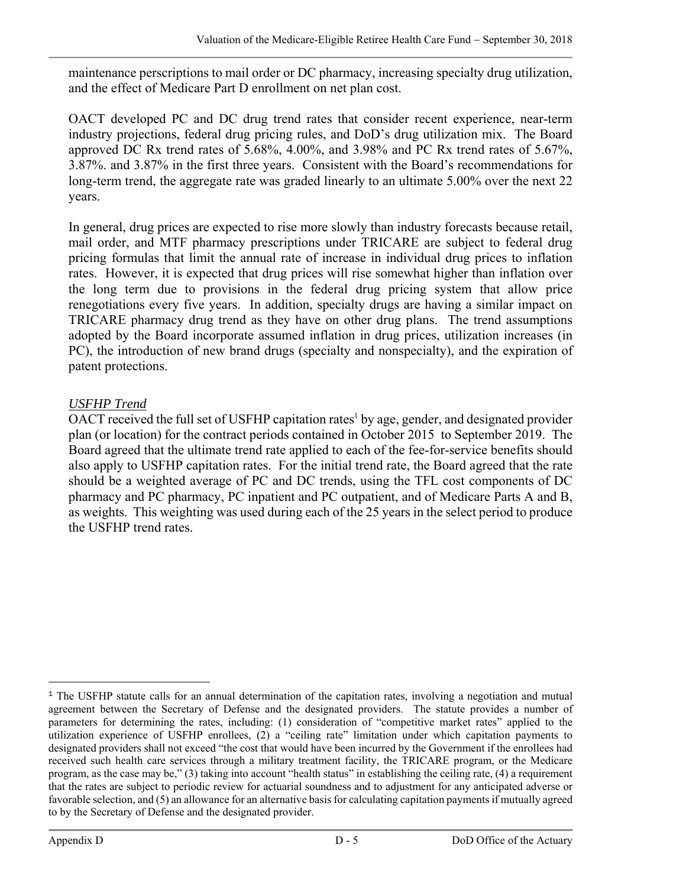maintenance perscriptions to mail order or DC pharmacy, increasing specialty drug utilization, and the effect of Medicare Part D enrollment on net plan cost.

OACT developed PC and DC drug trend rates that consider recent experience, near-term industry projections, federal drug pricing rules, and DoD's drug utilization mix. The Board approved DC Rx trend rates of 5.68%, 4.00%, and 3.98% and PC Rx trend rates of 5.67%, 3.87%. and 3.87% in the first three years. Consistent with the Board's recommendations for long-term trend, the aggregate rate was graded linearly to an ultimate 5.00% over the next 22 years.

In general, drug prices are expected to rise more slowly than industry forecasts because retail, mail order, and MTF pharmacy prescriptions under TRICARE are subject to federal drug pricing formulas that limit the annual rate of increase in individual drug prices to inflation rates. However, it is expected that drug prices will rise somewhat higher than inflation over the long term due to provisions in the federal drug pricing system that allow price renegotiations every five years. In addition, specialty drugs are having a similar impact on TRICARE pharmacy drug trend as they have on other drug plans. The trend assumptions adopted by the Board incorporate assumed inflation in drug prices, utilization increases (in PC), the introduction of new brand drugs (specialty and nonspecialty), and the expiration of patent protections.

*USFHP Trend*

OACT received the full set of USFHP capitation rates[1] by age, gender, and designated provider plan (or location) for the contract periods contained in October 2015 to September 2019. The Board agreed that the ultimate trend rate applied to each of the fee-for-service benefits should also apply to USFHP capitation rates. For the initial trend rate, the Board agreed that the rate should be a weighted average of PC and DC trends, using the TFL cost components of DC pharmacy and PC pharmacy, PC inpatient and PC outpatient, and of Medicare Parts A and B, as weights. This weighting was used during each of the 25 years in the select period to produce the USFHP trend rates.

---

[1] The USFHP statute calls for an annual determination of the capitation rates, involving a negotiation and mutual agreement between the Secretary of Defense and the designated providers. The statute provides a number of parameters for determining the rates, including: (1) consideration of "competitive market rates" applied to the utilization experience of USFHP enrollees, (2) a "ceiling rate" limitation under which capitation payments to designated providers shall not exceed "the cost that would have been incurred by the Government if the enrollees had received such health care services through a military treatment facility, the TRICARE program, or the Medicare program, as the case may be," (3) taking into account "health status" in establishing the ceiling rate, (4) a requirement that the rates are subject to periodic review for actuarial soundness and to adjustment for any anticipated adverse or favorable selection, and (5) an allowance for an alternative basis for calculating capitation payments if mutually agreed to by the Secretary of Defense and the designated provider.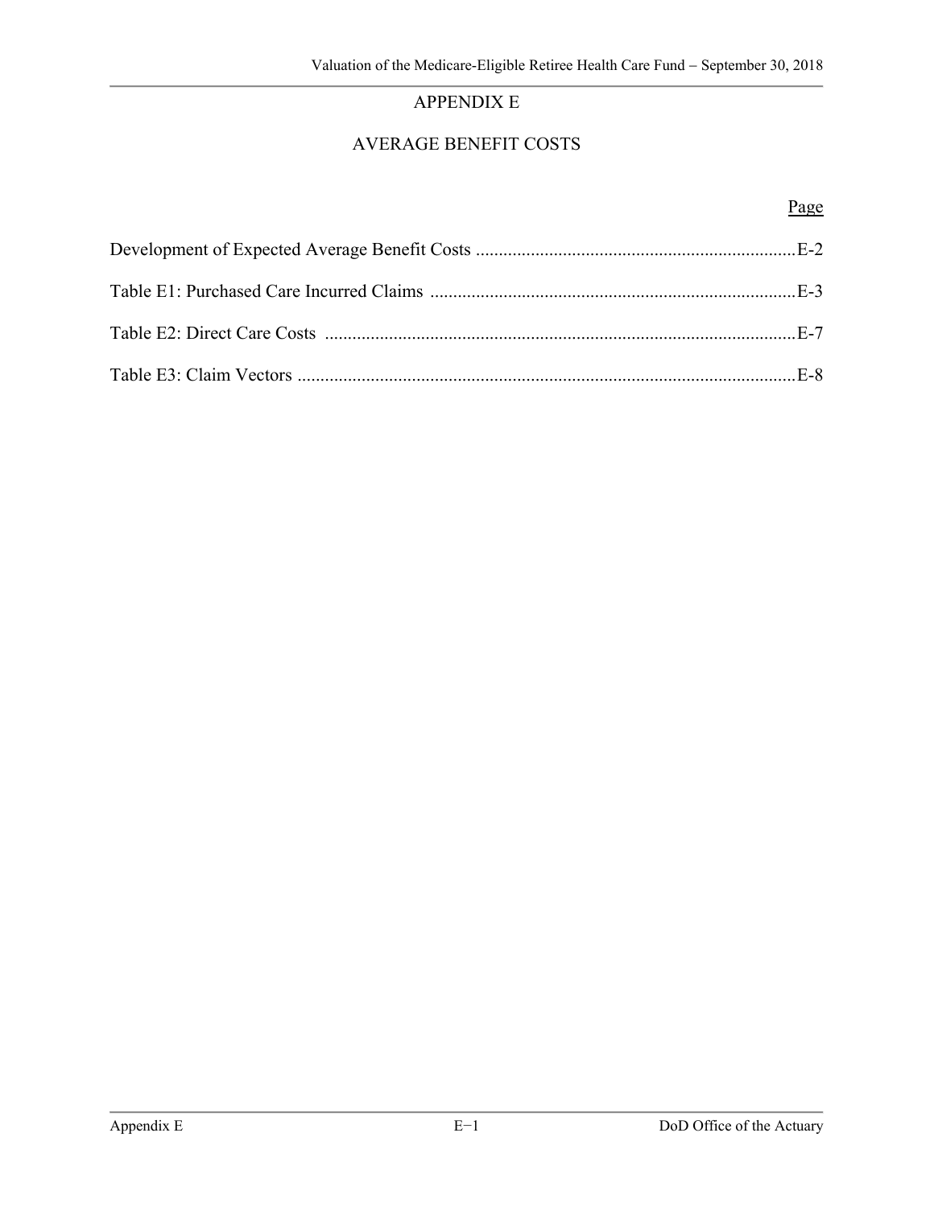# APPENDIX E

## AVERAGE BENEFIT COSTS

| | Page |
|---|---|
| Development of Expected Average Benefit Costs | E-2 |
| Table E1: Purchased Care Incurred Claims | E-3 |
| Table E2: Direct Care Costs | E-7 |
| Table E3: Claim Vectors | E-8 |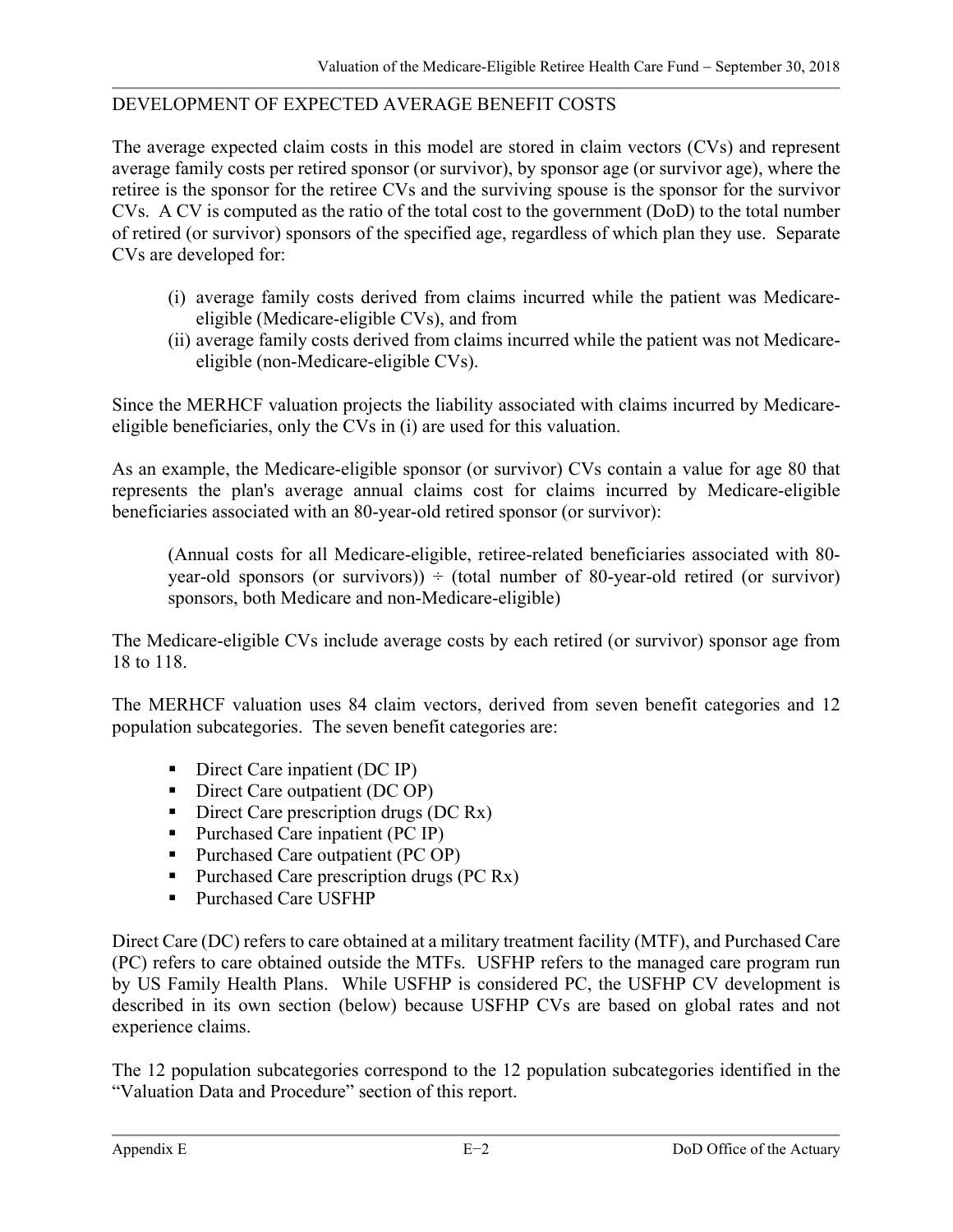## DEVELOPMENT OF EXPECTED AVERAGE BENEFIT COSTS

The average expected claim costs in this model are stored in claim vectors (CVs) and represent average family costs per retired sponsor (or survivor), by sponsor age (or survivor age), where the retiree is the sponsor for the retiree CVs and the surviving spouse is the sponsor for the survivor CVs. A CV is computed as the ratio of the total cost to the government (DoD) to the total number of retired (or survivor) sponsors of the specified age, regardless of which plan they use. Separate CVs are developed for:

(i) average family costs derived from claims incurred while the patient was Medicare-eligible (Medicare-eligible CVs), and from
(ii) average family costs derived from claims incurred while the patient was not Medicare-eligible (non-Medicare-eligible CVs).

Since the MERHCF valuation projects the liability associated with claims incurred by Medicare-eligible beneficiaries, only the CVs in (i) are used for this valuation.

As an example, the Medicare-eligible sponsor (or survivor) CVs contain a value for age 80 that represents the plan's average annual claims cost for claims incurred by Medicare-eligible beneficiaries associated with an 80-year-old retired sponsor (or survivor):

> (Annual costs for all Medicare-eligible, retiree-related beneficiaries associated with 80-year-old sponsors (or survivors)) ÷ (total number of 80-year-old retired (or survivor) sponsors, both Medicare and non-Medicare-eligible)

The Medicare-eligible CVs include average costs by each retired (or survivor) sponsor age from 18 to 118.

The MERHCF valuation uses 84 claim vectors, derived from seven benefit categories and 12 population subcategories. The seven benefit categories are:

- Direct Care inpatient (DC IP)
- Direct Care outpatient (DC OP)
- Direct Care prescription drugs (DC Rx)
- Purchased Care inpatient (PC IP)
- Purchased Care outpatient (PC OP)
- Purchased Care prescription drugs (PC Rx)
- Purchased Care USFHP

Direct Care (DC) refers to care obtained at a military treatment facility (MTF), and Purchased Care (PC) refers to care obtained outside the MTFs. USFHP refers to the managed care program run by US Family Health Plans. While USFHP is considered PC, the USFHP CV development is described in its own section (below) because USFHP CVs are based on global rates and not experience claims.

The 12 population subcategories correspond to the 12 population subcategories identified in the "Valuation Data and Procedure" section of this report.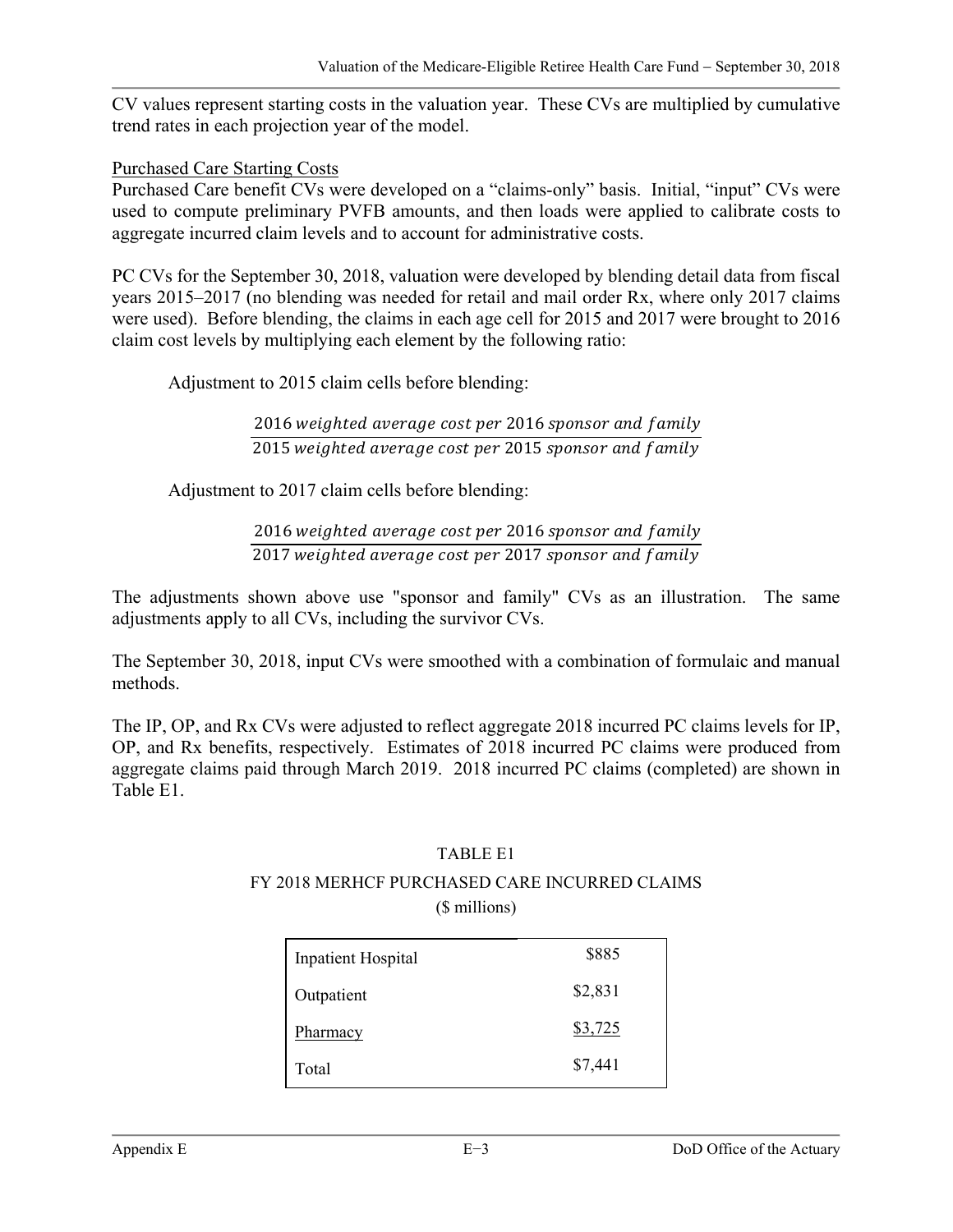CV values represent starting costs in the valuation year. These CVs are multiplied by cumulative trend rates in each projection year of the model.

Purchased Care Starting Costs

Purchased Care benefit CVs were developed on a "claims-only" basis. Initial, "input" CVs were used to compute preliminary PVFB amounts, and then loads were applied to calibrate costs to aggregate incurred claim levels and to account for administrative costs.

PC CVs for the September 30, 2018, valuation were developed by blending detail data from fiscal years 2015–2017 (no blending was needed for retail and mail order Rx, where only 2017 claims were used). Before blending, the claims in each age cell for 2015 and 2017 were brought to 2016 claim cost levels by multiplying each element by the following ratio:

Adjustment to 2015 claim cells before blending:

$$\frac{2016\ \textit{weighted average cost per}\ 2016\ \textit{sponsor and family}}{2015\ \textit{weighted average cost per}\ 2015\ \textit{sponsor and family}}$$

Adjustment to 2017 claim cells before blending:

$$\frac{2016\ \textit{weighted average cost per}\ 2016\ \textit{sponsor and family}}{2017\ \textit{weighted average cost per}\ 2017\ \textit{sponsor and family}}$$

The adjustments shown above use "sponsor and family" CVs as an illustration. The same adjustments apply to all CVs, including the survivor CVs.

The September 30, 2018, input CVs were smoothed with a combination of formulaic and manual methods.

The IP, OP, and Rx CVs were adjusted to reflect aggregate 2018 incurred PC claims levels for IP, OP, and Rx benefits, respectively. Estimates of 2018 incurred PC claims were produced from aggregate claims paid through March 2019. 2018 incurred PC claims (completed) are shown in Table E1.

TABLE E1

FY 2018 MERHCF PURCHASED CARE INCURRED CLAIMS

($ millions)

| | |
|---|---|
| Inpatient Hospital | $885 |
| Outpatient | $2,831 |
| Pharmacy | $3,725 |
| Total | $7,441 |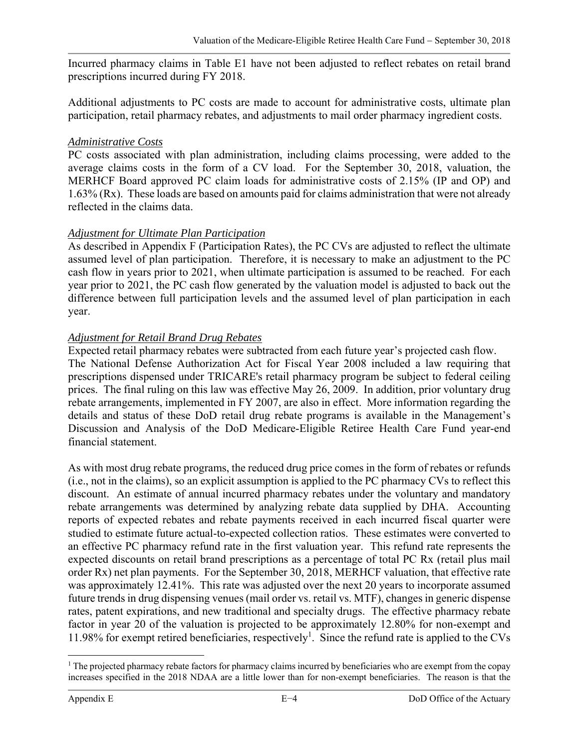Incurred pharmacy claims in Table E1 have not been adjusted to reflect rebates on retail brand prescriptions incurred during FY 2018.

Additional adjustments to PC costs are made to account for administrative costs, ultimate plan participation, retail pharmacy rebates, and adjustments to mail order pharmacy ingredient costs.

*Administrative Costs*
PC costs associated with plan administration, including claims processing, were added to the average claims costs in the form of a CV load. For the September 30, 2018, valuation, the MERHCF Board approved PC claim loads for administrative costs of 2.15% (IP and OP) and 1.63% (Rx). These loads are based on amounts paid for claims administration that were not already reflected in the claims data.

*Adjustment for Ultimate Plan Participation*
As described in Appendix F (Participation Rates), the PC CVs are adjusted to reflect the ultimate assumed level of plan participation. Therefore, it is necessary to make an adjustment to the PC cash flow in years prior to 2021, when ultimate participation is assumed to be reached. For each year prior to 2021, the PC cash flow generated by the valuation model is adjusted to back out the difference between full participation levels and the assumed level of plan participation in each year.

*Adjustment for Retail Brand Drug Rebates*
Expected retail pharmacy rebates were subtracted from each future year's projected cash flow. The National Defense Authorization Act for Fiscal Year 2008 included a law requiring that prescriptions dispensed under TRICARE's retail pharmacy program be subject to federal ceiling prices. The final ruling on this law was effective May 26, 2009. In addition, prior voluntary drug rebate arrangements, implemented in FY 2007, are also in effect. More information regarding the details and status of these DoD retail drug rebate programs is available in the Management's Discussion and Analysis of the DoD Medicare-Eligible Retiree Health Care Fund year-end financial statement.

As with most drug rebate programs, the reduced drug price comes in the form of rebates or refunds (i.e., not in the claims), so an explicit assumption is applied to the PC pharmacy CVs to reflect this discount. An estimate of annual incurred pharmacy rebates under the voluntary and mandatory rebate arrangements was determined by analyzing rebate data supplied by DHA. Accounting reports of expected rebates and rebate payments received in each incurred fiscal quarter were studied to estimate future actual-to-expected collection ratios. These estimates were converted to an effective PC pharmacy refund rate in the first valuation year. This refund rate represents the expected discounts on retail brand prescriptions as a percentage of total PC Rx (retail plus mail order Rx) net plan payments. For the September 30, 2018, MERHCF valuation, that effective rate was approximately 12.41%. This rate was adjusted over the next 20 years to incorporate assumed future trends in drug dispensing venues (mail order vs. retail vs. MTF), changes in generic dispense rates, patent expirations, and new traditional and specialty drugs. The effective pharmacy rebate factor in year 20 of the valuation is projected to be approximately 12.80% for non-exempt and 11.98% for exempt retired beneficiaries, respectively[1]. Since the refund rate is applied to the CVs

[1] The projected pharmacy rebate factors for pharmacy claims incurred by beneficiaries who are exempt from the copay increases specified in the 2018 NDAA are a little lower than for non-exempt beneficiaries. The reason is that the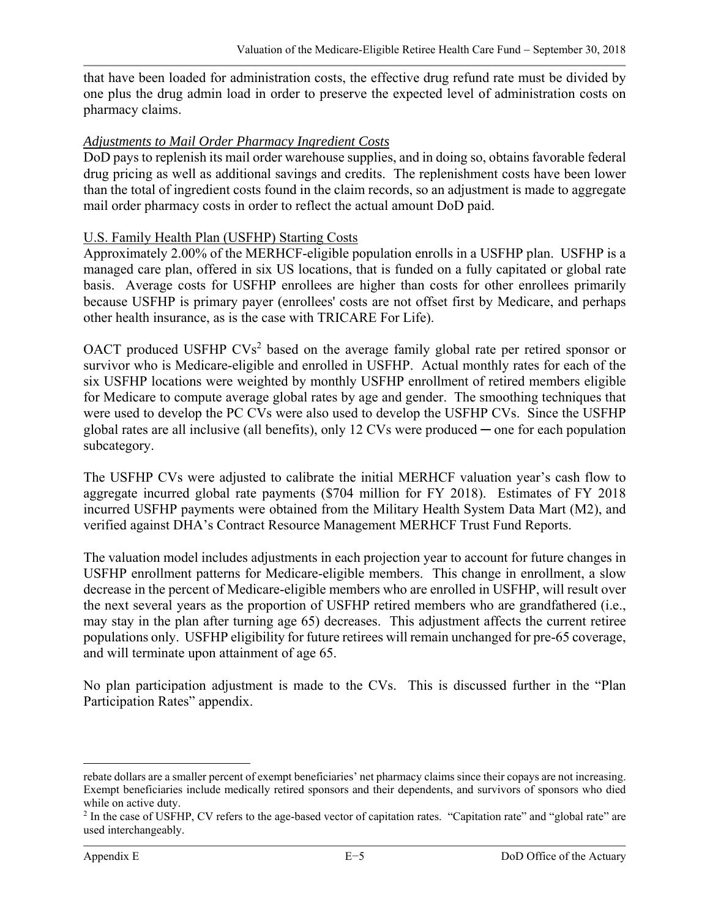that have been loaded for administration costs, the effective drug refund rate must be divided by one plus the drug admin load in order to preserve the expected level of administration costs on pharmacy claims.

*Adjustments to Mail Order Pharmacy Ingredient Costs*

DoD pays to replenish its mail order warehouse supplies, and in doing so, obtains favorable federal drug pricing as well as additional savings and credits. The replenishment costs have been lower than the total of ingredient costs found in the claim records, so an adjustment is made to aggregate mail order pharmacy costs in order to reflect the actual amount DoD paid.

U.S. Family Health Plan (USFHP) Starting Costs

Approximately 2.00% of the MERHCF-eligible population enrolls in a USFHP plan. USFHP is a managed care plan, offered in six US locations, that is funded on a fully capitated or global rate basis. Average costs for USFHP enrollees are higher than costs for other enrollees primarily because USFHP is primary payer (enrollees' costs are not offset first by Medicare, and perhaps other health insurance, as is the case with TRICARE For Life).

OACT produced USFHP CVs[2] based on the average family global rate per retired sponsor or survivor who is Medicare-eligible and enrolled in USFHP. Actual monthly rates for each of the six USFHP locations were weighted by monthly USFHP enrollment of retired members eligible for Medicare to compute average global rates by age and gender. The smoothing techniques that were used to develop the PC CVs were also used to develop the USFHP CVs. Since the USFHP global rates are all inclusive (all benefits), only 12 CVs were produced ─ one for each population subcategory.

The USFHP CVs were adjusted to calibrate the initial MERHCF valuation year's cash flow to aggregate incurred global rate payments ($704 million for FY 2018). Estimates of FY 2018 incurred USFHP payments were obtained from the Military Health System Data Mart (M2), and verified against DHA's Contract Resource Management MERHCF Trust Fund Reports.

The valuation model includes adjustments in each projection year to account for future changes in USFHP enrollment patterns for Medicare-eligible members. This change in enrollment, a slow decrease in the percent of Medicare-eligible members who are enrolled in USFHP, will result over the next several years as the proportion of USFHP retired members who are grandfathered (i.e., may stay in the plan after turning age 65) decreases. This adjustment affects the current retiree populations only. USFHP eligibility for future retirees will remain unchanged for pre-65 coverage, and will terminate upon attainment of age 65.

No plan participation adjustment is made to the CVs. This is discussed further in the "Plan Participation Rates" appendix.

---

rebate dollars are a smaller percent of exempt beneficiaries' net pharmacy claims since their copays are not increasing. Exempt beneficiaries include medically retired sponsors and their dependents, and survivors of sponsors who died while on active duty.

[2] In the case of USFHP, CV refers to the age-based vector of capitation rates. "Capitation rate" and "global rate" are used interchangeably.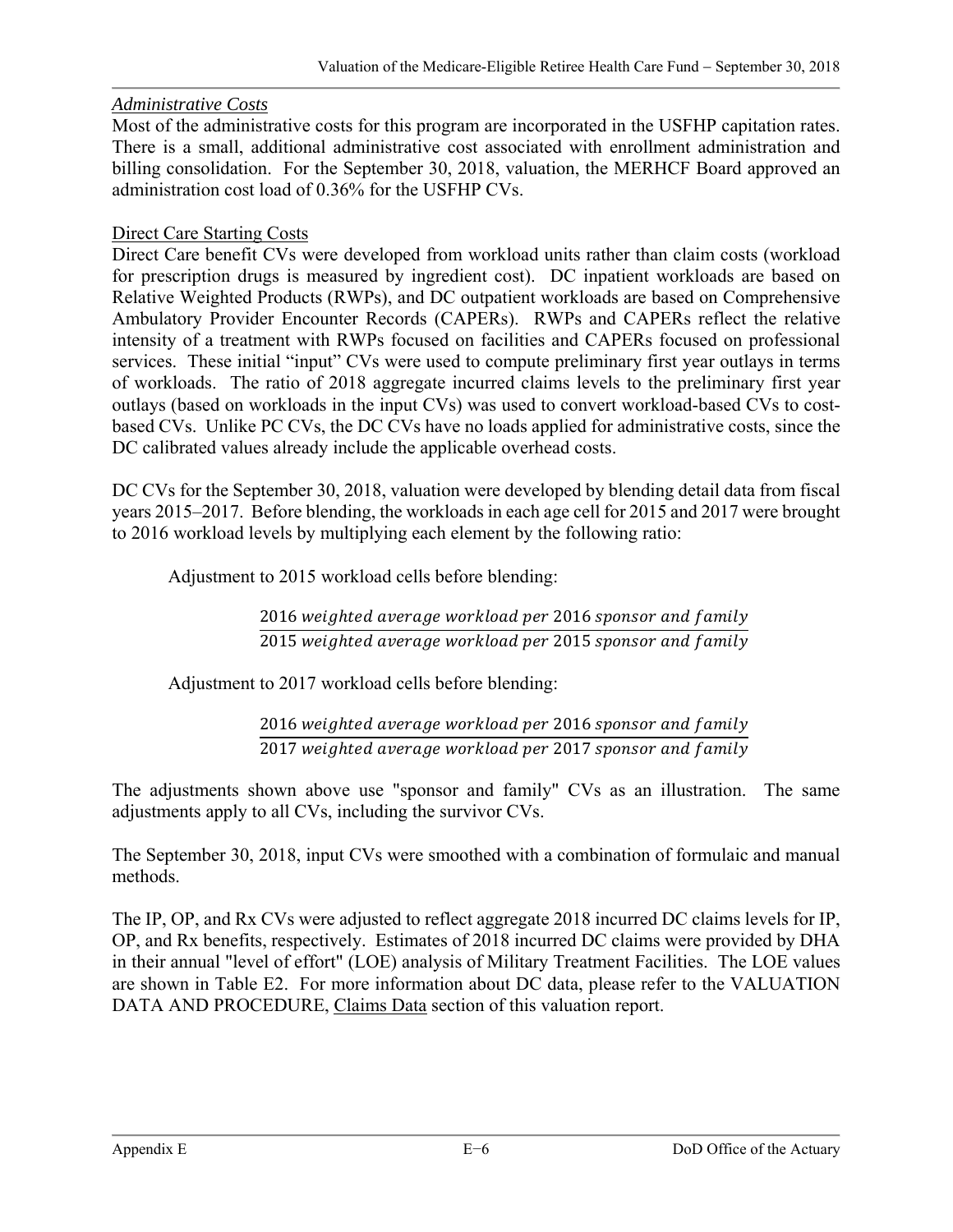*Administrative Costs*

Most of the administrative costs for this program are incorporated in the USFHP capitation rates. There is a small, additional administrative cost associated with enrollment administration and billing consolidation. For the September 30, 2018, valuation, the MERHCF Board approved an administration cost load of 0.36% for the USFHP CVs.

Direct Care Starting Costs

Direct Care benefit CVs were developed from workload units rather than claim costs (workload for prescription drugs is measured by ingredient cost). DC inpatient workloads are based on Relative Weighted Products (RWPs), and DC outpatient workloads are based on Comprehensive Ambulatory Provider Encounter Records (CAPERs). RWPs and CAPERs reflect the relative intensity of a treatment with RWPs focused on facilities and CAPERs focused on professional services. These initial "input" CVs were used to compute preliminary first year outlays in terms of workloads. The ratio of 2018 aggregate incurred claims levels to the preliminary first year outlays (based on workloads in the input CVs) was used to convert workload-based CVs to cost-based CVs. Unlike PC CVs, the DC CVs have no loads applied for administrative costs, since the DC calibrated values already include the applicable overhead costs.

DC CVs for the September 30, 2018, valuation were developed by blending detail data from fiscal years 2015–2017. Before blending, the workloads in each age cell for 2015 and 2017 were brought to 2016 workload levels by multiplying each element by the following ratio:

Adjustment to 2015 workload cells before blending:

$$\frac{2016 \ weighted \ average \ workload \ per \ 2016 \ sponsor \ and \ family}{2015 \ weighted \ average \ workload \ per \ 2015 \ sponsor \ and \ family}$$

Adjustment to 2017 workload cells before blending:

$$\frac{2016 \ weighted \ average \ workload \ per \ 2016 \ sponsor \ and \ family}{2017 \ weighted \ average \ workload \ per \ 2017 \ sponsor \ and \ family}$$

The adjustments shown above use "sponsor and family" CVs as an illustration. The same adjustments apply to all CVs, including the survivor CVs.

The September 30, 2018, input CVs were smoothed with a combination of formulaic and manual methods.

The IP, OP, and Rx CVs were adjusted to reflect aggregate 2018 incurred DC claims levels for IP, OP, and Rx benefits, respectively. Estimates of 2018 incurred DC claims were provided by DHA in their annual "level of effort" (LOE) analysis of Military Treatment Facilities. The LOE values are shown in Table E2. For more information about DC data, please refer to the VALUATION DATA AND PROCEDURE, Claims Data section of this valuation report.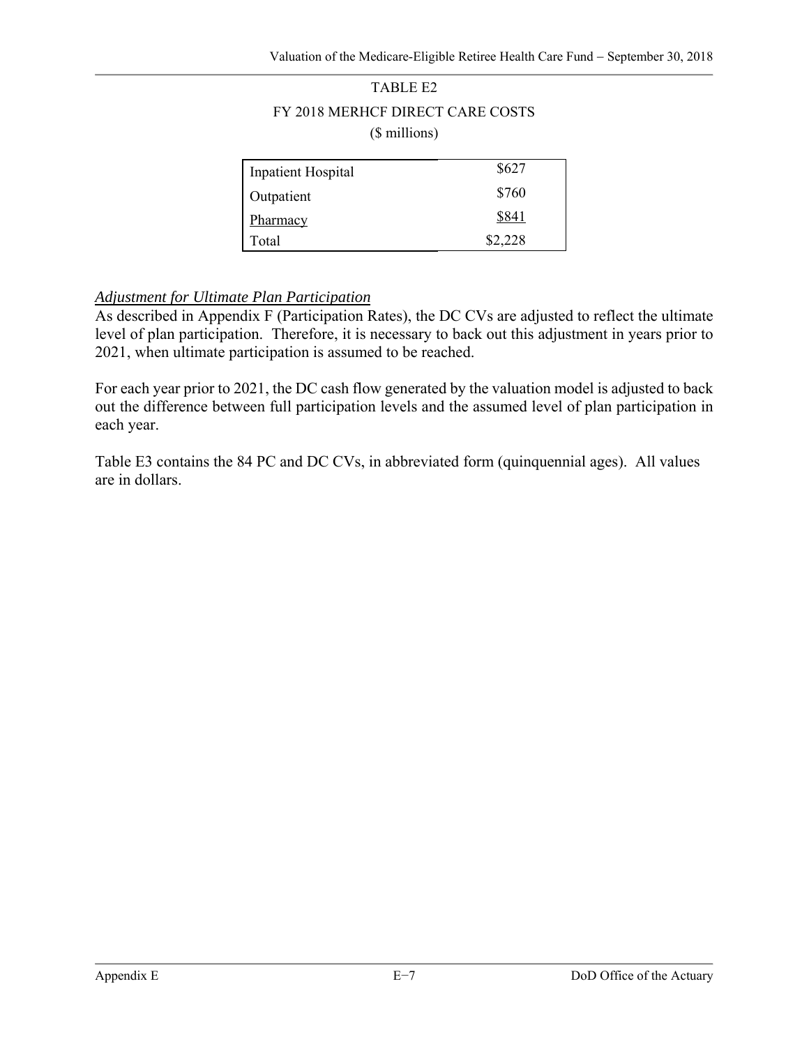TABLE E2

FY 2018 MERHCF DIRECT CARE COSTS

($ millions)

| | |
|---|---|
| Inpatient Hospital | $627 |
| Outpatient | $760 |
| Pharmacy | $841 |
| Total | $2,228 |

*Adjustment for Ultimate Plan Participation*

As described in Appendix F (Participation Rates), the DC CVs are adjusted to reflect the ultimate level of plan participation. Therefore, it is necessary to back out this adjustment in years prior to 2021, when ultimate participation is assumed to be reached.

For each year prior to 2021, the DC cash flow generated by the valuation model is adjusted to back out the difference between full participation levels and the assumed level of plan participation in each year.

Table E3 contains the 84 PC and DC CVs, in abbreviated form (quinquennial ages). All values are in dollars.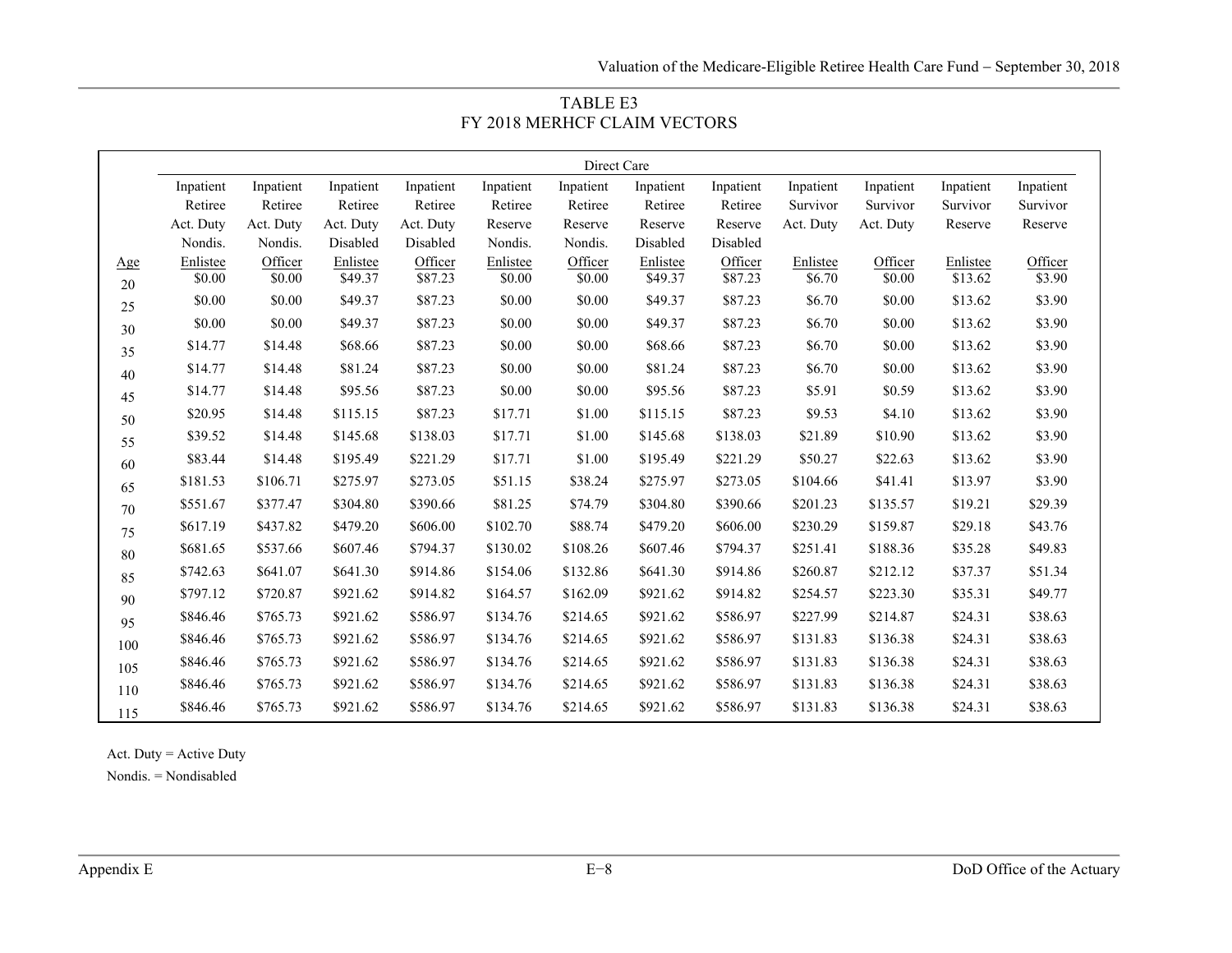TABLE E3
FY 2018 MERHCF CLAIM VECTORS

| | Direct Care | | | | | | | | | | | |
|---|---|---|---|---|---|---|---|---|---|---|---|---|
| Age | Inpatient Retiree Act. Duty Nondis. Enlistee | Inpatient Retiree Act. Duty Nondis. Officer | Inpatient Retiree Act. Duty Disabled Enlistee | Inpatient Retiree Act. Duty Disabled Officer | Inpatient Retiree Reserve Nondis. Enlistee | Inpatient Retiree Reserve Nondis. Officer | Inpatient Retiree Reserve Disabled Enlistee | Inpatient Retiree Reserve Disabled Officer | Inpatient Survivor Act. Duty Enlistee | Inpatient Survivor Act. Duty Officer | Inpatient Survivor Reserve Enlistee | Inpatient Survivor Reserve Officer |
| 20 | $0.00 | $0.00 | $49.37 | $87.23 | $0.00 | $0.00 | $49.37 | $87.23 | $6.70 | $0.00 | $13.62 | $3.90 |
| 25 | $0.00 | $0.00 | $49.37 | $87.23 | $0.00 | $0.00 | $49.37 | $87.23 | $6.70 | $0.00 | $13.62 | $3.90 |
| 30 | $0.00 | $0.00 | $49.37 | $87.23 | $0.00 | $0.00 | $49.37 | $87.23 | $6.70 | $0.00 | $13.62 | $3.90 |
| 35 | $14.77 | $14.48 | $68.66 | $87.23 | $0.00 | $0.00 | $68.66 | $87.23 | $6.70 | $0.00 | $13.62 | $3.90 |
| 40 | $14.77 | $14.48 | $81.24 | $87.23 | $0.00 | $0.00 | $81.24 | $87.23 | $6.70 | $0.00 | $13.62 | $3.90 |
| 45 | $14.77 | $14.48 | $95.56 | $87.23 | $0.00 | $0.00 | $95.56 | $87.23 | $5.91 | $0.59 | $13.62 | $3.90 |
| 50 | $20.95 | $14.48 | $115.15 | $87.23 | $17.71 | $1.00 | $115.15 | $87.23 | $9.53 | $4.10 | $13.62 | $3.90 |
| 55 | $39.52 | $14.48 | $145.68 | $138.03 | $17.71 | $1.00 | $145.68 | $138.03 | $21.89 | $10.90 | $13.62 | $3.90 |
| 60 | $83.44 | $14.48 | $195.49 | $221.29 | $17.71 | $1.00 | $195.49 | $221.29 | $50.27 | $22.63 | $13.62 | $3.90 |
| 65 | $181.53 | $106.71 | $275.97 | $273.05 | $51.15 | $38.24 | $275.97 | $273.05 | $104.66 | $41.41 | $13.97 | $3.90 |
| 70 | $551.67 | $377.47 | $304.80 | $390.66 | $81.25 | $74.79 | $304.80 | $390.66 | $201.23 | $135.57 | $19.21 | $29.39 |
| 75 | $617.19 | $437.82 | $479.20 | $606.00 | $102.70 | $88.74 | $479.20 | $606.00 | $230.29 | $159.87 | $29.18 | $43.76 |
| 80 | $681.65 | $537.66 | $607.46 | $794.37 | $130.02 | $108.26 | $607.46 | $794.37 | $251.41 | $188.36 | $35.28 | $49.83 |
| 85 | $742.63 | $641.07 | $641.30 | $914.86 | $154.06 | $132.86 | $641.30 | $914.86 | $260.87 | $212.12 | $37.37 | $51.34 |
| 90 | $797.12 | $720.87 | $921.62 | $914.82 | $164.57 | $162.09 | $921.62 | $914.82 | $254.57 | $223.30 | $35.31 | $49.77 |
| 95 | $846.46 | $765.73 | $921.62 | $586.97 | $134.76 | $214.65 | $921.62 | $586.97 | $227.99 | $214.87 | $24.31 | $38.63 |
| 100 | $846.46 | $765.73 | $921.62 | $586.97 | $134.76 | $214.65 | $921.62 | $586.97 | $131.83 | $136.38 | $24.31 | $38.63 |
| 105 | $846.46 | $765.73 | $921.62 | $586.97 | $134.76 | $214.65 | $921.62 | $586.97 | $131.83 | $136.38 | $24.31 | $38.63 |
| 110 | $846.46 | $765.73 | $921.62 | $586.97 | $134.76 | $214.65 | $921.62 | $586.97 | $131.83 | $136.38 | $24.31 | $38.63 |
| 115 | $846.46 | $765.73 | $921.62 | $586.97 | $134.76 | $214.65 | $921.62 | $586.97 | $131.83 | $136.38 | $24.31 | $38.63 |

Act. Duty = Active Duty

Nondis. = Nondisabled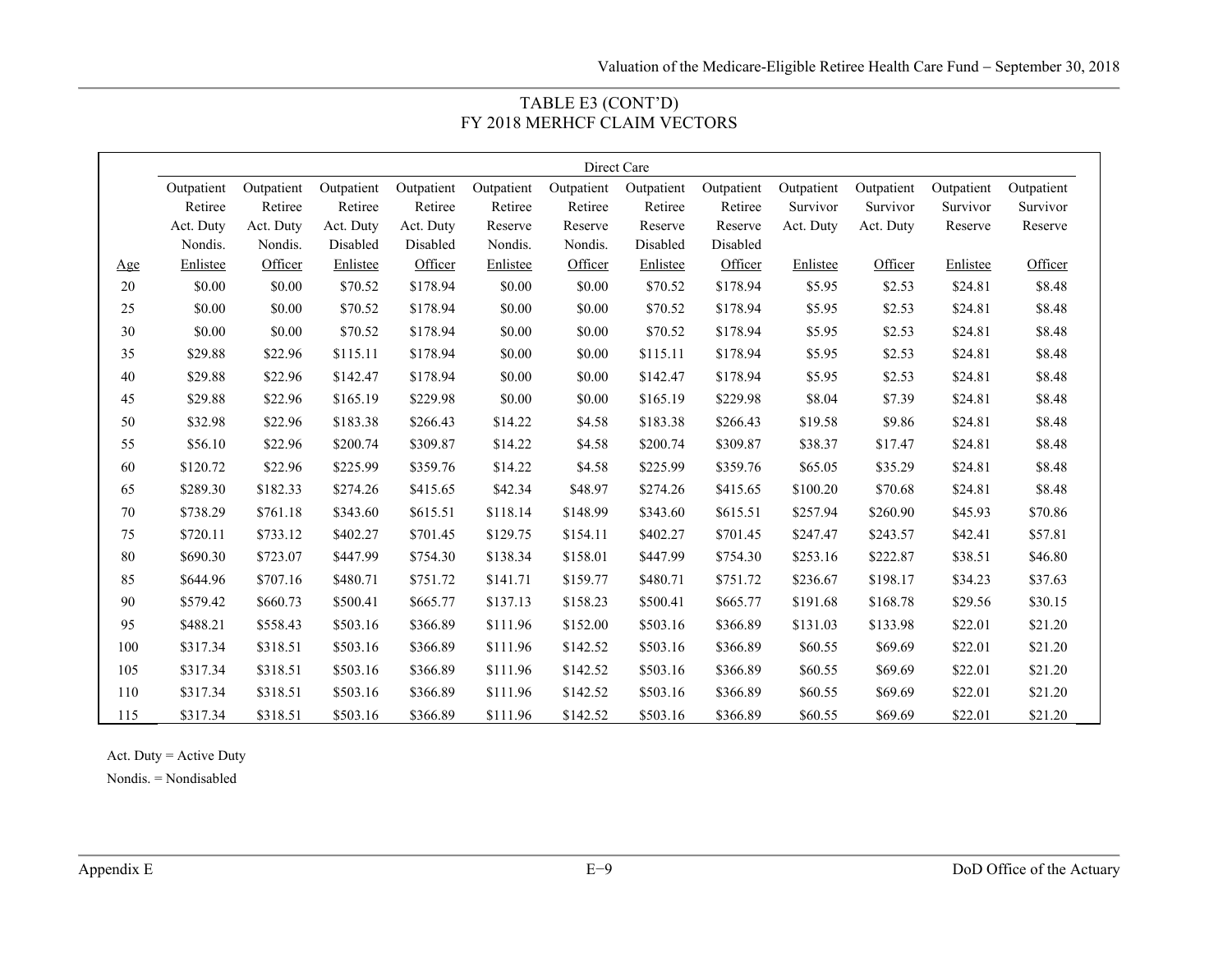## TABLE E3 (CONT'D)
## FY 2018 MERHCF CLAIM VECTORS

| | Direct Care | | | | | | | | | | | |
|---|---|---|---|---|---|---|---|---|---|---|---|---|
| Age | Outpatient Retiree Act. Duty Nondis. Enlistee | Outpatient Retiree Act. Duty Nondis. Officer | Outpatient Retiree Act. Duty Disabled Enlistee | Outpatient Retiree Act. Duty Disabled Officer | Outpatient Retiree Reserve Nondis. Enlistee | Outpatient Retiree Reserve Nondis. Officer | Outpatient Retiree Reserve Disabled Enlistee | Outpatient Retiree Reserve Disabled Officer | Outpatient Survivor Act. Duty Enlistee | Outpatient Survivor Act. Duty Officer | Outpatient Survivor Reserve Enlistee | Outpatient Survivor Reserve Officer |
| 20 | $0.00 | $0.00 | $70.52 | $178.94 | $0.00 | $0.00 | $70.52 | $178.94 | $5.95 | $2.53 | $24.81 | $8.48 |
| 25 | $0.00 | $0.00 | $70.52 | $178.94 | $0.00 | $0.00 | $70.52 | $178.94 | $5.95 | $2.53 | $24.81 | $8.48 |
| 30 | $0.00 | $0.00 | $70.52 | $178.94 | $0.00 | $0.00 | $70.52 | $178.94 | $5.95 | $2.53 | $24.81 | $8.48 |
| 35 | $29.88 | $22.96 | $115.11 | $178.94 | $0.00 | $0.00 | $115.11 | $178.94 | $5.95 | $2.53 | $24.81 | $8.48 |
| 40 | $29.88 | $22.96 | $142.47 | $178.94 | $0.00 | $0.00 | $142.47 | $178.94 | $5.95 | $2.53 | $24.81 | $8.48 |
| 45 | $29.88 | $22.96 | $165.19 | $229.98 | $0.00 | $0.00 | $165.19 | $229.98 | $8.04 | $7.39 | $24.81 | $8.48 |
| 50 | $32.98 | $22.96 | $183.38 | $266.43 | $14.22 | $4.58 | $183.38 | $266.43 | $19.58 | $9.86 | $24.81 | $8.48 |
| 55 | $56.10 | $22.96 | $200.74 | $309.87 | $14.22 | $4.58 | $200.74 | $309.87 | $38.37 | $17.47 | $24.81 | $8.48 |
| 60 | $120.72 | $22.96 | $225.99 | $359.76 | $14.22 | $4.58 | $225.99 | $359.76 | $65.05 | $35.29 | $24.81 | $8.48 |
| 65 | $289.30 | $182.33 | $274.26 | $415.65 | $42.34 | $48.97 | $274.26 | $415.65 | $100.20 | $70.68 | $24.81 | $8.48 |
| 70 | $738.29 | $761.18 | $343.60 | $615.51 | $118.14 | $148.99 | $343.60 | $615.51 | $257.94 | $260.90 | $45.93 | $70.86 |
| 75 | $720.11 | $733.12 | $402.27 | $701.45 | $129.75 | $154.11 | $402.27 | $701.45 | $247.47 | $243.57 | $42.41 | $57.81 |
| 80 | $690.30 | $723.07 | $447.99 | $754.30 | $138.34 | $158.01 | $447.99 | $754.30 | $253.16 | $222.87 | $38.51 | $46.80 |
| 85 | $644.96 | $707.16 | $480.71 | $751.72 | $141.71 | $159.77 | $480.71 | $751.72 | $236.67 | $198.17 | $34.23 | $37.63 |
| 90 | $579.42 | $660.73 | $500.41 | $665.77 | $137.13 | $158.23 | $500.41 | $665.77 | $191.68 | $168.78 | $29.56 | $30.15 |
| 95 | $488.21 | $558.43 | $503.16 | $366.89 | $111.96 | $152.00 | $503.16 | $366.89 | $131.03 | $133.98 | $22.01 | $21.20 |
| 100 | $317.34 | $318.51 | $503.16 | $366.89 | $111.96 | $142.52 | $503.16 | $366.89 | $60.55 | $69.69 | $22.01 | $21.20 |
| 105 | $317.34 | $318.51 | $503.16 | $366.89 | $111.96 | $142.52 | $503.16 | $366.89 | $60.55 | $69.69 | $22.01 | $21.20 |
| 110 | $317.34 | $318.51 | $503.16 | $366.89 | $111.96 | $142.52 | $503.16 | $366.89 | $60.55 | $69.69 | $22.01 | $21.20 |
| 115 | $317.34 | $318.51 | $503.16 | $366.89 | $111.96 | $142.52 | $503.16 | $366.89 | $60.55 | $69.69 | $22.01 | $21.20 |

Act. Duty = Active Duty

Nondis. = Nondisabled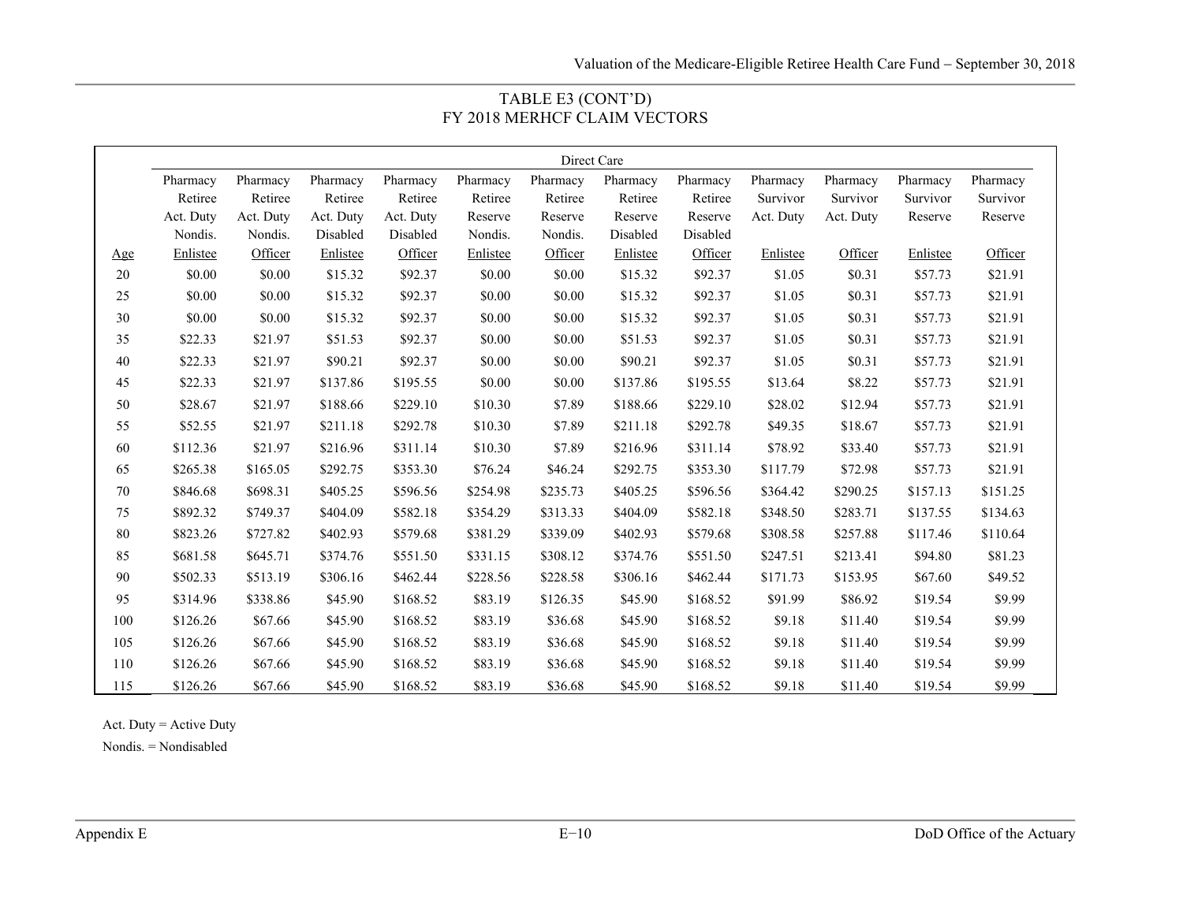# TABLE E3 (CONT'D)
# FY 2018 MERHCF CLAIM VECTORS

| | Direct Care | | | | | | | | | | | |
|---|---|---|---|---|---|---|---|---|---|---|---|---|
| Age | Pharmacy Retiree Act. Duty Nondis. Enlistee | Pharmacy Retiree Act. Duty Nondis. Officer | Pharmacy Retiree Act. Duty Disabled Enlistee | Pharmacy Retiree Act. Duty Disabled Officer | Pharmacy Retiree Reserve Nondis. Enlistee | Pharmacy Retiree Reserve Nondis. Officer | Pharmacy Retiree Reserve Disabled Enlistee | Pharmacy Retiree Reserve Disabled Officer | Pharmacy Survivor Act. Duty Enlistee | Pharmacy Survivor Act. Duty Officer | Pharmacy Survivor Reserve Enlistee | Pharmacy Survivor Reserve Officer |
| 20 | $0.00 | $0.00 | $15.32 | $92.37 | $0.00 | $0.00 | $15.32 | $92.37 | $1.05 | $0.31 | $57.73 | $21.91 |
| 25 | $0.00 | $0.00 | $15.32 | $92.37 | $0.00 | $0.00 | $15.32 | $92.37 | $1.05 | $0.31 | $57.73 | $21.91 |
| 30 | $0.00 | $0.00 | $15.32 | $92.37 | $0.00 | $0.00 | $15.32 | $92.37 | $1.05 | $0.31 | $57.73 | $21.91 |
| 35 | $22.33 | $21.97 | $51.53 | $92.37 | $0.00 | $0.00 | $51.53 | $92.37 | $1.05 | $0.31 | $57.73 | $21.91 |
| 40 | $22.33 | $21.97 | $90.21 | $92.37 | $0.00 | $0.00 | $90.21 | $92.37 | $1.05 | $0.31 | $57.73 | $21.91 |
| 45 | $22.33 | $21.97 | $137.86 | $195.55 | $0.00 | $0.00 | $137.86 | $195.55 | $13.64 | $8.22 | $57.73 | $21.91 |
| 50 | $28.67 | $21.97 | $188.66 | $229.10 | $10.30 | $7.89 | $188.66 | $229.10 | $28.02 | $12.94 | $57.73 | $21.91 |
| 55 | $52.55 | $21.97 | $211.18 | $292.78 | $10.30 | $7.89 | $211.18 | $292.78 | $49.35 | $18.67 | $57.73 | $21.91 |
| 60 | $112.36 | $21.97 | $216.96 | $311.14 | $10.30 | $7.89 | $216.96 | $311.14 | $78.92 | $33.40 | $57.73 | $21.91 |
| 65 | $265.38 | $165.05 | $292.75 | $353.30 | $76.24 | $46.24 | $292.75 | $353.30 | $117.79 | $72.98 | $57.73 | $21.91 |
| 70 | $846.68 | $698.31 | $405.25 | $596.56 | $254.98 | $235.73 | $405.25 | $596.56 | $364.42 | $290.25 | $157.13 | $151.25 |
| 75 | $892.32 | $749.37 | $404.09 | $582.18 | $354.29 | $313.33 | $404.09 | $582.18 | $348.50 | $283.71 | $137.55 | $134.63 |
| 80 | $823.26 | $727.82 | $402.93 | $579.68 | $381.29 | $339.09 | $402.93 | $579.68 | $308.58 | $257.88 | $117.46 | $110.64 |
| 85 | $681.58 | $645.71 | $374.76 | $551.50 | $331.15 | $308.12 | $374.76 | $551.50 | $247.51 | $213.41 | $94.80 | $81.23 |
| 90 | $502.33 | $513.19 | $306.16 | $462.44 | $228.56 | $228.58 | $306.16 | $462.44 | $171.73 | $153.95 | $67.60 | $49.52 |
| 95 | $314.96 | $338.86 | $45.90 | $168.52 | $83.19 | $126.35 | $45.90 | $168.52 | $91.99 | $86.92 | $19.54 | $9.99 |
| 100 | $126.26 | $67.66 | $45.90 | $168.52 | $83.19 | $36.68 | $45.90 | $168.52 | $9.18 | $11.40 | $19.54 | $9.99 |
| 105 | $126.26 | $67.66 | $45.90 | $168.52 | $83.19 | $36.68 | $45.90 | $168.52 | $9.18 | $11.40 | $19.54 | $9.99 |
| 110 | $126.26 | $67.66 | $45.90 | $168.52 | $83.19 | $36.68 | $45.90 | $168.52 | $9.18 | $11.40 | $19.54 | $9.99 |
| 115 | $126.26 | $67.66 | $45.90 | $168.52 | $83.19 | $36.68 | $45.90 | $168.52 | $9.18 | $11.40 | $19.54 | $9.99 |

Act. Duty = Active Duty

Nondis. = Nondisabled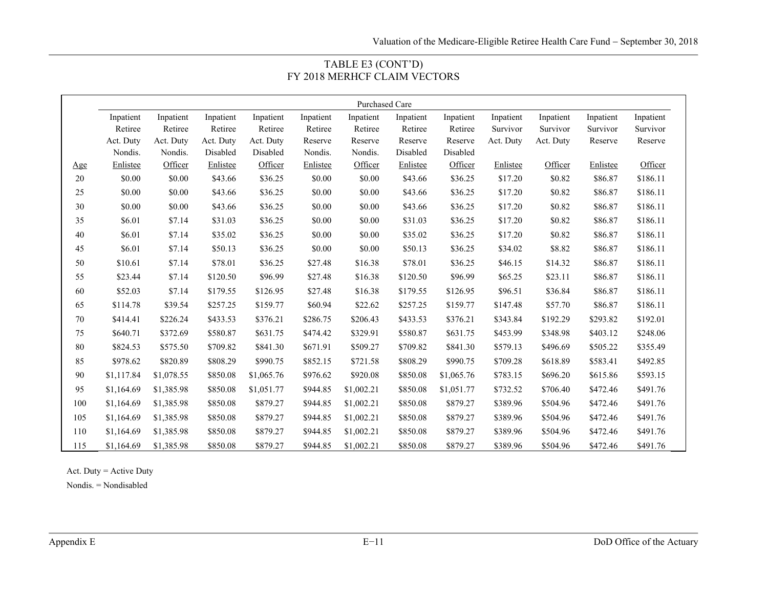# TABLE E3 (CONT'D)
# FY 2018 MERHCF CLAIM VECTORS

| | Purchased Care | | | | | | | | | | | |
|---|---|---|---|---|---|---|---|---|---|---|---|---|
| Age | Inpatient Retiree Act. Duty Nondis. Enlistee | Inpatient Retiree Act. Duty Nondis. Officer | Inpatient Retiree Act. Duty Disabled Enlistee | Inpatient Retiree Act. Duty Disabled Officer | Inpatient Retiree Reserve Nondis. Enlistee | Inpatient Retiree Reserve Nondis. Officer | Inpatient Retiree Reserve Disabled Enlistee | Inpatient Retiree Reserve Disabled Officer | Inpatient Survivor Act. Duty Enlistee | Inpatient Survivor Act. Duty Officer | Inpatient Survivor Reserve Enlistee | Inpatient Survivor Reserve Officer |
| 20 | $0.00 | $0.00 | $43.66 | $36.25 | $0.00 | $0.00 | $43.66 | $36.25 | $17.20 | $0.82 | $86.87 | $186.11 |
| 25 | $0.00 | $0.00 | $43.66 | $36.25 | $0.00 | $0.00 | $43.66 | $36.25 | $17.20 | $0.82 | $86.87 | $186.11 |
| 30 | $0.00 | $0.00 | $43.66 | $36.25 | $0.00 | $0.00 | $43.66 | $36.25 | $17.20 | $0.82 | $86.87 | $186.11 |
| 35 | $6.01 | $7.14 | $31.03 | $36.25 | $0.00 | $0.00 | $31.03 | $36.25 | $17.20 | $0.82 | $86.87 | $186.11 |
| 40 | $6.01 | $7.14 | $35.02 | $36.25 | $0.00 | $0.00 | $35.02 | $36.25 | $17.20 | $0.82 | $86.87 | $186.11 |
| 45 | $6.01 | $7.14 | $50.13 | $36.25 | $0.00 | $0.00 | $50.13 | $36.25 | $34.02 | $8.82 | $86.87 | $186.11 |
| 50 | $10.61 | $7.14 | $78.01 | $36.25 | $27.48 | $16.38 | $78.01 | $36.25 | $46.15 | $14.32 | $86.87 | $186.11 |
| 55 | $23.44 | $7.14 | $120.50 | $96.99 | $27.48 | $16.38 | $120.50 | $96.99 | $65.25 | $23.11 | $86.87 | $186.11 |
| 60 | $52.03 | $7.14 | $179.55 | $126.95 | $27.48 | $16.38 | $179.55 | $126.95 | $96.51 | $36.84 | $86.87 | $186.11 |
| 65 | $114.78 | $39.54 | $257.25 | $159.77 | $60.94 | $22.62 | $257.25 | $159.77 | $147.48 | $57.70 | $86.87 | $186.11 |
| 70 | $414.41 | $226.24 | $433.53 | $376.21 | $286.75 | $206.43 | $433.53 | $376.21 | $343.84 | $192.29 | $293.82 | $192.01 |
| 75 | $640.71 | $372.69 | $580.87 | $631.75 | $474.42 | $329.91 | $580.87 | $631.75 | $453.99 | $348.98 | $403.12 | $248.06 |
| 80 | $824.53 | $575.50 | $709.82 | $841.30 | $671.91 | $509.27 | $709.82 | $841.30 | $579.13 | $496.69 | $505.22 | $355.49 |
| 85 | $978.62 | $820.89 | $808.29 | $990.75 | $852.15 | $721.58 | $808.29 | $990.75 | $709.28 | $618.89 | $583.41 | $492.85 |
| 90 | $1,117.84 | $1,078.55 | $850.08 | $1,065.76 | $976.62 | $920.08 | $850.08 | $1,065.76 | $783.15 | $696.20 | $615.86 | $593.15 |
| 95 | $1,164.69 | $1,385.98 | $850.08 | $1,051.77 | $944.85 | $1,002.21 | $850.08 | $1,051.77 | $732.52 | $706.40 | $472.46 | $491.76 |
| 100 | $1,164.69 | $1,385.98 | $850.08 | $879.27 | $944.85 | $1,002.21 | $850.08 | $879.27 | $389.96 | $504.96 | $472.46 | $491.76 |
| 105 | $1,164.69 | $1,385.98 | $850.08 | $879.27 | $944.85 | $1,002.21 | $850.08 | $879.27 | $389.96 | $504.96 | $472.46 | $491.76 |
| 110 | $1,164.69 | $1,385.98 | $850.08 | $879.27 | $944.85 | $1,002.21 | $850.08 | $879.27 | $389.96 | $504.96 | $472.46 | $491.76 |
| 115 | $1,164.69 | $1,385.98 | $850.08 | $879.27 | $944.85 | $1,002.21 | $850.08 | $879.27 | $389.96 | $504.96 | $472.46 | $491.76 |

Act. Duty = Active Duty

Nondis. = Nondisabled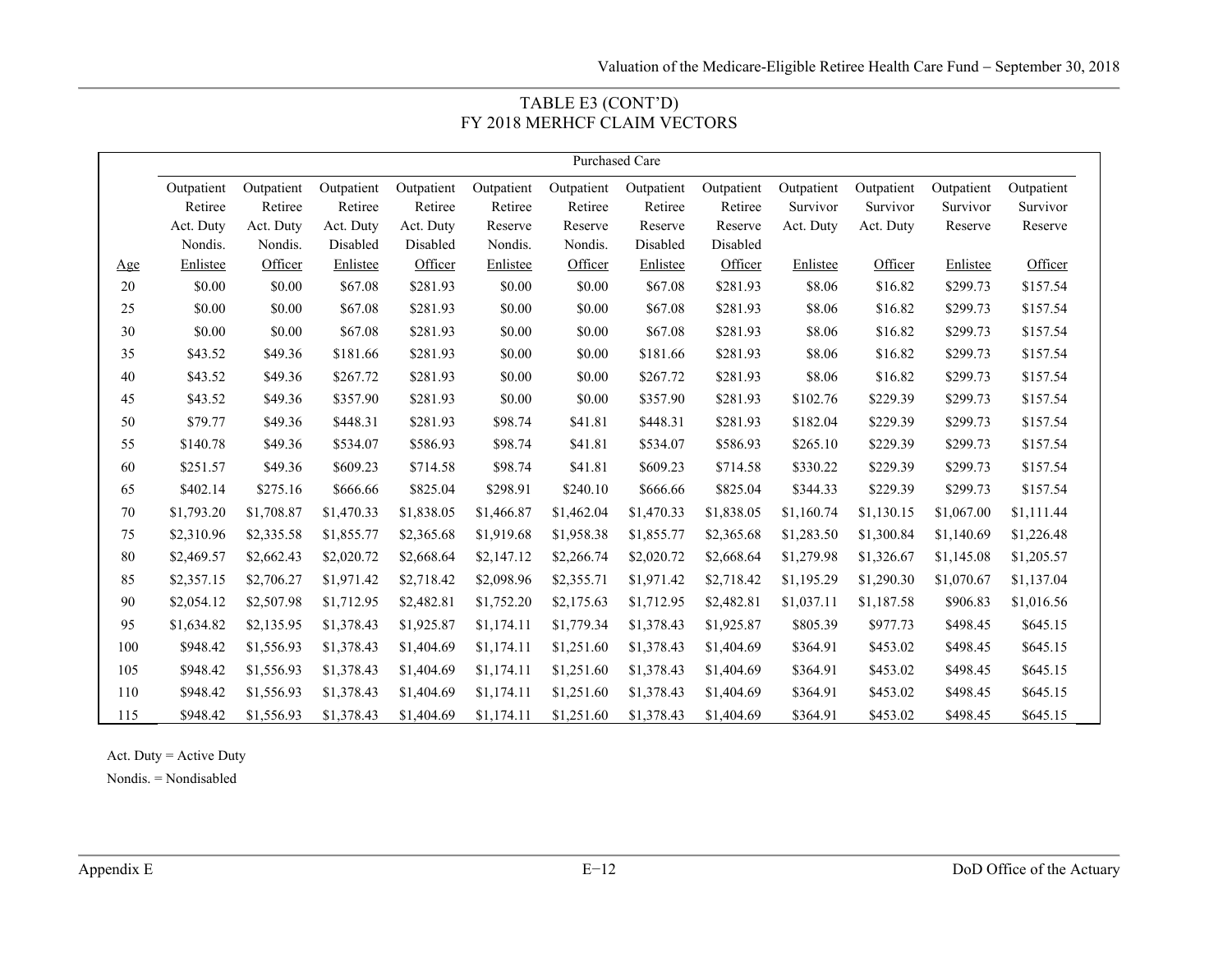TABLE E3 (CONT'D)
FY 2018 MERHCF CLAIM VECTORS

| | Purchased Care | | | | | | | | | | | |
|---|---|---|---|---|---|---|---|---|---|---|---|---|
| Age | Outpatient Retiree Act. Duty Nondis. Enlistee | Outpatient Retiree Act. Duty Nondis. Officer | Outpatient Retiree Act. Duty Disabled Enlistee | Outpatient Retiree Act. Duty Disabled Officer | Outpatient Retiree Reserve Nondis. Enlistee | Outpatient Retiree Reserve Nondis. Officer | Outpatient Retiree Reserve Disabled Enlistee | Outpatient Retiree Reserve Disabled Officer | Outpatient Survivor Act. Duty Enlistee | Outpatient Survivor Act. Duty Officer | Outpatient Survivor Reserve Enlistee | Outpatient Survivor Reserve Officer |
| 20 | $0.00 | $0.00 | $67.08 | $281.93 | $0.00 | $0.00 | $67.08 | $281.93 | $8.06 | $16.82 | $299.73 | $157.54 |
| 25 | $0.00 | $0.00 | $67.08 | $281.93 | $0.00 | $0.00 | $67.08 | $281.93 | $8.06 | $16.82 | $299.73 | $157.54 |
| 30 | $0.00 | $0.00 | $67.08 | $281.93 | $0.00 | $0.00 | $67.08 | $281.93 | $8.06 | $16.82 | $299.73 | $157.54 |
| 35 | $43.52 | $49.36 | $181.66 | $281.93 | $0.00 | $0.00 | $181.66 | $281.93 | $8.06 | $16.82 | $299.73 | $157.54 |
| 40 | $43.52 | $49.36 | $267.72 | $281.93 | $0.00 | $0.00 | $267.72 | $281.93 | $8.06 | $16.82 | $299.73 | $157.54 |
| 45 | $43.52 | $49.36 | $357.90 | $281.93 | $0.00 | $0.00 | $357.90 | $281.93 | $102.76 | $229.39 | $299.73 | $157.54 |
| 50 | $79.77 | $49.36 | $448.31 | $281.93 | $98.74 | $41.81 | $448.31 | $281.93 | $182.04 | $229.39 | $299.73 | $157.54 |
| 55 | $140.78 | $49.36 | $534.07 | $586.93 | $98.74 | $41.81 | $534.07 | $586.93 | $265.10 | $229.39 | $299.73 | $157.54 |
| 60 | $251.57 | $49.36 | $609.23 | $714.58 | $98.74 | $41.81 | $609.23 | $714.58 | $330.22 | $229.39 | $299.73 | $157.54 |
| 65 | $402.14 | $275.16 | $666.66 | $825.04 | $298.91 | $240.10 | $666.66 | $825.04 | $344.33 | $229.39 | $299.73 | $157.54 |
| 70 | $1,793.20 | $1,708.87 | $1,470.33 | $1,838.05 | $1,466.87 | $1,462.04 | $1,470.33 | $1,838.05 | $1,160.74 | $1,130.15 | $1,067.00 | $1,111.44 |
| 75 | $2,310.96 | $2,335.58 | $1,855.77 | $2,365.68 | $1,919.68 | $1,958.38 | $1,855.77 | $2,365.68 | $1,283.50 | $1,300.84 | $1,140.69 | $1,226.48 |
| 80 | $2,469.57 | $2,662.43 | $2,020.72 | $2,668.64 | $2,147.12 | $2,266.74 | $2,020.72 | $2,668.64 | $1,279.98 | $1,326.67 | $1,145.08 | $1,205.57 |
| 85 | $2,357.15 | $2,706.27 | $1,971.42 | $2,718.42 | $2,098.96 | $2,355.71 | $1,971.42 | $2,718.42 | $1,195.29 | $1,290.30 | $1,070.67 | $1,137.04 |
| 90 | $2,054.12 | $2,507.98 | $1,712.95 | $2,482.81 | $1,752.20 | $2,175.63 | $1,712.95 | $2,482.81 | $1,037.11 | $1,187.58 | $906.83 | $1,016.56 |
| 95 | $1,634.82 | $2,135.95 | $1,378.43 | $1,925.87 | $1,174.11 | $1,779.34 | $1,378.43 | $1,925.87 | $805.39 | $977.73 | $498.45 | $645.15 |
| 100 | $948.42 | $1,556.93 | $1,378.43 | $1,404.69 | $1,174.11 | $1,251.60 | $1,378.43 | $1,404.69 | $364.91 | $453.02 | $498.45 | $645.15 |
| 105 | $948.42 | $1,556.93 | $1,378.43 | $1,404.69 | $1,174.11 | $1,251.60 | $1,378.43 | $1,404.69 | $364.91 | $453.02 | $498.45 | $645.15 |
| 110 | $948.42 | $1,556.93 | $1,378.43 | $1,404.69 | $1,174.11 | $1,251.60 | $1,378.43 | $1,404.69 | $364.91 | $453.02 | $498.45 | $645.15 |
| 115 | $948.42 | $1,556.93 | $1,378.43 | $1,404.69 | $1,174.11 | $1,251.60 | $1,378.43 | $1,404.69 | $364.91 | $453.02 | $498.45 | $645.15 |

Act. Duty = Active Duty

Nondis. = Nondisabled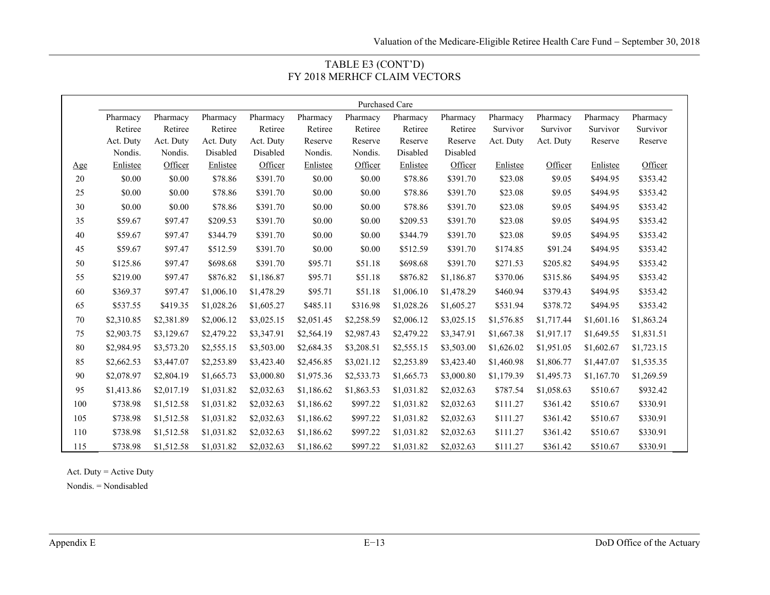TABLE E3 (CONT'D)
FY 2018 MERHCF CLAIM VECTORS

| | Purchased Care | | | | | | | | | | | |
|---|---|---|---|---|---|---|---|---|---|---|---|---|
| Age | Pharmacy Retiree Act. Duty Nondis. Enlistee | Pharmacy Retiree Act. Duty Nondis. Officer | Pharmacy Retiree Act. Duty Disabled Enlistee | Pharmacy Retiree Act. Duty Disabled Officer | Pharmacy Retiree Reserve Nondis. Enlistee | Pharmacy Retiree Reserve Nondis. Officer | Pharmacy Retiree Reserve Disabled Enlistee | Pharmacy Retiree Reserve Disabled Officer | Pharmacy Survivor Act. Duty Enlistee | Pharmacy Survivor Act. Duty Officer | Pharmacy Survivor Reserve Enlistee | Pharmacy Survivor Reserve Officer |
| 20 | $0.00 | $0.00 | $78.86 | $391.70 | $0.00 | $0.00 | $78.86 | $391.70 | $23.08 | $9.05 | $494.95 | $353.42 |
| 25 | $0.00 | $0.00 | $78.86 | $391.70 | $0.00 | $0.00 | $78.86 | $391.70 | $23.08 | $9.05 | $494.95 | $353.42 |
| 30 | $0.00 | $0.00 | $78.86 | $391.70 | $0.00 | $0.00 | $78.86 | $391.70 | $23.08 | $9.05 | $494.95 | $353.42 |
| 35 | $59.67 | $97.47 | $209.53 | $391.70 | $0.00 | $0.00 | $209.53 | $391.70 | $23.08 | $9.05 | $494.95 | $353.42 |
| 40 | $59.67 | $97.47 | $344.79 | $391.70 | $0.00 | $0.00 | $344.79 | $391.70 | $23.08 | $9.05 | $494.95 | $353.42 |
| 45 | $59.67 | $97.47 | $512.59 | $391.70 | $0.00 | $0.00 | $512.59 | $391.70 | $174.85 | $91.24 | $494.95 | $353.42 |
| 50 | $125.86 | $97.47 | $698.68 | $391.70 | $95.71 | $51.18 | $698.68 | $391.70 | $271.53 | $205.82 | $494.95 | $353.42 |
| 55 | $219.00 | $97.47 | $876.82 | $1,186.87 | $95.71 | $51.18 | $876.82 | $1,186.87 | $370.06 | $315.86 | $494.95 | $353.42 |
| 60 | $369.37 | $97.47 | $1,006.10 | $1,478.29 | $95.71 | $51.18 | $1,006.10 | $1,478.29 | $460.94 | $379.43 | $494.95 | $353.42 |
| 65 | $537.55 | $419.35 | $1,028.26 | $1,605.27 | $485.11 | $316.98 | $1,028.26 | $1,605.27 | $531.94 | $378.72 | $494.95 | $353.42 |
| 70 | $2,310.85 | $2,381.89 | $2,006.12 | $3,025.15 | $2,051.45 | $2,258.59 | $2,006.12 | $3,025.15 | $1,576.85 | $1,717.44 | $1,601.16 | $1,863.24 |
| 75 | $2,903.75 | $3,129.67 | $2,479.22 | $3,347.91 | $2,564.19 | $2,987.43 | $2,479.22 | $3,347.91 | $1,667.38 | $1,917.17 | $1,649.55 | $1,831.51 |
| 80 | $2,984.95 | $3,573.20 | $2,555.15 | $3,503.00 | $2,684.35 | $3,208.51 | $2,555.15 | $3,503.00 | $1,626.02 | $1,951.05 | $1,602.67 | $1,723.15 |
| 85 | $2,662.53 | $3,447.07 | $2,253.89 | $3,423.40 | $2,456.85 | $3,021.12 | $2,253.89 | $3,423.40 | $1,460.98 | $1,806.77 | $1,447.07 | $1,535.35 |
| 90 | $2,078.97 | $2,804.19 | $1,665.73 | $3,000.80 | $1,975.36 | $2,533.73 | $1,665.73 | $3,000.80 | $1,179.39 | $1,495.73 | $1,167.70 | $1,269.59 |
| 95 | $1,413.86 | $2,017.19 | $1,031.82 | $2,032.63 | $1,186.62 | $1,863.53 | $1,031.82 | $2,032.63 | $787.54 | $1,058.63 | $510.67 | $932.42 |
| 100 | $738.98 | $1,512.58 | $1,031.82 | $2,032.63 | $1,186.62 | $997.22 | $1,031.82 | $2,032.63 | $111.27 | $361.42 | $510.67 | $330.91 |
| 105 | $738.98 | $1,512.58 | $1,031.82 | $2,032.63 | $1,186.62 | $997.22 | $1,031.82 | $2,032.63 | $111.27 | $361.42 | $510.67 | $330.91 |
| 110 | $738.98 | $1,512.58 | $1,031.82 | $2,032.63 | $1,186.62 | $997.22 | $1,031.82 | $2,032.63 | $111.27 | $361.42 | $510.67 | $330.91 |
| 115 | $738.98 | $1,512.58 | $1,031.82 | $2,032.63 | $1,186.62 | $997.22 | $1,031.82 | $2,032.63 | $111.27 | $361.42 | $510.67 | $330.91 |

Act. Duty = Active Duty

Nondis. = Nondisabled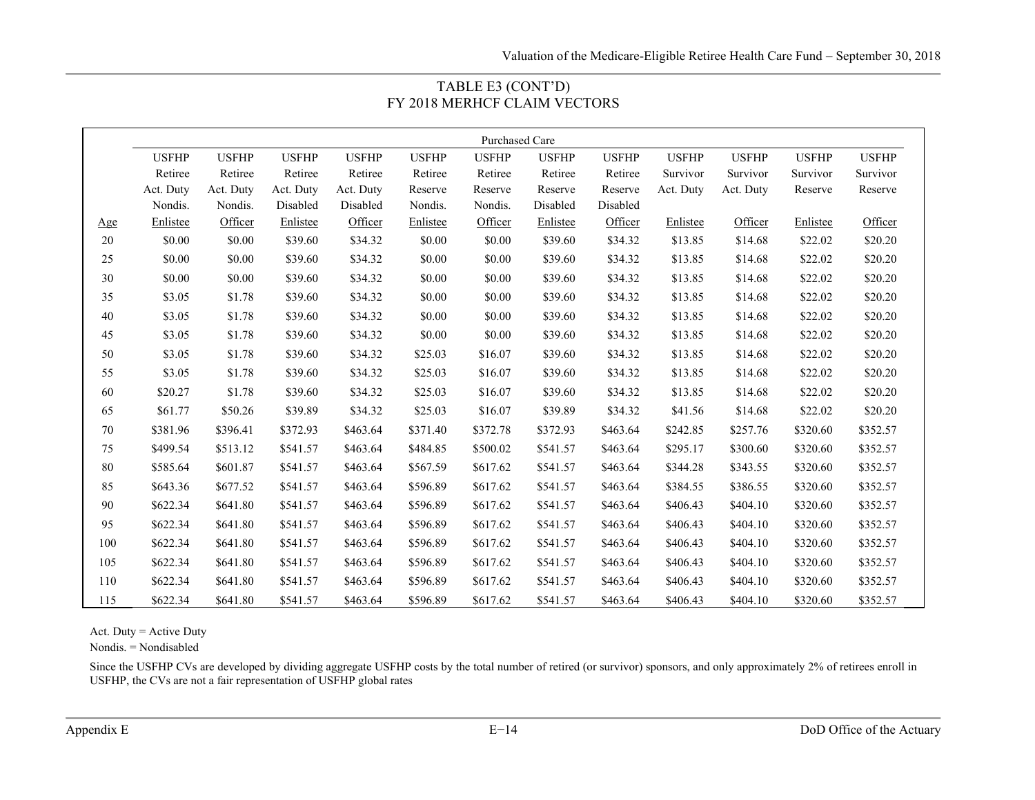## TABLE E3 (CONT'D)
## FY 2018 MERHCF CLAIM VECTORS

| | Purchased Care | | | | | | | | | | | |
|---|---|---|---|---|---|---|---|---|---|---|---|---|
| Age | USFHP Retiree Act. Duty Nondis. Enlistee | USFHP Retiree Act. Duty Nondis. Officer | USFHP Retiree Act. Duty Disabled Enlistee | USFHP Retiree Act. Duty Disabled Officer | USFHP Retiree Reserve Nondis. Enlistee | USFHP Retiree Reserve Nondis. Officer | USFHP Retiree Reserve Disabled Enlistee | USFHP Retiree Reserve Disabled Officer | USFHP Survivor Act. Duty Enlistee | USFHP Survivor Act. Duty Officer | USFHP Survivor Reserve Enlistee | USFHP Survivor Reserve Officer |
| 20 | $0.00 | $0.00 | $39.60 | $34.32 | $0.00 | $0.00 | $39.60 | $34.32 | $13.85 | $14.68 | $22.02 | $20.20 |
| 25 | $0.00 | $0.00 | $39.60 | $34.32 | $0.00 | $0.00 | $39.60 | $34.32 | $13.85 | $14.68 | $22.02 | $20.20 |
| 30 | $0.00 | $0.00 | $39.60 | $34.32 | $0.00 | $0.00 | $39.60 | $34.32 | $13.85 | $14.68 | $22.02 | $20.20 |
| 35 | $3.05 | $1.78 | $39.60 | $34.32 | $0.00 | $0.00 | $39.60 | $34.32 | $13.85 | $14.68 | $22.02 | $20.20 |
| 40 | $3.05 | $1.78 | $39.60 | $34.32 | $0.00 | $0.00 | $39.60 | $34.32 | $13.85 | $14.68 | $22.02 | $20.20 |
| 45 | $3.05 | $1.78 | $39.60 | $34.32 | $0.00 | $0.00 | $39.60 | $34.32 | $13.85 | $14.68 | $22.02 | $20.20 |
| 50 | $3.05 | $1.78 | $39.60 | $34.32 | $25.03 | $16.07 | $39.60 | $34.32 | $13.85 | $14.68 | $22.02 | $20.20 |
| 55 | $3.05 | $1.78 | $39.60 | $34.32 | $25.03 | $16.07 | $39.60 | $34.32 | $13.85 | $14.68 | $22.02 | $20.20 |
| 60 | $20.27 | $1.78 | $39.60 | $34.32 | $25.03 | $16.07 | $39.60 | $34.32 | $13.85 | $14.68 | $22.02 | $20.20 |
| 65 | $61.77 | $50.26 | $39.89 | $34.32 | $25.03 | $16.07 | $39.89 | $34.32 | $41.56 | $14.68 | $22.02 | $20.20 |
| 70 | $381.96 | $396.41 | $372.93 | $463.64 | $371.40 | $372.78 | $372.93 | $463.64 | $242.85 | $257.76 | $320.60 | $352.57 |
| 75 | $499.54 | $513.12 | $541.57 | $463.64 | $484.85 | $500.02 | $541.57 | $463.64 | $295.17 | $300.60 | $320.60 | $352.57 |
| 80 | $585.64 | $601.87 | $541.57 | $463.64 | $567.59 | $617.62 | $541.57 | $463.64 | $344.28 | $343.55 | $320.60 | $352.57 |
| 85 | $643.36 | $677.52 | $541.57 | $463.64 | $596.89 | $617.62 | $541.57 | $463.64 | $384.55 | $386.55 | $320.60 | $352.57 |
| 90 | $622.34 | $641.80 | $541.57 | $463.64 | $596.89 | $617.62 | $541.57 | $463.64 | $406.43 | $404.10 | $320.60 | $352.57 |
| 95 | $622.34 | $641.80 | $541.57 | $463.64 | $596.89 | $617.62 | $541.57 | $463.64 | $406.43 | $404.10 | $320.60 | $352.57 |
| 100 | $622.34 | $641.80 | $541.57 | $463.64 | $596.89 | $617.62 | $541.57 | $463.64 | $406.43 | $404.10 | $320.60 | $352.57 |
| 105 | $622.34 | $641.80 | $541.57 | $463.64 | $596.89 | $617.62 | $541.57 | $463.64 | $406.43 | $404.10 | $320.60 | $352.57 |
| 110 | $622.34 | $641.80 | $541.57 | $463.64 | $596.89 | $617.62 | $541.57 | $463.64 | $406.43 | $404.10 | $320.60 | $352.57 |
| 115 | $622.34 | $641.80 | $541.57 | $463.64 | $596.89 | $617.62 | $541.57 | $463.64 | $406.43 | $404.10 | $320.60 | $352.57 |

Act. Duty = Active Duty
Nondis. = Nondisabled

Since the USFHP CVs are developed by dividing aggregate USFHP costs by the total number of retired (or survivor) sponsors, and only approximately 2% of retirees enroll in USFHP, the CVs are not a fair representation of USFHP global rates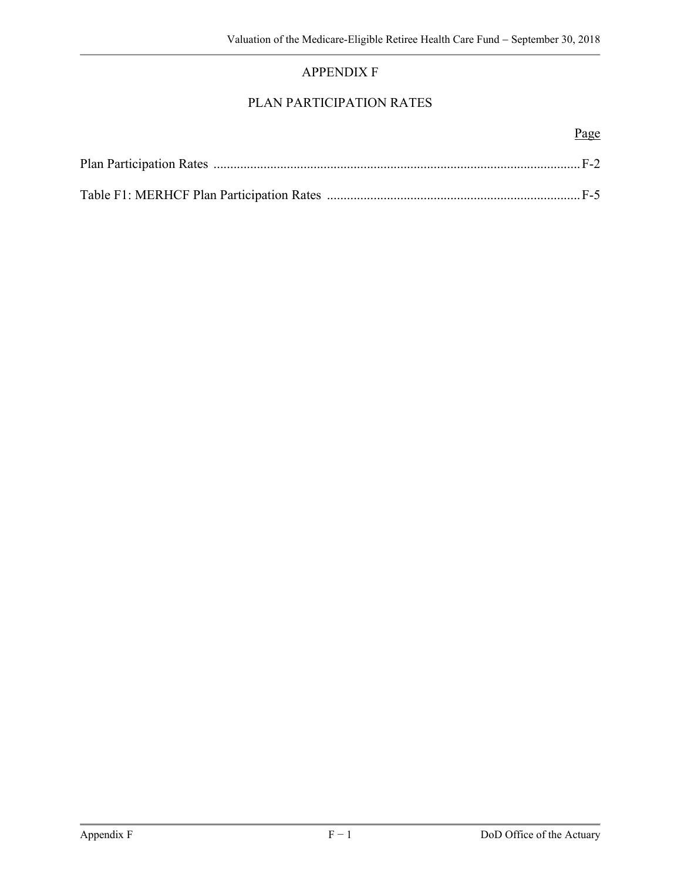# APPENDIX F

## PLAN PARTICIPATION RATES

| | Page |
|---|---|
| Plan Participation Rates | F-2 |
| Table F1: MERHCF Plan Participation Rates | F-5 |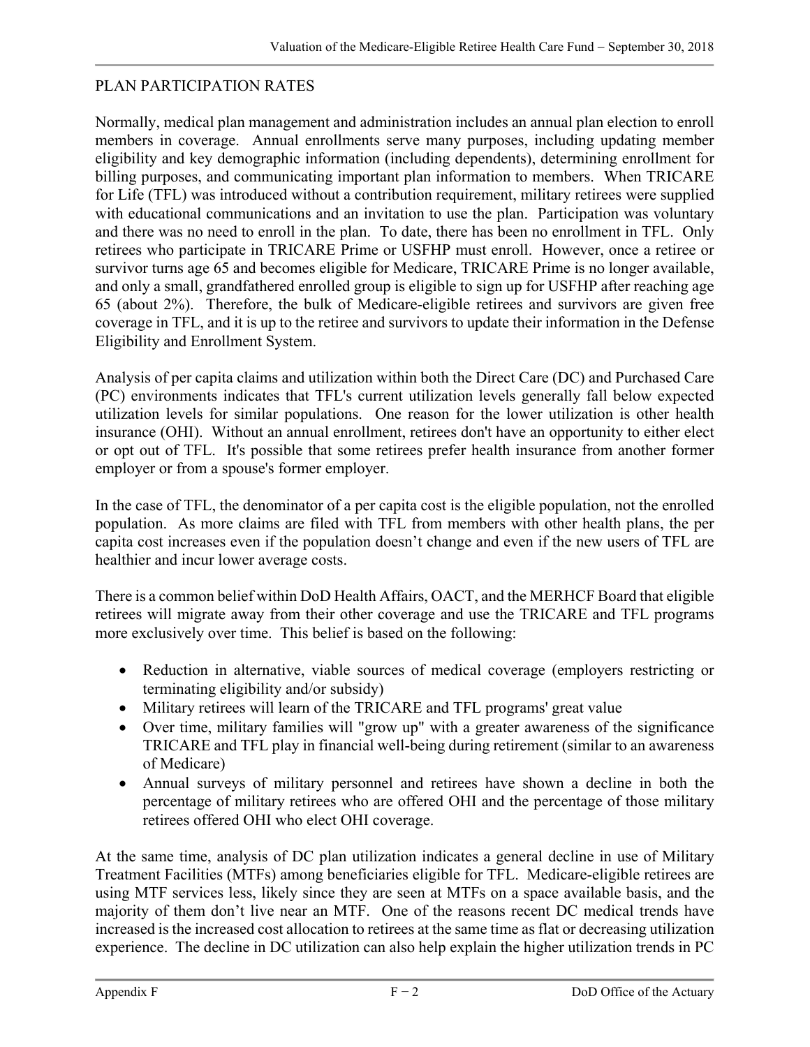## PLAN PARTICIPATION RATES

Normally, medical plan management and administration includes an annual plan election to enroll members in coverage. Annual enrollments serve many purposes, including updating member eligibility and key demographic information (including dependents), determining enrollment for billing purposes, and communicating important plan information to members. When TRICARE for Life (TFL) was introduced without a contribution requirement, military retirees were supplied with educational communications and an invitation to use the plan. Participation was voluntary and there was no need to enroll in the plan. To date, there has been no enrollment in TFL. Only retirees who participate in TRICARE Prime or USFHP must enroll. However, once a retiree or survivor turns age 65 and becomes eligible for Medicare, TRICARE Prime is no longer available, and only a small, grandfathered enrolled group is eligible to sign up for USFHP after reaching age 65 (about 2%). Therefore, the bulk of Medicare-eligible retirees and survivors are given free coverage in TFL, and it is up to the retiree and survivors to update their information in the Defense Eligibility and Enrollment System.

Analysis of per capita claims and utilization within both the Direct Care (DC) and Purchased Care (PC) environments indicates that TFL's current utilization levels generally fall below expected utilization levels for similar populations. One reason for the lower utilization is other health insurance (OHI). Without an annual enrollment, retirees don't have an opportunity to either elect or opt out of TFL. It's possible that some retirees prefer health insurance from another former employer or from a spouse's former employer.

In the case of TFL, the denominator of a per capita cost is the eligible population, not the enrolled population. As more claims are filed with TFL from members with other health plans, the per capita cost increases even if the population doesn't change and even if the new users of TFL are healthier and incur lower average costs.

There is a common belief within DoD Health Affairs, OACT, and the MERHCF Board that eligible retirees will migrate away from their other coverage and use the TRICARE and TFL programs more exclusively over time. This belief is based on the following:

- Reduction in alternative, viable sources of medical coverage (employers restricting or terminating eligibility and/or subsidy)
- Military retirees will learn of the TRICARE and TFL programs' great value
- Over time, military families will "grow up" with a greater awareness of the significance TRICARE and TFL play in financial well-being during retirement (similar to an awareness of Medicare)
- Annual surveys of military personnel and retirees have shown a decline in both the percentage of military retirees who are offered OHI and the percentage of those military retirees offered OHI who elect OHI coverage.

At the same time, analysis of DC plan utilization indicates a general decline in use of Military Treatment Facilities (MTFs) among beneficiaries eligible for TFL. Medicare-eligible retirees are using MTF services less, likely since they are seen at MTFs on a space available basis, and the majority of them don't live near an MTF. One of the reasons recent DC medical trends have increased is the increased cost allocation to retirees at the same time as flat or decreasing utilization experience. The decline in DC utilization can also help explain the higher utilization trends in PC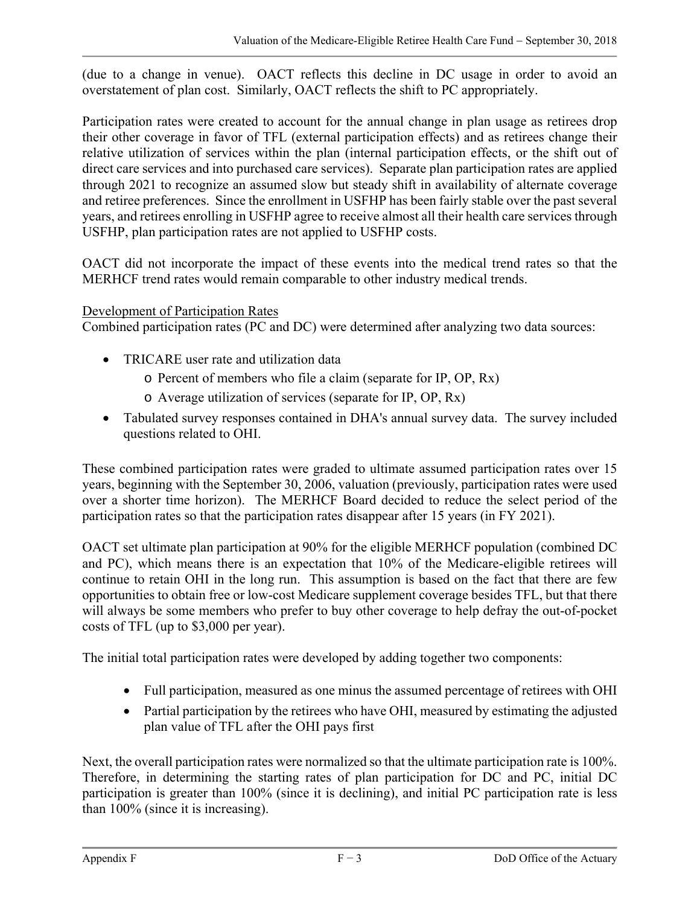(due to a change in venue). OACT reflects this decline in DC usage in order to avoid an overstatement of plan cost. Similarly, OACT reflects the shift to PC appropriately.

Participation rates were created to account for the annual change in plan usage as retirees drop their other coverage in favor of TFL (external participation effects) and as retirees change their relative utilization of services within the plan (internal participation effects, or the shift out of direct care services and into purchased care services). Separate plan participation rates are applied through 2021 to recognize an assumed slow but steady shift in availability of alternate coverage and retiree preferences. Since the enrollment in USFHP has been fairly stable over the past several years, and retirees enrolling in USFHP agree to receive almost all their health care services through USFHP, plan participation rates are not applied to USFHP costs.

OACT did not incorporate the impact of these events into the medical trend rates so that the MERHCF trend rates would remain comparable to other industry medical trends.

Development of Participation Rates

Combined participation rates (PC and DC) were determined after analyzing two data sources:

- TRICARE user rate and utilization data
  - Percent of members who file a claim (separate for IP, OP, Rx)
  - Average utilization of services (separate for IP, OP, Rx)
- Tabulated survey responses contained in DHA's annual survey data. The survey included questions related to OHI.

These combined participation rates were graded to ultimate assumed participation rates over 15 years, beginning with the September 30, 2006, valuation (previously, participation rates were used over a shorter time horizon). The MERHCF Board decided to reduce the select period of the participation rates so that the participation rates disappear after 15 years (in FY 2021).

OACT set ultimate plan participation at 90% for the eligible MERHCF population (combined DC and PC), which means there is an expectation that 10% of the Medicare-eligible retirees will continue to retain OHI in the long run. This assumption is based on the fact that there are few opportunities to obtain free or low-cost Medicare supplement coverage besides TFL, but that there will always be some members who prefer to buy other coverage to help defray the out-of-pocket costs of TFL (up to $3,000 per year).

The initial total participation rates were developed by adding together two components:

- Full participation, measured as one minus the assumed percentage of retirees with OHI
- Partial participation by the retirees who have OHI, measured by estimating the adjusted plan value of TFL after the OHI pays first

Next, the overall participation rates were normalized so that the ultimate participation rate is 100%. Therefore, in determining the starting rates of plan participation for DC and PC, initial DC participation is greater than 100% (since it is declining), and initial PC participation rate is less than 100% (since it is increasing).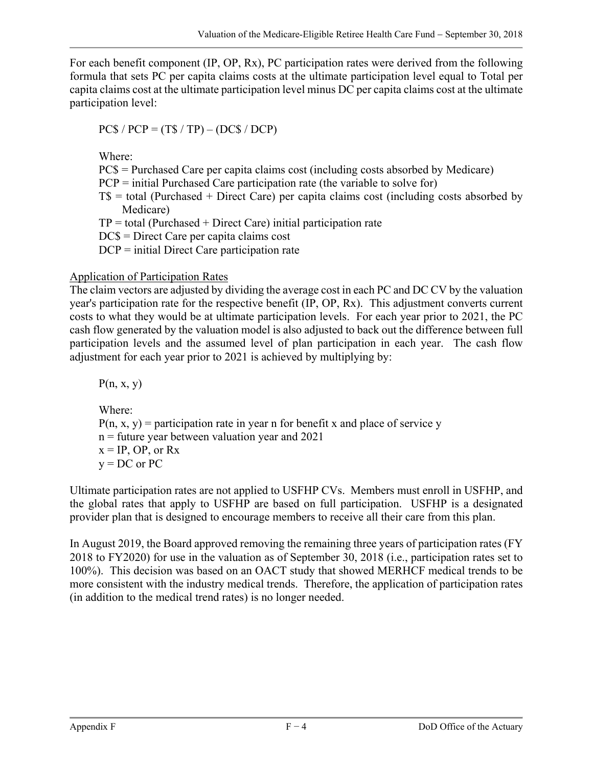For each benefit component (IP, OP, Rx), PC participation rates were derived from the following formula that sets PC per capita claims costs at the ultimate participation level equal to Total per capita claims cost at the ultimate participation level minus DC per capita claims cost at the ultimate participation level:

$$PC\$ / PCP = (T\$ / TP) - (DC\$ / DCP)$$

Where:
PC$ = Purchased Care per capita claims cost (including costs absorbed by Medicare)
PCP = initial Purchased Care participation rate (the variable to solve for)
T$ = total (Purchased + Direct Care) per capita claims cost (including costs absorbed by Medicare)
TP = total (Purchased + Direct Care) initial participation rate
DC$ = Direct Care per capita claims cost
DCP = initial Direct Care participation rate

<u>Application of Participation Rates</u>

The claim vectors are adjusted by dividing the average cost in each PC and DC CV by the valuation year's participation rate for the respective benefit (IP, OP, Rx). This adjustment converts current costs to what they would be at ultimate participation levels. For each year prior to 2021, the PC cash flow generated by the valuation model is also adjusted to back out the difference between full participation levels and the assumed level of plan participation in each year. The cash flow adjustment for each year prior to 2021 is achieved by multiplying by:

$$P(n, x, y)$$

Where:
$P(n, x, y)$ = participation rate in year n for benefit x and place of service y
n = future year between valuation year and 2021
x = IP, OP, or Rx
y = DC or PC

Ultimate participation rates are not applied to USFHP CVs. Members must enroll in USFHP, and the global rates that apply to USFHP are based on full participation. USFHP is a designated provider plan that is designed to encourage members to receive all their care from this plan.

In August 2019, the Board approved removing the remaining three years of participation rates (FY 2018 to FY2020) for use in the valuation as of September 30, 2018 (i.e., participation rates set to 100%). This decision was based on an OACT study that showed MERHCF medical trends to be more consistent with the industry medical trends. Therefore, the application of participation rates (in addition to the medical trend rates) is no longer needed.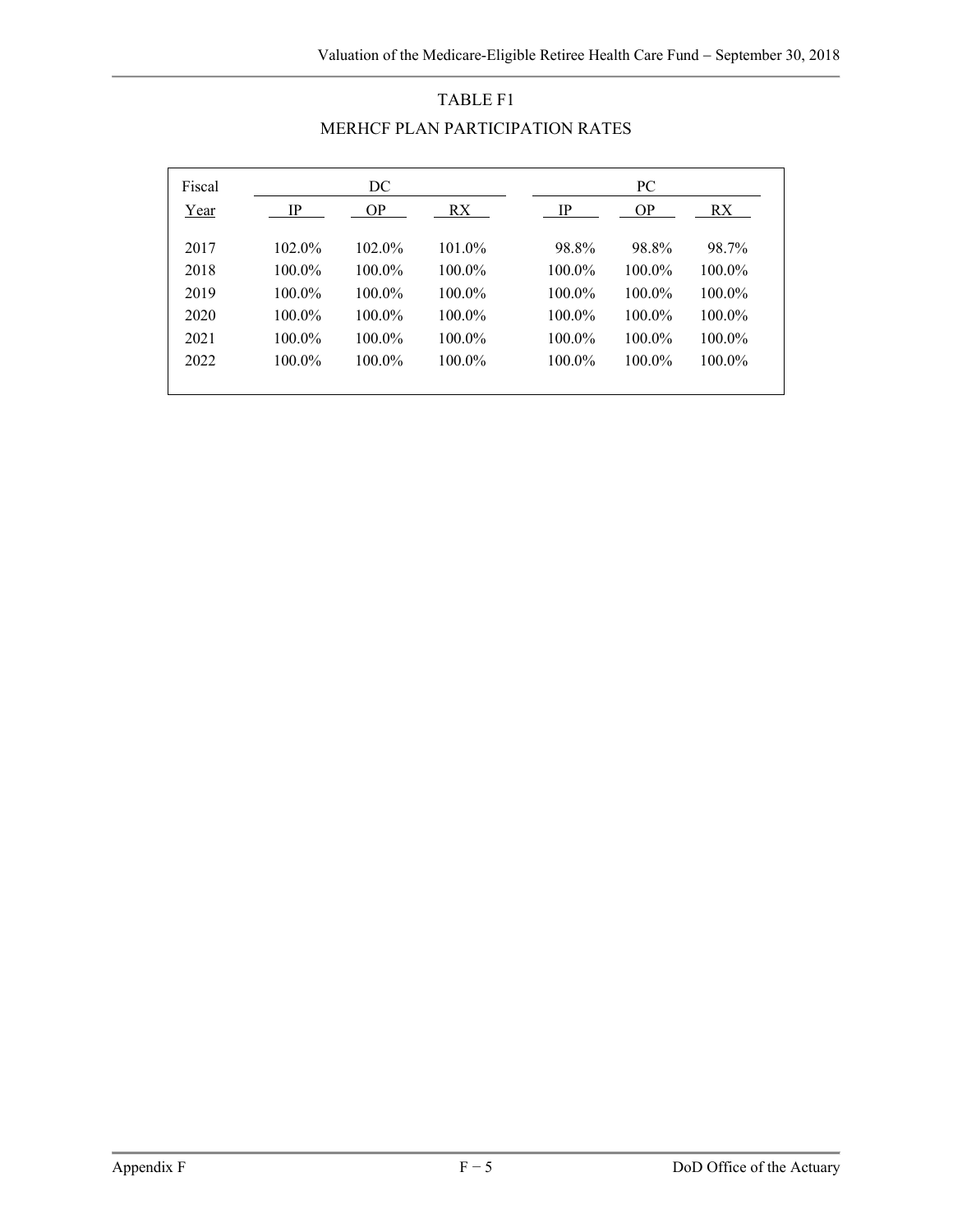TABLE F1

MERHCF PLAN PARTICIPATION RATES

| Fiscal | DC | | | PC | | |
|---|---|---|---|---|---|---|
| Year | IP | OP | RX | IP | OP | RX |
| 2017 | 102.0% | 102.0% | 101.0% | 98.8% | 98.8% | 98.7% |
| 2018 | 100.0% | 100.0% | 100.0% | 100.0% | 100.0% | 100.0% |
| 2019 | 100.0% | 100.0% | 100.0% | 100.0% | 100.0% | 100.0% |
| 2020 | 100.0% | 100.0% | 100.0% | 100.0% | 100.0% | 100.0% |
| 2021 | 100.0% | 100.0% | 100.0% | 100.0% | 100.0% | 100.0% |
| 2022 | 100.0% | 100.0% | 100.0% | 100.0% | 100.0% | 100.0% |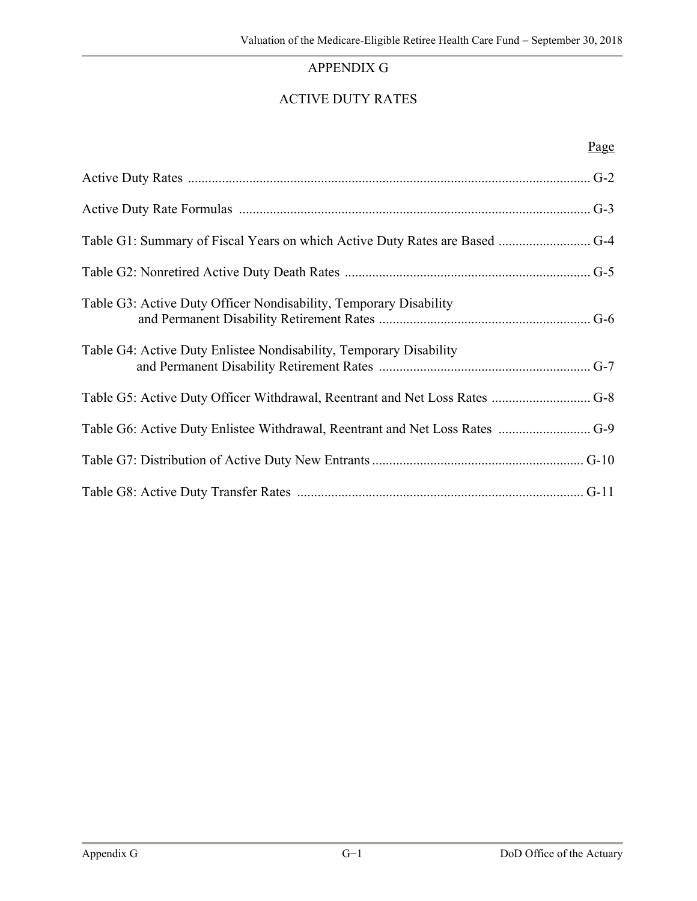# APPENDIX G

## ACTIVE DUTY RATES

| | Page |
|---|---|
| Active Duty Rates | G-2 |
| Active Duty Rate Formulas | G-3 |
| Table G1: Summary of Fiscal Years on which Active Duty Rates are Based | G-4 |
| Table G2: Nonretired Active Duty Death Rates | G-5 |
| Table G3: Active Duty Officer Nondisability, Temporary Disability and Permanent Disability Retirement Rates | G-6 |
| Table G4: Active Duty Enlistee Nondisability, Temporary Disability and Permanent Disability Retirement Rates | G-7 |
| Table G5: Active Duty Officer Withdrawal, Reentrant and Net Loss Rates | G-8 |
| Table G6: Active Duty Enlistee Withdrawal, Reentrant and Net Loss Rates | G-9 |
| Table G7: Distribution of Active Duty New Entrants | G-10 |
| Table G8: Active Duty Transfer Rates | G-11 |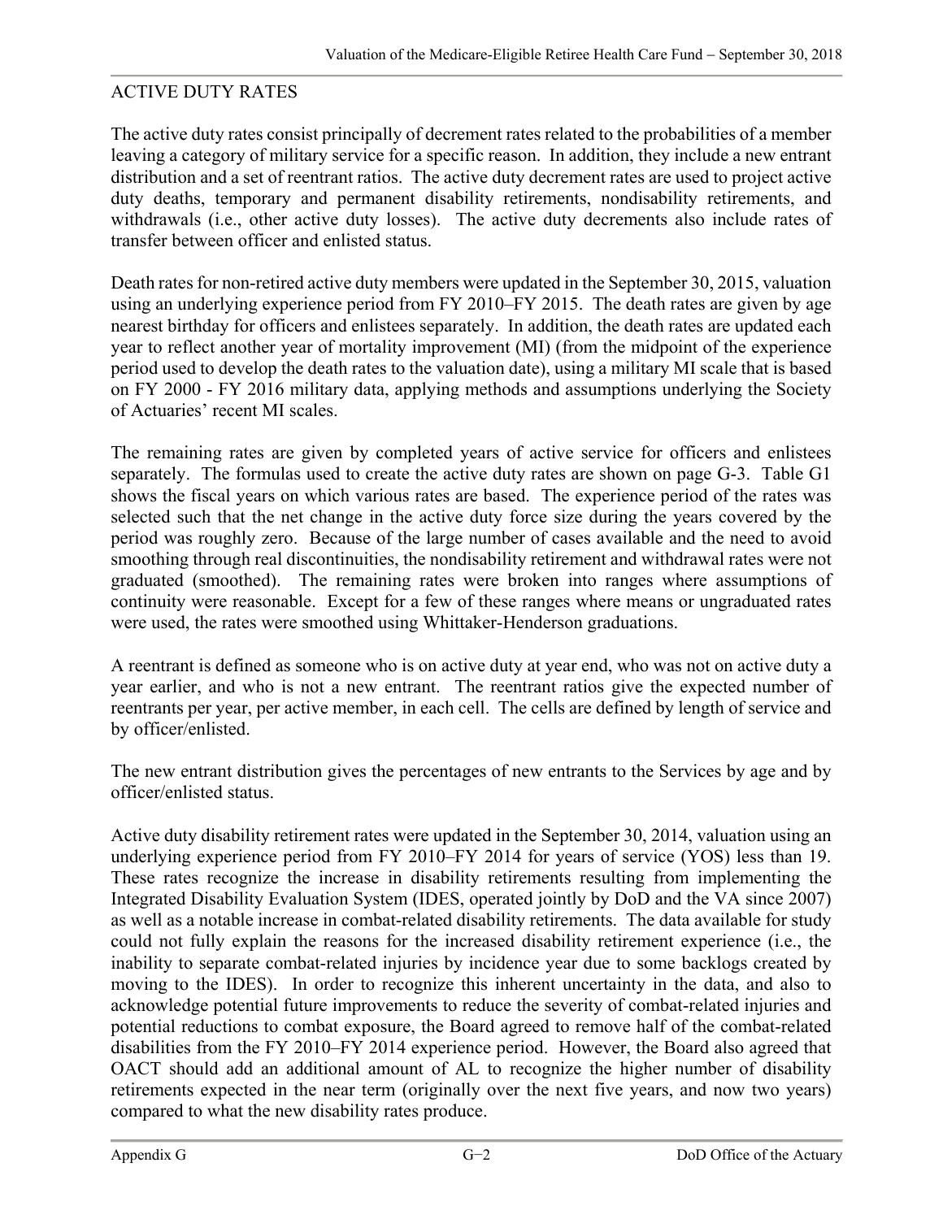## ACTIVE DUTY RATES

The active duty rates consist principally of decrement rates related to the probabilities of a member leaving a category of military service for a specific reason. In addition, they include a new entrant distribution and a set of reentrant ratios. The active duty decrement rates are used to project active duty deaths, temporary and permanent disability retirements, nondisability retirements, and withdrawals (i.e., other active duty losses). The active duty decrements also include rates of transfer between officer and enlisted status.

Death rates for non-retired active duty members were updated in the September 30, 2015, valuation using an underlying experience period from FY 2010–FY 2015. The death rates are given by age nearest birthday for officers and enlistees separately. In addition, the death rates are updated each year to reflect another year of mortality improvement (MI) (from the midpoint of the experience period used to develop the death rates to the valuation date), using a military MI scale that is based on FY 2000 - FY 2016 military data, applying methods and assumptions underlying the Society of Actuaries' recent MI scales.

The remaining rates are given by completed years of active service for officers and enlistees separately. The formulas used to create the active duty rates are shown on page G-3. Table G1 shows the fiscal years on which various rates are based. The experience period of the rates was selected such that the net change in the active duty force size during the years covered by the period was roughly zero. Because of the large number of cases available and the need to avoid smoothing through real discontinuities, the nondisability retirement and withdrawal rates were not graduated (smoothed). The remaining rates were broken into ranges where assumptions of continuity were reasonable. Except for a few of these ranges where means or ungraduated rates were used, the rates were smoothed using Whittaker-Henderson graduations.

A reentrant is defined as someone who is on active duty at year end, who was not on active duty a year earlier, and who is not a new entrant. The reentrant ratios give the expected number of reentrants per year, per active member, in each cell. The cells are defined by length of service and by officer/enlisted.

The new entrant distribution gives the percentages of new entrants to the Services by age and by officer/enlisted status.

Active duty disability retirement rates were updated in the September 30, 2014, valuation using an underlying experience period from FY 2010–FY 2014 for years of service (YOS) less than 19. These rates recognize the increase in disability retirements resulting from implementing the Integrated Disability Evaluation System (IDES, operated jointly by DoD and the VA since 2007) as well as a notable increase in combat-related disability retirements. The data available for study could not fully explain the reasons for the increased disability retirement experience (i.e., the inability to separate combat-related injuries by incidence year due to some backlogs created by moving to the IDES). In order to recognize this inherent uncertainty in the data, and also to acknowledge potential future improvements to reduce the severity of combat-related injuries and potential reductions to combat exposure, the Board agreed to remove half of the combat-related disabilities from the FY 2010–FY 2014 experience period. However, the Board also agreed that OACT should add an additional amount of AL to recognize the higher number of disability retirements expected in the near term (originally over the next five years, and now two years) compared to what the new disability rates produce.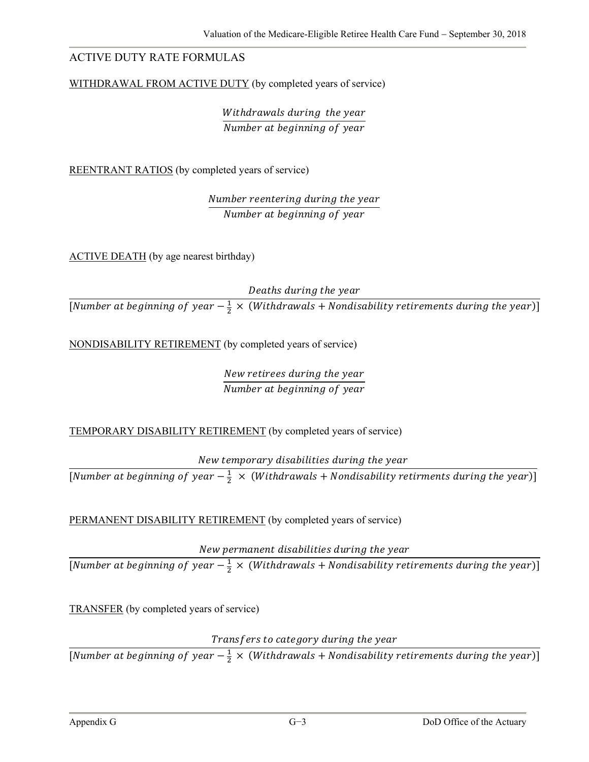## ACTIVE DUTY RATE FORMULAS

<u>WITHDRAWAL FROM ACTIVE DUTY</u> (by completed years of service)

$$\frac{Withdrawals\ during\ the\ year}{Number\ at\ beginning\ of\ year}$$

<u>REENTRANT RATIOS</u> (by completed years of service)

$$\frac{Number\ reentering\ during\ the\ year}{Number\ at\ beginning\ of\ year}$$

<u>ACTIVE DEATH</u> (by age nearest birthday)

$$\frac{Deaths\ during\ the\ year}{[Number\ at\ beginning\ of\ year - \frac{1}{2} \times (Withdrawals + Nondisability\ retirements\ during\ the\ year)]}$$

<u>NONDISABILITY RETIREMENT</u> (by completed years of service)

$$\frac{New\ retirees\ during\ the\ year}{Number\ at\ beginning\ of\ year}$$

<u>TEMPORARY DISABILITY RETIREMENT</u> (by completed years of service)

$$\frac{New\ temporary\ disabilities\ during\ the\ year}{[Number\ at\ beginning\ of\ year - \frac{1}{2} \times (Withdrawals + Nondisability\ retirments\ during\ the\ year)]}$$

<u>PERMANENT DISABILITY RETIREMENT</u> (by completed years of service)

$$\frac{New\ permanent\ disabilities\ during\ the\ year}{[Number\ at\ beginning\ of\ year - \frac{1}{2} \times (Withdrawals + Nondisability\ retirements\ during\ the\ year)]}$$

<u>TRANSFER</u> (by completed years of service)

$$\frac{Transfers\ to\ category\ during\ the\ year}{[Number\ at\ beginning\ of\ year - \frac{1}{2} \times (Withdrawals + Nondisability\ retirements\ during\ the\ year)]}$$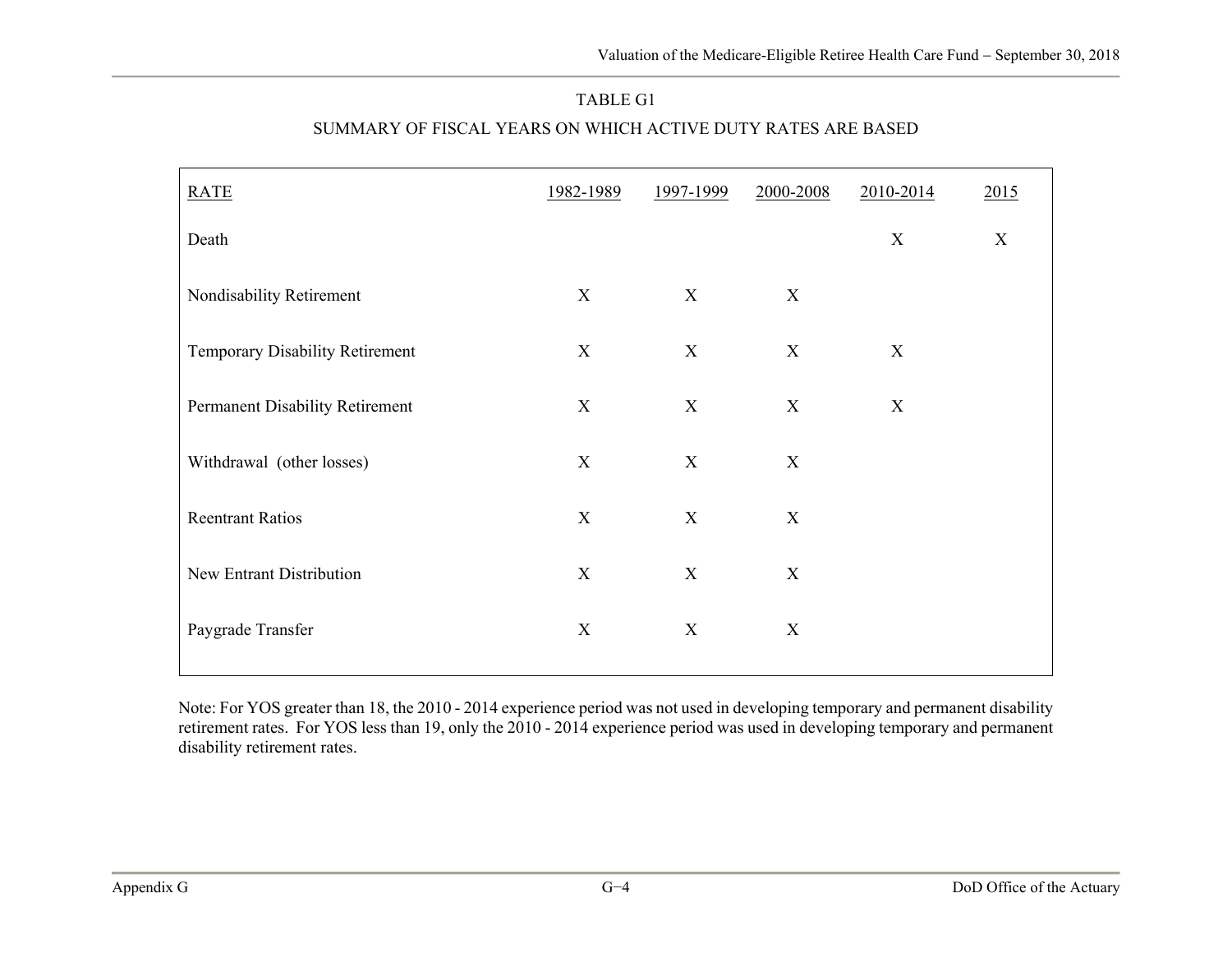## TABLE G1

### SUMMARY OF FISCAL YEARS ON WHICH ACTIVE DUTY RATES ARE BASED

| RATE | 1982-1989 | 1997-1999 | 2000-2008 | 2010-2014 | 2015 |
|---|---|---|---|---|---|
| Death | | | | X | X |
| Nondisability Retirement | X | X | X | | |
| Temporary Disability Retirement | X | X | X | X | |
| Permanent Disability Retirement | X | X | X | X | |
| Withdrawal (other losses) | X | X | X | | |
| Reentrant Ratios | X | X | X | | |
| New Entrant Distribution | X | X | X | | |
| Paygrade Transfer | X | X | X | | |

Note: For YOS greater than 18, the 2010 - 2014 experience period was not used in developing temporary and permanent disability retirement rates. For YOS less than 19, only the 2010 - 2014 experience period was used in developing temporary and permanent disability retirement rates.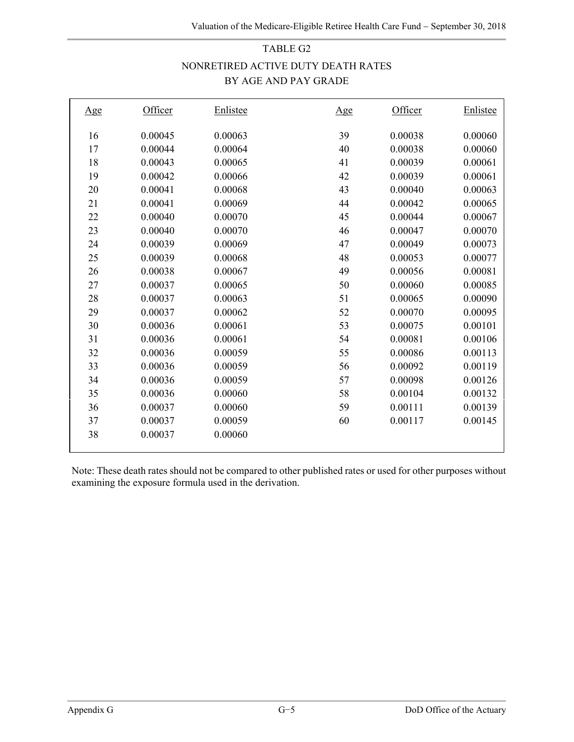## TABLE G2

## NONRETIRED ACTIVE DUTY DEATH RATES BY AGE AND PAY GRADE

| Age | Officer | Enlistee | Age | Officer | Enlistee |
|---|---|---|---|---|---|
| 16 | 0.00045 | 0.00063 | 39 | 0.00038 | 0.00060 |
| 17 | 0.00044 | 0.00064 | 40 | 0.00038 | 0.00060 |
| 18 | 0.00043 | 0.00065 | 41 | 0.00039 | 0.00061 |
| 19 | 0.00042 | 0.00066 | 42 | 0.00039 | 0.00061 |
| 20 | 0.00041 | 0.00068 | 43 | 0.00040 | 0.00063 |
| 21 | 0.00041 | 0.00069 | 44 | 0.00042 | 0.00065 |
| 22 | 0.00040 | 0.00070 | 45 | 0.00044 | 0.00067 |
| 23 | 0.00040 | 0.00070 | 46 | 0.00047 | 0.00070 |
| 24 | 0.00039 | 0.00069 | 47 | 0.00049 | 0.00073 |
| 25 | 0.00039 | 0.00068 | 48 | 0.00053 | 0.00077 |
| 26 | 0.00038 | 0.00067 | 49 | 0.00056 | 0.00081 |
| 27 | 0.00037 | 0.00065 | 50 | 0.00060 | 0.00085 |
| 28 | 0.00037 | 0.00063 | 51 | 0.00065 | 0.00090 |
| 29 | 0.00037 | 0.00062 | 52 | 0.00070 | 0.00095 |
| 30 | 0.00036 | 0.00061 | 53 | 0.00075 | 0.00101 |
| 31 | 0.00036 | 0.00061 | 54 | 0.00081 | 0.00106 |
| 32 | 0.00036 | 0.00059 | 55 | 0.00086 | 0.00113 |
| 33 | 0.00036 | 0.00059 | 56 | 0.00092 | 0.00119 |
| 34 | 0.00036 | 0.00059 | 57 | 0.00098 | 0.00126 |
| 35 | 0.00036 | 0.00060 | 58 | 0.00104 | 0.00132 |
| 36 | 0.00037 | 0.00060 | 59 | 0.00111 | 0.00139 |
| 37 | 0.00037 | 0.00059 | 60 | 0.00117 | 0.00145 |
| 38 | 0.00037 | 0.00060 | | | |

Note: These death rates should not be compared to other published rates or used for other purposes without examining the exposure formula used in the derivation.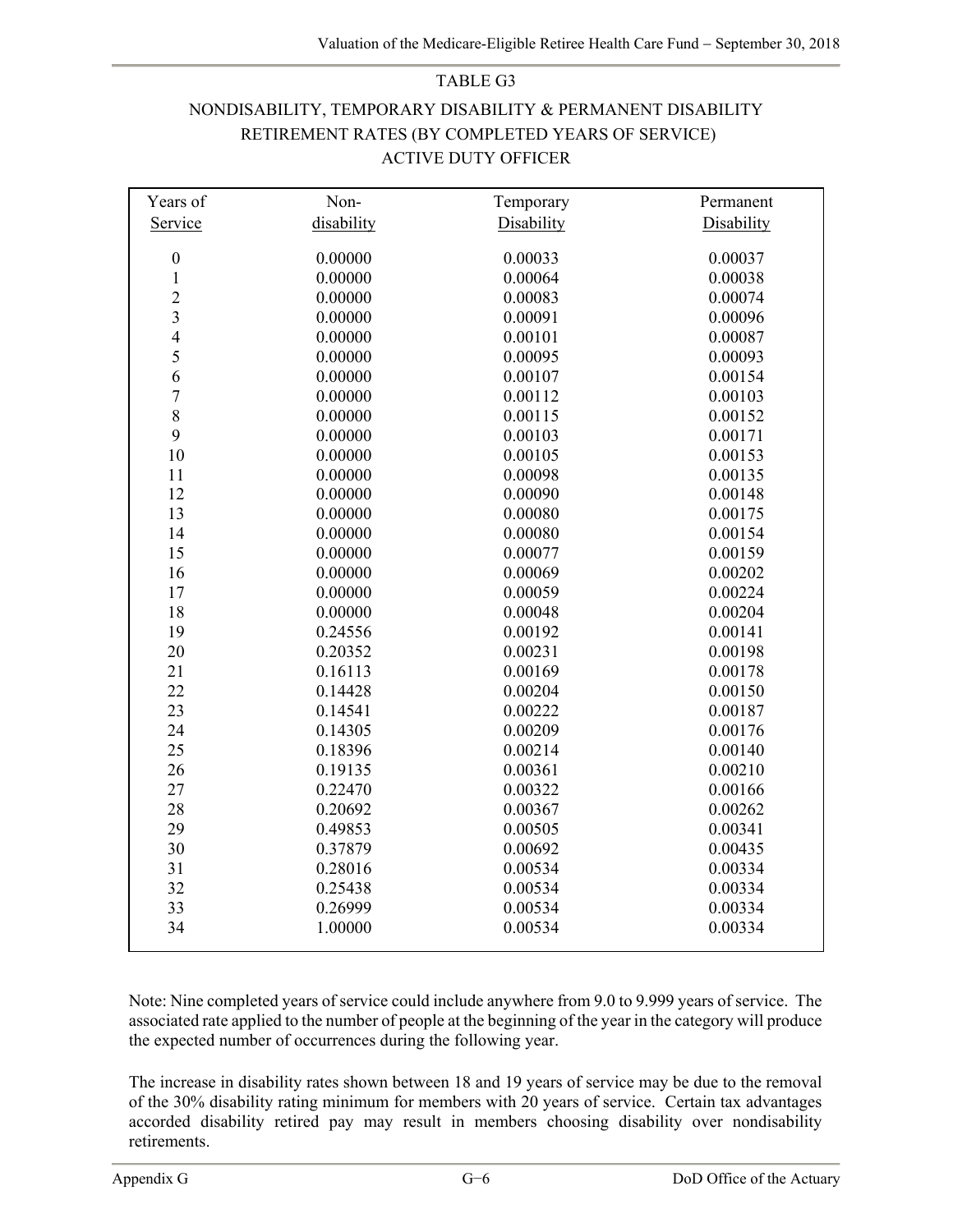TABLE G3

NONDISABILITY, TEMPORARY DISABILITY & PERMANENT DISABILITY RETIREMENT RATES (BY COMPLETED YEARS OF SERVICE)

ACTIVE DUTY OFFICER

| Years of Service | Non-disability | Temporary Disability | Permanent Disability |
|---|---|---|---|
| 0 | 0.00000 | 0.00033 | 0.00037 |
| 1 | 0.00000 | 0.00064 | 0.00038 |
| 2 | 0.00000 | 0.00083 | 0.00074 |
| 3 | 0.00000 | 0.00091 | 0.00096 |
| 4 | 0.00000 | 0.00101 | 0.00087 |
| 5 | 0.00000 | 0.00095 | 0.00093 |
| 6 | 0.00000 | 0.00107 | 0.00154 |
| 7 | 0.00000 | 0.00112 | 0.00103 |
| 8 | 0.00000 | 0.00115 | 0.00152 |
| 9 | 0.00000 | 0.00103 | 0.00171 |
| 10 | 0.00000 | 0.00105 | 0.00153 |
| 11 | 0.00000 | 0.00098 | 0.00135 |
| 12 | 0.00000 | 0.00090 | 0.00148 |
| 13 | 0.00000 | 0.00080 | 0.00175 |
| 14 | 0.00000 | 0.00080 | 0.00154 |
| 15 | 0.00000 | 0.00077 | 0.00159 |
| 16 | 0.00000 | 0.00069 | 0.00202 |
| 17 | 0.00000 | 0.00059 | 0.00224 |
| 18 | 0.00000 | 0.00048 | 0.00204 |
| 19 | 0.24556 | 0.00192 | 0.00141 |
| 20 | 0.20352 | 0.00231 | 0.00198 |
| 21 | 0.16113 | 0.00169 | 0.00178 |
| 22 | 0.14428 | 0.00204 | 0.00150 |
| 23 | 0.14541 | 0.00222 | 0.00187 |
| 24 | 0.14305 | 0.00209 | 0.00176 |
| 25 | 0.18396 | 0.00214 | 0.00140 |
| 26 | 0.19135 | 0.00361 | 0.00210 |
| 27 | 0.22470 | 0.00322 | 0.00166 |
| 28 | 0.20692 | 0.00367 | 0.00262 |
| 29 | 0.49853 | 0.00505 | 0.00341 |
| 30 | 0.37879 | 0.00692 | 0.00435 |
| 31 | 0.28016 | 0.00534 | 0.00334 |
| 32 | 0.25438 | 0.00534 | 0.00334 |
| 33 | 0.26999 | 0.00534 | 0.00334 |
| 34 | 1.00000 | 0.00534 | 0.00334 |

Note: Nine completed years of service could include anywhere from 9.0 to 9.999 years of service. The associated rate applied to the number of people at the beginning of the year in the category will produce the expected number of occurrences during the following year.

The increase in disability rates shown between 18 and 19 years of service may be due to the removal of the 30% disability rating minimum for members with 20 years of service. Certain tax advantages accorded disability retired pay may result in members choosing disability over nondisability retirements.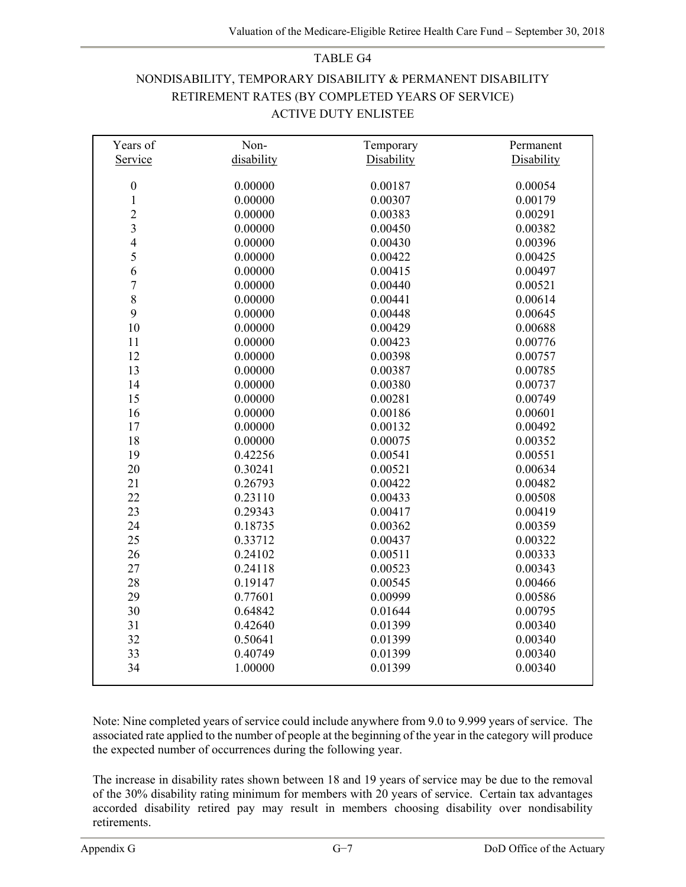## TABLE G4

### NONDISABILITY, TEMPORARY DISABILITY & PERMANENT DISABILITY RETIREMENT RATES (BY COMPLETED YEARS OF SERVICE) ACTIVE DUTY ENLISTEE

| Years of Service | Non-disability | Temporary Disability | Permanent Disability |
|---|---|---|---|
| 0 | 0.00000 | 0.00187 | 0.00054 |
| 1 | 0.00000 | 0.00307 | 0.00179 |
| 2 | 0.00000 | 0.00383 | 0.00291 |
| 3 | 0.00000 | 0.00450 | 0.00382 |
| 4 | 0.00000 | 0.00430 | 0.00396 |
| 5 | 0.00000 | 0.00422 | 0.00425 |
| 6 | 0.00000 | 0.00415 | 0.00497 |
| 7 | 0.00000 | 0.00440 | 0.00521 |
| 8 | 0.00000 | 0.00441 | 0.00614 |
| 9 | 0.00000 | 0.00448 | 0.00645 |
| 10 | 0.00000 | 0.00429 | 0.00688 |
| 11 | 0.00000 | 0.00423 | 0.00776 |
| 12 | 0.00000 | 0.00398 | 0.00757 |
| 13 | 0.00000 | 0.00387 | 0.00785 |
| 14 | 0.00000 | 0.00380 | 0.00737 |
| 15 | 0.00000 | 0.00281 | 0.00749 |
| 16 | 0.00000 | 0.00186 | 0.00601 |
| 17 | 0.00000 | 0.00132 | 0.00492 |
| 18 | 0.00000 | 0.00075 | 0.00352 |
| 19 | 0.42256 | 0.00541 | 0.00551 |
| 20 | 0.30241 | 0.00521 | 0.00634 |
| 21 | 0.26793 | 0.00422 | 0.00482 |
| 22 | 0.23110 | 0.00433 | 0.00508 |
| 23 | 0.29343 | 0.00417 | 0.00419 |
| 24 | 0.18735 | 0.00362 | 0.00359 |
| 25 | 0.33712 | 0.00437 | 0.00322 |
| 26 | 0.24102 | 0.00511 | 0.00333 |
| 27 | 0.24118 | 0.00523 | 0.00343 |
| 28 | 0.19147 | 0.00545 | 0.00466 |
| 29 | 0.77601 | 0.00999 | 0.00586 |
| 30 | 0.64842 | 0.01644 | 0.00795 |
| 31 | 0.42640 | 0.01399 | 0.00340 |
| 32 | 0.50641 | 0.01399 | 0.00340 |
| 33 | 0.40749 | 0.01399 | 0.00340 |
| 34 | 1.00000 | 0.01399 | 0.00340 |

Note: Nine completed years of service could include anywhere from 9.0 to 9.999 years of service. The associated rate applied to the number of people at the beginning of the year in the category will produce the expected number of occurrences during the following year.

The increase in disability rates shown between 18 and 19 years of service may be due to the removal of the 30% disability rating minimum for members with 20 years of service. Certain tax advantages accorded disability retired pay may result in members choosing disability over nondisability retirements.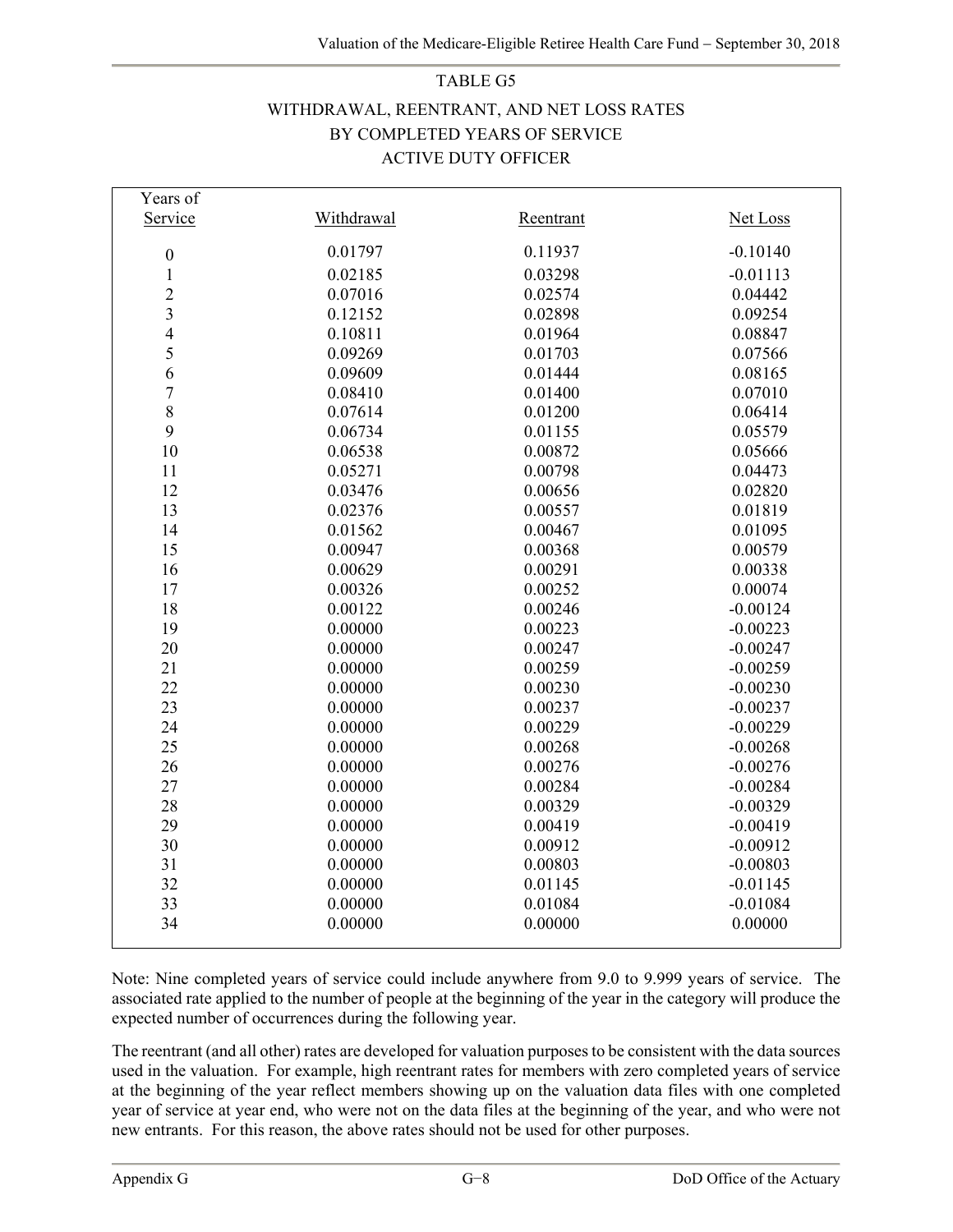## TABLE G5

## WITHDRAWAL, REENTRANT, AND NET LOSS RATES BY COMPLETED YEARS OF SERVICE ACTIVE DUTY OFFICER

| Years of Service | Withdrawal | Reentrant | Net Loss |
|---|---|---|---|
| 0 | 0.01797 | 0.11937 | -0.10140 |
| 1 | 0.02185 | 0.03298 | -0.01113 |
| 2 | 0.07016 | 0.02574 | 0.04442 |
| 3 | 0.12152 | 0.02898 | 0.09254 |
| 4 | 0.10811 | 0.01964 | 0.08847 |
| 5 | 0.09269 | 0.01703 | 0.07566 |
| 6 | 0.09609 | 0.01444 | 0.08165 |
| 7 | 0.08410 | 0.01400 | 0.07010 |
| 8 | 0.07614 | 0.01200 | 0.06414 |
| 9 | 0.06734 | 0.01155 | 0.05579 |
| 10 | 0.06538 | 0.00872 | 0.05666 |
| 11 | 0.05271 | 0.00798 | 0.04473 |
| 12 | 0.03476 | 0.00656 | 0.02820 |
| 13 | 0.02376 | 0.00557 | 0.01819 |
| 14 | 0.01562 | 0.00467 | 0.01095 |
| 15 | 0.00947 | 0.00368 | 0.00579 |
| 16 | 0.00629 | 0.00291 | 0.00338 |
| 17 | 0.00326 | 0.00252 | 0.00074 |
| 18 | 0.00122 | 0.00246 | -0.00124 |
| 19 | 0.00000 | 0.00223 | -0.00223 |
| 20 | 0.00000 | 0.00247 | -0.00247 |
| 21 | 0.00000 | 0.00259 | -0.00259 |
| 22 | 0.00000 | 0.00230 | -0.00230 |
| 23 | 0.00000 | 0.00237 | -0.00237 |
| 24 | 0.00000 | 0.00229 | -0.00229 |
| 25 | 0.00000 | 0.00268 | -0.00268 |
| 26 | 0.00000 | 0.00276 | -0.00276 |
| 27 | 0.00000 | 0.00284 | -0.00284 |
| 28 | 0.00000 | 0.00329 | -0.00329 |
| 29 | 0.00000 | 0.00419 | -0.00419 |
| 30 | 0.00000 | 0.00912 | -0.00912 |
| 31 | 0.00000 | 0.00803 | -0.00803 |
| 32 | 0.00000 | 0.01145 | -0.01145 |
| 33 | 0.00000 | 0.01084 | -0.01084 |
| 34 | 0.00000 | 0.00000 | 0.00000 |

Note: Nine completed years of service could include anywhere from 9.0 to 9.999 years of service. The associated rate applied to the number of people at the beginning of the year in the category will produce the expected number of occurrences during the following year.

The reentrant (and all other) rates are developed for valuation purposes to be consistent with the data sources used in the valuation. For example, high reentrant rates for members with zero completed years of service at the beginning of the year reflect members showing up on the valuation data files with one completed year of service at year end, who were not on the data files at the beginning of the year, and who were not new entrants. For this reason, the above rates should not be used for other purposes.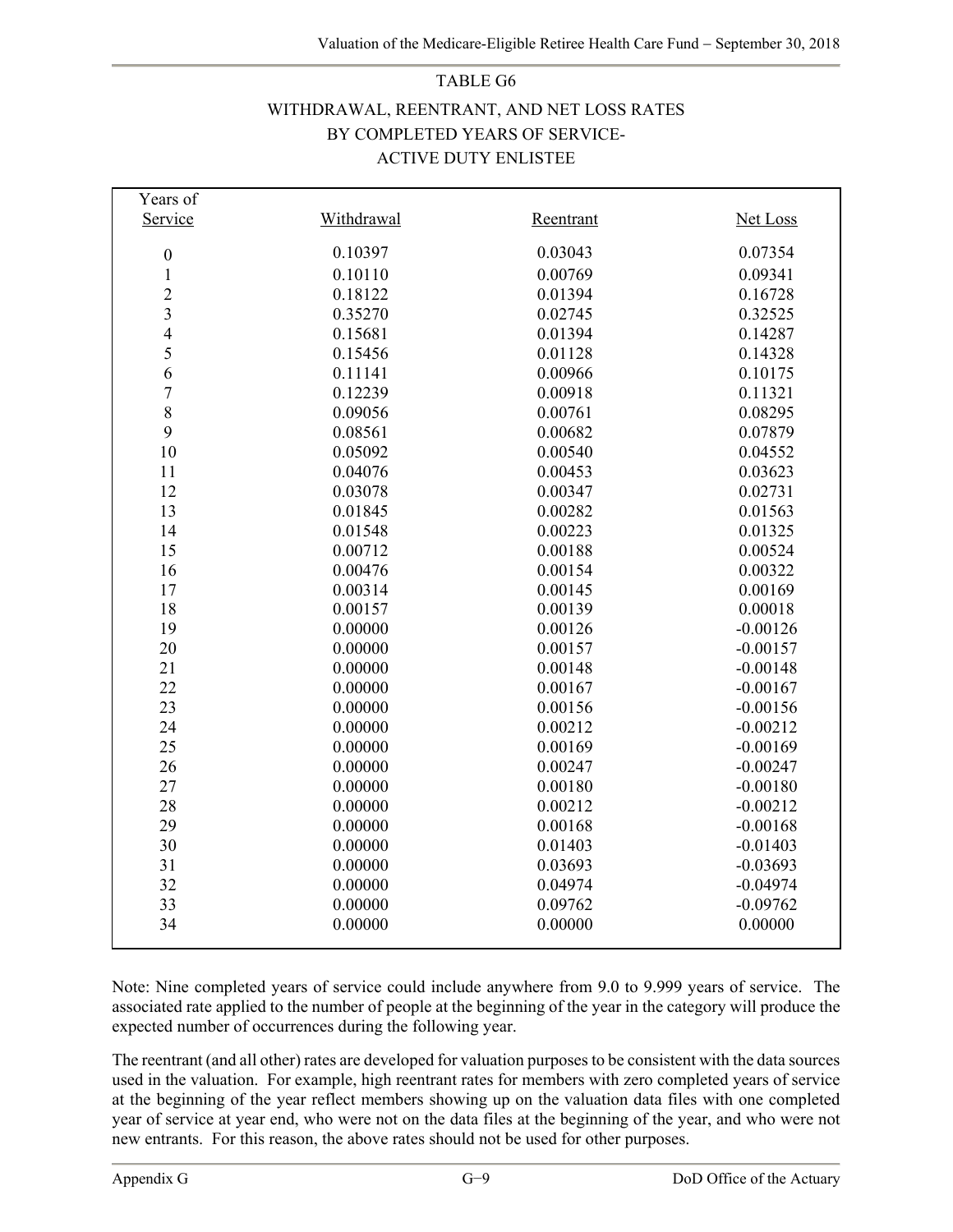## TABLE G6

### WITHDRAWAL, REENTRANT, AND NET LOSS RATES BY COMPLETED YEARS OF SERVICE- ACTIVE DUTY ENLISTEE

| Years of Service | Withdrawal | Reentrant | Net Loss |
|---|---|---|---|
| 0 | 0.10397 | 0.03043 | 0.07354 |
| 1 | 0.10110 | 0.00769 | 0.09341 |
| 2 | 0.18122 | 0.01394 | 0.16728 |
| 3 | 0.35270 | 0.02745 | 0.32525 |
| 4 | 0.15681 | 0.01394 | 0.14287 |
| 5 | 0.15456 | 0.01128 | 0.14328 |
| 6 | 0.11141 | 0.00966 | 0.10175 |
| 7 | 0.12239 | 0.00918 | 0.11321 |
| 8 | 0.09056 | 0.00761 | 0.08295 |
| 9 | 0.08561 | 0.00682 | 0.07879 |
| 10 | 0.05092 | 0.00540 | 0.04552 |
| 11 | 0.04076 | 0.00453 | 0.03623 |
| 12 | 0.03078 | 0.00347 | 0.02731 |
| 13 | 0.01845 | 0.00282 | 0.01563 |
| 14 | 0.01548 | 0.00223 | 0.01325 |
| 15 | 0.00712 | 0.00188 | 0.00524 |
| 16 | 0.00476 | 0.00154 | 0.00322 |
| 17 | 0.00314 | 0.00145 | 0.00169 |
| 18 | 0.00157 | 0.00139 | 0.00018 |
| 19 | 0.00000 | 0.00126 | -0.00126 |
| 20 | 0.00000 | 0.00157 | -0.00157 |
| 21 | 0.00000 | 0.00148 | -0.00148 |
| 22 | 0.00000 | 0.00167 | -0.00167 |
| 23 | 0.00000 | 0.00156 | -0.00156 |
| 24 | 0.00000 | 0.00212 | -0.00212 |
| 25 | 0.00000 | 0.00169 | -0.00169 |
| 26 | 0.00000 | 0.00247 | -0.00247 |
| 27 | 0.00000 | 0.00180 | -0.00180 |
| 28 | 0.00000 | 0.00212 | -0.00212 |
| 29 | 0.00000 | 0.00168 | -0.00168 |
| 30 | 0.00000 | 0.01403 | -0.01403 |
| 31 | 0.00000 | 0.03693 | -0.03693 |
| 32 | 0.00000 | 0.04974 | -0.04974 |
| 33 | 0.00000 | 0.09762 | -0.09762 |
| 34 | 0.00000 | 0.00000 | 0.00000 |

Note: Nine completed years of service could include anywhere from 9.0 to 9.999 years of service. The associated rate applied to the number of people at the beginning of the year in the category will produce the expected number of occurrences during the following year.

The reentrant (and all other) rates are developed for valuation purposes to be consistent with the data sources used in the valuation. For example, high reentrant rates for members with zero completed years of service at the beginning of the year reflect members showing up on the valuation data files with one completed year of service at year end, who were not on the data files at the beginning of the year, and who were not new entrants. For this reason, the above rates should not be used for other purposes.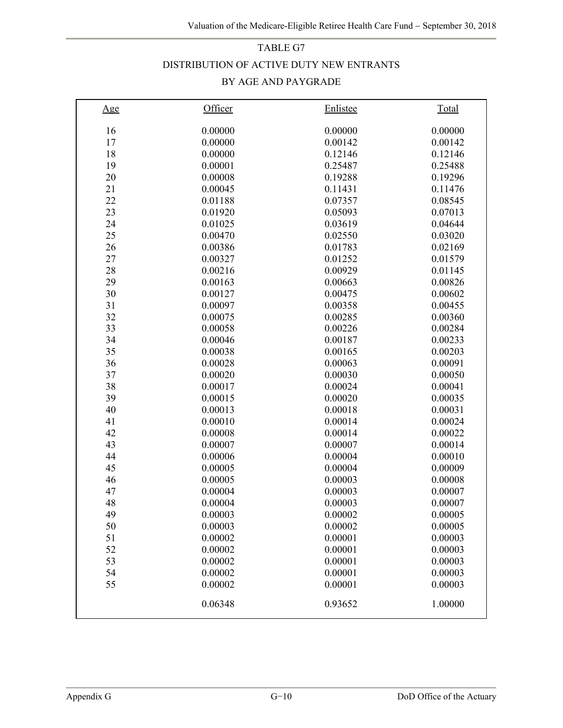TABLE G7

DISTRIBUTION OF ACTIVE DUTY NEW ENTRANTS

BY AGE AND PAYGRADE

| Age | Officer | Enlistee | Total |
|---|---|---|---|
| 16 | 0.00000 | 0.00000 | 0.00000 |
| 17 | 0.00000 | 0.00142 | 0.00142 |
| 18 | 0.00000 | 0.12146 | 0.12146 |
| 19 | 0.00001 | 0.25487 | 0.25488 |
| 20 | 0.00008 | 0.19288 | 0.19296 |
| 21 | 0.00045 | 0.11431 | 0.11476 |
| 22 | 0.01188 | 0.07357 | 0.08545 |
| 23 | 0.01920 | 0.05093 | 0.07013 |
| 24 | 0.01025 | 0.03619 | 0.04644 |
| 25 | 0.00470 | 0.02550 | 0.03020 |
| 26 | 0.00386 | 0.01783 | 0.02169 |
| 27 | 0.00327 | 0.01252 | 0.01579 |
| 28 | 0.00216 | 0.00929 | 0.01145 |
| 29 | 0.00163 | 0.00663 | 0.00826 |
| 30 | 0.00127 | 0.00475 | 0.00602 |
| 31 | 0.00097 | 0.00358 | 0.00455 |
| 32 | 0.00075 | 0.00285 | 0.00360 |
| 33 | 0.00058 | 0.00226 | 0.00284 |
| 34 | 0.00046 | 0.00187 | 0.00233 |
| 35 | 0.00038 | 0.00165 | 0.00203 |
| 36 | 0.00028 | 0.00063 | 0.00091 |
| 37 | 0.00020 | 0.00030 | 0.00050 |
| 38 | 0.00017 | 0.00024 | 0.00041 |
| 39 | 0.00015 | 0.00020 | 0.00035 |
| 40 | 0.00013 | 0.00018 | 0.00031 |
| 41 | 0.00010 | 0.00014 | 0.00024 |
| 42 | 0.00008 | 0.00014 | 0.00022 |
| 43 | 0.00007 | 0.00007 | 0.00014 |
| 44 | 0.00006 | 0.00004 | 0.00010 |
| 45 | 0.00005 | 0.00004 | 0.00009 |
| 46 | 0.00005 | 0.00003 | 0.00008 |
| 47 | 0.00004 | 0.00003 | 0.00007 |
| 48 | 0.00004 | 0.00003 | 0.00007 |
| 49 | 0.00003 | 0.00002 | 0.00005 |
| 50 | 0.00003 | 0.00002 | 0.00005 |
| 51 | 0.00002 | 0.00001 | 0.00003 |
| 52 | 0.00002 | 0.00001 | 0.00003 |
| 53 | 0.00002 | 0.00001 | 0.00003 |
| 54 | 0.00002 | 0.00001 | 0.00003 |
| 55 | 0.00002 | 0.00001 | 0.00003 |
| | 0.06348 | 0.93652 | 1.00000 |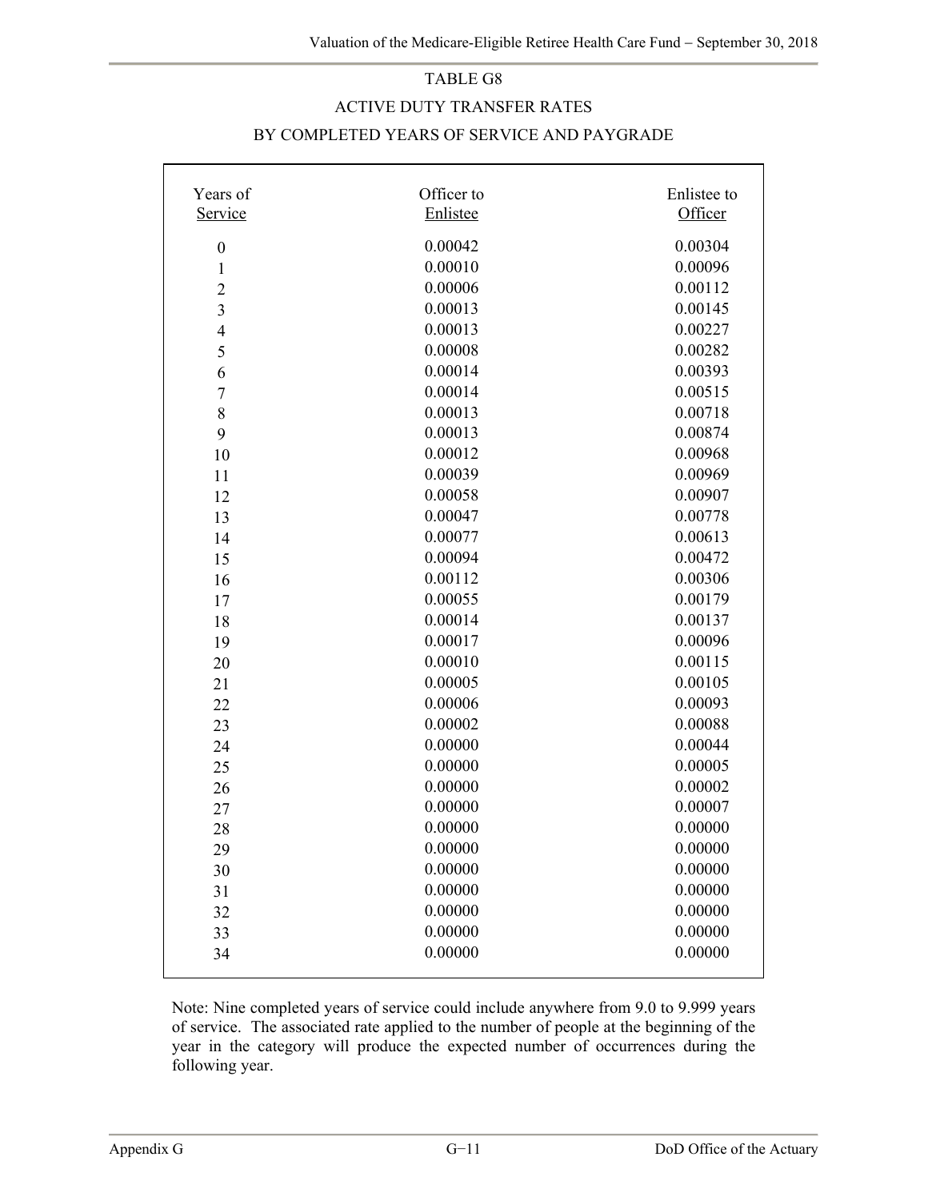TABLE G8

ACTIVE DUTY TRANSFER RATES

BY COMPLETED YEARS OF SERVICE AND PAYGRADE

| Years of Service | Officer to Enlistee | Enlistee to Officer |
|---|---|---|
| 0 | 0.00042 | 0.00304 |
| 1 | 0.00010 | 0.00096 |
| 2 | 0.00006 | 0.00112 |
| 3 | 0.00013 | 0.00145 |
| 4 | 0.00013 | 0.00227 |
| 5 | 0.00008 | 0.00282 |
| 6 | 0.00014 | 0.00393 |
| 7 | 0.00014 | 0.00515 |
| 8 | 0.00013 | 0.00718 |
| 9 | 0.00013 | 0.00874 |
| 10 | 0.00012 | 0.00968 |
| 11 | 0.00039 | 0.00969 |
| 12 | 0.00058 | 0.00907 |
| 13 | 0.00047 | 0.00778 |
| 14 | 0.00077 | 0.00613 |
| 15 | 0.00094 | 0.00472 |
| 16 | 0.00112 | 0.00306 |
| 17 | 0.00055 | 0.00179 |
| 18 | 0.00014 | 0.00137 |
| 19 | 0.00017 | 0.00096 |
| 20 | 0.00010 | 0.00115 |
| 21 | 0.00005 | 0.00105 |
| 22 | 0.00006 | 0.00093 |
| 23 | 0.00002 | 0.00088 |
| 24 | 0.00000 | 0.00044 |
| 25 | 0.00000 | 0.00005 |
| 26 | 0.00000 | 0.00002 |
| 27 | 0.00000 | 0.00007 |
| 28 | 0.00000 | 0.00000 |
| 29 | 0.00000 | 0.00000 |
| 30 | 0.00000 | 0.00000 |
| 31 | 0.00000 | 0.00000 |
| 32 | 0.00000 | 0.00000 |
| 33 | 0.00000 | 0.00000 |
| 34 | 0.00000 | 0.00000 |

Note: Nine completed years of service could include anywhere from 9.0 to 9.999 years of service. The associated rate applied to the number of people at the beginning of the year in the category will produce the expected number of occurrences during the following year.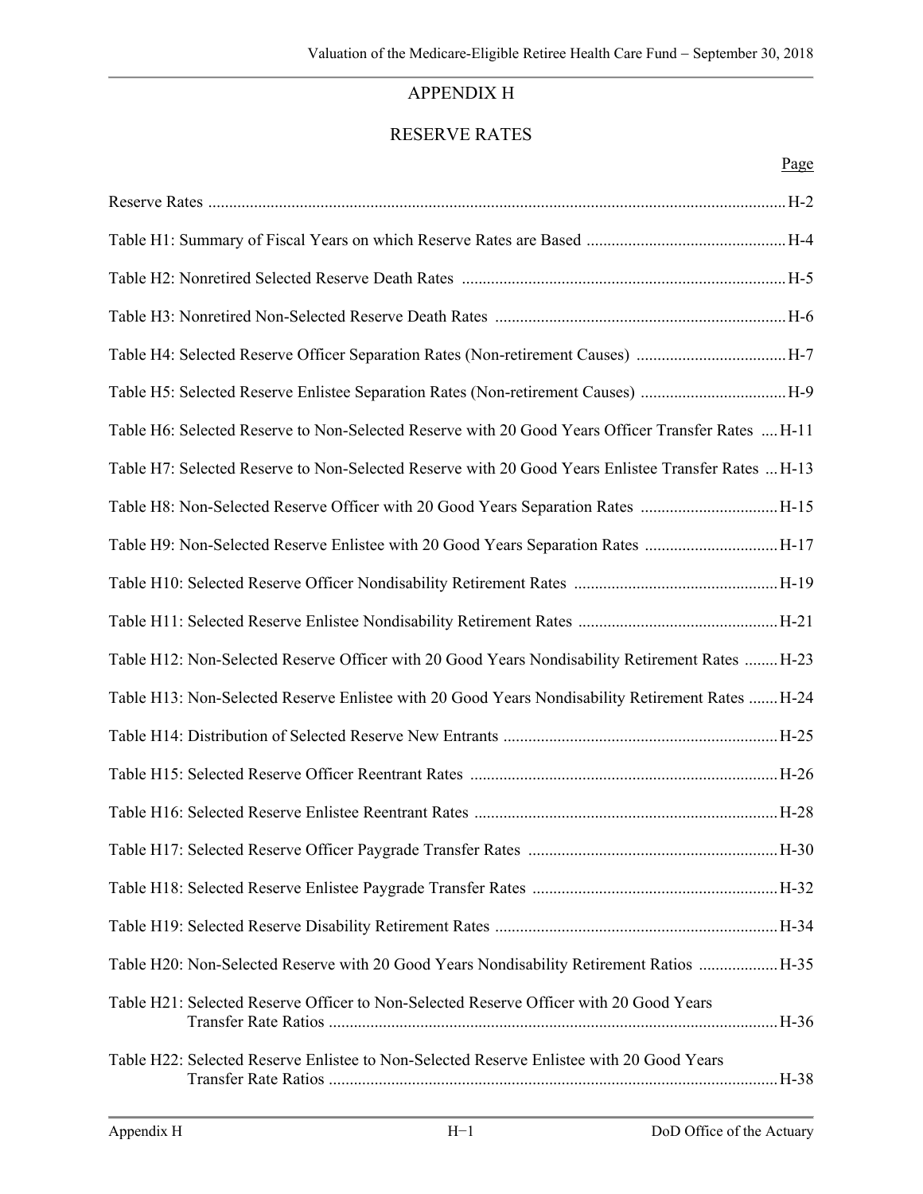# APPENDIX H

## RESERVE RATES

| | Page |
|---|---|
| Reserve Rates | H-2 |
| Table H1: Summary of Fiscal Years on which Reserve Rates are Based | H-4 |
| Table H2: Nonretired Selected Reserve Death Rates | H-5 |
| Table H3: Nonretired Non-Selected Reserve Death Rates | H-6 |
| Table H4: Selected Reserve Officer Separation Rates (Non-retirement Causes) | H-7 |
| Table H5: Selected Reserve Enlistee Separation Rates (Non-retirement Causes) | H-9 |
| Table H6: Selected Reserve to Non-Selected Reserve with 20 Good Years Officer Transfer Rates | H-11 |
| Table H7: Selected Reserve to Non-Selected Reserve with 20 Good Years Enlistee Transfer Rates | H-13 |
| Table H8: Non-Selected Reserve Officer with 20 Good Years Separation Rates | H-15 |
| Table H9: Non-Selected Reserve Enlistee with 20 Good Years Separation Rates | H-17 |
| Table H10: Selected Reserve Officer Nondisability Retirement Rates | H-19 |
| Table H11: Selected Reserve Enlistee Nondisability Retirement Rates | H-21 |
| Table H12: Non-Selected Reserve Officer with 20 Good Years Nondisability Retirement Rates | H-23 |
| Table H13: Non-Selected Reserve Enlistee with 20 Good Years Nondisability Retirement Rates | H-24 |
| Table H14: Distribution of Selected Reserve New Entrants | H-25 |
| Table H15: Selected Reserve Officer Reentrant Rates | H-26 |
| Table H16: Selected Reserve Enlistee Reentrant Rates | H-28 |
| Table H17: Selected Reserve Officer Paygrade Transfer Rates | H-30 |
| Table H18: Selected Reserve Enlistee Paygrade Transfer Rates | H-32 |
| Table H19: Selected Reserve Disability Retirement Rates | H-34 |
| Table H20: Non-Selected Reserve with 20 Good Years Nondisability Retirement Ratios | H-35 |
| Table H21: Selected Reserve Officer to Non-Selected Reserve Officer with 20 Good Years Transfer Rate Ratios | H-36 |
| Table H22: Selected Reserve Enlistee to Non-Selected Reserve Enlistee with 20 Good Years Transfer Rate Ratios | H-38 |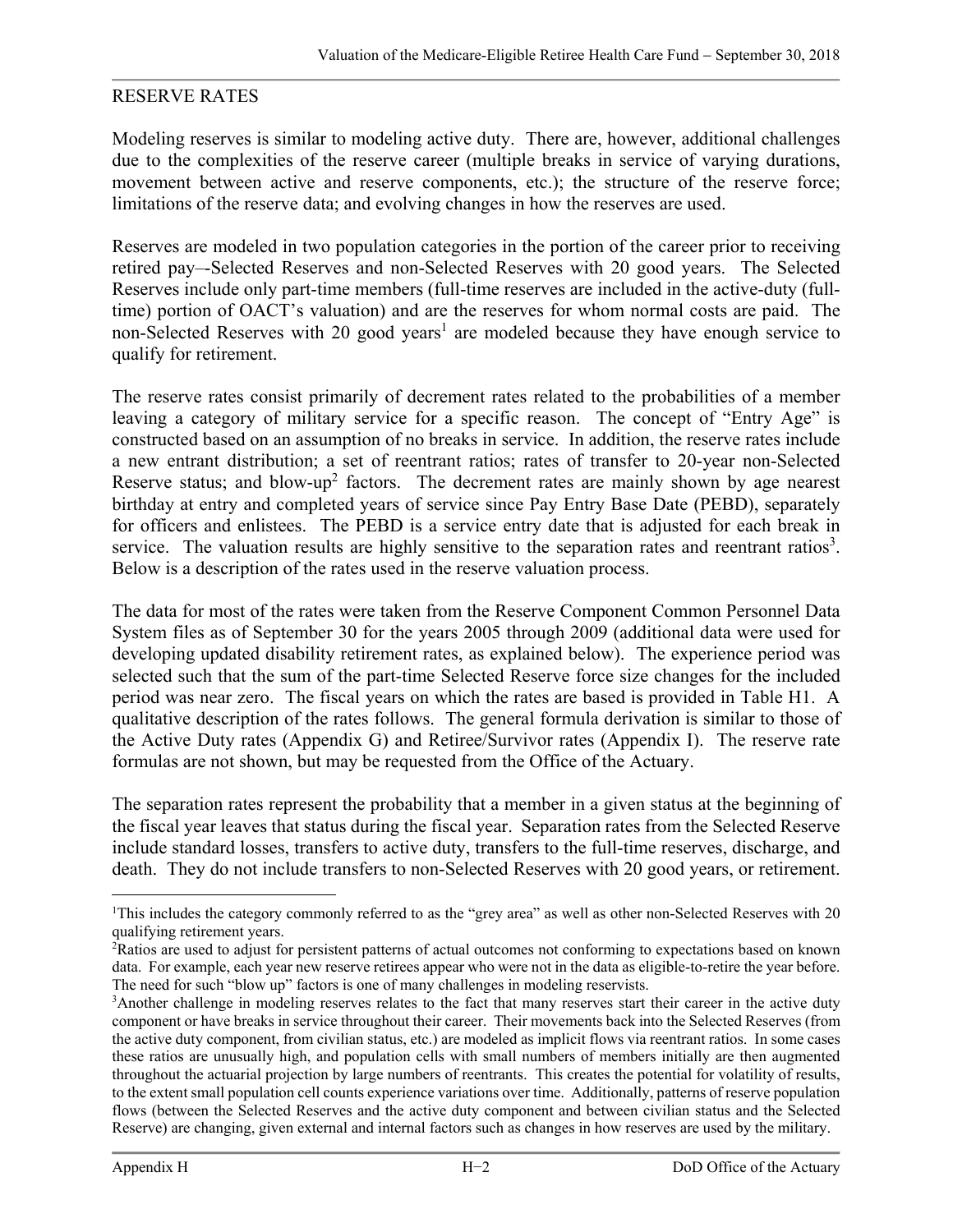## RESERVE RATES

Modeling reserves is similar to modeling active duty. There are, however, additional challenges due to the complexities of the reserve career (multiple breaks in service of varying durations, movement between active and reserve components, etc.); the structure of the reserve force; limitations of the reserve data; and evolving changes in how the reserves are used.

Reserves are modeled in two population categories in the portion of the career prior to receiving retired pay–-Selected Reserves and non-Selected Reserves with 20 good years. The Selected Reserves include only part-time members (full-time reserves are included in the active-duty (full-time) portion of OACT's valuation) and are the reserves for whom normal costs are paid. The non-Selected Reserves with 20 good years[1] are modeled because they have enough service to qualify for retirement.

The reserve rates consist primarily of decrement rates related to the probabilities of a member leaving a category of military service for a specific reason. The concept of "Entry Age" is constructed based on an assumption of no breaks in service. In addition, the reserve rates include a new entrant distribution; a set of reentrant ratios; rates of transfer to 20-year non-Selected Reserve status; and blow-up[2] factors. The decrement rates are mainly shown by age nearest birthday at entry and completed years of service since Pay Entry Base Date (PEBD), separately for officers and enlistees. The PEBD is a service entry date that is adjusted for each break in service. The valuation results are highly sensitive to the separation rates and reentrant ratios[3]. Below is a description of the rates used in the reserve valuation process.

The data for most of the rates were taken from the Reserve Component Common Personnel Data System files as of September 30 for the years 2005 through 2009 (additional data were used for developing updated disability retirement rates, as explained below). The experience period was selected such that the sum of the part-time Selected Reserve force size changes for the included period was near zero. The fiscal years on which the rates are based is provided in Table H1. A qualitative description of the rates follows. The general formula derivation is similar to those of the Active Duty rates (Appendix G) and Retiree/Survivor rates (Appendix I). The reserve rate formulas are not shown, but may be requested from the Office of the Actuary.

The separation rates represent the probability that a member in a given status at the beginning of the fiscal year leaves that status during the fiscal year. Separation rates from the Selected Reserve include standard losses, transfers to active duty, transfers to the full-time reserves, discharge, and death. They do not include transfers to non-Selected Reserves with 20 good years, or retirement.

---

[1]This includes the category commonly referred to as the "grey area" as well as other non-Selected Reserves with 20 qualifying retirement years.

[2]Ratios are used to adjust for persistent patterns of actual outcomes not conforming to expectations based on known data. For example, each year new reserve retirees appear who were not in the data as eligible-to-retire the year before. The need for such "blow up" factors is one of many challenges in modeling reservists.

[3]Another challenge in modeling reserves relates to the fact that many reserves start their career in the active duty component or have breaks in service throughout their career. Their movements back into the Selected Reserves (from the active duty component, from civilian status, etc.) are modeled as implicit flows via reentrant ratios. In some cases these ratios are unusually high, and population cells with small numbers of members initially are then augmented throughout the actuarial projection by large numbers of reentrants. This creates the potential for volatility of results, to the extent small population cell counts experience variations over time. Additionally, patterns of reserve population flows (between the Selected Reserves and the active duty component and between civilian status and the Selected Reserve) are changing, given external and internal factors such as changes in how reserves are used by the military.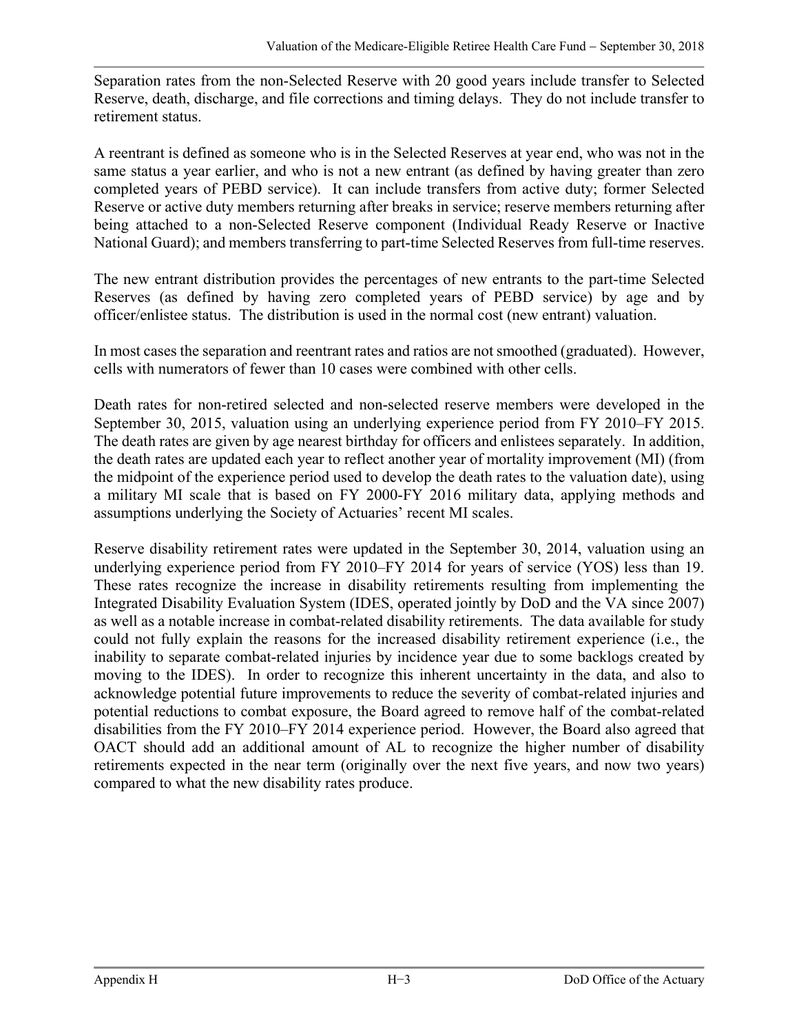Separation rates from the non-Selected Reserve with 20 good years include transfer to Selected Reserve, death, discharge, and file corrections and timing delays. They do not include transfer to retirement status.

A reentrant is defined as someone who is in the Selected Reserves at year end, who was not in the same status a year earlier, and who is not a new entrant (as defined by having greater than zero completed years of PEBD service). It can include transfers from active duty; former Selected Reserve or active duty members returning after breaks in service; reserve members returning after being attached to a non-Selected Reserve component (Individual Ready Reserve or Inactive National Guard); and members transferring to part-time Selected Reserves from full-time reserves.

The new entrant distribution provides the percentages of new entrants to the part-time Selected Reserves (as defined by having zero completed years of PEBD service) by age and by officer/enlistee status. The distribution is used in the normal cost (new entrant) valuation.

In most cases the separation and reentrant rates and ratios are not smoothed (graduated). However, cells with numerators of fewer than 10 cases were combined with other cells.

Death rates for non-retired selected and non-selected reserve members were developed in the September 30, 2015, valuation using an underlying experience period from FY 2010–FY 2015. The death rates are given by age nearest birthday for officers and enlistees separately. In addition, the death rates are updated each year to reflect another year of mortality improvement (MI) (from the midpoint of the experience period used to develop the death rates to the valuation date), using a military MI scale that is based on FY 2000-FY 2016 military data, applying methods and assumptions underlying the Society of Actuaries' recent MI scales.

Reserve disability retirement rates were updated in the September 30, 2014, valuation using an underlying experience period from FY 2010–FY 2014 for years of service (YOS) less than 19. These rates recognize the increase in disability retirements resulting from implementing the Integrated Disability Evaluation System (IDES, operated jointly by DoD and the VA since 2007) as well as a notable increase in combat-related disability retirements. The data available for study could not fully explain the reasons for the increased disability retirement experience (i.e., the inability to separate combat-related injuries by incidence year due to some backlogs created by moving to the IDES). In order to recognize this inherent uncertainty in the data, and also to acknowledge potential future improvements to reduce the severity of combat-related injuries and potential reductions to combat exposure, the Board agreed to remove half of the combat-related disabilities from the FY 2010–FY 2014 experience period. However, the Board also agreed that OACT should add an additional amount of AL to recognize the higher number of disability retirements expected in the near term (originally over the next five years, and now two years) compared to what the new disability rates produce.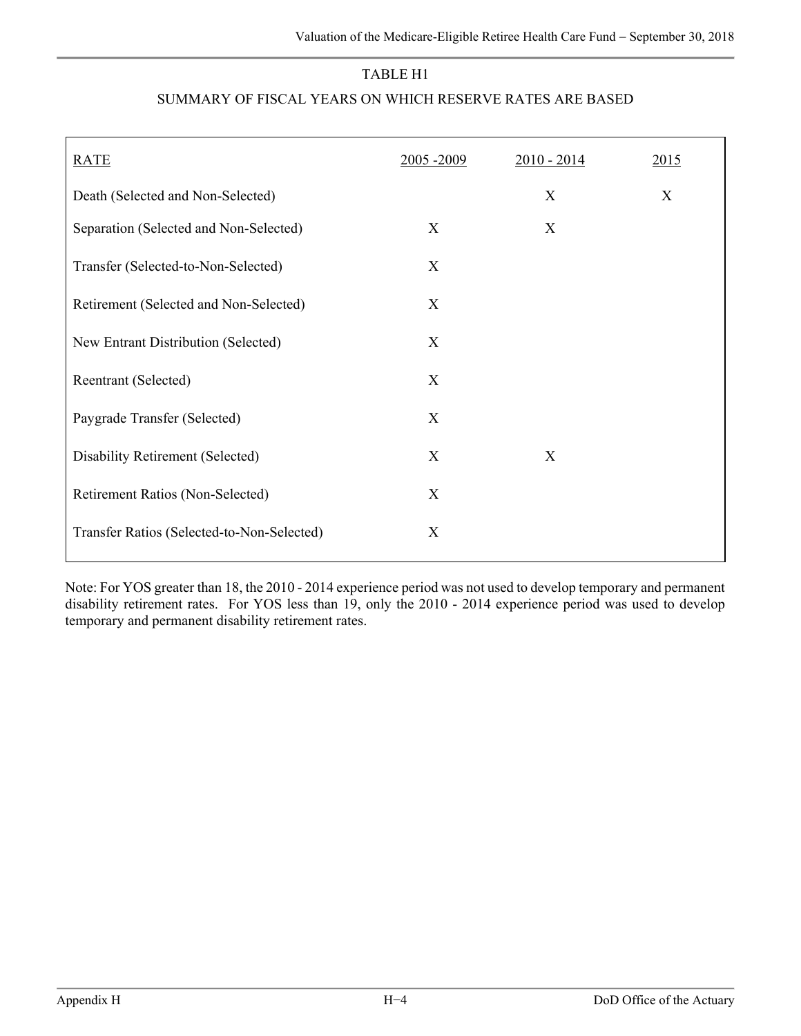# TABLE H1

## SUMMARY OF FISCAL YEARS ON WHICH RESERVE RATES ARE BASED

| RATE | 2005 -2009 | 2010 - 2014 | 2015 |
|---|---|---|---|
| Death (Selected and Non-Selected) | | X | X |
| Separation (Selected and Non-Selected) | X | X | |
| Transfer (Selected-to-Non-Selected) | X | | |
| Retirement (Selected and Non-Selected) | X | | |
| New Entrant Distribution (Selected) | X | | |
| Reentrant (Selected) | X | | |
| Paygrade Transfer (Selected) | X | | |
| Disability Retirement (Selected) | X | X | |
| Retirement Ratios (Non-Selected) | X | | |
| Transfer Ratios (Selected-to-Non-Selected) | X | | |

Note: For YOS greater than 18, the 2010 - 2014 experience period was not used to develop temporary and permanent disability retirement rates. For YOS less than 19, only the 2010 - 2014 experience period was used to develop temporary and permanent disability retirement rates.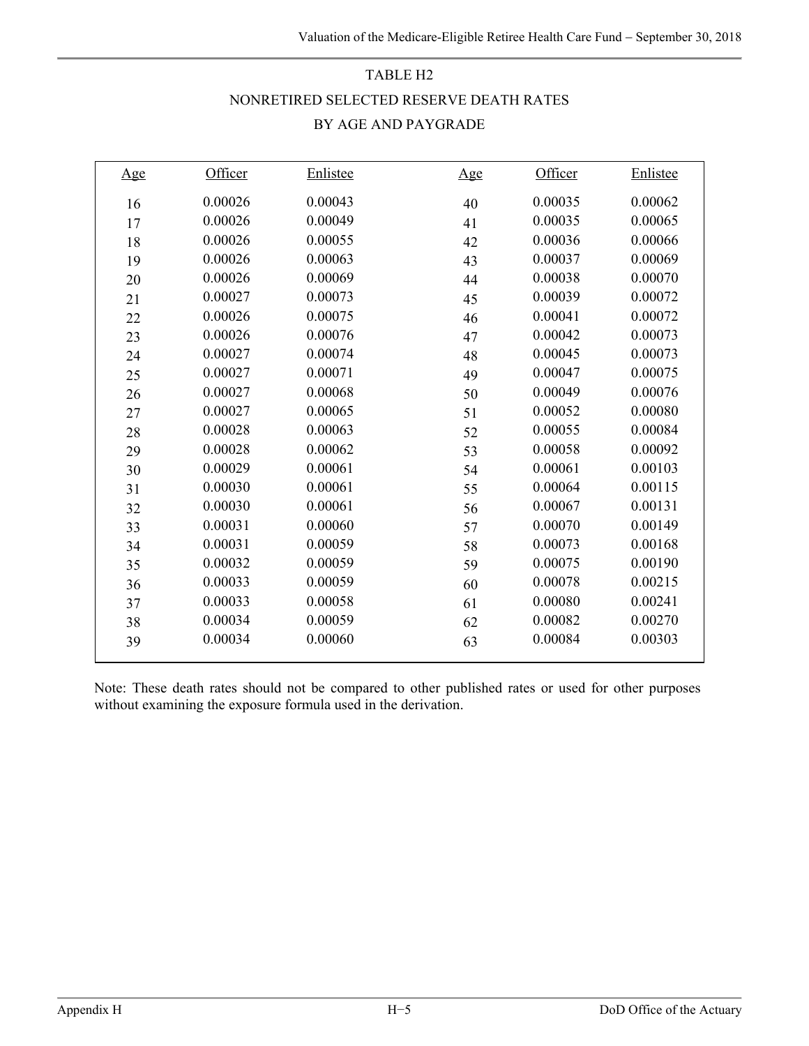# TABLE H2

## NONRETIRED SELECTED RESERVE DEATH RATES

## BY AGE AND PAYGRADE

| Age | Officer | Enlistee | Age | Officer | Enlistee |
|---|---|---|---|---|---|
| 16 | 0.00026 | 0.00043 | 40 | 0.00035 | 0.00062 |
| 17 | 0.00026 | 0.00049 | 41 | 0.00035 | 0.00065 |
| 18 | 0.00026 | 0.00055 | 42 | 0.00036 | 0.00066 |
| 19 | 0.00026 | 0.00063 | 43 | 0.00037 | 0.00069 |
| 20 | 0.00026 | 0.00069 | 44 | 0.00038 | 0.00070 |
| 21 | 0.00027 | 0.00073 | 45 | 0.00039 | 0.00072 |
| 22 | 0.00026 | 0.00075 | 46 | 0.00041 | 0.00072 |
| 23 | 0.00026 | 0.00076 | 47 | 0.00042 | 0.00073 |
| 24 | 0.00027 | 0.00074 | 48 | 0.00045 | 0.00073 |
| 25 | 0.00027 | 0.00071 | 49 | 0.00047 | 0.00075 |
| 26 | 0.00027 | 0.00068 | 50 | 0.00049 | 0.00076 |
| 27 | 0.00027 | 0.00065 | 51 | 0.00052 | 0.00080 |
| 28 | 0.00028 | 0.00063 | 52 | 0.00055 | 0.00084 |
| 29 | 0.00028 | 0.00062 | 53 | 0.00058 | 0.00092 |
| 30 | 0.00029 | 0.00061 | 54 | 0.00061 | 0.00103 |
| 31 | 0.00030 | 0.00061 | 55 | 0.00064 | 0.00115 |
| 32 | 0.00030 | 0.00061 | 56 | 0.00067 | 0.00131 |
| 33 | 0.00031 | 0.00060 | 57 | 0.00070 | 0.00149 |
| 34 | 0.00031 | 0.00059 | 58 | 0.00073 | 0.00168 |
| 35 | 0.00032 | 0.00059 | 59 | 0.00075 | 0.00190 |
| 36 | 0.00033 | 0.00059 | 60 | 0.00078 | 0.00215 |
| 37 | 0.00033 | 0.00058 | 61 | 0.00080 | 0.00241 |
| 38 | 0.00034 | 0.00059 | 62 | 0.00082 | 0.00270 |
| 39 | 0.00034 | 0.00060 | 63 | 0.00084 | 0.00303 |

Note: These death rates should not be compared to other published rates or used for other purposes without examining the exposure formula used in the derivation.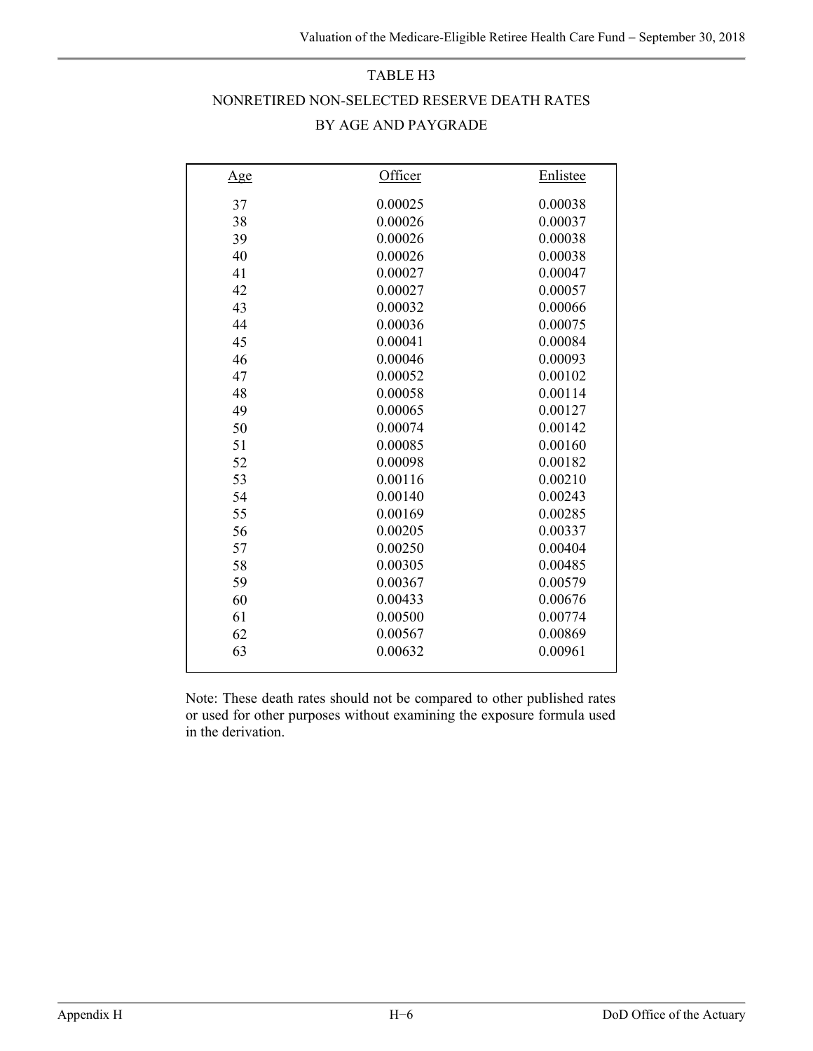# TABLE H3

## NONRETIRED NON-SELECTED RESERVE DEATH RATES BY AGE AND PAYGRADE

| Age | Officer | Enlistee |
|---|---|---|
| 37 | 0.00025 | 0.00038 |
| 38 | 0.00026 | 0.00037 |
| 39 | 0.00026 | 0.00038 |
| 40 | 0.00026 | 0.00038 |
| 41 | 0.00027 | 0.00047 |
| 42 | 0.00027 | 0.00057 |
| 43 | 0.00032 | 0.00066 |
| 44 | 0.00036 | 0.00075 |
| 45 | 0.00041 | 0.00084 |
| 46 | 0.00046 | 0.00093 |
| 47 | 0.00052 | 0.00102 |
| 48 | 0.00058 | 0.00114 |
| 49 | 0.00065 | 0.00127 |
| 50 | 0.00074 | 0.00142 |
| 51 | 0.00085 | 0.00160 |
| 52 | 0.00098 | 0.00182 |
| 53 | 0.00116 | 0.00210 |
| 54 | 0.00140 | 0.00243 |
| 55 | 0.00169 | 0.00285 |
| 56 | 0.00205 | 0.00337 |
| 57 | 0.00250 | 0.00404 |
| 58 | 0.00305 | 0.00485 |
| 59 | 0.00367 | 0.00579 |
| 60 | 0.00433 | 0.00676 |
| 61 | 0.00500 | 0.00774 |
| 62 | 0.00567 | 0.00869 |
| 63 | 0.00632 | 0.00961 |

Note: These death rates should not be compared to other published rates or used for other purposes without examining the exposure formula used in the derivation.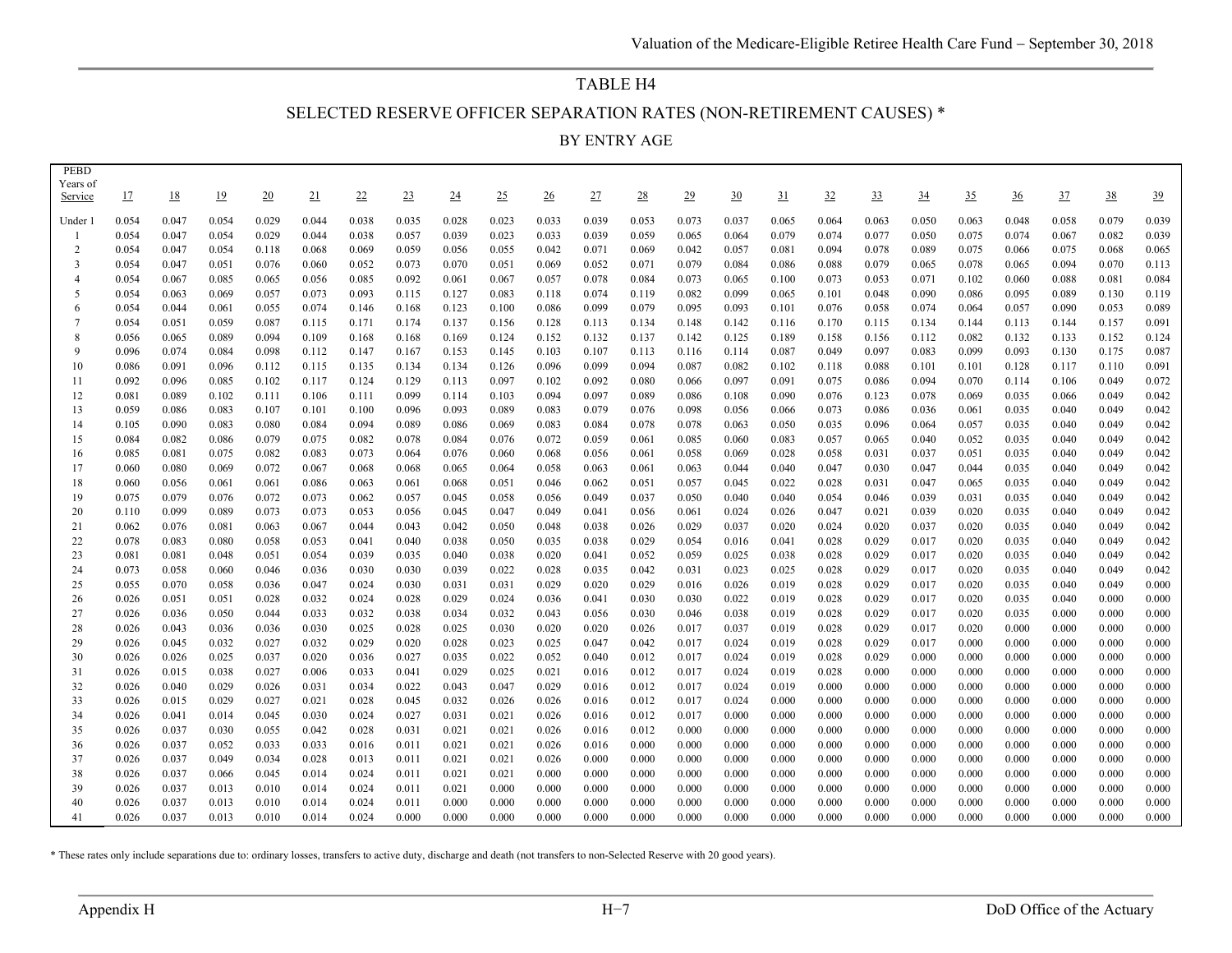# TABLE H4

## SELECTED RESERVE OFFICER SEPARATION RATES (NON-RETIREMENT CAUSES) *

### BY ENTRY AGE

| PEBD Years of Service | 17 | 18 | 19 | 20 | 21 | 22 | 23 | 24 | 25 | 26 | 27 | 28 | 29 | 30 | 31 | 32 | 33 | 34 | 35 | 36 | 37 | 38 | 39 |
|---|---|---|---|---|---|---|---|---|---|---|---|---|---|---|---|---|---|---|---|---|---|---|---|
| Under 1 | 0.054 | 0.047 | 0.054 | 0.029 | 0.044 | 0.038 | 0.035 | 0.028 | 0.023 | 0.033 | 0.039 | 0.053 | 0.073 | 0.037 | 0.065 | 0.064 | 0.063 | 0.050 | 0.063 | 0.048 | 0.058 | 0.079 | 0.039 |
| 1 | 0.054 | 0.047 | 0.054 | 0.029 | 0.044 | 0.038 | 0.057 | 0.039 | 0.023 | 0.033 | 0.039 | 0.059 | 0.065 | 0.064 | 0.079 | 0.074 | 0.077 | 0.050 | 0.075 | 0.074 | 0.067 | 0.082 | 0.039 |
| 2 | 0.054 | 0.047 | 0.054 | 0.118 | 0.068 | 0.069 | 0.059 | 0.056 | 0.055 | 0.042 | 0.071 | 0.069 | 0.042 | 0.057 | 0.081 | 0.094 | 0.078 | 0.089 | 0.075 | 0.066 | 0.075 | 0.068 | 0.065 |
| 3 | 0.054 | 0.047 | 0.051 | 0.076 | 0.060 | 0.052 | 0.073 | 0.070 | 0.051 | 0.069 | 0.052 | 0.071 | 0.079 | 0.084 | 0.086 | 0.088 | 0.079 | 0.065 | 0.078 | 0.065 | 0.094 | 0.070 | 0.113 |
| 4 | 0.054 | 0.067 | 0.085 | 0.065 | 0.056 | 0.085 | 0.092 | 0.061 | 0.067 | 0.057 | 0.078 | 0.084 | 0.073 | 0.065 | 0.100 | 0.073 | 0.053 | 0.071 | 0.102 | 0.060 | 0.088 | 0.081 | 0.084 |
| 5 | 0.054 | 0.063 | 0.069 | 0.057 | 0.073 | 0.093 | 0.115 | 0.127 | 0.083 | 0.118 | 0.074 | 0.119 | 0.082 | 0.099 | 0.065 | 0.101 | 0.048 | 0.090 | 0.086 | 0.095 | 0.089 | 0.130 | 0.119 |
| 6 | 0.054 | 0.044 | 0.061 | 0.055 | 0.074 | 0.146 | 0.168 | 0.123 | 0.100 | 0.086 | 0.099 | 0.079 | 0.095 | 0.093 | 0.101 | 0.076 | 0.058 | 0.074 | 0.064 | 0.057 | 0.090 | 0.053 | 0.089 |
| 7 | 0.054 | 0.051 | 0.059 | 0.087 | 0.115 | 0.171 | 0.174 | 0.137 | 0.156 | 0.128 | 0.113 | 0.134 | 0.148 | 0.142 | 0.116 | 0.170 | 0.115 | 0.134 | 0.144 | 0.113 | 0.144 | 0.157 | 0.091 |
| 8 | 0.056 | 0.065 | 0.089 | 0.094 | 0.109 | 0.168 | 0.168 | 0.169 | 0.124 | 0.152 | 0.132 | 0.137 | 0.142 | 0.125 | 0.189 | 0.158 | 0.156 | 0.112 | 0.082 | 0.132 | 0.133 | 0.152 | 0.124 |
| 9 | 0.096 | 0.074 | 0.084 | 0.098 | 0.112 | 0.147 | 0.167 | 0.153 | 0.145 | 0.103 | 0.107 | 0.113 | 0.116 | 0.114 | 0.087 | 0.049 | 0.097 | 0.083 | 0.099 | 0.093 | 0.130 | 0.175 | 0.087 |
| 10 | 0.086 | 0.091 | 0.096 | 0.112 | 0.115 | 0.135 | 0.134 | 0.134 | 0.126 | 0.096 | 0.099 | 0.094 | 0.087 | 0.082 | 0.102 | 0.118 | 0.088 | 0.101 | 0.101 | 0.128 | 0.117 | 0.110 | 0.091 |
| 11 | 0.092 | 0.096 | 0.085 | 0.102 | 0.117 | 0.124 | 0.129 | 0.113 | 0.097 | 0.102 | 0.092 | 0.080 | 0.066 | 0.097 | 0.091 | 0.075 | 0.086 | 0.094 | 0.070 | 0.114 | 0.106 | 0.049 | 0.072 |
| 12 | 0.081 | 0.089 | 0.102 | 0.111 | 0.106 | 0.111 | 0.099 | 0.114 | 0.103 | 0.094 | 0.097 | 0.089 | 0.086 | 0.108 | 0.090 | 0.076 | 0.123 | 0.078 | 0.069 | 0.035 | 0.066 | 0.049 | 0.042 |
| 13 | 0.059 | 0.086 | 0.083 | 0.107 | 0.101 | 0.100 | 0.096 | 0.093 | 0.089 | 0.083 | 0.079 | 0.076 | 0.098 | 0.056 | 0.066 | 0.073 | 0.086 | 0.036 | 0.061 | 0.035 | 0.040 | 0.049 | 0.042 |
| 14 | 0.105 | 0.090 | 0.083 | 0.080 | 0.084 | 0.094 | 0.089 | 0.086 | 0.069 | 0.083 | 0.084 | 0.078 | 0.078 | 0.063 | 0.050 | 0.035 | 0.096 | 0.064 | 0.057 | 0.035 | 0.040 | 0.049 | 0.042 |
| 15 | 0.084 | 0.082 | 0.086 | 0.079 | 0.075 | 0.082 | 0.078 | 0.084 | 0.076 | 0.072 | 0.059 | 0.061 | 0.085 | 0.060 | 0.083 | 0.057 | 0.065 | 0.040 | 0.052 | 0.035 | 0.040 | 0.049 | 0.042 |
| 16 | 0.085 | 0.081 | 0.075 | 0.082 | 0.083 | 0.073 | 0.064 | 0.076 | 0.060 | 0.068 | 0.056 | 0.061 | 0.058 | 0.069 | 0.028 | 0.058 | 0.031 | 0.037 | 0.051 | 0.035 | 0.040 | 0.049 | 0.042 |
| 17 | 0.060 | 0.080 | 0.069 | 0.072 | 0.067 | 0.068 | 0.068 | 0.065 | 0.064 | 0.058 | 0.063 | 0.061 | 0.063 | 0.044 | 0.040 | 0.047 | 0.030 | 0.047 | 0.044 | 0.035 | 0.040 | 0.049 | 0.042 |
| 18 | 0.060 | 0.056 | 0.061 | 0.061 | 0.086 | 0.063 | 0.061 | 0.068 | 0.051 | 0.046 | 0.062 | 0.051 | 0.057 | 0.045 | 0.022 | 0.028 | 0.031 | 0.047 | 0.065 | 0.035 | 0.040 | 0.049 | 0.042 |
| 19 | 0.075 | 0.079 | 0.076 | 0.072 | 0.073 | 0.062 | 0.057 | 0.045 | 0.058 | 0.056 | 0.049 | 0.037 | 0.050 | 0.040 | 0.040 | 0.054 | 0.046 | 0.039 | 0.031 | 0.035 | 0.040 | 0.049 | 0.042 |
| 20 | 0.110 | 0.099 | 0.089 | 0.073 | 0.073 | 0.053 | 0.056 | 0.045 | 0.047 | 0.049 | 0.041 | 0.056 | 0.061 | 0.024 | 0.026 | 0.047 | 0.021 | 0.039 | 0.020 | 0.035 | 0.040 | 0.049 | 0.042 |
| 21 | 0.062 | 0.076 | 0.081 | 0.063 | 0.067 | 0.044 | 0.043 | 0.042 | 0.050 | 0.048 | 0.038 | 0.026 | 0.029 | 0.037 | 0.020 | 0.024 | 0.020 | 0.037 | 0.020 | 0.035 | 0.040 | 0.049 | 0.042 |
| 22 | 0.078 | 0.083 | 0.080 | 0.058 | 0.053 | 0.041 | 0.040 | 0.038 | 0.050 | 0.035 | 0.038 | 0.029 | 0.054 | 0.016 | 0.041 | 0.028 | 0.029 | 0.017 | 0.020 | 0.035 | 0.040 | 0.049 | 0.042 |
| 23 | 0.081 | 0.081 | 0.048 | 0.051 | 0.054 | 0.039 | 0.035 | 0.040 | 0.038 | 0.020 | 0.041 | 0.052 | 0.059 | 0.025 | 0.038 | 0.028 | 0.029 | 0.017 | 0.020 | 0.035 | 0.040 | 0.049 | 0.042 |
| 24 | 0.073 | 0.058 | 0.060 | 0.046 | 0.036 | 0.030 | 0.030 | 0.039 | 0.022 | 0.028 | 0.035 | 0.042 | 0.031 | 0.023 | 0.025 | 0.028 | 0.029 | 0.017 | 0.020 | 0.035 | 0.040 | 0.049 | 0.042 |
| 25 | 0.055 | 0.070 | 0.058 | 0.036 | 0.047 | 0.024 | 0.030 | 0.031 | 0.031 | 0.029 | 0.020 | 0.029 | 0.016 | 0.026 | 0.019 | 0.028 | 0.029 | 0.017 | 0.020 | 0.035 | 0.040 | 0.049 | 0.000 |
| 26 | 0.026 | 0.051 | 0.051 | 0.028 | 0.032 | 0.024 | 0.028 | 0.029 | 0.024 | 0.036 | 0.041 | 0.030 | 0.030 | 0.022 | 0.019 | 0.028 | 0.029 | 0.017 | 0.020 | 0.035 | 0.040 | 0.000 | 0.000 |
| 27 | 0.026 | 0.036 | 0.050 | 0.044 | 0.033 | 0.032 | 0.038 | 0.034 | 0.032 | 0.043 | 0.056 | 0.030 | 0.046 | 0.038 | 0.019 | 0.028 | 0.029 | 0.017 | 0.020 | 0.035 | 0.000 | 0.000 | 0.000 |
| 28 | 0.026 | 0.043 | 0.036 | 0.036 | 0.030 | 0.025 | 0.028 | 0.025 | 0.030 | 0.020 | 0.020 | 0.026 | 0.017 | 0.037 | 0.019 | 0.028 | 0.029 | 0.017 | 0.020 | 0.000 | 0.000 | 0.000 | 0.000 |
| 29 | 0.026 | 0.045 | 0.032 | 0.027 | 0.032 | 0.029 | 0.020 | 0.028 | 0.023 | 0.025 | 0.047 | 0.042 | 0.017 | 0.024 | 0.019 | 0.028 | 0.029 | 0.017 | 0.000 | 0.000 | 0.000 | 0.000 | 0.000 |
| 30 | 0.026 | 0.026 | 0.025 | 0.037 | 0.020 | 0.036 | 0.027 | 0.035 | 0.022 | 0.052 | 0.040 | 0.012 | 0.017 | 0.024 | 0.019 | 0.028 | 0.029 | 0.000 | 0.000 | 0.000 | 0.000 | 0.000 | 0.000 |
| 31 | 0.026 | 0.015 | 0.038 | 0.027 | 0.006 | 0.033 | 0.041 | 0.029 | 0.025 | 0.021 | 0.016 | 0.012 | 0.017 | 0.024 | 0.019 | 0.028 | 0.000 | 0.000 | 0.000 | 0.000 | 0.000 | 0.000 | 0.000 |
| 32 | 0.026 | 0.040 | 0.029 | 0.026 | 0.031 | 0.034 | 0.022 | 0.043 | 0.047 | 0.029 | 0.016 | 0.012 | 0.017 | 0.024 | 0.019 | 0.000 | 0.000 | 0.000 | 0.000 | 0.000 | 0.000 | 0.000 | 0.000 |
| 33 | 0.026 | 0.015 | 0.029 | 0.027 | 0.021 | 0.028 | 0.045 | 0.032 | 0.026 | 0.026 | 0.016 | 0.012 | 0.017 | 0.024 | 0.000 | 0.000 | 0.000 | 0.000 | 0.000 | 0.000 | 0.000 | 0.000 | 0.000 |
| 34 | 0.026 | 0.041 | 0.014 | 0.045 | 0.030 | 0.024 | 0.027 | 0.031 | 0.021 | 0.026 | 0.016 | 0.012 | 0.017 | 0.000 | 0.000 | 0.000 | 0.000 | 0.000 | 0.000 | 0.000 | 0.000 | 0.000 | 0.000 |
| 35 | 0.026 | 0.037 | 0.030 | 0.055 | 0.042 | 0.028 | 0.031 | 0.021 | 0.021 | 0.026 | 0.016 | 0.012 | 0.000 | 0.000 | 0.000 | 0.000 | 0.000 | 0.000 | 0.000 | 0.000 | 0.000 | 0.000 | 0.000 |
| 36 | 0.026 | 0.037 | 0.052 | 0.033 | 0.033 | 0.016 | 0.011 | 0.021 | 0.021 | 0.026 | 0.016 | 0.000 | 0.000 | 0.000 | 0.000 | 0.000 | 0.000 | 0.000 | 0.000 | 0.000 | 0.000 | 0.000 | 0.000 |
| 37 | 0.026 | 0.037 | 0.049 | 0.034 | 0.028 | 0.013 | 0.011 | 0.021 | 0.021 | 0.026 | 0.000 | 0.000 | 0.000 | 0.000 | 0.000 | 0.000 | 0.000 | 0.000 | 0.000 | 0.000 | 0.000 | 0.000 | 0.000 |
| 38 | 0.026 | 0.037 | 0.066 | 0.045 | 0.014 | 0.024 | 0.011 | 0.021 | 0.021 | 0.000 | 0.000 | 0.000 | 0.000 | 0.000 | 0.000 | 0.000 | 0.000 | 0.000 | 0.000 | 0.000 | 0.000 | 0.000 | 0.000 |
| 39 | 0.026 | 0.037 | 0.013 | 0.010 | 0.014 | 0.024 | 0.011 | 0.021 | 0.000 | 0.000 | 0.000 | 0.000 | 0.000 | 0.000 | 0.000 | 0.000 | 0.000 | 0.000 | 0.000 | 0.000 | 0.000 | 0.000 | 0.000 |
| 40 | 0.026 | 0.037 | 0.013 | 0.010 | 0.014 | 0.024 | 0.011 | 0.000 | 0.000 | 0.000 | 0.000 | 0.000 | 0.000 | 0.000 | 0.000 | 0.000 | 0.000 | 0.000 | 0.000 | 0.000 | 0.000 | 0.000 | 0.000 |
| 41 | 0.026 | 0.037 | 0.013 | 0.010 | 0.014 | 0.024 | 0.000 | 0.000 | 0.000 | 0.000 | 0.000 | 0.000 | 0.000 | 0.000 | 0.000 | 0.000 | 0.000 | 0.000 | 0.000 | 0.000 | 0.000 | 0.000 | 0.000 |

* These rates only include separations due to: ordinary losses, transfers to active duty, discharge and death (not transfers to non-Selected Reserve with 20 good years).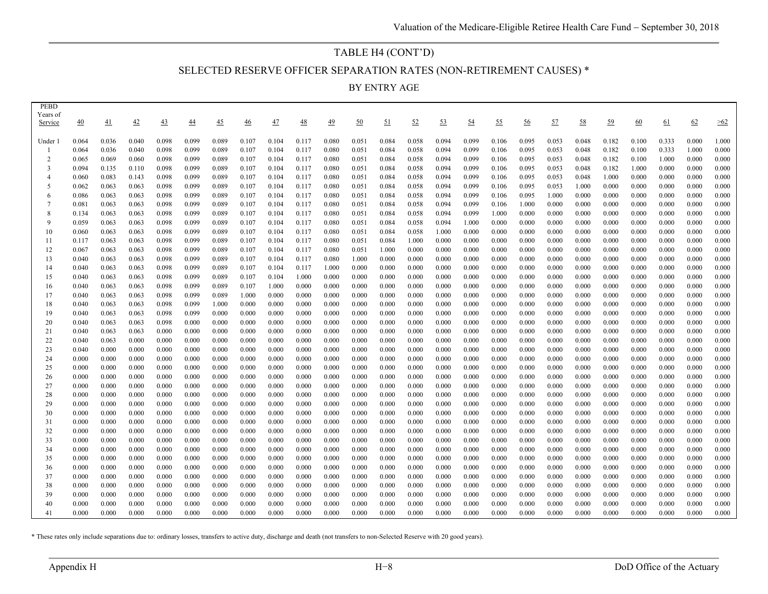## TABLE H4 (CONT'D)

## SELECTED RESERVE OFFICER SEPARATION RATES (NON-RETIREMENT CAUSES) *

### BY ENTRY AGE

| PEBD Years of Service | 40 | 41 | 42 | 43 | 44 | 45 | 46 | 47 | 48 | 49 | 50 | 51 | 52 | 53 | 54 | 55 | 56 | 57 | 58 | 59 | 60 | 61 | 62 | >62 |
|---|---|---|---|---|---|---|---|---|---|---|---|---|---|---|---|---|---|---|---|---|---|---|---|---|
| Under 1 | 0.064 | 0.036 | 0.040 | 0.098 | 0.099 | 0.089 | 0.107 | 0.104 | 0.117 | 0.080 | 0.051 | 0.084 | 0.058 | 0.094 | 0.099 | 0.106 | 0.095 | 0.053 | 0.048 | 0.182 | 0.100 | 0.333 | 0.000 | 1.000 |
| 1 | 0.064 | 0.036 | 0.040 | 0.098 | 0.099 | 0.089 | 0.107 | 0.104 | 0.117 | 0.080 | 0.051 | 0.084 | 0.058 | 0.094 | 0.099 | 0.106 | 0.095 | 0.053 | 0.048 | 0.182 | 0.100 | 0.333 | 1.000 | 0.000 |
| 2 | 0.065 | 0.069 | 0.060 | 0.098 | 0.099 | 0.089 | 0.107 | 0.104 | 0.117 | 0.080 | 0.051 | 0.084 | 0.058 | 0.094 | 0.099 | 0.106 | 0.095 | 0.053 | 0.048 | 0.182 | 0.100 | 1.000 | 0.000 | 0.000 |
| 3 | 0.094 | 0.135 | 0.110 | 0.098 | 0.099 | 0.089 | 0.107 | 0.104 | 0.117 | 0.080 | 0.051 | 0.084 | 0.058 | 0.094 | 0.099 | 0.106 | 0.095 | 0.053 | 0.048 | 0.182 | 1.000 | 0.000 | 0.000 | 0.000 |
| 4 | 0.060 | 0.083 | 0.143 | 0.098 | 0.099 | 0.089 | 0.107 | 0.104 | 0.117 | 0.080 | 0.051 | 0.084 | 0.058 | 0.094 | 0.099 | 0.106 | 0.095 | 0.053 | 0.048 | 1.000 | 0.000 | 0.000 | 0.000 | 0.000 |
| 5 | 0.062 | 0.063 | 0.063 | 0.098 | 0.099 | 0.089 | 0.107 | 0.104 | 0.117 | 0.080 | 0.051 | 0.084 | 0.058 | 0.094 | 0.099 | 0.106 | 0.095 | 0.053 | 1.000 | 0.000 | 0.000 | 0.000 | 0.000 | 0.000 |
| 6 | 0.086 | 0.063 | 0.063 | 0.098 | 0.099 | 0.089 | 0.107 | 0.104 | 0.117 | 0.080 | 0.051 | 0.084 | 0.058 | 0.094 | 0.099 | 0.106 | 0.095 | 1.000 | 0.000 | 0.000 | 0.000 | 0.000 | 0.000 | 0.000 |
| 7 | 0.081 | 0.063 | 0.063 | 0.098 | 0.099 | 0.089 | 0.107 | 0.104 | 0.117 | 0.080 | 0.051 | 0.084 | 0.058 | 0.094 | 0.099 | 0.106 | 1.000 | 0.000 | 0.000 | 0.000 | 0.000 | 0.000 | 0.000 | 0.000 |
| 8 | 0.134 | 0.063 | 0.063 | 0.098 | 0.099 | 0.089 | 0.107 | 0.104 | 0.117 | 0.080 | 0.051 | 0.084 | 0.058 | 0.094 | 0.099 | 1.000 | 0.000 | 0.000 | 0.000 | 0.000 | 0.000 | 0.000 | 0.000 | 0.000 |
| 9 | 0.059 | 0.063 | 0.063 | 0.098 | 0.099 | 0.089 | 0.107 | 0.104 | 0.117 | 0.080 | 0.051 | 0.084 | 0.058 | 0.094 | 1.000 | 0.000 | 0.000 | 0.000 | 0.000 | 0.000 | 0.000 | 0.000 | 0.000 | 0.000 |
| 10 | 0.060 | 0.063 | 0.063 | 0.098 | 0.099 | 0.089 | 0.107 | 0.104 | 0.117 | 0.080 | 0.051 | 0.084 | 0.058 | 1.000 | 0.000 | 0.000 | 0.000 | 0.000 | 0.000 | 0.000 | 0.000 | 0.000 | 0.000 | 0.000 |
| 11 | 0.117 | 0.063 | 0.063 | 0.098 | 0.099 | 0.089 | 0.107 | 0.104 | 0.117 | 0.080 | 0.051 | 0.084 | 1.000 | 0.000 | 0.000 | 0.000 | 0.000 | 0.000 | 0.000 | 0.000 | 0.000 | 0.000 | 0.000 | 0.000 |
| 12 | 0.067 | 0.063 | 0.063 | 0.098 | 0.099 | 0.089 | 0.107 | 0.104 | 0.117 | 0.080 | 0.051 | 1.000 | 0.000 | 0.000 | 0.000 | 0.000 | 0.000 | 0.000 | 0.000 | 0.000 | 0.000 | 0.000 | 0.000 | 0.000 |
| 13 | 0.040 | 0.063 | 0.063 | 0.098 | 0.099 | 0.089 | 0.107 | 0.104 | 0.117 | 0.080 | 1.000 | 0.000 | 0.000 | 0.000 | 0.000 | 0.000 | 0.000 | 0.000 | 0.000 | 0.000 | 0.000 | 0.000 | 0.000 | 0.000 |
| 14 | 0.040 | 0.063 | 0.063 | 0.098 | 0.099 | 0.089 | 0.107 | 0.104 | 0.117 | 1.000 | 0.000 | 0.000 | 0.000 | 0.000 | 0.000 | 0.000 | 0.000 | 0.000 | 0.000 | 0.000 | 0.000 | 0.000 | 0.000 | 0.000 |
| 15 | 0.040 | 0.063 | 0.063 | 0.098 | 0.099 | 0.089 | 0.107 | 0.104 | 1.000 | 0.000 | 0.000 | 0.000 | 0.000 | 0.000 | 0.000 | 0.000 | 0.000 | 0.000 | 0.000 | 0.000 | 0.000 | 0.000 | 0.000 | 0.000 |
| 16 | 0.040 | 0.063 | 0.063 | 0.098 | 0.099 | 0.089 | 0.107 | 1.000 | 0.000 | 0.000 | 0.000 | 0.000 | 0.000 | 0.000 | 0.000 | 0.000 | 0.000 | 0.000 | 0.000 | 0.000 | 0.000 | 0.000 | 0.000 | 0.000 |
| 17 | 0.040 | 0.063 | 0.063 | 0.098 | 0.099 | 0.089 | 1.000 | 0.000 | 0.000 | 0.000 | 0.000 | 0.000 | 0.000 | 0.000 | 0.000 | 0.000 | 0.000 | 0.000 | 0.000 | 0.000 | 0.000 | 0.000 | 0.000 | 0.000 |
| 18 | 0.040 | 0.063 | 0.063 | 0.098 | 0.099 | 1.000 | 0.000 | 0.000 | 0.000 | 0.000 | 0.000 | 0.000 | 0.000 | 0.000 | 0.000 | 0.000 | 0.000 | 0.000 | 0.000 | 0.000 | 0.000 | 0.000 | 0.000 | 0.000 |
| 19 | 0.040 | 0.063 | 0.063 | 0.098 | 0.099 | 0.000 | 0.000 | 0.000 | 0.000 | 0.000 | 0.000 | 0.000 | 0.000 | 0.000 | 0.000 | 0.000 | 0.000 | 0.000 | 0.000 | 0.000 | 0.000 | 0.000 | 0.000 | 0.000 |
| 20 | 0.040 | 0.063 | 0.063 | 0.098 | 0.000 | 0.000 | 0.000 | 0.000 | 0.000 | 0.000 | 0.000 | 0.000 | 0.000 | 0.000 | 0.000 | 0.000 | 0.000 | 0.000 | 0.000 | 0.000 | 0.000 | 0.000 | 0.000 | 0.000 |
| 21 | 0.040 | 0.063 | 0.063 | 0.000 | 0.000 | 0.000 | 0.000 | 0.000 | 0.000 | 0.000 | 0.000 | 0.000 | 0.000 | 0.000 | 0.000 | 0.000 | 0.000 | 0.000 | 0.000 | 0.000 | 0.000 | 0.000 | 0.000 | 0.000 |
| 22 | 0.040 | 0.063 | 0.000 | 0.000 | 0.000 | 0.000 | 0.000 | 0.000 | 0.000 | 0.000 | 0.000 | 0.000 | 0.000 | 0.000 | 0.000 | 0.000 | 0.000 | 0.000 | 0.000 | 0.000 | 0.000 | 0.000 | 0.000 | 0.000 |
| 23 | 0.040 | 0.000 | 0.000 | 0.000 | 0.000 | 0.000 | 0.000 | 0.000 | 0.000 | 0.000 | 0.000 | 0.000 | 0.000 | 0.000 | 0.000 | 0.000 | 0.000 | 0.000 | 0.000 | 0.000 | 0.000 | 0.000 | 0.000 | 0.000 |
| 24 | 0.000 | 0.000 | 0.000 | 0.000 | 0.000 | 0.000 | 0.000 | 0.000 | 0.000 | 0.000 | 0.000 | 0.000 | 0.000 | 0.000 | 0.000 | 0.000 | 0.000 | 0.000 | 0.000 | 0.000 | 0.000 | 0.000 | 0.000 | 0.000 |
| 25 | 0.000 | 0.000 | 0.000 | 0.000 | 0.000 | 0.000 | 0.000 | 0.000 | 0.000 | 0.000 | 0.000 | 0.000 | 0.000 | 0.000 | 0.000 | 0.000 | 0.000 | 0.000 | 0.000 | 0.000 | 0.000 | 0.000 | 0.000 | 0.000 |
| 26 | 0.000 | 0.000 | 0.000 | 0.000 | 0.000 | 0.000 | 0.000 | 0.000 | 0.000 | 0.000 | 0.000 | 0.000 | 0.000 | 0.000 | 0.000 | 0.000 | 0.000 | 0.000 | 0.000 | 0.000 | 0.000 | 0.000 | 0.000 | 0.000 |
| 27 | 0.000 | 0.000 | 0.000 | 0.000 | 0.000 | 0.000 | 0.000 | 0.000 | 0.000 | 0.000 | 0.000 | 0.000 | 0.000 | 0.000 | 0.000 | 0.000 | 0.000 | 0.000 | 0.000 | 0.000 | 0.000 | 0.000 | 0.000 | 0.000 |
| 28 | 0.000 | 0.000 | 0.000 | 0.000 | 0.000 | 0.000 | 0.000 | 0.000 | 0.000 | 0.000 | 0.000 | 0.000 | 0.000 | 0.000 | 0.000 | 0.000 | 0.000 | 0.000 | 0.000 | 0.000 | 0.000 | 0.000 | 0.000 | 0.000 |
| 29 | 0.000 | 0.000 | 0.000 | 0.000 | 0.000 | 0.000 | 0.000 | 0.000 | 0.000 | 0.000 | 0.000 | 0.000 | 0.000 | 0.000 | 0.000 | 0.000 | 0.000 | 0.000 | 0.000 | 0.000 | 0.000 | 0.000 | 0.000 | 0.000 |
| 30 | 0.000 | 0.000 | 0.000 | 0.000 | 0.000 | 0.000 | 0.000 | 0.000 | 0.000 | 0.000 | 0.000 | 0.000 | 0.000 | 0.000 | 0.000 | 0.000 | 0.000 | 0.000 | 0.000 | 0.000 | 0.000 | 0.000 | 0.000 | 0.000 |
| 31 | 0.000 | 0.000 | 0.000 | 0.000 | 0.000 | 0.000 | 0.000 | 0.000 | 0.000 | 0.000 | 0.000 | 0.000 | 0.000 | 0.000 | 0.000 | 0.000 | 0.000 | 0.000 | 0.000 | 0.000 | 0.000 | 0.000 | 0.000 | 0.000 |
| 32 | 0.000 | 0.000 | 0.000 | 0.000 | 0.000 | 0.000 | 0.000 | 0.000 | 0.000 | 0.000 | 0.000 | 0.000 | 0.000 | 0.000 | 0.000 | 0.000 | 0.000 | 0.000 | 0.000 | 0.000 | 0.000 | 0.000 | 0.000 | 0.000 |
| 33 | 0.000 | 0.000 | 0.000 | 0.000 | 0.000 | 0.000 | 0.000 | 0.000 | 0.000 | 0.000 | 0.000 | 0.000 | 0.000 | 0.000 | 0.000 | 0.000 | 0.000 | 0.000 | 0.000 | 0.000 | 0.000 | 0.000 | 0.000 | 0.000 |
| 34 | 0.000 | 0.000 | 0.000 | 0.000 | 0.000 | 0.000 | 0.000 | 0.000 | 0.000 | 0.000 | 0.000 | 0.000 | 0.000 | 0.000 | 0.000 | 0.000 | 0.000 | 0.000 | 0.000 | 0.000 | 0.000 | 0.000 | 0.000 | 0.000 |
| 35 | 0.000 | 0.000 | 0.000 | 0.000 | 0.000 | 0.000 | 0.000 | 0.000 | 0.000 | 0.000 | 0.000 | 0.000 | 0.000 | 0.000 | 0.000 | 0.000 | 0.000 | 0.000 | 0.000 | 0.000 | 0.000 | 0.000 | 0.000 | 0.000 |
| 36 | 0.000 | 0.000 | 0.000 | 0.000 | 0.000 | 0.000 | 0.000 | 0.000 | 0.000 | 0.000 | 0.000 | 0.000 | 0.000 | 0.000 | 0.000 | 0.000 | 0.000 | 0.000 | 0.000 | 0.000 | 0.000 | 0.000 | 0.000 | 0.000 |
| 37 | 0.000 | 0.000 | 0.000 | 0.000 | 0.000 | 0.000 | 0.000 | 0.000 | 0.000 | 0.000 | 0.000 | 0.000 | 0.000 | 0.000 | 0.000 | 0.000 | 0.000 | 0.000 | 0.000 | 0.000 | 0.000 | 0.000 | 0.000 | 0.000 |
| 38 | 0.000 | 0.000 | 0.000 | 0.000 | 0.000 | 0.000 | 0.000 | 0.000 | 0.000 | 0.000 | 0.000 | 0.000 | 0.000 | 0.000 | 0.000 | 0.000 | 0.000 | 0.000 | 0.000 | 0.000 | 0.000 | 0.000 | 0.000 | 0.000 |
| 39 | 0.000 | 0.000 | 0.000 | 0.000 | 0.000 | 0.000 | 0.000 | 0.000 | 0.000 | 0.000 | 0.000 | 0.000 | 0.000 | 0.000 | 0.000 | 0.000 | 0.000 | 0.000 | 0.000 | 0.000 | 0.000 | 0.000 | 0.000 | 0.000 |
| 40 | 0.000 | 0.000 | 0.000 | 0.000 | 0.000 | 0.000 | 0.000 | 0.000 | 0.000 | 0.000 | 0.000 | 0.000 | 0.000 | 0.000 | 0.000 | 0.000 | 0.000 | 0.000 | 0.000 | 0.000 | 0.000 | 0.000 | 0.000 | 0.000 |
| 41 | 0.000 | 0.000 | 0.000 | 0.000 | 0.000 | 0.000 | 0.000 | 0.000 | 0.000 | 0.000 | 0.000 | 0.000 | 0.000 | 0.000 | 0.000 | 0.000 | 0.000 | 0.000 | 0.000 | 0.000 | 0.000 | 0.000 | 0.000 | 0.000 |

* These rates only include separations due to: ordinary losses, transfers to active duty, discharge and death (not transfers to non-Selected Reserve with 20 good years).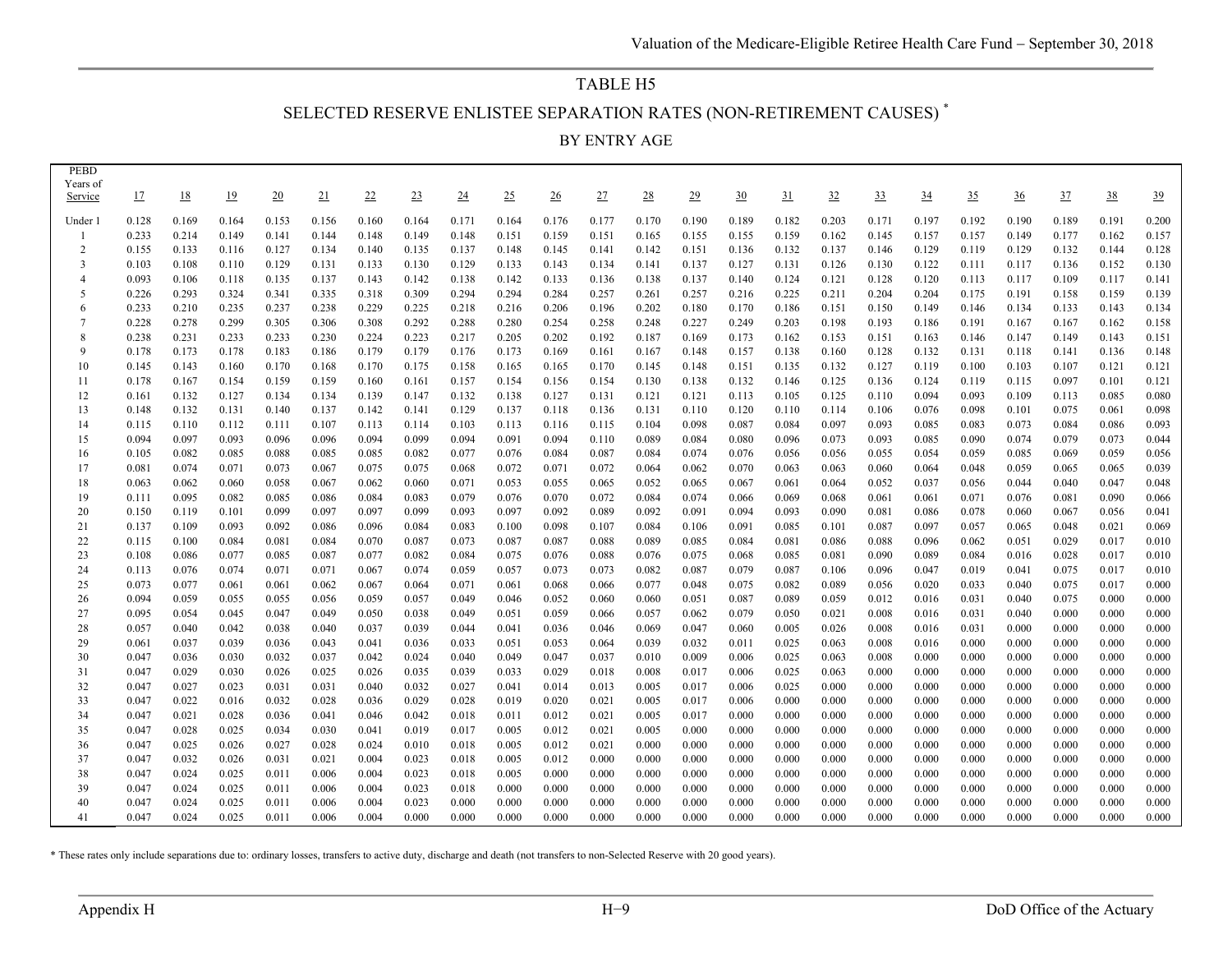# TABLE H5

## SELECTED RESERVE ENLISTEE SEPARATION RATES (NON-RETIREMENT CAUSES) *

### BY ENTRY AGE

| PEBD Years of Service | 17 | 18 | 19 | 20 | 21 | 22 | 23 | 24 | 25 | 26 | 27 | 28 | 29 | 30 | 31 | 32 | 33 | 34 | 35 | 36 | 37 | 38 | 39 |
|---|---|---|---|---|---|---|---|---|---|---|---|---|---|---|---|---|---|---|---|---|---|---|---|
| Under 1 | 0.128 | 0.169 | 0.164 | 0.153 | 0.156 | 0.160 | 0.164 | 0.171 | 0.164 | 0.176 | 0.177 | 0.170 | 0.190 | 0.189 | 0.182 | 0.203 | 0.171 | 0.197 | 0.192 | 0.190 | 0.189 | 0.191 | 0.200 |
| 1 | 0.233 | 0.214 | 0.149 | 0.141 | 0.144 | 0.148 | 0.149 | 0.148 | 0.151 | 0.159 | 0.151 | 0.165 | 0.155 | 0.155 | 0.159 | 0.162 | 0.145 | 0.157 | 0.157 | 0.149 | 0.177 | 0.162 | 0.157 |
| 2 | 0.155 | 0.133 | 0.116 | 0.127 | 0.134 | 0.140 | 0.135 | 0.137 | 0.148 | 0.145 | 0.141 | 0.142 | 0.151 | 0.136 | 0.132 | 0.137 | 0.146 | 0.129 | 0.119 | 0.129 | 0.132 | 0.144 | 0.128 |
| 3 | 0.103 | 0.108 | 0.110 | 0.129 | 0.131 | 0.133 | 0.130 | 0.129 | 0.133 | 0.143 | 0.134 | 0.141 | 0.137 | 0.127 | 0.131 | 0.126 | 0.130 | 0.122 | 0.111 | 0.117 | 0.136 | 0.152 | 0.130 |
| 4 | 0.093 | 0.106 | 0.118 | 0.135 | 0.137 | 0.143 | 0.142 | 0.138 | 0.142 | 0.133 | 0.136 | 0.138 | 0.137 | 0.140 | 0.124 | 0.121 | 0.128 | 0.120 | 0.113 | 0.117 | 0.109 | 0.117 | 0.141 |
| 5 | 0.226 | 0.293 | 0.324 | 0.341 | 0.335 | 0.318 | 0.309 | 0.294 | 0.294 | 0.284 | 0.257 | 0.261 | 0.257 | 0.216 | 0.225 | 0.211 | 0.204 | 0.204 | 0.175 | 0.191 | 0.158 | 0.159 | 0.139 |
| 6 | 0.233 | 0.210 | 0.235 | 0.237 | 0.238 | 0.229 | 0.225 | 0.218 | 0.216 | 0.206 | 0.196 | 0.202 | 0.180 | 0.170 | 0.186 | 0.151 | 0.150 | 0.149 | 0.146 | 0.134 | 0.133 | 0.143 | 0.134 |
| 7 | 0.228 | 0.278 | 0.299 | 0.305 | 0.306 | 0.308 | 0.292 | 0.288 | 0.280 | 0.254 | 0.258 | 0.248 | 0.227 | 0.249 | 0.203 | 0.198 | 0.193 | 0.186 | 0.191 | 0.167 | 0.167 | 0.162 | 0.158 |
| 8 | 0.238 | 0.231 | 0.233 | 0.233 | 0.230 | 0.224 | 0.223 | 0.217 | 0.205 | 0.202 | 0.192 | 0.187 | 0.169 | 0.173 | 0.162 | 0.153 | 0.151 | 0.163 | 0.146 | 0.147 | 0.149 | 0.143 | 0.151 |
| 9 | 0.178 | 0.173 | 0.178 | 0.183 | 0.186 | 0.179 | 0.179 | 0.176 | 0.173 | 0.169 | 0.161 | 0.167 | 0.148 | 0.157 | 0.138 | 0.160 | 0.128 | 0.132 | 0.131 | 0.118 | 0.141 | 0.136 | 0.148 |
| 10 | 0.145 | 0.143 | 0.160 | 0.170 | 0.168 | 0.170 | 0.175 | 0.158 | 0.165 | 0.165 | 0.170 | 0.145 | 0.148 | 0.151 | 0.135 | 0.132 | 0.127 | 0.119 | 0.100 | 0.103 | 0.107 | 0.121 | 0.121 |
| 11 | 0.178 | 0.167 | 0.154 | 0.159 | 0.159 | 0.160 | 0.161 | 0.157 | 0.154 | 0.156 | 0.154 | 0.130 | 0.138 | 0.132 | 0.146 | 0.125 | 0.136 | 0.124 | 0.119 | 0.115 | 0.097 | 0.101 | 0.121 |
| 12 | 0.161 | 0.132 | 0.127 | 0.134 | 0.134 | 0.139 | 0.147 | 0.132 | 0.138 | 0.127 | 0.131 | 0.121 | 0.121 | 0.113 | 0.105 | 0.125 | 0.110 | 0.094 | 0.093 | 0.109 | 0.113 | 0.085 | 0.080 |
| 13 | 0.148 | 0.132 | 0.131 | 0.140 | 0.137 | 0.142 | 0.141 | 0.129 | 0.137 | 0.118 | 0.136 | 0.131 | 0.110 | 0.120 | 0.110 | 0.114 | 0.106 | 0.076 | 0.098 | 0.101 | 0.075 | 0.061 | 0.098 |
| 14 | 0.115 | 0.110 | 0.112 | 0.111 | 0.107 | 0.113 | 0.114 | 0.103 | 0.113 | 0.116 | 0.115 | 0.104 | 0.098 | 0.087 | 0.084 | 0.097 | 0.093 | 0.085 | 0.083 | 0.073 | 0.084 | 0.086 | 0.093 |
| 15 | 0.094 | 0.097 | 0.093 | 0.096 | 0.096 | 0.094 | 0.099 | 0.094 | 0.091 | 0.094 | 0.110 | 0.089 | 0.084 | 0.080 | 0.096 | 0.073 | 0.093 | 0.085 | 0.090 | 0.074 | 0.079 | 0.073 | 0.044 |
| 16 | 0.105 | 0.082 | 0.085 | 0.088 | 0.085 | 0.085 | 0.082 | 0.077 | 0.076 | 0.084 | 0.087 | 0.084 | 0.074 | 0.076 | 0.056 | 0.056 | 0.055 | 0.054 | 0.059 | 0.085 | 0.069 | 0.059 | 0.056 |
| 17 | 0.081 | 0.074 | 0.071 | 0.073 | 0.067 | 0.075 | 0.075 | 0.068 | 0.072 | 0.071 | 0.072 | 0.064 | 0.062 | 0.070 | 0.063 | 0.063 | 0.060 | 0.064 | 0.048 | 0.059 | 0.065 | 0.065 | 0.039 |
| 18 | 0.063 | 0.062 | 0.060 | 0.058 | 0.067 | 0.062 | 0.060 | 0.071 | 0.053 | 0.055 | 0.065 | 0.052 | 0.065 | 0.067 | 0.061 | 0.064 | 0.052 | 0.037 | 0.056 | 0.044 | 0.040 | 0.047 | 0.048 |
| 19 | 0.111 | 0.095 | 0.082 | 0.085 | 0.086 | 0.084 | 0.083 | 0.079 | 0.076 | 0.070 | 0.072 | 0.084 | 0.074 | 0.066 | 0.069 | 0.068 | 0.061 | 0.061 | 0.071 | 0.076 | 0.081 | 0.090 | 0.066 |
| 20 | 0.150 | 0.119 | 0.101 | 0.099 | 0.097 | 0.097 | 0.099 | 0.093 | 0.097 | 0.092 | 0.089 | 0.092 | 0.091 | 0.094 | 0.093 | 0.090 | 0.081 | 0.086 | 0.078 | 0.060 | 0.067 | 0.056 | 0.041 |
| 21 | 0.137 | 0.109 | 0.093 | 0.092 | 0.086 | 0.096 | 0.084 | 0.083 | 0.100 | 0.098 | 0.107 | 0.084 | 0.106 | 0.091 | 0.085 | 0.101 | 0.087 | 0.097 | 0.057 | 0.065 | 0.048 | 0.021 | 0.069 |
| 22 | 0.115 | 0.100 | 0.084 | 0.081 | 0.084 | 0.070 | 0.087 | 0.073 | 0.087 | 0.087 | 0.088 | 0.089 | 0.085 | 0.084 | 0.081 | 0.086 | 0.088 | 0.096 | 0.062 | 0.051 | 0.029 | 0.017 | 0.010 |
| 23 | 0.108 | 0.086 | 0.077 | 0.085 | 0.087 | 0.077 | 0.082 | 0.084 | 0.075 | 0.076 | 0.088 | 0.076 | 0.075 | 0.068 | 0.085 | 0.081 | 0.090 | 0.089 | 0.084 | 0.016 | 0.028 | 0.017 | 0.010 |
| 24 | 0.113 | 0.076 | 0.074 | 0.071 | 0.071 | 0.067 | 0.074 | 0.059 | 0.057 | 0.073 | 0.073 | 0.082 | 0.087 | 0.079 | 0.087 | 0.106 | 0.096 | 0.047 | 0.019 | 0.041 | 0.075 | 0.017 | 0.010 |
| 25 | 0.073 | 0.077 | 0.061 | 0.061 | 0.062 | 0.067 | 0.064 | 0.071 | 0.061 | 0.068 | 0.066 | 0.077 | 0.048 | 0.075 | 0.082 | 0.089 | 0.056 | 0.020 | 0.033 | 0.040 | 0.075 | 0.017 | 0.000 |
| 26 | 0.094 | 0.059 | 0.055 | 0.055 | 0.056 | 0.059 | 0.057 | 0.049 | 0.046 | 0.052 | 0.060 | 0.060 | 0.051 | 0.087 | 0.089 | 0.059 | 0.012 | 0.016 | 0.031 | 0.040 | 0.075 | 0.000 | 0.000 |
| 27 | 0.095 | 0.054 | 0.045 | 0.047 | 0.049 | 0.050 | 0.038 | 0.049 | 0.051 | 0.059 | 0.066 | 0.057 | 0.062 | 0.079 | 0.050 | 0.021 | 0.008 | 0.016 | 0.031 | 0.040 | 0.000 | 0.000 | 0.000 |
| 28 | 0.057 | 0.040 | 0.042 | 0.038 | 0.040 | 0.037 | 0.039 | 0.044 | 0.041 | 0.036 | 0.046 | 0.069 | 0.047 | 0.060 | 0.005 | 0.026 | 0.008 | 0.016 | 0.031 | 0.000 | 0.000 | 0.000 | 0.000 |
| 29 | 0.061 | 0.037 | 0.039 | 0.036 | 0.043 | 0.041 | 0.036 | 0.033 | 0.051 | 0.053 | 0.064 | 0.039 | 0.032 | 0.011 | 0.025 | 0.063 | 0.008 | 0.016 | 0.000 | 0.000 | 0.000 | 0.000 | 0.000 |
| 30 | 0.047 | 0.036 | 0.030 | 0.032 | 0.037 | 0.042 | 0.024 | 0.040 | 0.049 | 0.047 | 0.037 | 0.010 | 0.009 | 0.006 | 0.025 | 0.063 | 0.008 | 0.000 | 0.000 | 0.000 | 0.000 | 0.000 | 0.000 |
| 31 | 0.047 | 0.029 | 0.030 | 0.026 | 0.025 | 0.026 | 0.035 | 0.039 | 0.033 | 0.029 | 0.018 | 0.008 | 0.017 | 0.006 | 0.025 | 0.063 | 0.000 | 0.000 | 0.000 | 0.000 | 0.000 | 0.000 | 0.000 |
| 32 | 0.047 | 0.027 | 0.023 | 0.031 | 0.031 | 0.040 | 0.032 | 0.027 | 0.041 | 0.014 | 0.013 | 0.005 | 0.017 | 0.006 | 0.025 | 0.000 | 0.000 | 0.000 | 0.000 | 0.000 | 0.000 | 0.000 | 0.000 |
| 33 | 0.047 | 0.022 | 0.016 | 0.032 | 0.028 | 0.036 | 0.029 | 0.028 | 0.019 | 0.020 | 0.021 | 0.005 | 0.017 | 0.006 | 0.000 | 0.000 | 0.000 | 0.000 | 0.000 | 0.000 | 0.000 | 0.000 | 0.000 |
| 34 | 0.047 | 0.021 | 0.028 | 0.036 | 0.041 | 0.046 | 0.042 | 0.018 | 0.011 | 0.012 | 0.021 | 0.005 | 0.017 | 0.000 | 0.000 | 0.000 | 0.000 | 0.000 | 0.000 | 0.000 | 0.000 | 0.000 | 0.000 |
| 35 | 0.047 | 0.028 | 0.025 | 0.034 | 0.030 | 0.041 | 0.019 | 0.017 | 0.005 | 0.012 | 0.021 | 0.005 | 0.000 | 0.000 | 0.000 | 0.000 | 0.000 | 0.000 | 0.000 | 0.000 | 0.000 | 0.000 | 0.000 |
| 36 | 0.047 | 0.025 | 0.026 | 0.027 | 0.028 | 0.024 | 0.010 | 0.018 | 0.005 | 0.012 | 0.021 | 0.000 | 0.000 | 0.000 | 0.000 | 0.000 | 0.000 | 0.000 | 0.000 | 0.000 | 0.000 | 0.000 | 0.000 |
| 37 | 0.047 | 0.032 | 0.026 | 0.031 | 0.021 | 0.004 | 0.023 | 0.018 | 0.005 | 0.012 | 0.000 | 0.000 | 0.000 | 0.000 | 0.000 | 0.000 | 0.000 | 0.000 | 0.000 | 0.000 | 0.000 | 0.000 | 0.000 |
| 38 | 0.047 | 0.024 | 0.025 | 0.011 | 0.006 | 0.004 | 0.023 | 0.018 | 0.005 | 0.000 | 0.000 | 0.000 | 0.000 | 0.000 | 0.000 | 0.000 | 0.000 | 0.000 | 0.000 | 0.000 | 0.000 | 0.000 | 0.000 |
| 39 | 0.047 | 0.024 | 0.025 | 0.011 | 0.006 | 0.004 | 0.023 | 0.018 | 0.000 | 0.000 | 0.000 | 0.000 | 0.000 | 0.000 | 0.000 | 0.000 | 0.000 | 0.000 | 0.000 | 0.000 | 0.000 | 0.000 | 0.000 |
| 40 | 0.047 | 0.024 | 0.025 | 0.011 | 0.006 | 0.004 | 0.023 | 0.000 | 0.000 | 0.000 | 0.000 | 0.000 | 0.000 | 0.000 | 0.000 | 0.000 | 0.000 | 0.000 | 0.000 | 0.000 | 0.000 | 0.000 | 0.000 |
| 41 | 0.047 | 0.024 | 0.025 | 0.011 | 0.006 | 0.004 | 0.000 | 0.000 | 0.000 | 0.000 | 0.000 | 0.000 | 0.000 | 0.000 | 0.000 | 0.000 | 0.000 | 0.000 | 0.000 | 0.000 | 0.000 | 0.000 | 0.000 |

* These rates only include separations due to: ordinary losses, transfers to active duty, discharge and death (not transfers to non-Selected Reserve with 20 good years).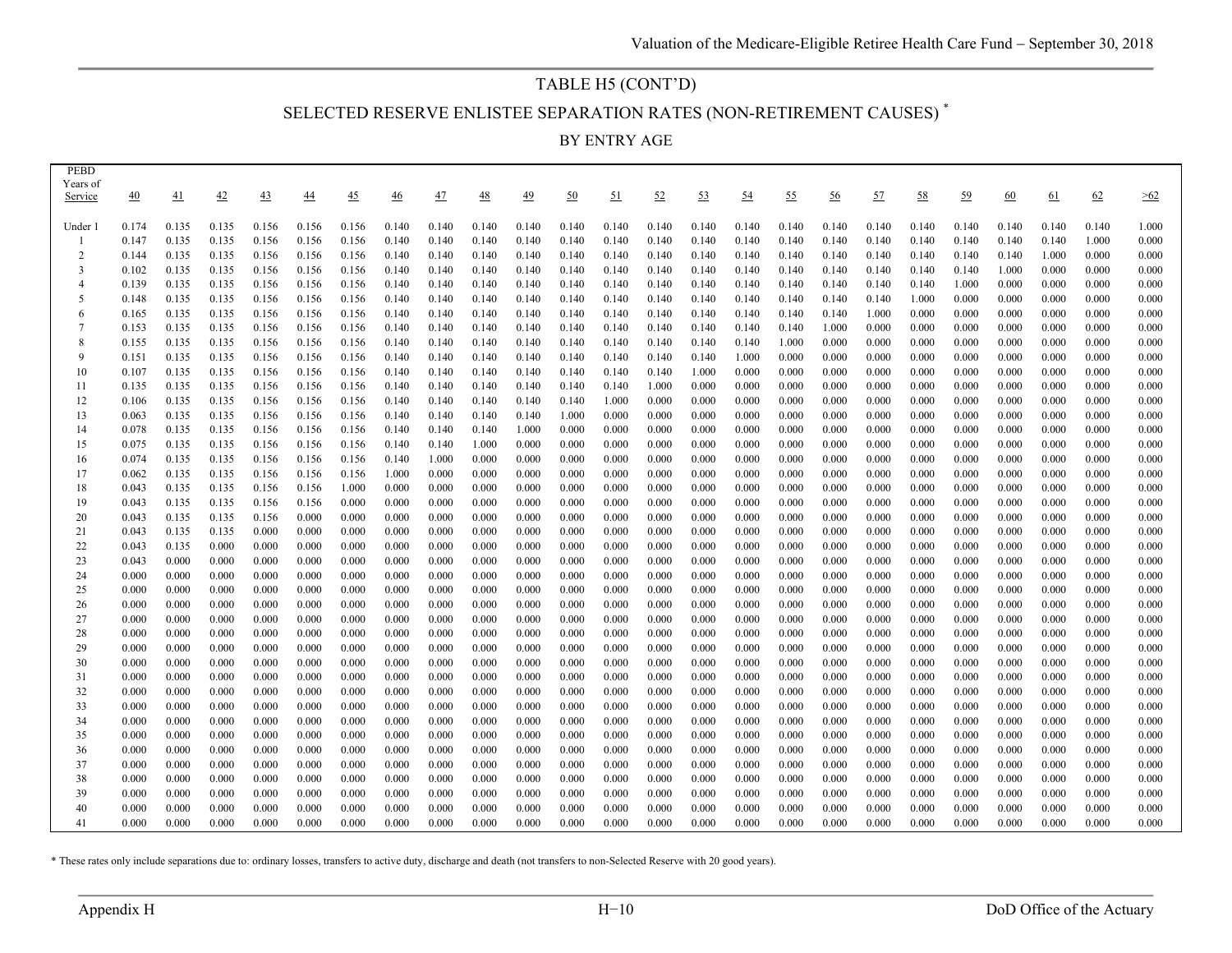# TABLE H5 (CONT'D)

## SELECTED RESERVE ENLISTEE SEPARATION RATES (NON-RETIREMENT CAUSES) *

### BY ENTRY AGE

| PEBD Years of Service | 40 | 41 | 42 | 43 | 44 | 45 | 46 | 47 | 48 | 49 | 50 | 51 | 52 | 53 | 54 | 55 | 56 | 57 | 58 | 59 | 60 | 61 | 62 | >62 |
|---|---|---|---|---|---|---|---|---|---|---|---|---|---|---|---|---|---|---|---|---|---|---|---|---|
| Under 1 | 0.174 | 0.135 | 0.135 | 0.156 | 0.156 | 0.156 | 0.140 | 0.140 | 0.140 | 0.140 | 0.140 | 0.140 | 0.140 | 0.140 | 0.140 | 0.140 | 0.140 | 0.140 | 0.140 | 0.140 | 0.140 | 0.140 | 0.140 | 1.000 |
| 1 | 0.147 | 0.135 | 0.135 | 0.156 | 0.156 | 0.156 | 0.140 | 0.140 | 0.140 | 0.140 | 0.140 | 0.140 | 0.140 | 0.140 | 0.140 | 0.140 | 0.140 | 0.140 | 0.140 | 0.140 | 0.140 | 0.140 | 1.000 | 0.000 |
| 2 | 0.144 | 0.135 | 0.135 | 0.156 | 0.156 | 0.156 | 0.140 | 0.140 | 0.140 | 0.140 | 0.140 | 0.140 | 0.140 | 0.140 | 0.140 | 0.140 | 0.140 | 0.140 | 0.140 | 0.140 | 0.140 | 1.000 | 0.000 | 0.000 |
| 3 | 0.102 | 0.135 | 0.135 | 0.156 | 0.156 | 0.156 | 0.140 | 0.140 | 0.140 | 0.140 | 0.140 | 0.140 | 0.140 | 0.140 | 0.140 | 0.140 | 0.140 | 0.140 | 0.140 | 0.140 | 1.000 | 0.000 | 0.000 | 0.000 |
| 4 | 0.139 | 0.135 | 0.135 | 0.156 | 0.156 | 0.156 | 0.140 | 0.140 | 0.140 | 0.140 | 0.140 | 0.140 | 0.140 | 0.140 | 0.140 | 0.140 | 0.140 | 0.140 | 0.140 | 1.000 | 0.000 | 0.000 | 0.000 | 0.000 |
| 5 | 0.148 | 0.135 | 0.135 | 0.156 | 0.156 | 0.156 | 0.140 | 0.140 | 0.140 | 0.140 | 0.140 | 0.140 | 0.140 | 0.140 | 0.140 | 0.140 | 0.140 | 0.140 | 1.000 | 0.000 | 0.000 | 0.000 | 0.000 | 0.000 |
| 6 | 0.165 | 0.135 | 0.135 | 0.156 | 0.156 | 0.156 | 0.140 | 0.140 | 0.140 | 0.140 | 0.140 | 0.140 | 0.140 | 0.140 | 0.140 | 0.140 | 0.140 | 1.000 | 0.000 | 0.000 | 0.000 | 0.000 | 0.000 | 0.000 |
| 7 | 0.153 | 0.135 | 0.135 | 0.156 | 0.156 | 0.156 | 0.140 | 0.140 | 0.140 | 0.140 | 0.140 | 0.140 | 0.140 | 0.140 | 0.140 | 0.140 | 1.000 | 0.000 | 0.000 | 0.000 | 0.000 | 0.000 | 0.000 | 0.000 |
| 8 | 0.155 | 0.135 | 0.135 | 0.156 | 0.156 | 0.156 | 0.140 | 0.140 | 0.140 | 0.140 | 0.140 | 0.140 | 0.140 | 0.140 | 0.140 | 1.000 | 0.000 | 0.000 | 0.000 | 0.000 | 0.000 | 0.000 | 0.000 | 0.000 |
| 9 | 0.151 | 0.135 | 0.135 | 0.156 | 0.156 | 0.156 | 0.140 | 0.140 | 0.140 | 0.140 | 0.140 | 0.140 | 0.140 | 0.140 | 1.000 | 0.000 | 0.000 | 0.000 | 0.000 | 0.000 | 0.000 | 0.000 | 0.000 | 0.000 |
| 10 | 0.107 | 0.135 | 0.135 | 0.156 | 0.156 | 0.156 | 0.140 | 0.140 | 0.140 | 0.140 | 0.140 | 0.140 | 0.140 | 1.000 | 0.000 | 0.000 | 0.000 | 0.000 | 0.000 | 0.000 | 0.000 | 0.000 | 0.000 | 0.000 |
| 11 | 0.135 | 0.135 | 0.135 | 0.156 | 0.156 | 0.156 | 0.140 | 0.140 | 0.140 | 0.140 | 0.140 | 0.140 | 1.000 | 0.000 | 0.000 | 0.000 | 0.000 | 0.000 | 0.000 | 0.000 | 0.000 | 0.000 | 0.000 | 0.000 |
| 12 | 0.106 | 0.135 | 0.135 | 0.156 | 0.156 | 0.156 | 0.140 | 0.140 | 0.140 | 0.140 | 0.140 | 1.000 | 0.000 | 0.000 | 0.000 | 0.000 | 0.000 | 0.000 | 0.000 | 0.000 | 0.000 | 0.000 | 0.000 | 0.000 |
| 13 | 0.063 | 0.135 | 0.135 | 0.156 | 0.156 | 0.156 | 0.140 | 0.140 | 0.140 | 0.140 | 1.000 | 0.000 | 0.000 | 0.000 | 0.000 | 0.000 | 0.000 | 0.000 | 0.000 | 0.000 | 0.000 | 0.000 | 0.000 | 0.000 |
| 14 | 0.078 | 0.135 | 0.135 | 0.156 | 0.156 | 0.156 | 0.140 | 0.140 | 0.140 | 1.000 | 0.000 | 0.000 | 0.000 | 0.000 | 0.000 | 0.000 | 0.000 | 0.000 | 0.000 | 0.000 | 0.000 | 0.000 | 0.000 | 0.000 |
| 15 | 0.075 | 0.135 | 0.135 | 0.156 | 0.156 | 0.156 | 0.140 | 0.140 | 1.000 | 0.000 | 0.000 | 0.000 | 0.000 | 0.000 | 0.000 | 0.000 | 0.000 | 0.000 | 0.000 | 0.000 | 0.000 | 0.000 | 0.000 | 0.000 |
| 16 | 0.074 | 0.135 | 0.135 | 0.156 | 0.156 | 0.156 | 0.140 | 1.000 | 0.000 | 0.000 | 0.000 | 0.000 | 0.000 | 0.000 | 0.000 | 0.000 | 0.000 | 0.000 | 0.000 | 0.000 | 0.000 | 0.000 | 0.000 | 0.000 |
| 17 | 0.062 | 0.135 | 0.135 | 0.156 | 0.156 | 0.156 | 1.000 | 0.000 | 0.000 | 0.000 | 0.000 | 0.000 | 0.000 | 0.000 | 0.000 | 0.000 | 0.000 | 0.000 | 0.000 | 0.000 | 0.000 | 0.000 | 0.000 | 0.000 |
| 18 | 0.043 | 0.135 | 0.135 | 0.156 | 0.156 | 1.000 | 0.000 | 0.000 | 0.000 | 0.000 | 0.000 | 0.000 | 0.000 | 0.000 | 0.000 | 0.000 | 0.000 | 0.000 | 0.000 | 0.000 | 0.000 | 0.000 | 0.000 | 0.000 |
| 19 | 0.043 | 0.135 | 0.135 | 0.156 | 0.156 | 0.000 | 0.000 | 0.000 | 0.000 | 0.000 | 0.000 | 0.000 | 0.000 | 0.000 | 0.000 | 0.000 | 0.000 | 0.000 | 0.000 | 0.000 | 0.000 | 0.000 | 0.000 | 0.000 |
| 20 | 0.043 | 0.135 | 0.135 | 0.156 | 0.000 | 0.000 | 0.000 | 0.000 | 0.000 | 0.000 | 0.000 | 0.000 | 0.000 | 0.000 | 0.000 | 0.000 | 0.000 | 0.000 | 0.000 | 0.000 | 0.000 | 0.000 | 0.000 | 0.000 |
| 21 | 0.043 | 0.135 | 0.135 | 0.000 | 0.000 | 0.000 | 0.000 | 0.000 | 0.000 | 0.000 | 0.000 | 0.000 | 0.000 | 0.000 | 0.000 | 0.000 | 0.000 | 0.000 | 0.000 | 0.000 | 0.000 | 0.000 | 0.000 | 0.000 |
| 22 | 0.043 | 0.135 | 0.000 | 0.000 | 0.000 | 0.000 | 0.000 | 0.000 | 0.000 | 0.000 | 0.000 | 0.000 | 0.000 | 0.000 | 0.000 | 0.000 | 0.000 | 0.000 | 0.000 | 0.000 | 0.000 | 0.000 | 0.000 | 0.000 |
| 23 | 0.043 | 0.000 | 0.000 | 0.000 | 0.000 | 0.000 | 0.000 | 0.000 | 0.000 | 0.000 | 0.000 | 0.000 | 0.000 | 0.000 | 0.000 | 0.000 | 0.000 | 0.000 | 0.000 | 0.000 | 0.000 | 0.000 | 0.000 | 0.000 |
| 24 | 0.000 | 0.000 | 0.000 | 0.000 | 0.000 | 0.000 | 0.000 | 0.000 | 0.000 | 0.000 | 0.000 | 0.000 | 0.000 | 0.000 | 0.000 | 0.000 | 0.000 | 0.000 | 0.000 | 0.000 | 0.000 | 0.000 | 0.000 | 0.000 |
| 25 | 0.000 | 0.000 | 0.000 | 0.000 | 0.000 | 0.000 | 0.000 | 0.000 | 0.000 | 0.000 | 0.000 | 0.000 | 0.000 | 0.000 | 0.000 | 0.000 | 0.000 | 0.000 | 0.000 | 0.000 | 0.000 | 0.000 | 0.000 | 0.000 |
| 26 | 0.000 | 0.000 | 0.000 | 0.000 | 0.000 | 0.000 | 0.000 | 0.000 | 0.000 | 0.000 | 0.000 | 0.000 | 0.000 | 0.000 | 0.000 | 0.000 | 0.000 | 0.000 | 0.000 | 0.000 | 0.000 | 0.000 | 0.000 | 0.000 |
| 27 | 0.000 | 0.000 | 0.000 | 0.000 | 0.000 | 0.000 | 0.000 | 0.000 | 0.000 | 0.000 | 0.000 | 0.000 | 0.000 | 0.000 | 0.000 | 0.000 | 0.000 | 0.000 | 0.000 | 0.000 | 0.000 | 0.000 | 0.000 | 0.000 |
| 28 | 0.000 | 0.000 | 0.000 | 0.000 | 0.000 | 0.000 | 0.000 | 0.000 | 0.000 | 0.000 | 0.000 | 0.000 | 0.000 | 0.000 | 0.000 | 0.000 | 0.000 | 0.000 | 0.000 | 0.000 | 0.000 | 0.000 | 0.000 | 0.000 |
| 29 | 0.000 | 0.000 | 0.000 | 0.000 | 0.000 | 0.000 | 0.000 | 0.000 | 0.000 | 0.000 | 0.000 | 0.000 | 0.000 | 0.000 | 0.000 | 0.000 | 0.000 | 0.000 | 0.000 | 0.000 | 0.000 | 0.000 | 0.000 | 0.000 |
| 30 | 0.000 | 0.000 | 0.000 | 0.000 | 0.000 | 0.000 | 0.000 | 0.000 | 0.000 | 0.000 | 0.000 | 0.000 | 0.000 | 0.000 | 0.000 | 0.000 | 0.000 | 0.000 | 0.000 | 0.000 | 0.000 | 0.000 | 0.000 | 0.000 |
| 31 | 0.000 | 0.000 | 0.000 | 0.000 | 0.000 | 0.000 | 0.000 | 0.000 | 0.000 | 0.000 | 0.000 | 0.000 | 0.000 | 0.000 | 0.000 | 0.000 | 0.000 | 0.000 | 0.000 | 0.000 | 0.000 | 0.000 | 0.000 | 0.000 |
| 32 | 0.000 | 0.000 | 0.000 | 0.000 | 0.000 | 0.000 | 0.000 | 0.000 | 0.000 | 0.000 | 0.000 | 0.000 | 0.000 | 0.000 | 0.000 | 0.000 | 0.000 | 0.000 | 0.000 | 0.000 | 0.000 | 0.000 | 0.000 | 0.000 |
| 33 | 0.000 | 0.000 | 0.000 | 0.000 | 0.000 | 0.000 | 0.000 | 0.000 | 0.000 | 0.000 | 0.000 | 0.000 | 0.000 | 0.000 | 0.000 | 0.000 | 0.000 | 0.000 | 0.000 | 0.000 | 0.000 | 0.000 | 0.000 | 0.000 |
| 34 | 0.000 | 0.000 | 0.000 | 0.000 | 0.000 | 0.000 | 0.000 | 0.000 | 0.000 | 0.000 | 0.000 | 0.000 | 0.000 | 0.000 | 0.000 | 0.000 | 0.000 | 0.000 | 0.000 | 0.000 | 0.000 | 0.000 | 0.000 | 0.000 |
| 35 | 0.000 | 0.000 | 0.000 | 0.000 | 0.000 | 0.000 | 0.000 | 0.000 | 0.000 | 0.000 | 0.000 | 0.000 | 0.000 | 0.000 | 0.000 | 0.000 | 0.000 | 0.000 | 0.000 | 0.000 | 0.000 | 0.000 | 0.000 | 0.000 |
| 36 | 0.000 | 0.000 | 0.000 | 0.000 | 0.000 | 0.000 | 0.000 | 0.000 | 0.000 | 0.000 | 0.000 | 0.000 | 0.000 | 0.000 | 0.000 | 0.000 | 0.000 | 0.000 | 0.000 | 0.000 | 0.000 | 0.000 | 0.000 | 0.000 |
| 37 | 0.000 | 0.000 | 0.000 | 0.000 | 0.000 | 0.000 | 0.000 | 0.000 | 0.000 | 0.000 | 0.000 | 0.000 | 0.000 | 0.000 | 0.000 | 0.000 | 0.000 | 0.000 | 0.000 | 0.000 | 0.000 | 0.000 | 0.000 | 0.000 |
| 38 | 0.000 | 0.000 | 0.000 | 0.000 | 0.000 | 0.000 | 0.000 | 0.000 | 0.000 | 0.000 | 0.000 | 0.000 | 0.000 | 0.000 | 0.000 | 0.000 | 0.000 | 0.000 | 0.000 | 0.000 | 0.000 | 0.000 | 0.000 | 0.000 |
| 39 | 0.000 | 0.000 | 0.000 | 0.000 | 0.000 | 0.000 | 0.000 | 0.000 | 0.000 | 0.000 | 0.000 | 0.000 | 0.000 | 0.000 | 0.000 | 0.000 | 0.000 | 0.000 | 0.000 | 0.000 | 0.000 | 0.000 | 0.000 | 0.000 |
| 40 | 0.000 | 0.000 | 0.000 | 0.000 | 0.000 | 0.000 | 0.000 | 0.000 | 0.000 | 0.000 | 0.000 | 0.000 | 0.000 | 0.000 | 0.000 | 0.000 | 0.000 | 0.000 | 0.000 | 0.000 | 0.000 | 0.000 | 0.000 | 0.000 |
| 41 | 0.000 | 0.000 | 0.000 | 0.000 | 0.000 | 0.000 | 0.000 | 0.000 | 0.000 | 0.000 | 0.000 | 0.000 | 0.000 | 0.000 | 0.000 | 0.000 | 0.000 | 0.000 | 0.000 | 0.000 | 0.000 | 0.000 | 0.000 | 0.000 |

* These rates only include separations due to: ordinary losses, transfers to active duty, discharge and death (not transfers to non-Selected Reserve with 20 good years).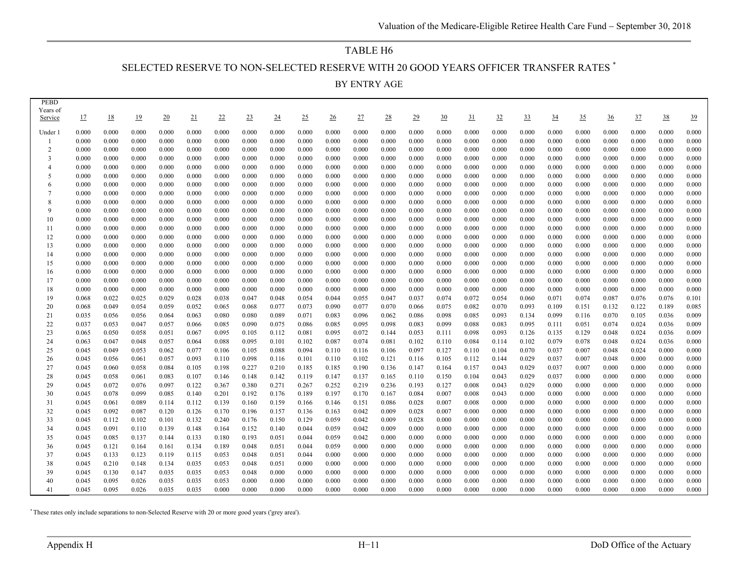# TABLE H6

## SELECTED RESERVE TO NON-SELECTED RESERVE WITH 20 GOOD YEARS OFFICER TRANSFER RATES *

### BY ENTRY AGE

| PEBD Years of Service | 17 | 18 | 19 | 20 | 21 | 22 | 23 | 24 | 25 | 26 | 27 | 28 | 29 | 30 | 31 | 32 | 33 | 34 | 35 | 36 | 37 | 38 | 39 |
|---|---|---|---|---|---|---|---|---|---|---|---|---|---|---|---|---|---|---|---|---|---|---|---|
| Under 1 | 0.000 | 0.000 | 0.000 | 0.000 | 0.000 | 0.000 | 0.000 | 0.000 | 0.000 | 0.000 | 0.000 | 0.000 | 0.000 | 0.000 | 0.000 | 0.000 | 0.000 | 0.000 | 0.000 | 0.000 | 0.000 | 0.000 | 0.000 |
| 1 | 0.000 | 0.000 | 0.000 | 0.000 | 0.000 | 0.000 | 0.000 | 0.000 | 0.000 | 0.000 | 0.000 | 0.000 | 0.000 | 0.000 | 0.000 | 0.000 | 0.000 | 0.000 | 0.000 | 0.000 | 0.000 | 0.000 | 0.000 |
| 2 | 0.000 | 0.000 | 0.000 | 0.000 | 0.000 | 0.000 | 0.000 | 0.000 | 0.000 | 0.000 | 0.000 | 0.000 | 0.000 | 0.000 | 0.000 | 0.000 | 0.000 | 0.000 | 0.000 | 0.000 | 0.000 | 0.000 | 0.000 |
| 3 | 0.000 | 0.000 | 0.000 | 0.000 | 0.000 | 0.000 | 0.000 | 0.000 | 0.000 | 0.000 | 0.000 | 0.000 | 0.000 | 0.000 | 0.000 | 0.000 | 0.000 | 0.000 | 0.000 | 0.000 | 0.000 | 0.000 | 0.000 |
| 4 | 0.000 | 0.000 | 0.000 | 0.000 | 0.000 | 0.000 | 0.000 | 0.000 | 0.000 | 0.000 | 0.000 | 0.000 | 0.000 | 0.000 | 0.000 | 0.000 | 0.000 | 0.000 | 0.000 | 0.000 | 0.000 | 0.000 | 0.000 |
| 5 | 0.000 | 0.000 | 0.000 | 0.000 | 0.000 | 0.000 | 0.000 | 0.000 | 0.000 | 0.000 | 0.000 | 0.000 | 0.000 | 0.000 | 0.000 | 0.000 | 0.000 | 0.000 | 0.000 | 0.000 | 0.000 | 0.000 | 0.000 |
| 6 | 0.000 | 0.000 | 0.000 | 0.000 | 0.000 | 0.000 | 0.000 | 0.000 | 0.000 | 0.000 | 0.000 | 0.000 | 0.000 | 0.000 | 0.000 | 0.000 | 0.000 | 0.000 | 0.000 | 0.000 | 0.000 | 0.000 | 0.000 |
| 7 | 0.000 | 0.000 | 0.000 | 0.000 | 0.000 | 0.000 | 0.000 | 0.000 | 0.000 | 0.000 | 0.000 | 0.000 | 0.000 | 0.000 | 0.000 | 0.000 | 0.000 | 0.000 | 0.000 | 0.000 | 0.000 | 0.000 | 0.000 |
| 8 | 0.000 | 0.000 | 0.000 | 0.000 | 0.000 | 0.000 | 0.000 | 0.000 | 0.000 | 0.000 | 0.000 | 0.000 | 0.000 | 0.000 | 0.000 | 0.000 | 0.000 | 0.000 | 0.000 | 0.000 | 0.000 | 0.000 | 0.000 |
| 9 | 0.000 | 0.000 | 0.000 | 0.000 | 0.000 | 0.000 | 0.000 | 0.000 | 0.000 | 0.000 | 0.000 | 0.000 | 0.000 | 0.000 | 0.000 | 0.000 | 0.000 | 0.000 | 0.000 | 0.000 | 0.000 | 0.000 | 0.000 |
| 10 | 0.000 | 0.000 | 0.000 | 0.000 | 0.000 | 0.000 | 0.000 | 0.000 | 0.000 | 0.000 | 0.000 | 0.000 | 0.000 | 0.000 | 0.000 | 0.000 | 0.000 | 0.000 | 0.000 | 0.000 | 0.000 | 0.000 | 0.000 |
| 11 | 0.000 | 0.000 | 0.000 | 0.000 | 0.000 | 0.000 | 0.000 | 0.000 | 0.000 | 0.000 | 0.000 | 0.000 | 0.000 | 0.000 | 0.000 | 0.000 | 0.000 | 0.000 | 0.000 | 0.000 | 0.000 | 0.000 | 0.000 |
| 12 | 0.000 | 0.000 | 0.000 | 0.000 | 0.000 | 0.000 | 0.000 | 0.000 | 0.000 | 0.000 | 0.000 | 0.000 | 0.000 | 0.000 | 0.000 | 0.000 | 0.000 | 0.000 | 0.000 | 0.000 | 0.000 | 0.000 | 0.000 |
| 13 | 0.000 | 0.000 | 0.000 | 0.000 | 0.000 | 0.000 | 0.000 | 0.000 | 0.000 | 0.000 | 0.000 | 0.000 | 0.000 | 0.000 | 0.000 | 0.000 | 0.000 | 0.000 | 0.000 | 0.000 | 0.000 | 0.000 | 0.000 |
| 14 | 0.000 | 0.000 | 0.000 | 0.000 | 0.000 | 0.000 | 0.000 | 0.000 | 0.000 | 0.000 | 0.000 | 0.000 | 0.000 | 0.000 | 0.000 | 0.000 | 0.000 | 0.000 | 0.000 | 0.000 | 0.000 | 0.000 | 0.000 |
| 15 | 0.000 | 0.000 | 0.000 | 0.000 | 0.000 | 0.000 | 0.000 | 0.000 | 0.000 | 0.000 | 0.000 | 0.000 | 0.000 | 0.000 | 0.000 | 0.000 | 0.000 | 0.000 | 0.000 | 0.000 | 0.000 | 0.000 | 0.000 |
| 16 | 0.000 | 0.000 | 0.000 | 0.000 | 0.000 | 0.000 | 0.000 | 0.000 | 0.000 | 0.000 | 0.000 | 0.000 | 0.000 | 0.000 | 0.000 | 0.000 | 0.000 | 0.000 | 0.000 | 0.000 | 0.000 | 0.000 | 0.000 |
| 17 | 0.000 | 0.000 | 0.000 | 0.000 | 0.000 | 0.000 | 0.000 | 0.000 | 0.000 | 0.000 | 0.000 | 0.000 | 0.000 | 0.000 | 0.000 | 0.000 | 0.000 | 0.000 | 0.000 | 0.000 | 0.000 | 0.000 | 0.000 |
| 18 | 0.000 | 0.000 | 0.000 | 0.000 | 0.000 | 0.000 | 0.000 | 0.000 | 0.000 | 0.000 | 0.000 | 0.000 | 0.000 | 0.000 | 0.000 | 0.000 | 0.000 | 0.000 | 0.000 | 0.000 | 0.000 | 0.000 | 0.000 |
| 19 | 0.068 | 0.022 | 0.025 | 0.029 | 0.028 | 0.038 | 0.047 | 0.048 | 0.054 | 0.044 | 0.055 | 0.047 | 0.037 | 0.074 | 0.072 | 0.054 | 0.060 | 0.071 | 0.074 | 0.087 | 0.076 | 0.076 | 0.101 |
| 20 | 0.068 | 0.049 | 0.054 | 0.059 | 0.052 | 0.065 | 0.068 | 0.077 | 0.073 | 0.090 | 0.077 | 0.070 | 0.066 | 0.075 | 0.082 | 0.070 | 0.093 | 0.109 | 0.151 | 0.132 | 0.122 | 0.189 | 0.085 |
| 21 | 0.035 | 0.056 | 0.056 | 0.064 | 0.063 | 0.080 | 0.080 | 0.089 | 0.071 | 0.083 | 0.096 | 0.062 | 0.086 | 0.098 | 0.085 | 0.093 | 0.134 | 0.099 | 0.116 | 0.070 | 0.105 | 0.036 | 0.009 |
| 22 | 0.037 | 0.053 | 0.047 | 0.057 | 0.066 | 0.085 | 0.090 | 0.075 | 0.086 | 0.085 | 0.095 | 0.098 | 0.083 | 0.099 | 0.088 | 0.083 | 0.095 | 0.111 | 0.051 | 0.074 | 0.024 | 0.036 | 0.009 |
| 23 | 0.065 | 0.050 | 0.058 | 0.051 | 0.067 | 0.095 | 0.105 | 0.112 | 0.081 | 0.095 | 0.072 | 0.144 | 0.053 | 0.111 | 0.098 | 0.093 | 0.126 | 0.135 | 0.129 | 0.048 | 0.024 | 0.036 | 0.009 |
| 24 | 0.063 | 0.047 | 0.048 | 0.057 | 0.064 | 0.088 | 0.095 | 0.101 | 0.102 | 0.087 | 0.074 | 0.081 | 0.102 | 0.110 | 0.084 | 0.114 | 0.102 | 0.079 | 0.078 | 0.048 | 0.024 | 0.036 | 0.000 |
| 25 | 0.045 | 0.049 | 0.053 | 0.062 | 0.077 | 0.106 | 0.105 | 0.088 | 0.094 | 0.110 | 0.116 | 0.106 | 0.097 | 0.127 | 0.110 | 0.104 | 0.070 | 0.037 | 0.007 | 0.048 | 0.024 | 0.000 | 0.000 |
| 26 | 0.045 | 0.056 | 0.061 | 0.057 | 0.093 | 0.110 | 0.098 | 0.116 | 0.101 | 0.110 | 0.102 | 0.121 | 0.116 | 0.105 | 0.112 | 0.144 | 0.029 | 0.037 | 0.007 | 0.048 | 0.000 | 0.000 | 0.000 |
| 27 | 0.045 | 0.060 | 0.058 | 0.084 | 0.105 | 0.198 | 0.227 | 0.210 | 0.185 | 0.185 | 0.190 | 0.136 | 0.147 | 0.164 | 0.157 | 0.043 | 0.029 | 0.037 | 0.007 | 0.000 | 0.000 | 0.000 | 0.000 |
| 28 | 0.045 | 0.058 | 0.061 | 0.083 | 0.107 | 0.146 | 0.148 | 0.142 | 0.119 | 0.147 | 0.137 | 0.165 | 0.110 | 0.150 | 0.104 | 0.043 | 0.029 | 0.037 | 0.000 | 0.000 | 0.000 | 0.000 | 0.000 |
| 29 | 0.045 | 0.072 | 0.076 | 0.097 | 0.122 | 0.367 | 0.380 | 0.271 | 0.267 | 0.252 | 0.219 | 0.236 | 0.193 | 0.127 | 0.008 | 0.043 | 0.029 | 0.000 | 0.000 | 0.000 | 0.000 | 0.000 | 0.000 |
| 30 | 0.045 | 0.078 | 0.099 | 0.085 | 0.140 | 0.201 | 0.192 | 0.176 | 0.189 | 0.197 | 0.170 | 0.167 | 0.084 | 0.007 | 0.008 | 0.043 | 0.000 | 0.000 | 0.000 | 0.000 | 0.000 | 0.000 | 0.000 |
| 31 | 0.045 | 0.061 | 0.089 | 0.114 | 0.112 | 0.139 | 0.160 | 0.159 | 0.166 | 0.146 | 0.151 | 0.086 | 0.028 | 0.007 | 0.008 | 0.000 | 0.000 | 0.000 | 0.000 | 0.000 | 0.000 | 0.000 | 0.000 |
| 32 | 0.045 | 0.092 | 0.087 | 0.120 | 0.126 | 0.170 | 0.196 | 0.157 | 0.136 | 0.163 | 0.042 | 0.009 | 0.028 | 0.007 | 0.000 | 0.000 | 0.000 | 0.000 | 0.000 | 0.000 | 0.000 | 0.000 | 0.000 |
| 33 | 0.045 | 0.112 | 0.102 | 0.101 | 0.132 | 0.240 | 0.176 | 0.150 | 0.129 | 0.059 | 0.042 | 0.009 | 0.028 | 0.000 | 0.000 | 0.000 | 0.000 | 0.000 | 0.000 | 0.000 | 0.000 | 0.000 | 0.000 |
| 34 | 0.045 | 0.091 | 0.110 | 0.139 | 0.148 | 0.164 | 0.152 | 0.140 | 0.044 | 0.059 | 0.042 | 0.009 | 0.000 | 0.000 | 0.000 | 0.000 | 0.000 | 0.000 | 0.000 | 0.000 | 0.000 | 0.000 | 0.000 |
| 35 | 0.045 | 0.085 | 0.137 | 0.144 | 0.133 | 0.180 | 0.193 | 0.051 | 0.044 | 0.059 | 0.042 | 0.000 | 0.000 | 0.000 | 0.000 | 0.000 | 0.000 | 0.000 | 0.000 | 0.000 | 0.000 | 0.000 | 0.000 |
| 36 | 0.045 | 0.121 | 0.164 | 0.161 | 0.134 | 0.189 | 0.048 | 0.051 | 0.044 | 0.059 | 0.000 | 0.000 | 0.000 | 0.000 | 0.000 | 0.000 | 0.000 | 0.000 | 0.000 | 0.000 | 0.000 | 0.000 | 0.000 |
| 37 | 0.045 | 0.133 | 0.123 | 0.119 | 0.115 | 0.053 | 0.048 | 0.051 | 0.044 | 0.000 | 0.000 | 0.000 | 0.000 | 0.000 | 0.000 | 0.000 | 0.000 | 0.000 | 0.000 | 0.000 | 0.000 | 0.000 | 0.000 |
| 38 | 0.045 | 0.210 | 0.148 | 0.134 | 0.035 | 0.053 | 0.048 | 0.051 | 0.000 | 0.000 | 0.000 | 0.000 | 0.000 | 0.000 | 0.000 | 0.000 | 0.000 | 0.000 | 0.000 | 0.000 | 0.000 | 0.000 | 0.000 |
| 39 | 0.045 | 0.130 | 0.147 | 0.035 | 0.035 | 0.053 | 0.048 | 0.000 | 0.000 | 0.000 | 0.000 | 0.000 | 0.000 | 0.000 | 0.000 | 0.000 | 0.000 | 0.000 | 0.000 | 0.000 | 0.000 | 0.000 | 0.000 |
| 40 | 0.045 | 0.095 | 0.026 | 0.035 | 0.035 | 0.053 | 0.000 | 0.000 | 0.000 | 0.000 | 0.000 | 0.000 | 0.000 | 0.000 | 0.000 | 0.000 | 0.000 | 0.000 | 0.000 | 0.000 | 0.000 | 0.000 | 0.000 |
| 41 | 0.045 | 0.095 | 0.026 | 0.035 | 0.035 | 0.000 | 0.000 | 0.000 | 0.000 | 0.000 | 0.000 | 0.000 | 0.000 | 0.000 | 0.000 | 0.000 | 0.000 | 0.000 | 0.000 | 0.000 | 0.000 | 0.000 | 0.000 |

* These rates only include separations to non-Selected Reserve with 20 or more good years ('grey area').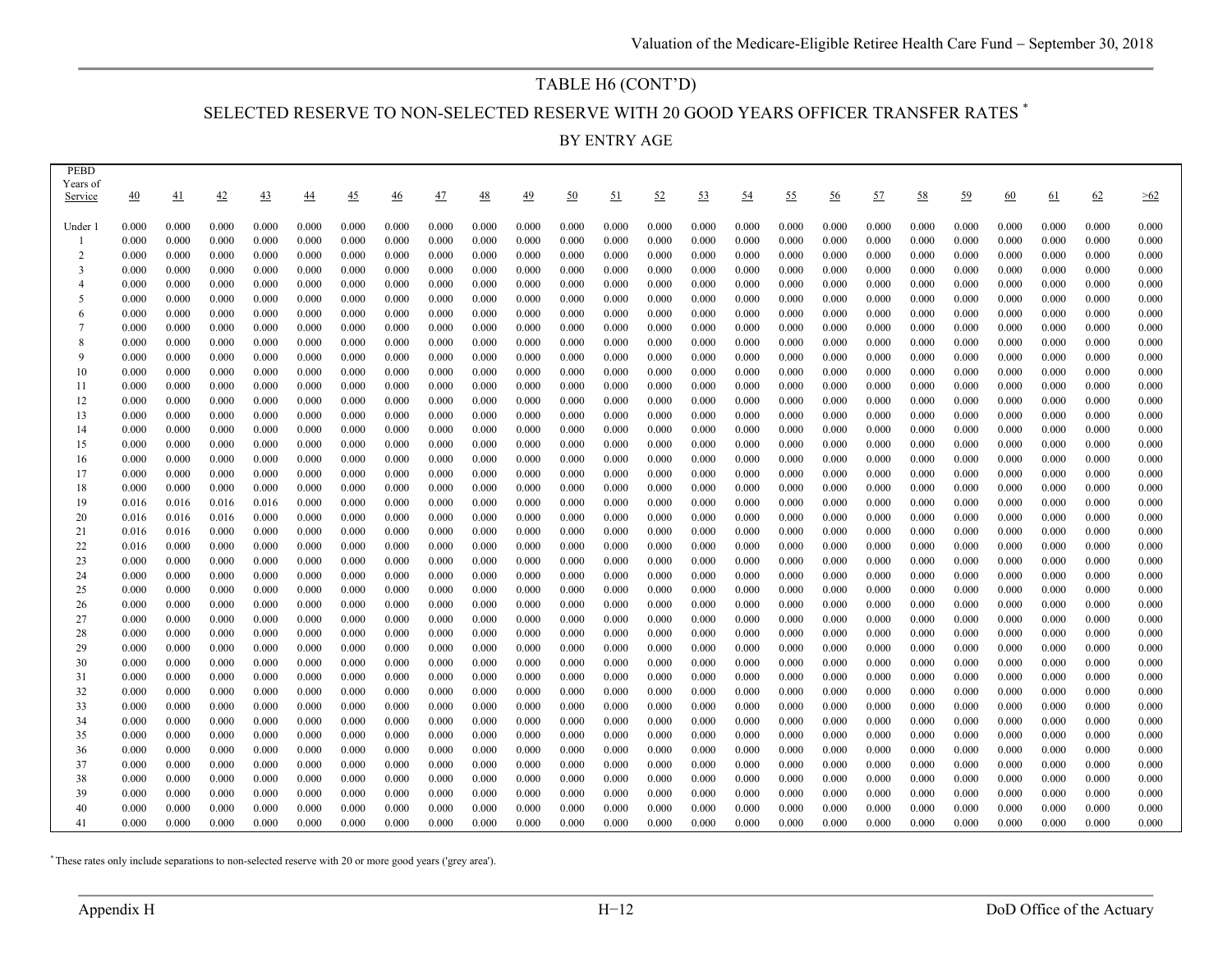# TABLE H6 (CONT'D)

## SELECTED RESERVE TO NON-SELECTED RESERVE WITH 20 GOOD YEARS OFFICER TRANSFER RATES *

### BY ENTRY AGE

| PEBD Years of Service | 40 | 41 | 42 | 43 | 44 | 45 | 46 | 47 | 48 | 49 | 50 | 51 | 52 | 53 | 54 | 55 | 56 | 57 | 58 | 59 | 60 | 61 | 62 | >62 |
|---|---|---|---|---|---|---|---|---|---|---|---|---|---|---|---|---|---|---|---|---|---|---|---|---|
| Under 1 | 0.000 | 0.000 | 0.000 | 0.000 | 0.000 | 0.000 | 0.000 | 0.000 | 0.000 | 0.000 | 0.000 | 0.000 | 0.000 | 0.000 | 0.000 | 0.000 | 0.000 | 0.000 | 0.000 | 0.000 | 0.000 | 0.000 | 0.000 | 0.000 |
| 1 | 0.000 | 0.000 | 0.000 | 0.000 | 0.000 | 0.000 | 0.000 | 0.000 | 0.000 | 0.000 | 0.000 | 0.000 | 0.000 | 0.000 | 0.000 | 0.000 | 0.000 | 0.000 | 0.000 | 0.000 | 0.000 | 0.000 | 0.000 | 0.000 |
| 2 | 0.000 | 0.000 | 0.000 | 0.000 | 0.000 | 0.000 | 0.000 | 0.000 | 0.000 | 0.000 | 0.000 | 0.000 | 0.000 | 0.000 | 0.000 | 0.000 | 0.000 | 0.000 | 0.000 | 0.000 | 0.000 | 0.000 | 0.000 | 0.000 |
| 3 | 0.000 | 0.000 | 0.000 | 0.000 | 0.000 | 0.000 | 0.000 | 0.000 | 0.000 | 0.000 | 0.000 | 0.000 | 0.000 | 0.000 | 0.000 | 0.000 | 0.000 | 0.000 | 0.000 | 0.000 | 0.000 | 0.000 | 0.000 | 0.000 |
| 4 | 0.000 | 0.000 | 0.000 | 0.000 | 0.000 | 0.000 | 0.000 | 0.000 | 0.000 | 0.000 | 0.000 | 0.000 | 0.000 | 0.000 | 0.000 | 0.000 | 0.000 | 0.000 | 0.000 | 0.000 | 0.000 | 0.000 | 0.000 | 0.000 |
| 5 | 0.000 | 0.000 | 0.000 | 0.000 | 0.000 | 0.000 | 0.000 | 0.000 | 0.000 | 0.000 | 0.000 | 0.000 | 0.000 | 0.000 | 0.000 | 0.000 | 0.000 | 0.000 | 0.000 | 0.000 | 0.000 | 0.000 | 0.000 | 0.000 |
| 6 | 0.000 | 0.000 | 0.000 | 0.000 | 0.000 | 0.000 | 0.000 | 0.000 | 0.000 | 0.000 | 0.000 | 0.000 | 0.000 | 0.000 | 0.000 | 0.000 | 0.000 | 0.000 | 0.000 | 0.000 | 0.000 | 0.000 | 0.000 | 0.000 |
| 7 | 0.000 | 0.000 | 0.000 | 0.000 | 0.000 | 0.000 | 0.000 | 0.000 | 0.000 | 0.000 | 0.000 | 0.000 | 0.000 | 0.000 | 0.000 | 0.000 | 0.000 | 0.000 | 0.000 | 0.000 | 0.000 | 0.000 | 0.000 | 0.000 |
| 8 | 0.000 | 0.000 | 0.000 | 0.000 | 0.000 | 0.000 | 0.000 | 0.000 | 0.000 | 0.000 | 0.000 | 0.000 | 0.000 | 0.000 | 0.000 | 0.000 | 0.000 | 0.000 | 0.000 | 0.000 | 0.000 | 0.000 | 0.000 | 0.000 |
| 9 | 0.000 | 0.000 | 0.000 | 0.000 | 0.000 | 0.000 | 0.000 | 0.000 | 0.000 | 0.000 | 0.000 | 0.000 | 0.000 | 0.000 | 0.000 | 0.000 | 0.000 | 0.000 | 0.000 | 0.000 | 0.000 | 0.000 | 0.000 | 0.000 |
| 10 | 0.000 | 0.000 | 0.000 | 0.000 | 0.000 | 0.000 | 0.000 | 0.000 | 0.000 | 0.000 | 0.000 | 0.000 | 0.000 | 0.000 | 0.000 | 0.000 | 0.000 | 0.000 | 0.000 | 0.000 | 0.000 | 0.000 | 0.000 | 0.000 |
| 11 | 0.000 | 0.000 | 0.000 | 0.000 | 0.000 | 0.000 | 0.000 | 0.000 | 0.000 | 0.000 | 0.000 | 0.000 | 0.000 | 0.000 | 0.000 | 0.000 | 0.000 | 0.000 | 0.000 | 0.000 | 0.000 | 0.000 | 0.000 | 0.000 |
| 12 | 0.000 | 0.000 | 0.000 | 0.000 | 0.000 | 0.000 | 0.000 | 0.000 | 0.000 | 0.000 | 0.000 | 0.000 | 0.000 | 0.000 | 0.000 | 0.000 | 0.000 | 0.000 | 0.000 | 0.000 | 0.000 | 0.000 | 0.000 | 0.000 |
| 13 | 0.000 | 0.000 | 0.000 | 0.000 | 0.000 | 0.000 | 0.000 | 0.000 | 0.000 | 0.000 | 0.000 | 0.000 | 0.000 | 0.000 | 0.000 | 0.000 | 0.000 | 0.000 | 0.000 | 0.000 | 0.000 | 0.000 | 0.000 | 0.000 |
| 14 | 0.000 | 0.000 | 0.000 | 0.000 | 0.000 | 0.000 | 0.000 | 0.000 | 0.000 | 0.000 | 0.000 | 0.000 | 0.000 | 0.000 | 0.000 | 0.000 | 0.000 | 0.000 | 0.000 | 0.000 | 0.000 | 0.000 | 0.000 | 0.000 |
| 15 | 0.000 | 0.000 | 0.000 | 0.000 | 0.000 | 0.000 | 0.000 | 0.000 | 0.000 | 0.000 | 0.000 | 0.000 | 0.000 | 0.000 | 0.000 | 0.000 | 0.000 | 0.000 | 0.000 | 0.000 | 0.000 | 0.000 | 0.000 | 0.000 |
| 16 | 0.000 | 0.000 | 0.000 | 0.000 | 0.000 | 0.000 | 0.000 | 0.000 | 0.000 | 0.000 | 0.000 | 0.000 | 0.000 | 0.000 | 0.000 | 0.000 | 0.000 | 0.000 | 0.000 | 0.000 | 0.000 | 0.000 | 0.000 | 0.000 |
| 17 | 0.000 | 0.000 | 0.000 | 0.000 | 0.000 | 0.000 | 0.000 | 0.000 | 0.000 | 0.000 | 0.000 | 0.000 | 0.000 | 0.000 | 0.000 | 0.000 | 0.000 | 0.000 | 0.000 | 0.000 | 0.000 | 0.000 | 0.000 | 0.000 |
| 18 | 0.000 | 0.000 | 0.000 | 0.000 | 0.000 | 0.000 | 0.000 | 0.000 | 0.000 | 0.000 | 0.000 | 0.000 | 0.000 | 0.000 | 0.000 | 0.000 | 0.000 | 0.000 | 0.000 | 0.000 | 0.000 | 0.000 | 0.000 | 0.000 |
| 19 | 0.016 | 0.016 | 0.016 | 0.016 | 0.000 | 0.000 | 0.000 | 0.000 | 0.000 | 0.000 | 0.000 | 0.000 | 0.000 | 0.000 | 0.000 | 0.000 | 0.000 | 0.000 | 0.000 | 0.000 | 0.000 | 0.000 | 0.000 | 0.000 |
| 20 | 0.016 | 0.016 | 0.016 | 0.000 | 0.000 | 0.000 | 0.000 | 0.000 | 0.000 | 0.000 | 0.000 | 0.000 | 0.000 | 0.000 | 0.000 | 0.000 | 0.000 | 0.000 | 0.000 | 0.000 | 0.000 | 0.000 | 0.000 | 0.000 |
| 21 | 0.016 | 0.016 | 0.000 | 0.000 | 0.000 | 0.000 | 0.000 | 0.000 | 0.000 | 0.000 | 0.000 | 0.000 | 0.000 | 0.000 | 0.000 | 0.000 | 0.000 | 0.000 | 0.000 | 0.000 | 0.000 | 0.000 | 0.000 | 0.000 |
| 22 | 0.016 | 0.000 | 0.000 | 0.000 | 0.000 | 0.000 | 0.000 | 0.000 | 0.000 | 0.000 | 0.000 | 0.000 | 0.000 | 0.000 | 0.000 | 0.000 | 0.000 | 0.000 | 0.000 | 0.000 | 0.000 | 0.000 | 0.000 | 0.000 |
| 23 | 0.000 | 0.000 | 0.000 | 0.000 | 0.000 | 0.000 | 0.000 | 0.000 | 0.000 | 0.000 | 0.000 | 0.000 | 0.000 | 0.000 | 0.000 | 0.000 | 0.000 | 0.000 | 0.000 | 0.000 | 0.000 | 0.000 | 0.000 | 0.000 |
| 24 | 0.000 | 0.000 | 0.000 | 0.000 | 0.000 | 0.000 | 0.000 | 0.000 | 0.000 | 0.000 | 0.000 | 0.000 | 0.000 | 0.000 | 0.000 | 0.000 | 0.000 | 0.000 | 0.000 | 0.000 | 0.000 | 0.000 | 0.000 | 0.000 |
| 25 | 0.000 | 0.000 | 0.000 | 0.000 | 0.000 | 0.000 | 0.000 | 0.000 | 0.000 | 0.000 | 0.000 | 0.000 | 0.000 | 0.000 | 0.000 | 0.000 | 0.000 | 0.000 | 0.000 | 0.000 | 0.000 | 0.000 | 0.000 | 0.000 |
| 26 | 0.000 | 0.000 | 0.000 | 0.000 | 0.000 | 0.000 | 0.000 | 0.000 | 0.000 | 0.000 | 0.000 | 0.000 | 0.000 | 0.000 | 0.000 | 0.000 | 0.000 | 0.000 | 0.000 | 0.000 | 0.000 | 0.000 | 0.000 | 0.000 |
| 27 | 0.000 | 0.000 | 0.000 | 0.000 | 0.000 | 0.000 | 0.000 | 0.000 | 0.000 | 0.000 | 0.000 | 0.000 | 0.000 | 0.000 | 0.000 | 0.000 | 0.000 | 0.000 | 0.000 | 0.000 | 0.000 | 0.000 | 0.000 | 0.000 |
| 28 | 0.000 | 0.000 | 0.000 | 0.000 | 0.000 | 0.000 | 0.000 | 0.000 | 0.000 | 0.000 | 0.000 | 0.000 | 0.000 | 0.000 | 0.000 | 0.000 | 0.000 | 0.000 | 0.000 | 0.000 | 0.000 | 0.000 | 0.000 | 0.000 |
| 29 | 0.000 | 0.000 | 0.000 | 0.000 | 0.000 | 0.000 | 0.000 | 0.000 | 0.000 | 0.000 | 0.000 | 0.000 | 0.000 | 0.000 | 0.000 | 0.000 | 0.000 | 0.000 | 0.000 | 0.000 | 0.000 | 0.000 | 0.000 | 0.000 |
| 30 | 0.000 | 0.000 | 0.000 | 0.000 | 0.000 | 0.000 | 0.000 | 0.000 | 0.000 | 0.000 | 0.000 | 0.000 | 0.000 | 0.000 | 0.000 | 0.000 | 0.000 | 0.000 | 0.000 | 0.000 | 0.000 | 0.000 | 0.000 | 0.000 |
| 31 | 0.000 | 0.000 | 0.000 | 0.000 | 0.000 | 0.000 | 0.000 | 0.000 | 0.000 | 0.000 | 0.000 | 0.000 | 0.000 | 0.000 | 0.000 | 0.000 | 0.000 | 0.000 | 0.000 | 0.000 | 0.000 | 0.000 | 0.000 | 0.000 |
| 32 | 0.000 | 0.000 | 0.000 | 0.000 | 0.000 | 0.000 | 0.000 | 0.000 | 0.000 | 0.000 | 0.000 | 0.000 | 0.000 | 0.000 | 0.000 | 0.000 | 0.000 | 0.000 | 0.000 | 0.000 | 0.000 | 0.000 | 0.000 | 0.000 |
| 33 | 0.000 | 0.000 | 0.000 | 0.000 | 0.000 | 0.000 | 0.000 | 0.000 | 0.000 | 0.000 | 0.000 | 0.000 | 0.000 | 0.000 | 0.000 | 0.000 | 0.000 | 0.000 | 0.000 | 0.000 | 0.000 | 0.000 | 0.000 | 0.000 |
| 34 | 0.000 | 0.000 | 0.000 | 0.000 | 0.000 | 0.000 | 0.000 | 0.000 | 0.000 | 0.000 | 0.000 | 0.000 | 0.000 | 0.000 | 0.000 | 0.000 | 0.000 | 0.000 | 0.000 | 0.000 | 0.000 | 0.000 | 0.000 | 0.000 |
| 35 | 0.000 | 0.000 | 0.000 | 0.000 | 0.000 | 0.000 | 0.000 | 0.000 | 0.000 | 0.000 | 0.000 | 0.000 | 0.000 | 0.000 | 0.000 | 0.000 | 0.000 | 0.000 | 0.000 | 0.000 | 0.000 | 0.000 | 0.000 | 0.000 |
| 36 | 0.000 | 0.000 | 0.000 | 0.000 | 0.000 | 0.000 | 0.000 | 0.000 | 0.000 | 0.000 | 0.000 | 0.000 | 0.000 | 0.000 | 0.000 | 0.000 | 0.000 | 0.000 | 0.000 | 0.000 | 0.000 | 0.000 | 0.000 | 0.000 |
| 37 | 0.000 | 0.000 | 0.000 | 0.000 | 0.000 | 0.000 | 0.000 | 0.000 | 0.000 | 0.000 | 0.000 | 0.000 | 0.000 | 0.000 | 0.000 | 0.000 | 0.000 | 0.000 | 0.000 | 0.000 | 0.000 | 0.000 | 0.000 | 0.000 |
| 38 | 0.000 | 0.000 | 0.000 | 0.000 | 0.000 | 0.000 | 0.000 | 0.000 | 0.000 | 0.000 | 0.000 | 0.000 | 0.000 | 0.000 | 0.000 | 0.000 | 0.000 | 0.000 | 0.000 | 0.000 | 0.000 | 0.000 | 0.000 | 0.000 |
| 39 | 0.000 | 0.000 | 0.000 | 0.000 | 0.000 | 0.000 | 0.000 | 0.000 | 0.000 | 0.000 | 0.000 | 0.000 | 0.000 | 0.000 | 0.000 | 0.000 | 0.000 | 0.000 | 0.000 | 0.000 | 0.000 | 0.000 | 0.000 | 0.000 |
| 40 | 0.000 | 0.000 | 0.000 | 0.000 | 0.000 | 0.000 | 0.000 | 0.000 | 0.000 | 0.000 | 0.000 | 0.000 | 0.000 | 0.000 | 0.000 | 0.000 | 0.000 | 0.000 | 0.000 | 0.000 | 0.000 | 0.000 | 0.000 | 0.000 |
| 41 | 0.000 | 0.000 | 0.000 | 0.000 | 0.000 | 0.000 | 0.000 | 0.000 | 0.000 | 0.000 | 0.000 | 0.000 | 0.000 | 0.000 | 0.000 | 0.000 | 0.000 | 0.000 | 0.000 | 0.000 | 0.000 | 0.000 | 0.000 | 0.000 |

* These rates only include separations to non-selected reserve with 20 or more good years ('grey area').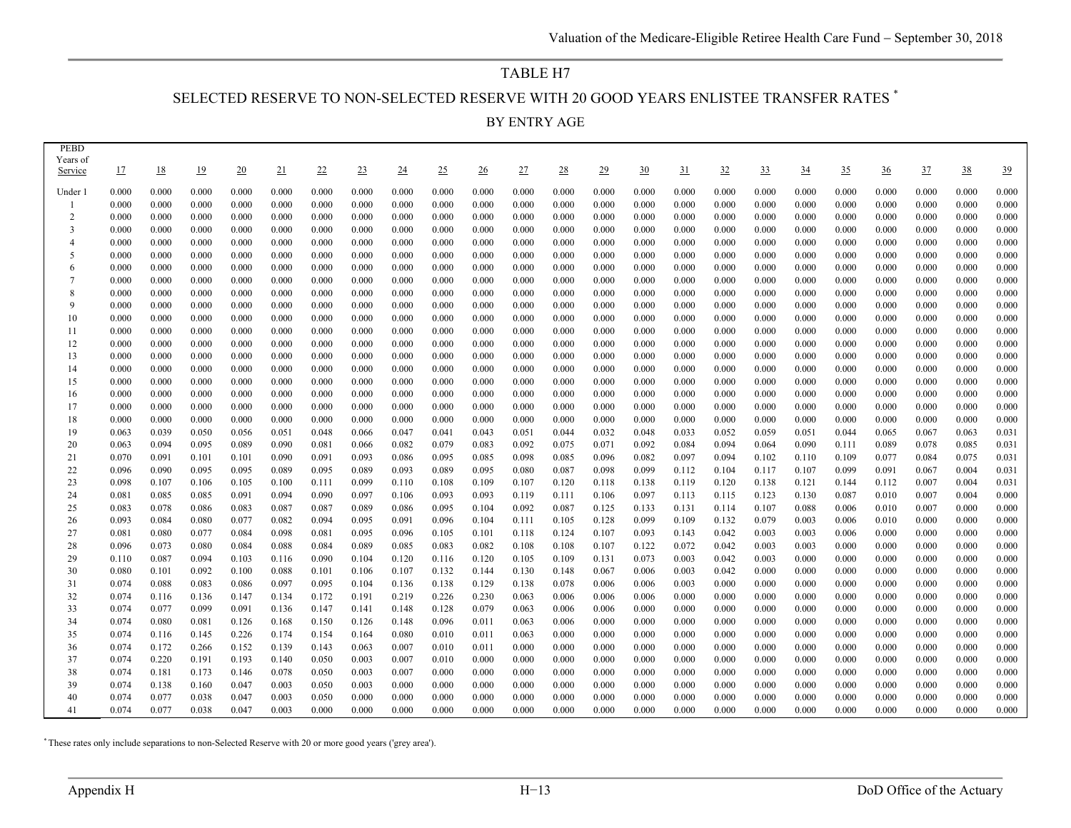# TABLE H7

## SELECTED RESERVE TO NON-SELECTED RESERVE WITH 20 GOOD YEARS ENLISTEE TRANSFER RATES *

### BY ENTRY AGE

| PEBD Years of Service | 17 | 18 | 19 | 20 | 21 | 22 | 23 | 24 | 25 | 26 | 27 | 28 | 29 | 30 | 31 | 32 | 33 | 34 | 35 | 36 | 37 | 38 | 39 |
|---|---|---|---|---|---|---|---|---|---|---|---|---|---|---|---|---|---|---|---|---|---|---|---|
| Under 1 | 0.000 | 0.000 | 0.000 | 0.000 | 0.000 | 0.000 | 0.000 | 0.000 | 0.000 | 0.000 | 0.000 | 0.000 | 0.000 | 0.000 | 0.000 | 0.000 | 0.000 | 0.000 | 0.000 | 0.000 | 0.000 | 0.000 | 0.000 |
| 1 | 0.000 | 0.000 | 0.000 | 0.000 | 0.000 | 0.000 | 0.000 | 0.000 | 0.000 | 0.000 | 0.000 | 0.000 | 0.000 | 0.000 | 0.000 | 0.000 | 0.000 | 0.000 | 0.000 | 0.000 | 0.000 | 0.000 | 0.000 |
| 2 | 0.000 | 0.000 | 0.000 | 0.000 | 0.000 | 0.000 | 0.000 | 0.000 | 0.000 | 0.000 | 0.000 | 0.000 | 0.000 | 0.000 | 0.000 | 0.000 | 0.000 | 0.000 | 0.000 | 0.000 | 0.000 | 0.000 | 0.000 |
| 3 | 0.000 | 0.000 | 0.000 | 0.000 | 0.000 | 0.000 | 0.000 | 0.000 | 0.000 | 0.000 | 0.000 | 0.000 | 0.000 | 0.000 | 0.000 | 0.000 | 0.000 | 0.000 | 0.000 | 0.000 | 0.000 | 0.000 | 0.000 |
| 4 | 0.000 | 0.000 | 0.000 | 0.000 | 0.000 | 0.000 | 0.000 | 0.000 | 0.000 | 0.000 | 0.000 | 0.000 | 0.000 | 0.000 | 0.000 | 0.000 | 0.000 | 0.000 | 0.000 | 0.000 | 0.000 | 0.000 | 0.000 |
| 5 | 0.000 | 0.000 | 0.000 | 0.000 | 0.000 | 0.000 | 0.000 | 0.000 | 0.000 | 0.000 | 0.000 | 0.000 | 0.000 | 0.000 | 0.000 | 0.000 | 0.000 | 0.000 | 0.000 | 0.000 | 0.000 | 0.000 | 0.000 |
| 6 | 0.000 | 0.000 | 0.000 | 0.000 | 0.000 | 0.000 | 0.000 | 0.000 | 0.000 | 0.000 | 0.000 | 0.000 | 0.000 | 0.000 | 0.000 | 0.000 | 0.000 | 0.000 | 0.000 | 0.000 | 0.000 | 0.000 | 0.000 |
| 7 | 0.000 | 0.000 | 0.000 | 0.000 | 0.000 | 0.000 | 0.000 | 0.000 | 0.000 | 0.000 | 0.000 | 0.000 | 0.000 | 0.000 | 0.000 | 0.000 | 0.000 | 0.000 | 0.000 | 0.000 | 0.000 | 0.000 | 0.000 |
| 8 | 0.000 | 0.000 | 0.000 | 0.000 | 0.000 | 0.000 | 0.000 | 0.000 | 0.000 | 0.000 | 0.000 | 0.000 | 0.000 | 0.000 | 0.000 | 0.000 | 0.000 | 0.000 | 0.000 | 0.000 | 0.000 | 0.000 | 0.000 |
| 9 | 0.000 | 0.000 | 0.000 | 0.000 | 0.000 | 0.000 | 0.000 | 0.000 | 0.000 | 0.000 | 0.000 | 0.000 | 0.000 | 0.000 | 0.000 | 0.000 | 0.000 | 0.000 | 0.000 | 0.000 | 0.000 | 0.000 | 0.000 |
| 10 | 0.000 | 0.000 | 0.000 | 0.000 | 0.000 | 0.000 | 0.000 | 0.000 | 0.000 | 0.000 | 0.000 | 0.000 | 0.000 | 0.000 | 0.000 | 0.000 | 0.000 | 0.000 | 0.000 | 0.000 | 0.000 | 0.000 | 0.000 |
| 11 | 0.000 | 0.000 | 0.000 | 0.000 | 0.000 | 0.000 | 0.000 | 0.000 | 0.000 | 0.000 | 0.000 | 0.000 | 0.000 | 0.000 | 0.000 | 0.000 | 0.000 | 0.000 | 0.000 | 0.000 | 0.000 | 0.000 | 0.000 |
| 12 | 0.000 | 0.000 | 0.000 | 0.000 | 0.000 | 0.000 | 0.000 | 0.000 | 0.000 | 0.000 | 0.000 | 0.000 | 0.000 | 0.000 | 0.000 | 0.000 | 0.000 | 0.000 | 0.000 | 0.000 | 0.000 | 0.000 | 0.000 |
| 13 | 0.000 | 0.000 | 0.000 | 0.000 | 0.000 | 0.000 | 0.000 | 0.000 | 0.000 | 0.000 | 0.000 | 0.000 | 0.000 | 0.000 | 0.000 | 0.000 | 0.000 | 0.000 | 0.000 | 0.000 | 0.000 | 0.000 | 0.000 |
| 14 | 0.000 | 0.000 | 0.000 | 0.000 | 0.000 | 0.000 | 0.000 | 0.000 | 0.000 | 0.000 | 0.000 | 0.000 | 0.000 | 0.000 | 0.000 | 0.000 | 0.000 | 0.000 | 0.000 | 0.000 | 0.000 | 0.000 | 0.000 |
| 15 | 0.000 | 0.000 | 0.000 | 0.000 | 0.000 | 0.000 | 0.000 | 0.000 | 0.000 | 0.000 | 0.000 | 0.000 | 0.000 | 0.000 | 0.000 | 0.000 | 0.000 | 0.000 | 0.000 | 0.000 | 0.000 | 0.000 | 0.000 |
| 16 | 0.000 | 0.000 | 0.000 | 0.000 | 0.000 | 0.000 | 0.000 | 0.000 | 0.000 | 0.000 | 0.000 | 0.000 | 0.000 | 0.000 | 0.000 | 0.000 | 0.000 | 0.000 | 0.000 | 0.000 | 0.000 | 0.000 | 0.000 |
| 17 | 0.000 | 0.000 | 0.000 | 0.000 | 0.000 | 0.000 | 0.000 | 0.000 | 0.000 | 0.000 | 0.000 | 0.000 | 0.000 | 0.000 | 0.000 | 0.000 | 0.000 | 0.000 | 0.000 | 0.000 | 0.000 | 0.000 | 0.000 |
| 18 | 0.000 | 0.000 | 0.000 | 0.000 | 0.000 | 0.000 | 0.000 | 0.000 | 0.000 | 0.000 | 0.000 | 0.000 | 0.000 | 0.000 | 0.000 | 0.000 | 0.000 | 0.000 | 0.000 | 0.000 | 0.000 | 0.000 | 0.000 |
| 19 | 0.063 | 0.039 | 0.050 | 0.056 | 0.051 | 0.048 | 0.066 | 0.047 | 0.041 | 0.043 | 0.051 | 0.044 | 0.032 | 0.048 | 0.033 | 0.052 | 0.059 | 0.051 | 0.044 | 0.065 | 0.067 | 0.063 | 0.031 |
| 20 | 0.063 | 0.094 | 0.095 | 0.089 | 0.090 | 0.081 | 0.066 | 0.082 | 0.079 | 0.083 | 0.092 | 0.075 | 0.071 | 0.092 | 0.084 | 0.094 | 0.064 | 0.090 | 0.111 | 0.089 | 0.078 | 0.085 | 0.031 |
| 21 | 0.070 | 0.091 | 0.101 | 0.101 | 0.090 | 0.091 | 0.093 | 0.086 | 0.095 | 0.085 | 0.098 | 0.085 | 0.096 | 0.082 | 0.097 | 0.094 | 0.102 | 0.110 | 0.109 | 0.077 | 0.084 | 0.075 | 0.031 |
| 22 | 0.096 | 0.090 | 0.095 | 0.095 | 0.089 | 0.095 | 0.089 | 0.093 | 0.089 | 0.095 | 0.080 | 0.087 | 0.098 | 0.099 | 0.112 | 0.104 | 0.117 | 0.107 | 0.099 | 0.091 | 0.067 | 0.004 | 0.031 |
| 23 | 0.098 | 0.107 | 0.106 | 0.105 | 0.100 | 0.111 | 0.099 | 0.110 | 0.108 | 0.109 | 0.107 | 0.120 | 0.118 | 0.138 | 0.119 | 0.120 | 0.138 | 0.121 | 0.144 | 0.112 | 0.007 | 0.004 | 0.031 |
| 24 | 0.081 | 0.085 | 0.085 | 0.091 | 0.094 | 0.090 | 0.097 | 0.106 | 0.093 | 0.093 | 0.119 | 0.111 | 0.106 | 0.097 | 0.113 | 0.115 | 0.123 | 0.130 | 0.087 | 0.010 | 0.007 | 0.004 | 0.000 |
| 25 | 0.083 | 0.078 | 0.086 | 0.083 | 0.087 | 0.087 | 0.089 | 0.086 | 0.095 | 0.104 | 0.092 | 0.087 | 0.125 | 0.133 | 0.131 | 0.114 | 0.107 | 0.088 | 0.006 | 0.010 | 0.007 | 0.000 | 0.000 |
| 26 | 0.093 | 0.084 | 0.080 | 0.077 | 0.082 | 0.094 | 0.095 | 0.091 | 0.096 | 0.104 | 0.111 | 0.105 | 0.128 | 0.099 | 0.109 | 0.132 | 0.079 | 0.003 | 0.006 | 0.010 | 0.000 | 0.000 | 0.000 |
| 27 | 0.081 | 0.080 | 0.077 | 0.084 | 0.098 | 0.081 | 0.095 | 0.096 | 0.105 | 0.101 | 0.118 | 0.124 | 0.107 | 0.093 | 0.143 | 0.042 | 0.003 | 0.003 | 0.006 | 0.000 | 0.000 | 0.000 | 0.000 |
| 28 | 0.096 | 0.073 | 0.080 | 0.084 | 0.088 | 0.084 | 0.089 | 0.085 | 0.083 | 0.082 | 0.108 | 0.108 | 0.107 | 0.122 | 0.072 | 0.042 | 0.003 | 0.003 | 0.000 | 0.000 | 0.000 | 0.000 | 0.000 |
| 29 | 0.110 | 0.087 | 0.094 | 0.103 | 0.116 | 0.090 | 0.104 | 0.120 | 0.116 | 0.120 | 0.105 | 0.109 | 0.131 | 0.073 | 0.003 | 0.042 | 0.003 | 0.000 | 0.000 | 0.000 | 0.000 | 0.000 | 0.000 |
| 30 | 0.080 | 0.101 | 0.092 | 0.100 | 0.088 | 0.101 | 0.106 | 0.107 | 0.132 | 0.144 | 0.130 | 0.148 | 0.067 | 0.006 | 0.003 | 0.042 | 0.000 | 0.000 | 0.000 | 0.000 | 0.000 | 0.000 | 0.000 |
| 31 | 0.074 | 0.088 | 0.083 | 0.086 | 0.097 | 0.095 | 0.104 | 0.136 | 0.138 | 0.129 | 0.138 | 0.078 | 0.006 | 0.006 | 0.003 | 0.000 | 0.000 | 0.000 | 0.000 | 0.000 | 0.000 | 0.000 | 0.000 |
| 32 | 0.074 | 0.116 | 0.136 | 0.147 | 0.134 | 0.172 | 0.191 | 0.219 | 0.226 | 0.230 | 0.063 | 0.006 | 0.006 | 0.006 | 0.000 | 0.000 | 0.000 | 0.000 | 0.000 | 0.000 | 0.000 | 0.000 | 0.000 |
| 33 | 0.074 | 0.077 | 0.099 | 0.091 | 0.136 | 0.147 | 0.141 | 0.148 | 0.128 | 0.079 | 0.063 | 0.006 | 0.006 | 0.000 | 0.000 | 0.000 | 0.000 | 0.000 | 0.000 | 0.000 | 0.000 | 0.000 | 0.000 |
| 34 | 0.074 | 0.080 | 0.081 | 0.126 | 0.168 | 0.150 | 0.126 | 0.148 | 0.096 | 0.011 | 0.063 | 0.006 | 0.000 | 0.000 | 0.000 | 0.000 | 0.000 | 0.000 | 0.000 | 0.000 | 0.000 | 0.000 | 0.000 |
| 35 | 0.074 | 0.116 | 0.145 | 0.226 | 0.174 | 0.154 | 0.164 | 0.080 | 0.010 | 0.011 | 0.063 | 0.000 | 0.000 | 0.000 | 0.000 | 0.000 | 0.000 | 0.000 | 0.000 | 0.000 | 0.000 | 0.000 | 0.000 |
| 36 | 0.074 | 0.172 | 0.266 | 0.152 | 0.139 | 0.143 | 0.063 | 0.007 | 0.010 | 0.011 | 0.000 | 0.000 | 0.000 | 0.000 | 0.000 | 0.000 | 0.000 | 0.000 | 0.000 | 0.000 | 0.000 | 0.000 | 0.000 |
| 37 | 0.074 | 0.220 | 0.191 | 0.193 | 0.140 | 0.050 | 0.003 | 0.007 | 0.010 | 0.000 | 0.000 | 0.000 | 0.000 | 0.000 | 0.000 | 0.000 | 0.000 | 0.000 | 0.000 | 0.000 | 0.000 | 0.000 | 0.000 |
| 38 | 0.074 | 0.181 | 0.173 | 0.146 | 0.078 | 0.050 | 0.003 | 0.007 | 0.000 | 0.000 | 0.000 | 0.000 | 0.000 | 0.000 | 0.000 | 0.000 | 0.000 | 0.000 | 0.000 | 0.000 | 0.000 | 0.000 | 0.000 |
| 39 | 0.074 | 0.138 | 0.160 | 0.047 | 0.003 | 0.050 | 0.003 | 0.000 | 0.000 | 0.000 | 0.000 | 0.000 | 0.000 | 0.000 | 0.000 | 0.000 | 0.000 | 0.000 | 0.000 | 0.000 | 0.000 | 0.000 | 0.000 |
| 40 | 0.074 | 0.077 | 0.038 | 0.047 | 0.003 | 0.050 | 0.000 | 0.000 | 0.000 | 0.000 | 0.000 | 0.000 | 0.000 | 0.000 | 0.000 | 0.000 | 0.000 | 0.000 | 0.000 | 0.000 | 0.000 | 0.000 | 0.000 |
| 41 | 0.074 | 0.077 | 0.038 | 0.047 | 0.003 | 0.000 | 0.000 | 0.000 | 0.000 | 0.000 | 0.000 | 0.000 | 0.000 | 0.000 | 0.000 | 0.000 | 0.000 | 0.000 | 0.000 | 0.000 | 0.000 | 0.000 | 0.000 |

* These rates only include separations to non-Selected Reserve with 20 or more good years ('grey area').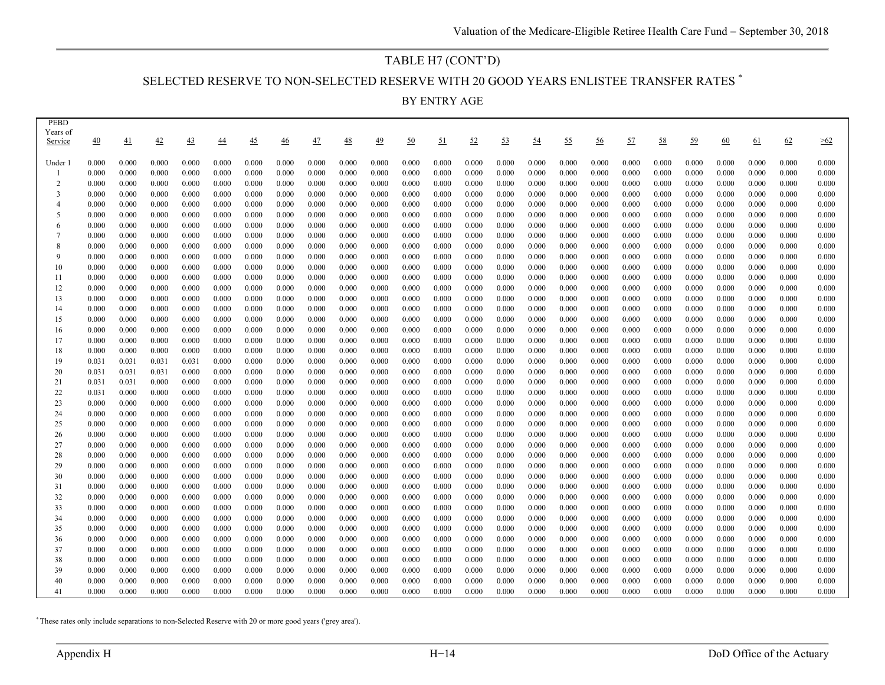## TABLE H7 (CONT'D)

## SELECTED RESERVE TO NON-SELECTED RESERVE WITH 20 GOOD YEARS ENLISTEE TRANSFER RATES *

### BY ENTRY AGE

| PEBD Years of Service | 40 | 41 | 42 | 43 | 44 | 45 | 46 | 47 | 48 | 49 | 50 | 51 | 52 | 53 | 54 | 55 | 56 | 57 | 58 | 59 | 60 | 61 | 62 | >62 |
|---|---|---|---|---|---|---|---|---|---|---|---|---|---|---|---|---|---|---|---|---|---|---|---|---|
| Under 1 | 0.000 | 0.000 | 0.000 | 0.000 | 0.000 | 0.000 | 0.000 | 0.000 | 0.000 | 0.000 | 0.000 | 0.000 | 0.000 | 0.000 | 0.000 | 0.000 | 0.000 | 0.000 | 0.000 | 0.000 | 0.000 | 0.000 | 0.000 | 0.000 |
| 1 | 0.000 | 0.000 | 0.000 | 0.000 | 0.000 | 0.000 | 0.000 | 0.000 | 0.000 | 0.000 | 0.000 | 0.000 | 0.000 | 0.000 | 0.000 | 0.000 | 0.000 | 0.000 | 0.000 | 0.000 | 0.000 | 0.000 | 0.000 | 0.000 |
| 2 | 0.000 | 0.000 | 0.000 | 0.000 | 0.000 | 0.000 | 0.000 | 0.000 | 0.000 | 0.000 | 0.000 | 0.000 | 0.000 | 0.000 | 0.000 | 0.000 | 0.000 | 0.000 | 0.000 | 0.000 | 0.000 | 0.000 | 0.000 | 0.000 |
| 3 | 0.000 | 0.000 | 0.000 | 0.000 | 0.000 | 0.000 | 0.000 | 0.000 | 0.000 | 0.000 | 0.000 | 0.000 | 0.000 | 0.000 | 0.000 | 0.000 | 0.000 | 0.000 | 0.000 | 0.000 | 0.000 | 0.000 | 0.000 | 0.000 |
| 4 | 0.000 | 0.000 | 0.000 | 0.000 | 0.000 | 0.000 | 0.000 | 0.000 | 0.000 | 0.000 | 0.000 | 0.000 | 0.000 | 0.000 | 0.000 | 0.000 | 0.000 | 0.000 | 0.000 | 0.000 | 0.000 | 0.000 | 0.000 | 0.000 |
| 5 | 0.000 | 0.000 | 0.000 | 0.000 | 0.000 | 0.000 | 0.000 | 0.000 | 0.000 | 0.000 | 0.000 | 0.000 | 0.000 | 0.000 | 0.000 | 0.000 | 0.000 | 0.000 | 0.000 | 0.000 | 0.000 | 0.000 | 0.000 | 0.000 |
| 6 | 0.000 | 0.000 | 0.000 | 0.000 | 0.000 | 0.000 | 0.000 | 0.000 | 0.000 | 0.000 | 0.000 | 0.000 | 0.000 | 0.000 | 0.000 | 0.000 | 0.000 | 0.000 | 0.000 | 0.000 | 0.000 | 0.000 | 0.000 | 0.000 |
| 7 | 0.000 | 0.000 | 0.000 | 0.000 | 0.000 | 0.000 | 0.000 | 0.000 | 0.000 | 0.000 | 0.000 | 0.000 | 0.000 | 0.000 | 0.000 | 0.000 | 0.000 | 0.000 | 0.000 | 0.000 | 0.000 | 0.000 | 0.000 | 0.000 |
| 8 | 0.000 | 0.000 | 0.000 | 0.000 | 0.000 | 0.000 | 0.000 | 0.000 | 0.000 | 0.000 | 0.000 | 0.000 | 0.000 | 0.000 | 0.000 | 0.000 | 0.000 | 0.000 | 0.000 | 0.000 | 0.000 | 0.000 | 0.000 | 0.000 |
| 9 | 0.000 | 0.000 | 0.000 | 0.000 | 0.000 | 0.000 | 0.000 | 0.000 | 0.000 | 0.000 | 0.000 | 0.000 | 0.000 | 0.000 | 0.000 | 0.000 | 0.000 | 0.000 | 0.000 | 0.000 | 0.000 | 0.000 | 0.000 | 0.000 |
| 10 | 0.000 | 0.000 | 0.000 | 0.000 | 0.000 | 0.000 | 0.000 | 0.000 | 0.000 | 0.000 | 0.000 | 0.000 | 0.000 | 0.000 | 0.000 | 0.000 | 0.000 | 0.000 | 0.000 | 0.000 | 0.000 | 0.000 | 0.000 | 0.000 |
| 11 | 0.000 | 0.000 | 0.000 | 0.000 | 0.000 | 0.000 | 0.000 | 0.000 | 0.000 | 0.000 | 0.000 | 0.000 | 0.000 | 0.000 | 0.000 | 0.000 | 0.000 | 0.000 | 0.000 | 0.000 | 0.000 | 0.000 | 0.000 | 0.000 |
| 12 | 0.000 | 0.000 | 0.000 | 0.000 | 0.000 | 0.000 | 0.000 | 0.000 | 0.000 | 0.000 | 0.000 | 0.000 | 0.000 | 0.000 | 0.000 | 0.000 | 0.000 | 0.000 | 0.000 | 0.000 | 0.000 | 0.000 | 0.000 | 0.000 |
| 13 | 0.000 | 0.000 | 0.000 | 0.000 | 0.000 | 0.000 | 0.000 | 0.000 | 0.000 | 0.000 | 0.000 | 0.000 | 0.000 | 0.000 | 0.000 | 0.000 | 0.000 | 0.000 | 0.000 | 0.000 | 0.000 | 0.000 | 0.000 | 0.000 |
| 14 | 0.000 | 0.000 | 0.000 | 0.000 | 0.000 | 0.000 | 0.000 | 0.000 | 0.000 | 0.000 | 0.000 | 0.000 | 0.000 | 0.000 | 0.000 | 0.000 | 0.000 | 0.000 | 0.000 | 0.000 | 0.000 | 0.000 | 0.000 | 0.000 |
| 15 | 0.000 | 0.000 | 0.000 | 0.000 | 0.000 | 0.000 | 0.000 | 0.000 | 0.000 | 0.000 | 0.000 | 0.000 | 0.000 | 0.000 | 0.000 | 0.000 | 0.000 | 0.000 | 0.000 | 0.000 | 0.000 | 0.000 | 0.000 | 0.000 |
| 16 | 0.000 | 0.000 | 0.000 | 0.000 | 0.000 | 0.000 | 0.000 | 0.000 | 0.000 | 0.000 | 0.000 | 0.000 | 0.000 | 0.000 | 0.000 | 0.000 | 0.000 | 0.000 | 0.000 | 0.000 | 0.000 | 0.000 | 0.000 | 0.000 |
| 17 | 0.000 | 0.000 | 0.000 | 0.000 | 0.000 | 0.000 | 0.000 | 0.000 | 0.000 | 0.000 | 0.000 | 0.000 | 0.000 | 0.000 | 0.000 | 0.000 | 0.000 | 0.000 | 0.000 | 0.000 | 0.000 | 0.000 | 0.000 | 0.000 |
| 18 | 0.000 | 0.000 | 0.000 | 0.000 | 0.000 | 0.000 | 0.000 | 0.000 | 0.000 | 0.000 | 0.000 | 0.000 | 0.000 | 0.000 | 0.000 | 0.000 | 0.000 | 0.000 | 0.000 | 0.000 | 0.000 | 0.000 | 0.000 | 0.000 |
| 19 | 0.031 | 0.031 | 0.031 | 0.031 | 0.000 | 0.000 | 0.000 | 0.000 | 0.000 | 0.000 | 0.000 | 0.000 | 0.000 | 0.000 | 0.000 | 0.000 | 0.000 | 0.000 | 0.000 | 0.000 | 0.000 | 0.000 | 0.000 | 0.000 |
| 20 | 0.031 | 0.031 | 0.031 | 0.000 | 0.000 | 0.000 | 0.000 | 0.000 | 0.000 | 0.000 | 0.000 | 0.000 | 0.000 | 0.000 | 0.000 | 0.000 | 0.000 | 0.000 | 0.000 | 0.000 | 0.000 | 0.000 | 0.000 | 0.000 |
| 21 | 0.031 | 0.031 | 0.000 | 0.000 | 0.000 | 0.000 | 0.000 | 0.000 | 0.000 | 0.000 | 0.000 | 0.000 | 0.000 | 0.000 | 0.000 | 0.000 | 0.000 | 0.000 | 0.000 | 0.000 | 0.000 | 0.000 | 0.000 | 0.000 |
| 22 | 0.031 | 0.000 | 0.000 | 0.000 | 0.000 | 0.000 | 0.000 | 0.000 | 0.000 | 0.000 | 0.000 | 0.000 | 0.000 | 0.000 | 0.000 | 0.000 | 0.000 | 0.000 | 0.000 | 0.000 | 0.000 | 0.000 | 0.000 | 0.000 |
| 23 | 0.000 | 0.000 | 0.000 | 0.000 | 0.000 | 0.000 | 0.000 | 0.000 | 0.000 | 0.000 | 0.000 | 0.000 | 0.000 | 0.000 | 0.000 | 0.000 | 0.000 | 0.000 | 0.000 | 0.000 | 0.000 | 0.000 | 0.000 | 0.000 |
| 24 | 0.000 | 0.000 | 0.000 | 0.000 | 0.000 | 0.000 | 0.000 | 0.000 | 0.000 | 0.000 | 0.000 | 0.000 | 0.000 | 0.000 | 0.000 | 0.000 | 0.000 | 0.000 | 0.000 | 0.000 | 0.000 | 0.000 | 0.000 | 0.000 |
| 25 | 0.000 | 0.000 | 0.000 | 0.000 | 0.000 | 0.000 | 0.000 | 0.000 | 0.000 | 0.000 | 0.000 | 0.000 | 0.000 | 0.000 | 0.000 | 0.000 | 0.000 | 0.000 | 0.000 | 0.000 | 0.000 | 0.000 | 0.000 | 0.000 |
| 26 | 0.000 | 0.000 | 0.000 | 0.000 | 0.000 | 0.000 | 0.000 | 0.000 | 0.000 | 0.000 | 0.000 | 0.000 | 0.000 | 0.000 | 0.000 | 0.000 | 0.000 | 0.000 | 0.000 | 0.000 | 0.000 | 0.000 | 0.000 | 0.000 |
| 27 | 0.000 | 0.000 | 0.000 | 0.000 | 0.000 | 0.000 | 0.000 | 0.000 | 0.000 | 0.000 | 0.000 | 0.000 | 0.000 | 0.000 | 0.000 | 0.000 | 0.000 | 0.000 | 0.000 | 0.000 | 0.000 | 0.000 | 0.000 | 0.000 |
| 28 | 0.000 | 0.000 | 0.000 | 0.000 | 0.000 | 0.000 | 0.000 | 0.000 | 0.000 | 0.000 | 0.000 | 0.000 | 0.000 | 0.000 | 0.000 | 0.000 | 0.000 | 0.000 | 0.000 | 0.000 | 0.000 | 0.000 | 0.000 | 0.000 |
| 29 | 0.000 | 0.000 | 0.000 | 0.000 | 0.000 | 0.000 | 0.000 | 0.000 | 0.000 | 0.000 | 0.000 | 0.000 | 0.000 | 0.000 | 0.000 | 0.000 | 0.000 | 0.000 | 0.000 | 0.000 | 0.000 | 0.000 | 0.000 | 0.000 |
| 30 | 0.000 | 0.000 | 0.000 | 0.000 | 0.000 | 0.000 | 0.000 | 0.000 | 0.000 | 0.000 | 0.000 | 0.000 | 0.000 | 0.000 | 0.000 | 0.000 | 0.000 | 0.000 | 0.000 | 0.000 | 0.000 | 0.000 | 0.000 | 0.000 |
| 31 | 0.000 | 0.000 | 0.000 | 0.000 | 0.000 | 0.000 | 0.000 | 0.000 | 0.000 | 0.000 | 0.000 | 0.000 | 0.000 | 0.000 | 0.000 | 0.000 | 0.000 | 0.000 | 0.000 | 0.000 | 0.000 | 0.000 | 0.000 | 0.000 |
| 32 | 0.000 | 0.000 | 0.000 | 0.000 | 0.000 | 0.000 | 0.000 | 0.000 | 0.000 | 0.000 | 0.000 | 0.000 | 0.000 | 0.000 | 0.000 | 0.000 | 0.000 | 0.000 | 0.000 | 0.000 | 0.000 | 0.000 | 0.000 | 0.000 |
| 33 | 0.000 | 0.000 | 0.000 | 0.000 | 0.000 | 0.000 | 0.000 | 0.000 | 0.000 | 0.000 | 0.000 | 0.000 | 0.000 | 0.000 | 0.000 | 0.000 | 0.000 | 0.000 | 0.000 | 0.000 | 0.000 | 0.000 | 0.000 | 0.000 |
| 34 | 0.000 | 0.000 | 0.000 | 0.000 | 0.000 | 0.000 | 0.000 | 0.000 | 0.000 | 0.000 | 0.000 | 0.000 | 0.000 | 0.000 | 0.000 | 0.000 | 0.000 | 0.000 | 0.000 | 0.000 | 0.000 | 0.000 | 0.000 | 0.000 |
| 35 | 0.000 | 0.000 | 0.000 | 0.000 | 0.000 | 0.000 | 0.000 | 0.000 | 0.000 | 0.000 | 0.000 | 0.000 | 0.000 | 0.000 | 0.000 | 0.000 | 0.000 | 0.000 | 0.000 | 0.000 | 0.000 | 0.000 | 0.000 | 0.000 |
| 36 | 0.000 | 0.000 | 0.000 | 0.000 | 0.000 | 0.000 | 0.000 | 0.000 | 0.000 | 0.000 | 0.000 | 0.000 | 0.000 | 0.000 | 0.000 | 0.000 | 0.000 | 0.000 | 0.000 | 0.000 | 0.000 | 0.000 | 0.000 | 0.000 |
| 37 | 0.000 | 0.000 | 0.000 | 0.000 | 0.000 | 0.000 | 0.000 | 0.000 | 0.000 | 0.000 | 0.000 | 0.000 | 0.000 | 0.000 | 0.000 | 0.000 | 0.000 | 0.000 | 0.000 | 0.000 | 0.000 | 0.000 | 0.000 | 0.000 |
| 38 | 0.000 | 0.000 | 0.000 | 0.000 | 0.000 | 0.000 | 0.000 | 0.000 | 0.000 | 0.000 | 0.000 | 0.000 | 0.000 | 0.000 | 0.000 | 0.000 | 0.000 | 0.000 | 0.000 | 0.000 | 0.000 | 0.000 | 0.000 | 0.000 |
| 39 | 0.000 | 0.000 | 0.000 | 0.000 | 0.000 | 0.000 | 0.000 | 0.000 | 0.000 | 0.000 | 0.000 | 0.000 | 0.000 | 0.000 | 0.000 | 0.000 | 0.000 | 0.000 | 0.000 | 0.000 | 0.000 | 0.000 | 0.000 | 0.000 |
| 40 | 0.000 | 0.000 | 0.000 | 0.000 | 0.000 | 0.000 | 0.000 | 0.000 | 0.000 | 0.000 | 0.000 | 0.000 | 0.000 | 0.000 | 0.000 | 0.000 | 0.000 | 0.000 | 0.000 | 0.000 | 0.000 | 0.000 | 0.000 | 0.000 |
| 41 | 0.000 | 0.000 | 0.000 | 0.000 | 0.000 | 0.000 | 0.000 | 0.000 | 0.000 | 0.000 | 0.000 | 0.000 | 0.000 | 0.000 | 0.000 | 0.000 | 0.000 | 0.000 | 0.000 | 0.000 | 0.000 | 0.000 | 0.000 | 0.000 |

* These rates only include separations to non-Selected Reserve with 20 or more good years ('grey area').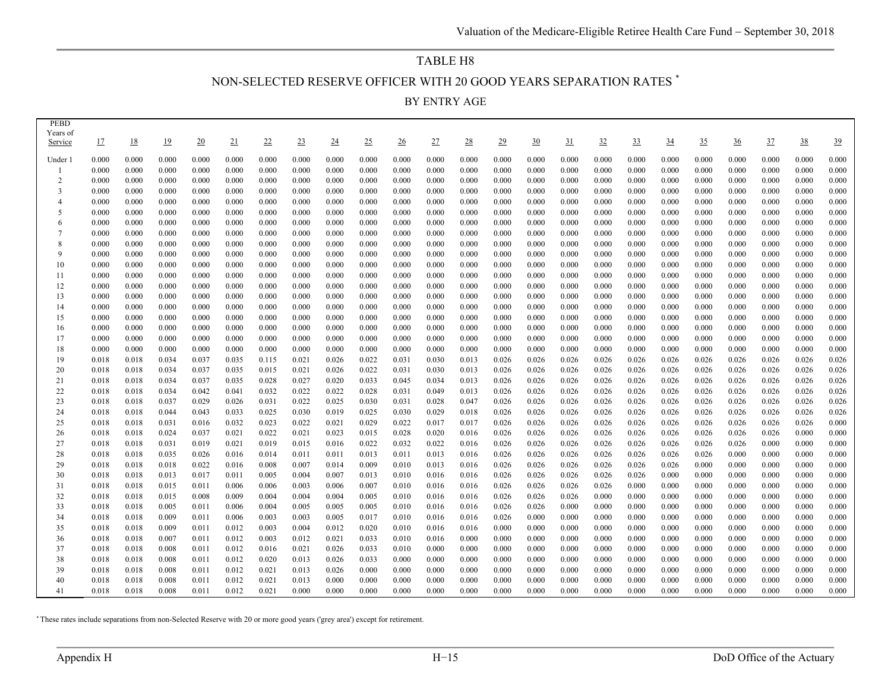# TABLE H8

## NON-SELECTED RESERVE OFFICER WITH 20 GOOD YEARS SEPARATION RATES *

### BY ENTRY AGE

| PEBD Years of Service | 17 | 18 | 19 | 20 | 21 | 22 | 23 | 24 | 25 | 26 | 27 | 28 | 29 | 30 | 31 | 32 | 33 | 34 | 35 | 36 | 37 | 38 | 39 |
|---|---|---|---|---|---|---|---|---|---|---|---|---|---|---|---|---|---|---|---|---|---|---|---|
| Under 1 | 0.000 | 0.000 | 0.000 | 0.000 | 0.000 | 0.000 | 0.000 | 0.000 | 0.000 | 0.000 | 0.000 | 0.000 | 0.000 | 0.000 | 0.000 | 0.000 | 0.000 | 0.000 | 0.000 | 0.000 | 0.000 | 0.000 | 0.000 |
| 1 | 0.000 | 0.000 | 0.000 | 0.000 | 0.000 | 0.000 | 0.000 | 0.000 | 0.000 | 0.000 | 0.000 | 0.000 | 0.000 | 0.000 | 0.000 | 0.000 | 0.000 | 0.000 | 0.000 | 0.000 | 0.000 | 0.000 | 0.000 |
| 2 | 0.000 | 0.000 | 0.000 | 0.000 | 0.000 | 0.000 | 0.000 | 0.000 | 0.000 | 0.000 | 0.000 | 0.000 | 0.000 | 0.000 | 0.000 | 0.000 | 0.000 | 0.000 | 0.000 | 0.000 | 0.000 | 0.000 | 0.000 |
| 3 | 0.000 | 0.000 | 0.000 | 0.000 | 0.000 | 0.000 | 0.000 | 0.000 | 0.000 | 0.000 | 0.000 | 0.000 | 0.000 | 0.000 | 0.000 | 0.000 | 0.000 | 0.000 | 0.000 | 0.000 | 0.000 | 0.000 | 0.000 |
| 4 | 0.000 | 0.000 | 0.000 | 0.000 | 0.000 | 0.000 | 0.000 | 0.000 | 0.000 | 0.000 | 0.000 | 0.000 | 0.000 | 0.000 | 0.000 | 0.000 | 0.000 | 0.000 | 0.000 | 0.000 | 0.000 | 0.000 | 0.000 |
| 5 | 0.000 | 0.000 | 0.000 | 0.000 | 0.000 | 0.000 | 0.000 | 0.000 | 0.000 | 0.000 | 0.000 | 0.000 | 0.000 | 0.000 | 0.000 | 0.000 | 0.000 | 0.000 | 0.000 | 0.000 | 0.000 | 0.000 | 0.000 |
| 6 | 0.000 | 0.000 | 0.000 | 0.000 | 0.000 | 0.000 | 0.000 | 0.000 | 0.000 | 0.000 | 0.000 | 0.000 | 0.000 | 0.000 | 0.000 | 0.000 | 0.000 | 0.000 | 0.000 | 0.000 | 0.000 | 0.000 | 0.000 |
| 7 | 0.000 | 0.000 | 0.000 | 0.000 | 0.000 | 0.000 | 0.000 | 0.000 | 0.000 | 0.000 | 0.000 | 0.000 | 0.000 | 0.000 | 0.000 | 0.000 | 0.000 | 0.000 | 0.000 | 0.000 | 0.000 | 0.000 | 0.000 |
| 8 | 0.000 | 0.000 | 0.000 | 0.000 | 0.000 | 0.000 | 0.000 | 0.000 | 0.000 | 0.000 | 0.000 | 0.000 | 0.000 | 0.000 | 0.000 | 0.000 | 0.000 | 0.000 | 0.000 | 0.000 | 0.000 | 0.000 | 0.000 |
| 9 | 0.000 | 0.000 | 0.000 | 0.000 | 0.000 | 0.000 | 0.000 | 0.000 | 0.000 | 0.000 | 0.000 | 0.000 | 0.000 | 0.000 | 0.000 | 0.000 | 0.000 | 0.000 | 0.000 | 0.000 | 0.000 | 0.000 | 0.000 |
| 10 | 0.000 | 0.000 | 0.000 | 0.000 | 0.000 | 0.000 | 0.000 | 0.000 | 0.000 | 0.000 | 0.000 | 0.000 | 0.000 | 0.000 | 0.000 | 0.000 | 0.000 | 0.000 | 0.000 | 0.000 | 0.000 | 0.000 | 0.000 |
| 11 | 0.000 | 0.000 | 0.000 | 0.000 | 0.000 | 0.000 | 0.000 | 0.000 | 0.000 | 0.000 | 0.000 | 0.000 | 0.000 | 0.000 | 0.000 | 0.000 | 0.000 | 0.000 | 0.000 | 0.000 | 0.000 | 0.000 | 0.000 |
| 12 | 0.000 | 0.000 | 0.000 | 0.000 | 0.000 | 0.000 | 0.000 | 0.000 | 0.000 | 0.000 | 0.000 | 0.000 | 0.000 | 0.000 | 0.000 | 0.000 | 0.000 | 0.000 | 0.000 | 0.000 | 0.000 | 0.000 | 0.000 |
| 13 | 0.000 | 0.000 | 0.000 | 0.000 | 0.000 | 0.000 | 0.000 | 0.000 | 0.000 | 0.000 | 0.000 | 0.000 | 0.000 | 0.000 | 0.000 | 0.000 | 0.000 | 0.000 | 0.000 | 0.000 | 0.000 | 0.000 | 0.000 |
| 14 | 0.000 | 0.000 | 0.000 | 0.000 | 0.000 | 0.000 | 0.000 | 0.000 | 0.000 | 0.000 | 0.000 | 0.000 | 0.000 | 0.000 | 0.000 | 0.000 | 0.000 | 0.000 | 0.000 | 0.000 | 0.000 | 0.000 | 0.000 |
| 15 | 0.000 | 0.000 | 0.000 | 0.000 | 0.000 | 0.000 | 0.000 | 0.000 | 0.000 | 0.000 | 0.000 | 0.000 | 0.000 | 0.000 | 0.000 | 0.000 | 0.000 | 0.000 | 0.000 | 0.000 | 0.000 | 0.000 | 0.000 |
| 16 | 0.000 | 0.000 | 0.000 | 0.000 | 0.000 | 0.000 | 0.000 | 0.000 | 0.000 | 0.000 | 0.000 | 0.000 | 0.000 | 0.000 | 0.000 | 0.000 | 0.000 | 0.000 | 0.000 | 0.000 | 0.000 | 0.000 | 0.000 |
| 17 | 0.000 | 0.000 | 0.000 | 0.000 | 0.000 | 0.000 | 0.000 | 0.000 | 0.000 | 0.000 | 0.000 | 0.000 | 0.000 | 0.000 | 0.000 | 0.000 | 0.000 | 0.000 | 0.000 | 0.000 | 0.000 | 0.000 | 0.000 |
| 18 | 0.000 | 0.000 | 0.000 | 0.000 | 0.000 | 0.000 | 0.000 | 0.000 | 0.000 | 0.000 | 0.000 | 0.000 | 0.000 | 0.000 | 0.000 | 0.000 | 0.000 | 0.000 | 0.000 | 0.000 | 0.000 | 0.000 | 0.000 |
| 19 | 0.018 | 0.018 | 0.034 | 0.037 | 0.035 | 0.115 | 0.021 | 0.026 | 0.022 | 0.031 | 0.030 | 0.013 | 0.026 | 0.026 | 0.026 | 0.026 | 0.026 | 0.026 | 0.026 | 0.026 | 0.026 | 0.026 | 0.026 |
| 20 | 0.018 | 0.018 | 0.034 | 0.037 | 0.035 | 0.015 | 0.021 | 0.026 | 0.022 | 0.031 | 0.030 | 0.013 | 0.026 | 0.026 | 0.026 | 0.026 | 0.026 | 0.026 | 0.026 | 0.026 | 0.026 | 0.026 | 0.026 |
| 21 | 0.018 | 0.018 | 0.034 | 0.037 | 0.035 | 0.028 | 0.027 | 0.020 | 0.033 | 0.045 | 0.034 | 0.013 | 0.026 | 0.026 | 0.026 | 0.026 | 0.026 | 0.026 | 0.026 | 0.026 | 0.026 | 0.026 | 0.026 |
| 22 | 0.018 | 0.018 | 0.034 | 0.042 | 0.041 | 0.032 | 0.022 | 0.022 | 0.028 | 0.031 | 0.049 | 0.013 | 0.026 | 0.026 | 0.026 | 0.026 | 0.026 | 0.026 | 0.026 | 0.026 | 0.026 | 0.026 | 0.026 |
| 23 | 0.018 | 0.018 | 0.037 | 0.029 | 0.026 | 0.031 | 0.022 | 0.025 | 0.030 | 0.031 | 0.028 | 0.047 | 0.026 | 0.026 | 0.026 | 0.026 | 0.026 | 0.026 | 0.026 | 0.026 | 0.026 | 0.026 | 0.026 |
| 24 | 0.018 | 0.018 | 0.044 | 0.043 | 0.033 | 0.025 | 0.030 | 0.019 | 0.025 | 0.030 | 0.029 | 0.018 | 0.026 | 0.026 | 0.026 | 0.026 | 0.026 | 0.026 | 0.026 | 0.026 | 0.026 | 0.026 | 0.026 |
| 25 | 0.018 | 0.018 | 0.031 | 0.016 | 0.032 | 0.023 | 0.022 | 0.021 | 0.029 | 0.022 | 0.017 | 0.017 | 0.026 | 0.026 | 0.026 | 0.026 | 0.026 | 0.026 | 0.026 | 0.026 | 0.026 | 0.026 | 0.000 |
| 26 | 0.018 | 0.018 | 0.024 | 0.037 | 0.021 | 0.022 | 0.021 | 0.023 | 0.015 | 0.028 | 0.020 | 0.016 | 0.026 | 0.026 | 0.026 | 0.026 | 0.026 | 0.026 | 0.026 | 0.026 | 0.026 | 0.000 | 0.000 |
| 27 | 0.018 | 0.018 | 0.031 | 0.019 | 0.021 | 0.019 | 0.015 | 0.016 | 0.022 | 0.032 | 0.022 | 0.016 | 0.026 | 0.026 | 0.026 | 0.026 | 0.026 | 0.026 | 0.026 | 0.026 | 0.000 | 0.000 | 0.000 |
| 28 | 0.018 | 0.018 | 0.035 | 0.026 | 0.016 | 0.014 | 0.011 | 0.011 | 0.013 | 0.011 | 0.013 | 0.016 | 0.026 | 0.026 | 0.026 | 0.026 | 0.026 | 0.026 | 0.026 | 0.000 | 0.000 | 0.000 | 0.000 |
| 29 | 0.018 | 0.018 | 0.018 | 0.022 | 0.016 | 0.008 | 0.007 | 0.014 | 0.009 | 0.010 | 0.013 | 0.016 | 0.026 | 0.026 | 0.026 | 0.026 | 0.026 | 0.026 | 0.000 | 0.000 | 0.000 | 0.000 | 0.000 |
| 30 | 0.018 | 0.018 | 0.013 | 0.017 | 0.011 | 0.005 | 0.004 | 0.007 | 0.013 | 0.010 | 0.016 | 0.016 | 0.026 | 0.026 | 0.026 | 0.026 | 0.026 | 0.000 | 0.000 | 0.000 | 0.000 | 0.000 | 0.000 |
| 31 | 0.018 | 0.018 | 0.015 | 0.011 | 0.006 | 0.006 | 0.003 | 0.006 | 0.007 | 0.010 | 0.016 | 0.016 | 0.026 | 0.026 | 0.026 | 0.026 | 0.000 | 0.000 | 0.000 | 0.000 | 0.000 | 0.000 | 0.000 |
| 32 | 0.018 | 0.018 | 0.015 | 0.008 | 0.009 | 0.004 | 0.004 | 0.004 | 0.005 | 0.010 | 0.016 | 0.016 | 0.026 | 0.026 | 0.026 | 0.000 | 0.000 | 0.000 | 0.000 | 0.000 | 0.000 | 0.000 | 0.000 |
| 33 | 0.018 | 0.018 | 0.005 | 0.011 | 0.006 | 0.004 | 0.005 | 0.005 | 0.005 | 0.010 | 0.016 | 0.016 | 0.026 | 0.026 | 0.000 | 0.000 | 0.000 | 0.000 | 0.000 | 0.000 | 0.000 | 0.000 | 0.000 |
| 34 | 0.018 | 0.018 | 0.009 | 0.011 | 0.006 | 0.003 | 0.003 | 0.005 | 0.017 | 0.010 | 0.016 | 0.016 | 0.026 | 0.000 | 0.000 | 0.000 | 0.000 | 0.000 | 0.000 | 0.000 | 0.000 | 0.000 | 0.000 |
| 35 | 0.018 | 0.018 | 0.009 | 0.011 | 0.012 | 0.003 | 0.004 | 0.012 | 0.020 | 0.010 | 0.016 | 0.016 | 0.000 | 0.000 | 0.000 | 0.000 | 0.000 | 0.000 | 0.000 | 0.000 | 0.000 | 0.000 | 0.000 |
| 36 | 0.018 | 0.018 | 0.007 | 0.011 | 0.012 | 0.003 | 0.012 | 0.021 | 0.033 | 0.010 | 0.016 | 0.000 | 0.000 | 0.000 | 0.000 | 0.000 | 0.000 | 0.000 | 0.000 | 0.000 | 0.000 | 0.000 | 0.000 |
| 37 | 0.018 | 0.018 | 0.008 | 0.011 | 0.012 | 0.016 | 0.021 | 0.026 | 0.033 | 0.010 | 0.000 | 0.000 | 0.000 | 0.000 | 0.000 | 0.000 | 0.000 | 0.000 | 0.000 | 0.000 | 0.000 | 0.000 | 0.000 |
| 38 | 0.018 | 0.018 | 0.008 | 0.011 | 0.012 | 0.020 | 0.013 | 0.026 | 0.033 | 0.000 | 0.000 | 0.000 | 0.000 | 0.000 | 0.000 | 0.000 | 0.000 | 0.000 | 0.000 | 0.000 | 0.000 | 0.000 | 0.000 |
| 39 | 0.018 | 0.018 | 0.008 | 0.011 | 0.012 | 0.021 | 0.013 | 0.026 | 0.000 | 0.000 | 0.000 | 0.000 | 0.000 | 0.000 | 0.000 | 0.000 | 0.000 | 0.000 | 0.000 | 0.000 | 0.000 | 0.000 | 0.000 |
| 40 | 0.018 | 0.018 | 0.008 | 0.011 | 0.012 | 0.021 | 0.013 | 0.000 | 0.000 | 0.000 | 0.000 | 0.000 | 0.000 | 0.000 | 0.000 | 0.000 | 0.000 | 0.000 | 0.000 | 0.000 | 0.000 | 0.000 | 0.000 |
| 41 | 0.018 | 0.018 | 0.008 | 0.011 | 0.012 | 0.021 | 0.000 | 0.000 | 0.000 | 0.000 | 0.000 | 0.000 | 0.000 | 0.000 | 0.000 | 0.000 | 0.000 | 0.000 | 0.000 | 0.000 | 0.000 | 0.000 | 0.000 |

* These rates include separations from non-Selected Reserve with 20 or more good years ('grey area') except for retirement.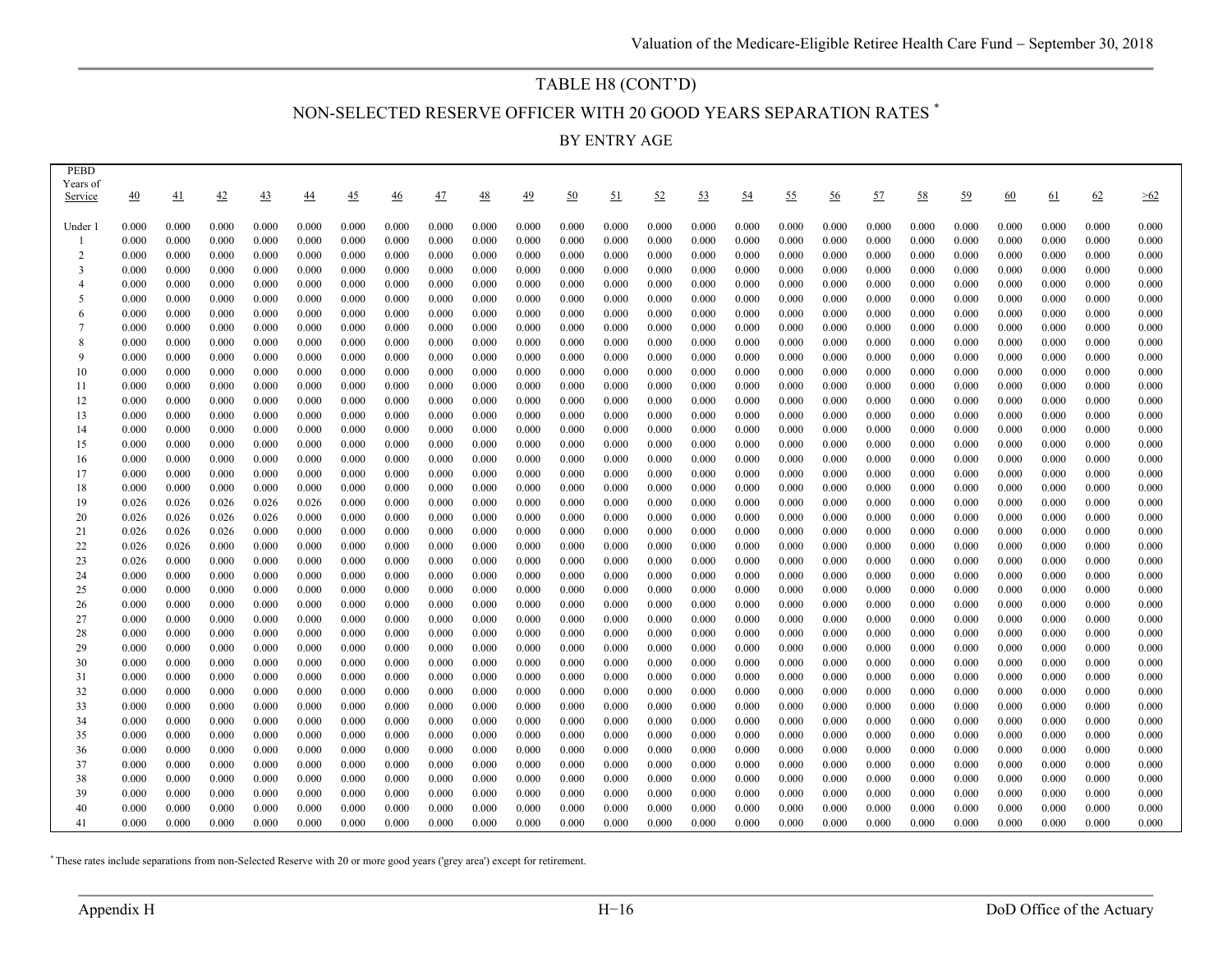## TABLE H8 (CONT'D)

## NON-SELECTED RESERVE OFFICER WITH 20 GOOD YEARS SEPARATION RATES [*]

### BY ENTRY AGE

| PEBD Years of Service | 40 | 41 | 42 | 43 | 44 | 45 | 46 | 47 | 48 | 49 | 50 | 51 | 52 | 53 | 54 | 55 | 56 | 57 | 58 | 59 | 60 | 61 | 62 | >62 |
|---|---|---|---|---|---|---|---|---|---|---|---|---|---|---|---|---|---|---|---|---|---|---|---|---|
| Under 1 | 0.000 | 0.000 | 0.000 | 0.000 | 0.000 | 0.000 | 0.000 | 0.000 | 0.000 | 0.000 | 0.000 | 0.000 | 0.000 | 0.000 | 0.000 | 0.000 | 0.000 | 0.000 | 0.000 | 0.000 | 0.000 | 0.000 | 0.000 | 0.000 |
| 1 | 0.000 | 0.000 | 0.000 | 0.000 | 0.000 | 0.000 | 0.000 | 0.000 | 0.000 | 0.000 | 0.000 | 0.000 | 0.000 | 0.000 | 0.000 | 0.000 | 0.000 | 0.000 | 0.000 | 0.000 | 0.000 | 0.000 | 0.000 | 0.000 |
| 2 | 0.000 | 0.000 | 0.000 | 0.000 | 0.000 | 0.000 | 0.000 | 0.000 | 0.000 | 0.000 | 0.000 | 0.000 | 0.000 | 0.000 | 0.000 | 0.000 | 0.000 | 0.000 | 0.000 | 0.000 | 0.000 | 0.000 | 0.000 | 0.000 |
| 3 | 0.000 | 0.000 | 0.000 | 0.000 | 0.000 | 0.000 | 0.000 | 0.000 | 0.000 | 0.000 | 0.000 | 0.000 | 0.000 | 0.000 | 0.000 | 0.000 | 0.000 | 0.000 | 0.000 | 0.000 | 0.000 | 0.000 | 0.000 | 0.000 |
| 4 | 0.000 | 0.000 | 0.000 | 0.000 | 0.000 | 0.000 | 0.000 | 0.000 | 0.000 | 0.000 | 0.000 | 0.000 | 0.000 | 0.000 | 0.000 | 0.000 | 0.000 | 0.000 | 0.000 | 0.000 | 0.000 | 0.000 | 0.000 | 0.000 |
| 5 | 0.000 | 0.000 | 0.000 | 0.000 | 0.000 | 0.000 | 0.000 | 0.000 | 0.000 | 0.000 | 0.000 | 0.000 | 0.000 | 0.000 | 0.000 | 0.000 | 0.000 | 0.000 | 0.000 | 0.000 | 0.000 | 0.000 | 0.000 | 0.000 |
| 6 | 0.000 | 0.000 | 0.000 | 0.000 | 0.000 | 0.000 | 0.000 | 0.000 | 0.000 | 0.000 | 0.000 | 0.000 | 0.000 | 0.000 | 0.000 | 0.000 | 0.000 | 0.000 | 0.000 | 0.000 | 0.000 | 0.000 | 0.000 | 0.000 |
| 7 | 0.000 | 0.000 | 0.000 | 0.000 | 0.000 | 0.000 | 0.000 | 0.000 | 0.000 | 0.000 | 0.000 | 0.000 | 0.000 | 0.000 | 0.000 | 0.000 | 0.000 | 0.000 | 0.000 | 0.000 | 0.000 | 0.000 | 0.000 | 0.000 |
| 8 | 0.000 | 0.000 | 0.000 | 0.000 | 0.000 | 0.000 | 0.000 | 0.000 | 0.000 | 0.000 | 0.000 | 0.000 | 0.000 | 0.000 | 0.000 | 0.000 | 0.000 | 0.000 | 0.000 | 0.000 | 0.000 | 0.000 | 0.000 | 0.000 |
| 9 | 0.000 | 0.000 | 0.000 | 0.000 | 0.000 | 0.000 | 0.000 | 0.000 | 0.000 | 0.000 | 0.000 | 0.000 | 0.000 | 0.000 | 0.000 | 0.000 | 0.000 | 0.000 | 0.000 | 0.000 | 0.000 | 0.000 | 0.000 | 0.000 |
| 10 | 0.000 | 0.000 | 0.000 | 0.000 | 0.000 | 0.000 | 0.000 | 0.000 | 0.000 | 0.000 | 0.000 | 0.000 | 0.000 | 0.000 | 0.000 | 0.000 | 0.000 | 0.000 | 0.000 | 0.000 | 0.000 | 0.000 | 0.000 | 0.000 |
| 11 | 0.000 | 0.000 | 0.000 | 0.000 | 0.000 | 0.000 | 0.000 | 0.000 | 0.000 | 0.000 | 0.000 | 0.000 | 0.000 | 0.000 | 0.000 | 0.000 | 0.000 | 0.000 | 0.000 | 0.000 | 0.000 | 0.000 | 0.000 | 0.000 |
| 12 | 0.000 | 0.000 | 0.000 | 0.000 | 0.000 | 0.000 | 0.000 | 0.000 | 0.000 | 0.000 | 0.000 | 0.000 | 0.000 | 0.000 | 0.000 | 0.000 | 0.000 | 0.000 | 0.000 | 0.000 | 0.000 | 0.000 | 0.000 | 0.000 |
| 13 | 0.000 | 0.000 | 0.000 | 0.000 | 0.000 | 0.000 | 0.000 | 0.000 | 0.000 | 0.000 | 0.000 | 0.000 | 0.000 | 0.000 | 0.000 | 0.000 | 0.000 | 0.000 | 0.000 | 0.000 | 0.000 | 0.000 | 0.000 | 0.000 |
| 14 | 0.000 | 0.000 | 0.000 | 0.000 | 0.000 | 0.000 | 0.000 | 0.000 | 0.000 | 0.000 | 0.000 | 0.000 | 0.000 | 0.000 | 0.000 | 0.000 | 0.000 | 0.000 | 0.000 | 0.000 | 0.000 | 0.000 | 0.000 | 0.000 |
| 15 | 0.000 | 0.000 | 0.000 | 0.000 | 0.000 | 0.000 | 0.000 | 0.000 | 0.000 | 0.000 | 0.000 | 0.000 | 0.000 | 0.000 | 0.000 | 0.000 | 0.000 | 0.000 | 0.000 | 0.000 | 0.000 | 0.000 | 0.000 | 0.000 |
| 16 | 0.000 | 0.000 | 0.000 | 0.000 | 0.000 | 0.000 | 0.000 | 0.000 | 0.000 | 0.000 | 0.000 | 0.000 | 0.000 | 0.000 | 0.000 | 0.000 | 0.000 | 0.000 | 0.000 | 0.000 | 0.000 | 0.000 | 0.000 | 0.000 |
| 17 | 0.000 | 0.000 | 0.000 | 0.000 | 0.000 | 0.000 | 0.000 | 0.000 | 0.000 | 0.000 | 0.000 | 0.000 | 0.000 | 0.000 | 0.000 | 0.000 | 0.000 | 0.000 | 0.000 | 0.000 | 0.000 | 0.000 | 0.000 | 0.000 |
| 18 | 0.000 | 0.000 | 0.000 | 0.000 | 0.000 | 0.000 | 0.000 | 0.000 | 0.000 | 0.000 | 0.000 | 0.000 | 0.000 | 0.000 | 0.000 | 0.000 | 0.000 | 0.000 | 0.000 | 0.000 | 0.000 | 0.000 | 0.000 | 0.000 |
| 19 | 0.026 | 0.026 | 0.026 | 0.026 | 0.026 | 0.000 | 0.000 | 0.000 | 0.000 | 0.000 | 0.000 | 0.000 | 0.000 | 0.000 | 0.000 | 0.000 | 0.000 | 0.000 | 0.000 | 0.000 | 0.000 | 0.000 | 0.000 | 0.000 |
| 20 | 0.026 | 0.026 | 0.026 | 0.026 | 0.000 | 0.000 | 0.000 | 0.000 | 0.000 | 0.000 | 0.000 | 0.000 | 0.000 | 0.000 | 0.000 | 0.000 | 0.000 | 0.000 | 0.000 | 0.000 | 0.000 | 0.000 | 0.000 | 0.000 |
| 21 | 0.026 | 0.026 | 0.026 | 0.000 | 0.000 | 0.000 | 0.000 | 0.000 | 0.000 | 0.000 | 0.000 | 0.000 | 0.000 | 0.000 | 0.000 | 0.000 | 0.000 | 0.000 | 0.000 | 0.000 | 0.000 | 0.000 | 0.000 | 0.000 |
| 22 | 0.026 | 0.026 | 0.000 | 0.000 | 0.000 | 0.000 | 0.000 | 0.000 | 0.000 | 0.000 | 0.000 | 0.000 | 0.000 | 0.000 | 0.000 | 0.000 | 0.000 | 0.000 | 0.000 | 0.000 | 0.000 | 0.000 | 0.000 | 0.000 |
| 23 | 0.026 | 0.000 | 0.000 | 0.000 | 0.000 | 0.000 | 0.000 | 0.000 | 0.000 | 0.000 | 0.000 | 0.000 | 0.000 | 0.000 | 0.000 | 0.000 | 0.000 | 0.000 | 0.000 | 0.000 | 0.000 | 0.000 | 0.000 | 0.000 |
| 24 | 0.000 | 0.000 | 0.000 | 0.000 | 0.000 | 0.000 | 0.000 | 0.000 | 0.000 | 0.000 | 0.000 | 0.000 | 0.000 | 0.000 | 0.000 | 0.000 | 0.000 | 0.000 | 0.000 | 0.000 | 0.000 | 0.000 | 0.000 | 0.000 |
| 25 | 0.000 | 0.000 | 0.000 | 0.000 | 0.000 | 0.000 | 0.000 | 0.000 | 0.000 | 0.000 | 0.000 | 0.000 | 0.000 | 0.000 | 0.000 | 0.000 | 0.000 | 0.000 | 0.000 | 0.000 | 0.000 | 0.000 | 0.000 | 0.000 |
| 26 | 0.000 | 0.000 | 0.000 | 0.000 | 0.000 | 0.000 | 0.000 | 0.000 | 0.000 | 0.000 | 0.000 | 0.000 | 0.000 | 0.000 | 0.000 | 0.000 | 0.000 | 0.000 | 0.000 | 0.000 | 0.000 | 0.000 | 0.000 | 0.000 |
| 27 | 0.000 | 0.000 | 0.000 | 0.000 | 0.000 | 0.000 | 0.000 | 0.000 | 0.000 | 0.000 | 0.000 | 0.000 | 0.000 | 0.000 | 0.000 | 0.000 | 0.000 | 0.000 | 0.000 | 0.000 | 0.000 | 0.000 | 0.000 | 0.000 |
| 28 | 0.000 | 0.000 | 0.000 | 0.000 | 0.000 | 0.000 | 0.000 | 0.000 | 0.000 | 0.000 | 0.000 | 0.000 | 0.000 | 0.000 | 0.000 | 0.000 | 0.000 | 0.000 | 0.000 | 0.000 | 0.000 | 0.000 | 0.000 | 0.000 |
| 29 | 0.000 | 0.000 | 0.000 | 0.000 | 0.000 | 0.000 | 0.000 | 0.000 | 0.000 | 0.000 | 0.000 | 0.000 | 0.000 | 0.000 | 0.000 | 0.000 | 0.000 | 0.000 | 0.000 | 0.000 | 0.000 | 0.000 | 0.000 | 0.000 |
| 30 | 0.000 | 0.000 | 0.000 | 0.000 | 0.000 | 0.000 | 0.000 | 0.000 | 0.000 | 0.000 | 0.000 | 0.000 | 0.000 | 0.000 | 0.000 | 0.000 | 0.000 | 0.000 | 0.000 | 0.000 | 0.000 | 0.000 | 0.000 | 0.000 |
| 31 | 0.000 | 0.000 | 0.000 | 0.000 | 0.000 | 0.000 | 0.000 | 0.000 | 0.000 | 0.000 | 0.000 | 0.000 | 0.000 | 0.000 | 0.000 | 0.000 | 0.000 | 0.000 | 0.000 | 0.000 | 0.000 | 0.000 | 0.000 | 0.000 |
| 32 | 0.000 | 0.000 | 0.000 | 0.000 | 0.000 | 0.000 | 0.000 | 0.000 | 0.000 | 0.000 | 0.000 | 0.000 | 0.000 | 0.000 | 0.000 | 0.000 | 0.000 | 0.000 | 0.000 | 0.000 | 0.000 | 0.000 | 0.000 | 0.000 |
| 33 | 0.000 | 0.000 | 0.000 | 0.000 | 0.000 | 0.000 | 0.000 | 0.000 | 0.000 | 0.000 | 0.000 | 0.000 | 0.000 | 0.000 | 0.000 | 0.000 | 0.000 | 0.000 | 0.000 | 0.000 | 0.000 | 0.000 | 0.000 | 0.000 |
| 34 | 0.000 | 0.000 | 0.000 | 0.000 | 0.000 | 0.000 | 0.000 | 0.000 | 0.000 | 0.000 | 0.000 | 0.000 | 0.000 | 0.000 | 0.000 | 0.000 | 0.000 | 0.000 | 0.000 | 0.000 | 0.000 | 0.000 | 0.000 | 0.000 |
| 35 | 0.000 | 0.000 | 0.000 | 0.000 | 0.000 | 0.000 | 0.000 | 0.000 | 0.000 | 0.000 | 0.000 | 0.000 | 0.000 | 0.000 | 0.000 | 0.000 | 0.000 | 0.000 | 0.000 | 0.000 | 0.000 | 0.000 | 0.000 | 0.000 |
| 36 | 0.000 | 0.000 | 0.000 | 0.000 | 0.000 | 0.000 | 0.000 | 0.000 | 0.000 | 0.000 | 0.000 | 0.000 | 0.000 | 0.000 | 0.000 | 0.000 | 0.000 | 0.000 | 0.000 | 0.000 | 0.000 | 0.000 | 0.000 | 0.000 |
| 37 | 0.000 | 0.000 | 0.000 | 0.000 | 0.000 | 0.000 | 0.000 | 0.000 | 0.000 | 0.000 | 0.000 | 0.000 | 0.000 | 0.000 | 0.000 | 0.000 | 0.000 | 0.000 | 0.000 | 0.000 | 0.000 | 0.000 | 0.000 | 0.000 |
| 38 | 0.000 | 0.000 | 0.000 | 0.000 | 0.000 | 0.000 | 0.000 | 0.000 | 0.000 | 0.000 | 0.000 | 0.000 | 0.000 | 0.000 | 0.000 | 0.000 | 0.000 | 0.000 | 0.000 | 0.000 | 0.000 | 0.000 | 0.000 | 0.000 |
| 39 | 0.000 | 0.000 | 0.000 | 0.000 | 0.000 | 0.000 | 0.000 | 0.000 | 0.000 | 0.000 | 0.000 | 0.000 | 0.000 | 0.000 | 0.000 | 0.000 | 0.000 | 0.000 | 0.000 | 0.000 | 0.000 | 0.000 | 0.000 | 0.000 |
| 40 | 0.000 | 0.000 | 0.000 | 0.000 | 0.000 | 0.000 | 0.000 | 0.000 | 0.000 | 0.000 | 0.000 | 0.000 | 0.000 | 0.000 | 0.000 | 0.000 | 0.000 | 0.000 | 0.000 | 0.000 | 0.000 | 0.000 | 0.000 | 0.000 |
| 41 | 0.000 | 0.000 | 0.000 | 0.000 | 0.000 | 0.000 | 0.000 | 0.000 | 0.000 | 0.000 | 0.000 | 0.000 | 0.000 | 0.000 | 0.000 | 0.000 | 0.000 | 0.000 | 0.000 | 0.000 | 0.000 | 0.000 | 0.000 | 0.000 |

[*] These rates include separations from non-Selected Reserve with 20 or more good years ('grey area') except for retirement.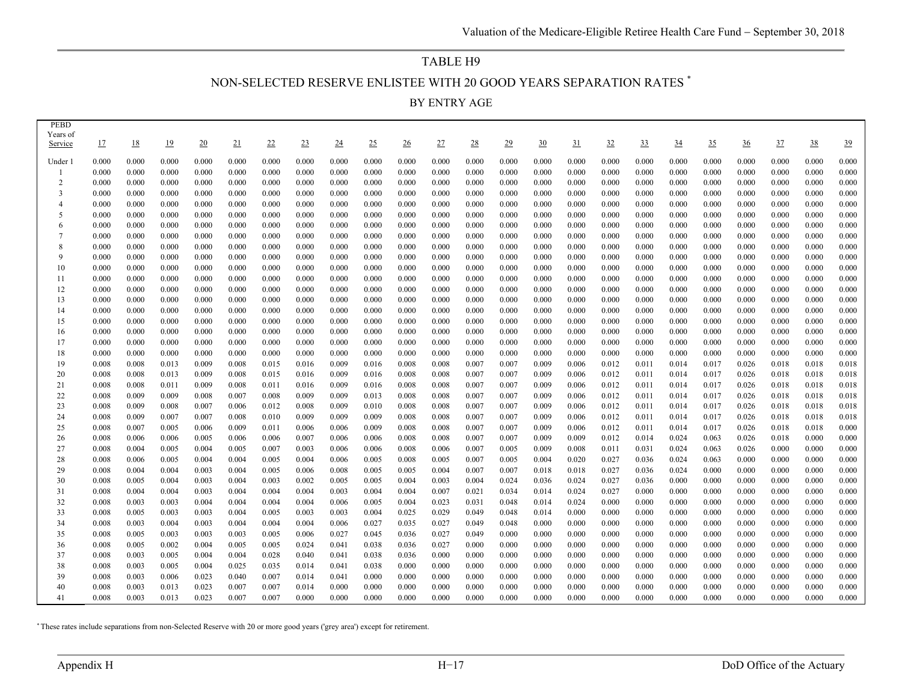## TABLE H9

## NON-SELECTED RESERVE ENLISTEE WITH 20 GOOD YEARS SEPARATION RATES *

### BY ENTRY AGE

| PEBD Years of Service | 17 | 18 | 19 | 20 | 21 | 22 | 23 | 24 | 25 | 26 | 27 | 28 | 29 | 30 | 31 | 32 | 33 | 34 | 35 | 36 | 37 | 38 | 39 |
|---|---|---|---|---|---|---|---|---|---|---|---|---|---|---|---|---|---|---|---|---|---|---|---|
| Under 1 | 0.000 | 0.000 | 0.000 | 0.000 | 0.000 | 0.000 | 0.000 | 0.000 | 0.000 | 0.000 | 0.000 | 0.000 | 0.000 | 0.000 | 0.000 | 0.000 | 0.000 | 0.000 | 0.000 | 0.000 | 0.000 | 0.000 | 0.000 |
| 1 | 0.000 | 0.000 | 0.000 | 0.000 | 0.000 | 0.000 | 0.000 | 0.000 | 0.000 | 0.000 | 0.000 | 0.000 | 0.000 | 0.000 | 0.000 | 0.000 | 0.000 | 0.000 | 0.000 | 0.000 | 0.000 | 0.000 | 0.000 |
| 2 | 0.000 | 0.000 | 0.000 | 0.000 | 0.000 | 0.000 | 0.000 | 0.000 | 0.000 | 0.000 | 0.000 | 0.000 | 0.000 | 0.000 | 0.000 | 0.000 | 0.000 | 0.000 | 0.000 | 0.000 | 0.000 | 0.000 | 0.000 |
| 3 | 0.000 | 0.000 | 0.000 | 0.000 | 0.000 | 0.000 | 0.000 | 0.000 | 0.000 | 0.000 | 0.000 | 0.000 | 0.000 | 0.000 | 0.000 | 0.000 | 0.000 | 0.000 | 0.000 | 0.000 | 0.000 | 0.000 | 0.000 |
| 4 | 0.000 | 0.000 | 0.000 | 0.000 | 0.000 | 0.000 | 0.000 | 0.000 | 0.000 | 0.000 | 0.000 | 0.000 | 0.000 | 0.000 | 0.000 | 0.000 | 0.000 | 0.000 | 0.000 | 0.000 | 0.000 | 0.000 | 0.000 |
| 5 | 0.000 | 0.000 | 0.000 | 0.000 | 0.000 | 0.000 | 0.000 | 0.000 | 0.000 | 0.000 | 0.000 | 0.000 | 0.000 | 0.000 | 0.000 | 0.000 | 0.000 | 0.000 | 0.000 | 0.000 | 0.000 | 0.000 | 0.000 |
| 6 | 0.000 | 0.000 | 0.000 | 0.000 | 0.000 | 0.000 | 0.000 | 0.000 | 0.000 | 0.000 | 0.000 | 0.000 | 0.000 | 0.000 | 0.000 | 0.000 | 0.000 | 0.000 | 0.000 | 0.000 | 0.000 | 0.000 | 0.000 |
| 7 | 0.000 | 0.000 | 0.000 | 0.000 | 0.000 | 0.000 | 0.000 | 0.000 | 0.000 | 0.000 | 0.000 | 0.000 | 0.000 | 0.000 | 0.000 | 0.000 | 0.000 | 0.000 | 0.000 | 0.000 | 0.000 | 0.000 | 0.000 |
| 8 | 0.000 | 0.000 | 0.000 | 0.000 | 0.000 | 0.000 | 0.000 | 0.000 | 0.000 | 0.000 | 0.000 | 0.000 | 0.000 | 0.000 | 0.000 | 0.000 | 0.000 | 0.000 | 0.000 | 0.000 | 0.000 | 0.000 | 0.000 |
| 9 | 0.000 | 0.000 | 0.000 | 0.000 | 0.000 | 0.000 | 0.000 | 0.000 | 0.000 | 0.000 | 0.000 | 0.000 | 0.000 | 0.000 | 0.000 | 0.000 | 0.000 | 0.000 | 0.000 | 0.000 | 0.000 | 0.000 | 0.000 |
| 10 | 0.000 | 0.000 | 0.000 | 0.000 | 0.000 | 0.000 | 0.000 | 0.000 | 0.000 | 0.000 | 0.000 | 0.000 | 0.000 | 0.000 | 0.000 | 0.000 | 0.000 | 0.000 | 0.000 | 0.000 | 0.000 | 0.000 | 0.000 |
| 11 | 0.000 | 0.000 | 0.000 | 0.000 | 0.000 | 0.000 | 0.000 | 0.000 | 0.000 | 0.000 | 0.000 | 0.000 | 0.000 | 0.000 | 0.000 | 0.000 | 0.000 | 0.000 | 0.000 | 0.000 | 0.000 | 0.000 | 0.000 |
| 12 | 0.000 | 0.000 | 0.000 | 0.000 | 0.000 | 0.000 | 0.000 | 0.000 | 0.000 | 0.000 | 0.000 | 0.000 | 0.000 | 0.000 | 0.000 | 0.000 | 0.000 | 0.000 | 0.000 | 0.000 | 0.000 | 0.000 | 0.000 |
| 13 | 0.000 | 0.000 | 0.000 | 0.000 | 0.000 | 0.000 | 0.000 | 0.000 | 0.000 | 0.000 | 0.000 | 0.000 | 0.000 | 0.000 | 0.000 | 0.000 | 0.000 | 0.000 | 0.000 | 0.000 | 0.000 | 0.000 | 0.000 |
| 14 | 0.000 | 0.000 | 0.000 | 0.000 | 0.000 | 0.000 | 0.000 | 0.000 | 0.000 | 0.000 | 0.000 | 0.000 | 0.000 | 0.000 | 0.000 | 0.000 | 0.000 | 0.000 | 0.000 | 0.000 | 0.000 | 0.000 | 0.000 |
| 15 | 0.000 | 0.000 | 0.000 | 0.000 | 0.000 | 0.000 | 0.000 | 0.000 | 0.000 | 0.000 | 0.000 | 0.000 | 0.000 | 0.000 | 0.000 | 0.000 | 0.000 | 0.000 | 0.000 | 0.000 | 0.000 | 0.000 | 0.000 |
| 16 | 0.000 | 0.000 | 0.000 | 0.000 | 0.000 | 0.000 | 0.000 | 0.000 | 0.000 | 0.000 | 0.000 | 0.000 | 0.000 | 0.000 | 0.000 | 0.000 | 0.000 | 0.000 | 0.000 | 0.000 | 0.000 | 0.000 | 0.000 |
| 17 | 0.000 | 0.000 | 0.000 | 0.000 | 0.000 | 0.000 | 0.000 | 0.000 | 0.000 | 0.000 | 0.000 | 0.000 | 0.000 | 0.000 | 0.000 | 0.000 | 0.000 | 0.000 | 0.000 | 0.000 | 0.000 | 0.000 | 0.000 |
| 18 | 0.000 | 0.000 | 0.000 | 0.000 | 0.000 | 0.000 | 0.000 | 0.000 | 0.000 | 0.000 | 0.000 | 0.000 | 0.000 | 0.000 | 0.000 | 0.000 | 0.000 | 0.000 | 0.000 | 0.000 | 0.000 | 0.000 | 0.000 |
| 19 | 0.008 | 0.008 | 0.013 | 0.009 | 0.008 | 0.015 | 0.016 | 0.009 | 0.016 | 0.008 | 0.008 | 0.007 | 0.007 | 0.009 | 0.006 | 0.012 | 0.011 | 0.014 | 0.017 | 0.026 | 0.018 | 0.018 | 0.018 |
| 20 | 0.008 | 0.008 | 0.013 | 0.009 | 0.008 | 0.015 | 0.016 | 0.009 | 0.016 | 0.008 | 0.008 | 0.007 | 0.007 | 0.009 | 0.006 | 0.012 | 0.011 | 0.014 | 0.017 | 0.026 | 0.018 | 0.018 | 0.018 |
| 21 | 0.008 | 0.008 | 0.011 | 0.009 | 0.008 | 0.011 | 0.016 | 0.009 | 0.016 | 0.008 | 0.008 | 0.007 | 0.007 | 0.009 | 0.006 | 0.012 | 0.011 | 0.014 | 0.017 | 0.026 | 0.018 | 0.018 | 0.018 |
| 22 | 0.008 | 0.009 | 0.009 | 0.008 | 0.007 | 0.008 | 0.009 | 0.009 | 0.013 | 0.008 | 0.008 | 0.007 | 0.007 | 0.009 | 0.006 | 0.012 | 0.011 | 0.014 | 0.017 | 0.026 | 0.018 | 0.018 | 0.018 |
| 23 | 0.008 | 0.009 | 0.008 | 0.007 | 0.006 | 0.012 | 0.008 | 0.009 | 0.010 | 0.008 | 0.008 | 0.007 | 0.007 | 0.009 | 0.006 | 0.012 | 0.011 | 0.014 | 0.017 | 0.026 | 0.018 | 0.018 | 0.018 |
| 24 | 0.008 | 0.009 | 0.007 | 0.007 | 0.008 | 0.010 | 0.009 | 0.009 | 0.009 | 0.008 | 0.008 | 0.007 | 0.007 | 0.009 | 0.006 | 0.012 | 0.011 | 0.014 | 0.017 | 0.026 | 0.018 | 0.018 | 0.018 |
| 25 | 0.008 | 0.007 | 0.005 | 0.006 | 0.009 | 0.011 | 0.006 | 0.006 | 0.009 | 0.008 | 0.008 | 0.007 | 0.007 | 0.009 | 0.006 | 0.012 | 0.011 | 0.014 | 0.017 | 0.026 | 0.018 | 0.018 | 0.000 |
| 26 | 0.008 | 0.006 | 0.006 | 0.005 | 0.006 | 0.006 | 0.007 | 0.006 | 0.006 | 0.008 | 0.008 | 0.007 | 0.007 | 0.009 | 0.009 | 0.012 | 0.014 | 0.024 | 0.063 | 0.026 | 0.018 | 0.000 | 0.000 |
| 27 | 0.008 | 0.004 | 0.005 | 0.004 | 0.005 | 0.007 | 0.003 | 0.006 | 0.006 | 0.008 | 0.006 | 0.007 | 0.005 | 0.009 | 0.008 | 0.011 | 0.031 | 0.024 | 0.063 | 0.026 | 0.000 | 0.000 | 0.000 |
| 28 | 0.008 | 0.006 | 0.005 | 0.004 | 0.004 | 0.005 | 0.004 | 0.006 | 0.005 | 0.008 | 0.005 | 0.007 | 0.005 | 0.004 | 0.020 | 0.027 | 0.036 | 0.024 | 0.063 | 0.000 | 0.000 | 0.000 | 0.000 |
| 29 | 0.008 | 0.004 | 0.004 | 0.003 | 0.004 | 0.005 | 0.006 | 0.008 | 0.005 | 0.005 | 0.004 | 0.007 | 0.007 | 0.018 | 0.018 | 0.027 | 0.036 | 0.024 | 0.000 | 0.000 | 0.000 | 0.000 | 0.000 |
| 30 | 0.008 | 0.005 | 0.004 | 0.003 | 0.004 | 0.003 | 0.002 | 0.005 | 0.005 | 0.004 | 0.003 | 0.004 | 0.024 | 0.036 | 0.024 | 0.027 | 0.036 | 0.000 | 0.000 | 0.000 | 0.000 | 0.000 | 0.000 |
| 31 | 0.008 | 0.004 | 0.004 | 0.003 | 0.004 | 0.004 | 0.004 | 0.003 | 0.004 | 0.004 | 0.007 | 0.021 | 0.034 | 0.014 | 0.024 | 0.027 | 0.000 | 0.000 | 0.000 | 0.000 | 0.000 | 0.000 | 0.000 |
| 32 | 0.008 | 0.003 | 0.003 | 0.004 | 0.004 | 0.004 | 0.004 | 0.006 | 0.005 | 0.004 | 0.023 | 0.031 | 0.048 | 0.014 | 0.024 | 0.000 | 0.000 | 0.000 | 0.000 | 0.000 | 0.000 | 0.000 | 0.000 |
| 33 | 0.008 | 0.005 | 0.003 | 0.003 | 0.004 | 0.005 | 0.003 | 0.003 | 0.004 | 0.025 | 0.029 | 0.049 | 0.048 | 0.014 | 0.000 | 0.000 | 0.000 | 0.000 | 0.000 | 0.000 | 0.000 | 0.000 | 0.000 |
| 34 | 0.008 | 0.003 | 0.004 | 0.003 | 0.004 | 0.004 | 0.004 | 0.006 | 0.027 | 0.035 | 0.027 | 0.049 | 0.048 | 0.000 | 0.000 | 0.000 | 0.000 | 0.000 | 0.000 | 0.000 | 0.000 | 0.000 | 0.000 |
| 35 | 0.008 | 0.005 | 0.003 | 0.003 | 0.003 | 0.005 | 0.006 | 0.027 | 0.045 | 0.036 | 0.027 | 0.049 | 0.000 | 0.000 | 0.000 | 0.000 | 0.000 | 0.000 | 0.000 | 0.000 | 0.000 | 0.000 | 0.000 |
| 36 | 0.008 | 0.005 | 0.002 | 0.004 | 0.005 | 0.005 | 0.024 | 0.041 | 0.038 | 0.036 | 0.027 | 0.000 | 0.000 | 0.000 | 0.000 | 0.000 | 0.000 | 0.000 | 0.000 | 0.000 | 0.000 | 0.000 | 0.000 |
| 37 | 0.008 | 0.003 | 0.005 | 0.004 | 0.004 | 0.028 | 0.040 | 0.041 | 0.038 | 0.036 | 0.000 | 0.000 | 0.000 | 0.000 | 0.000 | 0.000 | 0.000 | 0.000 | 0.000 | 0.000 | 0.000 | 0.000 | 0.000 |
| 38 | 0.008 | 0.003 | 0.005 | 0.004 | 0.025 | 0.035 | 0.014 | 0.041 | 0.038 | 0.000 | 0.000 | 0.000 | 0.000 | 0.000 | 0.000 | 0.000 | 0.000 | 0.000 | 0.000 | 0.000 | 0.000 | 0.000 | 0.000 |
| 39 | 0.008 | 0.003 | 0.006 | 0.023 | 0.040 | 0.007 | 0.014 | 0.041 | 0.000 | 0.000 | 0.000 | 0.000 | 0.000 | 0.000 | 0.000 | 0.000 | 0.000 | 0.000 | 0.000 | 0.000 | 0.000 | 0.000 | 0.000 |
| 40 | 0.008 | 0.003 | 0.013 | 0.023 | 0.007 | 0.007 | 0.014 | 0.000 | 0.000 | 0.000 | 0.000 | 0.000 | 0.000 | 0.000 | 0.000 | 0.000 | 0.000 | 0.000 | 0.000 | 0.000 | 0.000 | 0.000 | 0.000 |
| 41 | 0.008 | 0.003 | 0.013 | 0.023 | 0.007 | 0.007 | 0.000 | 0.000 | 0.000 | 0.000 | 0.000 | 0.000 | 0.000 | 0.000 | 0.000 | 0.000 | 0.000 | 0.000 | 0.000 | 0.000 | 0.000 | 0.000 | 0.000 |

* These rates include separations from non-Selected Reserve with 20 or more good years ('grey area') except for retirement.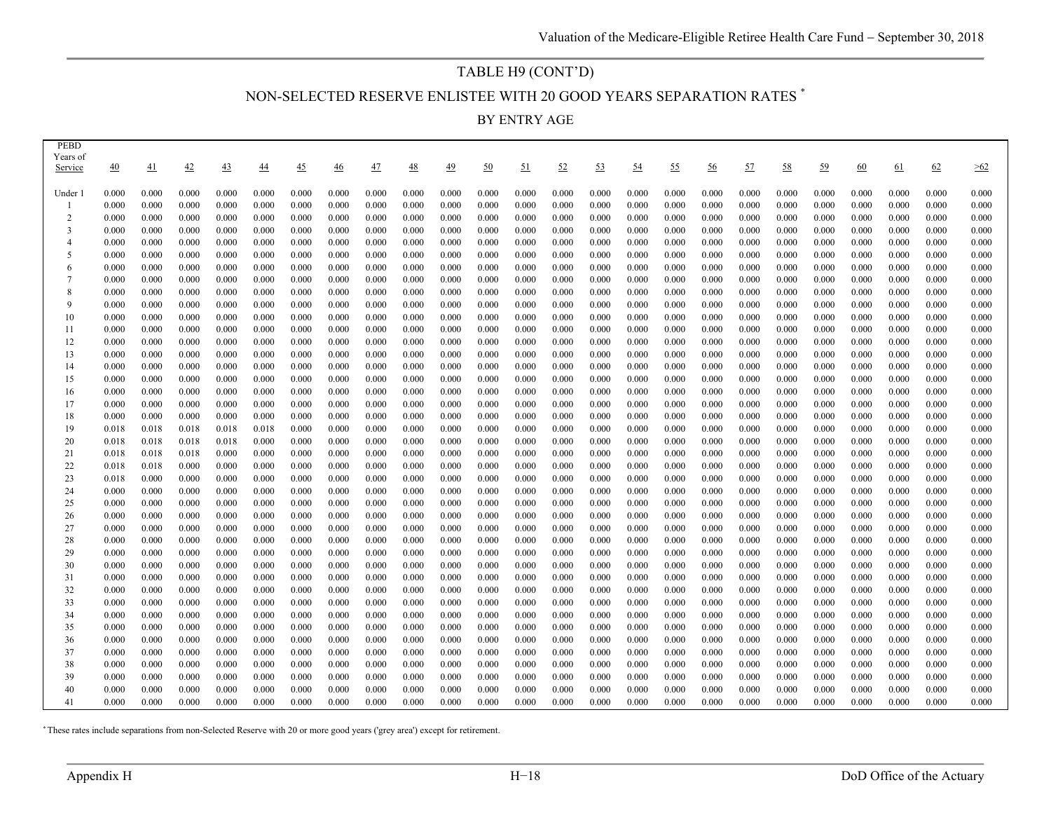# TABLE H9 (CONT'D)

## NON-SELECTED RESERVE ENLISTEE WITH 20 GOOD YEARS SEPARATION RATES *

### BY ENTRY AGE

| PEBD Years of Service | 40 | 41 | 42 | 43 | 44 | 45 | 46 | 47 | 48 | 49 | 50 | 51 | 52 | 53 | 54 | 55 | 56 | 57 | 58 | 59 | 60 | 61 | 62 | >62 |
|---|---|---|---|---|---|---|---|---|---|---|---|---|---|---|---|---|---|---|---|---|---|---|---|---|
| Under 1 | 0.000 | 0.000 | 0.000 | 0.000 | 0.000 | 0.000 | 0.000 | 0.000 | 0.000 | 0.000 | 0.000 | 0.000 | 0.000 | 0.000 | 0.000 | 0.000 | 0.000 | 0.000 | 0.000 | 0.000 | 0.000 | 0.000 | 0.000 | 0.000 |
| 1 | 0.000 | 0.000 | 0.000 | 0.000 | 0.000 | 0.000 | 0.000 | 0.000 | 0.000 | 0.000 | 0.000 | 0.000 | 0.000 | 0.000 | 0.000 | 0.000 | 0.000 | 0.000 | 0.000 | 0.000 | 0.000 | 0.000 | 0.000 | 0.000 |
| 2 | 0.000 | 0.000 | 0.000 | 0.000 | 0.000 | 0.000 | 0.000 | 0.000 | 0.000 | 0.000 | 0.000 | 0.000 | 0.000 | 0.000 | 0.000 | 0.000 | 0.000 | 0.000 | 0.000 | 0.000 | 0.000 | 0.000 | 0.000 | 0.000 |
| 3 | 0.000 | 0.000 | 0.000 | 0.000 | 0.000 | 0.000 | 0.000 | 0.000 | 0.000 | 0.000 | 0.000 | 0.000 | 0.000 | 0.000 | 0.000 | 0.000 | 0.000 | 0.000 | 0.000 | 0.000 | 0.000 | 0.000 | 0.000 | 0.000 |
| 4 | 0.000 | 0.000 | 0.000 | 0.000 | 0.000 | 0.000 | 0.000 | 0.000 | 0.000 | 0.000 | 0.000 | 0.000 | 0.000 | 0.000 | 0.000 | 0.000 | 0.000 | 0.000 | 0.000 | 0.000 | 0.000 | 0.000 | 0.000 | 0.000 |
| 5 | 0.000 | 0.000 | 0.000 | 0.000 | 0.000 | 0.000 | 0.000 | 0.000 | 0.000 | 0.000 | 0.000 | 0.000 | 0.000 | 0.000 | 0.000 | 0.000 | 0.000 | 0.000 | 0.000 | 0.000 | 0.000 | 0.000 | 0.000 | 0.000 |
| 6 | 0.000 | 0.000 | 0.000 | 0.000 | 0.000 | 0.000 | 0.000 | 0.000 | 0.000 | 0.000 | 0.000 | 0.000 | 0.000 | 0.000 | 0.000 | 0.000 | 0.000 | 0.000 | 0.000 | 0.000 | 0.000 | 0.000 | 0.000 | 0.000 |
| 7 | 0.000 | 0.000 | 0.000 | 0.000 | 0.000 | 0.000 | 0.000 | 0.000 | 0.000 | 0.000 | 0.000 | 0.000 | 0.000 | 0.000 | 0.000 | 0.000 | 0.000 | 0.000 | 0.000 | 0.000 | 0.000 | 0.000 | 0.000 | 0.000 |
| 8 | 0.000 | 0.000 | 0.000 | 0.000 | 0.000 | 0.000 | 0.000 | 0.000 | 0.000 | 0.000 | 0.000 | 0.000 | 0.000 | 0.000 | 0.000 | 0.000 | 0.000 | 0.000 | 0.000 | 0.000 | 0.000 | 0.000 | 0.000 | 0.000 |
| 9 | 0.000 | 0.000 | 0.000 | 0.000 | 0.000 | 0.000 | 0.000 | 0.000 | 0.000 | 0.000 | 0.000 | 0.000 | 0.000 | 0.000 | 0.000 | 0.000 | 0.000 | 0.000 | 0.000 | 0.000 | 0.000 | 0.000 | 0.000 | 0.000 |
| 10 | 0.000 | 0.000 | 0.000 | 0.000 | 0.000 | 0.000 | 0.000 | 0.000 | 0.000 | 0.000 | 0.000 | 0.000 | 0.000 | 0.000 | 0.000 | 0.000 | 0.000 | 0.000 | 0.000 | 0.000 | 0.000 | 0.000 | 0.000 | 0.000 |
| 11 | 0.000 | 0.000 | 0.000 | 0.000 | 0.000 | 0.000 | 0.000 | 0.000 | 0.000 | 0.000 | 0.000 | 0.000 | 0.000 | 0.000 | 0.000 | 0.000 | 0.000 | 0.000 | 0.000 | 0.000 | 0.000 | 0.000 | 0.000 | 0.000 |
| 12 | 0.000 | 0.000 | 0.000 | 0.000 | 0.000 | 0.000 | 0.000 | 0.000 | 0.000 | 0.000 | 0.000 | 0.000 | 0.000 | 0.000 | 0.000 | 0.000 | 0.000 | 0.000 | 0.000 | 0.000 | 0.000 | 0.000 | 0.000 | 0.000 |
| 13 | 0.000 | 0.000 | 0.000 | 0.000 | 0.000 | 0.000 | 0.000 | 0.000 | 0.000 | 0.000 | 0.000 | 0.000 | 0.000 | 0.000 | 0.000 | 0.000 | 0.000 | 0.000 | 0.000 | 0.000 | 0.000 | 0.000 | 0.000 | 0.000 |
| 14 | 0.000 | 0.000 | 0.000 | 0.000 | 0.000 | 0.000 | 0.000 | 0.000 | 0.000 | 0.000 | 0.000 | 0.000 | 0.000 | 0.000 | 0.000 | 0.000 | 0.000 | 0.000 | 0.000 | 0.000 | 0.000 | 0.000 | 0.000 | 0.000 |
| 15 | 0.000 | 0.000 | 0.000 | 0.000 | 0.000 | 0.000 | 0.000 | 0.000 | 0.000 | 0.000 | 0.000 | 0.000 | 0.000 | 0.000 | 0.000 | 0.000 | 0.000 | 0.000 | 0.000 | 0.000 | 0.000 | 0.000 | 0.000 | 0.000 |
| 16 | 0.000 | 0.000 | 0.000 | 0.000 | 0.000 | 0.000 | 0.000 | 0.000 | 0.000 | 0.000 | 0.000 | 0.000 | 0.000 | 0.000 | 0.000 | 0.000 | 0.000 | 0.000 | 0.000 | 0.000 | 0.000 | 0.000 | 0.000 | 0.000 |
| 17 | 0.000 | 0.000 | 0.000 | 0.000 | 0.000 | 0.000 | 0.000 | 0.000 | 0.000 | 0.000 | 0.000 | 0.000 | 0.000 | 0.000 | 0.000 | 0.000 | 0.000 | 0.000 | 0.000 | 0.000 | 0.000 | 0.000 | 0.000 | 0.000 |
| 18 | 0.000 | 0.000 | 0.000 | 0.000 | 0.000 | 0.000 | 0.000 | 0.000 | 0.000 | 0.000 | 0.000 | 0.000 | 0.000 | 0.000 | 0.000 | 0.000 | 0.000 | 0.000 | 0.000 | 0.000 | 0.000 | 0.000 | 0.000 | 0.000 |
| 19 | 0.018 | 0.018 | 0.018 | 0.018 | 0.018 | 0.000 | 0.000 | 0.000 | 0.000 | 0.000 | 0.000 | 0.000 | 0.000 | 0.000 | 0.000 | 0.000 | 0.000 | 0.000 | 0.000 | 0.000 | 0.000 | 0.000 | 0.000 | 0.000 |
| 20 | 0.018 | 0.018 | 0.018 | 0.018 | 0.000 | 0.000 | 0.000 | 0.000 | 0.000 | 0.000 | 0.000 | 0.000 | 0.000 | 0.000 | 0.000 | 0.000 | 0.000 | 0.000 | 0.000 | 0.000 | 0.000 | 0.000 | 0.000 | 0.000 |
| 21 | 0.018 | 0.018 | 0.018 | 0.000 | 0.000 | 0.000 | 0.000 | 0.000 | 0.000 | 0.000 | 0.000 | 0.000 | 0.000 | 0.000 | 0.000 | 0.000 | 0.000 | 0.000 | 0.000 | 0.000 | 0.000 | 0.000 | 0.000 | 0.000 |
| 22 | 0.018 | 0.018 | 0.000 | 0.000 | 0.000 | 0.000 | 0.000 | 0.000 | 0.000 | 0.000 | 0.000 | 0.000 | 0.000 | 0.000 | 0.000 | 0.000 | 0.000 | 0.000 | 0.000 | 0.000 | 0.000 | 0.000 | 0.000 | 0.000 |
| 23 | 0.018 | 0.000 | 0.000 | 0.000 | 0.000 | 0.000 | 0.000 | 0.000 | 0.000 | 0.000 | 0.000 | 0.000 | 0.000 | 0.000 | 0.000 | 0.000 | 0.000 | 0.000 | 0.000 | 0.000 | 0.000 | 0.000 | 0.000 | 0.000 |
| 24 | 0.000 | 0.000 | 0.000 | 0.000 | 0.000 | 0.000 | 0.000 | 0.000 | 0.000 | 0.000 | 0.000 | 0.000 | 0.000 | 0.000 | 0.000 | 0.000 | 0.000 | 0.000 | 0.000 | 0.000 | 0.000 | 0.000 | 0.000 | 0.000 |
| 25 | 0.000 | 0.000 | 0.000 | 0.000 | 0.000 | 0.000 | 0.000 | 0.000 | 0.000 | 0.000 | 0.000 | 0.000 | 0.000 | 0.000 | 0.000 | 0.000 | 0.000 | 0.000 | 0.000 | 0.000 | 0.000 | 0.000 | 0.000 | 0.000 |
| 26 | 0.000 | 0.000 | 0.000 | 0.000 | 0.000 | 0.000 | 0.000 | 0.000 | 0.000 | 0.000 | 0.000 | 0.000 | 0.000 | 0.000 | 0.000 | 0.000 | 0.000 | 0.000 | 0.000 | 0.000 | 0.000 | 0.000 | 0.000 | 0.000 |
| 27 | 0.000 | 0.000 | 0.000 | 0.000 | 0.000 | 0.000 | 0.000 | 0.000 | 0.000 | 0.000 | 0.000 | 0.000 | 0.000 | 0.000 | 0.000 | 0.000 | 0.000 | 0.000 | 0.000 | 0.000 | 0.000 | 0.000 | 0.000 | 0.000 |
| 28 | 0.000 | 0.000 | 0.000 | 0.000 | 0.000 | 0.000 | 0.000 | 0.000 | 0.000 | 0.000 | 0.000 | 0.000 | 0.000 | 0.000 | 0.000 | 0.000 | 0.000 | 0.000 | 0.000 | 0.000 | 0.000 | 0.000 | 0.000 | 0.000 |
| 29 | 0.000 | 0.000 | 0.000 | 0.000 | 0.000 | 0.000 | 0.000 | 0.000 | 0.000 | 0.000 | 0.000 | 0.000 | 0.000 | 0.000 | 0.000 | 0.000 | 0.000 | 0.000 | 0.000 | 0.000 | 0.000 | 0.000 | 0.000 | 0.000 |
| 30 | 0.000 | 0.000 | 0.000 | 0.000 | 0.000 | 0.000 | 0.000 | 0.000 | 0.000 | 0.000 | 0.000 | 0.000 | 0.000 | 0.000 | 0.000 | 0.000 | 0.000 | 0.000 | 0.000 | 0.000 | 0.000 | 0.000 | 0.000 | 0.000 |
| 31 | 0.000 | 0.000 | 0.000 | 0.000 | 0.000 | 0.000 | 0.000 | 0.000 | 0.000 | 0.000 | 0.000 | 0.000 | 0.000 | 0.000 | 0.000 | 0.000 | 0.000 | 0.000 | 0.000 | 0.000 | 0.000 | 0.000 | 0.000 | 0.000 |
| 32 | 0.000 | 0.000 | 0.000 | 0.000 | 0.000 | 0.000 | 0.000 | 0.000 | 0.000 | 0.000 | 0.000 | 0.000 | 0.000 | 0.000 | 0.000 | 0.000 | 0.000 | 0.000 | 0.000 | 0.000 | 0.000 | 0.000 | 0.000 | 0.000 |
| 33 | 0.000 | 0.000 | 0.000 | 0.000 | 0.000 | 0.000 | 0.000 | 0.000 | 0.000 | 0.000 | 0.000 | 0.000 | 0.000 | 0.000 | 0.000 | 0.000 | 0.000 | 0.000 | 0.000 | 0.000 | 0.000 | 0.000 | 0.000 | 0.000 |
| 34 | 0.000 | 0.000 | 0.000 | 0.000 | 0.000 | 0.000 | 0.000 | 0.000 | 0.000 | 0.000 | 0.000 | 0.000 | 0.000 | 0.000 | 0.000 | 0.000 | 0.000 | 0.000 | 0.000 | 0.000 | 0.000 | 0.000 | 0.000 | 0.000 |
| 35 | 0.000 | 0.000 | 0.000 | 0.000 | 0.000 | 0.000 | 0.000 | 0.000 | 0.000 | 0.000 | 0.000 | 0.000 | 0.000 | 0.000 | 0.000 | 0.000 | 0.000 | 0.000 | 0.000 | 0.000 | 0.000 | 0.000 | 0.000 | 0.000 |
| 36 | 0.000 | 0.000 | 0.000 | 0.000 | 0.000 | 0.000 | 0.000 | 0.000 | 0.000 | 0.000 | 0.000 | 0.000 | 0.000 | 0.000 | 0.000 | 0.000 | 0.000 | 0.000 | 0.000 | 0.000 | 0.000 | 0.000 | 0.000 | 0.000 |
| 37 | 0.000 | 0.000 | 0.000 | 0.000 | 0.000 | 0.000 | 0.000 | 0.000 | 0.000 | 0.000 | 0.000 | 0.000 | 0.000 | 0.000 | 0.000 | 0.000 | 0.000 | 0.000 | 0.000 | 0.000 | 0.000 | 0.000 | 0.000 | 0.000 |
| 38 | 0.000 | 0.000 | 0.000 | 0.000 | 0.000 | 0.000 | 0.000 | 0.000 | 0.000 | 0.000 | 0.000 | 0.000 | 0.000 | 0.000 | 0.000 | 0.000 | 0.000 | 0.000 | 0.000 | 0.000 | 0.000 | 0.000 | 0.000 | 0.000 |
| 39 | 0.000 | 0.000 | 0.000 | 0.000 | 0.000 | 0.000 | 0.000 | 0.000 | 0.000 | 0.000 | 0.000 | 0.000 | 0.000 | 0.000 | 0.000 | 0.000 | 0.000 | 0.000 | 0.000 | 0.000 | 0.000 | 0.000 | 0.000 | 0.000 |
| 40 | 0.000 | 0.000 | 0.000 | 0.000 | 0.000 | 0.000 | 0.000 | 0.000 | 0.000 | 0.000 | 0.000 | 0.000 | 0.000 | 0.000 | 0.000 | 0.000 | 0.000 | 0.000 | 0.000 | 0.000 | 0.000 | 0.000 | 0.000 | 0.000 |
| 41 | 0.000 | 0.000 | 0.000 | 0.000 | 0.000 | 0.000 | 0.000 | 0.000 | 0.000 | 0.000 | 0.000 | 0.000 | 0.000 | 0.000 | 0.000 | 0.000 | 0.000 | 0.000 | 0.000 | 0.000 | 0.000 | 0.000 | 0.000 | 0.000 |

* These rates include separations from non-Selected Reserve with 20 or more good years ('grey area') except for retirement.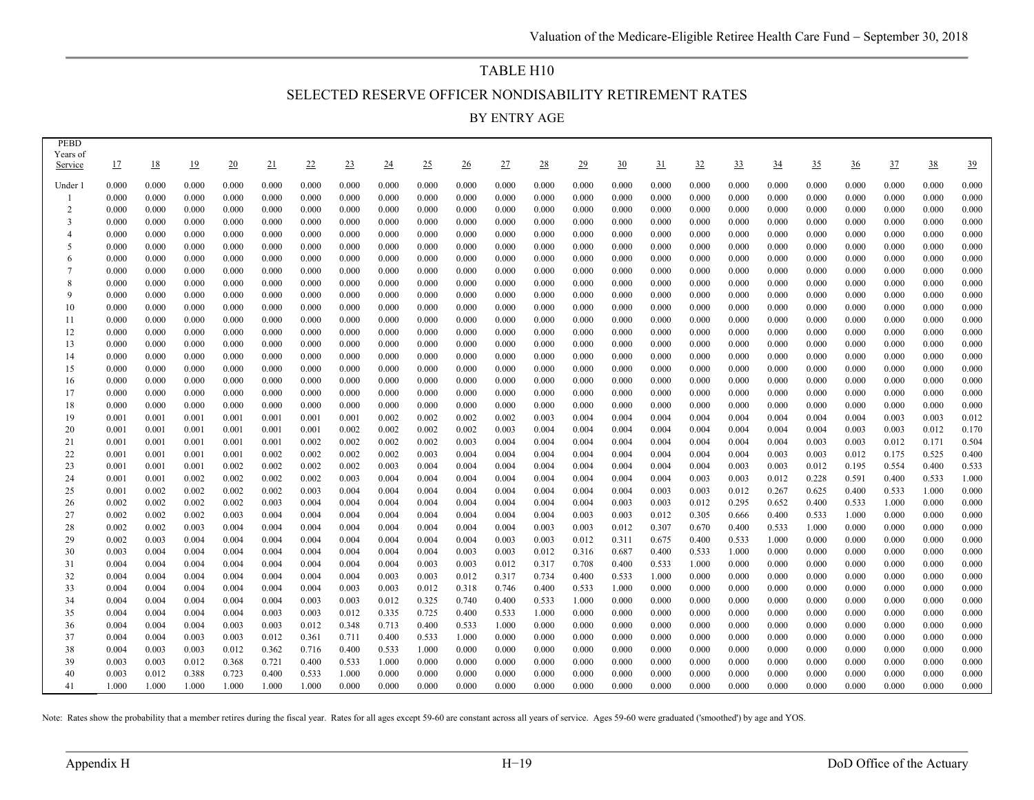# TABLE H10

## SELECTED RESERVE OFFICER NONDISABILITY RETIREMENT RATES

### BY ENTRY AGE

| PEBD Years of Service | 17 | 18 | 19 | 20 | 21 | 22 | 23 | 24 | 25 | 26 | 27 | 28 | 29 | 30 | 31 | 32 | 33 | 34 | 35 | 36 | 37 | 38 | 39 |
|---|---|---|---|---|---|---|---|---|---|---|---|---|---|---|---|---|---|---|---|---|---|---|---|
| Under 1 | 0.000 | 0.000 | 0.000 | 0.000 | 0.000 | 0.000 | 0.000 | 0.000 | 0.000 | 0.000 | 0.000 | 0.000 | 0.000 | 0.000 | 0.000 | 0.000 | 0.000 | 0.000 | 0.000 | 0.000 | 0.000 | 0.000 | 0.000 |
| 1 | 0.000 | 0.000 | 0.000 | 0.000 | 0.000 | 0.000 | 0.000 | 0.000 | 0.000 | 0.000 | 0.000 | 0.000 | 0.000 | 0.000 | 0.000 | 0.000 | 0.000 | 0.000 | 0.000 | 0.000 | 0.000 | 0.000 | 0.000 |
| 2 | 0.000 | 0.000 | 0.000 | 0.000 | 0.000 | 0.000 | 0.000 | 0.000 | 0.000 | 0.000 | 0.000 | 0.000 | 0.000 | 0.000 | 0.000 | 0.000 | 0.000 | 0.000 | 0.000 | 0.000 | 0.000 | 0.000 | 0.000 |
| 3 | 0.000 | 0.000 | 0.000 | 0.000 | 0.000 | 0.000 | 0.000 | 0.000 | 0.000 | 0.000 | 0.000 | 0.000 | 0.000 | 0.000 | 0.000 | 0.000 | 0.000 | 0.000 | 0.000 | 0.000 | 0.000 | 0.000 | 0.000 |
| 4 | 0.000 | 0.000 | 0.000 | 0.000 | 0.000 | 0.000 | 0.000 | 0.000 | 0.000 | 0.000 | 0.000 | 0.000 | 0.000 | 0.000 | 0.000 | 0.000 | 0.000 | 0.000 | 0.000 | 0.000 | 0.000 | 0.000 | 0.000 |
| 5 | 0.000 | 0.000 | 0.000 | 0.000 | 0.000 | 0.000 | 0.000 | 0.000 | 0.000 | 0.000 | 0.000 | 0.000 | 0.000 | 0.000 | 0.000 | 0.000 | 0.000 | 0.000 | 0.000 | 0.000 | 0.000 | 0.000 | 0.000 |
| 6 | 0.000 | 0.000 | 0.000 | 0.000 | 0.000 | 0.000 | 0.000 | 0.000 | 0.000 | 0.000 | 0.000 | 0.000 | 0.000 | 0.000 | 0.000 | 0.000 | 0.000 | 0.000 | 0.000 | 0.000 | 0.000 | 0.000 | 0.000 |
| 7 | 0.000 | 0.000 | 0.000 | 0.000 | 0.000 | 0.000 | 0.000 | 0.000 | 0.000 | 0.000 | 0.000 | 0.000 | 0.000 | 0.000 | 0.000 | 0.000 | 0.000 | 0.000 | 0.000 | 0.000 | 0.000 | 0.000 | 0.000 |
| 8 | 0.000 | 0.000 | 0.000 | 0.000 | 0.000 | 0.000 | 0.000 | 0.000 | 0.000 | 0.000 | 0.000 | 0.000 | 0.000 | 0.000 | 0.000 | 0.000 | 0.000 | 0.000 | 0.000 | 0.000 | 0.000 | 0.000 | 0.000 |
| 9 | 0.000 | 0.000 | 0.000 | 0.000 | 0.000 | 0.000 | 0.000 | 0.000 | 0.000 | 0.000 | 0.000 | 0.000 | 0.000 | 0.000 | 0.000 | 0.000 | 0.000 | 0.000 | 0.000 | 0.000 | 0.000 | 0.000 | 0.000 |
| 10 | 0.000 | 0.000 | 0.000 | 0.000 | 0.000 | 0.000 | 0.000 | 0.000 | 0.000 | 0.000 | 0.000 | 0.000 | 0.000 | 0.000 | 0.000 | 0.000 | 0.000 | 0.000 | 0.000 | 0.000 | 0.000 | 0.000 | 0.000 |
| 11 | 0.000 | 0.000 | 0.000 | 0.000 | 0.000 | 0.000 | 0.000 | 0.000 | 0.000 | 0.000 | 0.000 | 0.000 | 0.000 | 0.000 | 0.000 | 0.000 | 0.000 | 0.000 | 0.000 | 0.000 | 0.000 | 0.000 | 0.000 |
| 12 | 0.000 | 0.000 | 0.000 | 0.000 | 0.000 | 0.000 | 0.000 | 0.000 | 0.000 | 0.000 | 0.000 | 0.000 | 0.000 | 0.000 | 0.000 | 0.000 | 0.000 | 0.000 | 0.000 | 0.000 | 0.000 | 0.000 | 0.000 |
| 13 | 0.000 | 0.000 | 0.000 | 0.000 | 0.000 | 0.000 | 0.000 | 0.000 | 0.000 | 0.000 | 0.000 | 0.000 | 0.000 | 0.000 | 0.000 | 0.000 | 0.000 | 0.000 | 0.000 | 0.000 | 0.000 | 0.000 | 0.000 |
| 14 | 0.000 | 0.000 | 0.000 | 0.000 | 0.000 | 0.000 | 0.000 | 0.000 | 0.000 | 0.000 | 0.000 | 0.000 | 0.000 | 0.000 | 0.000 | 0.000 | 0.000 | 0.000 | 0.000 | 0.000 | 0.000 | 0.000 | 0.000 |
| 15 | 0.000 | 0.000 | 0.000 | 0.000 | 0.000 | 0.000 | 0.000 | 0.000 | 0.000 | 0.000 | 0.000 | 0.000 | 0.000 | 0.000 | 0.000 | 0.000 | 0.000 | 0.000 | 0.000 | 0.000 | 0.000 | 0.000 | 0.000 |
| 16 | 0.000 | 0.000 | 0.000 | 0.000 | 0.000 | 0.000 | 0.000 | 0.000 | 0.000 | 0.000 | 0.000 | 0.000 | 0.000 | 0.000 | 0.000 | 0.000 | 0.000 | 0.000 | 0.000 | 0.000 | 0.000 | 0.000 | 0.000 |
| 17 | 0.000 | 0.000 | 0.000 | 0.000 | 0.000 | 0.000 | 0.000 | 0.000 | 0.000 | 0.000 | 0.000 | 0.000 | 0.000 | 0.000 | 0.000 | 0.000 | 0.000 | 0.000 | 0.000 | 0.000 | 0.000 | 0.000 | 0.000 |
| 18 | 0.000 | 0.000 | 0.000 | 0.000 | 0.000 | 0.000 | 0.000 | 0.000 | 0.000 | 0.000 | 0.000 | 0.000 | 0.000 | 0.000 | 0.000 | 0.000 | 0.000 | 0.000 | 0.000 | 0.000 | 0.000 | 0.000 | 0.000 |
| 19 | 0.001 | 0.001 | 0.001 | 0.001 | 0.001 | 0.001 | 0.001 | 0.002 | 0.002 | 0.002 | 0.002 | 0.003 | 0.004 | 0.004 | 0.004 | 0.004 | 0.004 | 0.004 | 0.004 | 0.004 | 0.003 | 0.003 | 0.012 |
| 20 | 0.001 | 0.001 | 0.001 | 0.001 | 0.001 | 0.001 | 0.002 | 0.002 | 0.002 | 0.002 | 0.003 | 0.004 | 0.004 | 0.004 | 0.004 | 0.004 | 0.004 | 0.004 | 0.004 | 0.003 | 0.003 | 0.012 | 0.170 |
| 21 | 0.001 | 0.001 | 0.001 | 0.001 | 0.001 | 0.002 | 0.002 | 0.002 | 0.002 | 0.003 | 0.004 | 0.004 | 0.004 | 0.004 | 0.004 | 0.004 | 0.004 | 0.004 | 0.003 | 0.003 | 0.012 | 0.171 | 0.504 |
| 22 | 0.001 | 0.001 | 0.001 | 0.001 | 0.002 | 0.002 | 0.002 | 0.002 | 0.003 | 0.004 | 0.004 | 0.004 | 0.004 | 0.004 | 0.004 | 0.004 | 0.004 | 0.003 | 0.003 | 0.012 | 0.175 | 0.525 | 0.400 |
| 23 | 0.001 | 0.001 | 0.001 | 0.002 | 0.002 | 0.002 | 0.002 | 0.003 | 0.004 | 0.004 | 0.004 | 0.004 | 0.004 | 0.004 | 0.004 | 0.004 | 0.003 | 0.003 | 0.012 | 0.195 | 0.554 | 0.400 | 0.533 |
| 24 | 0.001 | 0.001 | 0.002 | 0.002 | 0.002 | 0.002 | 0.003 | 0.004 | 0.004 | 0.004 | 0.004 | 0.004 | 0.004 | 0.004 | 0.004 | 0.003 | 0.003 | 0.012 | 0.228 | 0.591 | 0.400 | 0.533 | 1.000 |
| 25 | 0.001 | 0.002 | 0.002 | 0.002 | 0.002 | 0.003 | 0.004 | 0.004 | 0.004 | 0.004 | 0.004 | 0.004 | 0.004 | 0.004 | 0.003 | 0.003 | 0.012 | 0.267 | 0.625 | 0.400 | 0.533 | 1.000 | 0.000 |
| 26 | 0.002 | 0.002 | 0.002 | 0.002 | 0.003 | 0.004 | 0.004 | 0.004 | 0.004 | 0.004 | 0.004 | 0.004 | 0.004 | 0.003 | 0.003 | 0.012 | 0.295 | 0.652 | 0.400 | 0.533 | 1.000 | 0.000 | 0.000 |
| 27 | 0.002 | 0.002 | 0.002 | 0.003 | 0.004 | 0.004 | 0.004 | 0.004 | 0.004 | 0.004 | 0.004 | 0.004 | 0.003 | 0.003 | 0.012 | 0.305 | 0.666 | 0.400 | 0.533 | 1.000 | 0.000 | 0.000 | 0.000 |
| 28 | 0.002 | 0.002 | 0.003 | 0.004 | 0.004 | 0.004 | 0.004 | 0.004 | 0.004 | 0.004 | 0.004 | 0.003 | 0.003 | 0.012 | 0.307 | 0.670 | 0.400 | 0.533 | 1.000 | 0.000 | 0.000 | 0.000 | 0.000 |
| 29 | 0.002 | 0.003 | 0.004 | 0.004 | 0.004 | 0.004 | 0.004 | 0.004 | 0.004 | 0.004 | 0.003 | 0.003 | 0.012 | 0.311 | 0.675 | 0.400 | 0.533 | 1.000 | 0.000 | 0.000 | 0.000 | 0.000 | 0.000 |
| 30 | 0.003 | 0.004 | 0.004 | 0.004 | 0.004 | 0.004 | 0.004 | 0.004 | 0.004 | 0.003 | 0.003 | 0.012 | 0.316 | 0.687 | 0.400 | 0.533 | 1.000 | 0.000 | 0.000 | 0.000 | 0.000 | 0.000 | 0.000 |
| 31 | 0.004 | 0.004 | 0.004 | 0.004 | 0.004 | 0.004 | 0.004 | 0.004 | 0.003 | 0.003 | 0.012 | 0.317 | 0.708 | 0.400 | 0.533 | 1.000 | 0.000 | 0.000 | 0.000 | 0.000 | 0.000 | 0.000 | 0.000 |
| 32 | 0.004 | 0.004 | 0.004 | 0.004 | 0.004 | 0.004 | 0.004 | 0.003 | 0.003 | 0.012 | 0.317 | 0.734 | 0.400 | 0.533 | 1.000 | 0.000 | 0.000 | 0.000 | 0.000 | 0.000 | 0.000 | 0.000 | 0.000 |
| 33 | 0.004 | 0.004 | 0.004 | 0.004 | 0.004 | 0.004 | 0.003 | 0.003 | 0.012 | 0.318 | 0.746 | 0.400 | 0.533 | 1.000 | 0.000 | 0.000 | 0.000 | 0.000 | 0.000 | 0.000 | 0.000 | 0.000 | 0.000 |
| 34 | 0.004 | 0.004 | 0.004 | 0.004 | 0.004 | 0.003 | 0.003 | 0.012 | 0.325 | 0.740 | 0.400 | 0.533 | 1.000 | 0.000 | 0.000 | 0.000 | 0.000 | 0.000 | 0.000 | 0.000 | 0.000 | 0.000 | 0.000 |
| 35 | 0.004 | 0.004 | 0.004 | 0.004 | 0.003 | 0.003 | 0.012 | 0.335 | 0.725 | 0.400 | 0.533 | 1.000 | 0.000 | 0.000 | 0.000 | 0.000 | 0.000 | 0.000 | 0.000 | 0.000 | 0.000 | 0.000 | 0.000 |
| 36 | 0.004 | 0.004 | 0.004 | 0.003 | 0.003 | 0.012 | 0.348 | 0.713 | 0.400 | 0.533 | 1.000 | 0.000 | 0.000 | 0.000 | 0.000 | 0.000 | 0.000 | 0.000 | 0.000 | 0.000 | 0.000 | 0.000 | 0.000 |
| 37 | 0.004 | 0.004 | 0.003 | 0.003 | 0.012 | 0.361 | 0.711 | 0.400 | 0.533 | 1.000 | 0.000 | 0.000 | 0.000 | 0.000 | 0.000 | 0.000 | 0.000 | 0.000 | 0.000 | 0.000 | 0.000 | 0.000 | 0.000 |
| 38 | 0.004 | 0.003 | 0.003 | 0.012 | 0.362 | 0.716 | 0.400 | 0.533 | 1.000 | 0.000 | 0.000 | 0.000 | 0.000 | 0.000 | 0.000 | 0.000 | 0.000 | 0.000 | 0.000 | 0.000 | 0.000 | 0.000 | 0.000 |
| 39 | 0.003 | 0.003 | 0.012 | 0.368 | 0.721 | 0.400 | 0.533 | 1.000 | 0.000 | 0.000 | 0.000 | 0.000 | 0.000 | 0.000 | 0.000 | 0.000 | 0.000 | 0.000 | 0.000 | 0.000 | 0.000 | 0.000 | 0.000 |
| 40 | 0.003 | 0.012 | 0.388 | 0.723 | 0.400 | 0.533 | 1.000 | 0.000 | 0.000 | 0.000 | 0.000 | 0.000 | 0.000 | 0.000 | 0.000 | 0.000 | 0.000 | 0.000 | 0.000 | 0.000 | 0.000 | 0.000 | 0.000 |
| 41 | 1.000 | 1.000 | 1.000 | 1.000 | 1.000 | 1.000 | 0.000 | 0.000 | 0.000 | 0.000 | 0.000 | 0.000 | 0.000 | 0.000 | 0.000 | 0.000 | 0.000 | 0.000 | 0.000 | 0.000 | 0.000 | 0.000 | 0.000 |

Note: Rates show the probability that a member retires during the fiscal year. Rates for all ages except 59-60 are constant across all years of service. Ages 59-60 were graduated ('smoothed') by age and YOS.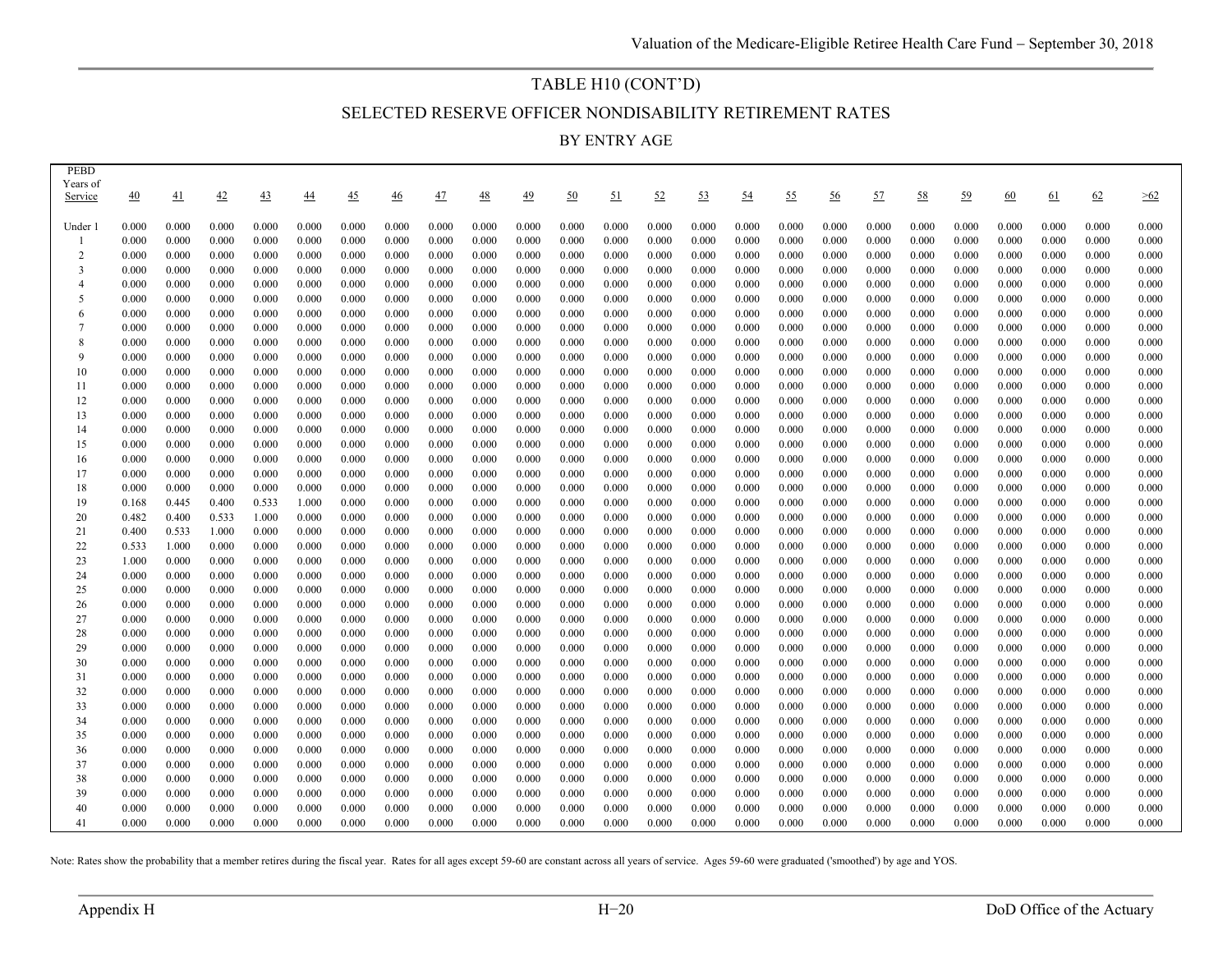# TABLE H10 (CONT'D)

## SELECTED RESERVE OFFICER NONDISABILITY RETIREMENT RATES

### BY ENTRY AGE

| PEBD Years of Service | 40 | 41 | 42 | 43 | 44 | 45 | 46 | 47 | 48 | 49 | 50 | 51 | 52 | 53 | 54 | 55 | 56 | 57 | 58 | 59 | 60 | 61 | 62 | >62 |
|---|---|---|---|---|---|---|---|---|---|---|---|---|---|---|---|---|---|---|---|---|---|---|---|---|
| Under 1 | 0.000 | 0.000 | 0.000 | 0.000 | 0.000 | 0.000 | 0.000 | 0.000 | 0.000 | 0.000 | 0.000 | 0.000 | 0.000 | 0.000 | 0.000 | 0.000 | 0.000 | 0.000 | 0.000 | 0.000 | 0.000 | 0.000 | 0.000 | 0.000 |
| 1 | 0.000 | 0.000 | 0.000 | 0.000 | 0.000 | 0.000 | 0.000 | 0.000 | 0.000 | 0.000 | 0.000 | 0.000 | 0.000 | 0.000 | 0.000 | 0.000 | 0.000 | 0.000 | 0.000 | 0.000 | 0.000 | 0.000 | 0.000 | 0.000 |
| 2 | 0.000 | 0.000 | 0.000 | 0.000 | 0.000 | 0.000 | 0.000 | 0.000 | 0.000 | 0.000 | 0.000 | 0.000 | 0.000 | 0.000 | 0.000 | 0.000 | 0.000 | 0.000 | 0.000 | 0.000 | 0.000 | 0.000 | 0.000 | 0.000 |
| 3 | 0.000 | 0.000 | 0.000 | 0.000 | 0.000 | 0.000 | 0.000 | 0.000 | 0.000 | 0.000 | 0.000 | 0.000 | 0.000 | 0.000 | 0.000 | 0.000 | 0.000 | 0.000 | 0.000 | 0.000 | 0.000 | 0.000 | 0.000 | 0.000 |
| 4 | 0.000 | 0.000 | 0.000 | 0.000 | 0.000 | 0.000 | 0.000 | 0.000 | 0.000 | 0.000 | 0.000 | 0.000 | 0.000 | 0.000 | 0.000 | 0.000 | 0.000 | 0.000 | 0.000 | 0.000 | 0.000 | 0.000 | 0.000 | 0.000 |
| 5 | 0.000 | 0.000 | 0.000 | 0.000 | 0.000 | 0.000 | 0.000 | 0.000 | 0.000 | 0.000 | 0.000 | 0.000 | 0.000 | 0.000 | 0.000 | 0.000 | 0.000 | 0.000 | 0.000 | 0.000 | 0.000 | 0.000 | 0.000 | 0.000 |
| 6 | 0.000 | 0.000 | 0.000 | 0.000 | 0.000 | 0.000 | 0.000 | 0.000 | 0.000 | 0.000 | 0.000 | 0.000 | 0.000 | 0.000 | 0.000 | 0.000 | 0.000 | 0.000 | 0.000 | 0.000 | 0.000 | 0.000 | 0.000 | 0.000 |
| 7 | 0.000 | 0.000 | 0.000 | 0.000 | 0.000 | 0.000 | 0.000 | 0.000 | 0.000 | 0.000 | 0.000 | 0.000 | 0.000 | 0.000 | 0.000 | 0.000 | 0.000 | 0.000 | 0.000 | 0.000 | 0.000 | 0.000 | 0.000 | 0.000 |
| 8 | 0.000 | 0.000 | 0.000 | 0.000 | 0.000 | 0.000 | 0.000 | 0.000 | 0.000 | 0.000 | 0.000 | 0.000 | 0.000 | 0.000 | 0.000 | 0.000 | 0.000 | 0.000 | 0.000 | 0.000 | 0.000 | 0.000 | 0.000 | 0.000 |
| 9 | 0.000 | 0.000 | 0.000 | 0.000 | 0.000 | 0.000 | 0.000 | 0.000 | 0.000 | 0.000 | 0.000 | 0.000 | 0.000 | 0.000 | 0.000 | 0.000 | 0.000 | 0.000 | 0.000 | 0.000 | 0.000 | 0.000 | 0.000 | 0.000 |
| 10 | 0.000 | 0.000 | 0.000 | 0.000 | 0.000 | 0.000 | 0.000 | 0.000 | 0.000 | 0.000 | 0.000 | 0.000 | 0.000 | 0.000 | 0.000 | 0.000 | 0.000 | 0.000 | 0.000 | 0.000 | 0.000 | 0.000 | 0.000 | 0.000 |
| 11 | 0.000 | 0.000 | 0.000 | 0.000 | 0.000 | 0.000 | 0.000 | 0.000 | 0.000 | 0.000 | 0.000 | 0.000 | 0.000 | 0.000 | 0.000 | 0.000 | 0.000 | 0.000 | 0.000 | 0.000 | 0.000 | 0.000 | 0.000 | 0.000 |
| 12 | 0.000 | 0.000 | 0.000 | 0.000 | 0.000 | 0.000 | 0.000 | 0.000 | 0.000 | 0.000 | 0.000 | 0.000 | 0.000 | 0.000 | 0.000 | 0.000 | 0.000 | 0.000 | 0.000 | 0.000 | 0.000 | 0.000 | 0.000 | 0.000 |
| 13 | 0.000 | 0.000 | 0.000 | 0.000 | 0.000 | 0.000 | 0.000 | 0.000 | 0.000 | 0.000 | 0.000 | 0.000 | 0.000 | 0.000 | 0.000 | 0.000 | 0.000 | 0.000 | 0.000 | 0.000 | 0.000 | 0.000 | 0.000 | 0.000 |
| 14 | 0.000 | 0.000 | 0.000 | 0.000 | 0.000 | 0.000 | 0.000 | 0.000 | 0.000 | 0.000 | 0.000 | 0.000 | 0.000 | 0.000 | 0.000 | 0.000 | 0.000 | 0.000 | 0.000 | 0.000 | 0.000 | 0.000 | 0.000 | 0.000 |
| 15 | 0.000 | 0.000 | 0.000 | 0.000 | 0.000 | 0.000 | 0.000 | 0.000 | 0.000 | 0.000 | 0.000 | 0.000 | 0.000 | 0.000 | 0.000 | 0.000 | 0.000 | 0.000 | 0.000 | 0.000 | 0.000 | 0.000 | 0.000 | 0.000 |
| 16 | 0.000 | 0.000 | 0.000 | 0.000 | 0.000 | 0.000 | 0.000 | 0.000 | 0.000 | 0.000 | 0.000 | 0.000 | 0.000 | 0.000 | 0.000 | 0.000 | 0.000 | 0.000 | 0.000 | 0.000 | 0.000 | 0.000 | 0.000 | 0.000 |
| 17 | 0.000 | 0.000 | 0.000 | 0.000 | 0.000 | 0.000 | 0.000 | 0.000 | 0.000 | 0.000 | 0.000 | 0.000 | 0.000 | 0.000 | 0.000 | 0.000 | 0.000 | 0.000 | 0.000 | 0.000 | 0.000 | 0.000 | 0.000 | 0.000 |
| 18 | 0.000 | 0.000 | 0.000 | 0.000 | 0.000 | 0.000 | 0.000 | 0.000 | 0.000 | 0.000 | 0.000 | 0.000 | 0.000 | 0.000 | 0.000 | 0.000 | 0.000 | 0.000 | 0.000 | 0.000 | 0.000 | 0.000 | 0.000 | 0.000 |
| 19 | 0.168 | 0.445 | 0.400 | 0.533 | 1.000 | 0.000 | 0.000 | 0.000 | 0.000 | 0.000 | 0.000 | 0.000 | 0.000 | 0.000 | 0.000 | 0.000 | 0.000 | 0.000 | 0.000 | 0.000 | 0.000 | 0.000 | 0.000 | 0.000 |
| 20 | 0.482 | 0.400 | 0.533 | 1.000 | 0.000 | 0.000 | 0.000 | 0.000 | 0.000 | 0.000 | 0.000 | 0.000 | 0.000 | 0.000 | 0.000 | 0.000 | 0.000 | 0.000 | 0.000 | 0.000 | 0.000 | 0.000 | 0.000 | 0.000 |
| 21 | 0.400 | 0.533 | 1.000 | 0.000 | 0.000 | 0.000 | 0.000 | 0.000 | 0.000 | 0.000 | 0.000 | 0.000 | 0.000 | 0.000 | 0.000 | 0.000 | 0.000 | 0.000 | 0.000 | 0.000 | 0.000 | 0.000 | 0.000 | 0.000 |
| 22 | 0.533 | 1.000 | 0.000 | 0.000 | 0.000 | 0.000 | 0.000 | 0.000 | 0.000 | 0.000 | 0.000 | 0.000 | 0.000 | 0.000 | 0.000 | 0.000 | 0.000 | 0.000 | 0.000 | 0.000 | 0.000 | 0.000 | 0.000 | 0.000 |
| 23 | 1.000 | 0.000 | 0.000 | 0.000 | 0.000 | 0.000 | 0.000 | 0.000 | 0.000 | 0.000 | 0.000 | 0.000 | 0.000 | 0.000 | 0.000 | 0.000 | 0.000 | 0.000 | 0.000 | 0.000 | 0.000 | 0.000 | 0.000 | 0.000 |
| 24 | 0.000 | 0.000 | 0.000 | 0.000 | 0.000 | 0.000 | 0.000 | 0.000 | 0.000 | 0.000 | 0.000 | 0.000 | 0.000 | 0.000 | 0.000 | 0.000 | 0.000 | 0.000 | 0.000 | 0.000 | 0.000 | 0.000 | 0.000 | 0.000 |
| 25 | 0.000 | 0.000 | 0.000 | 0.000 | 0.000 | 0.000 | 0.000 | 0.000 | 0.000 | 0.000 | 0.000 | 0.000 | 0.000 | 0.000 | 0.000 | 0.000 | 0.000 | 0.000 | 0.000 | 0.000 | 0.000 | 0.000 | 0.000 | 0.000 |
| 26 | 0.000 | 0.000 | 0.000 | 0.000 | 0.000 | 0.000 | 0.000 | 0.000 | 0.000 | 0.000 | 0.000 | 0.000 | 0.000 | 0.000 | 0.000 | 0.000 | 0.000 | 0.000 | 0.000 | 0.000 | 0.000 | 0.000 | 0.000 | 0.000 |
| 27 | 0.000 | 0.000 | 0.000 | 0.000 | 0.000 | 0.000 | 0.000 | 0.000 | 0.000 | 0.000 | 0.000 | 0.000 | 0.000 | 0.000 | 0.000 | 0.000 | 0.000 | 0.000 | 0.000 | 0.000 | 0.000 | 0.000 | 0.000 | 0.000 |
| 28 | 0.000 | 0.000 | 0.000 | 0.000 | 0.000 | 0.000 | 0.000 | 0.000 | 0.000 | 0.000 | 0.000 | 0.000 | 0.000 | 0.000 | 0.000 | 0.000 | 0.000 | 0.000 | 0.000 | 0.000 | 0.000 | 0.000 | 0.000 | 0.000 |
| 29 | 0.000 | 0.000 | 0.000 | 0.000 | 0.000 | 0.000 | 0.000 | 0.000 | 0.000 | 0.000 | 0.000 | 0.000 | 0.000 | 0.000 | 0.000 | 0.000 | 0.000 | 0.000 | 0.000 | 0.000 | 0.000 | 0.000 | 0.000 | 0.000 |
| 30 | 0.000 | 0.000 | 0.000 | 0.000 | 0.000 | 0.000 | 0.000 | 0.000 | 0.000 | 0.000 | 0.000 | 0.000 | 0.000 | 0.000 | 0.000 | 0.000 | 0.000 | 0.000 | 0.000 | 0.000 | 0.000 | 0.000 | 0.000 | 0.000 |
| 31 | 0.000 | 0.000 | 0.000 | 0.000 | 0.000 | 0.000 | 0.000 | 0.000 | 0.000 | 0.000 | 0.000 | 0.000 | 0.000 | 0.000 | 0.000 | 0.000 | 0.000 | 0.000 | 0.000 | 0.000 | 0.000 | 0.000 | 0.000 | 0.000 |
| 32 | 0.000 | 0.000 | 0.000 | 0.000 | 0.000 | 0.000 | 0.000 | 0.000 | 0.000 | 0.000 | 0.000 | 0.000 | 0.000 | 0.000 | 0.000 | 0.000 | 0.000 | 0.000 | 0.000 | 0.000 | 0.000 | 0.000 | 0.000 | 0.000 |
| 33 | 0.000 | 0.000 | 0.000 | 0.000 | 0.000 | 0.000 | 0.000 | 0.000 | 0.000 | 0.000 | 0.000 | 0.000 | 0.000 | 0.000 | 0.000 | 0.000 | 0.000 | 0.000 | 0.000 | 0.000 | 0.000 | 0.000 | 0.000 | 0.000 |
| 34 | 0.000 | 0.000 | 0.000 | 0.000 | 0.000 | 0.000 | 0.000 | 0.000 | 0.000 | 0.000 | 0.000 | 0.000 | 0.000 | 0.000 | 0.000 | 0.000 | 0.000 | 0.000 | 0.000 | 0.000 | 0.000 | 0.000 | 0.000 | 0.000 |
| 35 | 0.000 | 0.000 | 0.000 | 0.000 | 0.000 | 0.000 | 0.000 | 0.000 | 0.000 | 0.000 | 0.000 | 0.000 | 0.000 | 0.000 | 0.000 | 0.000 | 0.000 | 0.000 | 0.000 | 0.000 | 0.000 | 0.000 | 0.000 | 0.000 |
| 36 | 0.000 | 0.000 | 0.000 | 0.000 | 0.000 | 0.000 | 0.000 | 0.000 | 0.000 | 0.000 | 0.000 | 0.000 | 0.000 | 0.000 | 0.000 | 0.000 | 0.000 | 0.000 | 0.000 | 0.000 | 0.000 | 0.000 | 0.000 | 0.000 |
| 37 | 0.000 | 0.000 | 0.000 | 0.000 | 0.000 | 0.000 | 0.000 | 0.000 | 0.000 | 0.000 | 0.000 | 0.000 | 0.000 | 0.000 | 0.000 | 0.000 | 0.000 | 0.000 | 0.000 | 0.000 | 0.000 | 0.000 | 0.000 | 0.000 |
| 38 | 0.000 | 0.000 | 0.000 | 0.000 | 0.000 | 0.000 | 0.000 | 0.000 | 0.000 | 0.000 | 0.000 | 0.000 | 0.000 | 0.000 | 0.000 | 0.000 | 0.000 | 0.000 | 0.000 | 0.000 | 0.000 | 0.000 | 0.000 | 0.000 |
| 39 | 0.000 | 0.000 | 0.000 | 0.000 | 0.000 | 0.000 | 0.000 | 0.000 | 0.000 | 0.000 | 0.000 | 0.000 | 0.000 | 0.000 | 0.000 | 0.000 | 0.000 | 0.000 | 0.000 | 0.000 | 0.000 | 0.000 | 0.000 | 0.000 |
| 40 | 0.000 | 0.000 | 0.000 | 0.000 | 0.000 | 0.000 | 0.000 | 0.000 | 0.000 | 0.000 | 0.000 | 0.000 | 0.000 | 0.000 | 0.000 | 0.000 | 0.000 | 0.000 | 0.000 | 0.000 | 0.000 | 0.000 | 0.000 | 0.000 |
| 41 | 0.000 | 0.000 | 0.000 | 0.000 | 0.000 | 0.000 | 0.000 | 0.000 | 0.000 | 0.000 | 0.000 | 0.000 | 0.000 | 0.000 | 0.000 | 0.000 | 0.000 | 0.000 | 0.000 | 0.000 | 0.000 | 0.000 | 0.000 | 0.000 |

Note: Rates show the probability that a member retires during the fiscal year. Rates for all ages except 59-60 are constant across all years of service. Ages 59-60 were graduated ('smoothed') by age and YOS.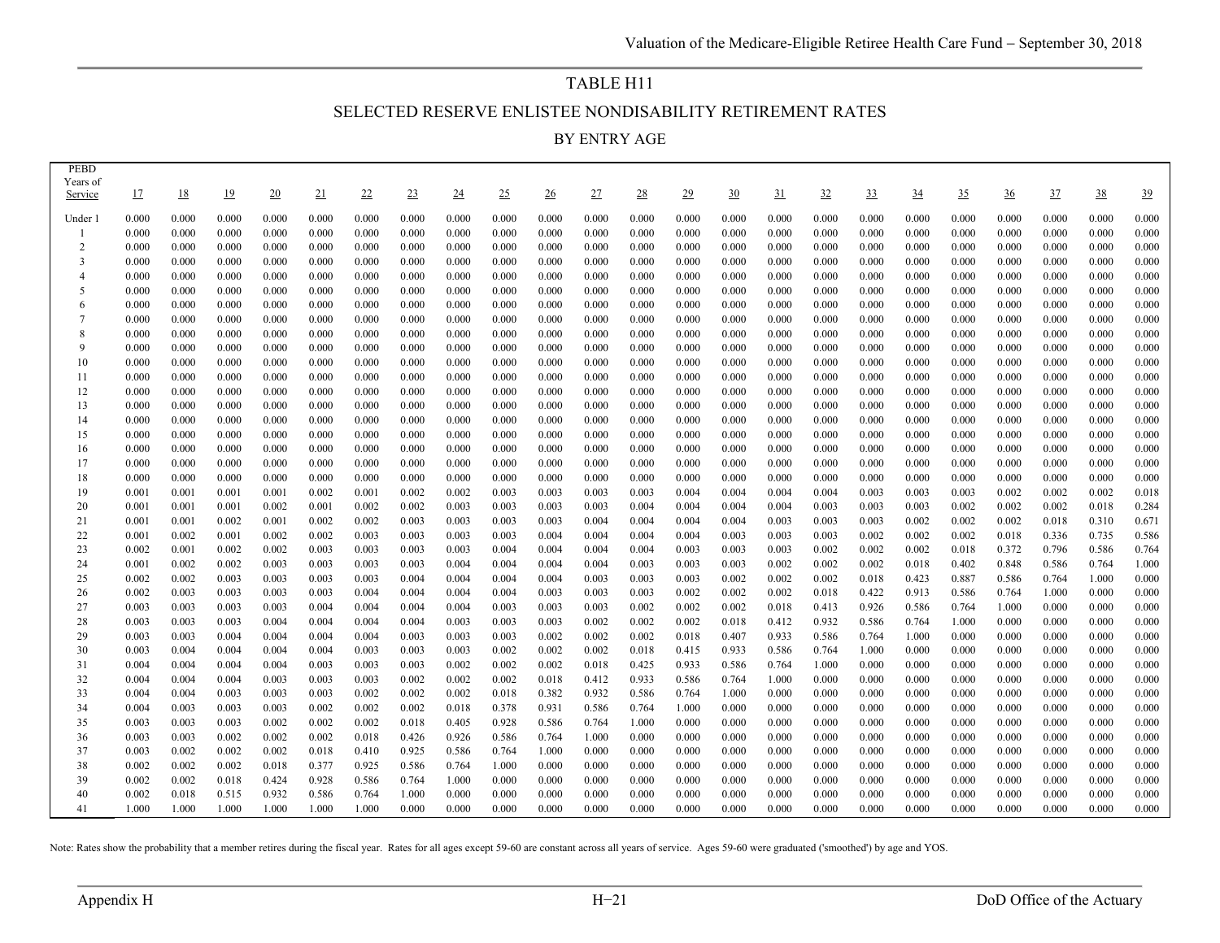# TABLE H11

## SELECTED RESERVE ENLISTEE NONDISABILITY RETIREMENT RATES

### BY ENTRY AGE

| PEBD Years of Service | 17 | 18 | 19 | 20 | 21 | 22 | 23 | 24 | 25 | 26 | 27 | 28 | 29 | 30 | 31 | 32 | 33 | 34 | 35 | 36 | 37 | 38 | 39 |
|---|---|---|---|---|---|---|---|---|---|---|---|---|---|---|---|---|---|---|---|---|---|---|---|
| Under 1 | 0.000 | 0.000 | 0.000 | 0.000 | 0.000 | 0.000 | 0.000 | 0.000 | 0.000 | 0.000 | 0.000 | 0.000 | 0.000 | 0.000 | 0.000 | 0.000 | 0.000 | 0.000 | 0.000 | 0.000 | 0.000 | 0.000 | 0.000 |
| 1 | 0.000 | 0.000 | 0.000 | 0.000 | 0.000 | 0.000 | 0.000 | 0.000 | 0.000 | 0.000 | 0.000 | 0.000 | 0.000 | 0.000 | 0.000 | 0.000 | 0.000 | 0.000 | 0.000 | 0.000 | 0.000 | 0.000 | 0.000 |
| 2 | 0.000 | 0.000 | 0.000 | 0.000 | 0.000 | 0.000 | 0.000 | 0.000 | 0.000 | 0.000 | 0.000 | 0.000 | 0.000 | 0.000 | 0.000 | 0.000 | 0.000 | 0.000 | 0.000 | 0.000 | 0.000 | 0.000 | 0.000 |
| 3 | 0.000 | 0.000 | 0.000 | 0.000 | 0.000 | 0.000 | 0.000 | 0.000 | 0.000 | 0.000 | 0.000 | 0.000 | 0.000 | 0.000 | 0.000 | 0.000 | 0.000 | 0.000 | 0.000 | 0.000 | 0.000 | 0.000 | 0.000 |
| 4 | 0.000 | 0.000 | 0.000 | 0.000 | 0.000 | 0.000 | 0.000 | 0.000 | 0.000 | 0.000 | 0.000 | 0.000 | 0.000 | 0.000 | 0.000 | 0.000 | 0.000 | 0.000 | 0.000 | 0.000 | 0.000 | 0.000 | 0.000 |
| 5 | 0.000 | 0.000 | 0.000 | 0.000 | 0.000 | 0.000 | 0.000 | 0.000 | 0.000 | 0.000 | 0.000 | 0.000 | 0.000 | 0.000 | 0.000 | 0.000 | 0.000 | 0.000 | 0.000 | 0.000 | 0.000 | 0.000 | 0.000 |
| 6 | 0.000 | 0.000 | 0.000 | 0.000 | 0.000 | 0.000 | 0.000 | 0.000 | 0.000 | 0.000 | 0.000 | 0.000 | 0.000 | 0.000 | 0.000 | 0.000 | 0.000 | 0.000 | 0.000 | 0.000 | 0.000 | 0.000 | 0.000 |
| 7 | 0.000 | 0.000 | 0.000 | 0.000 | 0.000 | 0.000 | 0.000 | 0.000 | 0.000 | 0.000 | 0.000 | 0.000 | 0.000 | 0.000 | 0.000 | 0.000 | 0.000 | 0.000 | 0.000 | 0.000 | 0.000 | 0.000 | 0.000 |
| 8 | 0.000 | 0.000 | 0.000 | 0.000 | 0.000 | 0.000 | 0.000 | 0.000 | 0.000 | 0.000 | 0.000 | 0.000 | 0.000 | 0.000 | 0.000 | 0.000 | 0.000 | 0.000 | 0.000 | 0.000 | 0.000 | 0.000 | 0.000 |
| 9 | 0.000 | 0.000 | 0.000 | 0.000 | 0.000 | 0.000 | 0.000 | 0.000 | 0.000 | 0.000 | 0.000 | 0.000 | 0.000 | 0.000 | 0.000 | 0.000 | 0.000 | 0.000 | 0.000 | 0.000 | 0.000 | 0.000 | 0.000 |
| 10 | 0.000 | 0.000 | 0.000 | 0.000 | 0.000 | 0.000 | 0.000 | 0.000 | 0.000 | 0.000 | 0.000 | 0.000 | 0.000 | 0.000 | 0.000 | 0.000 | 0.000 | 0.000 | 0.000 | 0.000 | 0.000 | 0.000 | 0.000 |
| 11 | 0.000 | 0.000 | 0.000 | 0.000 | 0.000 | 0.000 | 0.000 | 0.000 | 0.000 | 0.000 | 0.000 | 0.000 | 0.000 | 0.000 | 0.000 | 0.000 | 0.000 | 0.000 | 0.000 | 0.000 | 0.000 | 0.000 | 0.000 |
| 12 | 0.000 | 0.000 | 0.000 | 0.000 | 0.000 | 0.000 | 0.000 | 0.000 | 0.000 | 0.000 | 0.000 | 0.000 | 0.000 | 0.000 | 0.000 | 0.000 | 0.000 | 0.000 | 0.000 | 0.000 | 0.000 | 0.000 | 0.000 |
| 13 | 0.000 | 0.000 | 0.000 | 0.000 | 0.000 | 0.000 | 0.000 | 0.000 | 0.000 | 0.000 | 0.000 | 0.000 | 0.000 | 0.000 | 0.000 | 0.000 | 0.000 | 0.000 | 0.000 | 0.000 | 0.000 | 0.000 | 0.000 |
| 14 | 0.000 | 0.000 | 0.000 | 0.000 | 0.000 | 0.000 | 0.000 | 0.000 | 0.000 | 0.000 | 0.000 | 0.000 | 0.000 | 0.000 | 0.000 | 0.000 | 0.000 | 0.000 | 0.000 | 0.000 | 0.000 | 0.000 | 0.000 |
| 15 | 0.000 | 0.000 | 0.000 | 0.000 | 0.000 | 0.000 | 0.000 | 0.000 | 0.000 | 0.000 | 0.000 | 0.000 | 0.000 | 0.000 | 0.000 | 0.000 | 0.000 | 0.000 | 0.000 | 0.000 | 0.000 | 0.000 | 0.000 |
| 16 | 0.000 | 0.000 | 0.000 | 0.000 | 0.000 | 0.000 | 0.000 | 0.000 | 0.000 | 0.000 | 0.000 | 0.000 | 0.000 | 0.000 | 0.000 | 0.000 | 0.000 | 0.000 | 0.000 | 0.000 | 0.000 | 0.000 | 0.000 |
| 17 | 0.000 | 0.000 | 0.000 | 0.000 | 0.000 | 0.000 | 0.000 | 0.000 | 0.000 | 0.000 | 0.000 | 0.000 | 0.000 | 0.000 | 0.000 | 0.000 | 0.000 | 0.000 | 0.000 | 0.000 | 0.000 | 0.000 | 0.000 |
| 18 | 0.000 | 0.000 | 0.000 | 0.000 | 0.000 | 0.000 | 0.000 | 0.000 | 0.000 | 0.000 | 0.000 | 0.000 | 0.000 | 0.000 | 0.000 | 0.000 | 0.000 | 0.000 | 0.000 | 0.000 | 0.000 | 0.000 | 0.000 |
| 19 | 0.001 | 0.001 | 0.001 | 0.001 | 0.002 | 0.001 | 0.002 | 0.002 | 0.003 | 0.003 | 0.003 | 0.003 | 0.004 | 0.004 | 0.004 | 0.004 | 0.003 | 0.003 | 0.003 | 0.002 | 0.002 | 0.002 | 0.018 |
| 20 | 0.001 | 0.001 | 0.001 | 0.002 | 0.001 | 0.002 | 0.002 | 0.003 | 0.003 | 0.003 | 0.003 | 0.004 | 0.004 | 0.004 | 0.004 | 0.003 | 0.003 | 0.003 | 0.002 | 0.002 | 0.002 | 0.018 | 0.284 |
| 21 | 0.001 | 0.001 | 0.002 | 0.001 | 0.002 | 0.002 | 0.003 | 0.003 | 0.003 | 0.003 | 0.004 | 0.004 | 0.004 | 0.004 | 0.003 | 0.003 | 0.003 | 0.002 | 0.002 | 0.002 | 0.018 | 0.310 | 0.671 |
| 22 | 0.001 | 0.002 | 0.001 | 0.002 | 0.002 | 0.003 | 0.003 | 0.003 | 0.003 | 0.004 | 0.004 | 0.004 | 0.004 | 0.003 | 0.003 | 0.003 | 0.002 | 0.002 | 0.002 | 0.018 | 0.336 | 0.735 | 0.586 |
| 23 | 0.002 | 0.001 | 0.002 | 0.002 | 0.003 | 0.003 | 0.003 | 0.003 | 0.004 | 0.004 | 0.004 | 0.004 | 0.003 | 0.003 | 0.003 | 0.002 | 0.002 | 0.002 | 0.018 | 0.372 | 0.796 | 0.586 | 0.764 |
| 24 | 0.001 | 0.002 | 0.002 | 0.003 | 0.003 | 0.003 | 0.003 | 0.004 | 0.004 | 0.004 | 0.004 | 0.003 | 0.003 | 0.003 | 0.002 | 0.002 | 0.002 | 0.018 | 0.402 | 0.848 | 0.586 | 0.764 | 1.000 |
| 25 | 0.002 | 0.002 | 0.003 | 0.003 | 0.003 | 0.003 | 0.004 | 0.004 | 0.004 | 0.004 | 0.003 | 0.003 | 0.003 | 0.002 | 0.002 | 0.002 | 0.018 | 0.423 | 0.887 | 0.586 | 0.764 | 1.000 | 0.000 |
| 26 | 0.002 | 0.003 | 0.003 | 0.003 | 0.003 | 0.004 | 0.004 | 0.004 | 0.004 | 0.003 | 0.003 | 0.003 | 0.002 | 0.002 | 0.002 | 0.018 | 0.422 | 0.913 | 0.586 | 0.764 | 1.000 | 0.000 | 0.000 |
| 27 | 0.003 | 0.003 | 0.003 | 0.003 | 0.004 | 0.004 | 0.004 | 0.004 | 0.003 | 0.003 | 0.003 | 0.002 | 0.002 | 0.002 | 0.018 | 0.413 | 0.926 | 0.586 | 0.764 | 1.000 | 0.000 | 0.000 | 0.000 |
| 28 | 0.003 | 0.003 | 0.003 | 0.004 | 0.004 | 0.004 | 0.004 | 0.003 | 0.003 | 0.003 | 0.002 | 0.002 | 0.002 | 0.018 | 0.412 | 0.932 | 0.586 | 0.764 | 1.000 | 0.000 | 0.000 | 0.000 | 0.000 |
| 29 | 0.003 | 0.003 | 0.004 | 0.004 | 0.004 | 0.004 | 0.003 | 0.003 | 0.003 | 0.002 | 0.002 | 0.002 | 0.018 | 0.407 | 0.933 | 0.586 | 0.764 | 1.000 | 0.000 | 0.000 | 0.000 | 0.000 | 0.000 |
| 30 | 0.003 | 0.004 | 0.004 | 0.004 | 0.004 | 0.003 | 0.003 | 0.003 | 0.002 | 0.002 | 0.002 | 0.018 | 0.415 | 0.933 | 0.586 | 0.764 | 1.000 | 0.000 | 0.000 | 0.000 | 0.000 | 0.000 | 0.000 |
| 31 | 0.004 | 0.004 | 0.004 | 0.004 | 0.003 | 0.003 | 0.003 | 0.002 | 0.002 | 0.002 | 0.018 | 0.425 | 0.933 | 0.586 | 0.764 | 1.000 | 0.000 | 0.000 | 0.000 | 0.000 | 0.000 | 0.000 | 0.000 |
| 32 | 0.004 | 0.004 | 0.004 | 0.003 | 0.003 | 0.003 | 0.002 | 0.002 | 0.002 | 0.018 | 0.412 | 0.933 | 0.586 | 0.764 | 1.000 | 0.000 | 0.000 | 0.000 | 0.000 | 0.000 | 0.000 | 0.000 | 0.000 |
| 33 | 0.004 | 0.004 | 0.003 | 0.003 | 0.003 | 0.002 | 0.002 | 0.002 | 0.018 | 0.382 | 0.932 | 0.586 | 0.764 | 1.000 | 0.000 | 0.000 | 0.000 | 0.000 | 0.000 | 0.000 | 0.000 | 0.000 | 0.000 |
| 34 | 0.004 | 0.003 | 0.003 | 0.003 | 0.002 | 0.002 | 0.002 | 0.018 | 0.378 | 0.931 | 0.586 | 0.764 | 1.000 | 0.000 | 0.000 | 0.000 | 0.000 | 0.000 | 0.000 | 0.000 | 0.000 | 0.000 | 0.000 |
| 35 | 0.003 | 0.003 | 0.003 | 0.002 | 0.002 | 0.002 | 0.018 | 0.405 | 0.928 | 0.586 | 0.764 | 1.000 | 0.000 | 0.000 | 0.000 | 0.000 | 0.000 | 0.000 | 0.000 | 0.000 | 0.000 | 0.000 | 0.000 |
| 36 | 0.003 | 0.003 | 0.002 | 0.002 | 0.002 | 0.018 | 0.426 | 0.926 | 0.586 | 0.764 | 1.000 | 0.000 | 0.000 | 0.000 | 0.000 | 0.000 | 0.000 | 0.000 | 0.000 | 0.000 | 0.000 | 0.000 | 0.000 |
| 37 | 0.003 | 0.002 | 0.002 | 0.002 | 0.018 | 0.410 | 0.925 | 0.586 | 0.764 | 1.000 | 0.000 | 0.000 | 0.000 | 0.000 | 0.000 | 0.000 | 0.000 | 0.000 | 0.000 | 0.000 | 0.000 | 0.000 | 0.000 |
| 38 | 0.002 | 0.002 | 0.002 | 0.018 | 0.377 | 0.925 | 0.586 | 0.764 | 1.000 | 0.000 | 0.000 | 0.000 | 0.000 | 0.000 | 0.000 | 0.000 | 0.000 | 0.000 | 0.000 | 0.000 | 0.000 | 0.000 | 0.000 |
| 39 | 0.002 | 0.002 | 0.018 | 0.424 | 0.928 | 0.586 | 0.764 | 1.000 | 0.000 | 0.000 | 0.000 | 0.000 | 0.000 | 0.000 | 0.000 | 0.000 | 0.000 | 0.000 | 0.000 | 0.000 | 0.000 | 0.000 | 0.000 |
| 40 | 0.002 | 0.018 | 0.515 | 0.932 | 0.586 | 0.764 | 1.000 | 0.000 | 0.000 | 0.000 | 0.000 | 0.000 | 0.000 | 0.000 | 0.000 | 0.000 | 0.000 | 0.000 | 0.000 | 0.000 | 0.000 | 0.000 | 0.000 |
| 41 | 1.000 | 1.000 | 1.000 | 1.000 | 1.000 | 1.000 | 0.000 | 0.000 | 0.000 | 0.000 | 0.000 | 0.000 | 0.000 | 0.000 | 0.000 | 0.000 | 0.000 | 0.000 | 0.000 | 0.000 | 0.000 | 0.000 | 0.000 |

Note: Rates show the probability that a member retires during the fiscal year. Rates for all ages except 59-60 are constant across all years of service. Ages 59-60 were graduated ('smoothed') by age and YOS.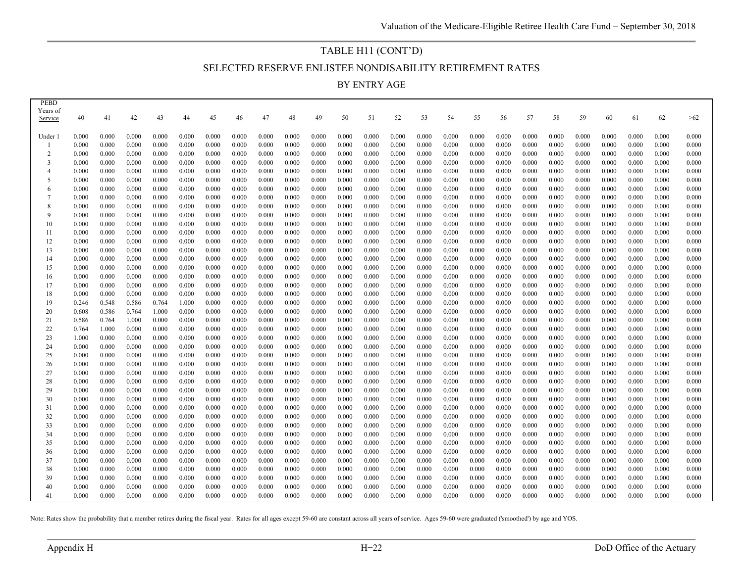# TABLE H11 (CONT'D)

## SELECTED RESERVE ENLISTEE NONDISABILITY RETIREMENT RATES

### BY ENTRY AGE

| PEBD Years of Service | 40 | 41 | 42 | 43 | 44 | 45 | 46 | 47 | 48 | 49 | 50 | 51 | 52 | 53 | 54 | 55 | 56 | 57 | 58 | 59 | 60 | 61 | 62 | >62 |
|---|---|---|---|---|---|---|---|---|---|---|---|---|---|---|---|---|---|---|---|---|---|---|---|---|
| Under 1 | 0.000 | 0.000 | 0.000 | 0.000 | 0.000 | 0.000 | 0.000 | 0.000 | 0.000 | 0.000 | 0.000 | 0.000 | 0.000 | 0.000 | 0.000 | 0.000 | 0.000 | 0.000 | 0.000 | 0.000 | 0.000 | 0.000 | 0.000 | 0.000 |
| 1 | 0.000 | 0.000 | 0.000 | 0.000 | 0.000 | 0.000 | 0.000 | 0.000 | 0.000 | 0.000 | 0.000 | 0.000 | 0.000 | 0.000 | 0.000 | 0.000 | 0.000 | 0.000 | 0.000 | 0.000 | 0.000 | 0.000 | 0.000 | 0.000 |
| 2 | 0.000 | 0.000 | 0.000 | 0.000 | 0.000 | 0.000 | 0.000 | 0.000 | 0.000 | 0.000 | 0.000 | 0.000 | 0.000 | 0.000 | 0.000 | 0.000 | 0.000 | 0.000 | 0.000 | 0.000 | 0.000 | 0.000 | 0.000 | 0.000 |
| 3 | 0.000 | 0.000 | 0.000 | 0.000 | 0.000 | 0.000 | 0.000 | 0.000 | 0.000 | 0.000 | 0.000 | 0.000 | 0.000 | 0.000 | 0.000 | 0.000 | 0.000 | 0.000 | 0.000 | 0.000 | 0.000 | 0.000 | 0.000 | 0.000 |
| 4 | 0.000 | 0.000 | 0.000 | 0.000 | 0.000 | 0.000 | 0.000 | 0.000 | 0.000 | 0.000 | 0.000 | 0.000 | 0.000 | 0.000 | 0.000 | 0.000 | 0.000 | 0.000 | 0.000 | 0.000 | 0.000 | 0.000 | 0.000 | 0.000 |
| 5 | 0.000 | 0.000 | 0.000 | 0.000 | 0.000 | 0.000 | 0.000 | 0.000 | 0.000 | 0.000 | 0.000 | 0.000 | 0.000 | 0.000 | 0.000 | 0.000 | 0.000 | 0.000 | 0.000 | 0.000 | 0.000 | 0.000 | 0.000 | 0.000 |
| 6 | 0.000 | 0.000 | 0.000 | 0.000 | 0.000 | 0.000 | 0.000 | 0.000 | 0.000 | 0.000 | 0.000 | 0.000 | 0.000 | 0.000 | 0.000 | 0.000 | 0.000 | 0.000 | 0.000 | 0.000 | 0.000 | 0.000 | 0.000 | 0.000 |
| 7 | 0.000 | 0.000 | 0.000 | 0.000 | 0.000 | 0.000 | 0.000 | 0.000 | 0.000 | 0.000 | 0.000 | 0.000 | 0.000 | 0.000 | 0.000 | 0.000 | 0.000 | 0.000 | 0.000 | 0.000 | 0.000 | 0.000 | 0.000 | 0.000 |
| 8 | 0.000 | 0.000 | 0.000 | 0.000 | 0.000 | 0.000 | 0.000 | 0.000 | 0.000 | 0.000 | 0.000 | 0.000 | 0.000 | 0.000 | 0.000 | 0.000 | 0.000 | 0.000 | 0.000 | 0.000 | 0.000 | 0.000 | 0.000 | 0.000 |
| 9 | 0.000 | 0.000 | 0.000 | 0.000 | 0.000 | 0.000 | 0.000 | 0.000 | 0.000 | 0.000 | 0.000 | 0.000 | 0.000 | 0.000 | 0.000 | 0.000 | 0.000 | 0.000 | 0.000 | 0.000 | 0.000 | 0.000 | 0.000 | 0.000 |
| 10 | 0.000 | 0.000 | 0.000 | 0.000 | 0.000 | 0.000 | 0.000 | 0.000 | 0.000 | 0.000 | 0.000 | 0.000 | 0.000 | 0.000 | 0.000 | 0.000 | 0.000 | 0.000 | 0.000 | 0.000 | 0.000 | 0.000 | 0.000 | 0.000 |
| 11 | 0.000 | 0.000 | 0.000 | 0.000 | 0.000 | 0.000 | 0.000 | 0.000 | 0.000 | 0.000 | 0.000 | 0.000 | 0.000 | 0.000 | 0.000 | 0.000 | 0.000 | 0.000 | 0.000 | 0.000 | 0.000 | 0.000 | 0.000 | 0.000 |
| 12 | 0.000 | 0.000 | 0.000 | 0.000 | 0.000 | 0.000 | 0.000 | 0.000 | 0.000 | 0.000 | 0.000 | 0.000 | 0.000 | 0.000 | 0.000 | 0.000 | 0.000 | 0.000 | 0.000 | 0.000 | 0.000 | 0.000 | 0.000 | 0.000 |
| 13 | 0.000 | 0.000 | 0.000 | 0.000 | 0.000 | 0.000 | 0.000 | 0.000 | 0.000 | 0.000 | 0.000 | 0.000 | 0.000 | 0.000 | 0.000 | 0.000 | 0.000 | 0.000 | 0.000 | 0.000 | 0.000 | 0.000 | 0.000 | 0.000 |
| 14 | 0.000 | 0.000 | 0.000 | 0.000 | 0.000 | 0.000 | 0.000 | 0.000 | 0.000 | 0.000 | 0.000 | 0.000 | 0.000 | 0.000 | 0.000 | 0.000 | 0.000 | 0.000 | 0.000 | 0.000 | 0.000 | 0.000 | 0.000 | 0.000 |
| 15 | 0.000 | 0.000 | 0.000 | 0.000 | 0.000 | 0.000 | 0.000 | 0.000 | 0.000 | 0.000 | 0.000 | 0.000 | 0.000 | 0.000 | 0.000 | 0.000 | 0.000 | 0.000 | 0.000 | 0.000 | 0.000 | 0.000 | 0.000 | 0.000 |
| 16 | 0.000 | 0.000 | 0.000 | 0.000 | 0.000 | 0.000 | 0.000 | 0.000 | 0.000 | 0.000 | 0.000 | 0.000 | 0.000 | 0.000 | 0.000 | 0.000 | 0.000 | 0.000 | 0.000 | 0.000 | 0.000 | 0.000 | 0.000 | 0.000 |
| 17 | 0.000 | 0.000 | 0.000 | 0.000 | 0.000 | 0.000 | 0.000 | 0.000 | 0.000 | 0.000 | 0.000 | 0.000 | 0.000 | 0.000 | 0.000 | 0.000 | 0.000 | 0.000 | 0.000 | 0.000 | 0.000 | 0.000 | 0.000 | 0.000 |
| 18 | 0.000 | 0.000 | 0.000 | 0.000 | 0.000 | 0.000 | 0.000 | 0.000 | 0.000 | 0.000 | 0.000 | 0.000 | 0.000 | 0.000 | 0.000 | 0.000 | 0.000 | 0.000 | 0.000 | 0.000 | 0.000 | 0.000 | 0.000 | 0.000 |
| 19 | 0.246 | 0.548 | 0.586 | 0.764 | 1.000 | 0.000 | 0.000 | 0.000 | 0.000 | 0.000 | 0.000 | 0.000 | 0.000 | 0.000 | 0.000 | 0.000 | 0.000 | 0.000 | 0.000 | 0.000 | 0.000 | 0.000 | 0.000 | 0.000 |
| 20 | 0.608 | 0.586 | 0.764 | 1.000 | 0.000 | 0.000 | 0.000 | 0.000 | 0.000 | 0.000 | 0.000 | 0.000 | 0.000 | 0.000 | 0.000 | 0.000 | 0.000 | 0.000 | 0.000 | 0.000 | 0.000 | 0.000 | 0.000 | 0.000 |
| 21 | 0.586 | 0.764 | 1.000 | 0.000 | 0.000 | 0.000 | 0.000 | 0.000 | 0.000 | 0.000 | 0.000 | 0.000 | 0.000 | 0.000 | 0.000 | 0.000 | 0.000 | 0.000 | 0.000 | 0.000 | 0.000 | 0.000 | 0.000 | 0.000 |
| 22 | 0.764 | 1.000 | 0.000 | 0.000 | 0.000 | 0.000 | 0.000 | 0.000 | 0.000 | 0.000 | 0.000 | 0.000 | 0.000 | 0.000 | 0.000 | 0.000 | 0.000 | 0.000 | 0.000 | 0.000 | 0.000 | 0.000 | 0.000 | 0.000 |
| 23 | 1.000 | 0.000 | 0.000 | 0.000 | 0.000 | 0.000 | 0.000 | 0.000 | 0.000 | 0.000 | 0.000 | 0.000 | 0.000 | 0.000 | 0.000 | 0.000 | 0.000 | 0.000 | 0.000 | 0.000 | 0.000 | 0.000 | 0.000 | 0.000 |
| 24 | 0.000 | 0.000 | 0.000 | 0.000 | 0.000 | 0.000 | 0.000 | 0.000 | 0.000 | 0.000 | 0.000 | 0.000 | 0.000 | 0.000 | 0.000 | 0.000 | 0.000 | 0.000 | 0.000 | 0.000 | 0.000 | 0.000 | 0.000 | 0.000 |
| 25 | 0.000 | 0.000 | 0.000 | 0.000 | 0.000 | 0.000 | 0.000 | 0.000 | 0.000 | 0.000 | 0.000 | 0.000 | 0.000 | 0.000 | 0.000 | 0.000 | 0.000 | 0.000 | 0.000 | 0.000 | 0.000 | 0.000 | 0.000 | 0.000 |
| 26 | 0.000 | 0.000 | 0.000 | 0.000 | 0.000 | 0.000 | 0.000 | 0.000 | 0.000 | 0.000 | 0.000 | 0.000 | 0.000 | 0.000 | 0.000 | 0.000 | 0.000 | 0.000 | 0.000 | 0.000 | 0.000 | 0.000 | 0.000 | 0.000 |
| 27 | 0.000 | 0.000 | 0.000 | 0.000 | 0.000 | 0.000 | 0.000 | 0.000 | 0.000 | 0.000 | 0.000 | 0.000 | 0.000 | 0.000 | 0.000 | 0.000 | 0.000 | 0.000 | 0.000 | 0.000 | 0.000 | 0.000 | 0.000 | 0.000 |
| 28 | 0.000 | 0.000 | 0.000 | 0.000 | 0.000 | 0.000 | 0.000 | 0.000 | 0.000 | 0.000 | 0.000 | 0.000 | 0.000 | 0.000 | 0.000 | 0.000 | 0.000 | 0.000 | 0.000 | 0.000 | 0.000 | 0.000 | 0.000 | 0.000 |
| 29 | 0.000 | 0.000 | 0.000 | 0.000 | 0.000 | 0.000 | 0.000 | 0.000 | 0.000 | 0.000 | 0.000 | 0.000 | 0.000 | 0.000 | 0.000 | 0.000 | 0.000 | 0.000 | 0.000 | 0.000 | 0.000 | 0.000 | 0.000 | 0.000 |
| 30 | 0.000 | 0.000 | 0.000 | 0.000 | 0.000 | 0.000 | 0.000 | 0.000 | 0.000 | 0.000 | 0.000 | 0.000 | 0.000 | 0.000 | 0.000 | 0.000 | 0.000 | 0.000 | 0.000 | 0.000 | 0.000 | 0.000 | 0.000 | 0.000 |
| 31 | 0.000 | 0.000 | 0.000 | 0.000 | 0.000 | 0.000 | 0.000 | 0.000 | 0.000 | 0.000 | 0.000 | 0.000 | 0.000 | 0.000 | 0.000 | 0.000 | 0.000 | 0.000 | 0.000 | 0.000 | 0.000 | 0.000 | 0.000 | 0.000 |
| 32 | 0.000 | 0.000 | 0.000 | 0.000 | 0.000 | 0.000 | 0.000 | 0.000 | 0.000 | 0.000 | 0.000 | 0.000 | 0.000 | 0.000 | 0.000 | 0.000 | 0.000 | 0.000 | 0.000 | 0.000 | 0.000 | 0.000 | 0.000 | 0.000 |
| 33 | 0.000 | 0.000 | 0.000 | 0.000 | 0.000 | 0.000 | 0.000 | 0.000 | 0.000 | 0.000 | 0.000 | 0.000 | 0.000 | 0.000 | 0.000 | 0.000 | 0.000 | 0.000 | 0.000 | 0.000 | 0.000 | 0.000 | 0.000 | 0.000 |
| 34 | 0.000 | 0.000 | 0.000 | 0.000 | 0.000 | 0.000 | 0.000 | 0.000 | 0.000 | 0.000 | 0.000 | 0.000 | 0.000 | 0.000 | 0.000 | 0.000 | 0.000 | 0.000 | 0.000 | 0.000 | 0.000 | 0.000 | 0.000 | 0.000 |
| 35 | 0.000 | 0.000 | 0.000 | 0.000 | 0.000 | 0.000 | 0.000 | 0.000 | 0.000 | 0.000 | 0.000 | 0.000 | 0.000 | 0.000 | 0.000 | 0.000 | 0.000 | 0.000 | 0.000 | 0.000 | 0.000 | 0.000 | 0.000 | 0.000 |
| 36 | 0.000 | 0.000 | 0.000 | 0.000 | 0.000 | 0.000 | 0.000 | 0.000 | 0.000 | 0.000 | 0.000 | 0.000 | 0.000 | 0.000 | 0.000 | 0.000 | 0.000 | 0.000 | 0.000 | 0.000 | 0.000 | 0.000 | 0.000 | 0.000 |
| 37 | 0.000 | 0.000 | 0.000 | 0.000 | 0.000 | 0.000 | 0.000 | 0.000 | 0.000 | 0.000 | 0.000 | 0.000 | 0.000 | 0.000 | 0.000 | 0.000 | 0.000 | 0.000 | 0.000 | 0.000 | 0.000 | 0.000 | 0.000 | 0.000 |
| 38 | 0.000 | 0.000 | 0.000 | 0.000 | 0.000 | 0.000 | 0.000 | 0.000 | 0.000 | 0.000 | 0.000 | 0.000 | 0.000 | 0.000 | 0.000 | 0.000 | 0.000 | 0.000 | 0.000 | 0.000 | 0.000 | 0.000 | 0.000 | 0.000 |
| 39 | 0.000 | 0.000 | 0.000 | 0.000 | 0.000 | 0.000 | 0.000 | 0.000 | 0.000 | 0.000 | 0.000 | 0.000 | 0.000 | 0.000 | 0.000 | 0.000 | 0.000 | 0.000 | 0.000 | 0.000 | 0.000 | 0.000 | 0.000 | 0.000 |
| 40 | 0.000 | 0.000 | 0.000 | 0.000 | 0.000 | 0.000 | 0.000 | 0.000 | 0.000 | 0.000 | 0.000 | 0.000 | 0.000 | 0.000 | 0.000 | 0.000 | 0.000 | 0.000 | 0.000 | 0.000 | 0.000 | 0.000 | 0.000 | 0.000 |
| 41 | 0.000 | 0.000 | 0.000 | 0.000 | 0.000 | 0.000 | 0.000 | 0.000 | 0.000 | 0.000 | 0.000 | 0.000 | 0.000 | 0.000 | 0.000 | 0.000 | 0.000 | 0.000 | 0.000 | 0.000 | 0.000 | 0.000 | 0.000 | 0.000 |

Note: Rates show the probability that a member retires during the fiscal year. Rates for all ages except 59-60 are constant across all years of service. Ages 59-60 were graduated ('smoothed') by age and YOS.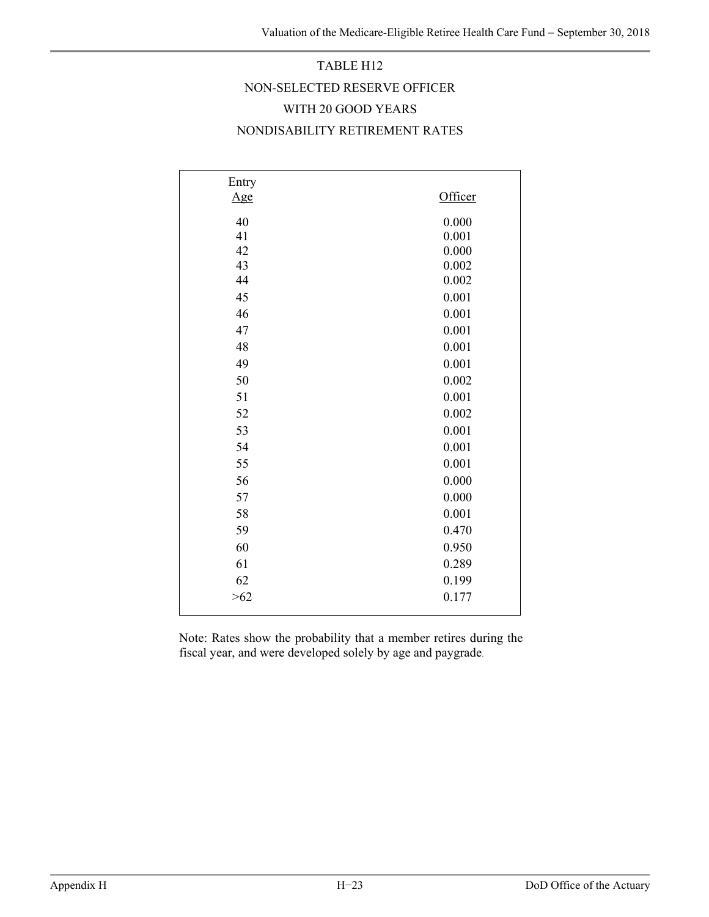TABLE H12

NON-SELECTED RESERVE OFFICER

WITH 20 GOOD YEARS

NONDISABILITY RETIREMENT RATES

| Entry Age | Officer |
|---|---|
| 40 | 0.000 |
| 41 | 0.001 |
| 42 | 0.000 |
| 43 | 0.002 |
| 44 | 0.002 |
| 45 | 0.001 |
| 46 | 0.001 |
| 47 | 0.001 |
| 48 | 0.001 |
| 49 | 0.001 |
| 50 | 0.002 |
| 51 | 0.001 |
| 52 | 0.002 |
| 53 | 0.001 |
| 54 | 0.001 |
| 55 | 0.001 |
| 56 | 0.000 |
| 57 | 0.000 |
| 58 | 0.001 |
| 59 | 0.470 |
| 60 | 0.950 |
| 61 | 0.289 |
| 62 | 0.199 |
| >62 | 0.177 |

Note: Rates show the probability that a member retires during the fiscal year, and were developed solely by age and paygrade.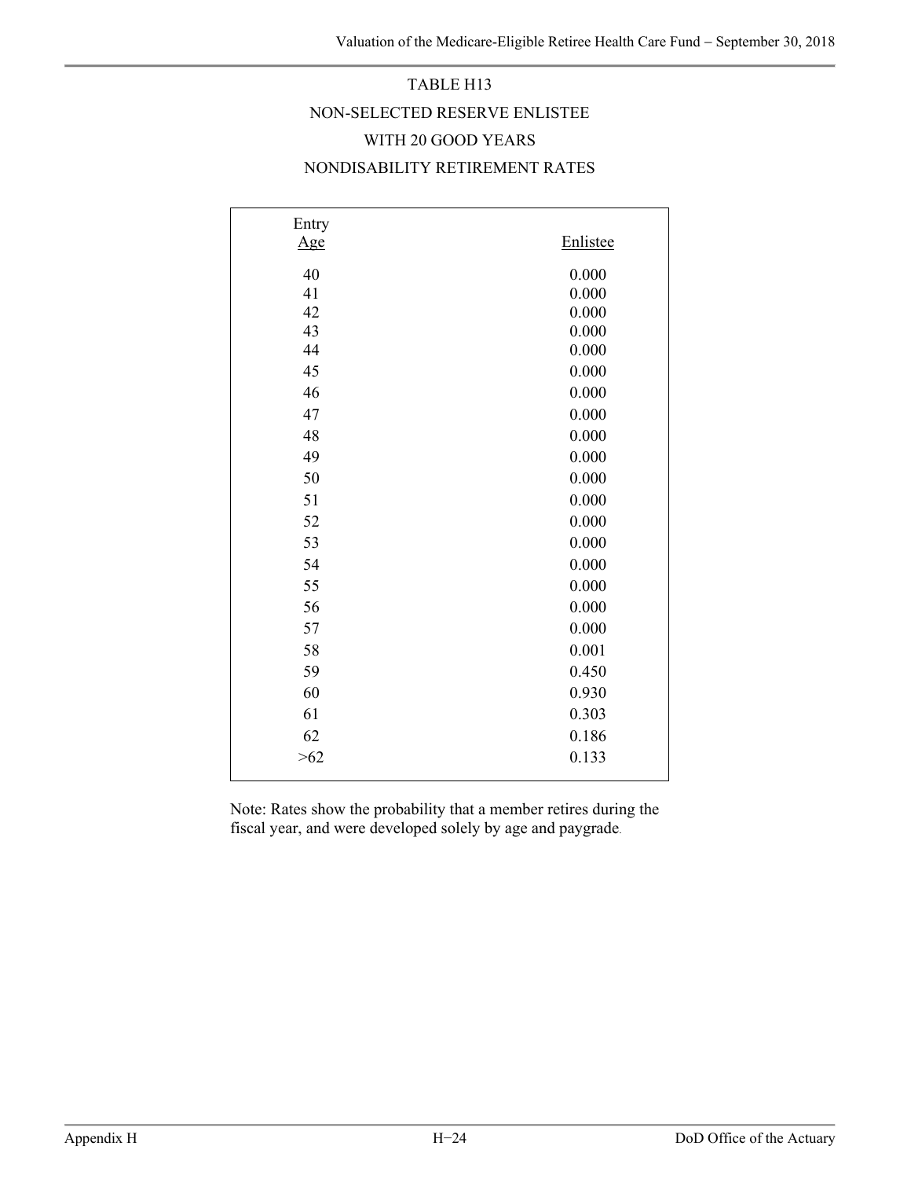# TABLE H13

## NON-SELECTED RESERVE ENLISTEE WITH 20 GOOD YEARS NONDISABILITY RETIREMENT RATES

| Entry Age | Enlistee |
|---|---|
| 40 | 0.000 |
| 41 | 0.000 |
| 42 | 0.000 |
| 43 | 0.000 |
| 44 | 0.000 |
| 45 | 0.000 |
| 46 | 0.000 |
| 47 | 0.000 |
| 48 | 0.000 |
| 49 | 0.000 |
| 50 | 0.000 |
| 51 | 0.000 |
| 52 | 0.000 |
| 53 | 0.000 |
| 54 | 0.000 |
| 55 | 0.000 |
| 56 | 0.000 |
| 57 | 0.000 |
| 58 | 0.001 |
| 59 | 0.450 |
| 60 | 0.930 |
| 61 | 0.303 |
| 62 | 0.186 |
| >62 | 0.133 |

Note: Rates show the probability that a member retires during the fiscal year, and were developed solely by age and paygrade.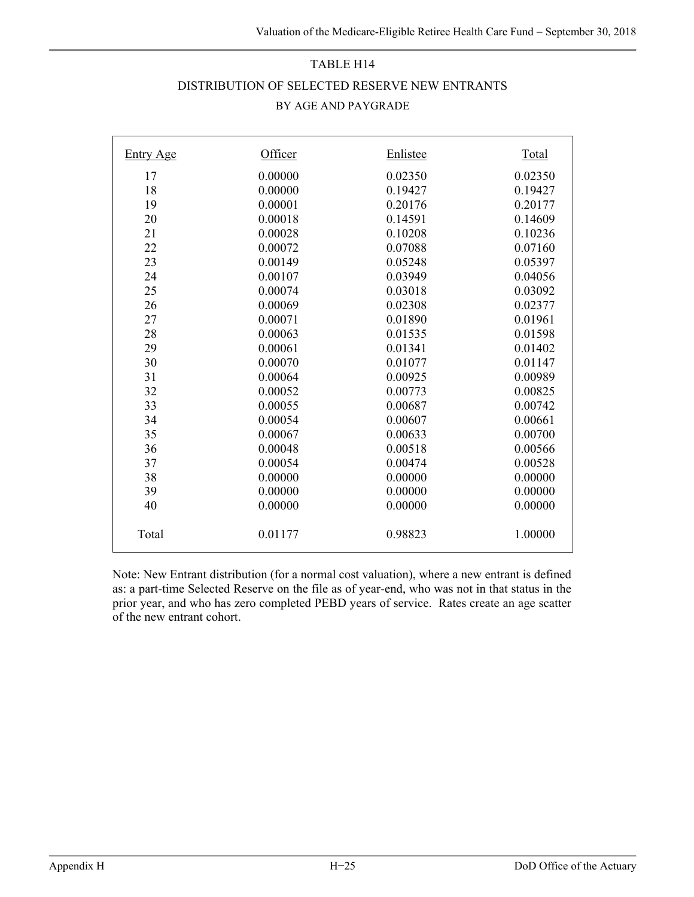## TABLE H14

## DISTRIBUTION OF SELECTED RESERVE NEW ENTRANTS

### BY AGE AND PAYGRADE

| Entry Age | Officer | Enlistee | Total |
|---|---|---|---|
| 17 | 0.00000 | 0.02350 | 0.02350 |
| 18 | 0.00000 | 0.19427 | 0.19427 |
| 19 | 0.00001 | 0.20176 | 0.20177 |
| 20 | 0.00018 | 0.14591 | 0.14609 |
| 21 | 0.00028 | 0.10208 | 0.10236 |
| 22 | 0.00072 | 0.07088 | 0.07160 |
| 23 | 0.00149 | 0.05248 | 0.05397 |
| 24 | 0.00107 | 0.03949 | 0.04056 |
| 25 | 0.00074 | 0.03018 | 0.03092 |
| 26 | 0.00069 | 0.02308 | 0.02377 |
| 27 | 0.00071 | 0.01890 | 0.01961 |
| 28 | 0.00063 | 0.01535 | 0.01598 |
| 29 | 0.00061 | 0.01341 | 0.01402 |
| 30 | 0.00070 | 0.01077 | 0.01147 |
| 31 | 0.00064 | 0.00925 | 0.00989 |
| 32 | 0.00052 | 0.00773 | 0.00825 |
| 33 | 0.00055 | 0.00687 | 0.00742 |
| 34 | 0.00054 | 0.00607 | 0.00661 |
| 35 | 0.00067 | 0.00633 | 0.00700 |
| 36 | 0.00048 | 0.00518 | 0.00566 |
| 37 | 0.00054 | 0.00474 | 0.00528 |
| 38 | 0.00000 | 0.00000 | 0.00000 |
| 39 | 0.00000 | 0.00000 | 0.00000 |
| 40 | 0.00000 | 0.00000 | 0.00000 |
| Total | 0.01177 | 0.98823 | 1.00000 |

Note: New Entrant distribution (for a normal cost valuation), where a new entrant is defined as: a part-time Selected Reserve on the file as of year-end, who was not in that status in the prior year, and who has zero completed PEBD years of service. Rates create an age scatter of the new entrant cohort.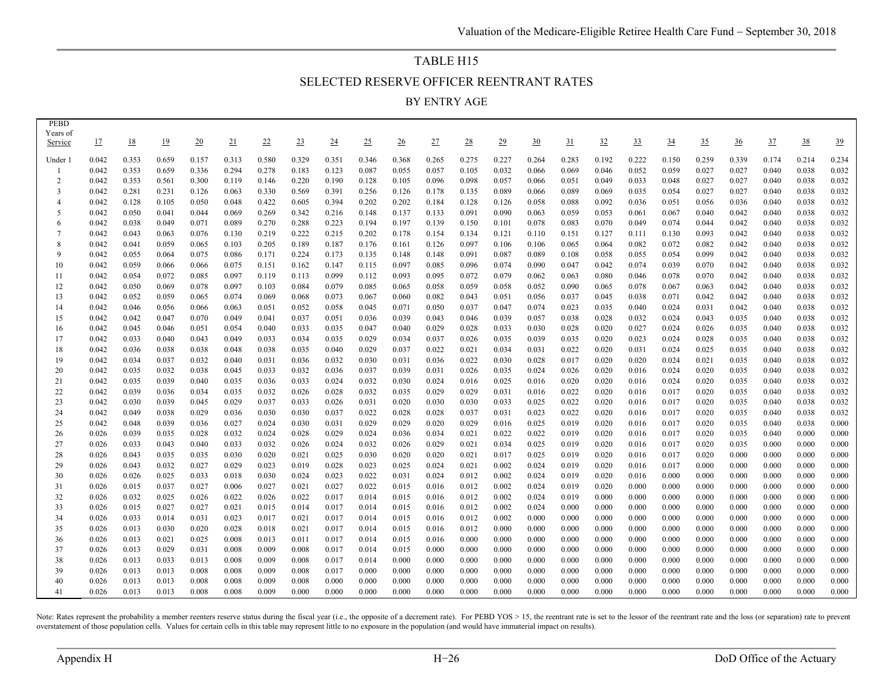## TABLE H15

## SELECTED RESERVE OFFICER REENTRANT RATES

## BY ENTRY AGE

| PEBD Years of Service | 17 | 18 | 19 | 20 | 21 | 22 | 23 | 24 | 25 | 26 | 27 | 28 | 29 | 30 | 31 | 32 | 33 | 34 | 35 | 36 | 37 | 38 | 39 |
|---|---|---|---|---|---|---|---|---|---|---|---|---|---|---|---|---|---|---|---|---|---|---|---|
| Under 1 | 0.042 | 0.353 | 0.659 | 0.157 | 0.313 | 0.580 | 0.329 | 0.351 | 0.346 | 0.368 | 0.265 | 0.275 | 0.227 | 0.264 | 0.283 | 0.192 | 0.222 | 0.150 | 0.259 | 0.339 | 0.174 | 0.214 | 0.234 |
| 1 | 0.042 | 0.353 | 0.659 | 0.336 | 0.294 | 0.278 | 0.183 | 0.123 | 0.087 | 0.055 | 0.057 | 0.105 | 0.032 | 0.066 | 0.069 | 0.046 | 0.052 | 0.059 | 0.027 | 0.027 | 0.040 | 0.038 | 0.032 |
| 2 | 0.042 | 0.353 | 0.561 | 0.300 | 0.119 | 0.146 | 0.220 | 0.190 | 0.128 | 0.105 | 0.096 | 0.098 | 0.057 | 0.066 | 0.051 | 0.049 | 0.033 | 0.048 | 0.027 | 0.027 | 0.040 | 0.038 | 0.032 |
| 3 | 0.042 | 0.281 | 0.231 | 0.126 | 0.063 | 0.330 | 0.569 | 0.391 | 0.256 | 0.126 | 0.178 | 0.135 | 0.089 | 0.066 | 0.089 | 0.069 | 0.035 | 0.054 | 0.027 | 0.027 | 0.040 | 0.038 | 0.032 |
| 4 | 0.042 | 0.128 | 0.105 | 0.050 | 0.048 | 0.422 | 0.605 | 0.394 | 0.202 | 0.202 | 0.184 | 0.128 | 0.126 | 0.058 | 0.088 | 0.092 | 0.036 | 0.051 | 0.056 | 0.036 | 0.040 | 0.038 | 0.032 |
| 5 | 0.042 | 0.050 | 0.041 | 0.044 | 0.069 | 0.269 | 0.342 | 0.216 | 0.148 | 0.137 | 0.133 | 0.091 | 0.090 | 0.063 | 0.059 | 0.053 | 0.061 | 0.067 | 0.040 | 0.042 | 0.040 | 0.038 | 0.032 |
| 6 | 0.042 | 0.038 | 0.049 | 0.071 | 0.089 | 0.270 | 0.288 | 0.223 | 0.194 | 0.197 | 0.139 | 0.150 | 0.101 | 0.078 | 0.083 | 0.070 | 0.049 | 0.074 | 0.044 | 0.042 | 0.040 | 0.038 | 0.032 |
| 7 | 0.042 | 0.043 | 0.063 | 0.076 | 0.130 | 0.219 | 0.222 | 0.215 | 0.202 | 0.178 | 0.154 | 0.134 | 0.121 | 0.110 | 0.151 | 0.127 | 0.111 | 0.130 | 0.093 | 0.042 | 0.040 | 0.038 | 0.032 |
| 8 | 0.042 | 0.041 | 0.059 | 0.065 | 0.103 | 0.205 | 0.189 | 0.187 | 0.176 | 0.161 | 0.126 | 0.097 | 0.106 | 0.106 | 0.065 | 0.064 | 0.082 | 0.072 | 0.082 | 0.042 | 0.040 | 0.038 | 0.032 |
| 9 | 0.042 | 0.055 | 0.064 | 0.075 | 0.086 | 0.171 | 0.224 | 0.173 | 0.135 | 0.148 | 0.148 | 0.091 | 0.087 | 0.089 | 0.108 | 0.058 | 0.055 | 0.054 | 0.099 | 0.042 | 0.040 | 0.038 | 0.032 |
| 10 | 0.042 | 0.059 | 0.066 | 0.066 | 0.075 | 0.151 | 0.162 | 0.147 | 0.115 | 0.097 | 0.085 | 0.096 | 0.074 | 0.090 | 0.047 | 0.042 | 0.074 | 0.039 | 0.070 | 0.042 | 0.040 | 0.038 | 0.032 |
| 11 | 0.042 | 0.054 | 0.072 | 0.085 | 0.097 | 0.119 | 0.113 | 0.099 | 0.112 | 0.093 | 0.095 | 0.072 | 0.079 | 0.062 | 0.063 | 0.080 | 0.046 | 0.078 | 0.070 | 0.042 | 0.040 | 0.038 | 0.032 |
| 12 | 0.042 | 0.050 | 0.069 | 0.078 | 0.097 | 0.103 | 0.084 | 0.079 | 0.085 | 0.065 | 0.058 | 0.059 | 0.058 | 0.052 | 0.090 | 0.065 | 0.078 | 0.067 | 0.063 | 0.042 | 0.040 | 0.038 | 0.032 |
| 13 | 0.042 | 0.052 | 0.059 | 0.065 | 0.074 | 0.069 | 0.068 | 0.073 | 0.067 | 0.060 | 0.082 | 0.043 | 0.051 | 0.056 | 0.037 | 0.045 | 0.038 | 0.071 | 0.042 | 0.042 | 0.040 | 0.038 | 0.032 |
| 14 | 0.042 | 0.046 | 0.056 | 0.066 | 0.063 | 0.051 | 0.052 | 0.058 | 0.045 | 0.071 | 0.050 | 0.037 | 0.047 | 0.074 | 0.023 | 0.035 | 0.040 | 0.024 | 0.031 | 0.042 | 0.040 | 0.038 | 0.032 |
| 15 | 0.042 | 0.042 | 0.047 | 0.070 | 0.049 | 0.041 | 0.037 | 0.051 | 0.036 | 0.039 | 0.043 | 0.046 | 0.039 | 0.057 | 0.038 | 0.028 | 0.032 | 0.024 | 0.043 | 0.035 | 0.040 | 0.038 | 0.032 |
| 16 | 0.042 | 0.045 | 0.046 | 0.051 | 0.054 | 0.040 | 0.033 | 0.035 | 0.047 | 0.040 | 0.029 | 0.028 | 0.033 | 0.030 | 0.028 | 0.020 | 0.027 | 0.024 | 0.026 | 0.035 | 0.040 | 0.038 | 0.032 |
| 17 | 0.042 | 0.033 | 0.040 | 0.043 | 0.049 | 0.033 | 0.034 | 0.035 | 0.029 | 0.034 | 0.037 | 0.026 | 0.035 | 0.039 | 0.035 | 0.020 | 0.023 | 0.024 | 0.028 | 0.035 | 0.040 | 0.038 | 0.032 |
| 18 | 0.042 | 0.036 | 0.038 | 0.038 | 0.048 | 0.038 | 0.035 | 0.040 | 0.029 | 0.037 | 0.022 | 0.021 | 0.034 | 0.031 | 0.022 | 0.020 | 0.031 | 0.024 | 0.025 | 0.035 | 0.040 | 0.038 | 0.032 |
| 19 | 0.042 | 0.034 | 0.037 | 0.032 | 0.040 | 0.031 | 0.036 | 0.032 | 0.030 | 0.031 | 0.036 | 0.022 | 0.030 | 0.028 | 0.017 | 0.020 | 0.020 | 0.024 | 0.021 | 0.035 | 0.040 | 0.038 | 0.032 |
| 20 | 0.042 | 0.035 | 0.032 | 0.038 | 0.045 | 0.033 | 0.032 | 0.036 | 0.037 | 0.039 | 0.031 | 0.026 | 0.035 | 0.024 | 0.026 | 0.020 | 0.016 | 0.024 | 0.020 | 0.035 | 0.040 | 0.038 | 0.032 |
| 21 | 0.042 | 0.035 | 0.039 | 0.040 | 0.035 | 0.036 | 0.033 | 0.024 | 0.032 | 0.030 | 0.024 | 0.016 | 0.025 | 0.016 | 0.020 | 0.020 | 0.016 | 0.024 | 0.020 | 0.035 | 0.040 | 0.038 | 0.032 |
| 22 | 0.042 | 0.039 | 0.036 | 0.034 | 0.035 | 0.032 | 0.026 | 0.028 | 0.032 | 0.035 | 0.029 | 0.029 | 0.031 | 0.016 | 0.022 | 0.020 | 0.016 | 0.017 | 0.020 | 0.035 | 0.040 | 0.038 | 0.032 |
| 23 | 0.042 | 0.030 | 0.039 | 0.045 | 0.029 | 0.037 | 0.033 | 0.026 | 0.031 | 0.020 | 0.030 | 0.030 | 0.033 | 0.025 | 0.022 | 0.020 | 0.016 | 0.017 | 0.020 | 0.035 | 0.040 | 0.038 | 0.032 |
| 24 | 0.042 | 0.049 | 0.038 | 0.029 | 0.036 | 0.030 | 0.030 | 0.037 | 0.022 | 0.028 | 0.028 | 0.037 | 0.031 | 0.023 | 0.022 | 0.020 | 0.016 | 0.017 | 0.020 | 0.035 | 0.040 | 0.038 | 0.032 |
| 25 | 0.042 | 0.048 | 0.039 | 0.036 | 0.027 | 0.024 | 0.030 | 0.031 | 0.029 | 0.029 | 0.020 | 0.029 | 0.016 | 0.025 | 0.019 | 0.020 | 0.016 | 0.017 | 0.020 | 0.035 | 0.040 | 0.038 | 0.000 |
| 26 | 0.026 | 0.039 | 0.035 | 0.028 | 0.032 | 0.024 | 0.028 | 0.029 | 0.024 | 0.036 | 0.034 | 0.021 | 0.022 | 0.022 | 0.019 | 0.020 | 0.016 | 0.017 | 0.020 | 0.035 | 0.040 | 0.000 | 0.000 |
| 27 | 0.026 | 0.033 | 0.043 | 0.040 | 0.033 | 0.032 | 0.026 | 0.024 | 0.032 | 0.026 | 0.029 | 0.021 | 0.034 | 0.025 | 0.019 | 0.020 | 0.016 | 0.017 | 0.020 | 0.035 | 0.000 | 0.000 | 0.000 |
| 28 | 0.026 | 0.043 | 0.035 | 0.035 | 0.030 | 0.020 | 0.021 | 0.025 | 0.030 | 0.020 | 0.020 | 0.021 | 0.017 | 0.025 | 0.019 | 0.020 | 0.016 | 0.017 | 0.020 | 0.000 | 0.000 | 0.000 | 0.000 |
| 29 | 0.026 | 0.043 | 0.032 | 0.027 | 0.029 | 0.023 | 0.019 | 0.028 | 0.023 | 0.025 | 0.024 | 0.021 | 0.002 | 0.024 | 0.019 | 0.020 | 0.016 | 0.017 | 0.000 | 0.000 | 0.000 | 0.000 | 0.000 |
| 30 | 0.026 | 0.026 | 0.025 | 0.033 | 0.018 | 0.030 | 0.024 | 0.023 | 0.022 | 0.031 | 0.024 | 0.012 | 0.002 | 0.024 | 0.019 | 0.020 | 0.016 | 0.000 | 0.000 | 0.000 | 0.000 | 0.000 | 0.000 |
| 31 | 0.026 | 0.015 | 0.037 | 0.027 | 0.006 | 0.027 | 0.021 | 0.027 | 0.022 | 0.015 | 0.016 | 0.012 | 0.002 | 0.024 | 0.019 | 0.020 | 0.000 | 0.000 | 0.000 | 0.000 | 0.000 | 0.000 | 0.000 |
| 32 | 0.026 | 0.032 | 0.025 | 0.026 | 0.022 | 0.026 | 0.022 | 0.017 | 0.014 | 0.015 | 0.016 | 0.012 | 0.002 | 0.024 | 0.019 | 0.000 | 0.000 | 0.000 | 0.000 | 0.000 | 0.000 | 0.000 | 0.000 |
| 33 | 0.026 | 0.015 | 0.027 | 0.027 | 0.021 | 0.015 | 0.014 | 0.017 | 0.014 | 0.015 | 0.016 | 0.012 | 0.002 | 0.024 | 0.000 | 0.000 | 0.000 | 0.000 | 0.000 | 0.000 | 0.000 | 0.000 | 0.000 |
| 34 | 0.026 | 0.033 | 0.014 | 0.031 | 0.023 | 0.017 | 0.021 | 0.017 | 0.014 | 0.015 | 0.016 | 0.012 | 0.002 | 0.000 | 0.000 | 0.000 | 0.000 | 0.000 | 0.000 | 0.000 | 0.000 | 0.000 | 0.000 |
| 35 | 0.026 | 0.013 | 0.030 | 0.020 | 0.028 | 0.018 | 0.021 | 0.017 | 0.014 | 0.015 | 0.016 | 0.012 | 0.000 | 0.000 | 0.000 | 0.000 | 0.000 | 0.000 | 0.000 | 0.000 | 0.000 | 0.000 | 0.000 |
| 36 | 0.026 | 0.013 | 0.021 | 0.025 | 0.008 | 0.013 | 0.011 | 0.017 | 0.014 | 0.015 | 0.016 | 0.000 | 0.000 | 0.000 | 0.000 | 0.000 | 0.000 | 0.000 | 0.000 | 0.000 | 0.000 | 0.000 | 0.000 |
| 37 | 0.026 | 0.013 | 0.029 | 0.031 | 0.008 | 0.009 | 0.008 | 0.017 | 0.014 | 0.015 | 0.000 | 0.000 | 0.000 | 0.000 | 0.000 | 0.000 | 0.000 | 0.000 | 0.000 | 0.000 | 0.000 | 0.000 | 0.000 |
| 38 | 0.026 | 0.013 | 0.033 | 0.013 | 0.008 | 0.009 | 0.008 | 0.017 | 0.014 | 0.000 | 0.000 | 0.000 | 0.000 | 0.000 | 0.000 | 0.000 | 0.000 | 0.000 | 0.000 | 0.000 | 0.000 | 0.000 | 0.000 |
| 39 | 0.026 | 0.013 | 0.013 | 0.008 | 0.008 | 0.009 | 0.008 | 0.017 | 0.000 | 0.000 | 0.000 | 0.000 | 0.000 | 0.000 | 0.000 | 0.000 | 0.000 | 0.000 | 0.000 | 0.000 | 0.000 | 0.000 | 0.000 |
| 40 | 0.026 | 0.013 | 0.013 | 0.008 | 0.008 | 0.009 | 0.008 | 0.000 | 0.000 | 0.000 | 0.000 | 0.000 | 0.000 | 0.000 | 0.000 | 0.000 | 0.000 | 0.000 | 0.000 | 0.000 | 0.000 | 0.000 | 0.000 |
| 41 | 0.026 | 0.013 | 0.013 | 0.008 | 0.008 | 0.009 | 0.000 | 0.000 | 0.000 | 0.000 | 0.000 | 0.000 | 0.000 | 0.000 | 0.000 | 0.000 | 0.000 | 0.000 | 0.000 | 0.000 | 0.000 | 0.000 | 0.000 |

Note: Rates represent the probability a member reenters reserve status during the fiscal year (i.e., the opposite of a decrement rate). For PEBD YOS > 15, the reentrant rate is set to the lessor of the reentrant rate and the loss (or separation) rate to prevent overstatement of those population cells. Values for certain cells in this table may represent little to no exposure in the population (and would have immaterial impact on results).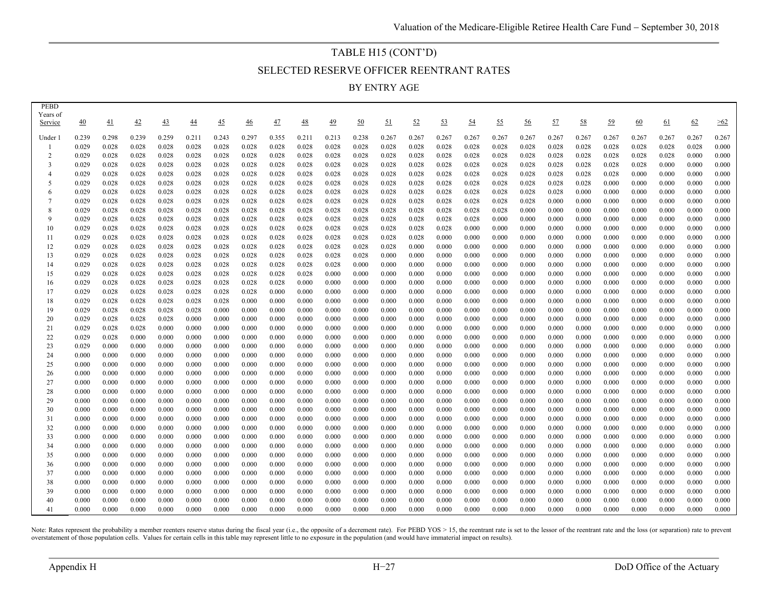## TABLE H15 (CONT'D)

## SELECTED RESERVE OFFICER REENTRANT RATES

## BY ENTRY AGE

| PEBD Years of Service | 40 | 41 | 42 | 43 | 44 | 45 | 46 | 47 | 48 | 49 | 50 | 51 | 52 | 53 | 54 | 55 | 56 | 57 | 58 | 59 | 60 | 61 | 62 | >62 |
|---|---|---|---|---|---|---|---|---|---|---|---|---|---|---|---|---|---|---|---|---|---|---|---|---|
| Under 1 | 0.239 | 0.298 | 0.239 | 0.259 | 0.211 | 0.243 | 0.297 | 0.355 | 0.211 | 0.213 | 0.238 | 0.267 | 0.267 | 0.267 | 0.267 | 0.267 | 0.267 | 0.267 | 0.267 | 0.267 | 0.267 | 0.267 | 0.267 | 0.267 |
| 1 | 0.029 | 0.028 | 0.028 | 0.028 | 0.028 | 0.028 | 0.028 | 0.028 | 0.028 | 0.028 | 0.028 | 0.028 | 0.028 | 0.028 | 0.028 | 0.028 | 0.028 | 0.028 | 0.028 | 0.028 | 0.028 | 0.028 | 0.028 | 0.000 |
| 2 | 0.029 | 0.028 | 0.028 | 0.028 | 0.028 | 0.028 | 0.028 | 0.028 | 0.028 | 0.028 | 0.028 | 0.028 | 0.028 | 0.028 | 0.028 | 0.028 | 0.028 | 0.028 | 0.028 | 0.028 | 0.028 | 0.028 | 0.000 | 0.000 |
| 3 | 0.029 | 0.028 | 0.028 | 0.028 | 0.028 | 0.028 | 0.028 | 0.028 | 0.028 | 0.028 | 0.028 | 0.028 | 0.028 | 0.028 | 0.028 | 0.028 | 0.028 | 0.028 | 0.028 | 0.028 | 0.028 | 0.000 | 0.000 | 0.000 |
| 4 | 0.029 | 0.028 | 0.028 | 0.028 | 0.028 | 0.028 | 0.028 | 0.028 | 0.028 | 0.028 | 0.028 | 0.028 | 0.028 | 0.028 | 0.028 | 0.028 | 0.028 | 0.028 | 0.028 | 0.028 | 0.000 | 0.000 | 0.000 | 0.000 |
| 5 | 0.029 | 0.028 | 0.028 | 0.028 | 0.028 | 0.028 | 0.028 | 0.028 | 0.028 | 0.028 | 0.028 | 0.028 | 0.028 | 0.028 | 0.028 | 0.028 | 0.028 | 0.028 | 0.028 | 0.000 | 0.000 | 0.000 | 0.000 | 0.000 |
| 6 | 0.029 | 0.028 | 0.028 | 0.028 | 0.028 | 0.028 | 0.028 | 0.028 | 0.028 | 0.028 | 0.028 | 0.028 | 0.028 | 0.028 | 0.028 | 0.028 | 0.028 | 0.028 | 0.000 | 0.000 | 0.000 | 0.000 | 0.000 | 0.000 |
| 7 | 0.029 | 0.028 | 0.028 | 0.028 | 0.028 | 0.028 | 0.028 | 0.028 | 0.028 | 0.028 | 0.028 | 0.028 | 0.028 | 0.028 | 0.028 | 0.028 | 0.028 | 0.000 | 0.000 | 0.000 | 0.000 | 0.000 | 0.000 | 0.000 |
| 8 | 0.029 | 0.028 | 0.028 | 0.028 | 0.028 | 0.028 | 0.028 | 0.028 | 0.028 | 0.028 | 0.028 | 0.028 | 0.028 | 0.028 | 0.028 | 0.028 | 0.000 | 0.000 | 0.000 | 0.000 | 0.000 | 0.000 | 0.000 | 0.000 |
| 9 | 0.029 | 0.028 | 0.028 | 0.028 | 0.028 | 0.028 | 0.028 | 0.028 | 0.028 | 0.028 | 0.028 | 0.028 | 0.028 | 0.028 | 0.028 | 0.000 | 0.000 | 0.000 | 0.000 | 0.000 | 0.000 | 0.000 | 0.000 | 0.000 |
| 10 | 0.029 | 0.028 | 0.028 | 0.028 | 0.028 | 0.028 | 0.028 | 0.028 | 0.028 | 0.028 | 0.028 | 0.028 | 0.028 | 0.028 | 0.000 | 0.000 | 0.000 | 0.000 | 0.000 | 0.000 | 0.000 | 0.000 | 0.000 | 0.000 |
| 11 | 0.029 | 0.028 | 0.028 | 0.028 | 0.028 | 0.028 | 0.028 | 0.028 | 0.028 | 0.028 | 0.028 | 0.028 | 0.028 | 0.000 | 0.000 | 0.000 | 0.000 | 0.000 | 0.000 | 0.000 | 0.000 | 0.000 | 0.000 | 0.000 |
| 12 | 0.029 | 0.028 | 0.028 | 0.028 | 0.028 | 0.028 | 0.028 | 0.028 | 0.028 | 0.028 | 0.028 | 0.028 | 0.000 | 0.000 | 0.000 | 0.000 | 0.000 | 0.000 | 0.000 | 0.000 | 0.000 | 0.000 | 0.000 | 0.000 |
| 13 | 0.029 | 0.028 | 0.028 | 0.028 | 0.028 | 0.028 | 0.028 | 0.028 | 0.028 | 0.028 | 0.028 | 0.000 | 0.000 | 0.000 | 0.000 | 0.000 | 0.000 | 0.000 | 0.000 | 0.000 | 0.000 | 0.000 | 0.000 | 0.000 |
| 14 | 0.029 | 0.028 | 0.028 | 0.028 | 0.028 | 0.028 | 0.028 | 0.028 | 0.028 | 0.028 | 0.000 | 0.000 | 0.000 | 0.000 | 0.000 | 0.000 | 0.000 | 0.000 | 0.000 | 0.000 | 0.000 | 0.000 | 0.000 | 0.000 |
| 15 | 0.029 | 0.028 | 0.028 | 0.028 | 0.028 | 0.028 | 0.028 | 0.028 | 0.028 | 0.000 | 0.000 | 0.000 | 0.000 | 0.000 | 0.000 | 0.000 | 0.000 | 0.000 | 0.000 | 0.000 | 0.000 | 0.000 | 0.000 | 0.000 |
| 16 | 0.029 | 0.028 | 0.028 | 0.028 | 0.028 | 0.028 | 0.028 | 0.028 | 0.000 | 0.000 | 0.000 | 0.000 | 0.000 | 0.000 | 0.000 | 0.000 | 0.000 | 0.000 | 0.000 | 0.000 | 0.000 | 0.000 | 0.000 | 0.000 |
| 17 | 0.029 | 0.028 | 0.028 | 0.028 | 0.028 | 0.028 | 0.028 | 0.000 | 0.000 | 0.000 | 0.000 | 0.000 | 0.000 | 0.000 | 0.000 | 0.000 | 0.000 | 0.000 | 0.000 | 0.000 | 0.000 | 0.000 | 0.000 | 0.000 |
| 18 | 0.029 | 0.028 | 0.028 | 0.028 | 0.028 | 0.028 | 0.000 | 0.000 | 0.000 | 0.000 | 0.000 | 0.000 | 0.000 | 0.000 | 0.000 | 0.000 | 0.000 | 0.000 | 0.000 | 0.000 | 0.000 | 0.000 | 0.000 | 0.000 |
| 19 | 0.029 | 0.028 | 0.028 | 0.028 | 0.028 | 0.000 | 0.000 | 0.000 | 0.000 | 0.000 | 0.000 | 0.000 | 0.000 | 0.000 | 0.000 | 0.000 | 0.000 | 0.000 | 0.000 | 0.000 | 0.000 | 0.000 | 0.000 | 0.000 |
| 20 | 0.029 | 0.028 | 0.028 | 0.028 | 0.000 | 0.000 | 0.000 | 0.000 | 0.000 | 0.000 | 0.000 | 0.000 | 0.000 | 0.000 | 0.000 | 0.000 | 0.000 | 0.000 | 0.000 | 0.000 | 0.000 | 0.000 | 0.000 | 0.000 |
| 21 | 0.029 | 0.028 | 0.028 | 0.000 | 0.000 | 0.000 | 0.000 | 0.000 | 0.000 | 0.000 | 0.000 | 0.000 | 0.000 | 0.000 | 0.000 | 0.000 | 0.000 | 0.000 | 0.000 | 0.000 | 0.000 | 0.000 | 0.000 | 0.000 |
| 22 | 0.029 | 0.028 | 0.000 | 0.000 | 0.000 | 0.000 | 0.000 | 0.000 | 0.000 | 0.000 | 0.000 | 0.000 | 0.000 | 0.000 | 0.000 | 0.000 | 0.000 | 0.000 | 0.000 | 0.000 | 0.000 | 0.000 | 0.000 | 0.000 |
| 23 | 0.029 | 0.000 | 0.000 | 0.000 | 0.000 | 0.000 | 0.000 | 0.000 | 0.000 | 0.000 | 0.000 | 0.000 | 0.000 | 0.000 | 0.000 | 0.000 | 0.000 | 0.000 | 0.000 | 0.000 | 0.000 | 0.000 | 0.000 | 0.000 |
| 24 | 0.000 | 0.000 | 0.000 | 0.000 | 0.000 | 0.000 | 0.000 | 0.000 | 0.000 | 0.000 | 0.000 | 0.000 | 0.000 | 0.000 | 0.000 | 0.000 | 0.000 | 0.000 | 0.000 | 0.000 | 0.000 | 0.000 | 0.000 | 0.000 |
| 25 | 0.000 | 0.000 | 0.000 | 0.000 | 0.000 | 0.000 | 0.000 | 0.000 | 0.000 | 0.000 | 0.000 | 0.000 | 0.000 | 0.000 | 0.000 | 0.000 | 0.000 | 0.000 | 0.000 | 0.000 | 0.000 | 0.000 | 0.000 | 0.000 |
| 26 | 0.000 | 0.000 | 0.000 | 0.000 | 0.000 | 0.000 | 0.000 | 0.000 | 0.000 | 0.000 | 0.000 | 0.000 | 0.000 | 0.000 | 0.000 | 0.000 | 0.000 | 0.000 | 0.000 | 0.000 | 0.000 | 0.000 | 0.000 | 0.000 |
| 27 | 0.000 | 0.000 | 0.000 | 0.000 | 0.000 | 0.000 | 0.000 | 0.000 | 0.000 | 0.000 | 0.000 | 0.000 | 0.000 | 0.000 | 0.000 | 0.000 | 0.000 | 0.000 | 0.000 | 0.000 | 0.000 | 0.000 | 0.000 | 0.000 |
| 28 | 0.000 | 0.000 | 0.000 | 0.000 | 0.000 | 0.000 | 0.000 | 0.000 | 0.000 | 0.000 | 0.000 | 0.000 | 0.000 | 0.000 | 0.000 | 0.000 | 0.000 | 0.000 | 0.000 | 0.000 | 0.000 | 0.000 | 0.000 | 0.000 |
| 29 | 0.000 | 0.000 | 0.000 | 0.000 | 0.000 | 0.000 | 0.000 | 0.000 | 0.000 | 0.000 | 0.000 | 0.000 | 0.000 | 0.000 | 0.000 | 0.000 | 0.000 | 0.000 | 0.000 | 0.000 | 0.000 | 0.000 | 0.000 | 0.000 |
| 30 | 0.000 | 0.000 | 0.000 | 0.000 | 0.000 | 0.000 | 0.000 | 0.000 | 0.000 | 0.000 | 0.000 | 0.000 | 0.000 | 0.000 | 0.000 | 0.000 | 0.000 | 0.000 | 0.000 | 0.000 | 0.000 | 0.000 | 0.000 | 0.000 |
| 31 | 0.000 | 0.000 | 0.000 | 0.000 | 0.000 | 0.000 | 0.000 | 0.000 | 0.000 | 0.000 | 0.000 | 0.000 | 0.000 | 0.000 | 0.000 | 0.000 | 0.000 | 0.000 | 0.000 | 0.000 | 0.000 | 0.000 | 0.000 | 0.000 |
| 32 | 0.000 | 0.000 | 0.000 | 0.000 | 0.000 | 0.000 | 0.000 | 0.000 | 0.000 | 0.000 | 0.000 | 0.000 | 0.000 | 0.000 | 0.000 | 0.000 | 0.000 | 0.000 | 0.000 | 0.000 | 0.000 | 0.000 | 0.000 | 0.000 |
| 33 | 0.000 | 0.000 | 0.000 | 0.000 | 0.000 | 0.000 | 0.000 | 0.000 | 0.000 | 0.000 | 0.000 | 0.000 | 0.000 | 0.000 | 0.000 | 0.000 | 0.000 | 0.000 | 0.000 | 0.000 | 0.000 | 0.000 | 0.000 | 0.000 |
| 34 | 0.000 | 0.000 | 0.000 | 0.000 | 0.000 | 0.000 | 0.000 | 0.000 | 0.000 | 0.000 | 0.000 | 0.000 | 0.000 | 0.000 | 0.000 | 0.000 | 0.000 | 0.000 | 0.000 | 0.000 | 0.000 | 0.000 | 0.000 | 0.000 |
| 35 | 0.000 | 0.000 | 0.000 | 0.000 | 0.000 | 0.000 | 0.000 | 0.000 | 0.000 | 0.000 | 0.000 | 0.000 | 0.000 | 0.000 | 0.000 | 0.000 | 0.000 | 0.000 | 0.000 | 0.000 | 0.000 | 0.000 | 0.000 | 0.000 |
| 36 | 0.000 | 0.000 | 0.000 | 0.000 | 0.000 | 0.000 | 0.000 | 0.000 | 0.000 | 0.000 | 0.000 | 0.000 | 0.000 | 0.000 | 0.000 | 0.000 | 0.000 | 0.000 | 0.000 | 0.000 | 0.000 | 0.000 | 0.000 | 0.000 |
| 37 | 0.000 | 0.000 | 0.000 | 0.000 | 0.000 | 0.000 | 0.000 | 0.000 | 0.000 | 0.000 | 0.000 | 0.000 | 0.000 | 0.000 | 0.000 | 0.000 | 0.000 | 0.000 | 0.000 | 0.000 | 0.000 | 0.000 | 0.000 | 0.000 |
| 38 | 0.000 | 0.000 | 0.000 | 0.000 | 0.000 | 0.000 | 0.000 | 0.000 | 0.000 | 0.000 | 0.000 | 0.000 | 0.000 | 0.000 | 0.000 | 0.000 | 0.000 | 0.000 | 0.000 | 0.000 | 0.000 | 0.000 | 0.000 | 0.000 |
| 39 | 0.000 | 0.000 | 0.000 | 0.000 | 0.000 | 0.000 | 0.000 | 0.000 | 0.000 | 0.000 | 0.000 | 0.000 | 0.000 | 0.000 | 0.000 | 0.000 | 0.000 | 0.000 | 0.000 | 0.000 | 0.000 | 0.000 | 0.000 | 0.000 |
| 40 | 0.000 | 0.000 | 0.000 | 0.000 | 0.000 | 0.000 | 0.000 | 0.000 | 0.000 | 0.000 | 0.000 | 0.000 | 0.000 | 0.000 | 0.000 | 0.000 | 0.000 | 0.000 | 0.000 | 0.000 | 0.000 | 0.000 | 0.000 | 0.000 |
| 41 | 0.000 | 0.000 | 0.000 | 0.000 | 0.000 | 0.000 | 0.000 | 0.000 | 0.000 | 0.000 | 0.000 | 0.000 | 0.000 | 0.000 | 0.000 | 0.000 | 0.000 | 0.000 | 0.000 | 0.000 | 0.000 | 0.000 | 0.000 | 0.000 |

Note: Rates represent the probability a member reenters reserve status during the fiscal year (i.e., the opposite of a decrement rate). For PEBD YOS > 15, the reentrant rate is set to the lessor of the reentrant rate and the loss (or separation) rate to prevent overstatement of those population cells. Values for certain cells in this table may represent little to no exposure in the population (and would have immaterial impact on results).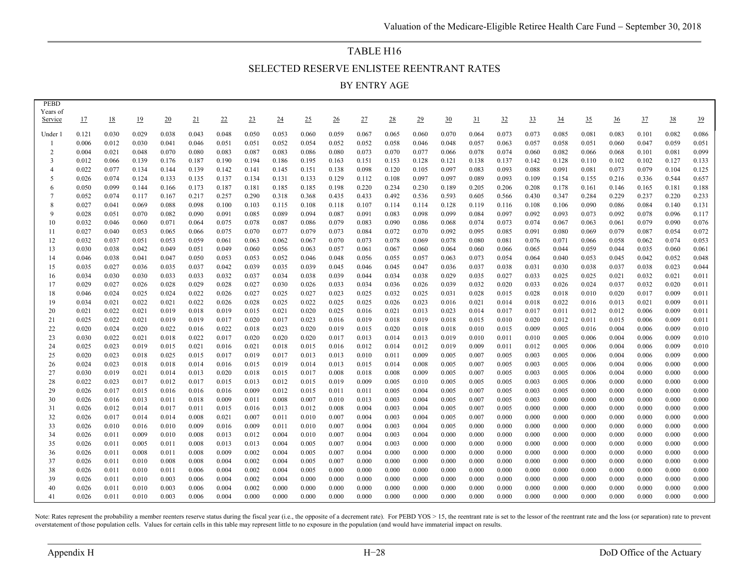# TABLE H16

## SELECTED RESERVE ENLISTEE REENTRANT RATES

### BY ENTRY AGE

| PEBD Years of Service | 17 | 18 | 19 | 20 | 21 | 22 | 23 | 24 | 25 | 26 | 27 | 28 | 29 | 30 | 31 | 32 | 33 | 34 | 35 | 36 | 37 | 38 | 39 |
|---|---|---|---|---|---|---|---|---|---|---|---|---|---|---|---|---|---|---|---|---|---|---|---|
| Under 1 | 0.121 | 0.030 | 0.029 | 0.038 | 0.043 | 0.048 | 0.050 | 0.053 | 0.060 | 0.059 | 0.067 | 0.065 | 0.060 | 0.070 | 0.064 | 0.073 | 0.073 | 0.085 | 0.081 | 0.083 | 0.101 | 0.082 | 0.086 |
| 1 | 0.006 | 0.012 | 0.030 | 0.041 | 0.046 | 0.051 | 0.051 | 0.052 | 0.054 | 0.052 | 0.052 | 0.058 | 0.046 | 0.048 | 0.057 | 0.063 | 0.057 | 0.058 | 0.051 | 0.060 | 0.047 | 0.059 | 0.051 |
| 2 | 0.004 | 0.021 | 0.048 | 0.070 | 0.080 | 0.083 | 0.087 | 0.083 | 0.086 | 0.080 | 0.073 | 0.070 | 0.077 | 0.066 | 0.078 | 0.074 | 0.060 | 0.082 | 0.066 | 0.068 | 0.101 | 0.081 | 0.099 |
| 3 | 0.012 | 0.066 | 0.139 | 0.176 | 0.187 | 0.190 | 0.194 | 0.186 | 0.195 | 0.163 | 0.151 | 0.153 | 0.128 | 0.121 | 0.138 | 0.137 | 0.142 | 0.128 | 0.110 | 0.102 | 0.102 | 0.127 | 0.133 |
| 4 | 0.022 | 0.077 | 0.134 | 0.144 | 0.139 | 0.142 | 0.141 | 0.145 | 0.151 | 0.138 | 0.098 | 0.120 | 0.105 | 0.097 | 0.083 | 0.093 | 0.088 | 0.091 | 0.081 | 0.073 | 0.079 | 0.104 | 0.125 |
| 5 | 0.026 | 0.074 | 0.124 | 0.133 | 0.135 | 0.137 | 0.134 | 0.131 | 0.133 | 0.129 | 0.112 | 0.108 | 0.097 | 0.097 | 0.089 | 0.093 | 0.109 | 0.154 | 0.155 | 0.216 | 0.336 | 0.544 | 0.657 |
| 6 | 0.050 | 0.099 | 0.144 | 0.166 | 0.173 | 0.187 | 0.181 | 0.185 | 0.185 | 0.198 | 0.220 | 0.234 | 0.230 | 0.189 | 0.205 | 0.206 | 0.208 | 0.178 | 0.161 | 0.146 | 0.165 | 0.181 | 0.188 |
| 7 | 0.052 | 0.074 | 0.117 | 0.167 | 0.217 | 0.257 | 0.290 | 0.318 | 0.368 | 0.435 | 0.433 | 0.492 | 0.536 | 0.593 | 0.605 | 0.566 | 0.430 | 0.347 | 0.284 | 0.229 | 0.237 | 0.220 | 0.233 |
| 8 | 0.027 | 0.041 | 0.069 | 0.088 | 0.098 | 0.100 | 0.103 | 0.115 | 0.108 | 0.118 | 0.107 | 0.114 | 0.114 | 0.128 | 0.119 | 0.116 | 0.108 | 0.106 | 0.090 | 0.086 | 0.084 | 0.140 | 0.131 |
| 9 | 0.028 | 0.051 | 0.070 | 0.082 | 0.090 | 0.091 | 0.085 | 0.089 | 0.094 | 0.087 | 0.091 | 0.083 | 0.098 | 0.099 | 0.084 | 0.097 | 0.092 | 0.093 | 0.073 | 0.092 | 0.078 | 0.096 | 0.117 |
| 10 | 0.032 | 0.046 | 0.060 | 0.071 | 0.064 | 0.075 | 0.078 | 0.087 | 0.086 | 0.079 | 0.083 | 0.090 | 0.086 | 0.068 | 0.074 | 0.073 | 0.074 | 0.067 | 0.063 | 0.061 | 0.079 | 0.090 | 0.076 |
| 11 | 0.027 | 0.040 | 0.053 | 0.065 | 0.066 | 0.075 | 0.070 | 0.077 | 0.079 | 0.073 | 0.084 | 0.072 | 0.070 | 0.092 | 0.095 | 0.085 | 0.091 | 0.080 | 0.069 | 0.079 | 0.087 | 0.054 | 0.072 |
| 12 | 0.032 | 0.037 | 0.051 | 0.053 | 0.059 | 0.061 | 0.063 | 0.062 | 0.067 | 0.070 | 0.073 | 0.078 | 0.069 | 0.078 | 0.080 | 0.081 | 0.076 | 0.071 | 0.066 | 0.058 | 0.062 | 0.074 | 0.053 |
| 13 | 0.030 | 0.038 | 0.042 | 0.049 | 0.051 | 0.049 | 0.060 | 0.056 | 0.063 | 0.057 | 0.061 | 0.067 | 0.060 | 0.064 | 0.060 | 0.066 | 0.065 | 0.044 | 0.059 | 0.044 | 0.035 | 0.060 | 0.061 |
| 14 | 0.046 | 0.038 | 0.041 | 0.047 | 0.050 | 0.053 | 0.053 | 0.052 | 0.046 | 0.048 | 0.056 | 0.055 | 0.057 | 0.063 | 0.073 | 0.054 | 0.064 | 0.040 | 0.053 | 0.045 | 0.042 | 0.052 | 0.048 |
| 15 | 0.035 | 0.027 | 0.036 | 0.035 | 0.037 | 0.042 | 0.039 | 0.035 | 0.039 | 0.045 | 0.046 | 0.045 | 0.047 | 0.036 | 0.037 | 0.038 | 0.031 | 0.030 | 0.038 | 0.037 | 0.038 | 0.023 | 0.044 |
| 16 | 0.034 | 0.030 | 0.030 | 0.033 | 0.033 | 0.032 | 0.037 | 0.034 | 0.038 | 0.039 | 0.044 | 0.034 | 0.038 | 0.029 | 0.035 | 0.027 | 0.033 | 0.025 | 0.025 | 0.021 | 0.032 | 0.021 | 0.011 |
| 17 | 0.029 | 0.027 | 0.026 | 0.028 | 0.029 | 0.028 | 0.027 | 0.030 | 0.026 | 0.033 | 0.034 | 0.036 | 0.026 | 0.039 | 0.032 | 0.020 | 0.033 | 0.026 | 0.024 | 0.037 | 0.032 | 0.020 | 0.011 |
| 18 | 0.046 | 0.024 | 0.025 | 0.024 | 0.022 | 0.026 | 0.027 | 0.025 | 0.027 | 0.023 | 0.025 | 0.032 | 0.025 | 0.031 | 0.028 | 0.015 | 0.028 | 0.018 | 0.010 | 0.020 | 0.017 | 0.009 | 0.011 |
| 19 | 0.034 | 0.021 | 0.022 | 0.021 | 0.022 | 0.026 | 0.028 | 0.025 | 0.022 | 0.025 | 0.025 | 0.026 | 0.023 | 0.016 | 0.021 | 0.014 | 0.018 | 0.022 | 0.016 | 0.013 | 0.021 | 0.009 | 0.011 |
| 20 | 0.021 | 0.022 | 0.021 | 0.019 | 0.018 | 0.019 | 0.015 | 0.021 | 0.020 | 0.025 | 0.016 | 0.021 | 0.013 | 0.023 | 0.014 | 0.017 | 0.017 | 0.011 | 0.012 | 0.012 | 0.006 | 0.009 | 0.011 |
| 21 | 0.025 | 0.022 | 0.021 | 0.019 | 0.019 | 0.017 | 0.020 | 0.017 | 0.023 | 0.016 | 0.019 | 0.018 | 0.019 | 0.018 | 0.015 | 0.010 | 0.020 | 0.012 | 0.011 | 0.015 | 0.006 | 0.009 | 0.011 |
| 22 | 0.020 | 0.024 | 0.020 | 0.022 | 0.016 | 0.022 | 0.018 | 0.023 | 0.020 | 0.019 | 0.015 | 0.020 | 0.018 | 0.018 | 0.010 | 0.015 | 0.009 | 0.005 | 0.016 | 0.004 | 0.006 | 0.009 | 0.010 |
| 23 | 0.030 | 0.022 | 0.021 | 0.018 | 0.022 | 0.017 | 0.020 | 0.020 | 0.020 | 0.017 | 0.013 | 0.014 | 0.013 | 0.019 | 0.010 | 0.011 | 0.010 | 0.005 | 0.006 | 0.004 | 0.006 | 0.009 | 0.010 |
| 24 | 0.025 | 0.023 | 0.019 | 0.015 | 0.021 | 0.016 | 0.021 | 0.018 | 0.015 | 0.016 | 0.012 | 0.014 | 0.012 | 0.019 | 0.009 | 0.011 | 0.012 | 0.005 | 0.006 | 0.004 | 0.006 | 0.009 | 0.010 |
| 25 | 0.020 | 0.023 | 0.018 | 0.025 | 0.015 | 0.017 | 0.019 | 0.017 | 0.013 | 0.013 | 0.010 | 0.011 | 0.009 | 0.005 | 0.007 | 0.005 | 0.003 | 0.005 | 0.006 | 0.004 | 0.006 | 0.009 | 0.000 |
| 26 | 0.024 | 0.023 | 0.018 | 0.018 | 0.014 | 0.016 | 0.015 | 0.019 | 0.014 | 0.013 | 0.015 | 0.014 | 0.008 | 0.005 | 0.007 | 0.005 | 0.003 | 0.005 | 0.006 | 0.004 | 0.006 | 0.000 | 0.000 |
| 27 | 0.030 | 0.019 | 0.021 | 0.014 | 0.013 | 0.020 | 0.018 | 0.015 | 0.017 | 0.008 | 0.018 | 0.008 | 0.009 | 0.005 | 0.007 | 0.005 | 0.003 | 0.005 | 0.006 | 0.004 | 0.000 | 0.000 | 0.000 |
| 28 | 0.022 | 0.023 | 0.017 | 0.012 | 0.017 | 0.015 | 0.013 | 0.012 | 0.015 | 0.019 | 0.009 | 0.005 | 0.010 | 0.005 | 0.005 | 0.005 | 0.003 | 0.005 | 0.006 | 0.000 | 0.000 | 0.000 | 0.000 |
| 29 | 0.026 | 0.017 | 0.015 | 0.016 | 0.016 | 0.016 | 0.009 | 0.012 | 0.015 | 0.011 | 0.011 | 0.005 | 0.004 | 0.005 | 0.007 | 0.005 | 0.003 | 0.005 | 0.000 | 0.000 | 0.000 | 0.000 | 0.000 |
| 30 | 0.026 | 0.016 | 0.013 | 0.011 | 0.018 | 0.009 | 0.011 | 0.008 | 0.007 | 0.010 | 0.013 | 0.003 | 0.004 | 0.005 | 0.007 | 0.005 | 0.003 | 0.000 | 0.000 | 0.000 | 0.000 | 0.000 | 0.000 |
| 31 | 0.026 | 0.012 | 0.014 | 0.017 | 0.011 | 0.015 | 0.016 | 0.013 | 0.012 | 0.008 | 0.004 | 0.003 | 0.004 | 0.005 | 0.007 | 0.005 | 0.000 | 0.000 | 0.000 | 0.000 | 0.000 | 0.000 | 0.000 |
| 32 | 0.026 | 0.017 | 0.014 | 0.014 | 0.008 | 0.021 | 0.007 | 0.011 | 0.010 | 0.007 | 0.004 | 0.003 | 0.004 | 0.005 | 0.007 | 0.000 | 0.000 | 0.000 | 0.000 | 0.000 | 0.000 | 0.000 | 0.000 |
| 33 | 0.026 | 0.010 | 0.016 | 0.010 | 0.009 | 0.016 | 0.009 | 0.011 | 0.010 | 0.007 | 0.004 | 0.003 | 0.004 | 0.005 | 0.000 | 0.000 | 0.000 | 0.000 | 0.000 | 0.000 | 0.000 | 0.000 | 0.000 |
| 34 | 0.026 | 0.011 | 0.009 | 0.010 | 0.008 | 0.013 | 0.012 | 0.004 | 0.010 | 0.007 | 0.004 | 0.003 | 0.004 | 0.000 | 0.000 | 0.000 | 0.000 | 0.000 | 0.000 | 0.000 | 0.000 | 0.000 | 0.000 |
| 35 | 0.026 | 0.011 | 0.005 | 0.011 | 0.008 | 0.013 | 0.013 | 0.004 | 0.005 | 0.007 | 0.004 | 0.003 | 0.000 | 0.000 | 0.000 | 0.000 | 0.000 | 0.000 | 0.000 | 0.000 | 0.000 | 0.000 | 0.000 |
| 36 | 0.026 | 0.011 | 0.008 | 0.011 | 0.008 | 0.009 | 0.002 | 0.004 | 0.005 | 0.007 | 0.004 | 0.000 | 0.000 | 0.000 | 0.000 | 0.000 | 0.000 | 0.000 | 0.000 | 0.000 | 0.000 | 0.000 | 0.000 |
| 37 | 0.026 | 0.011 | 0.010 | 0.008 | 0.008 | 0.004 | 0.002 | 0.004 | 0.005 | 0.007 | 0.000 | 0.000 | 0.000 | 0.000 | 0.000 | 0.000 | 0.000 | 0.000 | 0.000 | 0.000 | 0.000 | 0.000 | 0.000 |
| 38 | 0.026 | 0.011 | 0.010 | 0.011 | 0.006 | 0.004 | 0.002 | 0.004 | 0.005 | 0.000 | 0.000 | 0.000 | 0.000 | 0.000 | 0.000 | 0.000 | 0.000 | 0.000 | 0.000 | 0.000 | 0.000 | 0.000 | 0.000 |
| 39 | 0.026 | 0.011 | 0.010 | 0.003 | 0.006 | 0.004 | 0.002 | 0.004 | 0.000 | 0.000 | 0.000 | 0.000 | 0.000 | 0.000 | 0.000 | 0.000 | 0.000 | 0.000 | 0.000 | 0.000 | 0.000 | 0.000 | 0.000 |
| 40 | 0.026 | 0.011 | 0.010 | 0.003 | 0.006 | 0.004 | 0.002 | 0.000 | 0.000 | 0.000 | 0.000 | 0.000 | 0.000 | 0.000 | 0.000 | 0.000 | 0.000 | 0.000 | 0.000 | 0.000 | 0.000 | 0.000 | 0.000 |
| 41 | 0.026 | 0.011 | 0.010 | 0.003 | 0.006 | 0.004 | 0.000 | 0.000 | 0.000 | 0.000 | 0.000 | 0.000 | 0.000 | 0.000 | 0.000 | 0.000 | 0.000 | 0.000 | 0.000 | 0.000 | 0.000 | 0.000 | 0.000 |

Note: Rates represent the probability a member reenters reserve status during the fiscal year (i.e., the opposite of a decrement rate). For PEBD YOS > 15, the reentrant rate is set to the lessor of the reentrant rate and the loss (or separation) rate to prevent overstatement of those population cells. Values for certain cells in this table may represent little to no exposure in the population (and would have immaterial impact on results.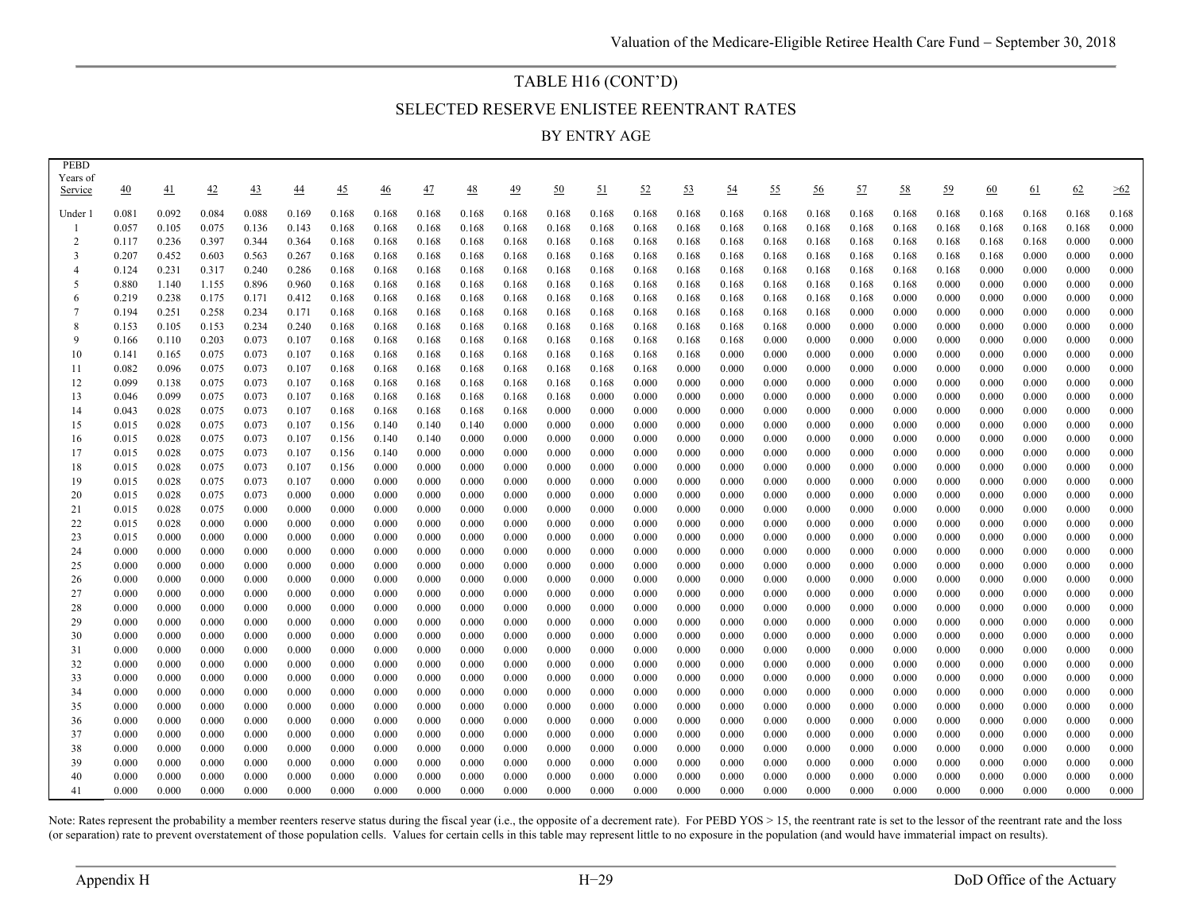## TABLE H16 (CONT'D)

## SELECTED RESERVE ENLISTEE REENTRANT RATES

### BY ENTRY AGE

| PEBD Years of Service | 40 | 41 | 42 | 43 | 44 | 45 | 46 | 47 | 48 | 49 | 50 | 51 | 52 | 53 | 54 | 55 | 56 | 57 | 58 | 59 | 60 | 61 | 62 | >62 |
|---|---|---|---|---|---|---|---|---|---|---|---|---|---|---|---|---|---|---|---|---|---|---|---|---|
| Under 1 | 0.081 | 0.092 | 0.084 | 0.088 | 0.169 | 0.168 | 0.168 | 0.168 | 0.168 | 0.168 | 0.168 | 0.168 | 0.168 | 0.168 | 0.168 | 0.168 | 0.168 | 0.168 | 0.168 | 0.168 | 0.168 | 0.168 | 0.168 | 0.168 |
| 1 | 0.057 | 0.105 | 0.075 | 0.136 | 0.143 | 0.168 | 0.168 | 0.168 | 0.168 | 0.168 | 0.168 | 0.168 | 0.168 | 0.168 | 0.168 | 0.168 | 0.168 | 0.168 | 0.168 | 0.168 | 0.168 | 0.168 | 0.168 | 0.000 |
| 2 | 0.117 | 0.236 | 0.397 | 0.344 | 0.364 | 0.168 | 0.168 | 0.168 | 0.168 | 0.168 | 0.168 | 0.168 | 0.168 | 0.168 | 0.168 | 0.168 | 0.168 | 0.168 | 0.168 | 0.168 | 0.168 | 0.168 | 0.000 | 0.000 |
| 3 | 0.207 | 0.452 | 0.603 | 0.563 | 0.267 | 0.168 | 0.168 | 0.168 | 0.168 | 0.168 | 0.168 | 0.168 | 0.168 | 0.168 | 0.168 | 0.168 | 0.168 | 0.168 | 0.168 | 0.168 | 0.168 | 0.000 | 0.000 | 0.000 |
| 4 | 0.124 | 0.231 | 0.317 | 0.240 | 0.286 | 0.168 | 0.168 | 0.168 | 0.168 | 0.168 | 0.168 | 0.168 | 0.168 | 0.168 | 0.168 | 0.168 | 0.168 | 0.168 | 0.168 | 0.168 | 0.000 | 0.000 | 0.000 | 0.000 |
| 5 | 0.880 | 1.140 | 1.155 | 0.896 | 0.960 | 0.168 | 0.168 | 0.168 | 0.168 | 0.168 | 0.168 | 0.168 | 0.168 | 0.168 | 0.168 | 0.168 | 0.168 | 0.168 | 0.168 | 0.000 | 0.000 | 0.000 | 0.000 | 0.000 |
| 6 | 0.219 | 0.238 | 0.175 | 0.171 | 0.412 | 0.168 | 0.168 | 0.168 | 0.168 | 0.168 | 0.168 | 0.168 | 0.168 | 0.168 | 0.168 | 0.168 | 0.168 | 0.168 | 0.000 | 0.000 | 0.000 | 0.000 | 0.000 | 0.000 |
| 7 | 0.194 | 0.251 | 0.258 | 0.234 | 0.171 | 0.168 | 0.168 | 0.168 | 0.168 | 0.168 | 0.168 | 0.168 | 0.168 | 0.168 | 0.168 | 0.168 | 0.168 | 0.000 | 0.000 | 0.000 | 0.000 | 0.000 | 0.000 | 0.000 |
| 8 | 0.153 | 0.105 | 0.153 | 0.234 | 0.240 | 0.168 | 0.168 | 0.168 | 0.168 | 0.168 | 0.168 | 0.168 | 0.168 | 0.168 | 0.168 | 0.168 | 0.000 | 0.000 | 0.000 | 0.000 | 0.000 | 0.000 | 0.000 | 0.000 |
| 9 | 0.166 | 0.110 | 0.203 | 0.073 | 0.107 | 0.168 | 0.168 | 0.168 | 0.168 | 0.168 | 0.168 | 0.168 | 0.168 | 0.168 | 0.168 | 0.000 | 0.000 | 0.000 | 0.000 | 0.000 | 0.000 | 0.000 | 0.000 | 0.000 |
| 10 | 0.141 | 0.165 | 0.075 | 0.073 | 0.107 | 0.168 | 0.168 | 0.168 | 0.168 | 0.168 | 0.168 | 0.168 | 0.168 | 0.168 | 0.000 | 0.000 | 0.000 | 0.000 | 0.000 | 0.000 | 0.000 | 0.000 | 0.000 | 0.000 |
| 11 | 0.082 | 0.096 | 0.075 | 0.073 | 0.107 | 0.168 | 0.168 | 0.168 | 0.168 | 0.168 | 0.168 | 0.168 | 0.168 | 0.000 | 0.000 | 0.000 | 0.000 | 0.000 | 0.000 | 0.000 | 0.000 | 0.000 | 0.000 | 0.000 |
| 12 | 0.099 | 0.138 | 0.075 | 0.073 | 0.107 | 0.168 | 0.168 | 0.168 | 0.168 | 0.168 | 0.168 | 0.168 | 0.000 | 0.000 | 0.000 | 0.000 | 0.000 | 0.000 | 0.000 | 0.000 | 0.000 | 0.000 | 0.000 | 0.000 |
| 13 | 0.046 | 0.099 | 0.075 | 0.073 | 0.107 | 0.168 | 0.168 | 0.168 | 0.168 | 0.168 | 0.168 | 0.000 | 0.000 | 0.000 | 0.000 | 0.000 | 0.000 | 0.000 | 0.000 | 0.000 | 0.000 | 0.000 | 0.000 | 0.000 |
| 14 | 0.043 | 0.028 | 0.075 | 0.073 | 0.107 | 0.168 | 0.168 | 0.168 | 0.168 | 0.168 | 0.000 | 0.000 | 0.000 | 0.000 | 0.000 | 0.000 | 0.000 | 0.000 | 0.000 | 0.000 | 0.000 | 0.000 | 0.000 | 0.000 |
| 15 | 0.015 | 0.028 | 0.075 | 0.073 | 0.107 | 0.156 | 0.140 | 0.140 | 0.140 | 0.000 | 0.000 | 0.000 | 0.000 | 0.000 | 0.000 | 0.000 | 0.000 | 0.000 | 0.000 | 0.000 | 0.000 | 0.000 | 0.000 | 0.000 |
| 16 | 0.015 | 0.028 | 0.075 | 0.073 | 0.107 | 0.156 | 0.140 | 0.140 | 0.000 | 0.000 | 0.000 | 0.000 | 0.000 | 0.000 | 0.000 | 0.000 | 0.000 | 0.000 | 0.000 | 0.000 | 0.000 | 0.000 | 0.000 | 0.000 |
| 17 | 0.015 | 0.028 | 0.075 | 0.073 | 0.107 | 0.156 | 0.140 | 0.000 | 0.000 | 0.000 | 0.000 | 0.000 | 0.000 | 0.000 | 0.000 | 0.000 | 0.000 | 0.000 | 0.000 | 0.000 | 0.000 | 0.000 | 0.000 | 0.000 |
| 18 | 0.015 | 0.028 | 0.075 | 0.073 | 0.107 | 0.156 | 0.000 | 0.000 | 0.000 | 0.000 | 0.000 | 0.000 | 0.000 | 0.000 | 0.000 | 0.000 | 0.000 | 0.000 | 0.000 | 0.000 | 0.000 | 0.000 | 0.000 | 0.000 |
| 19 | 0.015 | 0.028 | 0.075 | 0.073 | 0.107 | 0.000 | 0.000 | 0.000 | 0.000 | 0.000 | 0.000 | 0.000 | 0.000 | 0.000 | 0.000 | 0.000 | 0.000 | 0.000 | 0.000 | 0.000 | 0.000 | 0.000 | 0.000 | 0.000 |
| 20 | 0.015 | 0.028 | 0.075 | 0.073 | 0.000 | 0.000 | 0.000 | 0.000 | 0.000 | 0.000 | 0.000 | 0.000 | 0.000 | 0.000 | 0.000 | 0.000 | 0.000 | 0.000 | 0.000 | 0.000 | 0.000 | 0.000 | 0.000 | 0.000 |
| 21 | 0.015 | 0.028 | 0.075 | 0.000 | 0.000 | 0.000 | 0.000 | 0.000 | 0.000 | 0.000 | 0.000 | 0.000 | 0.000 | 0.000 | 0.000 | 0.000 | 0.000 | 0.000 | 0.000 | 0.000 | 0.000 | 0.000 | 0.000 | 0.000 |
| 22 | 0.015 | 0.028 | 0.000 | 0.000 | 0.000 | 0.000 | 0.000 | 0.000 | 0.000 | 0.000 | 0.000 | 0.000 | 0.000 | 0.000 | 0.000 | 0.000 | 0.000 | 0.000 | 0.000 | 0.000 | 0.000 | 0.000 | 0.000 | 0.000 |
| 23 | 0.015 | 0.000 | 0.000 | 0.000 | 0.000 | 0.000 | 0.000 | 0.000 | 0.000 | 0.000 | 0.000 | 0.000 | 0.000 | 0.000 | 0.000 | 0.000 | 0.000 | 0.000 | 0.000 | 0.000 | 0.000 | 0.000 | 0.000 | 0.000 |
| 24 | 0.000 | 0.000 | 0.000 | 0.000 | 0.000 | 0.000 | 0.000 | 0.000 | 0.000 | 0.000 | 0.000 | 0.000 | 0.000 | 0.000 | 0.000 | 0.000 | 0.000 | 0.000 | 0.000 | 0.000 | 0.000 | 0.000 | 0.000 | 0.000 |
| 25 | 0.000 | 0.000 | 0.000 | 0.000 | 0.000 | 0.000 | 0.000 | 0.000 | 0.000 | 0.000 | 0.000 | 0.000 | 0.000 | 0.000 | 0.000 | 0.000 | 0.000 | 0.000 | 0.000 | 0.000 | 0.000 | 0.000 | 0.000 | 0.000 |
| 26 | 0.000 | 0.000 | 0.000 | 0.000 | 0.000 | 0.000 | 0.000 | 0.000 | 0.000 | 0.000 | 0.000 | 0.000 | 0.000 | 0.000 | 0.000 | 0.000 | 0.000 | 0.000 | 0.000 | 0.000 | 0.000 | 0.000 | 0.000 | 0.000 |
| 27 | 0.000 | 0.000 | 0.000 | 0.000 | 0.000 | 0.000 | 0.000 | 0.000 | 0.000 | 0.000 | 0.000 | 0.000 | 0.000 | 0.000 | 0.000 | 0.000 | 0.000 | 0.000 | 0.000 | 0.000 | 0.000 | 0.000 | 0.000 | 0.000 |
| 28 | 0.000 | 0.000 | 0.000 | 0.000 | 0.000 | 0.000 | 0.000 | 0.000 | 0.000 | 0.000 | 0.000 | 0.000 | 0.000 | 0.000 | 0.000 | 0.000 | 0.000 | 0.000 | 0.000 | 0.000 | 0.000 | 0.000 | 0.000 | 0.000 |
| 29 | 0.000 | 0.000 | 0.000 | 0.000 | 0.000 | 0.000 | 0.000 | 0.000 | 0.000 | 0.000 | 0.000 | 0.000 | 0.000 | 0.000 | 0.000 | 0.000 | 0.000 | 0.000 | 0.000 | 0.000 | 0.000 | 0.000 | 0.000 | 0.000 |
| 30 | 0.000 | 0.000 | 0.000 | 0.000 | 0.000 | 0.000 | 0.000 | 0.000 | 0.000 | 0.000 | 0.000 | 0.000 | 0.000 | 0.000 | 0.000 | 0.000 | 0.000 | 0.000 | 0.000 | 0.000 | 0.000 | 0.000 | 0.000 | 0.000 |
| 31 | 0.000 | 0.000 | 0.000 | 0.000 | 0.000 | 0.000 | 0.000 | 0.000 | 0.000 | 0.000 | 0.000 | 0.000 | 0.000 | 0.000 | 0.000 | 0.000 | 0.000 | 0.000 | 0.000 | 0.000 | 0.000 | 0.000 | 0.000 | 0.000 |
| 32 | 0.000 | 0.000 | 0.000 | 0.000 | 0.000 | 0.000 | 0.000 | 0.000 | 0.000 | 0.000 | 0.000 | 0.000 | 0.000 | 0.000 | 0.000 | 0.000 | 0.000 | 0.000 | 0.000 | 0.000 | 0.000 | 0.000 | 0.000 | 0.000 |
| 33 | 0.000 | 0.000 | 0.000 | 0.000 | 0.000 | 0.000 | 0.000 | 0.000 | 0.000 | 0.000 | 0.000 | 0.000 | 0.000 | 0.000 | 0.000 | 0.000 | 0.000 | 0.000 | 0.000 | 0.000 | 0.000 | 0.000 | 0.000 | 0.000 |
| 34 | 0.000 | 0.000 | 0.000 | 0.000 | 0.000 | 0.000 | 0.000 | 0.000 | 0.000 | 0.000 | 0.000 | 0.000 | 0.000 | 0.000 | 0.000 | 0.000 | 0.000 | 0.000 | 0.000 | 0.000 | 0.000 | 0.000 | 0.000 | 0.000 |
| 35 | 0.000 | 0.000 | 0.000 | 0.000 | 0.000 | 0.000 | 0.000 | 0.000 | 0.000 | 0.000 | 0.000 | 0.000 | 0.000 | 0.000 | 0.000 | 0.000 | 0.000 | 0.000 | 0.000 | 0.000 | 0.000 | 0.000 | 0.000 | 0.000 |
| 36 | 0.000 | 0.000 | 0.000 | 0.000 | 0.000 | 0.000 | 0.000 | 0.000 | 0.000 | 0.000 | 0.000 | 0.000 | 0.000 | 0.000 | 0.000 | 0.000 | 0.000 | 0.000 | 0.000 | 0.000 | 0.000 | 0.000 | 0.000 | 0.000 |
| 37 | 0.000 | 0.000 | 0.000 | 0.000 | 0.000 | 0.000 | 0.000 | 0.000 | 0.000 | 0.000 | 0.000 | 0.000 | 0.000 | 0.000 | 0.000 | 0.000 | 0.000 | 0.000 | 0.000 | 0.000 | 0.000 | 0.000 | 0.000 | 0.000 |
| 38 | 0.000 | 0.000 | 0.000 | 0.000 | 0.000 | 0.000 | 0.000 | 0.000 | 0.000 | 0.000 | 0.000 | 0.000 | 0.000 | 0.000 | 0.000 | 0.000 | 0.000 | 0.000 | 0.000 | 0.000 | 0.000 | 0.000 | 0.000 | 0.000 |
| 39 | 0.000 | 0.000 | 0.000 | 0.000 | 0.000 | 0.000 | 0.000 | 0.000 | 0.000 | 0.000 | 0.000 | 0.000 | 0.000 | 0.000 | 0.000 | 0.000 | 0.000 | 0.000 | 0.000 | 0.000 | 0.000 | 0.000 | 0.000 | 0.000 |
| 40 | 0.000 | 0.000 | 0.000 | 0.000 | 0.000 | 0.000 | 0.000 | 0.000 | 0.000 | 0.000 | 0.000 | 0.000 | 0.000 | 0.000 | 0.000 | 0.000 | 0.000 | 0.000 | 0.000 | 0.000 | 0.000 | 0.000 | 0.000 | 0.000 |
| 41 | 0.000 | 0.000 | 0.000 | 0.000 | 0.000 | 0.000 | 0.000 | 0.000 | 0.000 | 0.000 | 0.000 | 0.000 | 0.000 | 0.000 | 0.000 | 0.000 | 0.000 | 0.000 | 0.000 | 0.000 | 0.000 | 0.000 | 0.000 | 0.000 |

Note: Rates represent the probability a member reenters reserve status during the fiscal year (i.e., the opposite of a decrement rate). For PEBD YOS > 15, the reentrant rate is set to the lessor of the reentrant rate and the loss (or separation) rate to prevent overstatement of those population cells. Values for certain cells in this table may represent little to no exposure in the population (and would have immaterial impact on results).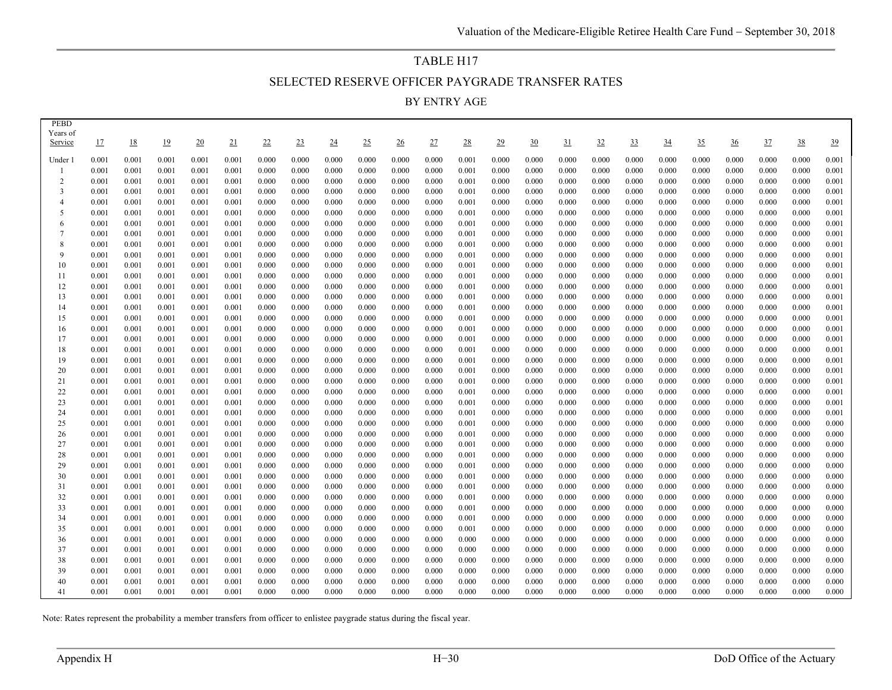# TABLE H17

## SELECTED RESERVE OFFICER PAYGRADE TRANSFER RATES

### BY ENTRY AGE

| PEBD Years of Service | 17 | 18 | 19 | 20 | 21 | 22 | 23 | 24 | 25 | 26 | 27 | 28 | 29 | 30 | 31 | 32 | 33 | 34 | 35 | 36 | 37 | 38 | 39 |
|---|---|---|---|---|---|---|---|---|---|---|---|---|---|---|---|---|---|---|---|---|---|---|---|
| Under 1 | 0.001 | 0.001 | 0.001 | 0.001 | 0.001 | 0.000 | 0.000 | 0.000 | 0.000 | 0.000 | 0.000 | 0.001 | 0.000 | 0.000 | 0.000 | 0.000 | 0.000 | 0.000 | 0.000 | 0.000 | 0.000 | 0.000 | 0.001 |
| 1 | 0.001 | 0.001 | 0.001 | 0.001 | 0.001 | 0.000 | 0.000 | 0.000 | 0.000 | 0.000 | 0.000 | 0.001 | 0.000 | 0.000 | 0.000 | 0.000 | 0.000 | 0.000 | 0.000 | 0.000 | 0.000 | 0.000 | 0.001 |
| 2 | 0.001 | 0.001 | 0.001 | 0.001 | 0.001 | 0.000 | 0.000 | 0.000 | 0.000 | 0.000 | 0.000 | 0.001 | 0.000 | 0.000 | 0.000 | 0.000 | 0.000 | 0.000 | 0.000 | 0.000 | 0.000 | 0.000 | 0.001 |
| 3 | 0.001 | 0.001 | 0.001 | 0.001 | 0.001 | 0.000 | 0.000 | 0.000 | 0.000 | 0.000 | 0.000 | 0.001 | 0.000 | 0.000 | 0.000 | 0.000 | 0.000 | 0.000 | 0.000 | 0.000 | 0.000 | 0.000 | 0.001 |
| 4 | 0.001 | 0.001 | 0.001 | 0.001 | 0.001 | 0.000 | 0.000 | 0.000 | 0.000 | 0.000 | 0.000 | 0.001 | 0.000 | 0.000 | 0.000 | 0.000 | 0.000 | 0.000 | 0.000 | 0.000 | 0.000 | 0.000 | 0.001 |
| 5 | 0.001 | 0.001 | 0.001 | 0.001 | 0.001 | 0.000 | 0.000 | 0.000 | 0.000 | 0.000 | 0.000 | 0.001 | 0.000 | 0.000 | 0.000 | 0.000 | 0.000 | 0.000 | 0.000 | 0.000 | 0.000 | 0.000 | 0.001 |
| 6 | 0.001 | 0.001 | 0.001 | 0.001 | 0.001 | 0.000 | 0.000 | 0.000 | 0.000 | 0.000 | 0.000 | 0.001 | 0.000 | 0.000 | 0.000 | 0.000 | 0.000 | 0.000 | 0.000 | 0.000 | 0.000 | 0.000 | 0.001 |
| 7 | 0.001 | 0.001 | 0.001 | 0.001 | 0.001 | 0.000 | 0.000 | 0.000 | 0.000 | 0.000 | 0.000 | 0.001 | 0.000 | 0.000 | 0.000 | 0.000 | 0.000 | 0.000 | 0.000 | 0.000 | 0.000 | 0.000 | 0.001 |
| 8 | 0.001 | 0.001 | 0.001 | 0.001 | 0.001 | 0.000 | 0.000 | 0.000 | 0.000 | 0.000 | 0.000 | 0.001 | 0.000 | 0.000 | 0.000 | 0.000 | 0.000 | 0.000 | 0.000 | 0.000 | 0.000 | 0.000 | 0.001 |
| 9 | 0.001 | 0.001 | 0.001 | 0.001 | 0.001 | 0.000 | 0.000 | 0.000 | 0.000 | 0.000 | 0.000 | 0.001 | 0.000 | 0.000 | 0.000 | 0.000 | 0.000 | 0.000 | 0.000 | 0.000 | 0.000 | 0.000 | 0.001 |
| 10 | 0.001 | 0.001 | 0.001 | 0.001 | 0.001 | 0.000 | 0.000 | 0.000 | 0.000 | 0.000 | 0.000 | 0.001 | 0.000 | 0.000 | 0.000 | 0.000 | 0.000 | 0.000 | 0.000 | 0.000 | 0.000 | 0.000 | 0.001 |
| 11 | 0.001 | 0.001 | 0.001 | 0.001 | 0.001 | 0.000 | 0.000 | 0.000 | 0.000 | 0.000 | 0.000 | 0.001 | 0.000 | 0.000 | 0.000 | 0.000 | 0.000 | 0.000 | 0.000 | 0.000 | 0.000 | 0.000 | 0.001 |
| 12 | 0.001 | 0.001 | 0.001 | 0.001 | 0.001 | 0.000 | 0.000 | 0.000 | 0.000 | 0.000 | 0.000 | 0.001 | 0.000 | 0.000 | 0.000 | 0.000 | 0.000 | 0.000 | 0.000 | 0.000 | 0.000 | 0.000 | 0.001 |
| 13 | 0.001 | 0.001 | 0.001 | 0.001 | 0.001 | 0.000 | 0.000 | 0.000 | 0.000 | 0.000 | 0.000 | 0.001 | 0.000 | 0.000 | 0.000 | 0.000 | 0.000 | 0.000 | 0.000 | 0.000 | 0.000 | 0.000 | 0.001 |
| 14 | 0.001 | 0.001 | 0.001 | 0.001 | 0.001 | 0.000 | 0.000 | 0.000 | 0.000 | 0.000 | 0.000 | 0.001 | 0.000 | 0.000 | 0.000 | 0.000 | 0.000 | 0.000 | 0.000 | 0.000 | 0.000 | 0.000 | 0.001 |
| 15 | 0.001 | 0.001 | 0.001 | 0.001 | 0.001 | 0.000 | 0.000 | 0.000 | 0.000 | 0.000 | 0.000 | 0.001 | 0.000 | 0.000 | 0.000 | 0.000 | 0.000 | 0.000 | 0.000 | 0.000 | 0.000 | 0.000 | 0.001 |
| 16 | 0.001 | 0.001 | 0.001 | 0.001 | 0.001 | 0.000 | 0.000 | 0.000 | 0.000 | 0.000 | 0.000 | 0.001 | 0.000 | 0.000 | 0.000 | 0.000 | 0.000 | 0.000 | 0.000 | 0.000 | 0.000 | 0.000 | 0.001 |
| 17 | 0.001 | 0.001 | 0.001 | 0.001 | 0.001 | 0.000 | 0.000 | 0.000 | 0.000 | 0.000 | 0.000 | 0.001 | 0.000 | 0.000 | 0.000 | 0.000 | 0.000 | 0.000 | 0.000 | 0.000 | 0.000 | 0.000 | 0.001 |
| 18 | 0.001 | 0.001 | 0.001 | 0.001 | 0.001 | 0.000 | 0.000 | 0.000 | 0.000 | 0.000 | 0.000 | 0.001 | 0.000 | 0.000 | 0.000 | 0.000 | 0.000 | 0.000 | 0.000 | 0.000 | 0.000 | 0.000 | 0.001 |
| 19 | 0.001 | 0.001 | 0.001 | 0.001 | 0.001 | 0.000 | 0.000 | 0.000 | 0.000 | 0.000 | 0.000 | 0.001 | 0.000 | 0.000 | 0.000 | 0.000 | 0.000 | 0.000 | 0.000 | 0.000 | 0.000 | 0.000 | 0.001 |
| 20 | 0.001 | 0.001 | 0.001 | 0.001 | 0.001 | 0.000 | 0.000 | 0.000 | 0.000 | 0.000 | 0.000 | 0.001 | 0.000 | 0.000 | 0.000 | 0.000 | 0.000 | 0.000 | 0.000 | 0.000 | 0.000 | 0.000 | 0.001 |
| 21 | 0.001 | 0.001 | 0.001 | 0.001 | 0.001 | 0.000 | 0.000 | 0.000 | 0.000 | 0.000 | 0.000 | 0.001 | 0.000 | 0.000 | 0.000 | 0.000 | 0.000 | 0.000 | 0.000 | 0.000 | 0.000 | 0.000 | 0.001 |
| 22 | 0.001 | 0.001 | 0.001 | 0.001 | 0.001 | 0.000 | 0.000 | 0.000 | 0.000 | 0.000 | 0.000 | 0.001 | 0.000 | 0.000 | 0.000 | 0.000 | 0.000 | 0.000 | 0.000 | 0.000 | 0.000 | 0.000 | 0.001 |
| 23 | 0.001 | 0.001 | 0.001 | 0.001 | 0.001 | 0.000 | 0.000 | 0.000 | 0.000 | 0.000 | 0.000 | 0.001 | 0.000 | 0.000 | 0.000 | 0.000 | 0.000 | 0.000 | 0.000 | 0.000 | 0.000 | 0.000 | 0.001 |
| 24 | 0.001 | 0.001 | 0.001 | 0.001 | 0.001 | 0.000 | 0.000 | 0.000 | 0.000 | 0.000 | 0.000 | 0.001 | 0.000 | 0.000 | 0.000 | 0.000 | 0.000 | 0.000 | 0.000 | 0.000 | 0.000 | 0.000 | 0.001 |
| 25 | 0.001 | 0.001 | 0.001 | 0.001 | 0.001 | 0.000 | 0.000 | 0.000 | 0.000 | 0.000 | 0.000 | 0.001 | 0.000 | 0.000 | 0.000 | 0.000 | 0.000 | 0.000 | 0.000 | 0.000 | 0.000 | 0.000 | 0.000 |
| 26 | 0.001 | 0.001 | 0.001 | 0.001 | 0.001 | 0.000 | 0.000 | 0.000 | 0.000 | 0.000 | 0.000 | 0.001 | 0.000 | 0.000 | 0.000 | 0.000 | 0.000 | 0.000 | 0.000 | 0.000 | 0.000 | 0.000 | 0.000 |
| 27 | 0.001 | 0.001 | 0.001 | 0.001 | 0.001 | 0.000 | 0.000 | 0.000 | 0.000 | 0.000 | 0.000 | 0.001 | 0.000 | 0.000 | 0.000 | 0.000 | 0.000 | 0.000 | 0.000 | 0.000 | 0.000 | 0.000 | 0.000 |
| 28 | 0.001 | 0.001 | 0.001 | 0.001 | 0.001 | 0.000 | 0.000 | 0.000 | 0.000 | 0.000 | 0.000 | 0.001 | 0.000 | 0.000 | 0.000 | 0.000 | 0.000 | 0.000 | 0.000 | 0.000 | 0.000 | 0.000 | 0.000 |
| 29 | 0.001 | 0.001 | 0.001 | 0.001 | 0.001 | 0.000 | 0.000 | 0.000 | 0.000 | 0.000 | 0.000 | 0.001 | 0.000 | 0.000 | 0.000 | 0.000 | 0.000 | 0.000 | 0.000 | 0.000 | 0.000 | 0.000 | 0.000 |
| 30 | 0.001 | 0.001 | 0.001 | 0.001 | 0.001 | 0.000 | 0.000 | 0.000 | 0.000 | 0.000 | 0.000 | 0.001 | 0.000 | 0.000 | 0.000 | 0.000 | 0.000 | 0.000 | 0.000 | 0.000 | 0.000 | 0.000 | 0.000 |
| 31 | 0.001 | 0.001 | 0.001 | 0.001 | 0.001 | 0.000 | 0.000 | 0.000 | 0.000 | 0.000 | 0.000 | 0.001 | 0.000 | 0.000 | 0.000 | 0.000 | 0.000 | 0.000 | 0.000 | 0.000 | 0.000 | 0.000 | 0.000 |
| 32 | 0.001 | 0.001 | 0.001 | 0.001 | 0.001 | 0.000 | 0.000 | 0.000 | 0.000 | 0.000 | 0.000 | 0.001 | 0.000 | 0.000 | 0.000 | 0.000 | 0.000 | 0.000 | 0.000 | 0.000 | 0.000 | 0.000 | 0.000 |
| 33 | 0.001 | 0.001 | 0.001 | 0.001 | 0.001 | 0.000 | 0.000 | 0.000 | 0.000 | 0.000 | 0.000 | 0.001 | 0.000 | 0.000 | 0.000 | 0.000 | 0.000 | 0.000 | 0.000 | 0.000 | 0.000 | 0.000 | 0.000 |
| 34 | 0.001 | 0.001 | 0.001 | 0.001 | 0.001 | 0.000 | 0.000 | 0.000 | 0.000 | 0.000 | 0.000 | 0.001 | 0.000 | 0.000 | 0.000 | 0.000 | 0.000 | 0.000 | 0.000 | 0.000 | 0.000 | 0.000 | 0.000 |
| 35 | 0.001 | 0.001 | 0.001 | 0.001 | 0.001 | 0.000 | 0.000 | 0.000 | 0.000 | 0.000 | 0.000 | 0.001 | 0.000 | 0.000 | 0.000 | 0.000 | 0.000 | 0.000 | 0.000 | 0.000 | 0.000 | 0.000 | 0.000 |
| 36 | 0.001 | 0.001 | 0.001 | 0.001 | 0.001 | 0.000 | 0.000 | 0.000 | 0.000 | 0.000 | 0.000 | 0.000 | 0.000 | 0.000 | 0.000 | 0.000 | 0.000 | 0.000 | 0.000 | 0.000 | 0.000 | 0.000 | 0.000 |
| 37 | 0.001 | 0.001 | 0.001 | 0.001 | 0.001 | 0.000 | 0.000 | 0.000 | 0.000 | 0.000 | 0.000 | 0.000 | 0.000 | 0.000 | 0.000 | 0.000 | 0.000 | 0.000 | 0.000 | 0.000 | 0.000 | 0.000 | 0.000 |
| 38 | 0.001 | 0.001 | 0.001 | 0.001 | 0.001 | 0.000 | 0.000 | 0.000 | 0.000 | 0.000 | 0.000 | 0.000 | 0.000 | 0.000 | 0.000 | 0.000 | 0.000 | 0.000 | 0.000 | 0.000 | 0.000 | 0.000 | 0.000 |
| 39 | 0.001 | 0.001 | 0.001 | 0.001 | 0.001 | 0.000 | 0.000 | 0.000 | 0.000 | 0.000 | 0.000 | 0.000 | 0.000 | 0.000 | 0.000 | 0.000 | 0.000 | 0.000 | 0.000 | 0.000 | 0.000 | 0.000 | 0.000 |
| 40 | 0.001 | 0.001 | 0.001 | 0.001 | 0.001 | 0.000 | 0.000 | 0.000 | 0.000 | 0.000 | 0.000 | 0.000 | 0.000 | 0.000 | 0.000 | 0.000 | 0.000 | 0.000 | 0.000 | 0.000 | 0.000 | 0.000 | 0.000 |
| 41 | 0.001 | 0.001 | 0.001 | 0.001 | 0.001 | 0.000 | 0.000 | 0.000 | 0.000 | 0.000 | 0.000 | 0.000 | 0.000 | 0.000 | 0.000 | 0.000 | 0.000 | 0.000 | 0.000 | 0.000 | 0.000 | 0.000 | 0.000 |

Note: Rates represent the probability a member transfers from officer to enlistee paygrade status during the fiscal year.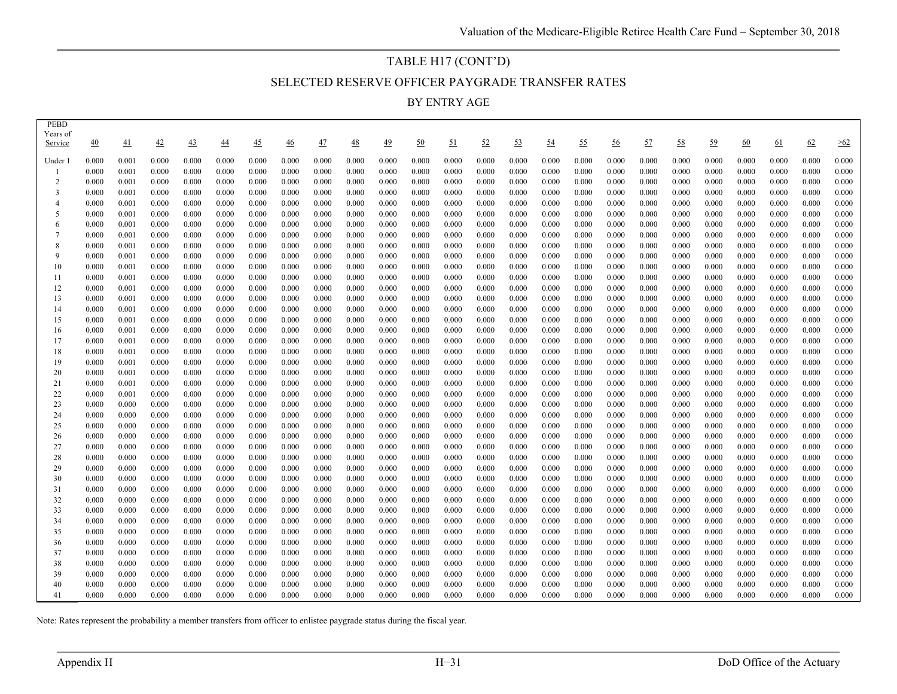# TABLE H17 (CONT'D)

## SELECTED RESERVE OFFICER PAYGRADE TRANSFER RATES

### BY ENTRY AGE

| PEBD Years of Service | 40 | 41 | 42 | 43 | 44 | 45 | 46 | 47 | 48 | 49 | 50 | 51 | 52 | 53 | 54 | 55 | 56 | 57 | 58 | 59 | 60 | 61 | 62 | >62 |
|---|---|---|---|---|---|---|---|---|---|---|---|---|---|---|---|---|---|---|---|---|---|---|---|---|
| Under 1 | 0.000 | 0.001 | 0.000 | 0.000 | 0.000 | 0.000 | 0.000 | 0.000 | 0.000 | 0.000 | 0.000 | 0.000 | 0.000 | 0.000 | 0.000 | 0.000 | 0.000 | 0.000 | 0.000 | 0.000 | 0.000 | 0.000 | 0.000 | 0.000 |
| 1 | 0.000 | 0.001 | 0.000 | 0.000 | 0.000 | 0.000 | 0.000 | 0.000 | 0.000 | 0.000 | 0.000 | 0.000 | 0.000 | 0.000 | 0.000 | 0.000 | 0.000 | 0.000 | 0.000 | 0.000 | 0.000 | 0.000 | 0.000 | 0.000 |
| 2 | 0.000 | 0.001 | 0.000 | 0.000 | 0.000 | 0.000 | 0.000 | 0.000 | 0.000 | 0.000 | 0.000 | 0.000 | 0.000 | 0.000 | 0.000 | 0.000 | 0.000 | 0.000 | 0.000 | 0.000 | 0.000 | 0.000 | 0.000 | 0.000 |
| 3 | 0.000 | 0.001 | 0.000 | 0.000 | 0.000 | 0.000 | 0.000 | 0.000 | 0.000 | 0.000 | 0.000 | 0.000 | 0.000 | 0.000 | 0.000 | 0.000 | 0.000 | 0.000 | 0.000 | 0.000 | 0.000 | 0.000 | 0.000 | 0.000 |
| 4 | 0.000 | 0.001 | 0.000 | 0.000 | 0.000 | 0.000 | 0.000 | 0.000 | 0.000 | 0.000 | 0.000 | 0.000 | 0.000 | 0.000 | 0.000 | 0.000 | 0.000 | 0.000 | 0.000 | 0.000 | 0.000 | 0.000 | 0.000 | 0.000 |
| 5 | 0.000 | 0.001 | 0.000 | 0.000 | 0.000 | 0.000 | 0.000 | 0.000 | 0.000 | 0.000 | 0.000 | 0.000 | 0.000 | 0.000 | 0.000 | 0.000 | 0.000 | 0.000 | 0.000 | 0.000 | 0.000 | 0.000 | 0.000 | 0.000 |
| 6 | 0.000 | 0.001 | 0.000 | 0.000 | 0.000 | 0.000 | 0.000 | 0.000 | 0.000 | 0.000 | 0.000 | 0.000 | 0.000 | 0.000 | 0.000 | 0.000 | 0.000 | 0.000 | 0.000 | 0.000 | 0.000 | 0.000 | 0.000 | 0.000 |
| 7 | 0.000 | 0.001 | 0.000 | 0.000 | 0.000 | 0.000 | 0.000 | 0.000 | 0.000 | 0.000 | 0.000 | 0.000 | 0.000 | 0.000 | 0.000 | 0.000 | 0.000 | 0.000 | 0.000 | 0.000 | 0.000 | 0.000 | 0.000 | 0.000 |
| 8 | 0.000 | 0.001 | 0.000 | 0.000 | 0.000 | 0.000 | 0.000 | 0.000 | 0.000 | 0.000 | 0.000 | 0.000 | 0.000 | 0.000 | 0.000 | 0.000 | 0.000 | 0.000 | 0.000 | 0.000 | 0.000 | 0.000 | 0.000 | 0.000 |
| 9 | 0.000 | 0.001 | 0.000 | 0.000 | 0.000 | 0.000 | 0.000 | 0.000 | 0.000 | 0.000 | 0.000 | 0.000 | 0.000 | 0.000 | 0.000 | 0.000 | 0.000 | 0.000 | 0.000 | 0.000 | 0.000 | 0.000 | 0.000 | 0.000 |
| 10 | 0.000 | 0.001 | 0.000 | 0.000 | 0.000 | 0.000 | 0.000 | 0.000 | 0.000 | 0.000 | 0.000 | 0.000 | 0.000 | 0.000 | 0.000 | 0.000 | 0.000 | 0.000 | 0.000 | 0.000 | 0.000 | 0.000 | 0.000 | 0.000 |
| 11 | 0.000 | 0.001 | 0.000 | 0.000 | 0.000 | 0.000 | 0.000 | 0.000 | 0.000 | 0.000 | 0.000 | 0.000 | 0.000 | 0.000 | 0.000 | 0.000 | 0.000 | 0.000 | 0.000 | 0.000 | 0.000 | 0.000 | 0.000 | 0.000 |
| 12 | 0.000 | 0.001 | 0.000 | 0.000 | 0.000 | 0.000 | 0.000 | 0.000 | 0.000 | 0.000 | 0.000 | 0.000 | 0.000 | 0.000 | 0.000 | 0.000 | 0.000 | 0.000 | 0.000 | 0.000 | 0.000 | 0.000 | 0.000 | 0.000 |
| 13 | 0.000 | 0.001 | 0.000 | 0.000 | 0.000 | 0.000 | 0.000 | 0.000 | 0.000 | 0.000 | 0.000 | 0.000 | 0.000 | 0.000 | 0.000 | 0.000 | 0.000 | 0.000 | 0.000 | 0.000 | 0.000 | 0.000 | 0.000 | 0.000 |
| 14 | 0.000 | 0.001 | 0.000 | 0.000 | 0.000 | 0.000 | 0.000 | 0.000 | 0.000 | 0.000 | 0.000 | 0.000 | 0.000 | 0.000 | 0.000 | 0.000 | 0.000 | 0.000 | 0.000 | 0.000 | 0.000 | 0.000 | 0.000 | 0.000 |
| 15 | 0.000 | 0.001 | 0.000 | 0.000 | 0.000 | 0.000 | 0.000 | 0.000 | 0.000 | 0.000 | 0.000 | 0.000 | 0.000 | 0.000 | 0.000 | 0.000 | 0.000 | 0.000 | 0.000 | 0.000 | 0.000 | 0.000 | 0.000 | 0.000 |
| 16 | 0.000 | 0.001 | 0.000 | 0.000 | 0.000 | 0.000 | 0.000 | 0.000 | 0.000 | 0.000 | 0.000 | 0.000 | 0.000 | 0.000 | 0.000 | 0.000 | 0.000 | 0.000 | 0.000 | 0.000 | 0.000 | 0.000 | 0.000 | 0.000 |
| 17 | 0.000 | 0.001 | 0.000 | 0.000 | 0.000 | 0.000 | 0.000 | 0.000 | 0.000 | 0.000 | 0.000 | 0.000 | 0.000 | 0.000 | 0.000 | 0.000 | 0.000 | 0.000 | 0.000 | 0.000 | 0.000 | 0.000 | 0.000 | 0.000 |
| 18 | 0.000 | 0.001 | 0.000 | 0.000 | 0.000 | 0.000 | 0.000 | 0.000 | 0.000 | 0.000 | 0.000 | 0.000 | 0.000 | 0.000 | 0.000 | 0.000 | 0.000 | 0.000 | 0.000 | 0.000 | 0.000 | 0.000 | 0.000 | 0.000 |
| 19 | 0.000 | 0.001 | 0.000 | 0.000 | 0.000 | 0.000 | 0.000 | 0.000 | 0.000 | 0.000 | 0.000 | 0.000 | 0.000 | 0.000 | 0.000 | 0.000 | 0.000 | 0.000 | 0.000 | 0.000 | 0.000 | 0.000 | 0.000 | 0.000 |
| 20 | 0.000 | 0.001 | 0.000 | 0.000 | 0.000 | 0.000 | 0.000 | 0.000 | 0.000 | 0.000 | 0.000 | 0.000 | 0.000 | 0.000 | 0.000 | 0.000 | 0.000 | 0.000 | 0.000 | 0.000 | 0.000 | 0.000 | 0.000 | 0.000 |
| 21 | 0.000 | 0.001 | 0.000 | 0.000 | 0.000 | 0.000 | 0.000 | 0.000 | 0.000 | 0.000 | 0.000 | 0.000 | 0.000 | 0.000 | 0.000 | 0.000 | 0.000 | 0.000 | 0.000 | 0.000 | 0.000 | 0.000 | 0.000 | 0.000 |
| 22 | 0.000 | 0.001 | 0.000 | 0.000 | 0.000 | 0.000 | 0.000 | 0.000 | 0.000 | 0.000 | 0.000 | 0.000 | 0.000 | 0.000 | 0.000 | 0.000 | 0.000 | 0.000 | 0.000 | 0.000 | 0.000 | 0.000 | 0.000 | 0.000 |
| 23 | 0.000 | 0.000 | 0.000 | 0.000 | 0.000 | 0.000 | 0.000 | 0.000 | 0.000 | 0.000 | 0.000 | 0.000 | 0.000 | 0.000 | 0.000 | 0.000 | 0.000 | 0.000 | 0.000 | 0.000 | 0.000 | 0.000 | 0.000 | 0.000 |
| 24 | 0.000 | 0.000 | 0.000 | 0.000 | 0.000 | 0.000 | 0.000 | 0.000 | 0.000 | 0.000 | 0.000 | 0.000 | 0.000 | 0.000 | 0.000 | 0.000 | 0.000 | 0.000 | 0.000 | 0.000 | 0.000 | 0.000 | 0.000 | 0.000 |
| 25 | 0.000 | 0.000 | 0.000 | 0.000 | 0.000 | 0.000 | 0.000 | 0.000 | 0.000 | 0.000 | 0.000 | 0.000 | 0.000 | 0.000 | 0.000 | 0.000 | 0.000 | 0.000 | 0.000 | 0.000 | 0.000 | 0.000 | 0.000 | 0.000 |
| 26 | 0.000 | 0.000 | 0.000 | 0.000 | 0.000 | 0.000 | 0.000 | 0.000 | 0.000 | 0.000 | 0.000 | 0.000 | 0.000 | 0.000 | 0.000 | 0.000 | 0.000 | 0.000 | 0.000 | 0.000 | 0.000 | 0.000 | 0.000 | 0.000 |
| 27 | 0.000 | 0.000 | 0.000 | 0.000 | 0.000 | 0.000 | 0.000 | 0.000 | 0.000 | 0.000 | 0.000 | 0.000 | 0.000 | 0.000 | 0.000 | 0.000 | 0.000 | 0.000 | 0.000 | 0.000 | 0.000 | 0.000 | 0.000 | 0.000 |
| 28 | 0.000 | 0.000 | 0.000 | 0.000 | 0.000 | 0.000 | 0.000 | 0.000 | 0.000 | 0.000 | 0.000 | 0.000 | 0.000 | 0.000 | 0.000 | 0.000 | 0.000 | 0.000 | 0.000 | 0.000 | 0.000 | 0.000 | 0.000 | 0.000 |
| 29 | 0.000 | 0.000 | 0.000 | 0.000 | 0.000 | 0.000 | 0.000 | 0.000 | 0.000 | 0.000 | 0.000 | 0.000 | 0.000 | 0.000 | 0.000 | 0.000 | 0.000 | 0.000 | 0.000 | 0.000 | 0.000 | 0.000 | 0.000 | 0.000 |
| 30 | 0.000 | 0.000 | 0.000 | 0.000 | 0.000 | 0.000 | 0.000 | 0.000 | 0.000 | 0.000 | 0.000 | 0.000 | 0.000 | 0.000 | 0.000 | 0.000 | 0.000 | 0.000 | 0.000 | 0.000 | 0.000 | 0.000 | 0.000 | 0.000 |
| 31 | 0.000 | 0.000 | 0.000 | 0.000 | 0.000 | 0.000 | 0.000 | 0.000 | 0.000 | 0.000 | 0.000 | 0.000 | 0.000 | 0.000 | 0.000 | 0.000 | 0.000 | 0.000 | 0.000 | 0.000 | 0.000 | 0.000 | 0.000 | 0.000 |
| 32 | 0.000 | 0.000 | 0.000 | 0.000 | 0.000 | 0.000 | 0.000 | 0.000 | 0.000 | 0.000 | 0.000 | 0.000 | 0.000 | 0.000 | 0.000 | 0.000 | 0.000 | 0.000 | 0.000 | 0.000 | 0.000 | 0.000 | 0.000 | 0.000 |
| 33 | 0.000 | 0.000 | 0.000 | 0.000 | 0.000 | 0.000 | 0.000 | 0.000 | 0.000 | 0.000 | 0.000 | 0.000 | 0.000 | 0.000 | 0.000 | 0.000 | 0.000 | 0.000 | 0.000 | 0.000 | 0.000 | 0.000 | 0.000 | 0.000 |
| 34 | 0.000 | 0.000 | 0.000 | 0.000 | 0.000 | 0.000 | 0.000 | 0.000 | 0.000 | 0.000 | 0.000 | 0.000 | 0.000 | 0.000 | 0.000 | 0.000 | 0.000 | 0.000 | 0.000 | 0.000 | 0.000 | 0.000 | 0.000 | 0.000 |
| 35 | 0.000 | 0.000 | 0.000 | 0.000 | 0.000 | 0.000 | 0.000 | 0.000 | 0.000 | 0.000 | 0.000 | 0.000 | 0.000 | 0.000 | 0.000 | 0.000 | 0.000 | 0.000 | 0.000 | 0.000 | 0.000 | 0.000 | 0.000 | 0.000 |
| 36 | 0.000 | 0.000 | 0.000 | 0.000 | 0.000 | 0.000 | 0.000 | 0.000 | 0.000 | 0.000 | 0.000 | 0.000 | 0.000 | 0.000 | 0.000 | 0.000 | 0.000 | 0.000 | 0.000 | 0.000 | 0.000 | 0.000 | 0.000 | 0.000 |
| 37 | 0.000 | 0.000 | 0.000 | 0.000 | 0.000 | 0.000 | 0.000 | 0.000 | 0.000 | 0.000 | 0.000 | 0.000 | 0.000 | 0.000 | 0.000 | 0.000 | 0.000 | 0.000 | 0.000 | 0.000 | 0.000 | 0.000 | 0.000 | 0.000 |
| 38 | 0.000 | 0.000 | 0.000 | 0.000 | 0.000 | 0.000 | 0.000 | 0.000 | 0.000 | 0.000 | 0.000 | 0.000 | 0.000 | 0.000 | 0.000 | 0.000 | 0.000 | 0.000 | 0.000 | 0.000 | 0.000 | 0.000 | 0.000 | 0.000 |
| 39 | 0.000 | 0.000 | 0.000 | 0.000 | 0.000 | 0.000 | 0.000 | 0.000 | 0.000 | 0.000 | 0.000 | 0.000 | 0.000 | 0.000 | 0.000 | 0.000 | 0.000 | 0.000 | 0.000 | 0.000 | 0.000 | 0.000 | 0.000 | 0.000 |
| 40 | 0.000 | 0.000 | 0.000 | 0.000 | 0.000 | 0.000 | 0.000 | 0.000 | 0.000 | 0.000 | 0.000 | 0.000 | 0.000 | 0.000 | 0.000 | 0.000 | 0.000 | 0.000 | 0.000 | 0.000 | 0.000 | 0.000 | 0.000 | 0.000 |
| 41 | 0.000 | 0.000 | 0.000 | 0.000 | 0.000 | 0.000 | 0.000 | 0.000 | 0.000 | 0.000 | 0.000 | 0.000 | 0.000 | 0.000 | 0.000 | 0.000 | 0.000 | 0.000 | 0.000 | 0.000 | 0.000 | 0.000 | 0.000 | 0.000 |

Note: Rates represent the probability a member transfers from officer to enlistee paygrade status during the fiscal year.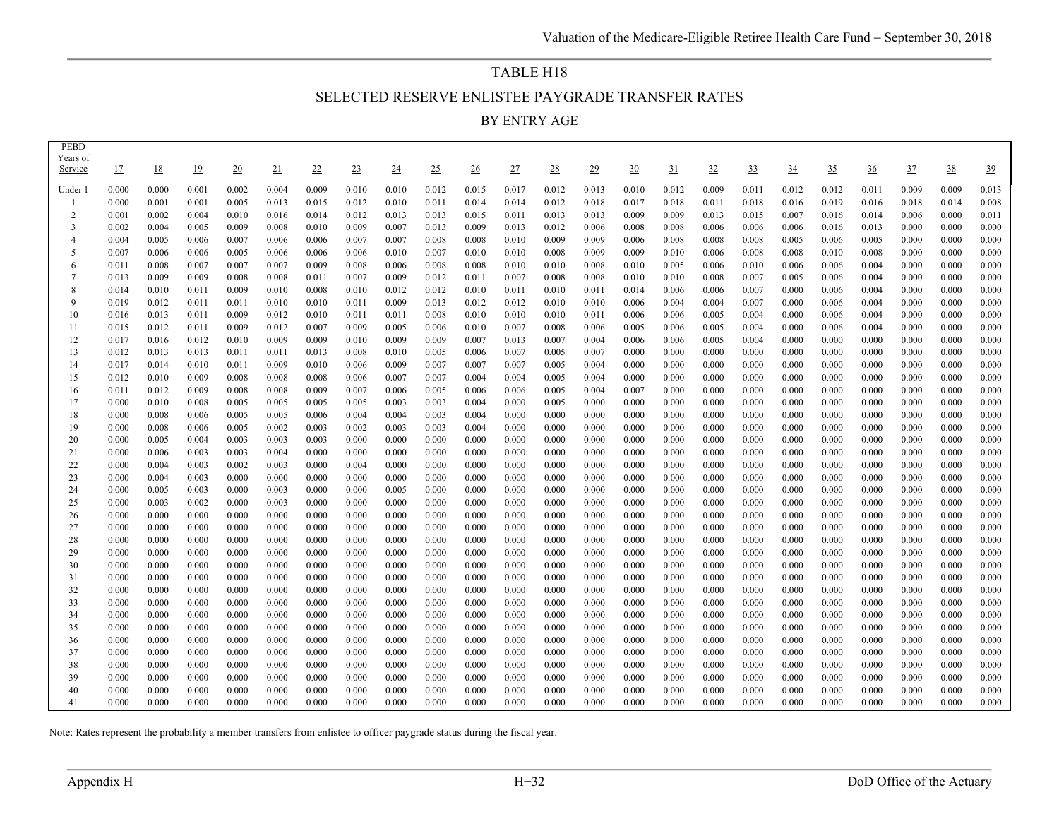# TABLE H18

## SELECTED RESERVE ENLISTEE PAYGRADE TRANSFER RATES

### BY ENTRY AGE

| PEBD Years of Service | 17 | 18 | 19 | 20 | 21 | 22 | 23 | 24 | 25 | 26 | 27 | 28 | 29 | 30 | 31 | 32 | 33 | 34 | 35 | 36 | 37 | 38 | 39 |
|---|---|---|---|---|---|---|---|---|---|---|---|---|---|---|---|---|---|---|---|---|---|---|---|
| Under 1 | 0.000 | 0.000 | 0.001 | 0.002 | 0.004 | 0.009 | 0.010 | 0.010 | 0.012 | 0.015 | 0.017 | 0.012 | 0.013 | 0.010 | 0.012 | 0.009 | 0.011 | 0.012 | 0.012 | 0.011 | 0.009 | 0.009 | 0.013 |
| 1 | 0.000 | 0.001 | 0.001 | 0.005 | 0.013 | 0.015 | 0.012 | 0.010 | 0.011 | 0.014 | 0.014 | 0.012 | 0.018 | 0.017 | 0.018 | 0.011 | 0.018 | 0.016 | 0.019 | 0.016 | 0.018 | 0.014 | 0.008 |
| 2 | 0.001 | 0.002 | 0.004 | 0.010 | 0.016 | 0.014 | 0.012 | 0.013 | 0.013 | 0.015 | 0.011 | 0.013 | 0.013 | 0.009 | 0.009 | 0.013 | 0.015 | 0.007 | 0.016 | 0.014 | 0.006 | 0.000 | 0.011 |
| 3 | 0.002 | 0.004 | 0.005 | 0.009 | 0.008 | 0.010 | 0.009 | 0.007 | 0.013 | 0.009 | 0.013 | 0.012 | 0.006 | 0.008 | 0.008 | 0.006 | 0.006 | 0.006 | 0.016 | 0.013 | 0.000 | 0.000 | 0.000 |
| 4 | 0.004 | 0.005 | 0.006 | 0.007 | 0.006 | 0.006 | 0.007 | 0.007 | 0.008 | 0.008 | 0.010 | 0.009 | 0.009 | 0.006 | 0.008 | 0.008 | 0.008 | 0.005 | 0.006 | 0.005 | 0.000 | 0.000 | 0.000 |
| 5 | 0.007 | 0.006 | 0.006 | 0.005 | 0.006 | 0.006 | 0.006 | 0.006 | 0.010 | 0.007 | 0.010 | 0.010 | 0.008 | 0.009 | 0.009 | 0.010 | 0.006 | 0.008 | 0.008 | 0.010 | 0.008 | 0.000 | 0.000 | 0.000 |
| 6 | 0.011 | 0.008 | 0.007 | 0.007 | 0.007 | 0.009 | 0.008 | 0.006 | 0.008 | 0.008 | 0.010 | 0.010 | 0.008 | 0.010 | 0.005 | 0.006 | 0.010 | 0.006 | 0.006 | 0.004 | 0.000 | 0.000 | 0.000 |
| 7 | 0.013 | 0.009 | 0.009 | 0.008 | 0.008 | 0.011 | 0.007 | 0.009 | 0.012 | 0.011 | 0.007 | 0.008 | 0.008 | 0.010 | 0.010 | 0.008 | 0.007 | 0.005 | 0.006 | 0.004 | 0.000 | 0.000 | 0.000 |
| 8 | 0.014 | 0.010 | 0.011 | 0.009 | 0.010 | 0.008 | 0.010 | 0.012 | 0.012 | 0.010 | 0.011 | 0.010 | 0.011 | 0.014 | 0.006 | 0.006 | 0.007 | 0.000 | 0.006 | 0.004 | 0.000 | 0.000 | 0.000 |
| 9 | 0.019 | 0.012 | 0.011 | 0.011 | 0.010 | 0.010 | 0.011 | 0.009 | 0.013 | 0.012 | 0.012 | 0.010 | 0.010 | 0.006 | 0.004 | 0.004 | 0.007 | 0.000 | 0.006 | 0.004 | 0.000 | 0.000 | 0.000 |
| 10 | 0.016 | 0.013 | 0.011 | 0.009 | 0.012 | 0.010 | 0.011 | 0.011 | 0.008 | 0.010 | 0.010 | 0.010 | 0.011 | 0.006 | 0.006 | 0.005 | 0.004 | 0.000 | 0.006 | 0.004 | 0.000 | 0.000 | 0.000 |
| 11 | 0.015 | 0.012 | 0.011 | 0.009 | 0.012 | 0.007 | 0.009 | 0.005 | 0.006 | 0.010 | 0.007 | 0.008 | 0.006 | 0.005 | 0.006 | 0.005 | 0.004 | 0.000 | 0.006 | 0.004 | 0.000 | 0.000 | 0.000 |
| 12 | 0.017 | 0.016 | 0.012 | 0.010 | 0.009 | 0.009 | 0.010 | 0.009 | 0.009 | 0.007 | 0.013 | 0.007 | 0.004 | 0.006 | 0.006 | 0.005 | 0.004 | 0.000 | 0.000 | 0.000 | 0.000 | 0.000 | 0.000 |
| 13 | 0.012 | 0.013 | 0.013 | 0.011 | 0.011 | 0.013 | 0.008 | 0.010 | 0.005 | 0.006 | 0.007 | 0.005 | 0.007 | 0.000 | 0.000 | 0.000 | 0.000 | 0.000 | 0.000 | 0.000 | 0.000 | 0.000 | 0.000 |
| 14 | 0.017 | 0.014 | 0.010 | 0.011 | 0.009 | 0.010 | 0.006 | 0.009 | 0.007 | 0.007 | 0.007 | 0.005 | 0.004 | 0.000 | 0.000 | 0.000 | 0.000 | 0.000 | 0.000 | 0.000 | 0.000 | 0.000 | 0.000 |
| 15 | 0.012 | 0.010 | 0.009 | 0.008 | 0.008 | 0.008 | 0.006 | 0.007 | 0.007 | 0.004 | 0.004 | 0.005 | 0.004 | 0.000 | 0.000 | 0.000 | 0.000 | 0.000 | 0.000 | 0.000 | 0.000 | 0.000 | 0.000 |
| 16 | 0.011 | 0.012 | 0.009 | 0.008 | 0.008 | 0.009 | 0.007 | 0.006 | 0.005 | 0.006 | 0.006 | 0.005 | 0.004 | 0.007 | 0.000 | 0.000 | 0.000 | 0.000 | 0.000 | 0.000 | 0.000 | 0.000 | 0.000 |
| 17 | 0.000 | 0.010 | 0.008 | 0.005 | 0.005 | 0.005 | 0.005 | 0.003 | 0.003 | 0.004 | 0.000 | 0.005 | 0.000 | 0.000 | 0.000 | 0.000 | 0.000 | 0.000 | 0.000 | 0.000 | 0.000 | 0.000 | 0.000 |
| 18 | 0.000 | 0.008 | 0.006 | 0.005 | 0.005 | 0.006 | 0.004 | 0.004 | 0.003 | 0.004 | 0.000 | 0.000 | 0.000 | 0.000 | 0.000 | 0.000 | 0.000 | 0.000 | 0.000 | 0.000 | 0.000 | 0.000 | 0.000 |
| 19 | 0.000 | 0.008 | 0.006 | 0.005 | 0.002 | 0.003 | 0.002 | 0.003 | 0.003 | 0.004 | 0.000 | 0.000 | 0.000 | 0.000 | 0.000 | 0.000 | 0.000 | 0.000 | 0.000 | 0.000 | 0.000 | 0.000 | 0.000 |
| 20 | 0.000 | 0.005 | 0.004 | 0.003 | 0.003 | 0.003 | 0.000 | 0.000 | 0.000 | 0.000 | 0.000 | 0.000 | 0.000 | 0.000 | 0.000 | 0.000 | 0.000 | 0.000 | 0.000 | 0.000 | 0.000 | 0.000 | 0.000 |
| 21 | 0.000 | 0.006 | 0.003 | 0.003 | 0.004 | 0.000 | 0.000 | 0.000 | 0.000 | 0.000 | 0.000 | 0.000 | 0.000 | 0.000 | 0.000 | 0.000 | 0.000 | 0.000 | 0.000 | 0.000 | 0.000 | 0.000 | 0.000 |
| 22 | 0.000 | 0.004 | 0.003 | 0.002 | 0.003 | 0.000 | 0.004 | 0.000 | 0.000 | 0.000 | 0.000 | 0.000 | 0.000 | 0.000 | 0.000 | 0.000 | 0.000 | 0.000 | 0.000 | 0.000 | 0.000 | 0.000 | 0.000 |
| 23 | 0.000 | 0.004 | 0.003 | 0.000 | 0.000 | 0.000 | 0.000 | 0.000 | 0.000 | 0.000 | 0.000 | 0.000 | 0.000 | 0.000 | 0.000 | 0.000 | 0.000 | 0.000 | 0.000 | 0.000 | 0.000 | 0.000 | 0.000 |
| 24 | 0.000 | 0.005 | 0.003 | 0.000 | 0.003 | 0.000 | 0.000 | 0.005 | 0.000 | 0.000 | 0.000 | 0.000 | 0.000 | 0.000 | 0.000 | 0.000 | 0.000 | 0.000 | 0.000 | 0.000 | 0.000 | 0.000 | 0.000 |
| 25 | 0.000 | 0.003 | 0.002 | 0.000 | 0.003 | 0.000 | 0.000 | 0.000 | 0.000 | 0.000 | 0.000 | 0.000 | 0.000 | 0.000 | 0.000 | 0.000 | 0.000 | 0.000 | 0.000 | 0.000 | 0.000 | 0.000 | 0.000 |
| 26 | 0.000 | 0.000 | 0.000 | 0.000 | 0.000 | 0.000 | 0.000 | 0.000 | 0.000 | 0.000 | 0.000 | 0.000 | 0.000 | 0.000 | 0.000 | 0.000 | 0.000 | 0.000 | 0.000 | 0.000 | 0.000 | 0.000 | 0.000 |
| 27 | 0.000 | 0.000 | 0.000 | 0.000 | 0.000 | 0.000 | 0.000 | 0.000 | 0.000 | 0.000 | 0.000 | 0.000 | 0.000 | 0.000 | 0.000 | 0.000 | 0.000 | 0.000 | 0.000 | 0.000 | 0.000 | 0.000 | 0.000 |
| 28 | 0.000 | 0.000 | 0.000 | 0.000 | 0.000 | 0.000 | 0.000 | 0.000 | 0.000 | 0.000 | 0.000 | 0.000 | 0.000 | 0.000 | 0.000 | 0.000 | 0.000 | 0.000 | 0.000 | 0.000 | 0.000 | 0.000 | 0.000 |
| 29 | 0.000 | 0.000 | 0.000 | 0.000 | 0.000 | 0.000 | 0.000 | 0.000 | 0.000 | 0.000 | 0.000 | 0.000 | 0.000 | 0.000 | 0.000 | 0.000 | 0.000 | 0.000 | 0.000 | 0.000 | 0.000 | 0.000 | 0.000 |
| 30 | 0.000 | 0.000 | 0.000 | 0.000 | 0.000 | 0.000 | 0.000 | 0.000 | 0.000 | 0.000 | 0.000 | 0.000 | 0.000 | 0.000 | 0.000 | 0.000 | 0.000 | 0.000 | 0.000 | 0.000 | 0.000 | 0.000 | 0.000 |
| 31 | 0.000 | 0.000 | 0.000 | 0.000 | 0.000 | 0.000 | 0.000 | 0.000 | 0.000 | 0.000 | 0.000 | 0.000 | 0.000 | 0.000 | 0.000 | 0.000 | 0.000 | 0.000 | 0.000 | 0.000 | 0.000 | 0.000 | 0.000 |
| 32 | 0.000 | 0.000 | 0.000 | 0.000 | 0.000 | 0.000 | 0.000 | 0.000 | 0.000 | 0.000 | 0.000 | 0.000 | 0.000 | 0.000 | 0.000 | 0.000 | 0.000 | 0.000 | 0.000 | 0.000 | 0.000 | 0.000 | 0.000 |
| 33 | 0.000 | 0.000 | 0.000 | 0.000 | 0.000 | 0.000 | 0.000 | 0.000 | 0.000 | 0.000 | 0.000 | 0.000 | 0.000 | 0.000 | 0.000 | 0.000 | 0.000 | 0.000 | 0.000 | 0.000 | 0.000 | 0.000 | 0.000 |
| 34 | 0.000 | 0.000 | 0.000 | 0.000 | 0.000 | 0.000 | 0.000 | 0.000 | 0.000 | 0.000 | 0.000 | 0.000 | 0.000 | 0.000 | 0.000 | 0.000 | 0.000 | 0.000 | 0.000 | 0.000 | 0.000 | 0.000 | 0.000 |
| 35 | 0.000 | 0.000 | 0.000 | 0.000 | 0.000 | 0.000 | 0.000 | 0.000 | 0.000 | 0.000 | 0.000 | 0.000 | 0.000 | 0.000 | 0.000 | 0.000 | 0.000 | 0.000 | 0.000 | 0.000 | 0.000 | 0.000 | 0.000 |
| 36 | 0.000 | 0.000 | 0.000 | 0.000 | 0.000 | 0.000 | 0.000 | 0.000 | 0.000 | 0.000 | 0.000 | 0.000 | 0.000 | 0.000 | 0.000 | 0.000 | 0.000 | 0.000 | 0.000 | 0.000 | 0.000 | 0.000 | 0.000 |
| 37 | 0.000 | 0.000 | 0.000 | 0.000 | 0.000 | 0.000 | 0.000 | 0.000 | 0.000 | 0.000 | 0.000 | 0.000 | 0.000 | 0.000 | 0.000 | 0.000 | 0.000 | 0.000 | 0.000 | 0.000 | 0.000 | 0.000 | 0.000 |
| 38 | 0.000 | 0.000 | 0.000 | 0.000 | 0.000 | 0.000 | 0.000 | 0.000 | 0.000 | 0.000 | 0.000 | 0.000 | 0.000 | 0.000 | 0.000 | 0.000 | 0.000 | 0.000 | 0.000 | 0.000 | 0.000 | 0.000 | 0.000 |
| 39 | 0.000 | 0.000 | 0.000 | 0.000 | 0.000 | 0.000 | 0.000 | 0.000 | 0.000 | 0.000 | 0.000 | 0.000 | 0.000 | 0.000 | 0.000 | 0.000 | 0.000 | 0.000 | 0.000 | 0.000 | 0.000 | 0.000 | 0.000 |
| 40 | 0.000 | 0.000 | 0.000 | 0.000 | 0.000 | 0.000 | 0.000 | 0.000 | 0.000 | 0.000 | 0.000 | 0.000 | 0.000 | 0.000 | 0.000 | 0.000 | 0.000 | 0.000 | 0.000 | 0.000 | 0.000 | 0.000 | 0.000 |
| 41 | 0.000 | 0.000 | 0.000 | 0.000 | 0.000 | 0.000 | 0.000 | 0.000 | 0.000 | 0.000 | 0.000 | 0.000 | 0.000 | 0.000 | 0.000 | 0.000 | 0.000 | 0.000 | 0.000 | 0.000 | 0.000 | 0.000 | 0.000 |

Note: Rates represent the probability a member transfers from enlistee to officer paygrade status during the fiscal year.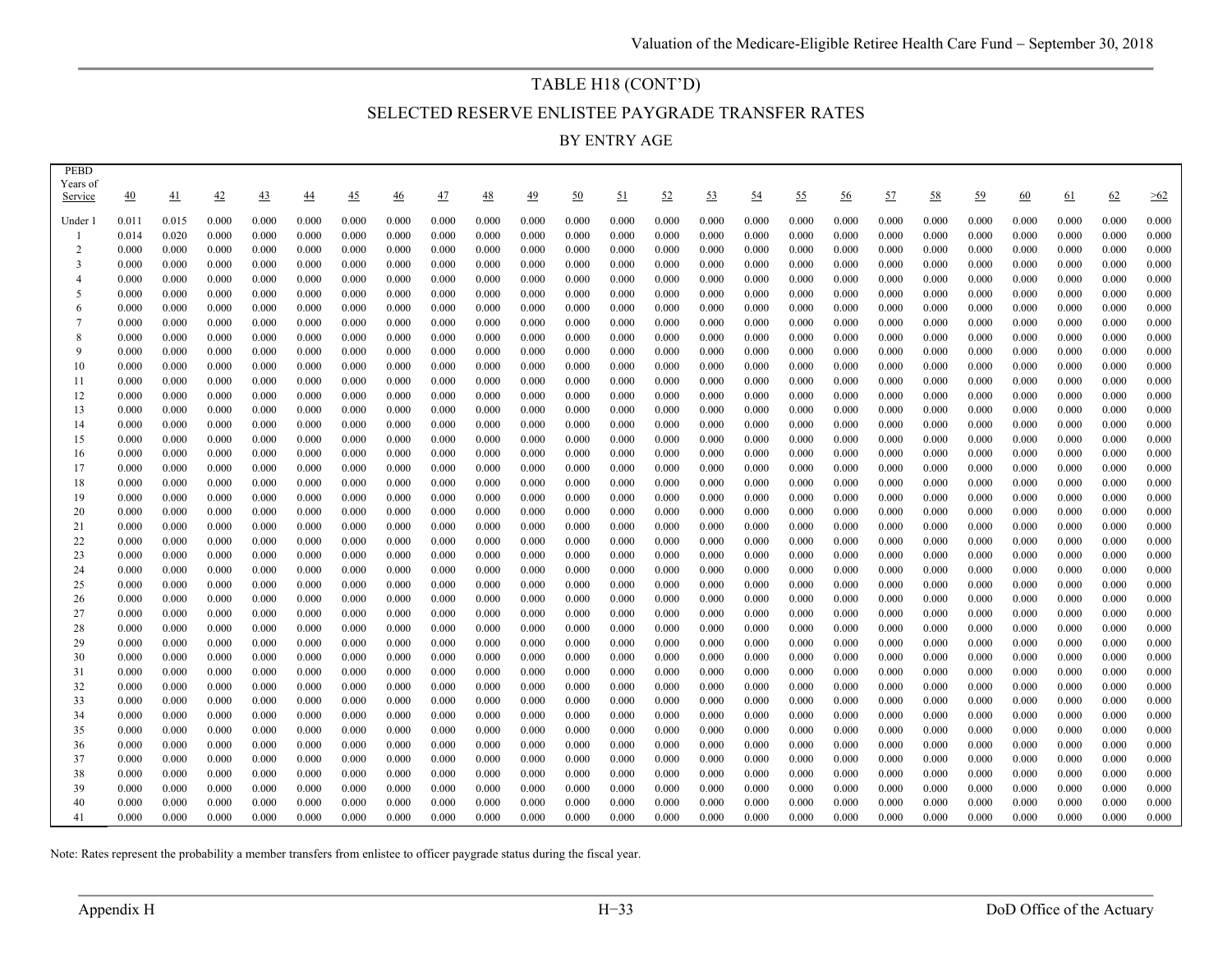# TABLE H18 (CONT'D)

## SELECTED RESERVE ENLISTEE PAYGRADE TRANSFER RATES

### BY ENTRY AGE

| PEBD Years of Service | 40 | 41 | 42 | 43 | 44 | 45 | 46 | 47 | 48 | 49 | 50 | 51 | 52 | 53 | 54 | 55 | 56 | 57 | 58 | 59 | 60 | 61 | 62 | >62 |
|---|---|---|---|---|---|---|---|---|---|---|---|---|---|---|---|---|---|---|---|---|---|---|---|---|
| Under 1 | 0.011 | 0.015 | 0.000 | 0.000 | 0.000 | 0.000 | 0.000 | 0.000 | 0.000 | 0.000 | 0.000 | 0.000 | 0.000 | 0.000 | 0.000 | 0.000 | 0.000 | 0.000 | 0.000 | 0.000 | 0.000 | 0.000 | 0.000 | 0.000 |
| 1 | 0.014 | 0.020 | 0.000 | 0.000 | 0.000 | 0.000 | 0.000 | 0.000 | 0.000 | 0.000 | 0.000 | 0.000 | 0.000 | 0.000 | 0.000 | 0.000 | 0.000 | 0.000 | 0.000 | 0.000 | 0.000 | 0.000 | 0.000 | 0.000 |
| 2 | 0.000 | 0.000 | 0.000 | 0.000 | 0.000 | 0.000 | 0.000 | 0.000 | 0.000 | 0.000 | 0.000 | 0.000 | 0.000 | 0.000 | 0.000 | 0.000 | 0.000 | 0.000 | 0.000 | 0.000 | 0.000 | 0.000 | 0.000 | 0.000 |
| 3 | 0.000 | 0.000 | 0.000 | 0.000 | 0.000 | 0.000 | 0.000 | 0.000 | 0.000 | 0.000 | 0.000 | 0.000 | 0.000 | 0.000 | 0.000 | 0.000 | 0.000 | 0.000 | 0.000 | 0.000 | 0.000 | 0.000 | 0.000 | 0.000 |
| 4 | 0.000 | 0.000 | 0.000 | 0.000 | 0.000 | 0.000 | 0.000 | 0.000 | 0.000 | 0.000 | 0.000 | 0.000 | 0.000 | 0.000 | 0.000 | 0.000 | 0.000 | 0.000 | 0.000 | 0.000 | 0.000 | 0.000 | 0.000 | 0.000 |
| 5 | 0.000 | 0.000 | 0.000 | 0.000 | 0.000 | 0.000 | 0.000 | 0.000 | 0.000 | 0.000 | 0.000 | 0.000 | 0.000 | 0.000 | 0.000 | 0.000 | 0.000 | 0.000 | 0.000 | 0.000 | 0.000 | 0.000 | 0.000 | 0.000 |
| 6 | 0.000 | 0.000 | 0.000 | 0.000 | 0.000 | 0.000 | 0.000 | 0.000 | 0.000 | 0.000 | 0.000 | 0.000 | 0.000 | 0.000 | 0.000 | 0.000 | 0.000 | 0.000 | 0.000 | 0.000 | 0.000 | 0.000 | 0.000 | 0.000 |
| 7 | 0.000 | 0.000 | 0.000 | 0.000 | 0.000 | 0.000 | 0.000 | 0.000 | 0.000 | 0.000 | 0.000 | 0.000 | 0.000 | 0.000 | 0.000 | 0.000 | 0.000 | 0.000 | 0.000 | 0.000 | 0.000 | 0.000 | 0.000 | 0.000 |
| 8 | 0.000 | 0.000 | 0.000 | 0.000 | 0.000 | 0.000 | 0.000 | 0.000 | 0.000 | 0.000 | 0.000 | 0.000 | 0.000 | 0.000 | 0.000 | 0.000 | 0.000 | 0.000 | 0.000 | 0.000 | 0.000 | 0.000 | 0.000 | 0.000 |
| 9 | 0.000 | 0.000 | 0.000 | 0.000 | 0.000 | 0.000 | 0.000 | 0.000 | 0.000 | 0.000 | 0.000 | 0.000 | 0.000 | 0.000 | 0.000 | 0.000 | 0.000 | 0.000 | 0.000 | 0.000 | 0.000 | 0.000 | 0.000 | 0.000 |
| 10 | 0.000 | 0.000 | 0.000 | 0.000 | 0.000 | 0.000 | 0.000 | 0.000 | 0.000 | 0.000 | 0.000 | 0.000 | 0.000 | 0.000 | 0.000 | 0.000 | 0.000 | 0.000 | 0.000 | 0.000 | 0.000 | 0.000 | 0.000 | 0.000 |
| 11 | 0.000 | 0.000 | 0.000 | 0.000 | 0.000 | 0.000 | 0.000 | 0.000 | 0.000 | 0.000 | 0.000 | 0.000 | 0.000 | 0.000 | 0.000 | 0.000 | 0.000 | 0.000 | 0.000 | 0.000 | 0.000 | 0.000 | 0.000 | 0.000 |
| 12 | 0.000 | 0.000 | 0.000 | 0.000 | 0.000 | 0.000 | 0.000 | 0.000 | 0.000 | 0.000 | 0.000 | 0.000 | 0.000 | 0.000 | 0.000 | 0.000 | 0.000 | 0.000 | 0.000 | 0.000 | 0.000 | 0.000 | 0.000 | 0.000 |
| 13 | 0.000 | 0.000 | 0.000 | 0.000 | 0.000 | 0.000 | 0.000 | 0.000 | 0.000 | 0.000 | 0.000 | 0.000 | 0.000 | 0.000 | 0.000 | 0.000 | 0.000 | 0.000 | 0.000 | 0.000 | 0.000 | 0.000 | 0.000 | 0.000 |
| 14 | 0.000 | 0.000 | 0.000 | 0.000 | 0.000 | 0.000 | 0.000 | 0.000 | 0.000 | 0.000 | 0.000 | 0.000 | 0.000 | 0.000 | 0.000 | 0.000 | 0.000 | 0.000 | 0.000 | 0.000 | 0.000 | 0.000 | 0.000 | 0.000 |
| 15 | 0.000 | 0.000 | 0.000 | 0.000 | 0.000 | 0.000 | 0.000 | 0.000 | 0.000 | 0.000 | 0.000 | 0.000 | 0.000 | 0.000 | 0.000 | 0.000 | 0.000 | 0.000 | 0.000 | 0.000 | 0.000 | 0.000 | 0.000 | 0.000 |
| 16 | 0.000 | 0.000 | 0.000 | 0.000 | 0.000 | 0.000 | 0.000 | 0.000 | 0.000 | 0.000 | 0.000 | 0.000 | 0.000 | 0.000 | 0.000 | 0.000 | 0.000 | 0.000 | 0.000 | 0.000 | 0.000 | 0.000 | 0.000 | 0.000 |
| 17 | 0.000 | 0.000 | 0.000 | 0.000 | 0.000 | 0.000 | 0.000 | 0.000 | 0.000 | 0.000 | 0.000 | 0.000 | 0.000 | 0.000 | 0.000 | 0.000 | 0.000 | 0.000 | 0.000 | 0.000 | 0.000 | 0.000 | 0.000 | 0.000 |
| 18 | 0.000 | 0.000 | 0.000 | 0.000 | 0.000 | 0.000 | 0.000 | 0.000 | 0.000 | 0.000 | 0.000 | 0.000 | 0.000 | 0.000 | 0.000 | 0.000 | 0.000 | 0.000 | 0.000 | 0.000 | 0.000 | 0.000 | 0.000 | 0.000 |
| 19 | 0.000 | 0.000 | 0.000 | 0.000 | 0.000 | 0.000 | 0.000 | 0.000 | 0.000 | 0.000 | 0.000 | 0.000 | 0.000 | 0.000 | 0.000 | 0.000 | 0.000 | 0.000 | 0.000 | 0.000 | 0.000 | 0.000 | 0.000 | 0.000 |
| 20 | 0.000 | 0.000 | 0.000 | 0.000 | 0.000 | 0.000 | 0.000 | 0.000 | 0.000 | 0.000 | 0.000 | 0.000 | 0.000 | 0.000 | 0.000 | 0.000 | 0.000 | 0.000 | 0.000 | 0.000 | 0.000 | 0.000 | 0.000 | 0.000 |
| 21 | 0.000 | 0.000 | 0.000 | 0.000 | 0.000 | 0.000 | 0.000 | 0.000 | 0.000 | 0.000 | 0.000 | 0.000 | 0.000 | 0.000 | 0.000 | 0.000 | 0.000 | 0.000 | 0.000 | 0.000 | 0.000 | 0.000 | 0.000 | 0.000 |
| 22 | 0.000 | 0.000 | 0.000 | 0.000 | 0.000 | 0.000 | 0.000 | 0.000 | 0.000 | 0.000 | 0.000 | 0.000 | 0.000 | 0.000 | 0.000 | 0.000 | 0.000 | 0.000 | 0.000 | 0.000 | 0.000 | 0.000 | 0.000 | 0.000 |
| 23 | 0.000 | 0.000 | 0.000 | 0.000 | 0.000 | 0.000 | 0.000 | 0.000 | 0.000 | 0.000 | 0.000 | 0.000 | 0.000 | 0.000 | 0.000 | 0.000 | 0.000 | 0.000 | 0.000 | 0.000 | 0.000 | 0.000 | 0.000 | 0.000 |
| 24 | 0.000 | 0.000 | 0.000 | 0.000 | 0.000 | 0.000 | 0.000 | 0.000 | 0.000 | 0.000 | 0.000 | 0.000 | 0.000 | 0.000 | 0.000 | 0.000 | 0.000 | 0.000 | 0.000 | 0.000 | 0.000 | 0.000 | 0.000 | 0.000 |
| 25 | 0.000 | 0.000 | 0.000 | 0.000 | 0.000 | 0.000 | 0.000 | 0.000 | 0.000 | 0.000 | 0.000 | 0.000 | 0.000 | 0.000 | 0.000 | 0.000 | 0.000 | 0.000 | 0.000 | 0.000 | 0.000 | 0.000 | 0.000 | 0.000 |
| 26 | 0.000 | 0.000 | 0.000 | 0.000 | 0.000 | 0.000 | 0.000 | 0.000 | 0.000 | 0.000 | 0.000 | 0.000 | 0.000 | 0.000 | 0.000 | 0.000 | 0.000 | 0.000 | 0.000 | 0.000 | 0.000 | 0.000 | 0.000 | 0.000 |
| 27 | 0.000 | 0.000 | 0.000 | 0.000 | 0.000 | 0.000 | 0.000 | 0.000 | 0.000 | 0.000 | 0.000 | 0.000 | 0.000 | 0.000 | 0.000 | 0.000 | 0.000 | 0.000 | 0.000 | 0.000 | 0.000 | 0.000 | 0.000 | 0.000 |
| 28 | 0.000 | 0.000 | 0.000 | 0.000 | 0.000 | 0.000 | 0.000 | 0.000 | 0.000 | 0.000 | 0.000 | 0.000 | 0.000 | 0.000 | 0.000 | 0.000 | 0.000 | 0.000 | 0.000 | 0.000 | 0.000 | 0.000 | 0.000 | 0.000 |
| 29 | 0.000 | 0.000 | 0.000 | 0.000 | 0.000 | 0.000 | 0.000 | 0.000 | 0.000 | 0.000 | 0.000 | 0.000 | 0.000 | 0.000 | 0.000 | 0.000 | 0.000 | 0.000 | 0.000 | 0.000 | 0.000 | 0.000 | 0.000 | 0.000 |
| 30 | 0.000 | 0.000 | 0.000 | 0.000 | 0.000 | 0.000 | 0.000 | 0.000 | 0.000 | 0.000 | 0.000 | 0.000 | 0.000 | 0.000 | 0.000 | 0.000 | 0.000 | 0.000 | 0.000 | 0.000 | 0.000 | 0.000 | 0.000 | 0.000 |
| 31 | 0.000 | 0.000 | 0.000 | 0.000 | 0.000 | 0.000 | 0.000 | 0.000 | 0.000 | 0.000 | 0.000 | 0.000 | 0.000 | 0.000 | 0.000 | 0.000 | 0.000 | 0.000 | 0.000 | 0.000 | 0.000 | 0.000 | 0.000 | 0.000 |
| 32 | 0.000 | 0.000 | 0.000 | 0.000 | 0.000 | 0.000 | 0.000 | 0.000 | 0.000 | 0.000 | 0.000 | 0.000 | 0.000 | 0.000 | 0.000 | 0.000 | 0.000 | 0.000 | 0.000 | 0.000 | 0.000 | 0.000 | 0.000 | 0.000 |
| 33 | 0.000 | 0.000 | 0.000 | 0.000 | 0.000 | 0.000 | 0.000 | 0.000 | 0.000 | 0.000 | 0.000 | 0.000 | 0.000 | 0.000 | 0.000 | 0.000 | 0.000 | 0.000 | 0.000 | 0.000 | 0.000 | 0.000 | 0.000 | 0.000 |
| 34 | 0.000 | 0.000 | 0.000 | 0.000 | 0.000 | 0.000 | 0.000 | 0.000 | 0.000 | 0.000 | 0.000 | 0.000 | 0.000 | 0.000 | 0.000 | 0.000 | 0.000 | 0.000 | 0.000 | 0.000 | 0.000 | 0.000 | 0.000 | 0.000 |
| 35 | 0.000 | 0.000 | 0.000 | 0.000 | 0.000 | 0.000 | 0.000 | 0.000 | 0.000 | 0.000 | 0.000 | 0.000 | 0.000 | 0.000 | 0.000 | 0.000 | 0.000 | 0.000 | 0.000 | 0.000 | 0.000 | 0.000 | 0.000 | 0.000 |
| 36 | 0.000 | 0.000 | 0.000 | 0.000 | 0.000 | 0.000 | 0.000 | 0.000 | 0.000 | 0.000 | 0.000 | 0.000 | 0.000 | 0.000 | 0.000 | 0.000 | 0.000 | 0.000 | 0.000 | 0.000 | 0.000 | 0.000 | 0.000 | 0.000 |
| 37 | 0.000 | 0.000 | 0.000 | 0.000 | 0.000 | 0.000 | 0.000 | 0.000 | 0.000 | 0.000 | 0.000 | 0.000 | 0.000 | 0.000 | 0.000 | 0.000 | 0.000 | 0.000 | 0.000 | 0.000 | 0.000 | 0.000 | 0.000 | 0.000 |
| 38 | 0.000 | 0.000 | 0.000 | 0.000 | 0.000 | 0.000 | 0.000 | 0.000 | 0.000 | 0.000 | 0.000 | 0.000 | 0.000 | 0.000 | 0.000 | 0.000 | 0.000 | 0.000 | 0.000 | 0.000 | 0.000 | 0.000 | 0.000 | 0.000 |
| 39 | 0.000 | 0.000 | 0.000 | 0.000 | 0.000 | 0.000 | 0.000 | 0.000 | 0.000 | 0.000 | 0.000 | 0.000 | 0.000 | 0.000 | 0.000 | 0.000 | 0.000 | 0.000 | 0.000 | 0.000 | 0.000 | 0.000 | 0.000 | 0.000 |
| 40 | 0.000 | 0.000 | 0.000 | 0.000 | 0.000 | 0.000 | 0.000 | 0.000 | 0.000 | 0.000 | 0.000 | 0.000 | 0.000 | 0.000 | 0.000 | 0.000 | 0.000 | 0.000 | 0.000 | 0.000 | 0.000 | 0.000 | 0.000 | 0.000 |
| 41 | 0.000 | 0.000 | 0.000 | 0.000 | 0.000 | 0.000 | 0.000 | 0.000 | 0.000 | 0.000 | 0.000 | 0.000 | 0.000 | 0.000 | 0.000 | 0.000 | 0.000 | 0.000 | 0.000 | 0.000 | 0.000 | 0.000 | 0.000 | 0.000 |

Note: Rates represent the probability a member transfers from enlistee to officer paygrade status during the fiscal year.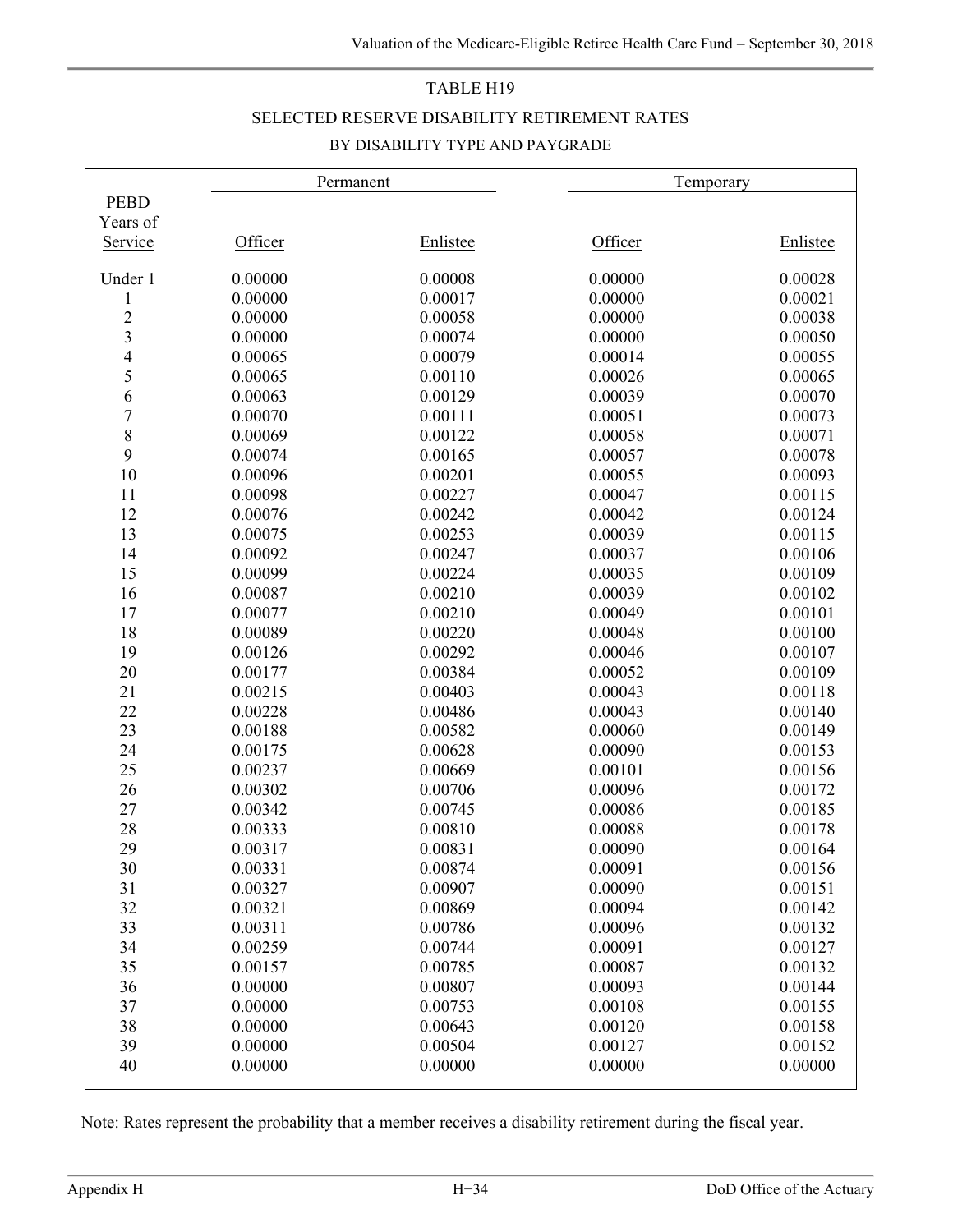# TABLE H19

## SELECTED RESERVE DISABILITY RETIREMENT RATES

### BY DISABILITY TYPE AND PAYGRADE

| PEBD Years of Service | Permanent | | Temporary | |
|---|---|---|---|---|
| | Officer | Enlistee | Officer | Enlistee |
| Under 1 | 0.00000 | 0.00008 | 0.00000 | 0.00028 |
| 1 | 0.00000 | 0.00017 | 0.00000 | 0.00021 |
| 2 | 0.00000 | 0.00058 | 0.00000 | 0.00038 |
| 3 | 0.00000 | 0.00074 | 0.00000 | 0.00050 |
| 4 | 0.00065 | 0.00079 | 0.00014 | 0.00055 |
| 5 | 0.00065 | 0.00110 | 0.00026 | 0.00065 |
| 6 | 0.00063 | 0.00129 | 0.00039 | 0.00070 |
| 7 | 0.00070 | 0.00111 | 0.00051 | 0.00073 |
| 8 | 0.00069 | 0.00122 | 0.00058 | 0.00071 |
| 9 | 0.00074 | 0.00165 | 0.00057 | 0.00078 |
| 10 | 0.00096 | 0.00201 | 0.00055 | 0.00093 |
| 11 | 0.00098 | 0.00227 | 0.00047 | 0.00115 |
| 12 | 0.00076 | 0.00242 | 0.00042 | 0.00124 |
| 13 | 0.00075 | 0.00253 | 0.00039 | 0.00115 |
| 14 | 0.00092 | 0.00247 | 0.00037 | 0.00106 |
| 15 | 0.00099 | 0.00224 | 0.00035 | 0.00109 |
| 16 | 0.00087 | 0.00210 | 0.00039 | 0.00102 |
| 17 | 0.00077 | 0.00210 | 0.00049 | 0.00101 |
| 18 | 0.00089 | 0.00220 | 0.00048 | 0.00100 |
| 19 | 0.00126 | 0.00292 | 0.00046 | 0.00107 |
| 20 | 0.00177 | 0.00384 | 0.00052 | 0.00109 |
| 21 | 0.00215 | 0.00403 | 0.00043 | 0.00118 |
| 22 | 0.00228 | 0.00486 | 0.00043 | 0.00140 |
| 23 | 0.00188 | 0.00582 | 0.00060 | 0.00149 |
| 24 | 0.00175 | 0.00628 | 0.00090 | 0.00153 |
| 25 | 0.00237 | 0.00669 | 0.00101 | 0.00156 |
| 26 | 0.00302 | 0.00706 | 0.00096 | 0.00172 |
| 27 | 0.00342 | 0.00745 | 0.00086 | 0.00185 |
| 28 | 0.00333 | 0.00810 | 0.00088 | 0.00178 |
| 29 | 0.00317 | 0.00831 | 0.00090 | 0.00164 |
| 30 | 0.00331 | 0.00874 | 0.00091 | 0.00156 |
| 31 | 0.00327 | 0.00907 | 0.00090 | 0.00151 |
| 32 | 0.00321 | 0.00869 | 0.00094 | 0.00142 |
| 33 | 0.00311 | 0.00786 | 0.00096 | 0.00132 |
| 34 | 0.00259 | 0.00744 | 0.00091 | 0.00127 |
| 35 | 0.00157 | 0.00785 | 0.00087 | 0.00132 |
| 36 | 0.00000 | 0.00807 | 0.00093 | 0.00144 |
| 37 | 0.00000 | 0.00753 | 0.00108 | 0.00155 |
| 38 | 0.00000 | 0.00643 | 0.00120 | 0.00158 |
| 39 | 0.00000 | 0.00504 | 0.00127 | 0.00152 |
| 40 | 0.00000 | 0.00000 | 0.00000 | 0.00000 |

Note: Rates represent the probability that a member receives a disability retirement during the fiscal year.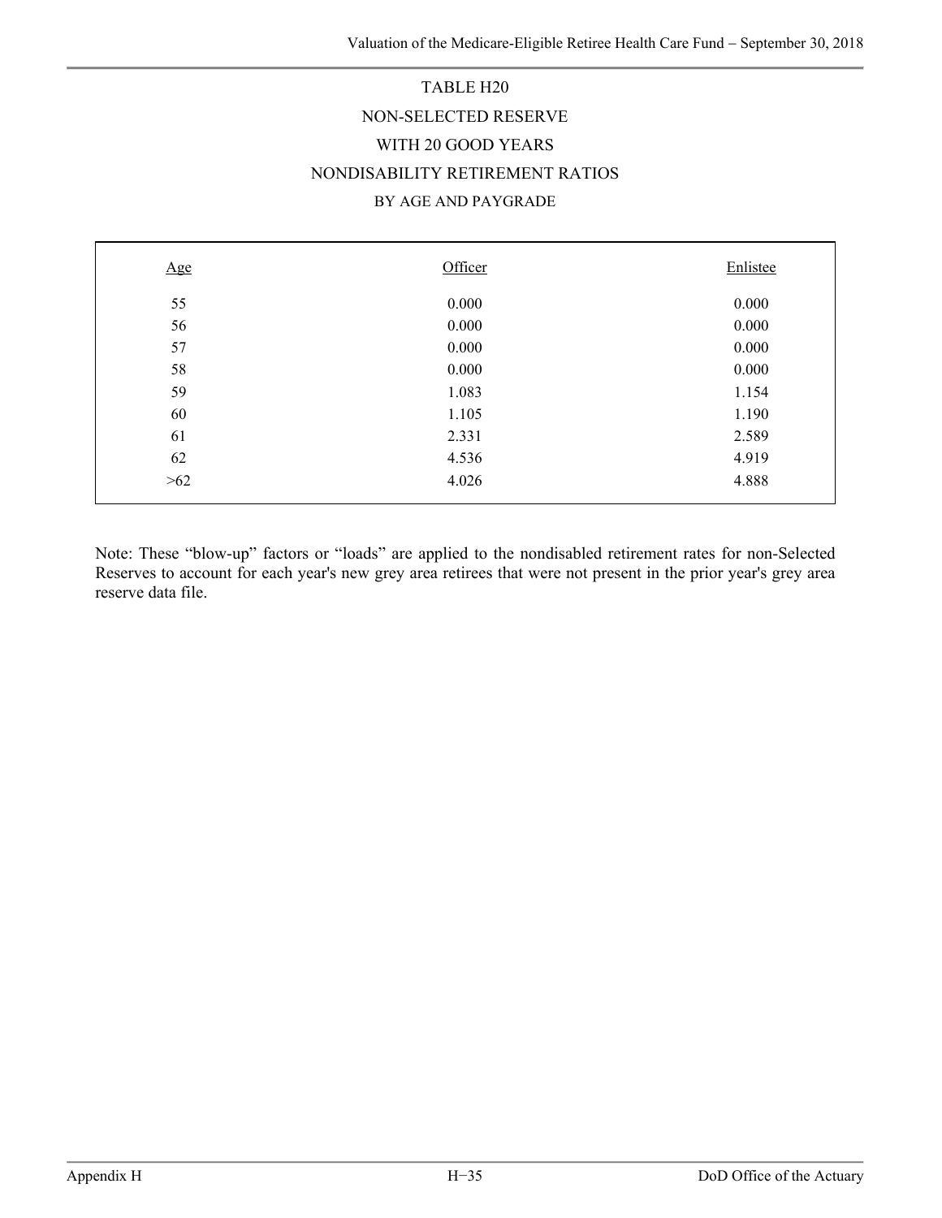# TABLE H20

## NON-SELECTED RESERVE

## WITH 20 GOOD YEARS

## NONDISABILITY RETIREMENT RATIOS

### BY AGE AND PAYGRADE

| Age | Officer | Enlistee |
|---|---|---|
| 55 | 0.000 | 0.000 |
| 56 | 0.000 | 0.000 |
| 57 | 0.000 | 0.000 |
| 58 | 0.000 | 0.000 |
| 59 | 1.083 | 1.154 |
| 60 | 1.105 | 1.190 |
| 61 | 2.331 | 2.589 |
| 62 | 4.536 | 4.919 |
| >62 | 4.026 | 4.888 |

Note: These "blow-up" factors or "loads" are applied to the nondisabled retirement rates for non-Selected Reserves to account for each year's new grey area retirees that were not present in the prior year's grey area reserve data file.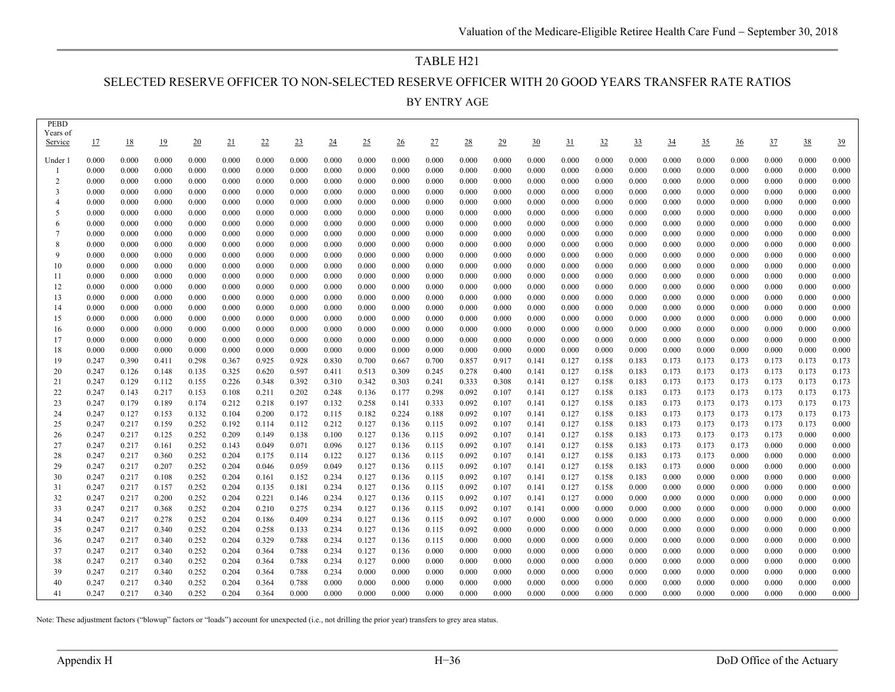## TABLE H21

## SELECTED RESERVE OFFICER TO NON-SELECTED RESERVE OFFICER WITH 20 GOOD YEARS TRANSFER RATE RATIOS

### BY ENTRY AGE

| PEBD Years of Service | 17 | 18 | 19 | 20 | 21 | 22 | 23 | 24 | 25 | 26 | 27 | 28 | 29 | 30 | 31 | 32 | 33 | 34 | 35 | 36 | 37 | 38 | 39 |
|---|---|---|---|---|---|---|---|---|---|---|---|---|---|---|---|---|---|---|---|---|---|---|---|
| Under 1 | 0.000 | 0.000 | 0.000 | 0.000 | 0.000 | 0.000 | 0.000 | 0.000 | 0.000 | 0.000 | 0.000 | 0.000 | 0.000 | 0.000 | 0.000 | 0.000 | 0.000 | 0.000 | 0.000 | 0.000 | 0.000 | 0.000 | 0.000 |
| 1 | 0.000 | 0.000 | 0.000 | 0.000 | 0.000 | 0.000 | 0.000 | 0.000 | 0.000 | 0.000 | 0.000 | 0.000 | 0.000 | 0.000 | 0.000 | 0.000 | 0.000 | 0.000 | 0.000 | 0.000 | 0.000 | 0.000 | 0.000 |
| 2 | 0.000 | 0.000 | 0.000 | 0.000 | 0.000 | 0.000 | 0.000 | 0.000 | 0.000 | 0.000 | 0.000 | 0.000 | 0.000 | 0.000 | 0.000 | 0.000 | 0.000 | 0.000 | 0.000 | 0.000 | 0.000 | 0.000 | 0.000 |
| 3 | 0.000 | 0.000 | 0.000 | 0.000 | 0.000 | 0.000 | 0.000 | 0.000 | 0.000 | 0.000 | 0.000 | 0.000 | 0.000 | 0.000 | 0.000 | 0.000 | 0.000 | 0.000 | 0.000 | 0.000 | 0.000 | 0.000 | 0.000 |
| 4 | 0.000 | 0.000 | 0.000 | 0.000 | 0.000 | 0.000 | 0.000 | 0.000 | 0.000 | 0.000 | 0.000 | 0.000 | 0.000 | 0.000 | 0.000 | 0.000 | 0.000 | 0.000 | 0.000 | 0.000 | 0.000 | 0.000 | 0.000 |
| 5 | 0.000 | 0.000 | 0.000 | 0.000 | 0.000 | 0.000 | 0.000 | 0.000 | 0.000 | 0.000 | 0.000 | 0.000 | 0.000 | 0.000 | 0.000 | 0.000 | 0.000 | 0.000 | 0.000 | 0.000 | 0.000 | 0.000 | 0.000 |
| 6 | 0.000 | 0.000 | 0.000 | 0.000 | 0.000 | 0.000 | 0.000 | 0.000 | 0.000 | 0.000 | 0.000 | 0.000 | 0.000 | 0.000 | 0.000 | 0.000 | 0.000 | 0.000 | 0.000 | 0.000 | 0.000 | 0.000 | 0.000 |
| 7 | 0.000 | 0.000 | 0.000 | 0.000 | 0.000 | 0.000 | 0.000 | 0.000 | 0.000 | 0.000 | 0.000 | 0.000 | 0.000 | 0.000 | 0.000 | 0.000 | 0.000 | 0.000 | 0.000 | 0.000 | 0.000 | 0.000 | 0.000 |
| 8 | 0.000 | 0.000 | 0.000 | 0.000 | 0.000 | 0.000 | 0.000 | 0.000 | 0.000 | 0.000 | 0.000 | 0.000 | 0.000 | 0.000 | 0.000 | 0.000 | 0.000 | 0.000 | 0.000 | 0.000 | 0.000 | 0.000 | 0.000 |
| 9 | 0.000 | 0.000 | 0.000 | 0.000 | 0.000 | 0.000 | 0.000 | 0.000 | 0.000 | 0.000 | 0.000 | 0.000 | 0.000 | 0.000 | 0.000 | 0.000 | 0.000 | 0.000 | 0.000 | 0.000 | 0.000 | 0.000 | 0.000 |
| 10 | 0.000 | 0.000 | 0.000 | 0.000 | 0.000 | 0.000 | 0.000 | 0.000 | 0.000 | 0.000 | 0.000 | 0.000 | 0.000 | 0.000 | 0.000 | 0.000 | 0.000 | 0.000 | 0.000 | 0.000 | 0.000 | 0.000 | 0.000 |
| 11 | 0.000 | 0.000 | 0.000 | 0.000 | 0.000 | 0.000 | 0.000 | 0.000 | 0.000 | 0.000 | 0.000 | 0.000 | 0.000 | 0.000 | 0.000 | 0.000 | 0.000 | 0.000 | 0.000 | 0.000 | 0.000 | 0.000 | 0.000 |
| 12 | 0.000 | 0.000 | 0.000 | 0.000 | 0.000 | 0.000 | 0.000 | 0.000 | 0.000 | 0.000 | 0.000 | 0.000 | 0.000 | 0.000 | 0.000 | 0.000 | 0.000 | 0.000 | 0.000 | 0.000 | 0.000 | 0.000 | 0.000 |
| 13 | 0.000 | 0.000 | 0.000 | 0.000 | 0.000 | 0.000 | 0.000 | 0.000 | 0.000 | 0.000 | 0.000 | 0.000 | 0.000 | 0.000 | 0.000 | 0.000 | 0.000 | 0.000 | 0.000 | 0.000 | 0.000 | 0.000 | 0.000 |
| 14 | 0.000 | 0.000 | 0.000 | 0.000 | 0.000 | 0.000 | 0.000 | 0.000 | 0.000 | 0.000 | 0.000 | 0.000 | 0.000 | 0.000 | 0.000 | 0.000 | 0.000 | 0.000 | 0.000 | 0.000 | 0.000 | 0.000 | 0.000 |
| 15 | 0.000 | 0.000 | 0.000 | 0.000 | 0.000 | 0.000 | 0.000 | 0.000 | 0.000 | 0.000 | 0.000 | 0.000 | 0.000 | 0.000 | 0.000 | 0.000 | 0.000 | 0.000 | 0.000 | 0.000 | 0.000 | 0.000 | 0.000 |
| 16 | 0.000 | 0.000 | 0.000 | 0.000 | 0.000 | 0.000 | 0.000 | 0.000 | 0.000 | 0.000 | 0.000 | 0.000 | 0.000 | 0.000 | 0.000 | 0.000 | 0.000 | 0.000 | 0.000 | 0.000 | 0.000 | 0.000 | 0.000 |
| 17 | 0.000 | 0.000 | 0.000 | 0.000 | 0.000 | 0.000 | 0.000 | 0.000 | 0.000 | 0.000 | 0.000 | 0.000 | 0.000 | 0.000 | 0.000 | 0.000 | 0.000 | 0.000 | 0.000 | 0.000 | 0.000 | 0.000 | 0.000 |
| 18 | 0.000 | 0.000 | 0.000 | 0.000 | 0.000 | 0.000 | 0.000 | 0.000 | 0.000 | 0.000 | 0.000 | 0.000 | 0.000 | 0.000 | 0.000 | 0.000 | 0.000 | 0.000 | 0.000 | 0.000 | 0.000 | 0.000 | 0.000 |
| 19 | 0.247 | 0.390 | 0.411 | 0.298 | 0.367 | 0.925 | 0.928 | 0.830 | 0.700 | 0.667 | 0.700 | 0.857 | 0.917 | 0.141 | 0.127 | 0.158 | 0.183 | 0.173 | 0.173 | 0.173 | 0.173 | 0.173 | 0.173 |
| 20 | 0.247 | 0.126 | 0.148 | 0.135 | 0.325 | 0.620 | 0.597 | 0.411 | 0.513 | 0.309 | 0.245 | 0.278 | 0.400 | 0.141 | 0.127 | 0.158 | 0.183 | 0.173 | 0.173 | 0.173 | 0.173 | 0.173 | 0.173 |
| 21 | 0.247 | 0.129 | 0.112 | 0.155 | 0.226 | 0.348 | 0.392 | 0.310 | 0.342 | 0.303 | 0.241 | 0.333 | 0.308 | 0.141 | 0.127 | 0.158 | 0.183 | 0.173 | 0.173 | 0.173 | 0.173 | 0.173 | 0.173 |
| 22 | 0.247 | 0.143 | 0.217 | 0.153 | 0.108 | 0.211 | 0.202 | 0.248 | 0.136 | 0.177 | 0.298 | 0.092 | 0.107 | 0.141 | 0.127 | 0.158 | 0.183 | 0.173 | 0.173 | 0.173 | 0.173 | 0.173 | 0.173 |
| 23 | 0.247 | 0.179 | 0.189 | 0.174 | 0.212 | 0.218 | 0.197 | 0.132 | 0.258 | 0.141 | 0.333 | 0.092 | 0.107 | 0.141 | 0.127 | 0.158 | 0.183 | 0.173 | 0.173 | 0.173 | 0.173 | 0.173 | 0.173 |
| 24 | 0.247 | 0.127 | 0.153 | 0.132 | 0.104 | 0.200 | 0.172 | 0.115 | 0.182 | 0.224 | 0.188 | 0.092 | 0.107 | 0.141 | 0.127 | 0.158 | 0.183 | 0.173 | 0.173 | 0.173 | 0.173 | 0.173 | 0.173 |
| 25 | 0.247 | 0.217 | 0.159 | 0.252 | 0.192 | 0.114 | 0.112 | 0.212 | 0.127 | 0.136 | 0.115 | 0.092 | 0.107 | 0.141 | 0.127 | 0.158 | 0.183 | 0.173 | 0.173 | 0.173 | 0.173 | 0.173 | 0.000 |
| 26 | 0.247 | 0.217 | 0.125 | 0.252 | 0.209 | 0.149 | 0.138 | 0.100 | 0.127 | 0.136 | 0.115 | 0.092 | 0.107 | 0.141 | 0.127 | 0.158 | 0.183 | 0.173 | 0.173 | 0.173 | 0.173 | 0.000 | 0.000 |
| 27 | 0.247 | 0.217 | 0.161 | 0.252 | 0.143 | 0.049 | 0.071 | 0.096 | 0.127 | 0.136 | 0.115 | 0.092 | 0.107 | 0.141 | 0.127 | 0.158 | 0.183 | 0.173 | 0.173 | 0.173 | 0.000 | 0.000 | 0.000 |
| 28 | 0.247 | 0.217 | 0.360 | 0.252 | 0.204 | 0.175 | 0.114 | 0.122 | 0.127 | 0.136 | 0.115 | 0.092 | 0.107 | 0.141 | 0.127 | 0.158 | 0.183 | 0.173 | 0.173 | 0.000 | 0.000 | 0.000 | 0.000 |
| 29 | 0.247 | 0.217 | 0.207 | 0.252 | 0.204 | 0.046 | 0.059 | 0.049 | 0.127 | 0.136 | 0.115 | 0.092 | 0.107 | 0.141 | 0.127 | 0.158 | 0.183 | 0.173 | 0.000 | 0.000 | 0.000 | 0.000 | 0.000 |
| 30 | 0.247 | 0.217 | 0.108 | 0.252 | 0.204 | 0.161 | 0.152 | 0.234 | 0.127 | 0.136 | 0.115 | 0.092 | 0.107 | 0.141 | 0.127 | 0.158 | 0.183 | 0.000 | 0.000 | 0.000 | 0.000 | 0.000 | 0.000 |
| 31 | 0.247 | 0.217 | 0.157 | 0.252 | 0.204 | 0.135 | 0.181 | 0.234 | 0.127 | 0.136 | 0.115 | 0.092 | 0.107 | 0.141 | 0.127 | 0.158 | 0.000 | 0.000 | 0.000 | 0.000 | 0.000 | 0.000 | 0.000 |
| 32 | 0.247 | 0.217 | 0.200 | 0.252 | 0.204 | 0.221 | 0.146 | 0.234 | 0.127 | 0.136 | 0.115 | 0.092 | 0.107 | 0.141 | 0.127 | 0.000 | 0.000 | 0.000 | 0.000 | 0.000 | 0.000 | 0.000 | 0.000 |
| 33 | 0.247 | 0.217 | 0.368 | 0.252 | 0.204 | 0.210 | 0.275 | 0.234 | 0.127 | 0.136 | 0.115 | 0.092 | 0.107 | 0.141 | 0.000 | 0.000 | 0.000 | 0.000 | 0.000 | 0.000 | 0.000 | 0.000 | 0.000 |
| 34 | 0.247 | 0.217 | 0.278 | 0.252 | 0.204 | 0.186 | 0.409 | 0.234 | 0.127 | 0.136 | 0.115 | 0.092 | 0.107 | 0.000 | 0.000 | 0.000 | 0.000 | 0.000 | 0.000 | 0.000 | 0.000 | 0.000 | 0.000 |
| 35 | 0.247 | 0.217 | 0.340 | 0.252 | 0.204 | 0.258 | 0.133 | 0.234 | 0.127 | 0.136 | 0.115 | 0.092 | 0.000 | 0.000 | 0.000 | 0.000 | 0.000 | 0.000 | 0.000 | 0.000 | 0.000 | 0.000 | 0.000 |
| 36 | 0.247 | 0.217 | 0.340 | 0.252 | 0.204 | 0.329 | 0.788 | 0.234 | 0.127 | 0.136 | 0.115 | 0.000 | 0.000 | 0.000 | 0.000 | 0.000 | 0.000 | 0.000 | 0.000 | 0.000 | 0.000 | 0.000 | 0.000 |
| 37 | 0.247 | 0.217 | 0.340 | 0.252 | 0.204 | 0.364 | 0.788 | 0.234 | 0.127 | 0.136 | 0.000 | 0.000 | 0.000 | 0.000 | 0.000 | 0.000 | 0.000 | 0.000 | 0.000 | 0.000 | 0.000 | 0.000 | 0.000 |
| 38 | 0.247 | 0.217 | 0.340 | 0.252 | 0.204 | 0.364 | 0.788 | 0.234 | 0.127 | 0.000 | 0.000 | 0.000 | 0.000 | 0.000 | 0.000 | 0.000 | 0.000 | 0.000 | 0.000 | 0.000 | 0.000 | 0.000 | 0.000 |
| 39 | 0.247 | 0.217 | 0.340 | 0.252 | 0.204 | 0.364 | 0.788 | 0.234 | 0.000 | 0.000 | 0.000 | 0.000 | 0.000 | 0.000 | 0.000 | 0.000 | 0.000 | 0.000 | 0.000 | 0.000 | 0.000 | 0.000 | 0.000 |
| 40 | 0.247 | 0.217 | 0.340 | 0.252 | 0.204 | 0.364 | 0.788 | 0.000 | 0.000 | 0.000 | 0.000 | 0.000 | 0.000 | 0.000 | 0.000 | 0.000 | 0.000 | 0.000 | 0.000 | 0.000 | 0.000 | 0.000 | 0.000 |
| 41 | 0.247 | 0.217 | 0.340 | 0.252 | 0.204 | 0.364 | 0.000 | 0.000 | 0.000 | 0.000 | 0.000 | 0.000 | 0.000 | 0.000 | 0.000 | 0.000 | 0.000 | 0.000 | 0.000 | 0.000 | 0.000 | 0.000 | 0.000 |

Note: These adjustment factors ("blowup" factors or "loads") account for unexpected (i.e., not drilling the prior year) transfers to grey area status.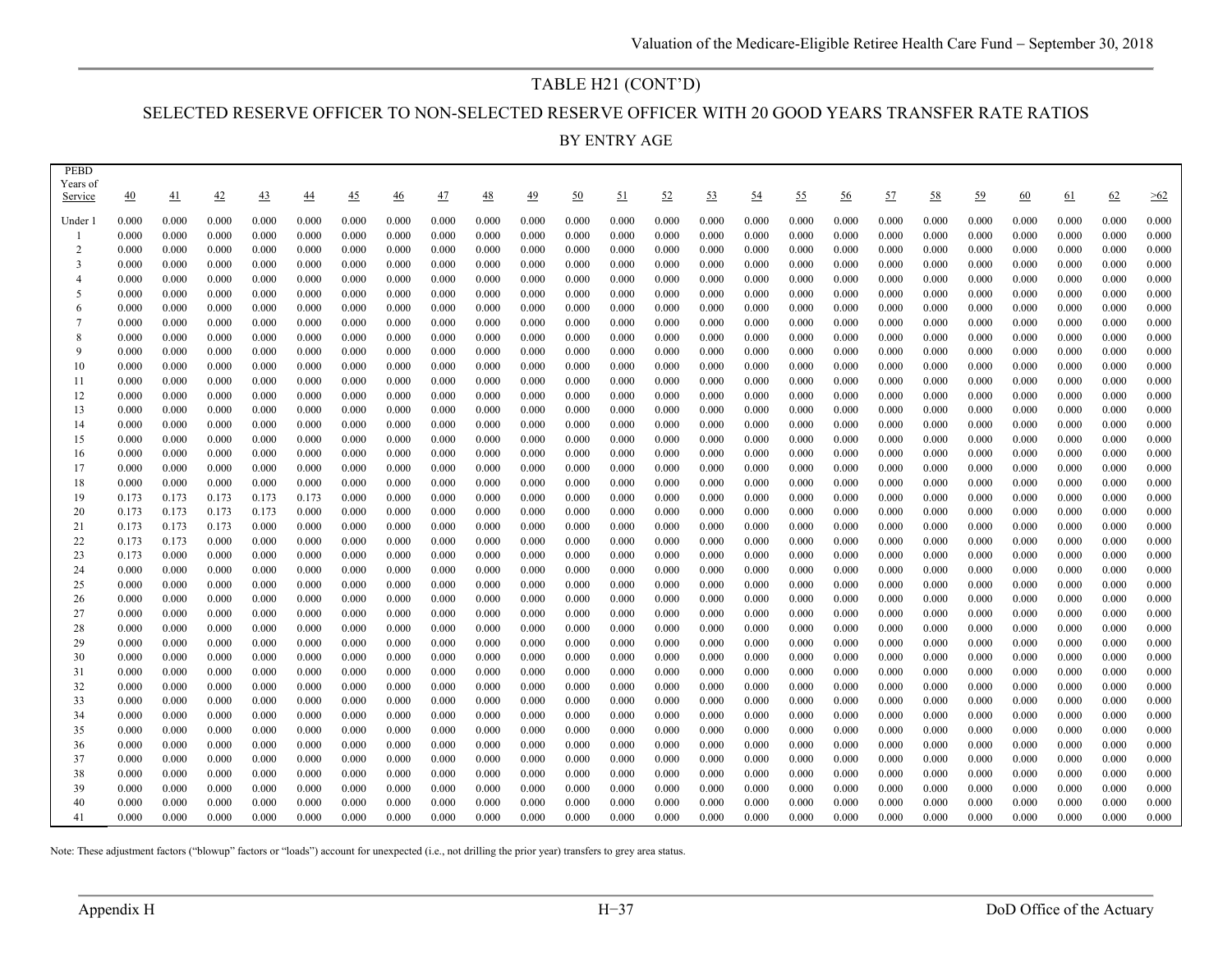# TABLE H21 (CONT'D)

## SELECTED RESERVE OFFICER TO NON-SELECTED RESERVE OFFICER WITH 20 GOOD YEARS TRANSFER RATE RATIOS

### BY ENTRY AGE

| PEBD Years of Service | 40 | 41 | 42 | 43 | 44 | 45 | 46 | 47 | 48 | 49 | 50 | 51 | 52 | 53 | 54 | 55 | 56 | 57 | 58 | 59 | 60 | 61 | 62 | >62 |
|---|---|---|---|---|---|---|---|---|---|---|---|---|---|---|---|---|---|---|---|---|---|---|---|---|
| Under 1 | 0.000 | 0.000 | 0.000 | 0.000 | 0.000 | 0.000 | 0.000 | 0.000 | 0.000 | 0.000 | 0.000 | 0.000 | 0.000 | 0.000 | 0.000 | 0.000 | 0.000 | 0.000 | 0.000 | 0.000 | 0.000 | 0.000 | 0.000 | 0.000 |
| 1 | 0.000 | 0.000 | 0.000 | 0.000 | 0.000 | 0.000 | 0.000 | 0.000 | 0.000 | 0.000 | 0.000 | 0.000 | 0.000 | 0.000 | 0.000 | 0.000 | 0.000 | 0.000 | 0.000 | 0.000 | 0.000 | 0.000 | 0.000 | 0.000 |
| 2 | 0.000 | 0.000 | 0.000 | 0.000 | 0.000 | 0.000 | 0.000 | 0.000 | 0.000 | 0.000 | 0.000 | 0.000 | 0.000 | 0.000 | 0.000 | 0.000 | 0.000 | 0.000 | 0.000 | 0.000 | 0.000 | 0.000 | 0.000 | 0.000 |
| 3 | 0.000 | 0.000 | 0.000 | 0.000 | 0.000 | 0.000 | 0.000 | 0.000 | 0.000 | 0.000 | 0.000 | 0.000 | 0.000 | 0.000 | 0.000 | 0.000 | 0.000 | 0.000 | 0.000 | 0.000 | 0.000 | 0.000 | 0.000 | 0.000 |
| 4 | 0.000 | 0.000 | 0.000 | 0.000 | 0.000 | 0.000 | 0.000 | 0.000 | 0.000 | 0.000 | 0.000 | 0.000 | 0.000 | 0.000 | 0.000 | 0.000 | 0.000 | 0.000 | 0.000 | 0.000 | 0.000 | 0.000 | 0.000 | 0.000 |
| 5 | 0.000 | 0.000 | 0.000 | 0.000 | 0.000 | 0.000 | 0.000 | 0.000 | 0.000 | 0.000 | 0.000 | 0.000 | 0.000 | 0.000 | 0.000 | 0.000 | 0.000 | 0.000 | 0.000 | 0.000 | 0.000 | 0.000 | 0.000 | 0.000 |
| 6 | 0.000 | 0.000 | 0.000 | 0.000 | 0.000 | 0.000 | 0.000 | 0.000 | 0.000 | 0.000 | 0.000 | 0.000 | 0.000 | 0.000 | 0.000 | 0.000 | 0.000 | 0.000 | 0.000 | 0.000 | 0.000 | 0.000 | 0.000 | 0.000 |
| 7 | 0.000 | 0.000 | 0.000 | 0.000 | 0.000 | 0.000 | 0.000 | 0.000 | 0.000 | 0.000 | 0.000 | 0.000 | 0.000 | 0.000 | 0.000 | 0.000 | 0.000 | 0.000 | 0.000 | 0.000 | 0.000 | 0.000 | 0.000 | 0.000 |
| 8 | 0.000 | 0.000 | 0.000 | 0.000 | 0.000 | 0.000 | 0.000 | 0.000 | 0.000 | 0.000 | 0.000 | 0.000 | 0.000 | 0.000 | 0.000 | 0.000 | 0.000 | 0.000 | 0.000 | 0.000 | 0.000 | 0.000 | 0.000 | 0.000 |
| 9 | 0.000 | 0.000 | 0.000 | 0.000 | 0.000 | 0.000 | 0.000 | 0.000 | 0.000 | 0.000 | 0.000 | 0.000 | 0.000 | 0.000 | 0.000 | 0.000 | 0.000 | 0.000 | 0.000 | 0.000 | 0.000 | 0.000 | 0.000 | 0.000 |
| 10 | 0.000 | 0.000 | 0.000 | 0.000 | 0.000 | 0.000 | 0.000 | 0.000 | 0.000 | 0.000 | 0.000 | 0.000 | 0.000 | 0.000 | 0.000 | 0.000 | 0.000 | 0.000 | 0.000 | 0.000 | 0.000 | 0.000 | 0.000 | 0.000 |
| 11 | 0.000 | 0.000 | 0.000 | 0.000 | 0.000 | 0.000 | 0.000 | 0.000 | 0.000 | 0.000 | 0.000 | 0.000 | 0.000 | 0.000 | 0.000 | 0.000 | 0.000 | 0.000 | 0.000 | 0.000 | 0.000 | 0.000 | 0.000 | 0.000 |
| 12 | 0.000 | 0.000 | 0.000 | 0.000 | 0.000 | 0.000 | 0.000 | 0.000 | 0.000 | 0.000 | 0.000 | 0.000 | 0.000 | 0.000 | 0.000 | 0.000 | 0.000 | 0.000 | 0.000 | 0.000 | 0.000 | 0.000 | 0.000 | 0.000 |
| 13 | 0.000 | 0.000 | 0.000 | 0.000 | 0.000 | 0.000 | 0.000 | 0.000 | 0.000 | 0.000 | 0.000 | 0.000 | 0.000 | 0.000 | 0.000 | 0.000 | 0.000 | 0.000 | 0.000 | 0.000 | 0.000 | 0.000 | 0.000 | 0.000 |
| 14 | 0.000 | 0.000 | 0.000 | 0.000 | 0.000 | 0.000 | 0.000 | 0.000 | 0.000 | 0.000 | 0.000 | 0.000 | 0.000 | 0.000 | 0.000 | 0.000 | 0.000 | 0.000 | 0.000 | 0.000 | 0.000 | 0.000 | 0.000 | 0.000 |
| 15 | 0.000 | 0.000 | 0.000 | 0.000 | 0.000 | 0.000 | 0.000 | 0.000 | 0.000 | 0.000 | 0.000 | 0.000 | 0.000 | 0.000 | 0.000 | 0.000 | 0.000 | 0.000 | 0.000 | 0.000 | 0.000 | 0.000 | 0.000 | 0.000 |
| 16 | 0.000 | 0.000 | 0.000 | 0.000 | 0.000 | 0.000 | 0.000 | 0.000 | 0.000 | 0.000 | 0.000 | 0.000 | 0.000 | 0.000 | 0.000 | 0.000 | 0.000 | 0.000 | 0.000 | 0.000 | 0.000 | 0.000 | 0.000 | 0.000 |
| 17 | 0.000 | 0.000 | 0.000 | 0.000 | 0.000 | 0.000 | 0.000 | 0.000 | 0.000 | 0.000 | 0.000 | 0.000 | 0.000 | 0.000 | 0.000 | 0.000 | 0.000 | 0.000 | 0.000 | 0.000 | 0.000 | 0.000 | 0.000 | 0.000 |
| 18 | 0.000 | 0.000 | 0.000 | 0.000 | 0.000 | 0.000 | 0.000 | 0.000 | 0.000 | 0.000 | 0.000 | 0.000 | 0.000 | 0.000 | 0.000 | 0.000 | 0.000 | 0.000 | 0.000 | 0.000 | 0.000 | 0.000 | 0.000 | 0.000 |
| 19 | 0.173 | 0.173 | 0.173 | 0.173 | 0.173 | 0.000 | 0.000 | 0.000 | 0.000 | 0.000 | 0.000 | 0.000 | 0.000 | 0.000 | 0.000 | 0.000 | 0.000 | 0.000 | 0.000 | 0.000 | 0.000 | 0.000 | 0.000 | 0.000 |
| 20 | 0.173 | 0.173 | 0.173 | 0.173 | 0.000 | 0.000 | 0.000 | 0.000 | 0.000 | 0.000 | 0.000 | 0.000 | 0.000 | 0.000 | 0.000 | 0.000 | 0.000 | 0.000 | 0.000 | 0.000 | 0.000 | 0.000 | 0.000 | 0.000 |
| 21 | 0.173 | 0.173 | 0.173 | 0.000 | 0.000 | 0.000 | 0.000 | 0.000 | 0.000 | 0.000 | 0.000 | 0.000 | 0.000 | 0.000 | 0.000 | 0.000 | 0.000 | 0.000 | 0.000 | 0.000 | 0.000 | 0.000 | 0.000 | 0.000 |
| 22 | 0.173 | 0.173 | 0.000 | 0.000 | 0.000 | 0.000 | 0.000 | 0.000 | 0.000 | 0.000 | 0.000 | 0.000 | 0.000 | 0.000 | 0.000 | 0.000 | 0.000 | 0.000 | 0.000 | 0.000 | 0.000 | 0.000 | 0.000 | 0.000 |
| 23 | 0.173 | 0.000 | 0.000 | 0.000 | 0.000 | 0.000 | 0.000 | 0.000 | 0.000 | 0.000 | 0.000 | 0.000 | 0.000 | 0.000 | 0.000 | 0.000 | 0.000 | 0.000 | 0.000 | 0.000 | 0.000 | 0.000 | 0.000 | 0.000 |
| 24 | 0.000 | 0.000 | 0.000 | 0.000 | 0.000 | 0.000 | 0.000 | 0.000 | 0.000 | 0.000 | 0.000 | 0.000 | 0.000 | 0.000 | 0.000 | 0.000 | 0.000 | 0.000 | 0.000 | 0.000 | 0.000 | 0.000 | 0.000 | 0.000 |
| 25 | 0.000 | 0.000 | 0.000 | 0.000 | 0.000 | 0.000 | 0.000 | 0.000 | 0.000 | 0.000 | 0.000 | 0.000 | 0.000 | 0.000 | 0.000 | 0.000 | 0.000 | 0.000 | 0.000 | 0.000 | 0.000 | 0.000 | 0.000 | 0.000 |
| 26 | 0.000 | 0.000 | 0.000 | 0.000 | 0.000 | 0.000 | 0.000 | 0.000 | 0.000 | 0.000 | 0.000 | 0.000 | 0.000 | 0.000 | 0.000 | 0.000 | 0.000 | 0.000 | 0.000 | 0.000 | 0.000 | 0.000 | 0.000 | 0.000 |
| 27 | 0.000 | 0.000 | 0.000 | 0.000 | 0.000 | 0.000 | 0.000 | 0.000 | 0.000 | 0.000 | 0.000 | 0.000 | 0.000 | 0.000 | 0.000 | 0.000 | 0.000 | 0.000 | 0.000 | 0.000 | 0.000 | 0.000 | 0.000 | 0.000 |
| 28 | 0.000 | 0.000 | 0.000 | 0.000 | 0.000 | 0.000 | 0.000 | 0.000 | 0.000 | 0.000 | 0.000 | 0.000 | 0.000 | 0.000 | 0.000 | 0.000 | 0.000 | 0.000 | 0.000 | 0.000 | 0.000 | 0.000 | 0.000 | 0.000 |
| 29 | 0.000 | 0.000 | 0.000 | 0.000 | 0.000 | 0.000 | 0.000 | 0.000 | 0.000 | 0.000 | 0.000 | 0.000 | 0.000 | 0.000 | 0.000 | 0.000 | 0.000 | 0.000 | 0.000 | 0.000 | 0.000 | 0.000 | 0.000 | 0.000 |
| 30 | 0.000 | 0.000 | 0.000 | 0.000 | 0.000 | 0.000 | 0.000 | 0.000 | 0.000 | 0.000 | 0.000 | 0.000 | 0.000 | 0.000 | 0.000 | 0.000 | 0.000 | 0.000 | 0.000 | 0.000 | 0.000 | 0.000 | 0.000 | 0.000 |
| 31 | 0.000 | 0.000 | 0.000 | 0.000 | 0.000 | 0.000 | 0.000 | 0.000 | 0.000 | 0.000 | 0.000 | 0.000 | 0.000 | 0.000 | 0.000 | 0.000 | 0.000 | 0.000 | 0.000 | 0.000 | 0.000 | 0.000 | 0.000 | 0.000 |
| 32 | 0.000 | 0.000 | 0.000 | 0.000 | 0.000 | 0.000 | 0.000 | 0.000 | 0.000 | 0.000 | 0.000 | 0.000 | 0.000 | 0.000 | 0.000 | 0.000 | 0.000 | 0.000 | 0.000 | 0.000 | 0.000 | 0.000 | 0.000 | 0.000 |
| 33 | 0.000 | 0.000 | 0.000 | 0.000 | 0.000 | 0.000 | 0.000 | 0.000 | 0.000 | 0.000 | 0.000 | 0.000 | 0.000 | 0.000 | 0.000 | 0.000 | 0.000 | 0.000 | 0.000 | 0.000 | 0.000 | 0.000 | 0.000 | 0.000 |
| 34 | 0.000 | 0.000 | 0.000 | 0.000 | 0.000 | 0.000 | 0.000 | 0.000 | 0.000 | 0.000 | 0.000 | 0.000 | 0.000 | 0.000 | 0.000 | 0.000 | 0.000 | 0.000 | 0.000 | 0.000 | 0.000 | 0.000 | 0.000 | 0.000 |
| 35 | 0.000 | 0.000 | 0.000 | 0.000 | 0.000 | 0.000 | 0.000 | 0.000 | 0.000 | 0.000 | 0.000 | 0.000 | 0.000 | 0.000 | 0.000 | 0.000 | 0.000 | 0.000 | 0.000 | 0.000 | 0.000 | 0.000 | 0.000 | 0.000 |
| 36 | 0.000 | 0.000 | 0.000 | 0.000 | 0.000 | 0.000 | 0.000 | 0.000 | 0.000 | 0.000 | 0.000 | 0.000 | 0.000 | 0.000 | 0.000 | 0.000 | 0.000 | 0.000 | 0.000 | 0.000 | 0.000 | 0.000 | 0.000 | 0.000 |
| 37 | 0.000 | 0.000 | 0.000 | 0.000 | 0.000 | 0.000 | 0.000 | 0.000 | 0.000 | 0.000 | 0.000 | 0.000 | 0.000 | 0.000 | 0.000 | 0.000 | 0.000 | 0.000 | 0.000 | 0.000 | 0.000 | 0.000 | 0.000 | 0.000 |
| 38 | 0.000 | 0.000 | 0.000 | 0.000 | 0.000 | 0.000 | 0.000 | 0.000 | 0.000 | 0.000 | 0.000 | 0.000 | 0.000 | 0.000 | 0.000 | 0.000 | 0.000 | 0.000 | 0.000 | 0.000 | 0.000 | 0.000 | 0.000 | 0.000 |
| 39 | 0.000 | 0.000 | 0.000 | 0.000 | 0.000 | 0.000 | 0.000 | 0.000 | 0.000 | 0.000 | 0.000 | 0.000 | 0.000 | 0.000 | 0.000 | 0.000 | 0.000 | 0.000 | 0.000 | 0.000 | 0.000 | 0.000 | 0.000 | 0.000 |
| 40 | 0.000 | 0.000 | 0.000 | 0.000 | 0.000 | 0.000 | 0.000 | 0.000 | 0.000 | 0.000 | 0.000 | 0.000 | 0.000 | 0.000 | 0.000 | 0.000 | 0.000 | 0.000 | 0.000 | 0.000 | 0.000 | 0.000 | 0.000 | 0.000 |
| 41 | 0.000 | 0.000 | 0.000 | 0.000 | 0.000 | 0.000 | 0.000 | 0.000 | 0.000 | 0.000 | 0.000 | 0.000 | 0.000 | 0.000 | 0.000 | 0.000 | 0.000 | 0.000 | 0.000 | 0.000 | 0.000 | 0.000 | 0.000 | 0.000 |

Note: These adjustment factors ("blowup" factors or "loads") account for unexpected (i.e., not drilling the prior year) transfers to grey area status.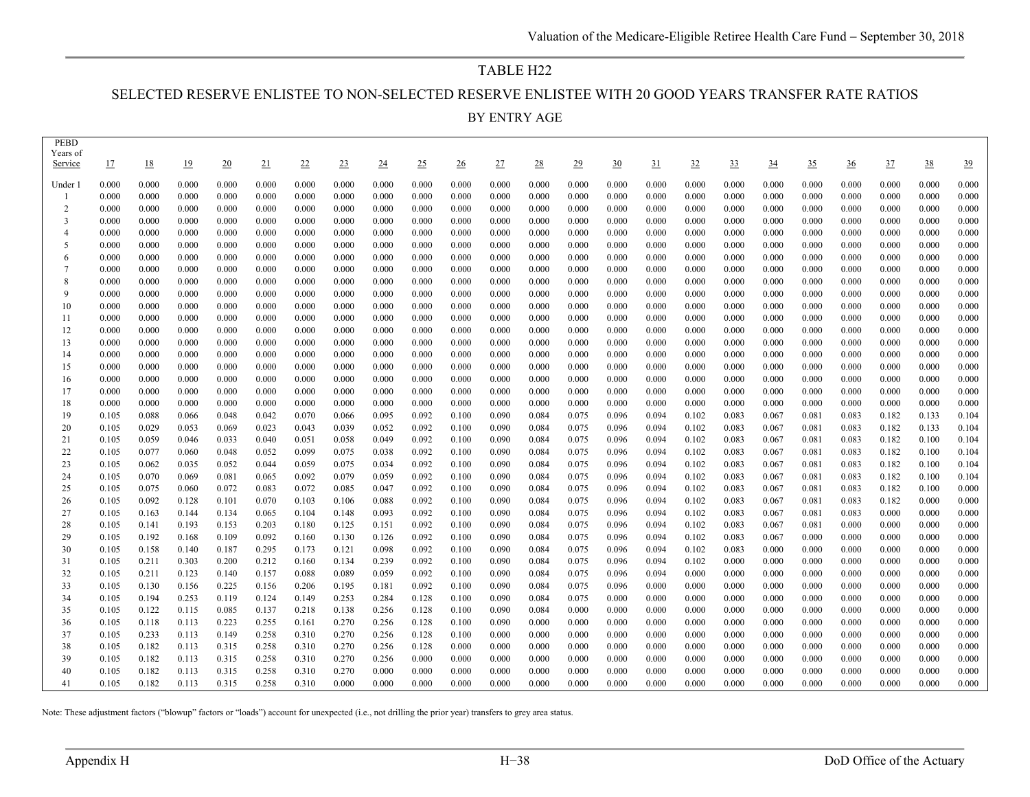## TABLE H22

### SELECTED RESERVE ENLISTEE TO NON-SELECTED RESERVE ENLISTEE WITH 20 GOOD YEARS TRANSFER RATE RATIOS

### BY ENTRY AGE

| PEBD Years of Service | 17 | 18 | 19 | 20 | 21 | 22 | 23 | 24 | 25 | 26 | 27 | 28 | 29 | 30 | 31 | 32 | 33 | 34 | 35 | 36 | 37 | 38 | 39 |
|---|---|---|---|---|---|---|---|---|---|---|---|---|---|---|---|---|---|---|---|---|---|---|---|
| Under 1 | 0.000 | 0.000 | 0.000 | 0.000 | 0.000 | 0.000 | 0.000 | 0.000 | 0.000 | 0.000 | 0.000 | 0.000 | 0.000 | 0.000 | 0.000 | 0.000 | 0.000 | 0.000 | 0.000 | 0.000 | 0.000 | 0.000 | 0.000 |
| 1 | 0.000 | 0.000 | 0.000 | 0.000 | 0.000 | 0.000 | 0.000 | 0.000 | 0.000 | 0.000 | 0.000 | 0.000 | 0.000 | 0.000 | 0.000 | 0.000 | 0.000 | 0.000 | 0.000 | 0.000 | 0.000 | 0.000 | 0.000 |
| 2 | 0.000 | 0.000 | 0.000 | 0.000 | 0.000 | 0.000 | 0.000 | 0.000 | 0.000 | 0.000 | 0.000 | 0.000 | 0.000 | 0.000 | 0.000 | 0.000 | 0.000 | 0.000 | 0.000 | 0.000 | 0.000 | 0.000 | 0.000 |
| 3 | 0.000 | 0.000 | 0.000 | 0.000 | 0.000 | 0.000 | 0.000 | 0.000 | 0.000 | 0.000 | 0.000 | 0.000 | 0.000 | 0.000 | 0.000 | 0.000 | 0.000 | 0.000 | 0.000 | 0.000 | 0.000 | 0.000 | 0.000 |
| 4 | 0.000 | 0.000 | 0.000 | 0.000 | 0.000 | 0.000 | 0.000 | 0.000 | 0.000 | 0.000 | 0.000 | 0.000 | 0.000 | 0.000 | 0.000 | 0.000 | 0.000 | 0.000 | 0.000 | 0.000 | 0.000 | 0.000 | 0.000 |
| 5 | 0.000 | 0.000 | 0.000 | 0.000 | 0.000 | 0.000 | 0.000 | 0.000 | 0.000 | 0.000 | 0.000 | 0.000 | 0.000 | 0.000 | 0.000 | 0.000 | 0.000 | 0.000 | 0.000 | 0.000 | 0.000 | 0.000 | 0.000 |
| 6 | 0.000 | 0.000 | 0.000 | 0.000 | 0.000 | 0.000 | 0.000 | 0.000 | 0.000 | 0.000 | 0.000 | 0.000 | 0.000 | 0.000 | 0.000 | 0.000 | 0.000 | 0.000 | 0.000 | 0.000 | 0.000 | 0.000 | 0.000 |
| 7 | 0.000 | 0.000 | 0.000 | 0.000 | 0.000 | 0.000 | 0.000 | 0.000 | 0.000 | 0.000 | 0.000 | 0.000 | 0.000 | 0.000 | 0.000 | 0.000 | 0.000 | 0.000 | 0.000 | 0.000 | 0.000 | 0.000 | 0.000 |
| 8 | 0.000 | 0.000 | 0.000 | 0.000 | 0.000 | 0.000 | 0.000 | 0.000 | 0.000 | 0.000 | 0.000 | 0.000 | 0.000 | 0.000 | 0.000 | 0.000 | 0.000 | 0.000 | 0.000 | 0.000 | 0.000 | 0.000 | 0.000 |
| 9 | 0.000 | 0.000 | 0.000 | 0.000 | 0.000 | 0.000 | 0.000 | 0.000 | 0.000 | 0.000 | 0.000 | 0.000 | 0.000 | 0.000 | 0.000 | 0.000 | 0.000 | 0.000 | 0.000 | 0.000 | 0.000 | 0.000 | 0.000 |
| 10 | 0.000 | 0.000 | 0.000 | 0.000 | 0.000 | 0.000 | 0.000 | 0.000 | 0.000 | 0.000 | 0.000 | 0.000 | 0.000 | 0.000 | 0.000 | 0.000 | 0.000 | 0.000 | 0.000 | 0.000 | 0.000 | 0.000 | 0.000 |
| 11 | 0.000 | 0.000 | 0.000 | 0.000 | 0.000 | 0.000 | 0.000 | 0.000 | 0.000 | 0.000 | 0.000 | 0.000 | 0.000 | 0.000 | 0.000 | 0.000 | 0.000 | 0.000 | 0.000 | 0.000 | 0.000 | 0.000 | 0.000 |
| 12 | 0.000 | 0.000 | 0.000 | 0.000 | 0.000 | 0.000 | 0.000 | 0.000 | 0.000 | 0.000 | 0.000 | 0.000 | 0.000 | 0.000 | 0.000 | 0.000 | 0.000 | 0.000 | 0.000 | 0.000 | 0.000 | 0.000 | 0.000 |
| 13 | 0.000 | 0.000 | 0.000 | 0.000 | 0.000 | 0.000 | 0.000 | 0.000 | 0.000 | 0.000 | 0.000 | 0.000 | 0.000 | 0.000 | 0.000 | 0.000 | 0.000 | 0.000 | 0.000 | 0.000 | 0.000 | 0.000 | 0.000 |
| 14 | 0.000 | 0.000 | 0.000 | 0.000 | 0.000 | 0.000 | 0.000 | 0.000 | 0.000 | 0.000 | 0.000 | 0.000 | 0.000 | 0.000 | 0.000 | 0.000 | 0.000 | 0.000 | 0.000 | 0.000 | 0.000 | 0.000 | 0.000 |
| 15 | 0.000 | 0.000 | 0.000 | 0.000 | 0.000 | 0.000 | 0.000 | 0.000 | 0.000 | 0.000 | 0.000 | 0.000 | 0.000 | 0.000 | 0.000 | 0.000 | 0.000 | 0.000 | 0.000 | 0.000 | 0.000 | 0.000 | 0.000 |
| 16 | 0.000 | 0.000 | 0.000 | 0.000 | 0.000 | 0.000 | 0.000 | 0.000 | 0.000 | 0.000 | 0.000 | 0.000 | 0.000 | 0.000 | 0.000 | 0.000 | 0.000 | 0.000 | 0.000 | 0.000 | 0.000 | 0.000 | 0.000 |
| 17 | 0.000 | 0.000 | 0.000 | 0.000 | 0.000 | 0.000 | 0.000 | 0.000 | 0.000 | 0.000 | 0.000 | 0.000 | 0.000 | 0.000 | 0.000 | 0.000 | 0.000 | 0.000 | 0.000 | 0.000 | 0.000 | 0.000 | 0.000 |
| 18 | 0.000 | 0.000 | 0.000 | 0.000 | 0.000 | 0.000 | 0.000 | 0.000 | 0.000 | 0.000 | 0.000 | 0.000 | 0.000 | 0.000 | 0.000 | 0.000 | 0.000 | 0.000 | 0.000 | 0.000 | 0.000 | 0.000 | 0.000 |
| 19 | 0.105 | 0.088 | 0.066 | 0.048 | 0.042 | 0.070 | 0.066 | 0.095 | 0.092 | 0.100 | 0.090 | 0.084 | 0.075 | 0.096 | 0.094 | 0.102 | 0.083 | 0.067 | 0.081 | 0.083 | 0.182 | 0.133 | 0.104 |
| 20 | 0.105 | 0.029 | 0.053 | 0.069 | 0.023 | 0.043 | 0.039 | 0.052 | 0.092 | 0.100 | 0.090 | 0.084 | 0.075 | 0.096 | 0.094 | 0.102 | 0.083 | 0.067 | 0.081 | 0.083 | 0.182 | 0.133 | 0.104 |
| 21 | 0.105 | 0.059 | 0.046 | 0.033 | 0.040 | 0.051 | 0.058 | 0.049 | 0.092 | 0.100 | 0.090 | 0.084 | 0.075 | 0.096 | 0.094 | 0.102 | 0.083 | 0.067 | 0.081 | 0.083 | 0.182 | 0.100 | 0.104 |
| 22 | 0.105 | 0.077 | 0.060 | 0.048 | 0.052 | 0.099 | 0.075 | 0.038 | 0.092 | 0.100 | 0.090 | 0.084 | 0.075 | 0.096 | 0.094 | 0.102 | 0.083 | 0.067 | 0.081 | 0.083 | 0.182 | 0.100 | 0.104 |
| 23 | 0.105 | 0.062 | 0.035 | 0.052 | 0.044 | 0.059 | 0.075 | 0.034 | 0.092 | 0.100 | 0.090 | 0.084 | 0.075 | 0.096 | 0.094 | 0.102 | 0.083 | 0.067 | 0.081 | 0.083 | 0.182 | 0.100 | 0.104 |
| 24 | 0.105 | 0.070 | 0.069 | 0.081 | 0.065 | 0.092 | 0.079 | 0.059 | 0.092 | 0.100 | 0.090 | 0.084 | 0.075 | 0.096 | 0.094 | 0.102 | 0.083 | 0.067 | 0.081 | 0.083 | 0.182 | 0.100 | 0.104 |
| 25 | 0.105 | 0.075 | 0.060 | 0.072 | 0.083 | 0.072 | 0.085 | 0.047 | 0.092 | 0.100 | 0.090 | 0.084 | 0.075 | 0.096 | 0.094 | 0.102 | 0.083 | 0.067 | 0.081 | 0.083 | 0.182 | 0.100 | 0.000 |
| 26 | 0.105 | 0.092 | 0.128 | 0.101 | 0.070 | 0.103 | 0.106 | 0.088 | 0.092 | 0.100 | 0.090 | 0.084 | 0.075 | 0.096 | 0.094 | 0.102 | 0.083 | 0.067 | 0.081 | 0.083 | 0.182 | 0.000 | 0.000 |
| 27 | 0.105 | 0.163 | 0.144 | 0.134 | 0.065 | 0.104 | 0.148 | 0.093 | 0.092 | 0.100 | 0.090 | 0.084 | 0.075 | 0.096 | 0.094 | 0.102 | 0.083 | 0.067 | 0.081 | 0.083 | 0.000 | 0.000 | 0.000 |
| 28 | 0.105 | 0.141 | 0.193 | 0.153 | 0.203 | 0.180 | 0.125 | 0.151 | 0.092 | 0.100 | 0.090 | 0.084 | 0.075 | 0.096 | 0.094 | 0.102 | 0.083 | 0.067 | 0.081 | 0.000 | 0.000 | 0.000 | 0.000 |
| 29 | 0.105 | 0.192 | 0.168 | 0.109 | 0.092 | 0.160 | 0.130 | 0.126 | 0.092 | 0.100 | 0.090 | 0.084 | 0.075 | 0.096 | 0.094 | 0.102 | 0.083 | 0.067 | 0.000 | 0.000 | 0.000 | 0.000 | 0.000 |
| 30 | 0.105 | 0.158 | 0.140 | 0.187 | 0.295 | 0.173 | 0.121 | 0.098 | 0.092 | 0.100 | 0.090 | 0.084 | 0.075 | 0.096 | 0.094 | 0.102 | 0.083 | 0.000 | 0.000 | 0.000 | 0.000 | 0.000 | 0.000 |
| 31 | 0.105 | 0.211 | 0.303 | 0.200 | 0.212 | 0.160 | 0.134 | 0.239 | 0.092 | 0.100 | 0.090 | 0.084 | 0.075 | 0.096 | 0.094 | 0.102 | 0.000 | 0.000 | 0.000 | 0.000 | 0.000 | 0.000 | 0.000 |
| 32 | 0.105 | 0.211 | 0.123 | 0.140 | 0.157 | 0.088 | 0.089 | 0.059 | 0.092 | 0.100 | 0.090 | 0.084 | 0.075 | 0.096 | 0.094 | 0.000 | 0.000 | 0.000 | 0.000 | 0.000 | 0.000 | 0.000 | 0.000 |
| 33 | 0.105 | 0.130 | 0.156 | 0.225 | 0.156 | 0.206 | 0.195 | 0.181 | 0.092 | 0.100 | 0.090 | 0.084 | 0.075 | 0.096 | 0.000 | 0.000 | 0.000 | 0.000 | 0.000 | 0.000 | 0.000 | 0.000 | 0.000 |
| 34 | 0.105 | 0.194 | 0.253 | 0.119 | 0.124 | 0.149 | 0.253 | 0.284 | 0.128 | 0.100 | 0.090 | 0.084 | 0.075 | 0.000 | 0.000 | 0.000 | 0.000 | 0.000 | 0.000 | 0.000 | 0.000 | 0.000 | 0.000 |
| 35 | 0.105 | 0.122 | 0.115 | 0.085 | 0.137 | 0.218 | 0.138 | 0.256 | 0.128 | 0.100 | 0.090 | 0.084 | 0.000 | 0.000 | 0.000 | 0.000 | 0.000 | 0.000 | 0.000 | 0.000 | 0.000 | 0.000 | 0.000 |
| 36 | 0.105 | 0.118 | 0.113 | 0.223 | 0.255 | 0.161 | 0.270 | 0.256 | 0.128 | 0.100 | 0.090 | 0.000 | 0.000 | 0.000 | 0.000 | 0.000 | 0.000 | 0.000 | 0.000 | 0.000 | 0.000 | 0.000 | 0.000 |
| 37 | 0.105 | 0.233 | 0.113 | 0.149 | 0.258 | 0.310 | 0.270 | 0.256 | 0.128 | 0.100 | 0.000 | 0.000 | 0.000 | 0.000 | 0.000 | 0.000 | 0.000 | 0.000 | 0.000 | 0.000 | 0.000 | 0.000 | 0.000 |
| 38 | 0.105 | 0.182 | 0.113 | 0.315 | 0.258 | 0.310 | 0.270 | 0.256 | 0.128 | 0.000 | 0.000 | 0.000 | 0.000 | 0.000 | 0.000 | 0.000 | 0.000 | 0.000 | 0.000 | 0.000 | 0.000 | 0.000 | 0.000 |
| 39 | 0.105 | 0.182 | 0.113 | 0.315 | 0.258 | 0.310 | 0.270 | 0.256 | 0.000 | 0.000 | 0.000 | 0.000 | 0.000 | 0.000 | 0.000 | 0.000 | 0.000 | 0.000 | 0.000 | 0.000 | 0.000 | 0.000 | 0.000 |
| 40 | 0.105 | 0.182 | 0.113 | 0.315 | 0.258 | 0.310 | 0.270 | 0.000 | 0.000 | 0.000 | 0.000 | 0.000 | 0.000 | 0.000 | 0.000 | 0.000 | 0.000 | 0.000 | 0.000 | 0.000 | 0.000 | 0.000 | 0.000 |
| 41 | 0.105 | 0.182 | 0.113 | 0.315 | 0.258 | 0.310 | 0.000 | 0.000 | 0.000 | 0.000 | 0.000 | 0.000 | 0.000 | 0.000 | 0.000 | 0.000 | 0.000 | 0.000 | 0.000 | 0.000 | 0.000 | 0.000 | 0.000 |

Note: These adjustment factors ("blowup" factors or "loads") account for unexpected (i.e., not drilling the prior year) transfers to grey area status.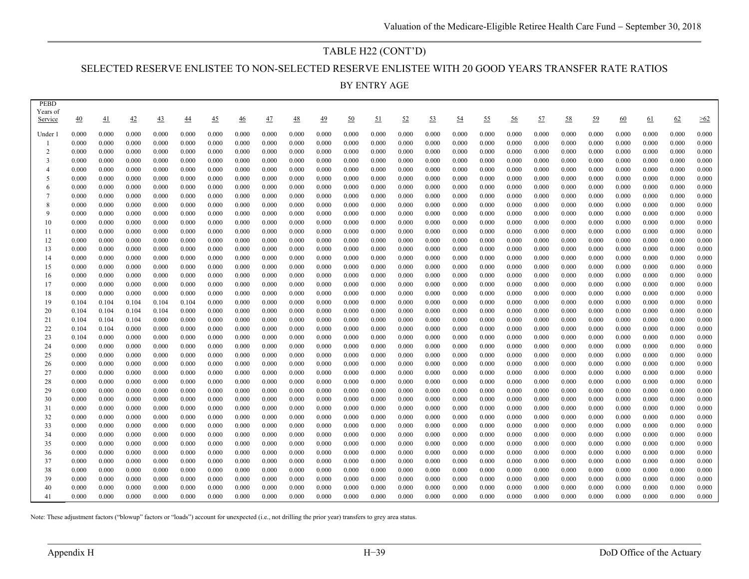## TABLE H22 (CONT'D)

## SELECTED RESERVE ENLISTEE TO NON-SELECTED RESERVE ENLISTEE WITH 20 GOOD YEARS TRANSFER RATE RATIOS

### BY ENTRY AGE

| PEBD Years of Service | 40 | 41 | 42 | 43 | 44 | 45 | 46 | 47 | 48 | 49 | 50 | 51 | 52 | 53 | 54 | 55 | 56 | 57 | 58 | 59 | 60 | 61 | 62 | >62 |
|---|---|---|---|---|---|---|---|---|---|---|---|---|---|---|---|---|---|---|---|---|---|---|---|---|
| Under 1 | 0.000 | 0.000 | 0.000 | 0.000 | 0.000 | 0.000 | 0.000 | 0.000 | 0.000 | 0.000 | 0.000 | 0.000 | 0.000 | 0.000 | 0.000 | 0.000 | 0.000 | 0.000 | 0.000 | 0.000 | 0.000 | 0.000 | 0.000 | 0.000 |
| 1 | 0.000 | 0.000 | 0.000 | 0.000 | 0.000 | 0.000 | 0.000 | 0.000 | 0.000 | 0.000 | 0.000 | 0.000 | 0.000 | 0.000 | 0.000 | 0.000 | 0.000 | 0.000 | 0.000 | 0.000 | 0.000 | 0.000 | 0.000 | 0.000 |
| 2 | 0.000 | 0.000 | 0.000 | 0.000 | 0.000 | 0.000 | 0.000 | 0.000 | 0.000 | 0.000 | 0.000 | 0.000 | 0.000 | 0.000 | 0.000 | 0.000 | 0.000 | 0.000 | 0.000 | 0.000 | 0.000 | 0.000 | 0.000 | 0.000 |
| 3 | 0.000 | 0.000 | 0.000 | 0.000 | 0.000 | 0.000 | 0.000 | 0.000 | 0.000 | 0.000 | 0.000 | 0.000 | 0.000 | 0.000 | 0.000 | 0.000 | 0.000 | 0.000 | 0.000 | 0.000 | 0.000 | 0.000 | 0.000 | 0.000 |
| 4 | 0.000 | 0.000 | 0.000 | 0.000 | 0.000 | 0.000 | 0.000 | 0.000 | 0.000 | 0.000 | 0.000 | 0.000 | 0.000 | 0.000 | 0.000 | 0.000 | 0.000 | 0.000 | 0.000 | 0.000 | 0.000 | 0.000 | 0.000 | 0.000 |
| 5 | 0.000 | 0.000 | 0.000 | 0.000 | 0.000 | 0.000 | 0.000 | 0.000 | 0.000 | 0.000 | 0.000 | 0.000 | 0.000 | 0.000 | 0.000 | 0.000 | 0.000 | 0.000 | 0.000 | 0.000 | 0.000 | 0.000 | 0.000 | 0.000 |
| 6 | 0.000 | 0.000 | 0.000 | 0.000 | 0.000 | 0.000 | 0.000 | 0.000 | 0.000 | 0.000 | 0.000 | 0.000 | 0.000 | 0.000 | 0.000 | 0.000 | 0.000 | 0.000 | 0.000 | 0.000 | 0.000 | 0.000 | 0.000 | 0.000 |
| 7 | 0.000 | 0.000 | 0.000 | 0.000 | 0.000 | 0.000 | 0.000 | 0.000 | 0.000 | 0.000 | 0.000 | 0.000 | 0.000 | 0.000 | 0.000 | 0.000 | 0.000 | 0.000 | 0.000 | 0.000 | 0.000 | 0.000 | 0.000 | 0.000 |
| 8 | 0.000 | 0.000 | 0.000 | 0.000 | 0.000 | 0.000 | 0.000 | 0.000 | 0.000 | 0.000 | 0.000 | 0.000 | 0.000 | 0.000 | 0.000 | 0.000 | 0.000 | 0.000 | 0.000 | 0.000 | 0.000 | 0.000 | 0.000 | 0.000 |
| 9 | 0.000 | 0.000 | 0.000 | 0.000 | 0.000 | 0.000 | 0.000 | 0.000 | 0.000 | 0.000 | 0.000 | 0.000 | 0.000 | 0.000 | 0.000 | 0.000 | 0.000 | 0.000 | 0.000 | 0.000 | 0.000 | 0.000 | 0.000 | 0.000 |
| 10 | 0.000 | 0.000 | 0.000 | 0.000 | 0.000 | 0.000 | 0.000 | 0.000 | 0.000 | 0.000 | 0.000 | 0.000 | 0.000 | 0.000 | 0.000 | 0.000 | 0.000 | 0.000 | 0.000 | 0.000 | 0.000 | 0.000 | 0.000 | 0.000 |
| 11 | 0.000 | 0.000 | 0.000 | 0.000 | 0.000 | 0.000 | 0.000 | 0.000 | 0.000 | 0.000 | 0.000 | 0.000 | 0.000 | 0.000 | 0.000 | 0.000 | 0.000 | 0.000 | 0.000 | 0.000 | 0.000 | 0.000 | 0.000 | 0.000 |
| 12 | 0.000 | 0.000 | 0.000 | 0.000 | 0.000 | 0.000 | 0.000 | 0.000 | 0.000 | 0.000 | 0.000 | 0.000 | 0.000 | 0.000 | 0.000 | 0.000 | 0.000 | 0.000 | 0.000 | 0.000 | 0.000 | 0.000 | 0.000 | 0.000 |
| 13 | 0.000 | 0.000 | 0.000 | 0.000 | 0.000 | 0.000 | 0.000 | 0.000 | 0.000 | 0.000 | 0.000 | 0.000 | 0.000 | 0.000 | 0.000 | 0.000 | 0.000 | 0.000 | 0.000 | 0.000 | 0.000 | 0.000 | 0.000 | 0.000 |
| 14 | 0.000 | 0.000 | 0.000 | 0.000 | 0.000 | 0.000 | 0.000 | 0.000 | 0.000 | 0.000 | 0.000 | 0.000 | 0.000 | 0.000 | 0.000 | 0.000 | 0.000 | 0.000 | 0.000 | 0.000 | 0.000 | 0.000 | 0.000 | 0.000 |
| 15 | 0.000 | 0.000 | 0.000 | 0.000 | 0.000 | 0.000 | 0.000 | 0.000 | 0.000 | 0.000 | 0.000 | 0.000 | 0.000 | 0.000 | 0.000 | 0.000 | 0.000 | 0.000 | 0.000 | 0.000 | 0.000 | 0.000 | 0.000 | 0.000 |
| 16 | 0.000 | 0.000 | 0.000 | 0.000 | 0.000 | 0.000 | 0.000 | 0.000 | 0.000 | 0.000 | 0.000 | 0.000 | 0.000 | 0.000 | 0.000 | 0.000 | 0.000 | 0.000 | 0.000 | 0.000 | 0.000 | 0.000 | 0.000 | 0.000 |
| 17 | 0.000 | 0.000 | 0.000 | 0.000 | 0.000 | 0.000 | 0.000 | 0.000 | 0.000 | 0.000 | 0.000 | 0.000 | 0.000 | 0.000 | 0.000 | 0.000 | 0.000 | 0.000 | 0.000 | 0.000 | 0.000 | 0.000 | 0.000 | 0.000 |
| 18 | 0.000 | 0.000 | 0.000 | 0.000 | 0.000 | 0.000 | 0.000 | 0.000 | 0.000 | 0.000 | 0.000 | 0.000 | 0.000 | 0.000 | 0.000 | 0.000 | 0.000 | 0.000 | 0.000 | 0.000 | 0.000 | 0.000 | 0.000 | 0.000 |
| 19 | 0.104 | 0.104 | 0.104 | 0.104 | 0.104 | 0.000 | 0.000 | 0.000 | 0.000 | 0.000 | 0.000 | 0.000 | 0.000 | 0.000 | 0.000 | 0.000 | 0.000 | 0.000 | 0.000 | 0.000 | 0.000 | 0.000 | 0.000 | 0.000 |
| 20 | 0.104 | 0.104 | 0.104 | 0.104 | 0.000 | 0.000 | 0.000 | 0.000 | 0.000 | 0.000 | 0.000 | 0.000 | 0.000 | 0.000 | 0.000 | 0.000 | 0.000 | 0.000 | 0.000 | 0.000 | 0.000 | 0.000 | 0.000 | 0.000 |
| 21 | 0.104 | 0.104 | 0.104 | 0.000 | 0.000 | 0.000 | 0.000 | 0.000 | 0.000 | 0.000 | 0.000 | 0.000 | 0.000 | 0.000 | 0.000 | 0.000 | 0.000 | 0.000 | 0.000 | 0.000 | 0.000 | 0.000 | 0.000 | 0.000 |
| 22 | 0.104 | 0.104 | 0.000 | 0.000 | 0.000 | 0.000 | 0.000 | 0.000 | 0.000 | 0.000 | 0.000 | 0.000 | 0.000 | 0.000 | 0.000 | 0.000 | 0.000 | 0.000 | 0.000 | 0.000 | 0.000 | 0.000 | 0.000 | 0.000 |
| 23 | 0.104 | 0.000 | 0.000 | 0.000 | 0.000 | 0.000 | 0.000 | 0.000 | 0.000 | 0.000 | 0.000 | 0.000 | 0.000 | 0.000 | 0.000 | 0.000 | 0.000 | 0.000 | 0.000 | 0.000 | 0.000 | 0.000 | 0.000 | 0.000 |
| 24 | 0.000 | 0.000 | 0.000 | 0.000 | 0.000 | 0.000 | 0.000 | 0.000 | 0.000 | 0.000 | 0.000 | 0.000 | 0.000 | 0.000 | 0.000 | 0.000 | 0.000 | 0.000 | 0.000 | 0.000 | 0.000 | 0.000 | 0.000 | 0.000 |
| 25 | 0.000 | 0.000 | 0.000 | 0.000 | 0.000 | 0.000 | 0.000 | 0.000 | 0.000 | 0.000 | 0.000 | 0.000 | 0.000 | 0.000 | 0.000 | 0.000 | 0.000 | 0.000 | 0.000 | 0.000 | 0.000 | 0.000 | 0.000 | 0.000 |
| 26 | 0.000 | 0.000 | 0.000 | 0.000 | 0.000 | 0.000 | 0.000 | 0.000 | 0.000 | 0.000 | 0.000 | 0.000 | 0.000 | 0.000 | 0.000 | 0.000 | 0.000 | 0.000 | 0.000 | 0.000 | 0.000 | 0.000 | 0.000 | 0.000 |
| 27 | 0.000 | 0.000 | 0.000 | 0.000 | 0.000 | 0.000 | 0.000 | 0.000 | 0.000 | 0.000 | 0.000 | 0.000 | 0.000 | 0.000 | 0.000 | 0.000 | 0.000 | 0.000 | 0.000 | 0.000 | 0.000 | 0.000 | 0.000 | 0.000 |
| 28 | 0.000 | 0.000 | 0.000 | 0.000 | 0.000 | 0.000 | 0.000 | 0.000 | 0.000 | 0.000 | 0.000 | 0.000 | 0.000 | 0.000 | 0.000 | 0.000 | 0.000 | 0.000 | 0.000 | 0.000 | 0.000 | 0.000 | 0.000 | 0.000 |
| 29 | 0.000 | 0.000 | 0.000 | 0.000 | 0.000 | 0.000 | 0.000 | 0.000 | 0.000 | 0.000 | 0.000 | 0.000 | 0.000 | 0.000 | 0.000 | 0.000 | 0.000 | 0.000 | 0.000 | 0.000 | 0.000 | 0.000 | 0.000 | 0.000 |
| 30 | 0.000 | 0.000 | 0.000 | 0.000 | 0.000 | 0.000 | 0.000 | 0.000 | 0.000 | 0.000 | 0.000 | 0.000 | 0.000 | 0.000 | 0.000 | 0.000 | 0.000 | 0.000 | 0.000 | 0.000 | 0.000 | 0.000 | 0.000 | 0.000 |
| 31 | 0.000 | 0.000 | 0.000 | 0.000 | 0.000 | 0.000 | 0.000 | 0.000 | 0.000 | 0.000 | 0.000 | 0.000 | 0.000 | 0.000 | 0.000 | 0.000 | 0.000 | 0.000 | 0.000 | 0.000 | 0.000 | 0.000 | 0.000 | 0.000 |
| 32 | 0.000 | 0.000 | 0.000 | 0.000 | 0.000 | 0.000 | 0.000 | 0.000 | 0.000 | 0.000 | 0.000 | 0.000 | 0.000 | 0.000 | 0.000 | 0.000 | 0.000 | 0.000 | 0.000 | 0.000 | 0.000 | 0.000 | 0.000 | 0.000 |
| 33 | 0.000 | 0.000 | 0.000 | 0.000 | 0.000 | 0.000 | 0.000 | 0.000 | 0.000 | 0.000 | 0.000 | 0.000 | 0.000 | 0.000 | 0.000 | 0.000 | 0.000 | 0.000 | 0.000 | 0.000 | 0.000 | 0.000 | 0.000 | 0.000 |
| 34 | 0.000 | 0.000 | 0.000 | 0.000 | 0.000 | 0.000 | 0.000 | 0.000 | 0.000 | 0.000 | 0.000 | 0.000 | 0.000 | 0.000 | 0.000 | 0.000 | 0.000 | 0.000 | 0.000 | 0.000 | 0.000 | 0.000 | 0.000 | 0.000 |
| 35 | 0.000 | 0.000 | 0.000 | 0.000 | 0.000 | 0.000 | 0.000 | 0.000 | 0.000 | 0.000 | 0.000 | 0.000 | 0.000 | 0.000 | 0.000 | 0.000 | 0.000 | 0.000 | 0.000 | 0.000 | 0.000 | 0.000 | 0.000 | 0.000 |
| 36 | 0.000 | 0.000 | 0.000 | 0.000 | 0.000 | 0.000 | 0.000 | 0.000 | 0.000 | 0.000 | 0.000 | 0.000 | 0.000 | 0.000 | 0.000 | 0.000 | 0.000 | 0.000 | 0.000 | 0.000 | 0.000 | 0.000 | 0.000 | 0.000 |
| 37 | 0.000 | 0.000 | 0.000 | 0.000 | 0.000 | 0.000 | 0.000 | 0.000 | 0.000 | 0.000 | 0.000 | 0.000 | 0.000 | 0.000 | 0.000 | 0.000 | 0.000 | 0.000 | 0.000 | 0.000 | 0.000 | 0.000 | 0.000 | 0.000 |
| 38 | 0.000 | 0.000 | 0.000 | 0.000 | 0.000 | 0.000 | 0.000 | 0.000 | 0.000 | 0.000 | 0.000 | 0.000 | 0.000 | 0.000 | 0.000 | 0.000 | 0.000 | 0.000 | 0.000 | 0.000 | 0.000 | 0.000 | 0.000 | 0.000 |
| 39 | 0.000 | 0.000 | 0.000 | 0.000 | 0.000 | 0.000 | 0.000 | 0.000 | 0.000 | 0.000 | 0.000 | 0.000 | 0.000 | 0.000 | 0.000 | 0.000 | 0.000 | 0.000 | 0.000 | 0.000 | 0.000 | 0.000 | 0.000 | 0.000 |
| 40 | 0.000 | 0.000 | 0.000 | 0.000 | 0.000 | 0.000 | 0.000 | 0.000 | 0.000 | 0.000 | 0.000 | 0.000 | 0.000 | 0.000 | 0.000 | 0.000 | 0.000 | 0.000 | 0.000 | 0.000 | 0.000 | 0.000 | 0.000 | 0.000 |
| 41 | 0.000 | 0.000 | 0.000 | 0.000 | 0.000 | 0.000 | 0.000 | 0.000 | 0.000 | 0.000 | 0.000 | 0.000 | 0.000 | 0.000 | 0.000 | 0.000 | 0.000 | 0.000 | 0.000 | 0.000 | 0.000 | 0.000 | 0.000 | 0.000 |

Note: These adjustment factors ("blowup" factors or "loads") account for unexpected (i.e., not drilling the prior year) transfers to grey area status.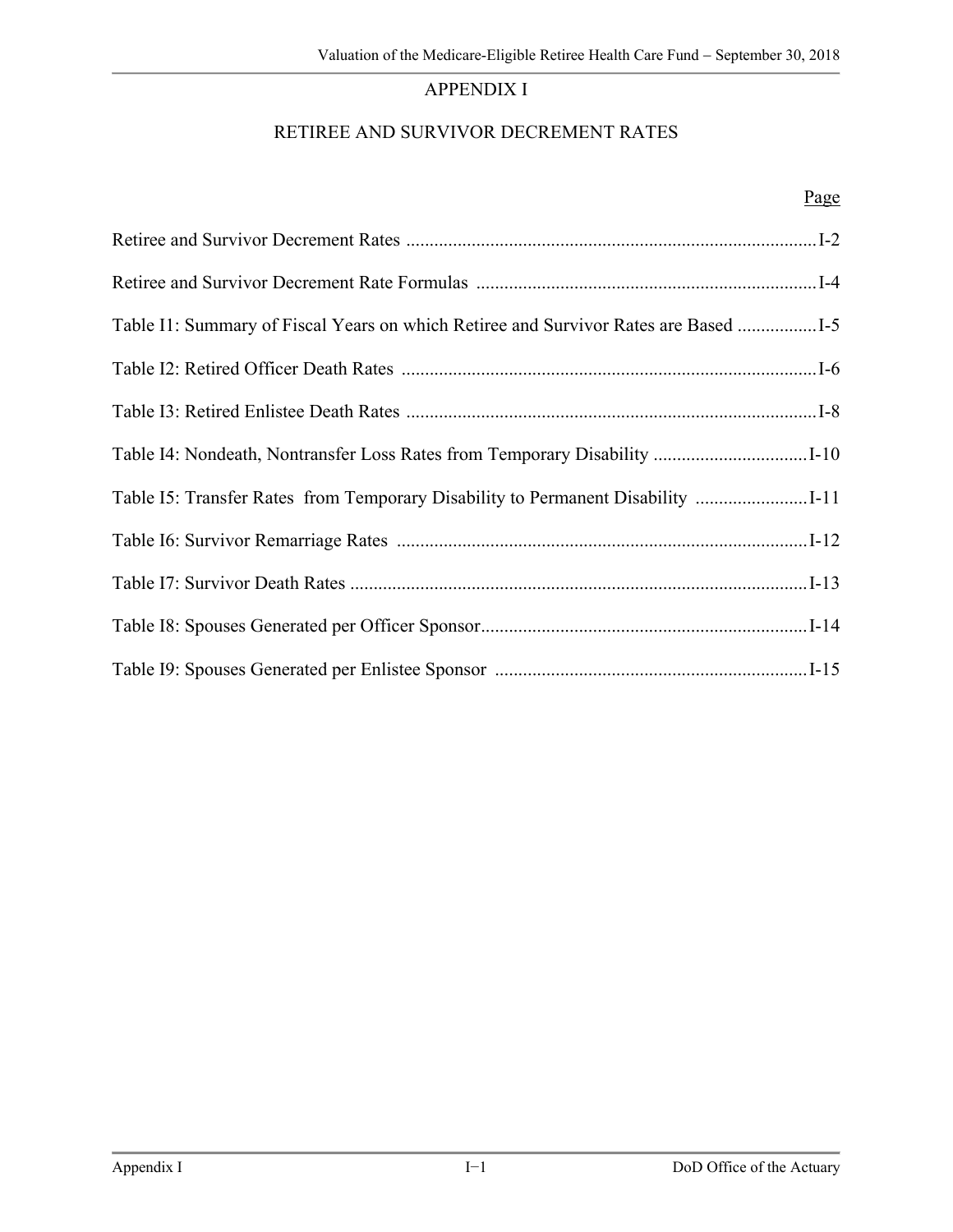# APPENDIX I

## RETIREE AND SURVIVOR DECREMENT RATES

| | Page |
|---|---|
| Retiree and Survivor Decrement Rates | I-2 |
| Retiree and Survivor Decrement Rate Formulas | I-4 |
| Table I1: Summary of Fiscal Years on which Retiree and Survivor Rates are Based | I-5 |
| Table I2: Retired Officer Death Rates | I-6 |
| Table I3: Retired Enlistee Death Rates | I-8 |
| Table I4: Nondeath, Nontransfer Loss Rates from Temporary Disability | I-10 |
| Table I5: Transfer Rates from Temporary Disability to Permanent Disability | I-11 |
| Table I6: Survivor Remarriage Rates | I-12 |
| Table I7: Survivor Death Rates | I-13 |
| Table I8: Spouses Generated per Officer Sponsor | I-14 |
| Table I9: Spouses Generated per Enlistee Sponsor | I-15 |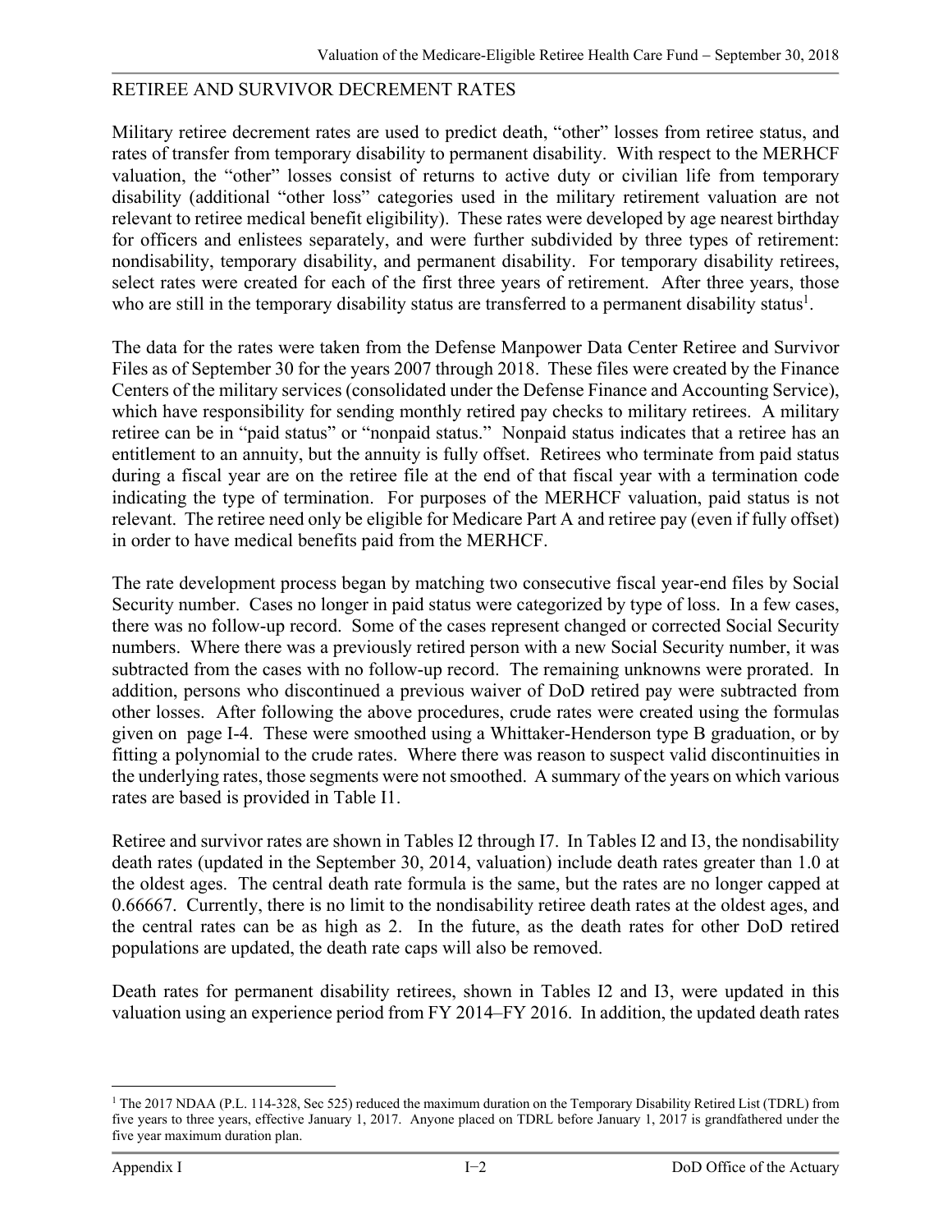## RETIREE AND SURVIVOR DECREMENT RATES

Military retiree decrement rates are used to predict death, "other" losses from retiree status, and rates of transfer from temporary disability to permanent disability. With respect to the MERHCF valuation, the "other" losses consist of returns to active duty or civilian life from temporary disability (additional "other loss" categories used in the military retirement valuation are not relevant to retiree medical benefit eligibility). These rates were developed by age nearest birthday for officers and enlistees separately, and were further subdivided by three types of retirement: nondisability, temporary disability, and permanent disability. For temporary disability retirees, select rates were created for each of the first three years of retirement. After three years, those who are still in the temporary disability status are transferred to a permanent disability status[1].

The data for the rates were taken from the Defense Manpower Data Center Retiree and Survivor Files as of September 30 for the years 2007 through 2018. These files were created by the Finance Centers of the military services (consolidated under the Defense Finance and Accounting Service), which have responsibility for sending monthly retired pay checks to military retirees. A military retiree can be in "paid status" or "nonpaid status." Nonpaid status indicates that a retiree has an entitlement to an annuity, but the annuity is fully offset. Retirees who terminate from paid status during a fiscal year are on the retiree file at the end of that fiscal year with a termination code indicating the type of termination. For purposes of the MERHCF valuation, paid status is not relevant. The retiree need only be eligible for Medicare Part A and retiree pay (even if fully offset) in order to have medical benefits paid from the MERHCF.

The rate development process began by matching two consecutive fiscal year-end files by Social Security number. Cases no longer in paid status were categorized by type of loss. In a few cases, there was no follow-up record. Some of the cases represent changed or corrected Social Security numbers. Where there was a previously retired person with a new Social Security number, it was subtracted from the cases with no follow-up record. The remaining unknowns were prorated. In addition, persons who discontinued a previous waiver of DoD retired pay were subtracted from other losses. After following the above procedures, crude rates were created using the formulas given on page I-4. These were smoothed using a Whittaker-Henderson type B graduation, or by fitting a polynomial to the crude rates. Where there was reason to suspect valid discontinuities in the underlying rates, those segments were not smoothed. A summary of the years on which various rates are based is provided in Table I1.

Retiree and survivor rates are shown in Tables I2 through I7. In Tables I2 and I3, the nondisability death rates (updated in the September 30, 2014, valuation) include death rates greater than 1.0 at the oldest ages. The central death rate formula is the same, but the rates are no longer capped at 0.66667. Currently, there is no limit to the nondisability retiree death rates at the oldest ages, and the central rates can be as high as 2. In the future, as the death rates for other DoD retired populations are updated, the death rate caps will also be removed.

Death rates for permanent disability retirees, shown in Tables I2 and I3, were updated in this valuation using an experience period from FY 2014–FY 2016. In addition, the updated death rates

[1] The 2017 NDAA (P.L. 114-328, Sec 525) reduced the maximum duration on the Temporary Disability Retired List (TDRL) from five years to three years, effective January 1, 2017. Anyone placed on TDRL before January 1, 2017 is grandfathered under the five year maximum duration plan.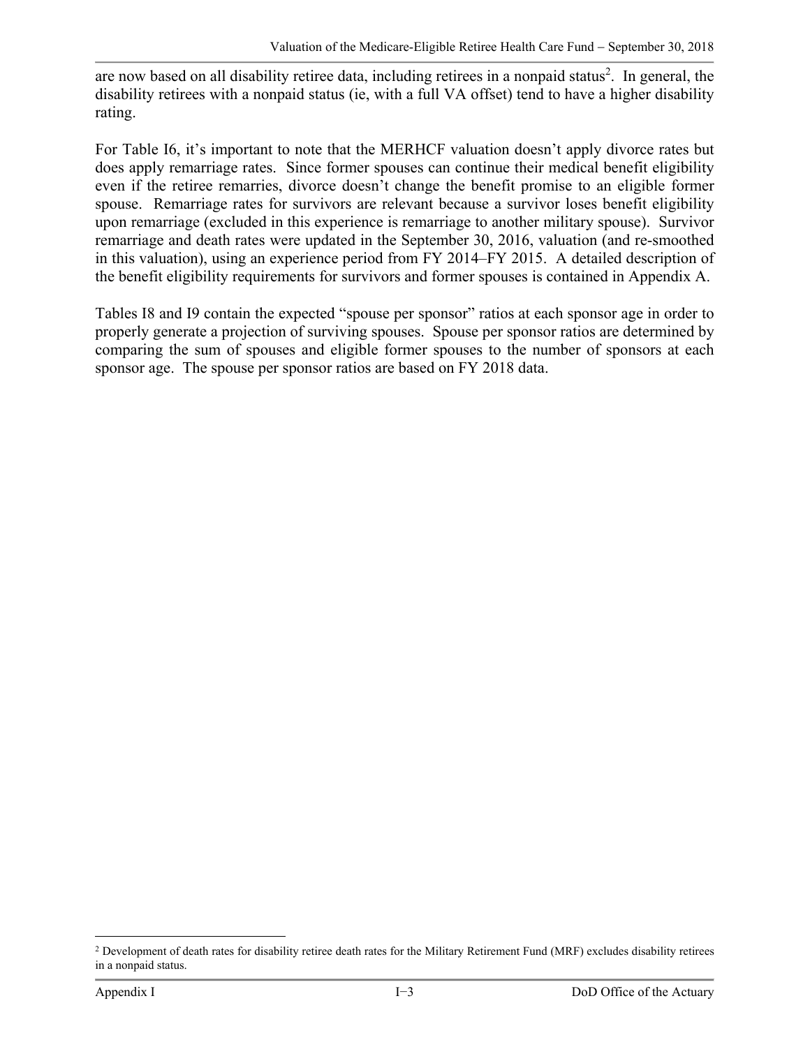are now based on all disability retiree data, including retirees in a nonpaid status[2]. In general, the disability retirees with a nonpaid status (ie, with a full VA offset) tend to have a higher disability rating.

For Table I6, it's important to note that the MERHCF valuation doesn't apply divorce rates but does apply remarriage rates. Since former spouses can continue their medical benefit eligibility even if the retiree remarries, divorce doesn't change the benefit promise to an eligible former spouse. Remarriage rates for survivors are relevant because a survivor loses benefit eligibility upon remarriage (excluded in this experience is remarriage to another military spouse). Survivor remarriage and death rates were updated in the September 30, 2016, valuation (and re-smoothed in this valuation), using an experience period from FY 2014–FY 2015. A detailed description of the benefit eligibility requirements for survivors and former spouses is contained in Appendix A.

Tables I8 and I9 contain the expected "spouse per sponsor" ratios at each sponsor age in order to properly generate a projection of surviving spouses. Spouse per sponsor ratios are determined by comparing the sum of spouses and eligible former spouses to the number of sponsors at each sponsor age. The spouse per sponsor ratios are based on FY 2018 data.

[2] Development of death rates for disability retiree death rates for the Military Retirement Fund (MRF) excludes disability retirees in a nonpaid status.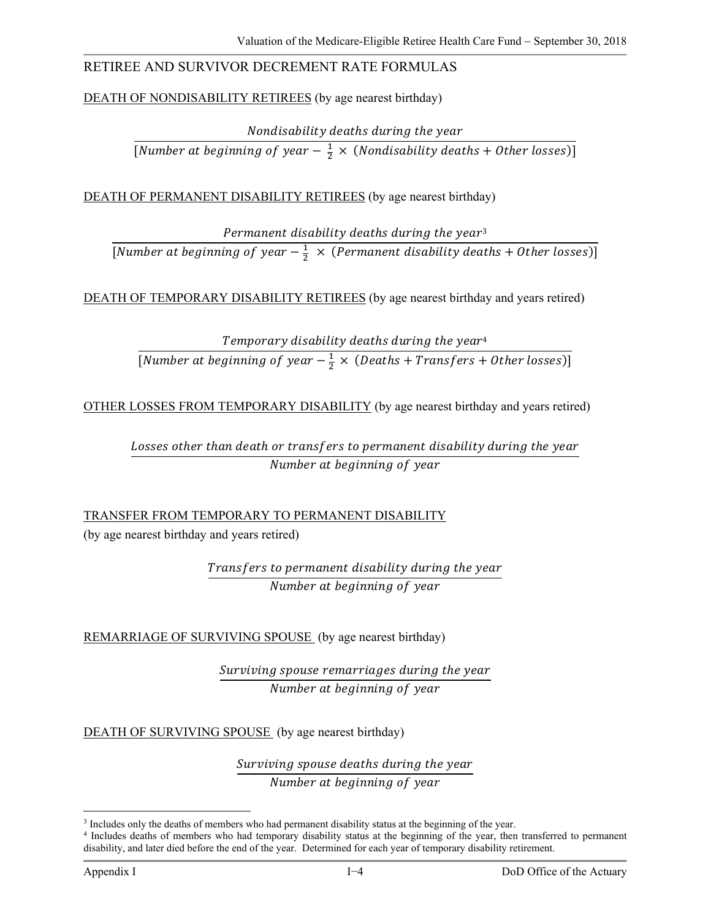## RETIREE AND SURVIVOR DECREMENT RATE FORMULAS

<u>DEATH OF NONDISABILITY RETIREES</u> (by age nearest birthday)

$$\frac{\textit{Nondisability deaths during the year}}{[\textit{Number at beginning of year} - \frac{1}{2} \times (\textit{Nondisability deaths} + \textit{Other losses})]}$$

<u>DEATH OF PERMANENT DISABILITY RETIREES</u> (by age nearest birthday)

$$\frac{\textit{Permanent disability deaths during the year}^{3}}{[\textit{Number at beginning of year} - \frac{1}{2} \times (\textit{Permanent disability deaths} + \textit{Other losses})]}$$

<u>DEATH OF TEMPORARY DISABILITY RETIREES</u> (by age nearest birthday and years retired)

$$\frac{\textit{Temporary disability deaths during the year}^{4}}{[\textit{Number at beginning of year} - \frac{1}{2} \times (\textit{Deaths} + \textit{Transfers} + \textit{Other losses})]}$$

<u>OTHER LOSSES FROM TEMPORARY DISABILITY</u> (by age nearest birthday and years retired)

$$\frac{\textit{Losses other than death or transfers to permanent disability during the year}}{\textit{Number at beginning of year}}$$

<u>TRANSFER FROM TEMPORARY TO PERMANENT DISABILITY</u>
(by age nearest birthday and years retired)

$$\frac{\textit{Transfers to permanent disability during the year}}{\textit{Number at beginning of year}}$$

<u>REMARRIAGE OF SURVIVING SPOUSE</u> (by age nearest birthday)

$$\frac{\textit{Surviving spouse remarriages during the year}}{\textit{Number at beginning of year}}$$

<u>DEATH OF SURVIVING SPOUSE</u> (by age nearest birthday)

$$\frac{\textit{Surviving spouse deaths during the year}}{\textit{Number at beginning of year}}$$

---

[3] Includes only the deaths of members who had permanent disability status at the beginning of the year.

[4] Includes deaths of members who had temporary disability status at the beginning of the year, then transferred to permanent disability, and later died before the end of the year. Determined for each year of temporary disability retirement.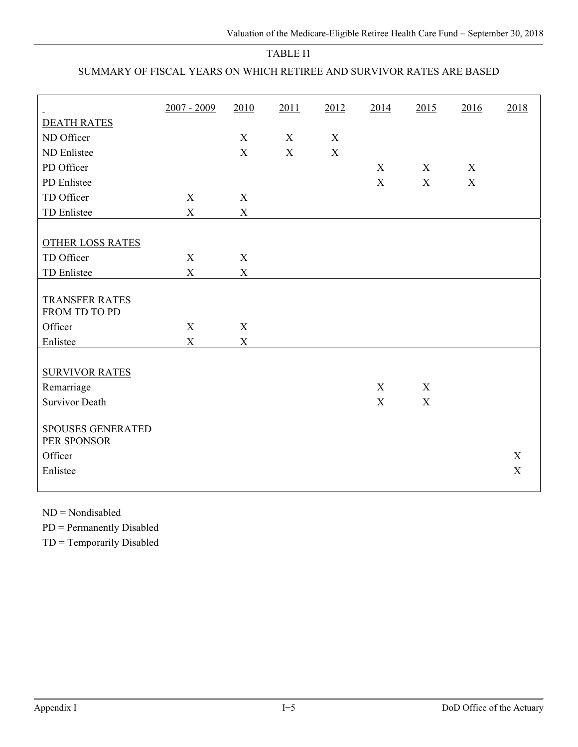TABLE I1

SUMMARY OF FISCAL YEARS ON WHICH RETIREE AND SURVIVOR RATES ARE BASED

| | 2007 - 2009 | 2010 | 2011 | 2012 | 2014 | 2015 | 2016 | 2018 |
|---|---|---|---|---|---|---|---|---|
| DEATH RATES | | | | | | | | |
| ND Officer | | X | X | X | | | | |
| ND Enlistee | | X | X | X | | | | |
| PD Officer | | | | | X | X | X | |
| PD Enlistee | | | | | X | X | X | |
| TD Officer | X | X | | | | | | |
| TD Enlistee | X | X | | | | | | |
| OTHER LOSS RATES | | | | | | | | |
| TD Officer | X | X | | | | | | |
| TD Enlistee | X | X | | | | | | |
| TRANSFER RATES FROM TD TO PD | | | | | | | | |
| Officer | X | X | | | | | | |
| Enlistee | X | X | | | | | | |
| SURVIVOR RATES | | | | | | | | |
| Remarriage | | | | | X | X | | |
| Survivor Death | | | | | X | X | | |
| SPOUSES GENERATED PER SPONSOR | | | | | | | | |
| Officer | | | | | | | | X |
| Enlistee | | | | | | | | X |

ND = Nondisabled

PD = Permanently Disabled

TD = Temporarily Disabled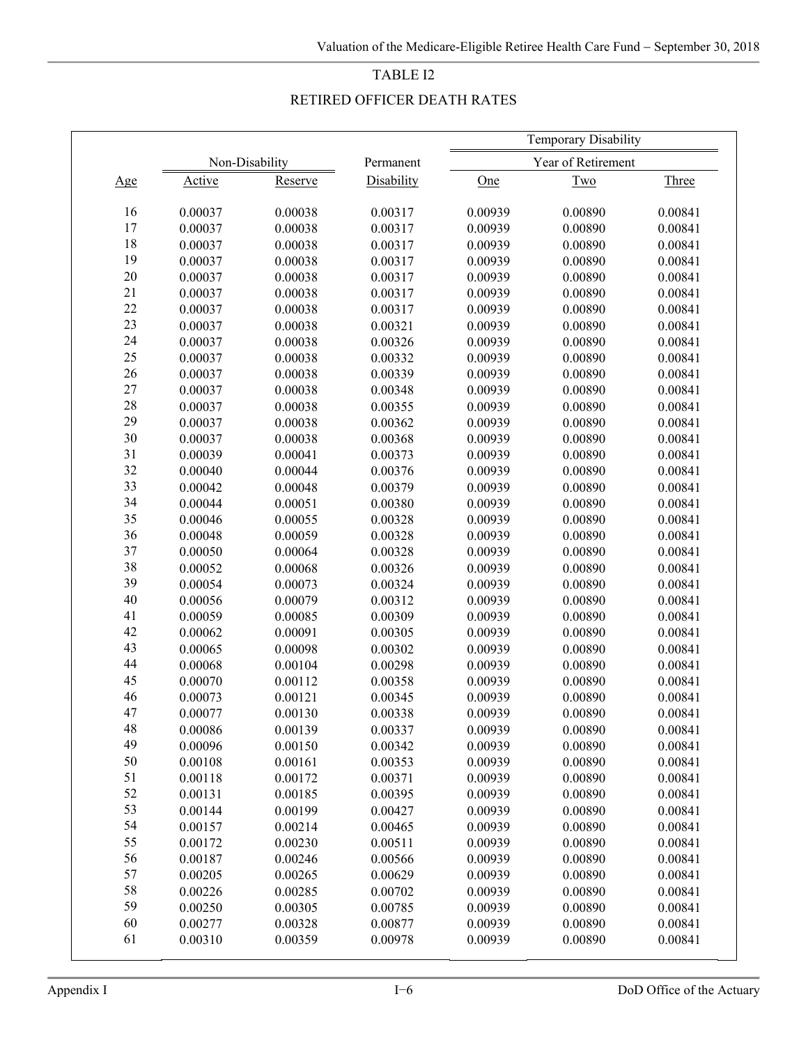## TABLE I2

## RETIRED OFFICER DEATH RATES

| | Non-Disability | | Permanent | Temporary Disability Year of Retirement | | |
|---|---|---|---|---|---|---|
| Age | Active | Reserve | Disability | One | Two | Three |
| 16 | 0.00037 | 0.00038 | 0.00317 | 0.00939 | 0.00890 | 0.00841 |
| 17 | 0.00037 | 0.00038 | 0.00317 | 0.00939 | 0.00890 | 0.00841 |
| 18 | 0.00037 | 0.00038 | 0.00317 | 0.00939 | 0.00890 | 0.00841 |
| 19 | 0.00037 | 0.00038 | 0.00317 | 0.00939 | 0.00890 | 0.00841 |
| 20 | 0.00037 | 0.00038 | 0.00317 | 0.00939 | 0.00890 | 0.00841 |
| 21 | 0.00037 | 0.00038 | 0.00317 | 0.00939 | 0.00890 | 0.00841 |
| 22 | 0.00037 | 0.00038 | 0.00317 | 0.00939 | 0.00890 | 0.00841 |
| 23 | 0.00037 | 0.00038 | 0.00321 | 0.00939 | 0.00890 | 0.00841 |
| 24 | 0.00037 | 0.00038 | 0.00326 | 0.00939 | 0.00890 | 0.00841 |
| 25 | 0.00037 | 0.00038 | 0.00332 | 0.00939 | 0.00890 | 0.00841 |
| 26 | 0.00037 | 0.00038 | 0.00339 | 0.00939 | 0.00890 | 0.00841 |
| 27 | 0.00037 | 0.00038 | 0.00348 | 0.00939 | 0.00890 | 0.00841 |
| 28 | 0.00037 | 0.00038 | 0.00355 | 0.00939 | 0.00890 | 0.00841 |
| 29 | 0.00037 | 0.00038 | 0.00362 | 0.00939 | 0.00890 | 0.00841 |
| 30 | 0.00037 | 0.00038 | 0.00368 | 0.00939 | 0.00890 | 0.00841 |
| 31 | 0.00039 | 0.00041 | 0.00373 | 0.00939 | 0.00890 | 0.00841 |
| 32 | 0.00040 | 0.00044 | 0.00376 | 0.00939 | 0.00890 | 0.00841 |
| 33 | 0.00042 | 0.00048 | 0.00379 | 0.00939 | 0.00890 | 0.00841 |
| 34 | 0.00044 | 0.00051 | 0.00380 | 0.00939 | 0.00890 | 0.00841 |
| 35 | 0.00046 | 0.00055 | 0.00328 | 0.00939 | 0.00890 | 0.00841 |
| 36 | 0.00048 | 0.00059 | 0.00328 | 0.00939 | 0.00890 | 0.00841 |
| 37 | 0.00050 | 0.00064 | 0.00328 | 0.00939 | 0.00890 | 0.00841 |
| 38 | 0.00052 | 0.00068 | 0.00326 | 0.00939 | 0.00890 | 0.00841 |
| 39 | 0.00054 | 0.00073 | 0.00324 | 0.00939 | 0.00890 | 0.00841 |
| 40 | 0.00056 | 0.00079 | 0.00312 | 0.00939 | 0.00890 | 0.00841 |
| 41 | 0.00059 | 0.00085 | 0.00309 | 0.00939 | 0.00890 | 0.00841 |
| 42 | 0.00062 | 0.00091 | 0.00305 | 0.00939 | 0.00890 | 0.00841 |
| 43 | 0.00065 | 0.00098 | 0.00302 | 0.00939 | 0.00890 | 0.00841 |
| 44 | 0.00068 | 0.00104 | 0.00298 | 0.00939 | 0.00890 | 0.00841 |
| 45 | 0.00070 | 0.00112 | 0.00358 | 0.00939 | 0.00890 | 0.00841 |
| 46 | 0.00073 | 0.00121 | 0.00345 | 0.00939 | 0.00890 | 0.00841 |
| 47 | 0.00077 | 0.00130 | 0.00338 | 0.00939 | 0.00890 | 0.00841 |
| 48 | 0.00086 | 0.00139 | 0.00337 | 0.00939 | 0.00890 | 0.00841 |
| 49 | 0.00096 | 0.00150 | 0.00342 | 0.00939 | 0.00890 | 0.00841 |
| 50 | 0.00108 | 0.00161 | 0.00353 | 0.00939 | 0.00890 | 0.00841 |
| 51 | 0.00118 | 0.00172 | 0.00371 | 0.00939 | 0.00890 | 0.00841 |
| 52 | 0.00131 | 0.00185 | 0.00395 | 0.00939 | 0.00890 | 0.00841 |
| 53 | 0.00144 | 0.00199 | 0.00427 | 0.00939 | 0.00890 | 0.00841 |
| 54 | 0.00157 | 0.00214 | 0.00465 | 0.00939 | 0.00890 | 0.00841 |
| 55 | 0.00172 | 0.00230 | 0.00511 | 0.00939 | 0.00890 | 0.00841 |
| 56 | 0.00187 | 0.00246 | 0.00566 | 0.00939 | 0.00890 | 0.00841 |
| 57 | 0.00205 | 0.00265 | 0.00629 | 0.00939 | 0.00890 | 0.00841 |
| 58 | 0.00226 | 0.00285 | 0.00702 | 0.00939 | 0.00890 | 0.00841 |
| 59 | 0.00250 | 0.00305 | 0.00785 | 0.00939 | 0.00890 | 0.00841 |
| 60 | 0.00277 | 0.00328 | 0.00877 | 0.00939 | 0.00890 | 0.00841 |
| 61 | 0.00310 | 0.00359 | 0.00978 | 0.00939 | 0.00890 | 0.00841 |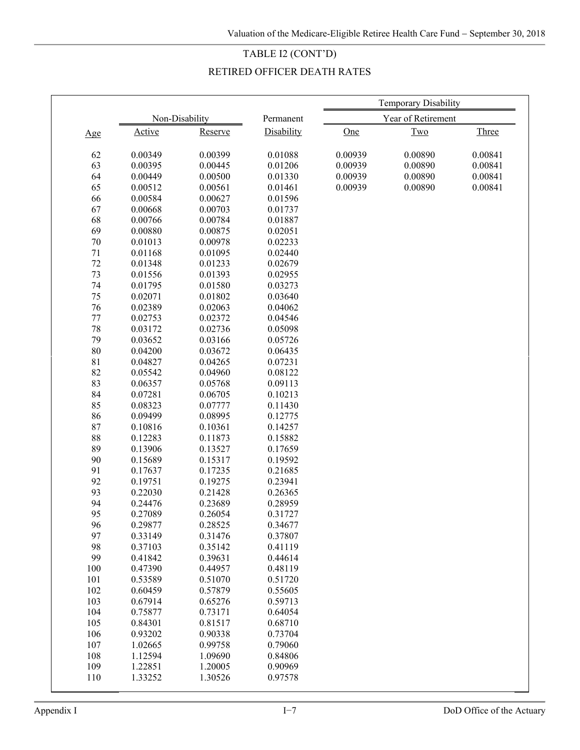# TABLE I2 (CONT'D)

## RETIRED OFFICER DEATH RATES

| | Non-Disability | | Permanent | Temporary Disability Year of Retirement | | |
|---|---|---|---|---|---|---|
| Age | Active | Reserve | Disability | One | Two | Three |
| 62 | 0.00349 | 0.00399 | 0.01088 | 0.00939 | 0.00890 | 0.00841 |
| 63 | 0.00395 | 0.00445 | 0.01206 | 0.00939 | 0.00890 | 0.00841 |
| 64 | 0.00449 | 0.00500 | 0.01330 | 0.00939 | 0.00890 | 0.00841 |
| 65 | 0.00512 | 0.00561 | 0.01461 | 0.00939 | 0.00890 | 0.00841 |
| 66 | 0.00584 | 0.00627 | 0.01596 | | | |
| 67 | 0.00668 | 0.00703 | 0.01737 | | | |
| 68 | 0.00766 | 0.00784 | 0.01887 | | | |
| 69 | 0.00880 | 0.00875 | 0.02051 | | | |
| 70 | 0.01013 | 0.00978 | 0.02233 | | | |
| 71 | 0.01168 | 0.01095 | 0.02440 | | | |
| 72 | 0.01348 | 0.01233 | 0.02679 | | | |
| 73 | 0.01556 | 0.01393 | 0.02955 | | | |
| 74 | 0.01795 | 0.01580 | 0.03273 | | | |
| 75 | 0.02071 | 0.01802 | 0.03640 | | | |
| 76 | 0.02389 | 0.02063 | 0.04062 | | | |
| 77 | 0.02753 | 0.02372 | 0.04546 | | | |
| 78 | 0.03172 | 0.02736 | 0.05098 | | | |
| 79 | 0.03652 | 0.03166 | 0.05726 | | | |
| 80 | 0.04200 | 0.03672 | 0.06435 | | | |
| 81 | 0.04827 | 0.04265 | 0.07231 | | | |
| 82 | 0.05542 | 0.04960 | 0.08122 | | | |
| 83 | 0.06357 | 0.05768 | 0.09113 | | | |
| 84 | 0.07281 | 0.06705 | 0.10213 | | | |
| 85 | 0.08323 | 0.07777 | 0.11430 | | | |
| 86 | 0.09499 | 0.08995 | 0.12775 | | | |
| 87 | 0.10816 | 0.10361 | 0.14257 | | | |
| 88 | 0.12283 | 0.11873 | 0.15882 | | | |
| 89 | 0.13906 | 0.13527 | 0.17659 | | | |
| 90 | 0.15689 | 0.15317 | 0.19592 | | | |
| 91 | 0.17637 | 0.17235 | 0.21685 | | | |
| 92 | 0.19751 | 0.19275 | 0.23941 | | | |
| 93 | 0.22030 | 0.21428 | 0.26365 | | | |
| 94 | 0.24476 | 0.23689 | 0.28959 | | | |
| 95 | 0.27089 | 0.26054 | 0.31727 | | | |
| 96 | 0.29877 | 0.28525 | 0.34677 | | | |
| 97 | 0.33149 | 0.31476 | 0.37807 | | | |
| 98 | 0.37103 | 0.35142 | 0.41119 | | | |
| 99 | 0.41842 | 0.39631 | 0.44614 | | | |
| 100 | 0.47390 | 0.44957 | 0.48119 | | | |
| 101 | 0.53589 | 0.51070 | 0.51720 | | | |
| 102 | 0.60459 | 0.57879 | 0.55605 | | | |
| 103 | 0.67914 | 0.65276 | 0.59713 | | | |
| 104 | 0.75877 | 0.73171 | 0.64054 | | | |
| 105 | 0.84301 | 0.81517 | 0.68710 | | | |
| 106 | 0.93202 | 0.90338 | 0.73704 | | | |
| 107 | 1.02665 | 0.99758 | 0.79060 | | | |
| 108 | 1.12594 | 1.09690 | 0.84806 | | | |
| 109 | 1.22851 | 1.20005 | 0.90969 | | | |
| 110 | 1.33252 | 1.30526 | 0.97578 | | | |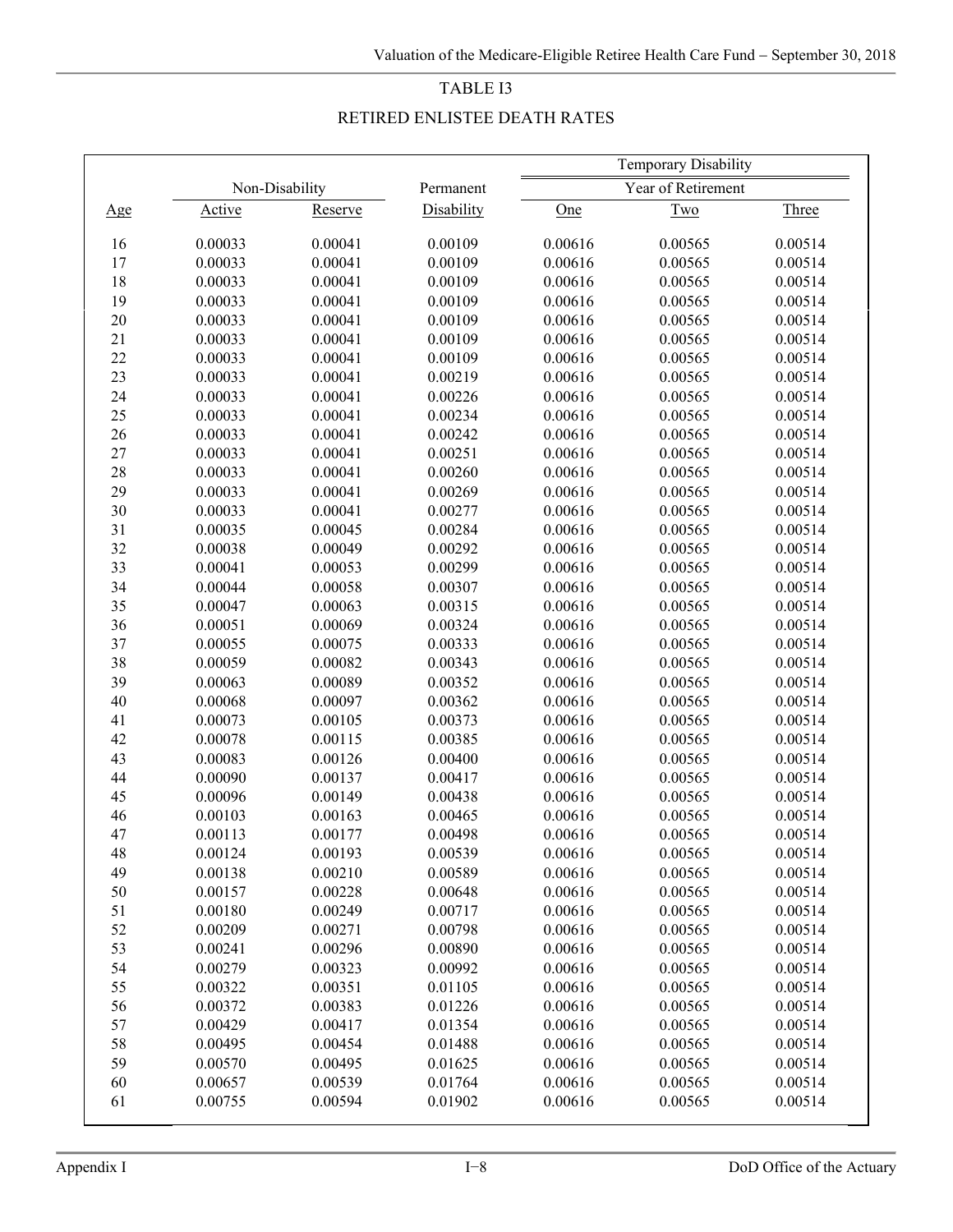## TABLE I3

## RETIRED ENLISTEE DEATH RATES

| | Non-Disability | | Permanent | Temporary Disability Year of Retirement | | |
|---|---|---|---|---|---|---|
| Age | Active | Reserve | Disability | One | Two | Three |
| 16 | 0.00033 | 0.00041 | 0.00109 | 0.00616 | 0.00565 | 0.00514 |
| 17 | 0.00033 | 0.00041 | 0.00109 | 0.00616 | 0.00565 | 0.00514 |
| 18 | 0.00033 | 0.00041 | 0.00109 | 0.00616 | 0.00565 | 0.00514 |
| 19 | 0.00033 | 0.00041 | 0.00109 | 0.00616 | 0.00565 | 0.00514 |
| 20 | 0.00033 | 0.00041 | 0.00109 | 0.00616 | 0.00565 | 0.00514 |
| 21 | 0.00033 | 0.00041 | 0.00109 | 0.00616 | 0.00565 | 0.00514 |
| 22 | 0.00033 | 0.00041 | 0.00109 | 0.00616 | 0.00565 | 0.00514 |
| 23 | 0.00033 | 0.00041 | 0.00219 | 0.00616 | 0.00565 | 0.00514 |
| 24 | 0.00033 | 0.00041 | 0.00226 | 0.00616 | 0.00565 | 0.00514 |
| 25 | 0.00033 | 0.00041 | 0.00234 | 0.00616 | 0.00565 | 0.00514 |
| 26 | 0.00033 | 0.00041 | 0.00242 | 0.00616 | 0.00565 | 0.00514 |
| 27 | 0.00033 | 0.00041 | 0.00251 | 0.00616 | 0.00565 | 0.00514 |
| 28 | 0.00033 | 0.00041 | 0.00260 | 0.00616 | 0.00565 | 0.00514 |
| 29 | 0.00033 | 0.00041 | 0.00269 | 0.00616 | 0.00565 | 0.00514 |
| 30 | 0.00033 | 0.00041 | 0.00277 | 0.00616 | 0.00565 | 0.00514 |
| 31 | 0.00035 | 0.00045 | 0.00284 | 0.00616 | 0.00565 | 0.00514 |
| 32 | 0.00038 | 0.00049 | 0.00292 | 0.00616 | 0.00565 | 0.00514 |
| 33 | 0.00041 | 0.00053 | 0.00299 | 0.00616 | 0.00565 | 0.00514 |
| 34 | 0.00044 | 0.00058 | 0.00307 | 0.00616 | 0.00565 | 0.00514 |
| 35 | 0.00047 | 0.00063 | 0.00315 | 0.00616 | 0.00565 | 0.00514 |
| 36 | 0.00051 | 0.00069 | 0.00324 | 0.00616 | 0.00565 | 0.00514 |
| 37 | 0.00055 | 0.00075 | 0.00333 | 0.00616 | 0.00565 | 0.00514 |
| 38 | 0.00059 | 0.00082 | 0.00343 | 0.00616 | 0.00565 | 0.00514 |
| 39 | 0.00063 | 0.00089 | 0.00352 | 0.00616 | 0.00565 | 0.00514 |
| 40 | 0.00068 | 0.00097 | 0.00362 | 0.00616 | 0.00565 | 0.00514 |
| 41 | 0.00073 | 0.00105 | 0.00373 | 0.00616 | 0.00565 | 0.00514 |
| 42 | 0.00078 | 0.00115 | 0.00385 | 0.00616 | 0.00565 | 0.00514 |
| 43 | 0.00083 | 0.00126 | 0.00400 | 0.00616 | 0.00565 | 0.00514 |
| 44 | 0.00090 | 0.00137 | 0.00417 | 0.00616 | 0.00565 | 0.00514 |
| 45 | 0.00096 | 0.00149 | 0.00438 | 0.00616 | 0.00565 | 0.00514 |
| 46 | 0.00103 | 0.00163 | 0.00465 | 0.00616 | 0.00565 | 0.00514 |
| 47 | 0.00113 | 0.00177 | 0.00498 | 0.00616 | 0.00565 | 0.00514 |
| 48 | 0.00124 | 0.00193 | 0.00539 | 0.00616 | 0.00565 | 0.00514 |
| 49 | 0.00138 | 0.00210 | 0.00589 | 0.00616 | 0.00565 | 0.00514 |
| 50 | 0.00157 | 0.00228 | 0.00648 | 0.00616 | 0.00565 | 0.00514 |
| 51 | 0.00180 | 0.00249 | 0.00717 | 0.00616 | 0.00565 | 0.00514 |
| 52 | 0.00209 | 0.00271 | 0.00798 | 0.00616 | 0.00565 | 0.00514 |
| 53 | 0.00241 | 0.00296 | 0.00890 | 0.00616 | 0.00565 | 0.00514 |
| 54 | 0.00279 | 0.00323 | 0.00992 | 0.00616 | 0.00565 | 0.00514 |
| 55 | 0.00322 | 0.00351 | 0.01105 | 0.00616 | 0.00565 | 0.00514 |
| 56 | 0.00372 | 0.00383 | 0.01226 | 0.00616 | 0.00565 | 0.00514 |
| 57 | 0.00429 | 0.00417 | 0.01354 | 0.00616 | 0.00565 | 0.00514 |
| 58 | 0.00495 | 0.00454 | 0.01488 | 0.00616 | 0.00565 | 0.00514 |
| 59 | 0.00570 | 0.00495 | 0.01625 | 0.00616 | 0.00565 | 0.00514 |
| 60 | 0.00657 | 0.00539 | 0.01764 | 0.00616 | 0.00565 | 0.00514 |
| 61 | 0.00755 | 0.00594 | 0.01902 | 0.00616 | 0.00565 | 0.00514 |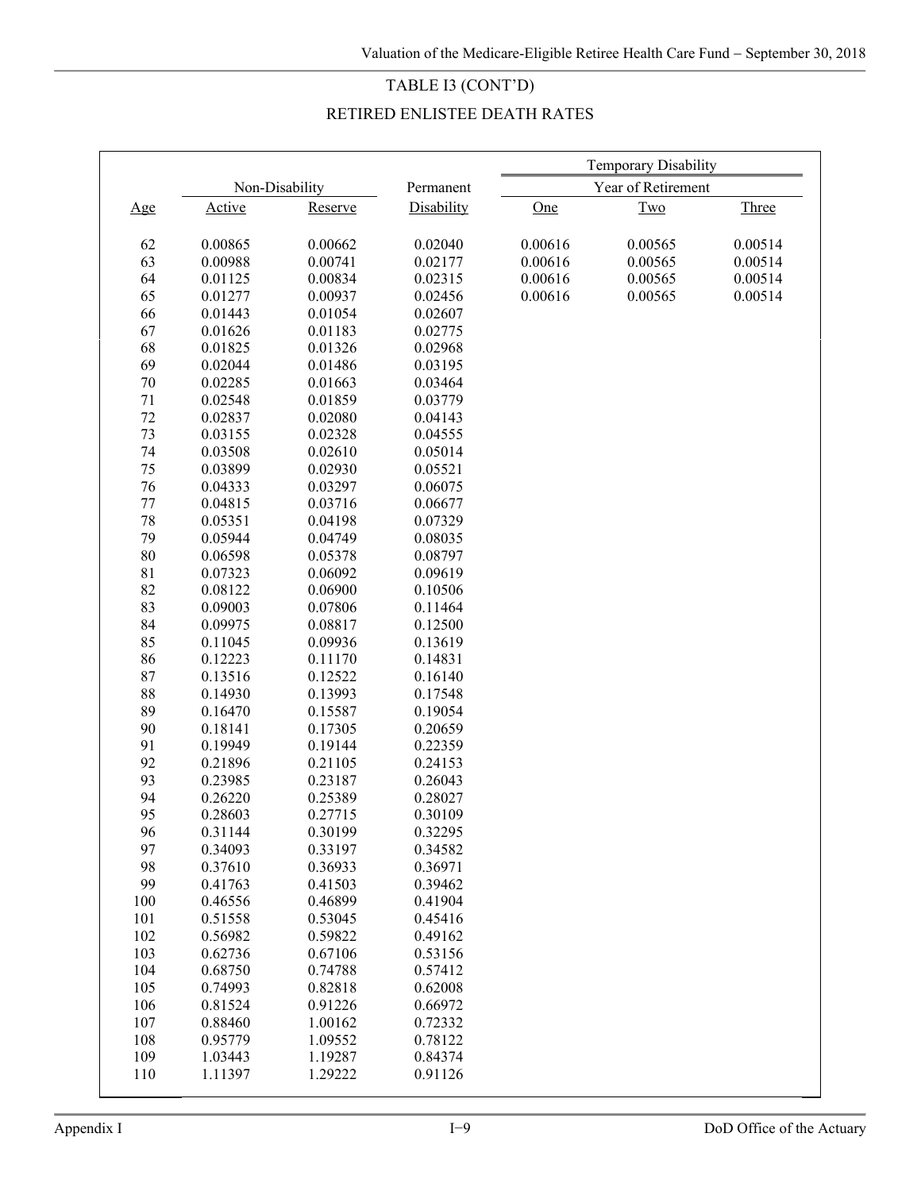TABLE I3 (CONT'D)

RETIRED ENLISTEE DEATH RATES

| | Non-Disability | | Permanent | Temporary Disability | | |
|---|---|---|---|---|---|---|
| | | | | Year of Retirement | | |
| Age | Active | Reserve | Disability | One | Two | Three |
| 62 | 0.00865 | 0.00662 | 0.02040 | 0.00616 | 0.00565 | 0.00514 |
| 63 | 0.00988 | 0.00741 | 0.02177 | 0.00616 | 0.00565 | 0.00514 |
| 64 | 0.01125 | 0.00834 | 0.02315 | 0.00616 | 0.00565 | 0.00514 |
| 65 | 0.01277 | 0.00937 | 0.02456 | 0.00616 | 0.00565 | 0.00514 |
| 66 | 0.01443 | 0.01054 | 0.02607 | | | |
| 67 | 0.01626 | 0.01183 | 0.02775 | | | |
| 68 | 0.01825 | 0.01326 | 0.02968 | | | |
| 69 | 0.02044 | 0.01486 | 0.03195 | | | |
| 70 | 0.02285 | 0.01663 | 0.03464 | | | |
| 71 | 0.02548 | 0.01859 | 0.03779 | | | |
| 72 | 0.02837 | 0.02080 | 0.04143 | | | |
| 73 | 0.03155 | 0.02328 | 0.04555 | | | |
| 74 | 0.03508 | 0.02610 | 0.05014 | | | |
| 75 | 0.03899 | 0.02930 | 0.05521 | | | |
| 76 | 0.04333 | 0.03297 | 0.06075 | | | |
| 77 | 0.04815 | 0.03716 | 0.06677 | | | |
| 78 | 0.05351 | 0.04198 | 0.07329 | | | |
| 79 | 0.05944 | 0.04749 | 0.08035 | | | |
| 80 | 0.06598 | 0.05378 | 0.08797 | | | |
| 81 | 0.07323 | 0.06092 | 0.09619 | | | |
| 82 | 0.08122 | 0.06900 | 0.10506 | | | |
| 83 | 0.09003 | 0.07806 | 0.11464 | | | |
| 84 | 0.09975 | 0.08817 | 0.12500 | | | |
| 85 | 0.11045 | 0.09936 | 0.13619 | | | |
| 86 | 0.12223 | 0.11170 | 0.14831 | | | |
| 87 | 0.13516 | 0.12522 | 0.16140 | | | |
| 88 | 0.14930 | 0.13993 | 0.17548 | | | |
| 89 | 0.16470 | 0.15587 | 0.19054 | | | |
| 90 | 0.18141 | 0.17305 | 0.20659 | | | |
| 91 | 0.19949 | 0.19144 | 0.22359 | | | |
| 92 | 0.21896 | 0.21105 | 0.24153 | | | |
| 93 | 0.23985 | 0.23187 | 0.26043 | | | |
| 94 | 0.26220 | 0.25389 | 0.28027 | | | |
| 95 | 0.28603 | 0.27715 | 0.30109 | | | |
| 96 | 0.31144 | 0.30199 | 0.32295 | | | |
| 97 | 0.34093 | 0.33197 | 0.34582 | | | |
| 98 | 0.37610 | 0.36933 | 0.36971 | | | |
| 99 | 0.41763 | 0.41503 | 0.39462 | | | |
| 100 | 0.46556 | 0.46899 | 0.41904 | | | |
| 101 | 0.51558 | 0.53045 | 0.45416 | | | |
| 102 | 0.56982 | 0.59822 | 0.49162 | | | |
| 103 | 0.62736 | 0.67106 | 0.53156 | | | |
| 104 | 0.68750 | 0.74788 | 0.57412 | | | |
| 105 | 0.74993 | 0.82818 | 0.62008 | | | |
| 106 | 0.81524 | 0.91226 | 0.66972 | | | |
| 107 | 0.88460 | 1.00162 | 0.72332 | | | |
| 108 | 0.95779 | 1.09552 | 0.78122 | | | |
| 109 | 1.03443 | 1.19287 | 0.84374 | | | |
| 110 | 1.11397 | 1.29222 | 0.91126 | | | |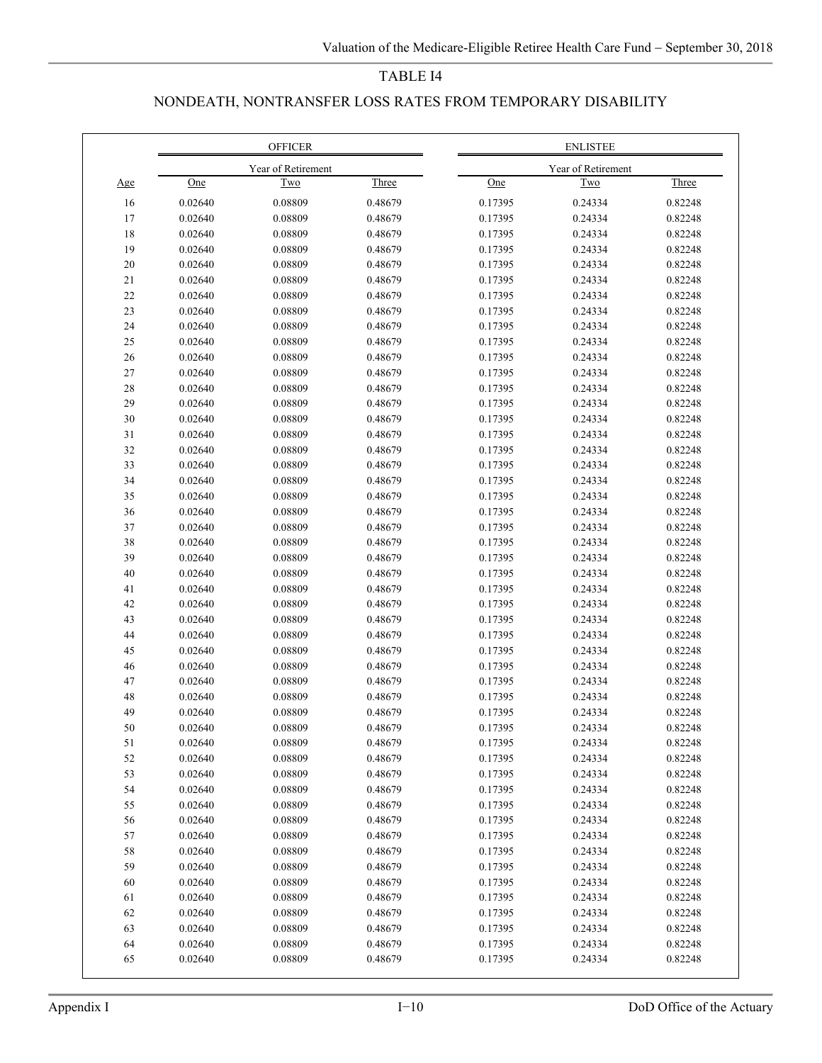# TABLE I4

## NONDEATH, NONTRANSFER LOSS RATES FROM TEMPORARY DISABILITY

| | OFFICER | | | ENLISTEE | | |
|---|---|---|---|---|---|---|
| | Year of Retirement | | | Year of Retirement | | |
| Age | One | Two | Three | One | Two | Three |
| 16 | 0.02640 | 0.08809 | 0.48679 | 0.17395 | 0.24334 | 0.82248 |
| 17 | 0.02640 | 0.08809 | 0.48679 | 0.17395 | 0.24334 | 0.82248 |
| 18 | 0.02640 | 0.08809 | 0.48679 | 0.17395 | 0.24334 | 0.82248 |
| 19 | 0.02640 | 0.08809 | 0.48679 | 0.17395 | 0.24334 | 0.82248 |
| 20 | 0.02640 | 0.08809 | 0.48679 | 0.17395 | 0.24334 | 0.82248 |
| 21 | 0.02640 | 0.08809 | 0.48679 | 0.17395 | 0.24334 | 0.82248 |
| 22 | 0.02640 | 0.08809 | 0.48679 | 0.17395 | 0.24334 | 0.82248 |
| 23 | 0.02640 | 0.08809 | 0.48679 | 0.17395 | 0.24334 | 0.82248 |
| 24 | 0.02640 | 0.08809 | 0.48679 | 0.17395 | 0.24334 | 0.82248 |
| 25 | 0.02640 | 0.08809 | 0.48679 | 0.17395 | 0.24334 | 0.82248 |
| 26 | 0.02640 | 0.08809 | 0.48679 | 0.17395 | 0.24334 | 0.82248 |
| 27 | 0.02640 | 0.08809 | 0.48679 | 0.17395 | 0.24334 | 0.82248 |
| 28 | 0.02640 | 0.08809 | 0.48679 | 0.17395 | 0.24334 | 0.82248 |
| 29 | 0.02640 | 0.08809 | 0.48679 | 0.17395 | 0.24334 | 0.82248 |
| 30 | 0.02640 | 0.08809 | 0.48679 | 0.17395 | 0.24334 | 0.82248 |
| 31 | 0.02640 | 0.08809 | 0.48679 | 0.17395 | 0.24334 | 0.82248 |
| 32 | 0.02640 | 0.08809 | 0.48679 | 0.17395 | 0.24334 | 0.82248 |
| 33 | 0.02640 | 0.08809 | 0.48679 | 0.17395 | 0.24334 | 0.82248 |
| 34 | 0.02640 | 0.08809 | 0.48679 | 0.17395 | 0.24334 | 0.82248 |
| 35 | 0.02640 | 0.08809 | 0.48679 | 0.17395 | 0.24334 | 0.82248 |
| 36 | 0.02640 | 0.08809 | 0.48679 | 0.17395 | 0.24334 | 0.82248 |
| 37 | 0.02640 | 0.08809 | 0.48679 | 0.17395 | 0.24334 | 0.82248 |
| 38 | 0.02640 | 0.08809 | 0.48679 | 0.17395 | 0.24334 | 0.82248 |
| 39 | 0.02640 | 0.08809 | 0.48679 | 0.17395 | 0.24334 | 0.82248 |
| 40 | 0.02640 | 0.08809 | 0.48679 | 0.17395 | 0.24334 | 0.82248 |
| 41 | 0.02640 | 0.08809 | 0.48679 | 0.17395 | 0.24334 | 0.82248 |
| 42 | 0.02640 | 0.08809 | 0.48679 | 0.17395 | 0.24334 | 0.82248 |
| 43 | 0.02640 | 0.08809 | 0.48679 | 0.17395 | 0.24334 | 0.82248 |
| 44 | 0.02640 | 0.08809 | 0.48679 | 0.17395 | 0.24334 | 0.82248 |
| 45 | 0.02640 | 0.08809 | 0.48679 | 0.17395 | 0.24334 | 0.82248 |
| 46 | 0.02640 | 0.08809 | 0.48679 | 0.17395 | 0.24334 | 0.82248 |
| 47 | 0.02640 | 0.08809 | 0.48679 | 0.17395 | 0.24334 | 0.82248 |
| 48 | 0.02640 | 0.08809 | 0.48679 | 0.17395 | 0.24334 | 0.82248 |
| 49 | 0.02640 | 0.08809 | 0.48679 | 0.17395 | 0.24334 | 0.82248 |
| 50 | 0.02640 | 0.08809 | 0.48679 | 0.17395 | 0.24334 | 0.82248 |
| 51 | 0.02640 | 0.08809 | 0.48679 | 0.17395 | 0.24334 | 0.82248 |
| 52 | 0.02640 | 0.08809 | 0.48679 | 0.17395 | 0.24334 | 0.82248 |
| 53 | 0.02640 | 0.08809 | 0.48679 | 0.17395 | 0.24334 | 0.82248 |
| 54 | 0.02640 | 0.08809 | 0.48679 | 0.17395 | 0.24334 | 0.82248 |
| 55 | 0.02640 | 0.08809 | 0.48679 | 0.17395 | 0.24334 | 0.82248 |
| 56 | 0.02640 | 0.08809 | 0.48679 | 0.17395 | 0.24334 | 0.82248 |
| 57 | 0.02640 | 0.08809 | 0.48679 | 0.17395 | 0.24334 | 0.82248 |
| 58 | 0.02640 | 0.08809 | 0.48679 | 0.17395 | 0.24334 | 0.82248 |
| 59 | 0.02640 | 0.08809 | 0.48679 | 0.17395 | 0.24334 | 0.82248 |
| 60 | 0.02640 | 0.08809 | 0.48679 | 0.17395 | 0.24334 | 0.82248 |
| 61 | 0.02640 | 0.08809 | 0.48679 | 0.17395 | 0.24334 | 0.82248 |
| 62 | 0.02640 | 0.08809 | 0.48679 | 0.17395 | 0.24334 | 0.82248 |
| 63 | 0.02640 | 0.08809 | 0.48679 | 0.17395 | 0.24334 | 0.82248 |
| 64 | 0.02640 | 0.08809 | 0.48679 | 0.17395 | 0.24334 | 0.82248 |
| 65 | 0.02640 | 0.08809 | 0.48679 | 0.17395 | 0.24334 | 0.82248 |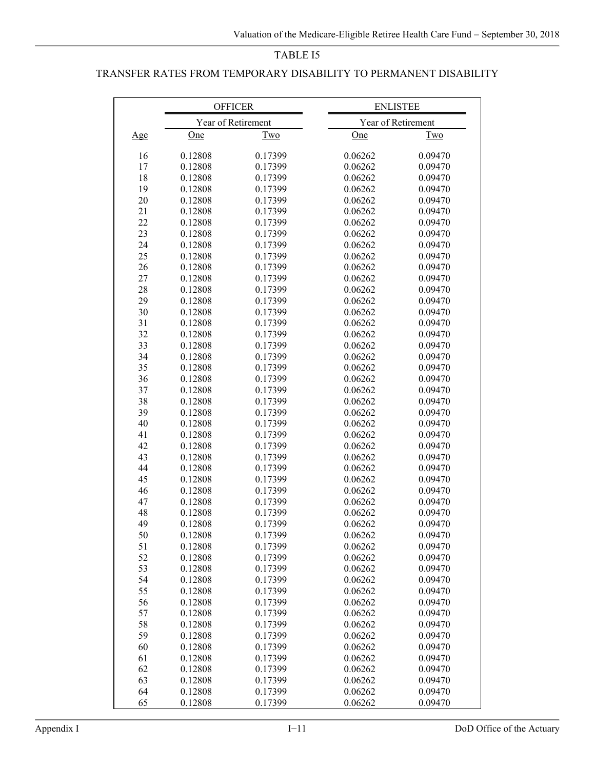TABLE I5

TRANSFER RATES FROM TEMPORARY DISABILITY TO PERMANENT DISABILITY

| | OFFICER | | ENLISTEE | |
|---|---|---|---|---|
| | Year of Retirement | | Year of Retirement | |
| Age | One | Two | One | Two |
| 16 | 0.12808 | 0.17399 | 0.06262 | 0.09470 |
| 17 | 0.12808 | 0.17399 | 0.06262 | 0.09470 |
| 18 | 0.12808 | 0.17399 | 0.06262 | 0.09470 |
| 19 | 0.12808 | 0.17399 | 0.06262 | 0.09470 |
| 20 | 0.12808 | 0.17399 | 0.06262 | 0.09470 |
| 21 | 0.12808 | 0.17399 | 0.06262 | 0.09470 |
| 22 | 0.12808 | 0.17399 | 0.06262 | 0.09470 |
| 23 | 0.12808 | 0.17399 | 0.06262 | 0.09470 |
| 24 | 0.12808 | 0.17399 | 0.06262 | 0.09470 |
| 25 | 0.12808 | 0.17399 | 0.06262 | 0.09470 |
| 26 | 0.12808 | 0.17399 | 0.06262 | 0.09470 |
| 27 | 0.12808 | 0.17399 | 0.06262 | 0.09470 |
| 28 | 0.12808 | 0.17399 | 0.06262 | 0.09470 |
| 29 | 0.12808 | 0.17399 | 0.06262 | 0.09470 |
| 30 | 0.12808 | 0.17399 | 0.06262 | 0.09470 |
| 31 | 0.12808 | 0.17399 | 0.06262 | 0.09470 |
| 32 | 0.12808 | 0.17399 | 0.06262 | 0.09470 |
| 33 | 0.12808 | 0.17399 | 0.06262 | 0.09470 |
| 34 | 0.12808 | 0.17399 | 0.06262 | 0.09470 |
| 35 | 0.12808 | 0.17399 | 0.06262 | 0.09470 |
| 36 | 0.12808 | 0.17399 | 0.06262 | 0.09470 |
| 37 | 0.12808 | 0.17399 | 0.06262 | 0.09470 |
| 38 | 0.12808 | 0.17399 | 0.06262 | 0.09470 |
| 39 | 0.12808 | 0.17399 | 0.06262 | 0.09470 |
| 40 | 0.12808 | 0.17399 | 0.06262 | 0.09470 |
| 41 | 0.12808 | 0.17399 | 0.06262 | 0.09470 |
| 42 | 0.12808 | 0.17399 | 0.06262 | 0.09470 |
| 43 | 0.12808 | 0.17399 | 0.06262 | 0.09470 |
| 44 | 0.12808 | 0.17399 | 0.06262 | 0.09470 |
| 45 | 0.12808 | 0.17399 | 0.06262 | 0.09470 |
| 46 | 0.12808 | 0.17399 | 0.06262 | 0.09470 |
| 47 | 0.12808 | 0.17399 | 0.06262 | 0.09470 |
| 48 | 0.12808 | 0.17399 | 0.06262 | 0.09470 |
| 49 | 0.12808 | 0.17399 | 0.06262 | 0.09470 |
| 50 | 0.12808 | 0.17399 | 0.06262 | 0.09470 |
| 51 | 0.12808 | 0.17399 | 0.06262 | 0.09470 |
| 52 | 0.12808 | 0.17399 | 0.06262 | 0.09470 |
| 53 | 0.12808 | 0.17399 | 0.06262 | 0.09470 |
| 54 | 0.12808 | 0.17399 | 0.06262 | 0.09470 |
| 55 | 0.12808 | 0.17399 | 0.06262 | 0.09470 |
| 56 | 0.12808 | 0.17399 | 0.06262 | 0.09470 |
| 57 | 0.12808 | 0.17399 | 0.06262 | 0.09470 |
| 58 | 0.12808 | 0.17399 | 0.06262 | 0.09470 |
| 59 | 0.12808 | 0.17399 | 0.06262 | 0.09470 |
| 60 | 0.12808 | 0.17399 | 0.06262 | 0.09470 |
| 61 | 0.12808 | 0.17399 | 0.06262 | 0.09470 |
| 62 | 0.12808 | 0.17399 | 0.06262 | 0.09470 |
| 63 | 0.12808 | 0.17399 | 0.06262 | 0.09470 |
| 64 | 0.12808 | 0.17399 | 0.06262 | 0.09470 |
| 65 | 0.12808 | 0.17399 | 0.06262 | 0.09470 |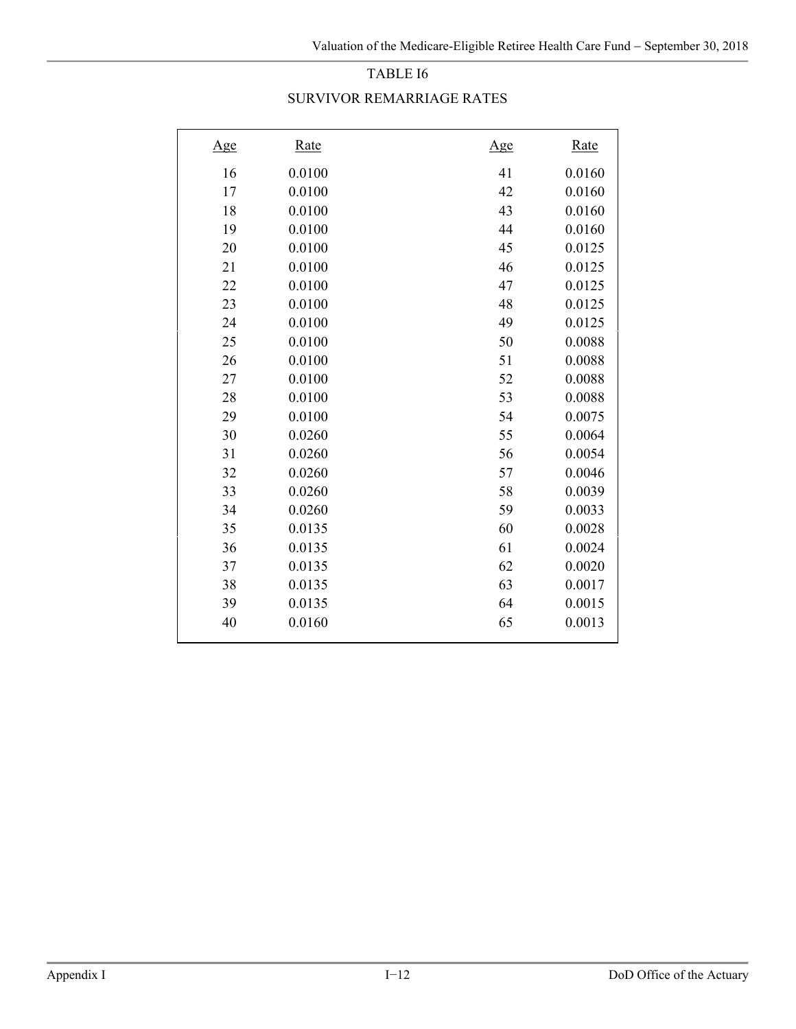TABLE I6

SURVIVOR REMARRIAGE RATES

| Age | Rate | Age | Rate |
|---|---|---|---|
| 16 | 0.0100 | 41 | 0.0160 |
| 17 | 0.0100 | 42 | 0.0160 |
| 18 | 0.0100 | 43 | 0.0160 |
| 19 | 0.0100 | 44 | 0.0160 |
| 20 | 0.0100 | 45 | 0.0125 |
| 21 | 0.0100 | 46 | 0.0125 |
| 22 | 0.0100 | 47 | 0.0125 |
| 23 | 0.0100 | 48 | 0.0125 |
| 24 | 0.0100 | 49 | 0.0125 |
| 25 | 0.0100 | 50 | 0.0088 |
| 26 | 0.0100 | 51 | 0.0088 |
| 27 | 0.0100 | 52 | 0.0088 |
| 28 | 0.0100 | 53 | 0.0088 |
| 29 | 0.0100 | 54 | 0.0075 |
| 30 | 0.0260 | 55 | 0.0064 |
| 31 | 0.0260 | 56 | 0.0054 |
| 32 | 0.0260 | 57 | 0.0046 |
| 33 | 0.0260 | 58 | 0.0039 |
| 34 | 0.0260 | 59 | 0.0033 |
| 35 | 0.0135 | 60 | 0.0028 |
| 36 | 0.0135 | 61 | 0.0024 |
| 37 | 0.0135 | 62 | 0.0020 |
| 38 | 0.0135 | 63 | 0.0017 |
| 39 | 0.0135 | 64 | 0.0015 |
| 40 | 0.0160 | 65 | 0.0013 |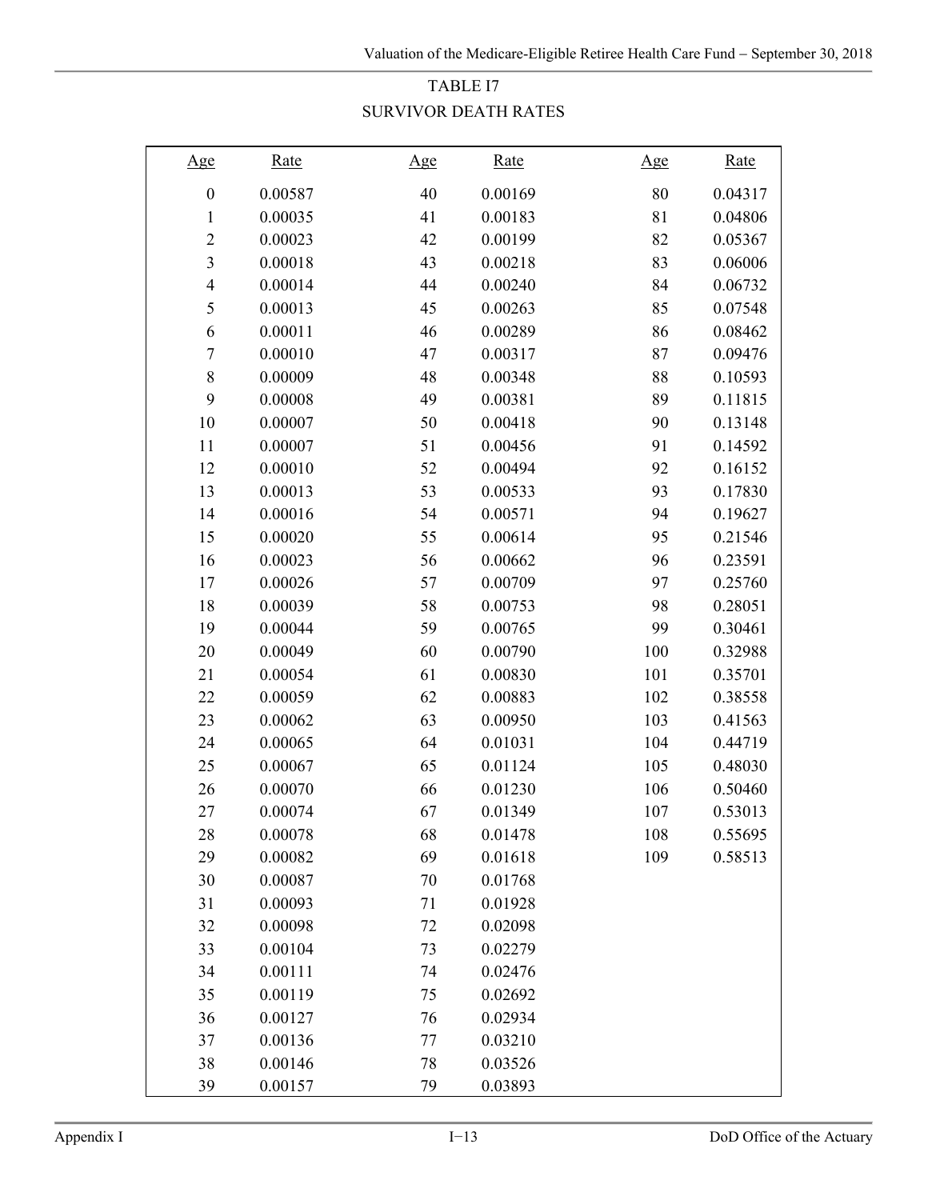# TABLE I7

## SURVIVOR DEATH RATES

| Age | Rate | Age | Rate | Age | Rate |
|---|---|---|---|---|---|
| 0 | 0.00587 | 40 | 0.00169 | 80 | 0.04317 |
| 1 | 0.00035 | 41 | 0.00183 | 81 | 0.04806 |
| 2 | 0.00023 | 42 | 0.00199 | 82 | 0.05367 |
| 3 | 0.00018 | 43 | 0.00218 | 83 | 0.06006 |
| 4 | 0.00014 | 44 | 0.00240 | 84 | 0.06732 |
| 5 | 0.00013 | 45 | 0.00263 | 85 | 0.07548 |
| 6 | 0.00011 | 46 | 0.00289 | 86 | 0.08462 |
| 7 | 0.00010 | 47 | 0.00317 | 87 | 0.09476 |
| 8 | 0.00009 | 48 | 0.00348 | 88 | 0.10593 |
| 9 | 0.00008 | 49 | 0.00381 | 89 | 0.11815 |
| 10 | 0.00007 | 50 | 0.00418 | 90 | 0.13148 |
| 11 | 0.00007 | 51 | 0.00456 | 91 | 0.14592 |
| 12 | 0.00010 | 52 | 0.00494 | 92 | 0.16152 |
| 13 | 0.00013 | 53 | 0.00533 | 93 | 0.17830 |
| 14 | 0.00016 | 54 | 0.00571 | 94 | 0.19627 |
| 15 | 0.00020 | 55 | 0.00614 | 95 | 0.21546 |
| 16 | 0.00023 | 56 | 0.00662 | 96 | 0.23591 |
| 17 | 0.00026 | 57 | 0.00709 | 97 | 0.25760 |
| 18 | 0.00039 | 58 | 0.00753 | 98 | 0.28051 |
| 19 | 0.00044 | 59 | 0.00765 | 99 | 0.30461 |
| 20 | 0.00049 | 60 | 0.00790 | 100 | 0.32988 |
| 21 | 0.00054 | 61 | 0.00830 | 101 | 0.35701 |
| 22 | 0.00059 | 62 | 0.00883 | 102 | 0.38558 |
| 23 | 0.00062 | 63 | 0.00950 | 103 | 0.41563 |
| 24 | 0.00065 | 64 | 0.01031 | 104 | 0.44719 |
| 25 | 0.00067 | 65 | 0.01124 | 105 | 0.48030 |
| 26 | 0.00070 | 66 | 0.01230 | 106 | 0.50460 |
| 27 | 0.00074 | 67 | 0.01349 | 107 | 0.53013 |
| 28 | 0.00078 | 68 | 0.01478 | 108 | 0.55695 |
| 29 | 0.00082 | 69 | 0.01618 | 109 | 0.58513 |
| 30 | 0.00087 | 70 | 0.01768 | | |
| 31 | 0.00093 | 71 | 0.01928 | | |
| 32 | 0.00098 | 72 | 0.02098 | | |
| 33 | 0.00104 | 73 | 0.02279 | | |
| 34 | 0.00111 | 74 | 0.02476 | | |
| 35 | 0.00119 | 75 | 0.02692 | | |
| 36 | 0.00127 | 76 | 0.02934 | | |
| 37 | 0.00136 | 77 | 0.03210 | | |
| 38 | 0.00146 | 78 | 0.03526 | | |
| 39 | 0.00157 | 79 | 0.03893 | | |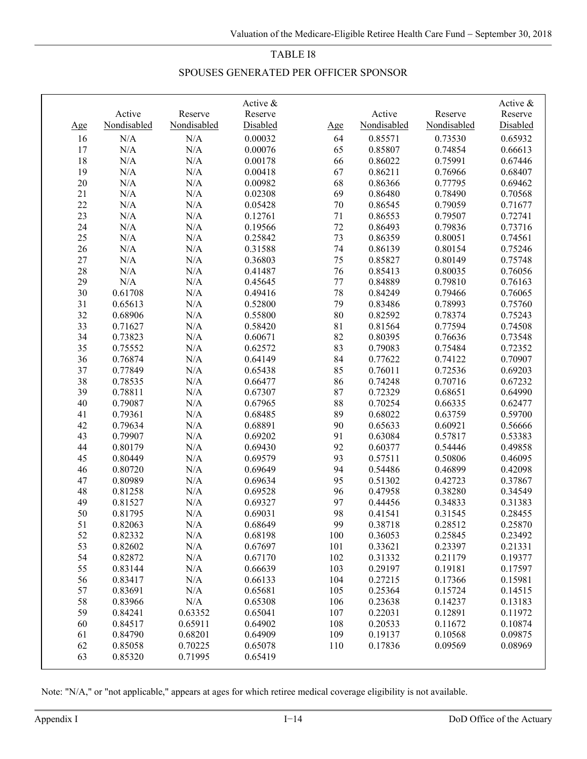TABLE I8

SPOUSES GENERATED PER OFFICER SPONSOR

| Age | Active Nondisabled | Reserve Nondisabled | Active & Reserve Disabled | Age | Active Nondisabled | Reserve Nondisabled | Active & Reserve Disabled |
|---|---|---|---|---|---|---|---|
| 16 | N/A | N/A | 0.00032 | 64 | 0.85571 | 0.73530 | 0.65932 |
| 17 | N/A | N/A | 0.00076 | 65 | 0.85807 | 0.74854 | 0.66613 |
| 18 | N/A | N/A | 0.00178 | 66 | 0.86022 | 0.75991 | 0.67446 |
| 19 | N/A | N/A | 0.00418 | 67 | 0.86211 | 0.76966 | 0.68407 |
| 20 | N/A | N/A | 0.00982 | 68 | 0.86366 | 0.77795 | 0.69462 |
| 21 | N/A | N/A | 0.02308 | 69 | 0.86480 | 0.78490 | 0.70568 |
| 22 | N/A | N/A | 0.05428 | 70 | 0.86545 | 0.79059 | 0.71677 |
| 23 | N/A | N/A | 0.12761 | 71 | 0.86553 | 0.79507 | 0.72741 |
| 24 | N/A | N/A | 0.19566 | 72 | 0.86493 | 0.79836 | 0.73716 |
| 25 | N/A | N/A | 0.25842 | 73 | 0.86359 | 0.80051 | 0.74561 |
| 26 | N/A | N/A | 0.31588 | 74 | 0.86139 | 0.80154 | 0.75246 |
| 27 | N/A | N/A | 0.36803 | 75 | 0.85827 | 0.80149 | 0.75748 |
| 28 | N/A | N/A | 0.41487 | 76 | 0.85413 | 0.80035 | 0.76056 |
| 29 | N/A | N/A | 0.45645 | 77 | 0.84889 | 0.79810 | 0.76163 |
| 30 | 0.61708 | N/A | 0.49416 | 78 | 0.84249 | 0.79466 | 0.76065 |
| 31 | 0.65613 | N/A | 0.52800 | 79 | 0.83486 | 0.78993 | 0.75760 |
| 32 | 0.68906 | N/A | 0.55800 | 80 | 0.82592 | 0.78374 | 0.75243 |
| 33 | 0.71627 | N/A | 0.58420 | 81 | 0.81564 | 0.77594 | 0.74508 |
| 34 | 0.73823 | N/A | 0.60671 | 82 | 0.80395 | 0.76636 | 0.73548 |
| 35 | 0.75552 | N/A | 0.62572 | 83 | 0.79083 | 0.75484 | 0.72352 |
| 36 | 0.76874 | N/A | 0.64149 | 84 | 0.77622 | 0.74122 | 0.70907 |
| 37 | 0.77849 | N/A | 0.65438 | 85 | 0.76011 | 0.72536 | 0.69203 |
| 38 | 0.78535 | N/A | 0.66477 | 86 | 0.74248 | 0.70716 | 0.67232 |
| 39 | 0.78811 | N/A | 0.67307 | 87 | 0.72329 | 0.68651 | 0.64990 |
| 40 | 0.79087 | N/A | 0.67965 | 88 | 0.70254 | 0.66335 | 0.62477 |
| 41 | 0.79361 | N/A | 0.68485 | 89 | 0.68022 | 0.63759 | 0.59700 |
| 42 | 0.79634 | N/A | 0.68891 | 90 | 0.65633 | 0.60921 | 0.56666 |
| 43 | 0.79907 | N/A | 0.69202 | 91 | 0.63084 | 0.57817 | 0.53383 |
| 44 | 0.80179 | N/A | 0.69430 | 92 | 0.60377 | 0.54446 | 0.49858 |
| 45 | 0.80449 | N/A | 0.69579 | 93 | 0.57511 | 0.50806 | 0.46095 |
| 46 | 0.80720 | N/A | 0.69649 | 94 | 0.54486 | 0.46899 | 0.42098 |
| 47 | 0.80989 | N/A | 0.69634 | 95 | 0.51302 | 0.42723 | 0.37867 |
| 48 | 0.81258 | N/A | 0.69528 | 96 | 0.47958 | 0.38280 | 0.34549 |
| 49 | 0.81527 | N/A | 0.69327 | 97 | 0.44456 | 0.34833 | 0.31383 |
| 50 | 0.81795 | N/A | 0.69031 | 98 | 0.41541 | 0.31545 | 0.28455 |
| 51 | 0.82063 | N/A | 0.68649 | 99 | 0.38718 | 0.28512 | 0.25870 |
| 52 | 0.82332 | N/A | 0.68198 | 100 | 0.36053 | 0.25845 | 0.23492 |
| 53 | 0.82602 | N/A | 0.67697 | 101 | 0.33621 | 0.23397 | 0.21331 |
| 54 | 0.82872 | N/A | 0.67170 | 102 | 0.31332 | 0.21179 | 0.19377 |
| 55 | 0.83144 | N/A | 0.66639 | 103 | 0.29197 | 0.19181 | 0.17597 |
| 56 | 0.83417 | N/A | 0.66133 | 104 | 0.27215 | 0.17366 | 0.15981 |
| 57 | 0.83691 | N/A | 0.65681 | 105 | 0.25364 | 0.15724 | 0.14515 |
| 58 | 0.83966 | N/A | 0.65308 | 106 | 0.23638 | 0.14237 | 0.13183 |
| 59 | 0.84241 | 0.63352 | 0.65041 | 107 | 0.22031 | 0.12891 | 0.11972 |
| 60 | 0.84517 | 0.65911 | 0.64902 | 108 | 0.20533 | 0.11672 | 0.10874 |
| 61 | 0.84790 | 0.68201 | 0.64909 | 109 | 0.19137 | 0.10568 | 0.09875 |
| 62 | 0.85058 | 0.70225 | 0.65078 | 110 | 0.17836 | 0.09569 | 0.08969 |
| 63 | 0.85320 | 0.71995 | 0.65419 | | | | |

Note: "N/A," or "not applicable," appears at ages for which retiree medical coverage eligibility is not available.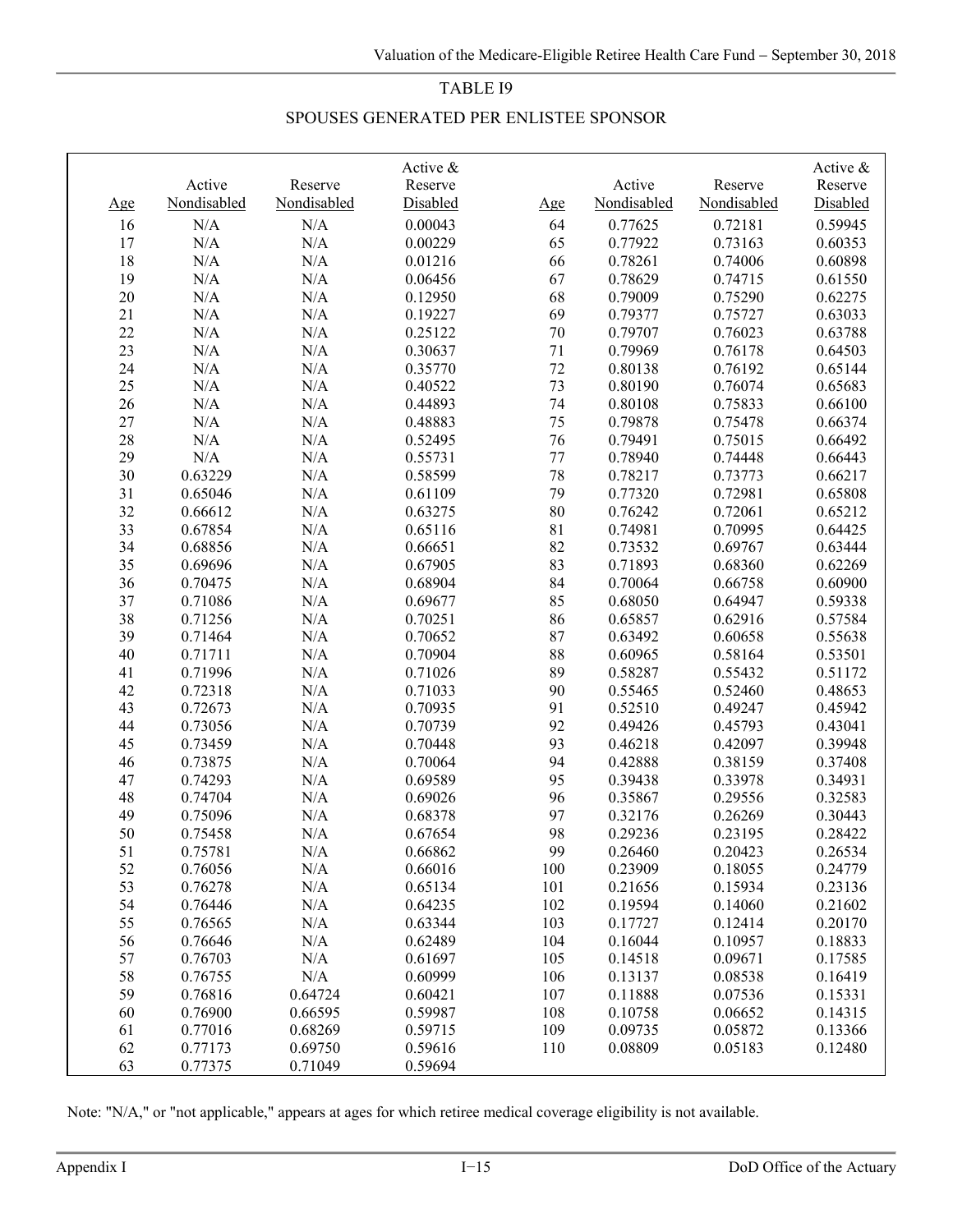TABLE I9

SPOUSES GENERATED PER ENLISTEE SPONSOR

| Age | Active Nondisabled | Reserve Nondisabled | Active & Reserve Disabled | Age | Active Nondisabled | Reserve Nondisabled | Active & Reserve Disabled |
|---|---|---|---|---|---|---|---|
| 16 | N/A | N/A | 0.00043 | 64 | 0.77625 | 0.72181 | 0.59945 |
| 17 | N/A | N/A | 0.00229 | 65 | 0.77922 | 0.73163 | 0.60353 |
| 18 | N/A | N/A | 0.01216 | 66 | 0.78261 | 0.74006 | 0.60898 |
| 19 | N/A | N/A | 0.06456 | 67 | 0.78629 | 0.74715 | 0.61550 |
| 20 | N/A | N/A | 0.12950 | 68 | 0.79009 | 0.75290 | 0.62275 |
| 21 | N/A | N/A | 0.19227 | 69 | 0.79377 | 0.75727 | 0.63033 |
| 22 | N/A | N/A | 0.25122 | 70 | 0.79707 | 0.76023 | 0.63788 |
| 23 | N/A | N/A | 0.30637 | 71 | 0.79969 | 0.76178 | 0.64503 |
| 24 | N/A | N/A | 0.35770 | 72 | 0.80138 | 0.76192 | 0.65144 |
| 25 | N/A | N/A | 0.40522 | 73 | 0.80190 | 0.76074 | 0.65683 |
| 26 | N/A | N/A | 0.44893 | 74 | 0.80108 | 0.75833 | 0.66100 |
| 27 | N/A | N/A | 0.48883 | 75 | 0.79878 | 0.75478 | 0.66374 |
| 28 | N/A | N/A | 0.52495 | 76 | 0.79491 | 0.75015 | 0.66492 |
| 29 | N/A | N/A | 0.55731 | 77 | 0.78940 | 0.74448 | 0.66443 |
| 30 | 0.63229 | N/A | 0.58599 | 78 | 0.78217 | 0.73773 | 0.66217 |
| 31 | 0.65046 | N/A | 0.61109 | 79 | 0.77320 | 0.72981 | 0.65808 |
| 32 | 0.66612 | N/A | 0.63275 | 80 | 0.76242 | 0.72061 | 0.65212 |
| 33 | 0.67854 | N/A | 0.65116 | 81 | 0.74981 | 0.70995 | 0.64425 |
| 34 | 0.68856 | N/A | 0.66651 | 82 | 0.73532 | 0.69767 | 0.63444 |
| 35 | 0.69696 | N/A | 0.67905 | 83 | 0.71893 | 0.68360 | 0.62269 |
| 36 | 0.70475 | N/A | 0.68904 | 84 | 0.70064 | 0.66758 | 0.60900 |
| 37 | 0.71086 | N/A | 0.69677 | 85 | 0.68050 | 0.64947 | 0.59338 |
| 38 | 0.71256 | N/A | 0.70251 | 86 | 0.65857 | 0.62916 | 0.57584 |
| 39 | 0.71464 | N/A | 0.70652 | 87 | 0.63492 | 0.60658 | 0.55638 |
| 40 | 0.71711 | N/A | 0.70904 | 88 | 0.60965 | 0.58164 | 0.53501 |
| 41 | 0.71996 | N/A | 0.71026 | 89 | 0.58287 | 0.55432 | 0.51172 |
| 42 | 0.72318 | N/A | 0.71033 | 90 | 0.55465 | 0.52460 | 0.48653 |
| 43 | 0.72673 | N/A | 0.70935 | 91 | 0.52510 | 0.49247 | 0.45942 |
| 44 | 0.73056 | N/A | 0.70739 | 92 | 0.49426 | 0.45793 | 0.43041 |
| 45 | 0.73459 | N/A | 0.70448 | 93 | 0.46218 | 0.42097 | 0.39948 |
| 46 | 0.73875 | N/A | 0.70064 | 94 | 0.42888 | 0.38159 | 0.37408 |
| 47 | 0.74293 | N/A | 0.69589 | 95 | 0.39438 | 0.33978 | 0.34931 |
| 48 | 0.74704 | N/A | 0.69026 | 96 | 0.35867 | 0.29556 | 0.32583 |
| 49 | 0.75096 | N/A | 0.68378 | 97 | 0.32176 | 0.26269 | 0.30443 |
| 50 | 0.75458 | N/A | 0.67654 | 98 | 0.29236 | 0.23195 | 0.28422 |
| 51 | 0.75781 | N/A | 0.66862 | 99 | 0.26460 | 0.20423 | 0.26534 |
| 52 | 0.76056 | N/A | 0.66016 | 100 | 0.23909 | 0.18055 | 0.24779 |
| 53 | 0.76278 | N/A | 0.65134 | 101 | 0.21656 | 0.15934 | 0.23136 |
| 54 | 0.76446 | N/A | 0.64235 | 102 | 0.19594 | 0.14060 | 0.21602 |
| 55 | 0.76565 | N/A | 0.63344 | 103 | 0.17727 | 0.12414 | 0.20170 |
| 56 | 0.76646 | N/A | 0.62489 | 104 | 0.16044 | 0.10957 | 0.18833 |
| 57 | 0.76703 | N/A | 0.61697 | 105 | 0.14518 | 0.09671 | 0.17585 |
| 58 | 0.76755 | N/A | 0.60999 | 106 | 0.13137 | 0.08538 | 0.16419 |
| 59 | 0.76816 | 0.64724 | 0.60421 | 107 | 0.11888 | 0.07536 | 0.15331 |
| 60 | 0.76900 | 0.66595 | 0.59987 | 108 | 0.10758 | 0.06652 | 0.14315 |
| 61 | 0.77016 | 0.68269 | 0.59715 | 109 | 0.09735 | 0.05872 | 0.13366 |
| 62 | 0.77173 | 0.69750 | 0.59616 | 110 | 0.08809 | 0.05183 | 0.12480 |
| 63 | 0.77375 | 0.71049 | 0.59694 | | | | |

Note: "N/A," or "not applicable," appears at ages for which retiree medical coverage eligibility is not available.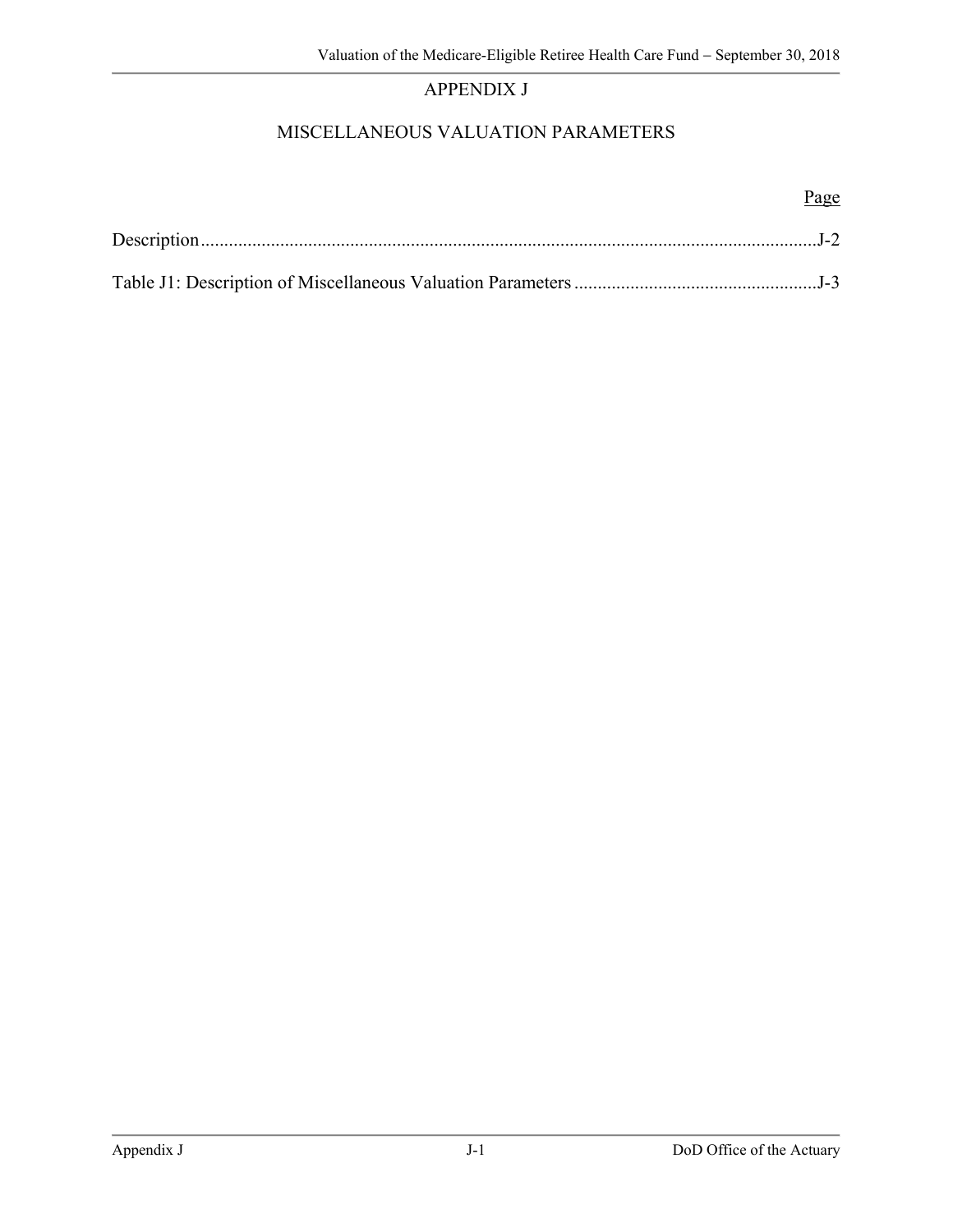# APPENDIX J

## MISCELLANEOUS VALUATION PARAMETERS

| | Page |
|---|---|
| Description | J-2 |
| Table J1: Description of Miscellaneous Valuation Parameters | J-3 |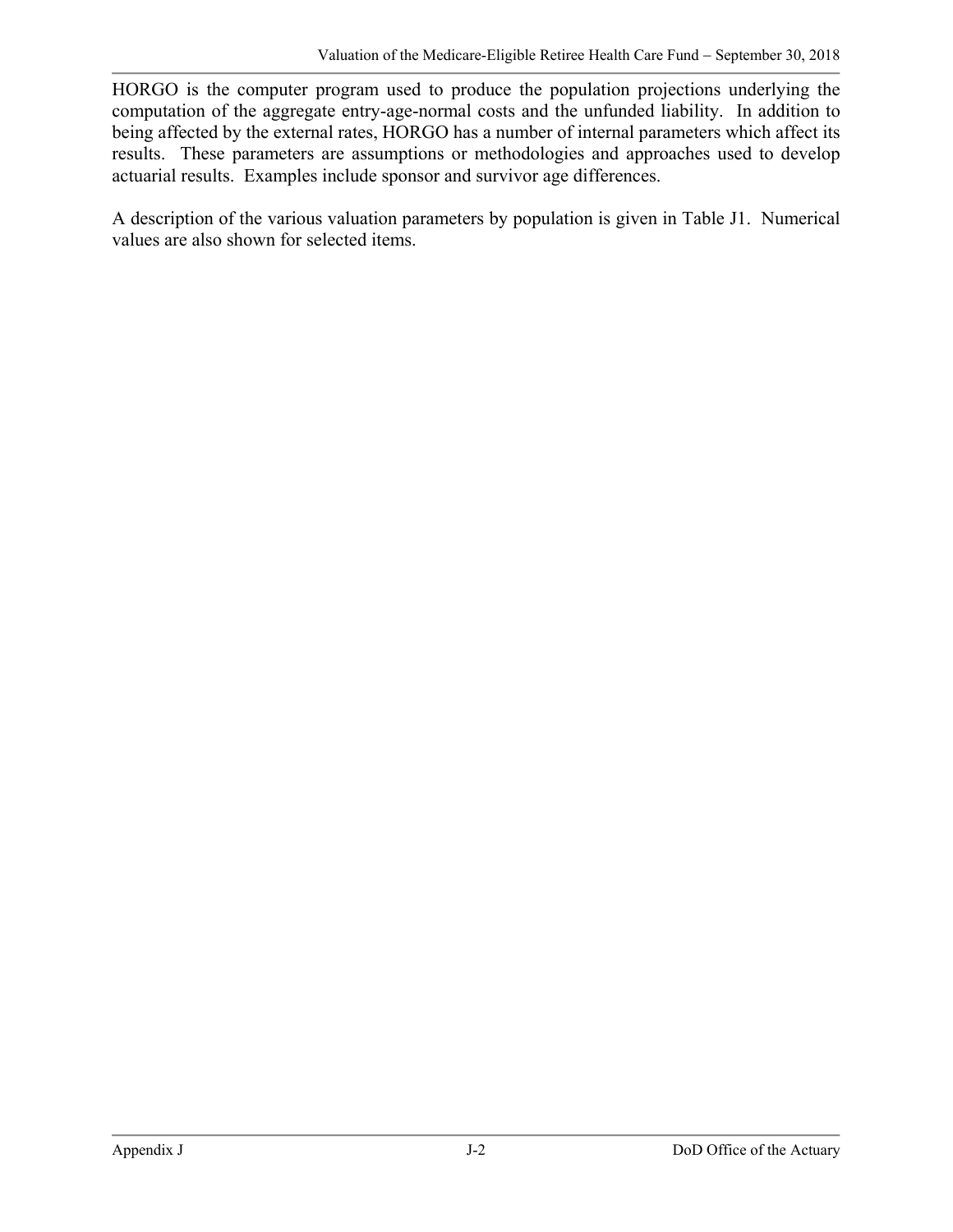HORGO is the computer program used to produce the population projections underlying the computation of the aggregate entry-age-normal costs and the unfunded liability. In addition to being affected by the external rates, HORGO has a number of internal parameters which affect its results. These parameters are assumptions or methodologies and approaches used to develop actuarial results. Examples include sponsor and survivor age differences.

A description of the various valuation parameters by population is given in Table J1. Numerical values are also shown for selected items.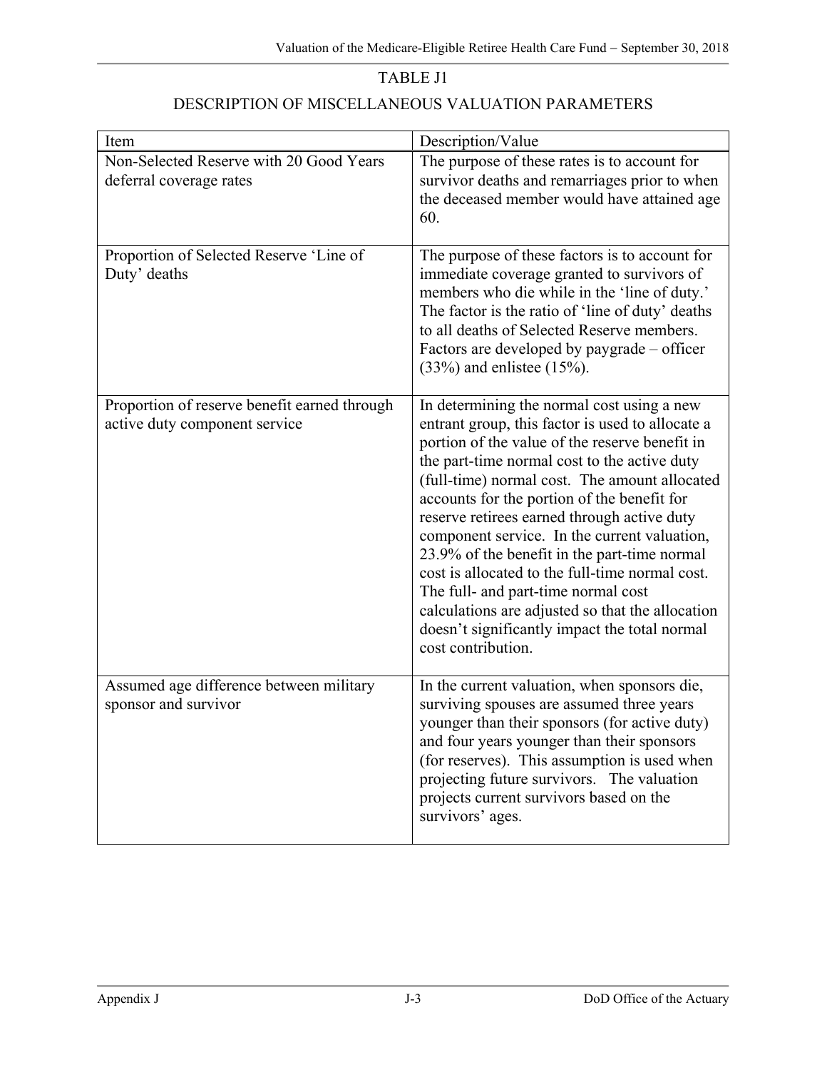TABLE J1

DESCRIPTION OF MISCELLANEOUS VALUATION PARAMETERS

| Item | Description/Value |
| --- | --- |
| Non-Selected Reserve with 20 Good Years deferral coverage rates | The purpose of these rates is to account for survivor deaths and remarriages prior to when the deceased member would have attained age 60. |
| Proportion of Selected Reserve 'Line of Duty' deaths | The purpose of these factors is to account for immediate coverage granted to survivors of members who die while in the 'line of duty.' The factor is the ratio of 'line of duty' deaths to all deaths of Selected Reserve members. Factors are developed by paygrade – officer (33%) and enlistee (15%). |
| Proportion of reserve benefit earned through active duty component service | In determining the normal cost using a new entrant group, this factor is used to allocate a portion of the value of the reserve benefit in the part-time normal cost to the active duty (full-time) normal cost. The amount allocated accounts for the portion of the benefit for reserve retirees earned through active duty component service. In the current valuation, 23.9% of the benefit in the part-time normal cost is allocated to the full-time normal cost. The full- and part-time normal cost calculations are adjusted so that the allocation doesn't significantly impact the total normal cost contribution. |
| Assumed age difference between military sponsor and survivor | In the current valuation, when sponsors die, surviving spouses are assumed three years younger than their sponsors (for active duty) and four years younger than their sponsors (for reserves). This assumption is used when projecting future survivors. The valuation projects current survivors based on the survivors' ages. |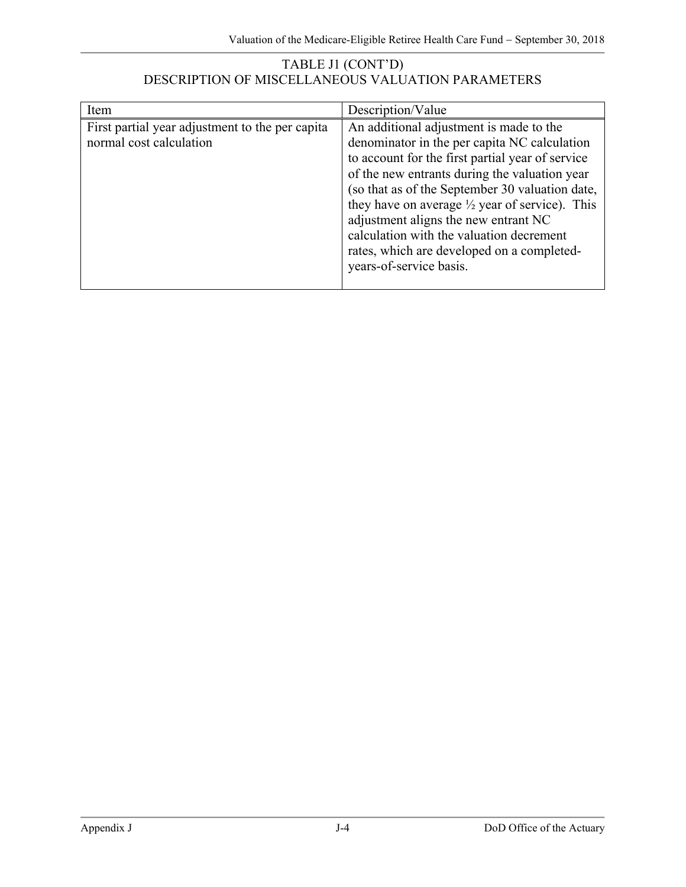TABLE J1 (CONT'D)
DESCRIPTION OF MISCELLANEOUS VALUATION PARAMETERS

| Item | Description/Value |
|---|---|
| First partial year adjustment to the per capita normal cost calculation | An additional adjustment is made to the denominator in the per capita NC calculation to account for the first partial year of service of the new entrants during the valuation year (so that as of the September 30 valuation date, they have on average ½ year of service). This adjustment aligns the new entrant NC calculation with the valuation decrement rates, which are developed on a completed-years-of-service basis. |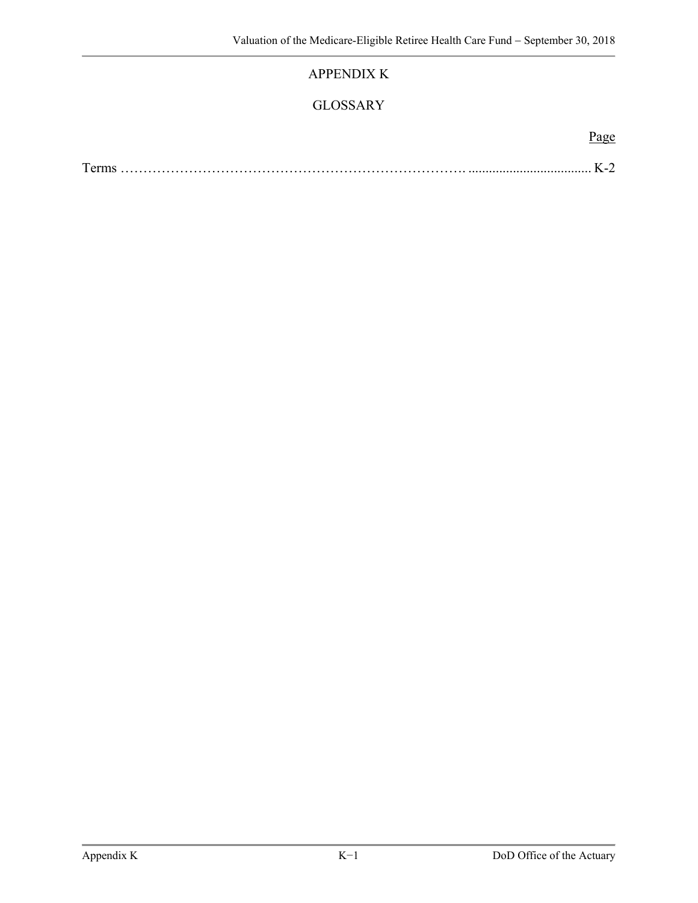# APPENDIX K

## GLOSSARY

| | Page |
|---|---|
| Terms | K-2 |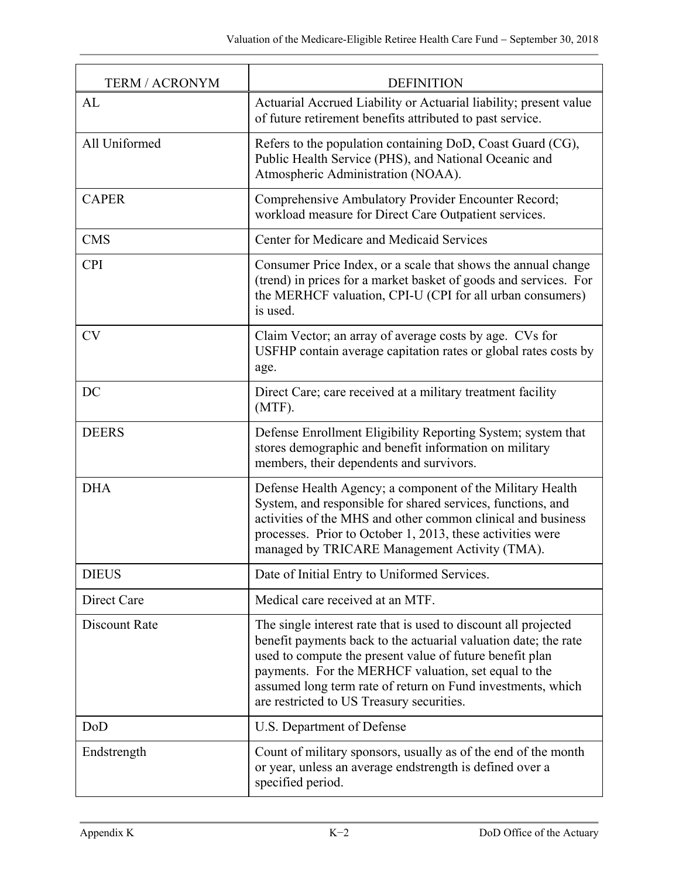| TERM / ACRONYM | DEFINITION |
| --- | --- |
| AL | Actuarial Accrued Liability or Actuarial liability; present value of future retirement benefits attributed to past service. |
| All Uniformed | Refers to the population containing DoD, Coast Guard (CG), Public Health Service (PHS), and National Oceanic and Atmospheric Administration (NOAA). |
| CAPER | Comprehensive Ambulatory Provider Encounter Record; workload measure for Direct Care Outpatient services. |
| CMS | Center for Medicare and Medicaid Services |
| CPI | Consumer Price Index, or a scale that shows the annual change (trend) in prices for a market basket of goods and services. For the MERHCF valuation, CPI-U (CPI for all urban consumers) is used. |
| CV | Claim Vector; an array of average costs by age. CVs for USFHP contain average capitation rates or global rates costs by age. |
| DC | Direct Care; care received at a military treatment facility (MTF). |
| DEERS | Defense Enrollment Eligibility Reporting System; system that stores demographic and benefit information on military members, their dependents and survivors. |
| DHA | Defense Health Agency; a component of the Military Health System, and responsible for shared services, functions, and activities of the MHS and other common clinical and business processes. Prior to October 1, 2013, these activities were managed by TRICARE Management Activity (TMA). |
| DIEUS | Date of Initial Entry to Uniformed Services. |
| Direct Care | Medical care received at an MTF. |
| Discount Rate | The single interest rate that is used to discount all projected benefit payments back to the actuarial valuation date; the rate used to compute the present value of future benefit plan payments. For the MERHCF valuation, set equal to the assumed long term rate of return on Fund investments, which are restricted to US Treasury securities. |
| DoD | U.S. Department of Defense |
| Endstrength | Count of military sponsors, usually as of the end of the month or year, unless an average endstrength is defined over a specified period. |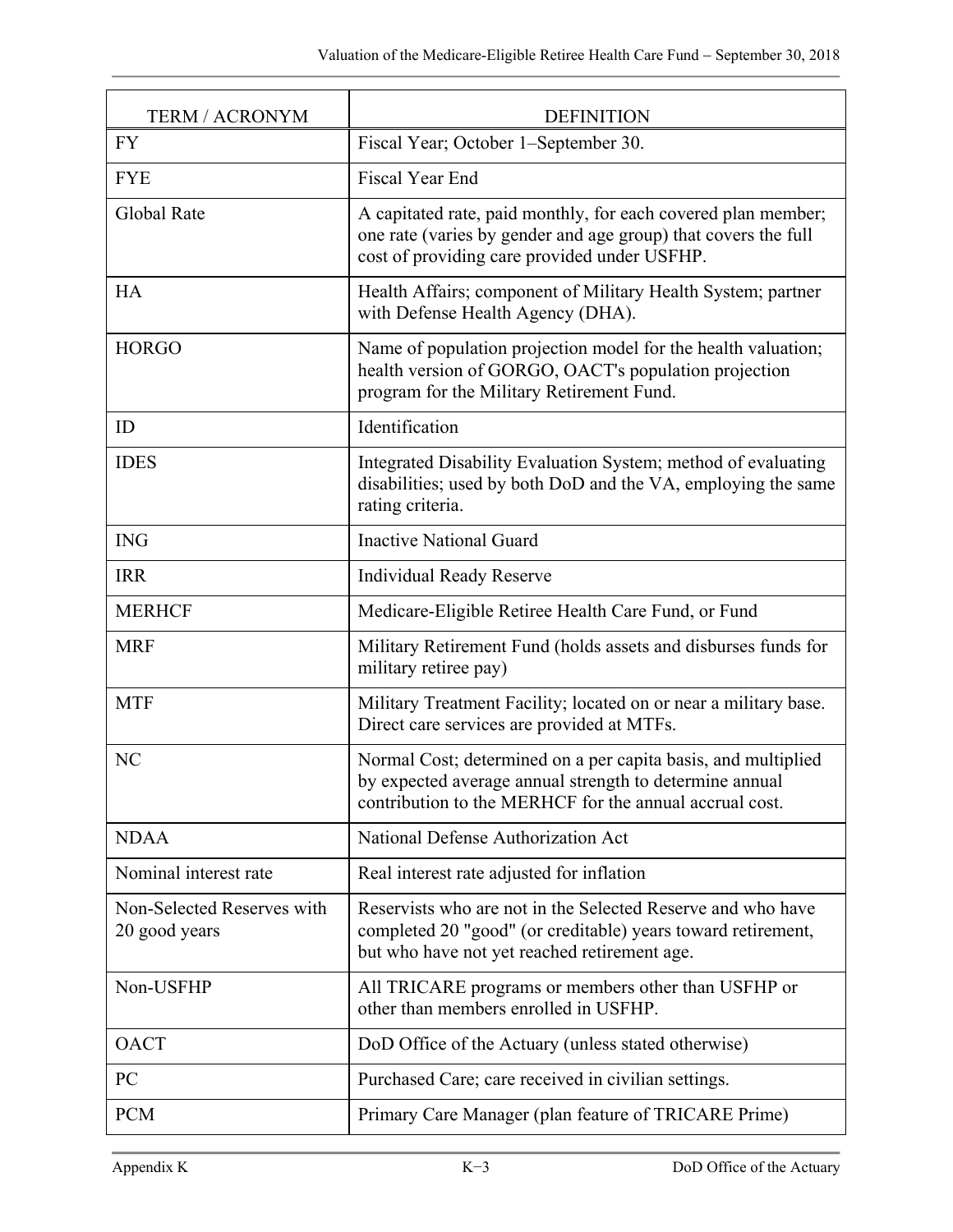| TERM / ACRONYM | DEFINITION |
|---|---|
| FY | Fiscal Year; October 1–September 30. |
| FYE | Fiscal Year End |
| Global Rate | A capitated rate, paid monthly, for each covered plan member; one rate (varies by gender and age group) that covers the full cost of providing care provided under USFHP. |
| HA | Health Affairs; component of Military Health System; partner with Defense Health Agency (DHA). |
| HORGO | Name of population projection model for the health valuation; health version of GORGO, OACT's population projection program for the Military Retirement Fund. |
| ID | Identification |
| IDES | Integrated Disability Evaluation System; method of evaluating disabilities; used by both DoD and the VA, employing the same rating criteria. |
| ING | Inactive National Guard |
| IRR | Individual Ready Reserve |
| MERHCF | Medicare-Eligible Retiree Health Care Fund, or Fund |
| MRF | Military Retirement Fund (holds assets and disburses funds for military retiree pay) |
| MTF | Military Treatment Facility; located on or near a military base. Direct care services are provided at MTFs. |
| NC | Normal Cost; determined on a per capita basis, and multiplied by expected average annual strength to determine annual contribution to the MERHCF for the annual accrual cost. |
| NDAA | National Defense Authorization Act |
| Nominal interest rate | Real interest rate adjusted for inflation |
| Non-Selected Reserves with 20 good years | Reservists who are not in the Selected Reserve and who have completed 20 "good" (or creditable) years toward retirement, but who have not yet reached retirement age. |
| Non-USFHP | All TRICARE programs or members other than USFHP or other than members enrolled in USFHP. |
| OACT | DoD Office of the Actuary (unless stated otherwise) |
| PC | Purchased Care; care received in civilian settings. |
| PCM | Primary Care Manager (plan feature of TRICARE Prime) |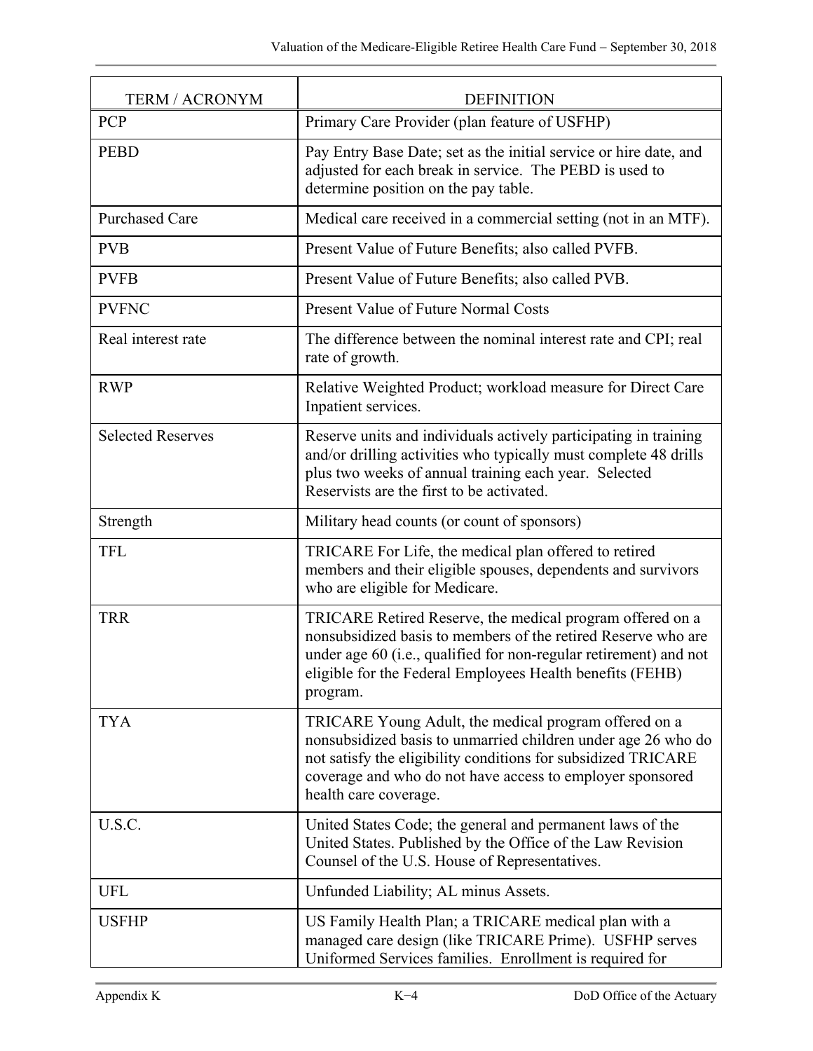| TERM / ACRONYM | DEFINITION |
| --- | --- |
| PCP | Primary Care Provider (plan feature of USFHP) |
| PEBD | Pay Entry Base Date; set as the initial service or hire date, and adjusted for each break in service. The PEBD is used to determine position on the pay table. |
| Purchased Care | Medical care received in a commercial setting (not in an MTF). |
| PVB | Present Value of Future Benefits; also called PVFB. |
| PVFB | Present Value of Future Benefits; also called PVB. |
| PVFNC | Present Value of Future Normal Costs |
| Real interest rate | The difference between the nominal interest rate and CPI; real rate of growth. |
| RWP | Relative Weighted Product; workload measure for Direct Care Inpatient services. |
| Selected Reserves | Reserve units and individuals actively participating in training and/or drilling activities who typically must complete 48 drills plus two weeks of annual training each year. Selected Reservists are the first to be activated. |
| Strength | Military head counts (or count of sponsors) |
| TFL | TRICARE For Life, the medical plan offered to retired members and their eligible spouses, dependents and survivors who are eligible for Medicare. |
| TRR | TRICARE Retired Reserve, the medical program offered on a nonsubsidized basis to members of the retired Reserve who are under age 60 (i.e., qualified for non-regular retirement) and not eligible for the Federal Employees Health benefits (FEHB) program. |
| TYA | TRICARE Young Adult, the medical program offered on a nonsubsidized basis to unmarried children under age 26 who do not satisfy the eligibility conditions for subsidized TRICARE coverage and who do not have access to employer sponsored health care coverage. |
| U.S.C. | United States Code; the general and permanent laws of the United States. Published by the Office of the Law Revision Counsel of the U.S. House of Representatives. |
| UFL | Unfunded Liability; AL minus Assets. |
| USFHP | US Family Health Plan; a TRICARE medical plan with a managed care design (like TRICARE Prime). USFHP serves Uniformed Services families. Enrollment is required for |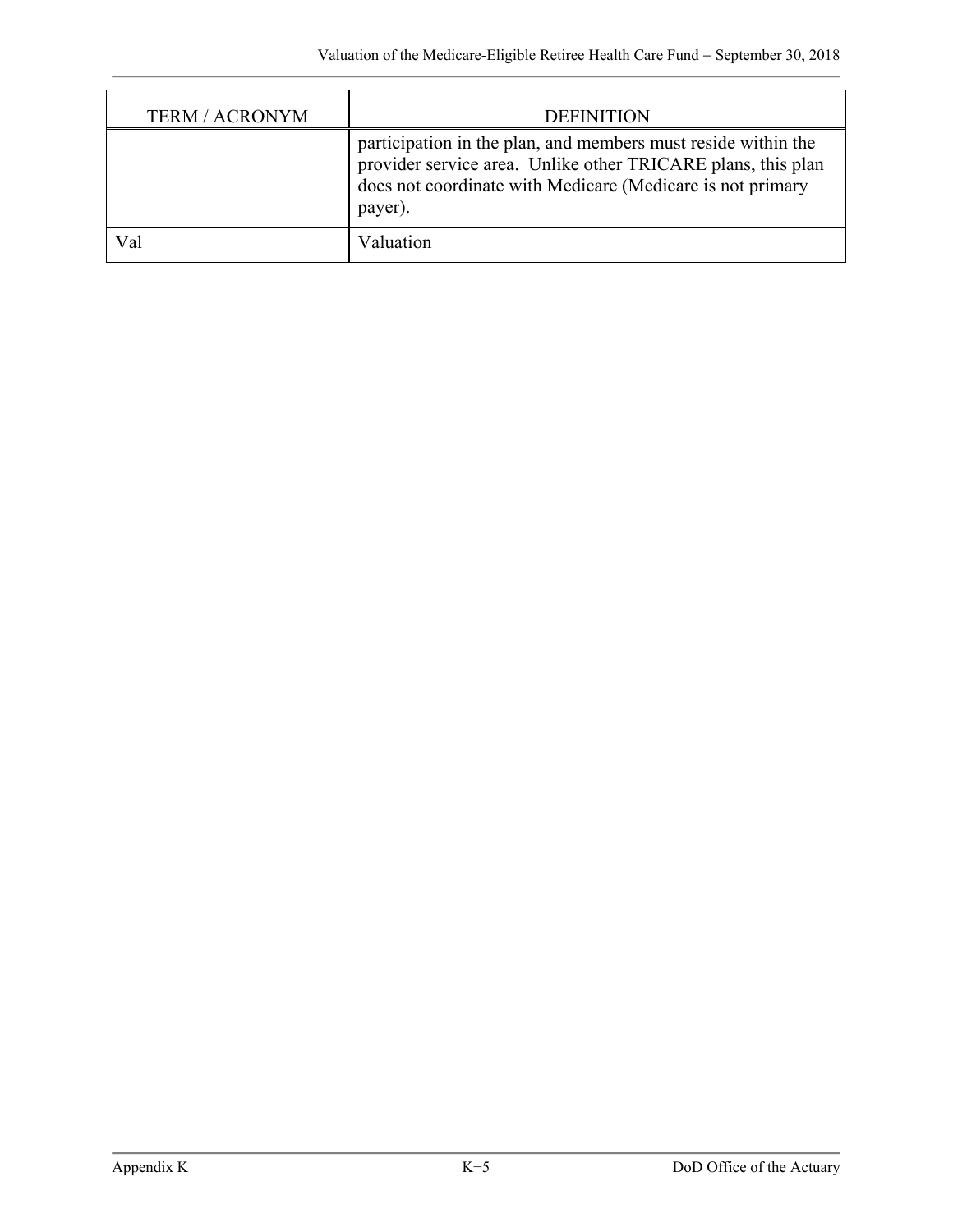| TERM / ACRONYM | DEFINITION |
|---|---|
| | participation in the plan, and members must reside within the provider service area. Unlike other TRICARE plans, this plan does not coordinate with Medicare (Medicare is not primary payer). |
| Val | Valuation |